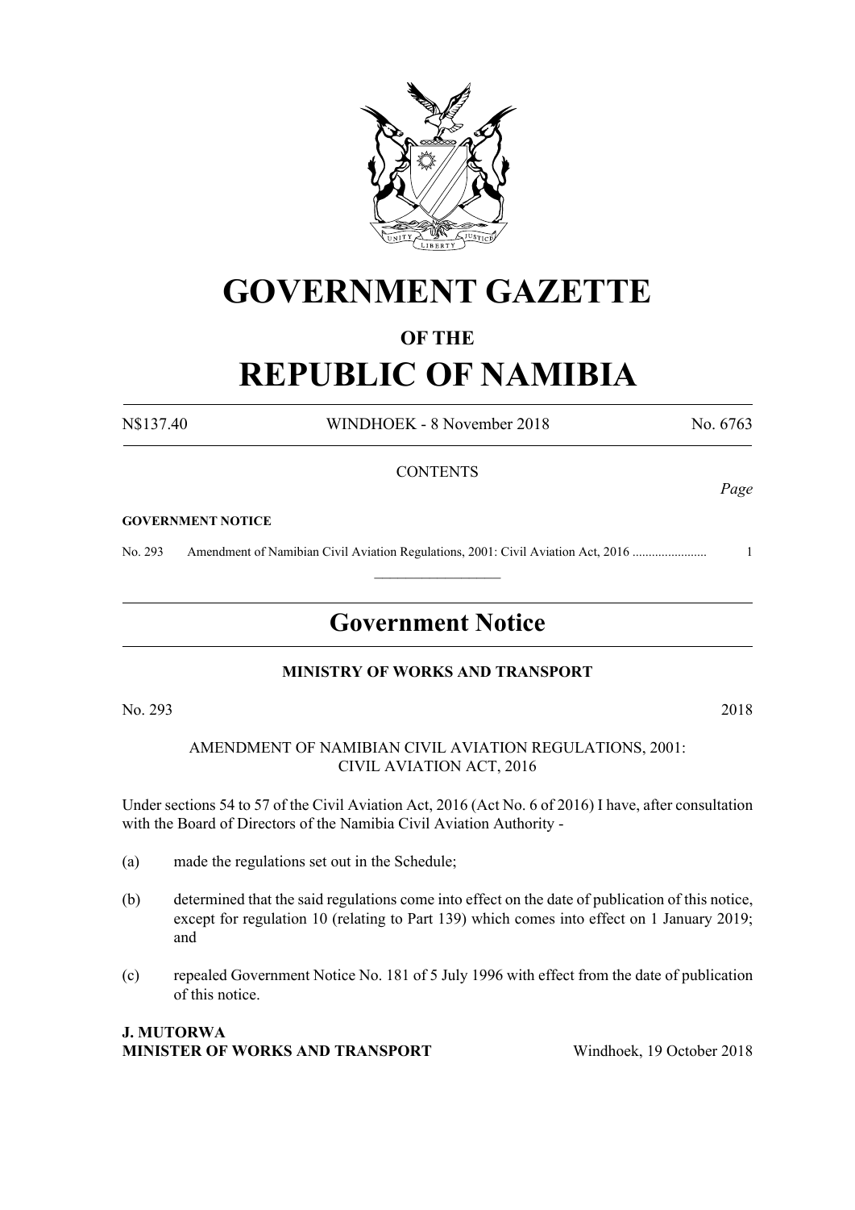# GOVERNMENT GAZETTE

## OF THE

# REPUBLIC OF NAMIBIA

N$137.40 WINDHOEK - 8 November 2018 No. 6763

CONTENTS

*Page*

**GOVERNMENT NOTICE**

No. 293 Amendment of Namibian Civil Aviation Regulations, 2001: Civil Aviation Act, 2016 ....................... 1

---

## Government Notice

### MINISTRY OF WORKS AND TRANSPORT

No. 293 2018

AMENDMENT OF NAMIBIAN CIVIL AVIATION REGULATIONS, 2001:
CIVIL AVIATION ACT, 2016

Under sections 54 to 57 of the Civil Aviation Act, 2016 (Act No. 6 of 2016) I have, after consultation with the Board of Directors of the Namibia Civil Aviation Authority -

(a) made the regulations set out in the Schedule;

(b) determined that the said regulations come into effect on the date of publication of this notice, except for regulation 10 (relating to Part 139) which comes into effect on 1 January 2019; and

(c) repealed Government Notice No. 181 of 5 July 1996 with effect from the date of publication of this notice.

**J. MUTORWA**
**MINISTER OF WORKS AND TRANSPORT** Windhoek, 19 October 2018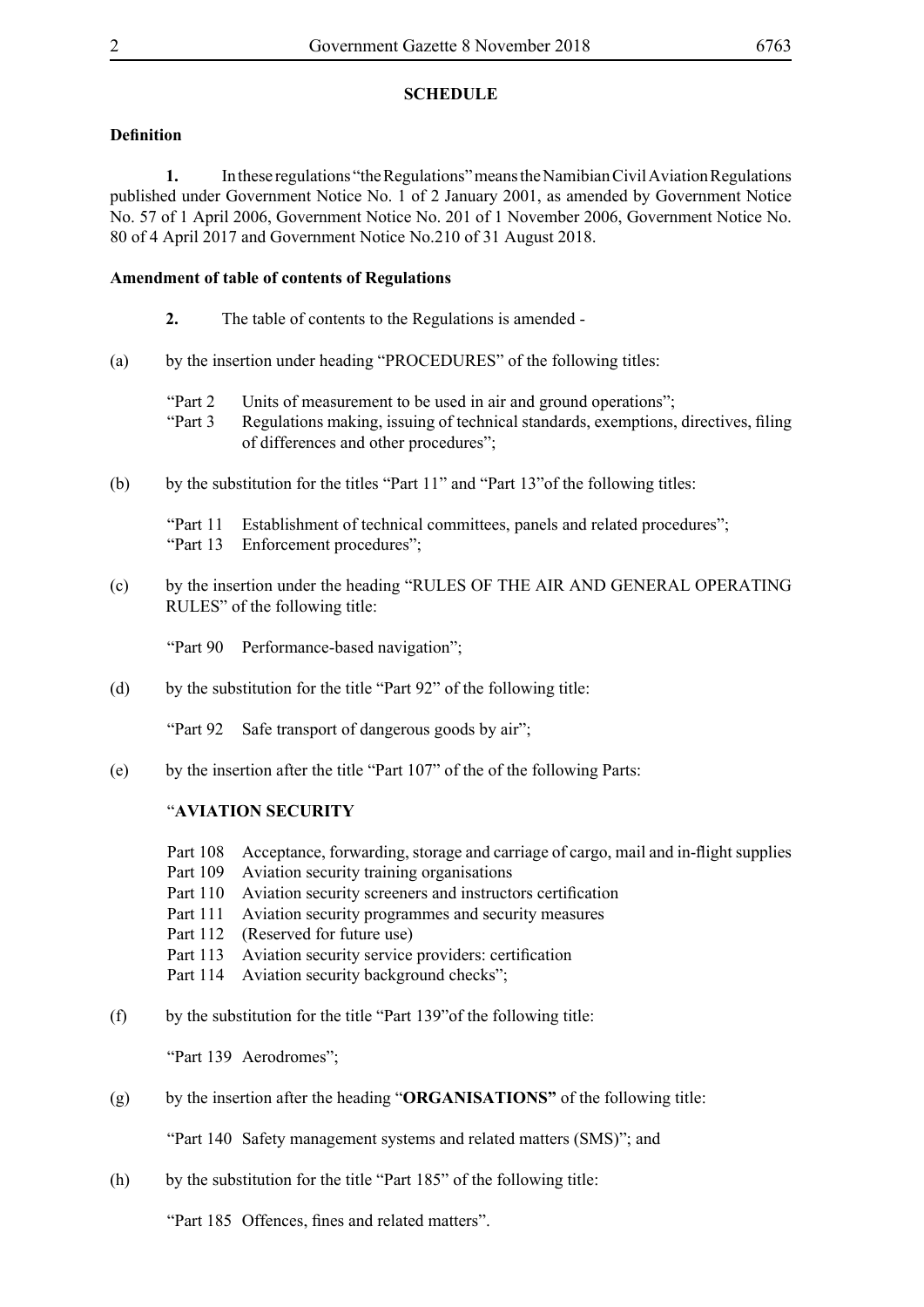## SCHEDULE

**Definition**

**1.** In these regulations "the Regulations" means the Namibian Civil Aviation Regulations published under Government Notice No. 1 of 2 January 2001, as amended by Government Notice No. 57 of 1 April 2006, Government Notice No. 201 of 1 November 2006, Government Notice No. 80 of 4 April 2017 and Government Notice No.210 of 31 August 2018.

**Amendment of table of contents of Regulations**

**2.** The table of contents to the Regulations is amended -

(a) by the insertion under heading "PROCEDURES" of the following titles:

"Part 2 Units of measurement to be used in air and ground operations";
"Part 3 Regulations making, issuing of technical standards, exemptions, directives, filing of differences and other procedures";

(b) by the substitution for the titles "Part 11" and "Part 13"of the following titles:

"Part 11 Establishment of technical committees, panels and related procedures";
"Part 13 Enforcement procedures";

(c) by the insertion under the heading "RULES OF THE AIR AND GENERAL OPERATING RULES" of the following title:

"Part 90 Performance-based navigation";

(d) by the substitution for the title "Part 92" of the following title:

"Part 92 Safe transport of dangerous goods by air";

(e) by the insertion after the title "Part 107" of the of the following Parts:

"**AVIATION SECURITY**

Part 108 Acceptance, forwarding, storage and carriage of cargo, mail and in-flight supplies
Part 109 Aviation security training organisations
Part 110 Aviation security screeners and instructors certification
Part 111 Aviation security programmes and security measures
Part 112 (Reserved for future use)
Part 113 Aviation security service providers: certification
Part 114 Aviation security background checks";

(f) by the substitution for the title "Part 139"of the following title:

"Part 139 Aerodromes";

(g) by the insertion after the heading "**ORGANISATIONS"** of the following title:

"Part 140 Safety management systems and related matters (SMS)"; and

(h) by the substitution for the title "Part 185" of the following title:

"Part 185 Offences, fines and related matters".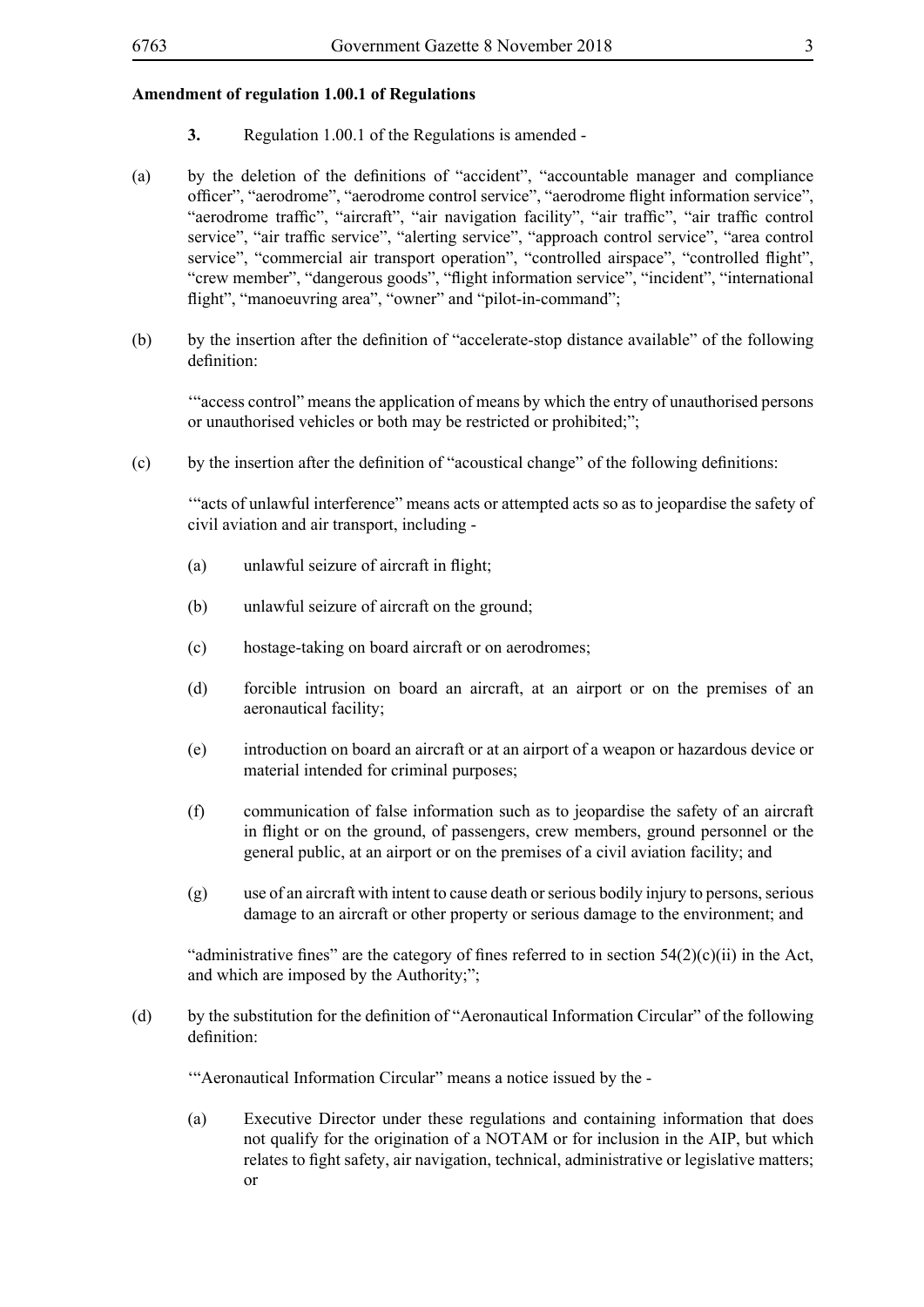**Amendment of regulation 1.00.1 of Regulations**

**3.** Regulation 1.00.1 of the Regulations is amended -

(a) by the deletion of the definitions of "accident", "accountable manager and compliance officer", "aerodrome", "aerodrome control service", "aerodrome flight information service", "aerodrome traffic", "aircraft", "air navigation facility", "air traffic", "air traffic control service", "air traffic service", "alerting service", "approach control service", "area control service", "commercial air transport operation", "controlled airspace", "controlled flight", "crew member", "dangerous goods", "flight information service", "incident", "international flight", "manoeuvring area", "owner" and "pilot-in-command";

(b) by the insertion after the definition of "accelerate-stop distance available" of the following definition:

'"access control" means the application of means by which the entry of unauthorised persons or unauthorised vehicles or both may be restricted or prohibited;";

(c) by the insertion after the definition of "acoustical change" of the following definitions:

'"acts of unlawful interference" means acts or attempted acts so as to jeopardise the safety of civil aviation and air transport, including -

(a) unlawful seizure of aircraft in flight;

(b) unlawful seizure of aircraft on the ground;

(c) hostage-taking on board aircraft or on aerodromes;

(d) forcible intrusion on board an aircraft, at an airport or on the premises of an aeronautical facility;

(e) introduction on board an aircraft or at an airport of a weapon or hazardous device or material intended for criminal purposes;

(f) communication of false information such as to jeopardise the safety of an aircraft in flight or on the ground, of passengers, crew members, ground personnel or the general public, at an airport or on the premises of a civil aviation facility; and

(g) use of an aircraft with intent to cause death or serious bodily injury to persons, serious damage to an aircraft or other property or serious damage to the environment; and

"administrative fines" are the category of fines referred to in section 54(2)(c)(ii) in the Act, and which are imposed by the Authority;";

(d) by the substitution for the definition of "Aeronautical Information Circular" of the following definition:

'"Aeronautical Information Circular" means a notice issued by the -

(a) Executive Director under these regulations and containing information that does not qualify for the origination of a NOTAM or for inclusion in the AIP, but which relates to fight safety, air navigation, technical, administrative or legislative matters; or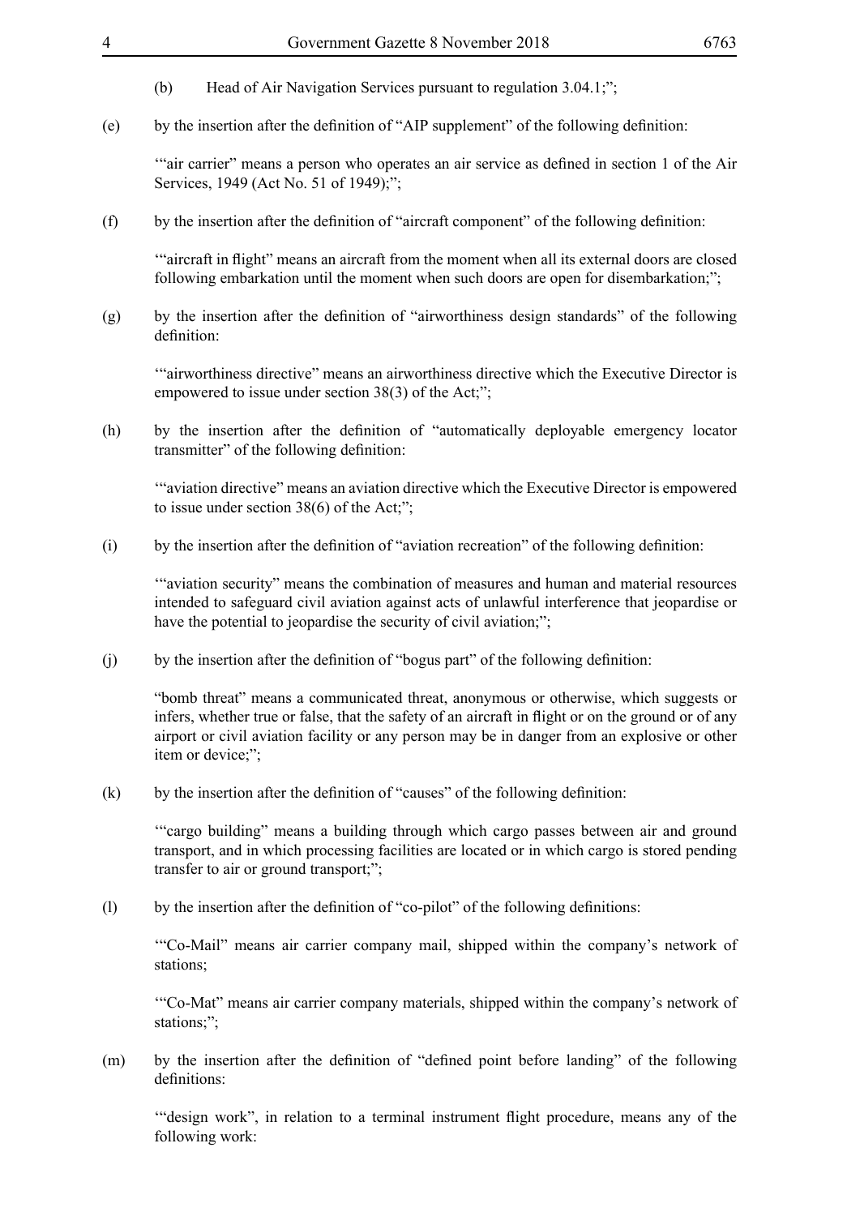(b) Head of Air Navigation Services pursuant to regulation 3.04.1;";

(e) by the insertion after the definition of "AIP supplement" of the following definition:

'"air carrier" means a person who operates an air service as defined in section 1 of the Air Services, 1949 (Act No. 51 of 1949);";

(f) by the insertion after the definition of "aircraft component" of the following definition:

'"aircraft in flight" means an aircraft from the moment when all its external doors are closed following embarkation until the moment when such doors are open for disembarkation;";

(g) by the insertion after the definition of "airworthiness design standards" of the following definition:

'"airworthiness directive" means an airworthiness directive which the Executive Director is empowered to issue under section 38(3) of the Act;";

(h) by the insertion after the definition of "automatically deployable emergency locator transmitter" of the following definition:

'"aviation directive" means an aviation directive which the Executive Director is empowered to issue under section 38(6) of the Act;";

(i) by the insertion after the definition of "aviation recreation" of the following definition:

'"aviation security" means the combination of measures and human and material resources intended to safeguard civil aviation against acts of unlawful interference that jeopardise or have the potential to jeopardise the security of civil aviation;";

(j) by the insertion after the definition of "bogus part" of the following definition:

"bomb threat" means a communicated threat, anonymous or otherwise, which suggests or infers, whether true or false, that the safety of an aircraft in flight or on the ground or of any airport or civil aviation facility or any person may be in danger from an explosive or other item or device;";

(k) by the insertion after the definition of "causes" of the following definition:

'"cargo building" means a building through which cargo passes between air and ground transport, and in which processing facilities are located or in which cargo is stored pending transfer to air or ground transport;";

(l) by the insertion after the definition of "co-pilot" of the following definitions:

'"Co-Mail" means air carrier company mail, shipped within the company's network of stations;

'"Co-Mat" means air carrier company materials, shipped within the company's network of stations;";

(m) by the insertion after the definition of "defined point before landing" of the following definitions:

'"design work", in relation to a terminal instrument flight procedure, means any of the following work: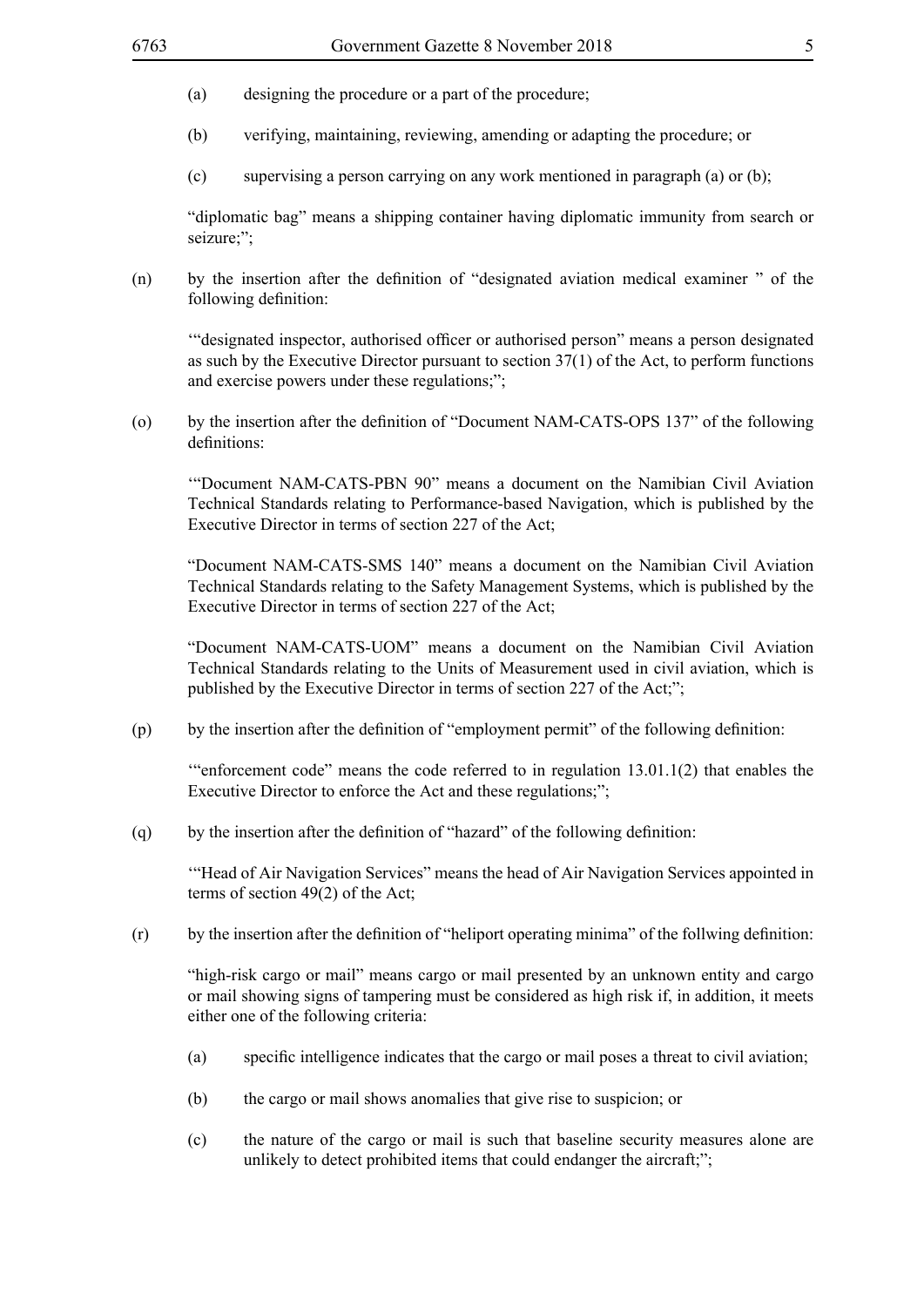(a) designing the procedure or a part of the procedure;

(b) verifying, maintaining, reviewing, amending or adapting the procedure; or

(c) supervising a person carrying on any work mentioned in paragraph (a) or (b);

"diplomatic bag" means a shipping container having diplomatic immunity from search or seizure;";

(n) by the insertion after the definition of "designated aviation medical examiner " of the following definition:

'"designated inspector, authorised officer or authorised person" means a person designated as such by the Executive Director pursuant to section 37(1) of the Act, to perform functions and exercise powers under these regulations;";

(o) by the insertion after the definition of "Document NAM-CATS-OPS 137" of the following definitions:

'"Document NAM-CATS-PBN 90" means a document on the Namibian Civil Aviation Technical Standards relating to Performance-based Navigation, which is published by the Executive Director in terms of section 227 of the Act;

"Document NAM-CATS-SMS 140" means a document on the Namibian Civil Aviation Technical Standards relating to the Safety Management Systems, which is published by the Executive Director in terms of section 227 of the Act;

"Document NAM-CATS-UOM" means a document on the Namibian Civil Aviation Technical Standards relating to the Units of Measurement used in civil aviation, which is published by the Executive Director in terms of section 227 of the Act;";

(p) by the insertion after the definition of "employment permit" of the following definition:

'"enforcement code" means the code referred to in regulation 13.01.1(2) that enables the Executive Director to enforce the Act and these regulations;";

(q) by the insertion after the definition of "hazard" of the following definition:

'"Head of Air Navigation Services" means the head of Air Navigation Services appointed in terms of section 49(2) of the Act;

(r) by the insertion after the definition of "heliport operating minima" of the follwing definition:

"high-risk cargo or mail" means cargo or mail presented by an unknown entity and cargo or mail showing signs of tampering must be considered as high risk if, in addition, it meets either one of the following criteria:

(a) specific intelligence indicates that the cargo or mail poses a threat to civil aviation;

(b) the cargo or mail shows anomalies that give rise to suspicion; or

(c) the nature of the cargo or mail is such that baseline security measures alone are unlikely to detect prohibited items that could endanger the aircraft;";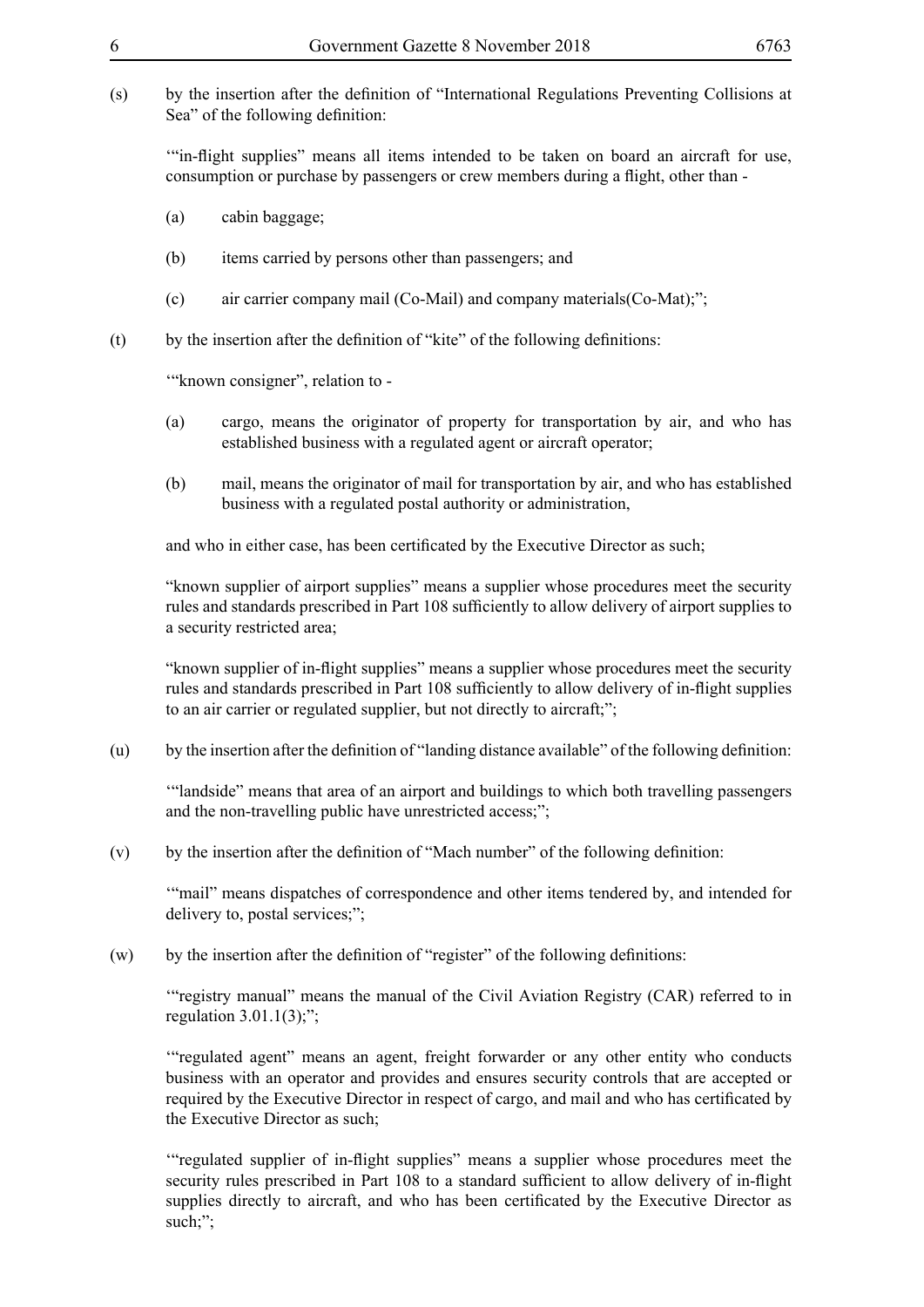(s) by the insertion after the definition of "International Regulations Preventing Collisions at Sea" of the following definition:

'"in-flight supplies" means all items intended to be taken on board an aircraft for use, consumption or purchase by passengers or crew members during a flight, other than -

(a) cabin baggage;

(b) items carried by persons other than passengers; and

(c) air carrier company mail (Co-Mail) and company materials(Co-Mat);";

(t) by the insertion after the definition of "kite" of the following definitions:

'"known consigner", relation to -

(a) cargo, means the originator of property for transportation by air, and who has established business with a regulated agent or aircraft operator;

(b) mail, means the originator of mail for transportation by air, and who has established business with a regulated postal authority or administration,

and who in either case, has been certificated by the Executive Director as such;

"known supplier of airport supplies" means a supplier whose procedures meet the security rules and standards prescribed in Part 108 sufficiently to allow delivery of airport supplies to a security restricted area;

"known supplier of in-flight supplies" means a supplier whose procedures meet the security rules and standards prescribed in Part 108 sufficiently to allow delivery of in-flight supplies to an air carrier or regulated supplier, but not directly to aircraft;";

(u) by the insertion after the definition of "landing distance available" of the following definition:

'"landside" means that area of an airport and buildings to which both travelling passengers and the non-travelling public have unrestricted access;";

(v) by the insertion after the definition of "Mach number" of the following definition:

'"mail" means dispatches of correspondence and other items tendered by, and intended for delivery to, postal services;";

(w) by the insertion after the definition of "register" of the following definitions:

'"registry manual" means the manual of the Civil Aviation Registry (CAR) referred to in regulation 3.01.1(3);";

'"regulated agent" means an agent, freight forwarder or any other entity who conducts business with an operator and provides and ensures security controls that are accepted or required by the Executive Director in respect of cargo, and mail and who has certificated by the Executive Director as such;

'"regulated supplier of in-flight supplies" means a supplier whose procedures meet the security rules prescribed in Part 108 to a standard sufficient to allow delivery of in-flight supplies directly to aircraft, and who has been certificated by the Executive Director as such;";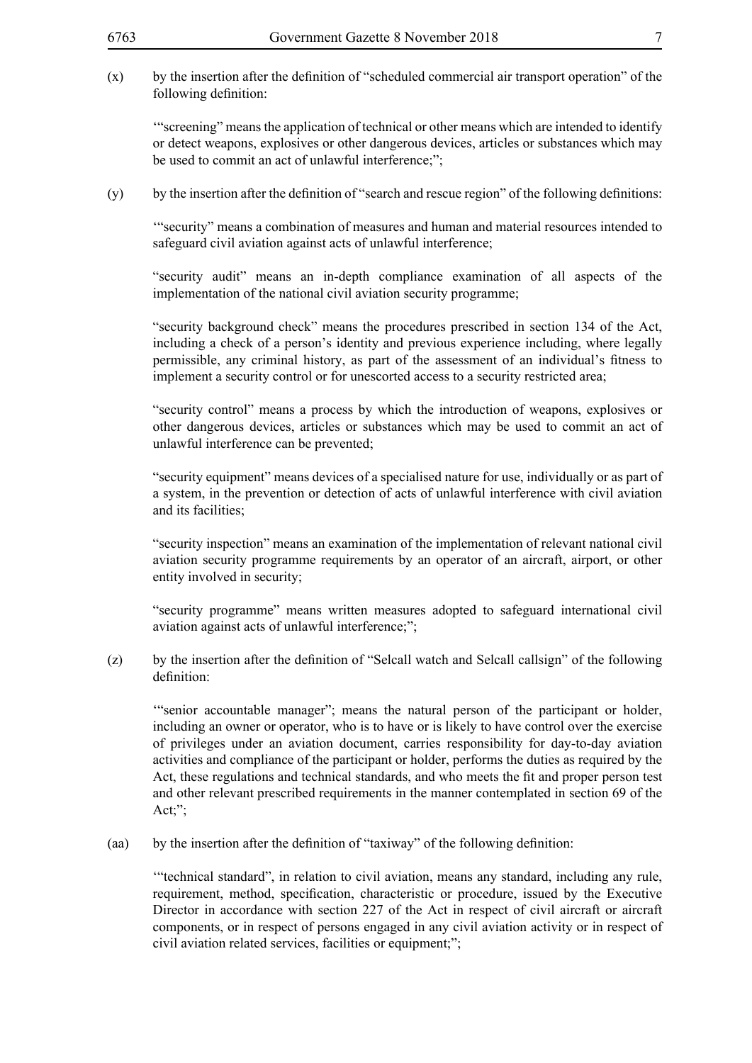(x) by the insertion after the definition of "scheduled commercial air transport operation" of the following definition:

'"screening" means the application of technical or other means which are intended to identify or detect weapons, explosives or other dangerous devices, articles or substances which may be used to commit an act of unlawful interference;";

(y) by the insertion after the definition of "search and rescue region" of the following definitions:

'"security" means a combination of measures and human and material resources intended to safeguard civil aviation against acts of unlawful interference;

"security audit" means an in-depth compliance examination of all aspects of the implementation of the national civil aviation security programme;

"security background check" means the procedures prescribed in section 134 of the Act, including a check of a person's identity and previous experience including, where legally permissible, any criminal history, as part of the assessment of an individual's fitness to implement a security control or for unescorted access to a security restricted area;

"security control" means a process by which the introduction of weapons, explosives or other dangerous devices, articles or substances which may be used to commit an act of unlawful interference can be prevented;

"security equipment" means devices of a specialised nature for use, individually or as part of a system, in the prevention or detection of acts of unlawful interference with civil aviation and its facilities;

"security inspection" means an examination of the implementation of relevant national civil aviation security programme requirements by an operator of an aircraft, airport, or other entity involved in security;

"security programme" means written measures adopted to safeguard international civil aviation against acts of unlawful interference;";

(z) by the insertion after the definition of "Selcall watch and Selcall callsign" of the following definition:

'"senior accountable manager"; means the natural person of the participant or holder, including an owner or operator, who is to have or is likely to have control over the exercise of privileges under an aviation document, carries responsibility for day-to-day aviation activities and compliance of the participant or holder, performs the duties as required by the Act, these regulations and technical standards, and who meets the fit and proper person test and other relevant prescribed requirements in the manner contemplated in section 69 of the Act;";

(aa) by the insertion after the definition of "taxiway" of the following definition:

'"technical standard", in relation to civil aviation, means any standard, including any rule, requirement, method, specification, characteristic or procedure, issued by the Executive Director in accordance with section 227 of the Act in respect of civil aircraft or aircraft components, or in respect of persons engaged in any civil aviation activity or in respect of civil aviation related services, facilities or equipment;";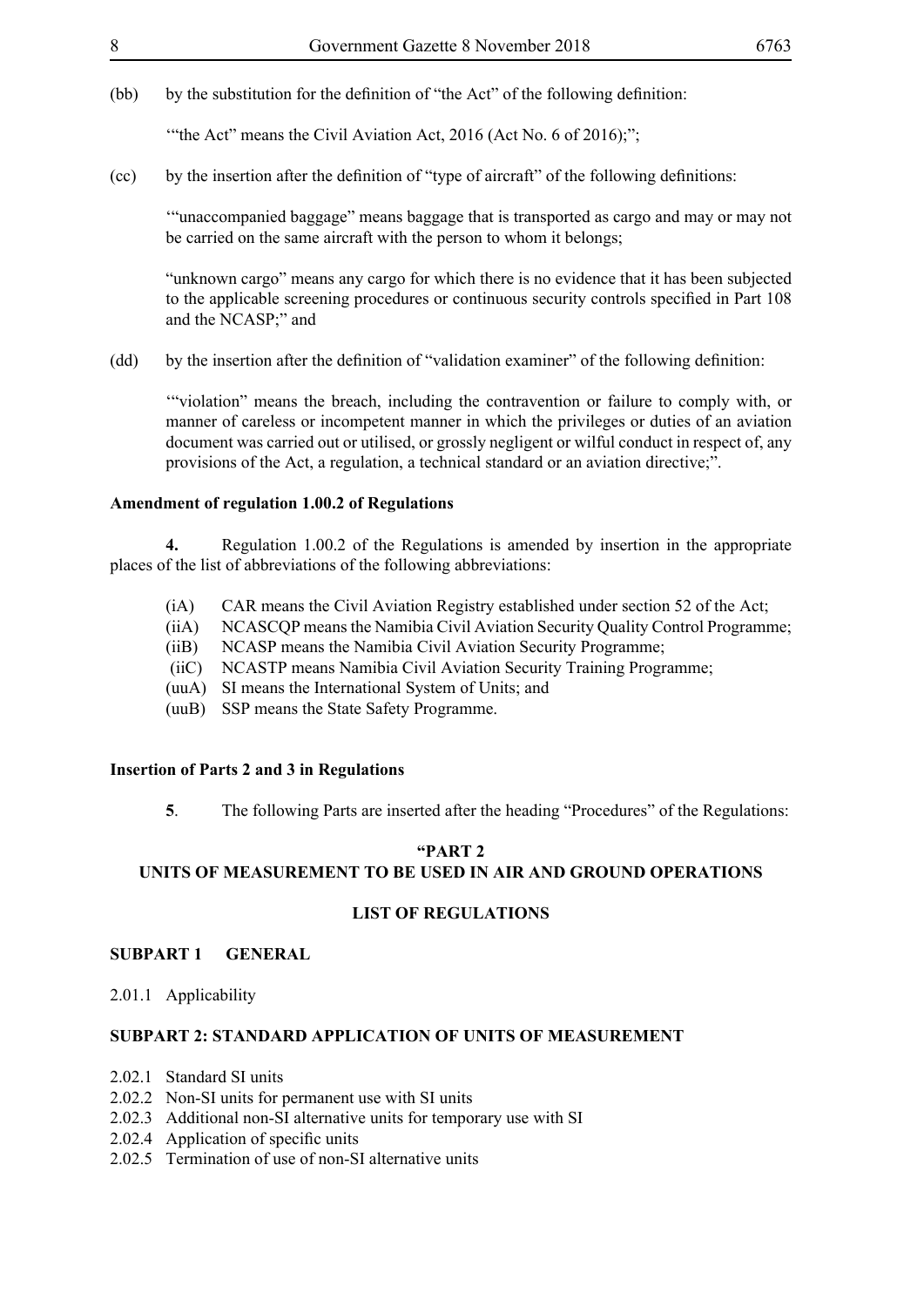(bb) by the substitution for the definition of "the Act" of the following definition:

'"the Act" means the Civil Aviation Act, 2016 (Act No. 6 of 2016);";

(cc) by the insertion after the definition of "type of aircraft" of the following definitions:

'"unaccompanied baggage" means baggage that is transported as cargo and may or may not be carried on the same aircraft with the person to whom it belongs;

"unknown cargo" means any cargo for which there is no evidence that it has been subjected to the applicable screening procedures or continuous security controls specified in Part 108 and the NCASP;" and

(dd) by the insertion after the definition of "validation examiner" of the following definition:

'"violation" means the breach, including the contravention or failure to comply with, or manner of careless or incompetent manner in which the privileges or duties of an aviation document was carried out or utilised, or grossly negligent or wilful conduct in respect of, any provisions of the Act, a regulation, a technical standard or an aviation directive;".

**Amendment of regulation 1.00.2 of Regulations**

**4.** Regulation 1.00.2 of the Regulations is amended by insertion in the appropriate places of the list of abbreviations of the following abbreviations:

(iA) CAR means the Civil Aviation Registry established under section 52 of the Act;
(iiA) NCASCQP means the Namibia Civil Aviation Security Quality Control Programme;
(iiB) NCASP means the Namibia Civil Aviation Security Programme;
(iiC) NCASTP means Namibia Civil Aviation Security Training Programme;
(uuA) SI means the International System of Units; and
(uuB) SSP means the State Safety Programme.

**Insertion of Parts 2 and 3 in Regulations**

**5**. The following Parts are inserted after the heading "Procedures" of the Regulations:

**"PART 2**
**UNITS OF MEASUREMENT TO BE USED IN AIR AND GROUND OPERATIONS**

**LIST OF REGULATIONS**

**SUBPART 1 GENERAL**

2.01.1 Applicability

**SUBPART 2: STANDARD APPLICATION OF UNITS OF MEASUREMENT**

2.02.1 Standard SI units
2.02.2 Non-SI units for permanent use with SI units
2.02.3 Additional non-SI alternative units for temporary use with SI
2.02.4 Application of specific units
2.02.5 Termination of use of non-SI alternative units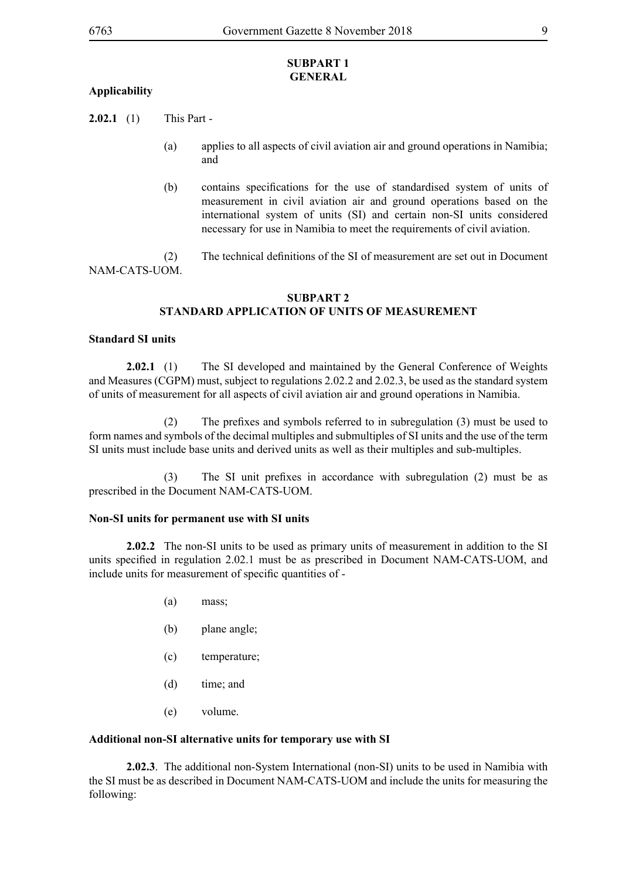**SUBPART 1**
**GENERAL**

**Applicability**

**2.02.1** (1) This Part -

(a) applies to all aspects of civil aviation air and ground operations in Namibia; and

(b) contains specifications for the use of standardised system of units of measurement in civil aviation air and ground operations based on the international system of units (SI) and certain non-SI units considered necessary for use in Namibia to meet the requirements of civil aviation.

(2) The technical definitions of the SI of measurement are set out in Document NAM-CATS-UOM.

**SUBPART 2**
**STANDARD APPLICATION OF UNITS OF MEASUREMENT**

**Standard SI units**

**2.02.1** (1) The SI developed and maintained by the General Conference of Weights and Measures (CGPM) must, subject to regulations 2.02.2 and 2.02.3, be used as the standard system of units of measurement for all aspects of civil aviation air and ground operations in Namibia.

(2) The prefixes and symbols referred to in subregulation (3) must be used to form names and symbols of the decimal multiples and submultiples of SI units and the use of the term SI units must include base units and derived units as well as their multiples and sub-multiples.

(3) The SI unit prefixes in accordance with subregulation (2) must be as prescribed in the Document NAM-CATS-UOM.

**Non-SI units for permanent use with SI units**

**2.02.2** The non-SI units to be used as primary units of measurement in addition to the SI units specified in regulation 2.02.1 must be as prescribed in Document NAM-CATS-UOM, and include units for measurement of specific quantities of -

(a) mass;

(b) plane angle;

(c) temperature;

(d) time; and

(e) volume.

**Additional non-SI alternative units for temporary use with SI**

**2.02.3**. The additional non-System International (non-SI) units to be used in Namibia with the SI must be as described in Document NAM-CATS-UOM and include the units for measuring the following: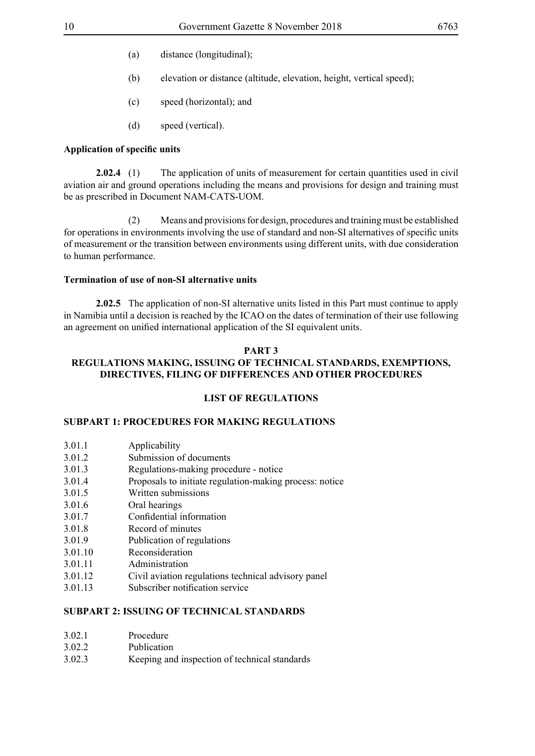(a) distance (longitudinal);

(b) elevation or distance (altitude, elevation, height, vertical speed);

(c) speed (horizontal); and

(d) speed (vertical).

**Application of specific units**

**2.02.4** (1) The application of units of measurement for certain quantities used in civil aviation air and ground operations including the means and provisions for design and training must be as prescribed in Document NAM-CATS-UOM.

(2) Means and provisions for design, procedures and training must be established for operations in environments involving the use of standard and non-SI alternatives of specific units of measurement or the transition between environments using different units, with due consideration to human performance.

**Termination of use of non-SI alternative units**

**2.02.5** The application of non-SI alternative units listed in this Part must continue to apply in Namibia until a decision is reached by the ICAO on the dates of termination of their use following an agreement on unified international application of the SI equivalent units.

## PART 3
## REGULATIONS MAKING, ISSUING OF TECHNICAL STANDARDS, EXEMPTIONS, DIRECTIVES, FILING OF DIFFERENCES AND OTHER PROCEDURES

### LIST OF REGULATIONS

### SUBPART 1: PROCEDURES FOR MAKING REGULATIONS

3.01.1 Applicability
3.01.2 Submission of documents
3.01.3 Regulations-making procedure - notice
3.01.4 Proposals to initiate regulation-making process: notice
3.01.5 Written submissions
3.01.6 Oral hearings
3.01.7 Confidential information
3.01.8 Record of minutes
3.01.9 Publication of regulations
3.01.10 Reconsideration
3.01.11 Administration
3.01.12 Civil aviation regulations technical advisory panel
3.01.13 Subscriber notification service

### SUBPART 2: ISSUING OF TECHNICAL STANDARDS

3.02.1 Procedure
3.02.2 Publication
3.02.3 Keeping and inspection of technical standards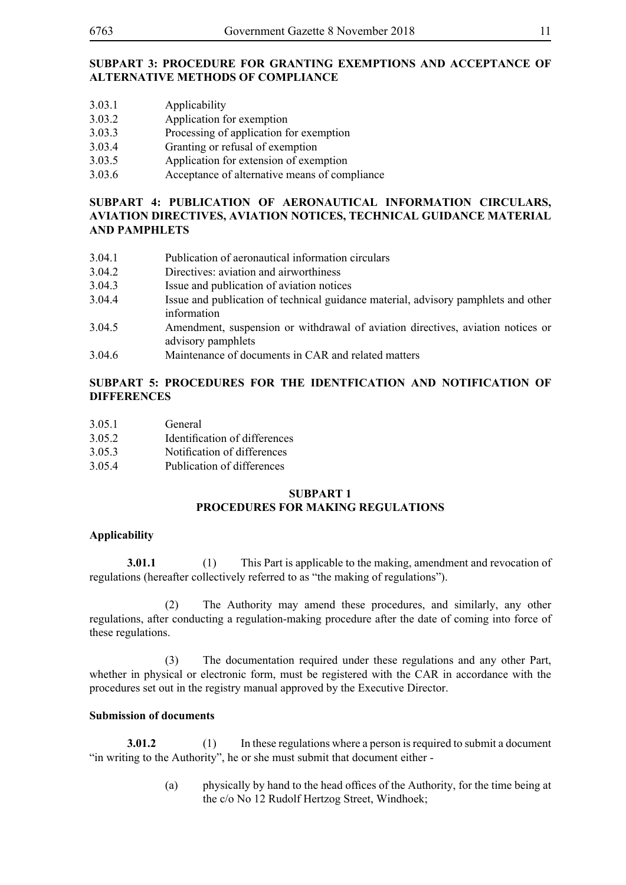**SUBPART 3: PROCEDURE FOR GRANTING EXEMPTIONS AND ACCEPTANCE OF ALTERNATIVE METHODS OF COMPLIANCE**

3.03.1 Applicability
3.03.2 Application for exemption
3.03.3 Processing of application for exemption
3.03.4 Granting or refusal of exemption
3.03.5 Application for extension of exemption
3.03.6 Acceptance of alternative means of compliance

**SUBPART 4: PUBLICATION OF AERONAUTICAL INFORMATION CIRCULARS, AVIATION DIRECTIVES, AVIATION NOTICES, TECHNICAL GUIDANCE MATERIAL AND PAMPHLETS**

3.04.1 Publication of aeronautical information circulars
3.04.2 Directives: aviation and airworthiness
3.04.3 Issue and publication of aviation notices
3.04.4 Issue and publication of technical guidance material, advisory pamphlets and other information
3.04.5 Amendment, suspension or withdrawal of aviation directives, aviation notices or advisory pamphlets
3.04.6 Maintenance of documents in CAR and related matters

**SUBPART 5: PROCEDURES FOR THE IDENTFICATION AND NOTIFICATION OF DIFFERENCES**

3.05.1 General
3.05.2 Identification of differences
3.05.3 Notification of differences
3.05.4 Publication of differences

## SUBPART 1
## PROCEDURES FOR MAKING REGULATIONS

**Applicability**

**3.01.1** (1) This Part is applicable to the making, amendment and revocation of regulations (hereafter collectively referred to as "the making of regulations").

(2) The Authority may amend these procedures, and similarly, any other regulations, after conducting a regulation-making procedure after the date of coming into force of these regulations.

(3) The documentation required under these regulations and any other Part, whether in physical or electronic form, must be registered with the CAR in accordance with the procedures set out in the registry manual approved by the Executive Director.

**Submission of documents**

**3.01.2** (1) In these regulations where a person is required to submit a document "in writing to the Authority", he or she must submit that document either -

(a) physically by hand to the head offices of the Authority, for the time being at the c/o No 12 Rudolf Hertzog Street, Windhoek;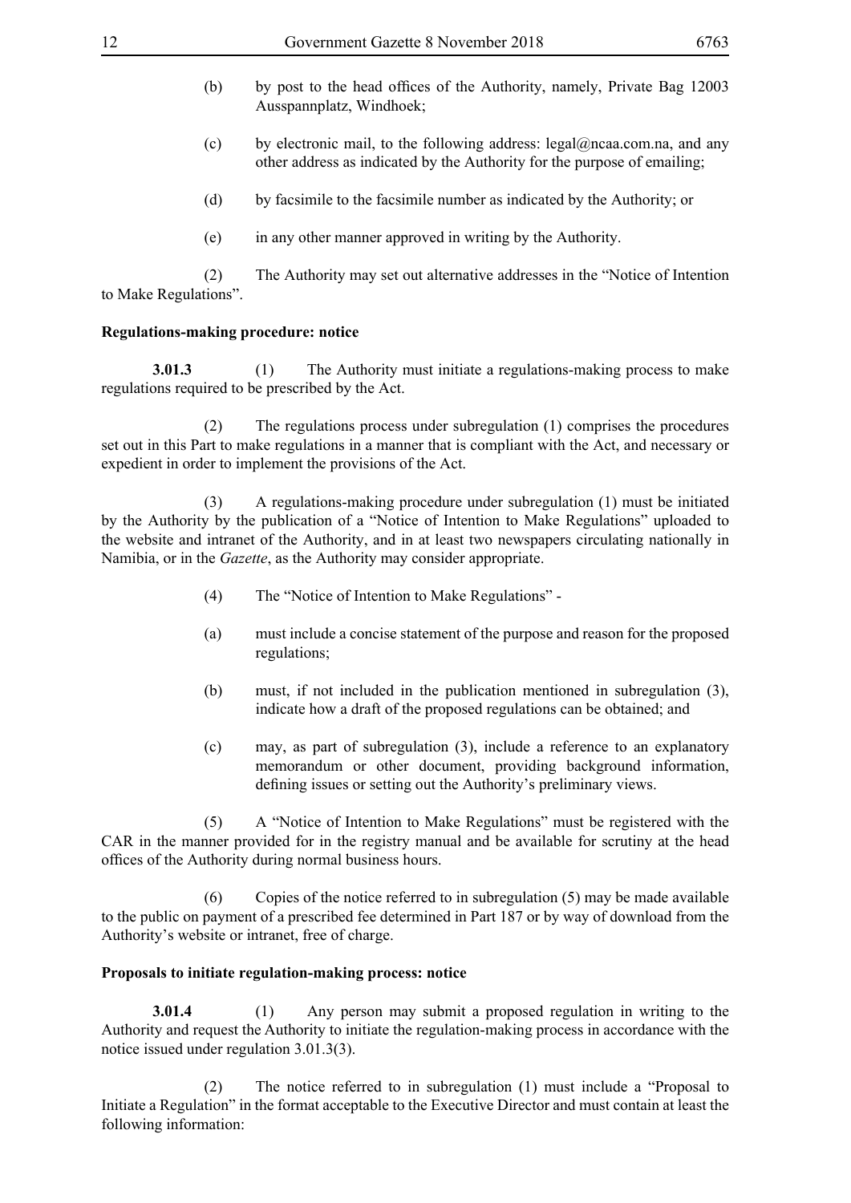(b) by post to the head offices of the Authority, namely, Private Bag 12003 Ausspannplatz, Windhoek;

(c) by electronic mail, to the following address: legal@ncaa.com.na, and any other address as indicated by the Authority for the purpose of emailing;

(d) by facsimile to the facsimile number as indicated by the Authority; or

(e) in any other manner approved in writing by the Authority.

(2) The Authority may set out alternative addresses in the "Notice of Intention to Make Regulations".

**Regulations-making procedure: notice**

**3.01.3** (1) The Authority must initiate a regulations-making process to make regulations required to be prescribed by the Act.

(2) The regulations process under subregulation (1) comprises the procedures set out in this Part to make regulations in a manner that is compliant with the Act, and necessary or expedient in order to implement the provisions of the Act.

(3) A regulations-making procedure under subregulation (1) must be initiated by the Authority by the publication of a "Notice of Intention to Make Regulations" uploaded to the website and intranet of the Authority, and in at least two newspapers circulating nationally in Namibia, or in the *Gazette*, as the Authority may consider appropriate.

(4) The "Notice of Intention to Make Regulations" -

(a) must include a concise statement of the purpose and reason for the proposed regulations;

(b) must, if not included in the publication mentioned in subregulation (3), indicate how a draft of the proposed regulations can be obtained; and

(c) may, as part of subregulation (3), include a reference to an explanatory memorandum or other document, providing background information, defining issues or setting out the Authority's preliminary views.

(5) A "Notice of Intention to Make Regulations" must be registered with the CAR in the manner provided for in the registry manual and be available for scrutiny at the head offices of the Authority during normal business hours.

(6) Copies of the notice referred to in subregulation (5) may be made available to the public on payment of a prescribed fee determined in Part 187 or by way of download from the Authority's website or intranet, free of charge.

**Proposals to initiate regulation-making process: notice**

**3.01.4** (1) Any person may submit a proposed regulation in writing to the Authority and request the Authority to initiate the regulation-making process in accordance with the notice issued under regulation 3.01.3(3).

(2) The notice referred to in subregulation (1) must include a "Proposal to Initiate a Regulation" in the format acceptable to the Executive Director and must contain at least the following information: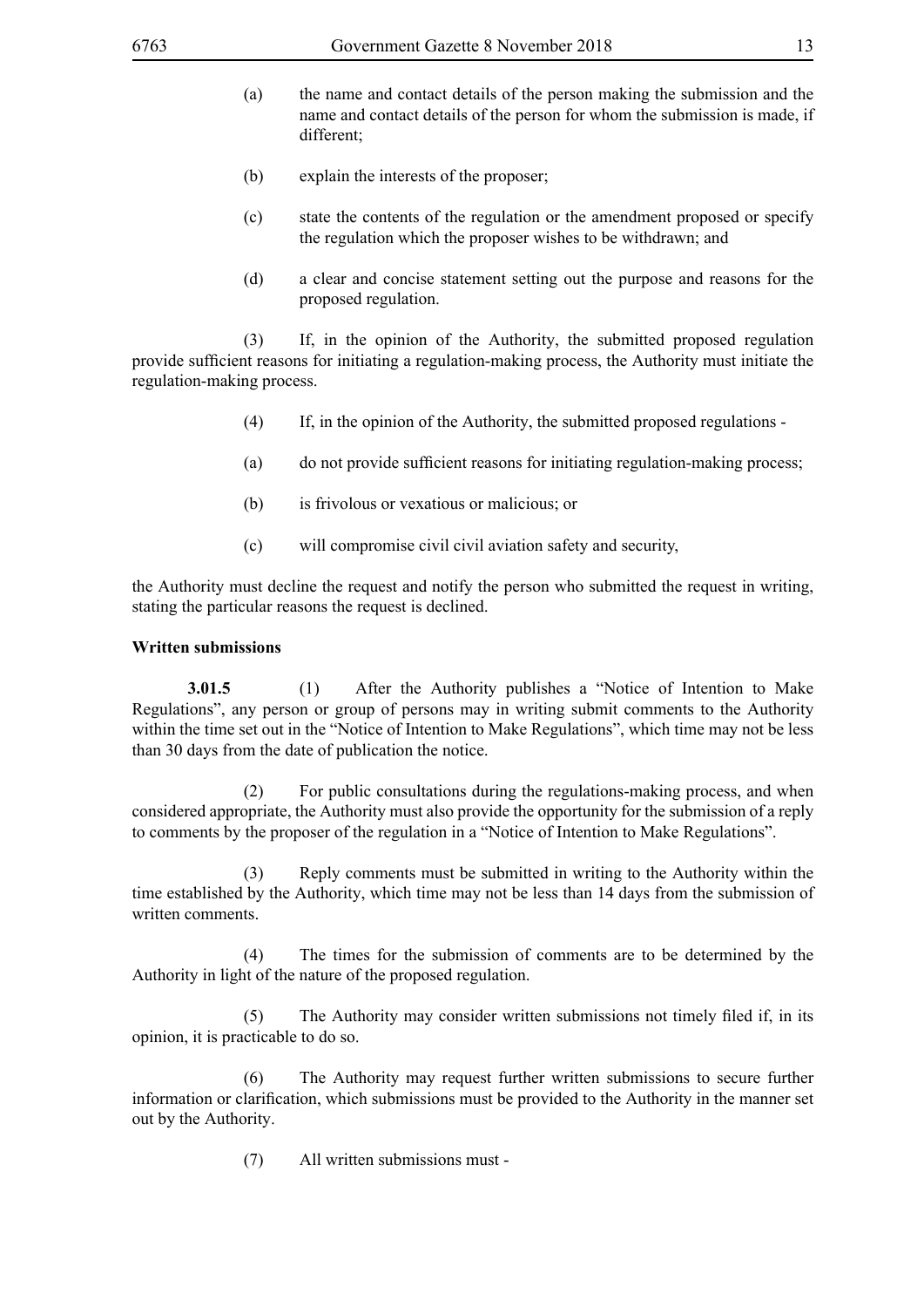(a) the name and contact details of the person making the submission and the name and contact details of the person for whom the submission is made, if different;

(b) explain the interests of the proposer;

(c) state the contents of the regulation or the amendment proposed or specify the regulation which the proposer wishes to be withdrawn; and

(d) a clear and concise statement setting out the purpose and reasons for the proposed regulation.

(3) If, in the opinion of the Authority, the submitted proposed regulation provide sufficient reasons for initiating a regulation-making process, the Authority must initiate the regulation-making process.

(4) If, in the opinion of the Authority, the submitted proposed regulations -

(a) do not provide sufficient reasons for initiating regulation-making process;

(b) is frivolous or vexatious or malicious; or

(c) will compromise civil civil aviation safety and security,

the Authority must decline the request and notify the person who submitted the request in writing, stating the particular reasons the request is declined.

**Written submissions**

**3.01.5** (1) After the Authority publishes a "Notice of Intention to Make Regulations", any person or group of persons may in writing submit comments to the Authority within the time set out in the "Notice of Intention to Make Regulations", which time may not be less than 30 days from the date of publication the notice.

(2) For public consultations during the regulations-making process, and when considered appropriate, the Authority must also provide the opportunity for the submission of a reply to comments by the proposer of the regulation in a "Notice of Intention to Make Regulations".

(3) Reply comments must be submitted in writing to the Authority within the time established by the Authority, which time may not be less than 14 days from the submission of written comments.

(4) The times for the submission of comments are to be determined by the Authority in light of the nature of the proposed regulation.

(5) The Authority may consider written submissions not timely filed if, in its opinion, it is practicable to do so.

(6) The Authority may request further written submissions to secure further information or clarification, which submissions must be provided to the Authority in the manner set out by the Authority.

(7) All written submissions must -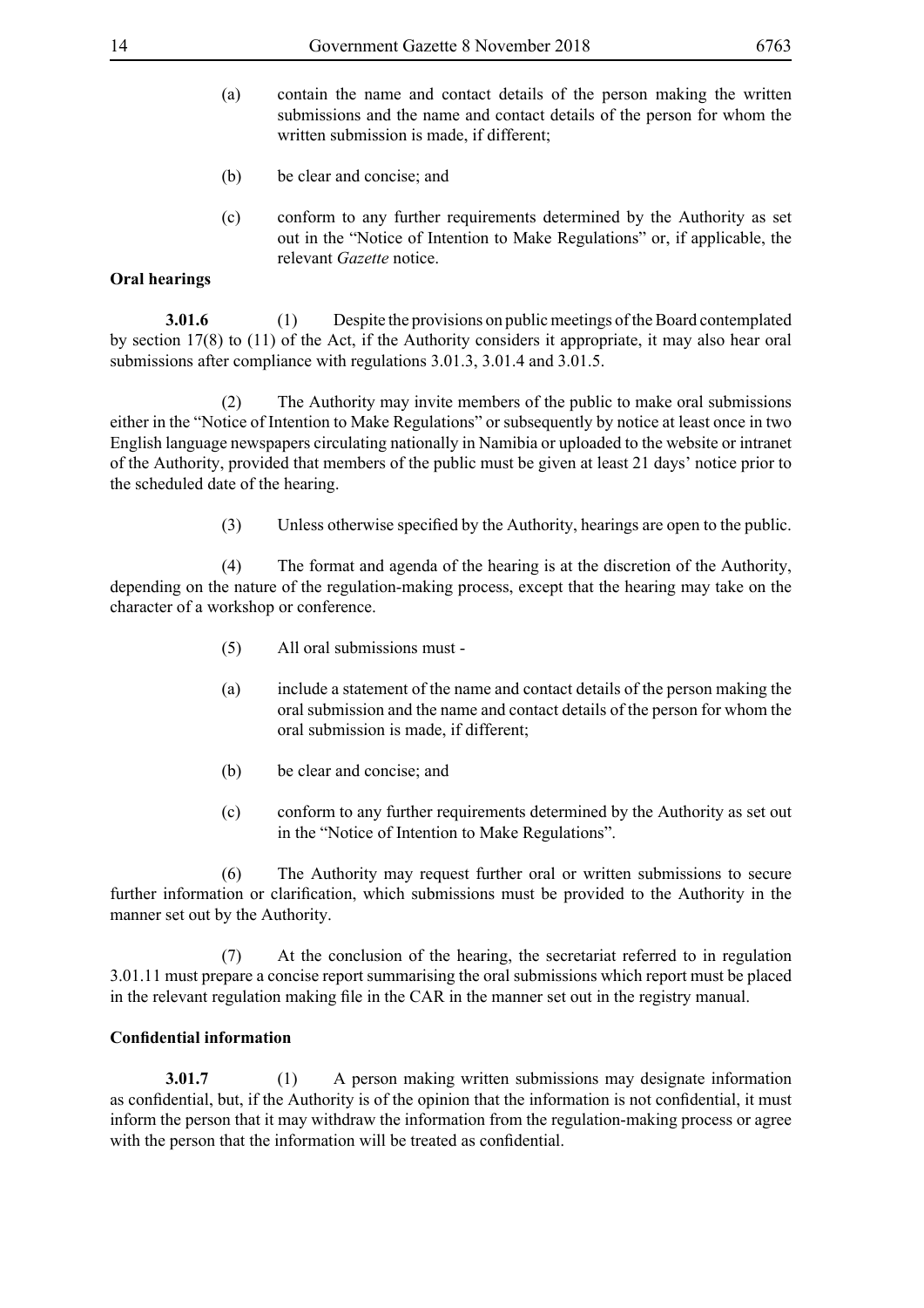(a) contain the name and contact details of the person making the written submissions and the name and contact details of the person for whom the written submission is made, if different;

(b) be clear and concise; and

(c) conform to any further requirements determined by the Authority as set out in the "Notice of Intention to Make Regulations" or, if applicable, the relevant *Gazette* notice.

**Oral hearings**

**3.01.6** (1) Despite the provisions on public meetings of the Board contemplated by section 17(8) to (11) of the Act, if the Authority considers it appropriate, it may also hear oral submissions after compliance with regulations 3.01.3, 3.01.4 and 3.01.5.

(2) The Authority may invite members of the public to make oral submissions either in the "Notice of Intention to Make Regulations" or subsequently by notice at least once in two English language newspapers circulating nationally in Namibia or uploaded to the website or intranet of the Authority, provided that members of the public must be given at least 21 days' notice prior to the scheduled date of the hearing.

(3) Unless otherwise specified by the Authority, hearings are open to the public.

(4) The format and agenda of the hearing is at the discretion of the Authority, depending on the nature of the regulation-making process, except that the hearing may take on the character of a workshop or conference.

(5) All oral submissions must -

(a) include a statement of the name and contact details of the person making the oral submission and the name and contact details of the person for whom the oral submission is made, if different;

(b) be clear and concise; and

(c) conform to any further requirements determined by the Authority as set out in the "Notice of Intention to Make Regulations".

(6) The Authority may request further oral or written submissions to secure further information or clarification, which submissions must be provided to the Authority in the manner set out by the Authority.

(7) At the conclusion of the hearing, the secretariat referred to in regulation 3.01.11 must prepare a concise report summarising the oral submissions which report must be placed in the relevant regulation making file in the CAR in the manner set out in the registry manual.

**Confidential information**

**3.01.7** (1) A person making written submissions may designate information as confidential, but, if the Authority is of the opinion that the information is not confidential, it must inform the person that it may withdraw the information from the regulation-making process or agree with the person that the information will be treated as confidential.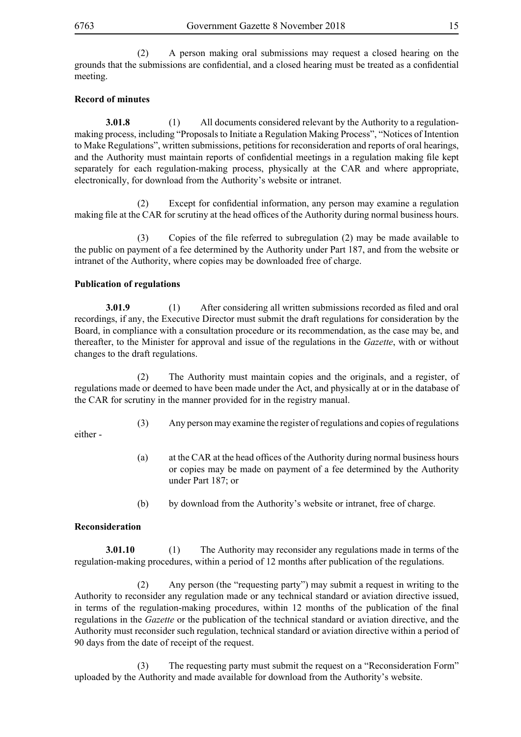(2) A person making oral submissions may request a closed hearing on the grounds that the submissions are confidential, and a closed hearing must be treated as a confidential meeting.

**Record of minutes**

**3.01.8** (1) All documents considered relevant by the Authority to a regulation-making process, including "Proposals to Initiate a Regulation Making Process", "Notices of Intention to Make Regulations", written submissions, petitions for reconsideration and reports of oral hearings, and the Authority must maintain reports of confidential meetings in a regulation making file kept separately for each regulation-making process, physically at the CAR and where appropriate, electronically, for download from the Authority's website or intranet.

(2) Except for confidential information, any person may examine a regulation making file at the CAR for scrutiny at the head offices of the Authority during normal business hours.

(3) Copies of the file referred to subregulation (2) may be made available to the public on payment of a fee determined by the Authority under Part 187, and from the website or intranet of the Authority, where copies may be downloaded free of charge.

**Publication of regulations**

**3.01.9** (1) After considering all written submissions recorded as filed and oral recordings, if any, the Executive Director must submit the draft regulations for consideration by the Board, in compliance with a consultation procedure or its recommendation, as the case may be, and thereafter, to the Minister for approval and issue of the regulations in the *Gazette*, with or without changes to the draft regulations.

(2) The Authority must maintain copies and the originals, and a register, of regulations made or deemed to have been made under the Act, and physically at or in the database of the CAR for scrutiny in the manner provided for in the registry manual.

(3) Any person may examine the register of regulations and copies of regulations either -

(a) at the CAR at the head offices of the Authority during normal business hours or copies may be made on payment of a fee determined by the Authority under Part 187; or

(b) by download from the Authority's website or intranet, free of charge.

**Reconsideration**

**3.01.10** (1) The Authority may reconsider any regulations made in terms of the regulation-making procedures, within a period of 12 months after publication of the regulations.

(2) Any person (the "requesting party") may submit a request in writing to the Authority to reconsider any regulation made or any technical standard or aviation directive issued, in terms of the regulation-making procedures, within 12 months of the publication of the final regulations in the *Gazette* or the publication of the technical standard or aviation directive, and the Authority must reconsider such regulation, technical standard or aviation directive within a period of 90 days from the date of receipt of the request.

(3) The requesting party must submit the request on a "Reconsideration Form" uploaded by the Authority and made available for download from the Authority's website.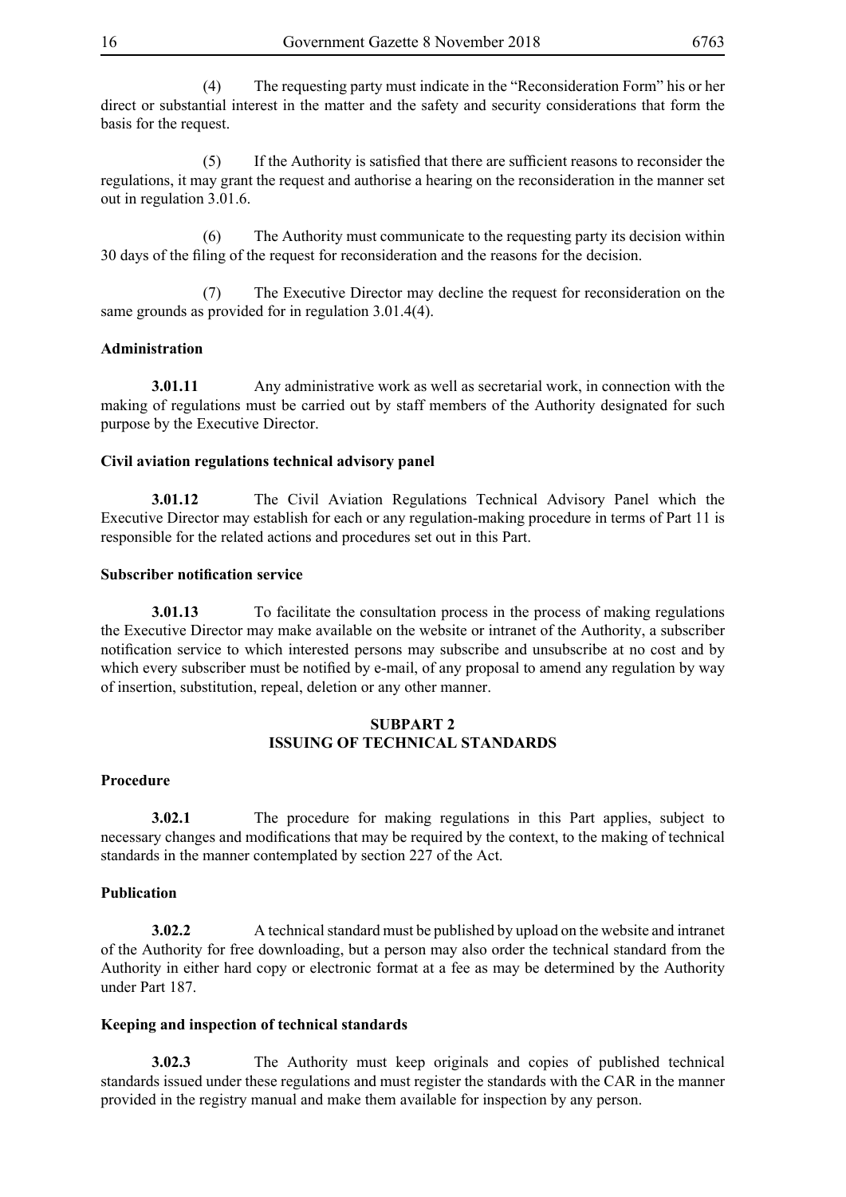(4) The requesting party must indicate in the "Reconsideration Form" his or her direct or substantial interest in the matter and the safety and security considerations that form the basis for the request.

(5) If the Authority is satisfied that there are sufficient reasons to reconsider the regulations, it may grant the request and authorise a hearing on the reconsideration in the manner set out in regulation 3.01.6.

(6) The Authority must communicate to the requesting party its decision within 30 days of the filing of the request for reconsideration and the reasons for the decision.

(7) The Executive Director may decline the request for reconsideration on the same grounds as provided for in regulation 3.01.4(4).

**Administration**

**3.01.11** Any administrative work as well as secretarial work, in connection with the making of regulations must be carried out by staff members of the Authority designated for such purpose by the Executive Director.

**Civil aviation regulations technical advisory panel**

**3.01.12** The Civil Aviation Regulations Technical Advisory Panel which the Executive Director may establish for each or any regulation-making procedure in terms of Part 11 is responsible for the related actions and procedures set out in this Part.

**Subscriber notification service**

**3.01.13** To facilitate the consultation process in the process of making regulations the Executive Director may make available on the website or intranet of the Authority, a subscriber notification service to which interested persons may subscribe and unsubscribe at no cost and by which every subscriber must be notified by e-mail, of any proposal to amend any regulation by way of insertion, substitution, repeal, deletion or any other manner.

## SUBPART 2
## ISSUING OF TECHNICAL STANDARDS

**Procedure**

**3.02.1** The procedure for making regulations in this Part applies, subject to necessary changes and modifications that may be required by the context, to the making of technical standards in the manner contemplated by section 227 of the Act.

**Publication**

**3.02.2** A technical standard must be published by upload on the website and intranet of the Authority for free downloading, but a person may also order the technical standard from the Authority in either hard copy or electronic format at a fee as may be determined by the Authority under Part 187.

**Keeping and inspection of technical standards**

**3.02.3** The Authority must keep originals and copies of published technical standards issued under these regulations and must register the standards with the CAR in the manner provided in the registry manual and make them available for inspection by any person.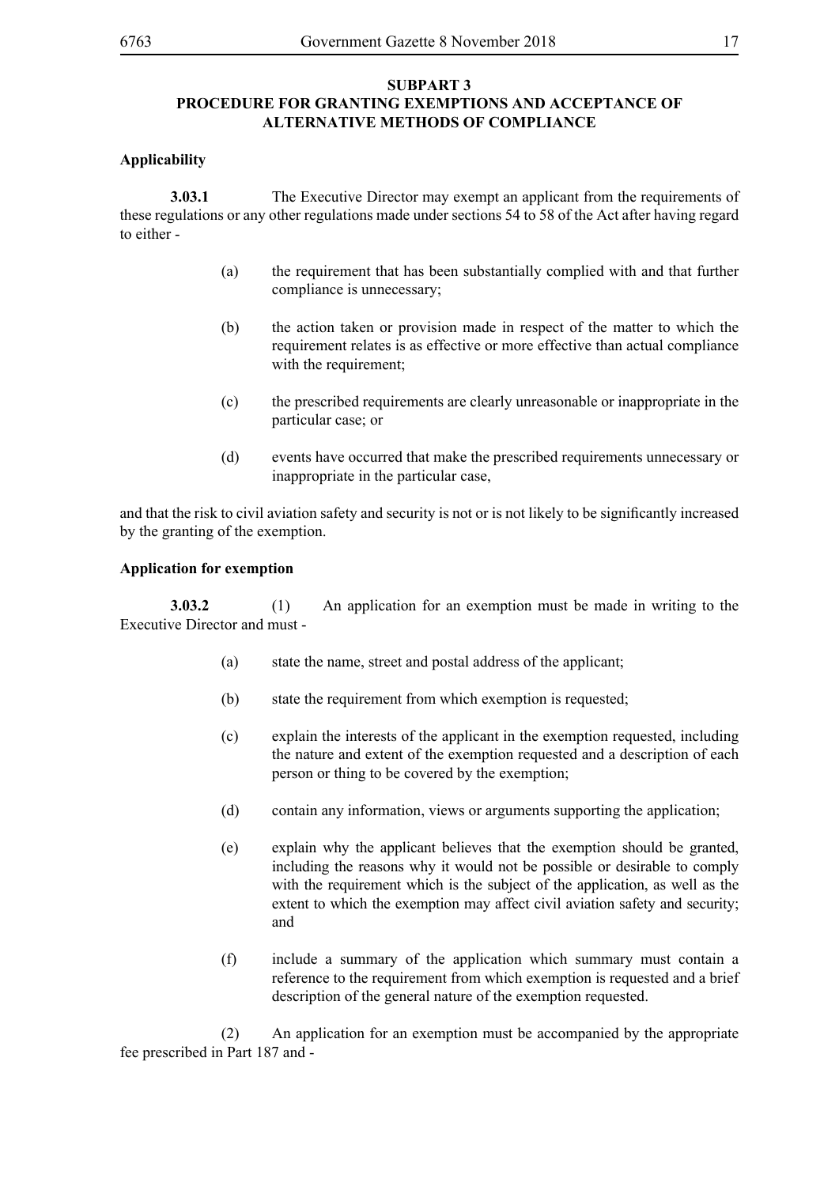## SUBPART 3
## PROCEDURE FOR GRANTING EXEMPTIONS AND ACCEPTANCE OF ALTERNATIVE METHODS OF COMPLIANCE

**Applicability**

**3.03.1** The Executive Director may exempt an applicant from the requirements of these regulations or any other regulations made under sections 54 to 58 of the Act after having regard to either -

(a) the requirement that has been substantially complied with and that further compliance is unnecessary;

(b) the action taken or provision made in respect of the matter to which the requirement relates is as effective or more effective than actual compliance with the requirement;

(c) the prescribed requirements are clearly unreasonable or inappropriate in the particular case; or

(d) events have occurred that make the prescribed requirements unnecessary or inappropriate in the particular case,

and that the risk to civil aviation safety and security is not or is not likely to be significantly increased by the granting of the exemption.

**Application for exemption**

**3.03.2** (1) An application for an exemption must be made in writing to the Executive Director and must -

(a) state the name, street and postal address of the applicant;

(b) state the requirement from which exemption is requested;

(c) explain the interests of the applicant in the exemption requested, including the nature and extent of the exemption requested and a description of each person or thing to be covered by the exemption;

(d) contain any information, views or arguments supporting the application;

(e) explain why the applicant believes that the exemption should be granted, including the reasons why it would not be possible or desirable to comply with the requirement which is the subject of the application, as well as the extent to which the exemption may affect civil aviation safety and security; and

(f) include a summary of the application which summary must contain a reference to the requirement from which exemption is requested and a brief description of the general nature of the exemption requested.

(2) An application for an exemption must be accompanied by the appropriate fee prescribed in Part 187 and -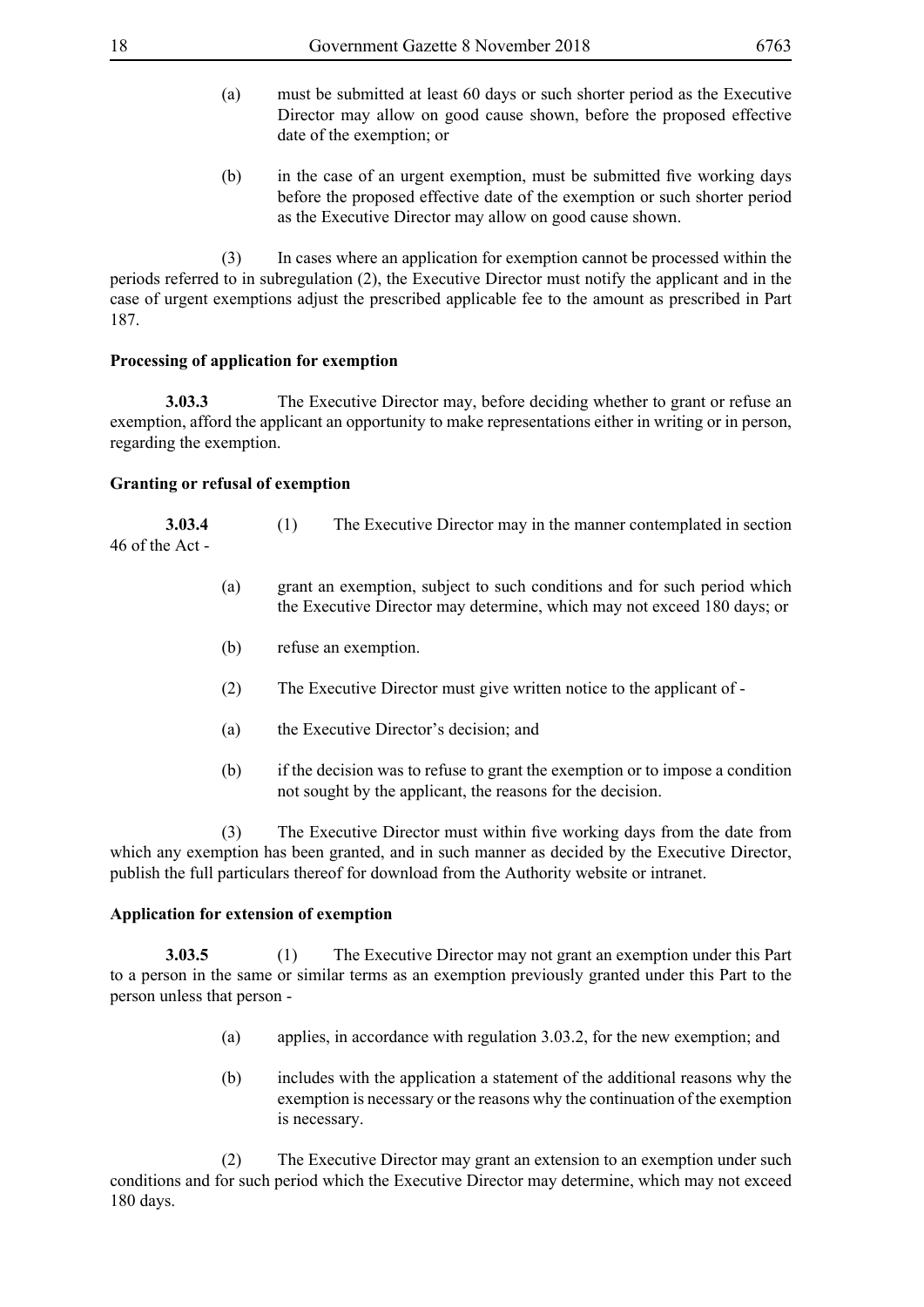(a) must be submitted at least 60 days or such shorter period as the Executive Director may allow on good cause shown, before the proposed effective date of the exemption; or

(b) in the case of an urgent exemption, must be submitted five working days before the proposed effective date of the exemption or such shorter period as the Executive Director may allow on good cause shown.

(3) In cases where an application for exemption cannot be processed within the periods referred to in subregulation (2), the Executive Director must notify the applicant and in the case of urgent exemptions adjust the prescribed applicable fee to the amount as prescribed in Part 187.

**Processing of application for exemption**

**3.03.3** The Executive Director may, before deciding whether to grant or refuse an exemption, afford the applicant an opportunity to make representations either in writing or in person, regarding the exemption.

**Granting or refusal of exemption**

**3.03.4** (1) The Executive Director may in the manner contemplated in section 46 of the Act -

(a) grant an exemption, subject to such conditions and for such period which the Executive Director may determine, which may not exceed 180 days; or

(b) refuse an exemption.

(2) The Executive Director must give written notice to the applicant of -

(a) the Executive Director's decision; and

(b) if the decision was to refuse to grant the exemption or to impose a condition not sought by the applicant, the reasons for the decision.

(3) The Executive Director must within five working days from the date from which any exemption has been granted, and in such manner as decided by the Executive Director, publish the full particulars thereof for download from the Authority website or intranet.

**Application for extension of exemption**

**3.03.5** (1) The Executive Director may not grant an exemption under this Part to a person in the same or similar terms as an exemption previously granted under this Part to the person unless that person -

(a) applies, in accordance with regulation 3.03.2, for the new exemption; and

(b) includes with the application a statement of the additional reasons why the exemption is necessary or the reasons why the continuation of the exemption is necessary.

(2) The Executive Director may grant an extension to an exemption under such conditions and for such period which the Executive Director may determine, which may not exceed 180 days.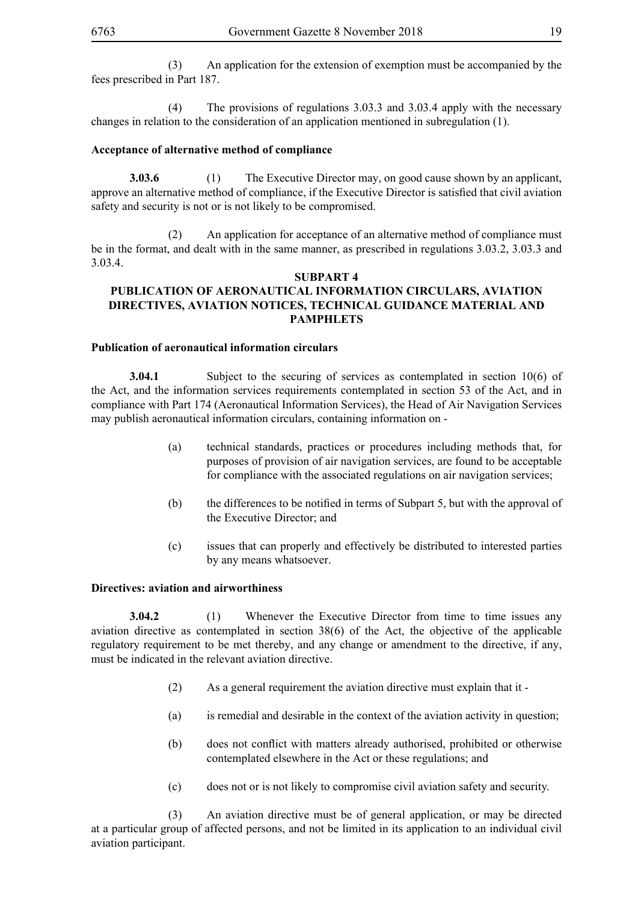(3) An application for the extension of exemption must be accompanied by the fees prescribed in Part 187.

(4) The provisions of regulations 3.03.3 and 3.03.4 apply with the necessary changes in relation to the consideration of an application mentioned in subregulation (1).

**Acceptance of alternative method of compliance**

**3.03.6** (1) The Executive Director may, on good cause shown by an applicant, approve an alternative method of compliance, if the Executive Director is satisfied that civil aviation safety and security is not or is not likely to be compromised.

(2) An application for acceptance of an alternative method of compliance must be in the format, and dealt with in the same manner, as prescribed in regulations 3.03.2, 3.03.3 and 3.03.4.

## SUBPART 4
## PUBLICATION OF AERONAUTICAL INFORMATION CIRCULARS, AVIATION DIRECTIVES, AVIATION NOTICES, TECHNICAL GUIDANCE MATERIAL AND PAMPHLETS

**Publication of aeronautical information circulars**

**3.04.1** Subject to the securing of services as contemplated in section 10(6) of the Act, and the information services requirements contemplated in section 53 of the Act, and in compliance with Part 174 (Aeronautical Information Services), the Head of Air Navigation Services may publish aeronautical information circulars, containing information on -

(a) technical standards, practices or procedures including methods that, for purposes of provision of air navigation services, are found to be acceptable for compliance with the associated regulations on air navigation services;

(b) the differences to be notified in terms of Subpart 5, but with the approval of the Executive Director; and

(c) issues that can properly and effectively be distributed to interested parties by any means whatsoever.

**Directives: aviation and airworthiness**

**3.04.2** (1) Whenever the Executive Director from time to time issues any aviation directive as contemplated in section 38(6) of the Act, the objective of the applicable regulatory requirement to be met thereby, and any change or amendment to the directive, if any, must be indicated in the relevant aviation directive.

(2) As a general requirement the aviation directive must explain that it -

(a) is remedial and desirable in the context of the aviation activity in question;

(b) does not conflict with matters already authorised, prohibited or otherwise contemplated elsewhere in the Act or these regulations; and

(c) does not or is not likely to compromise civil aviation safety and security.

(3) An aviation directive must be of general application, or may be directed at a particular group of affected persons, and not be limited in its application to an individual civil aviation participant.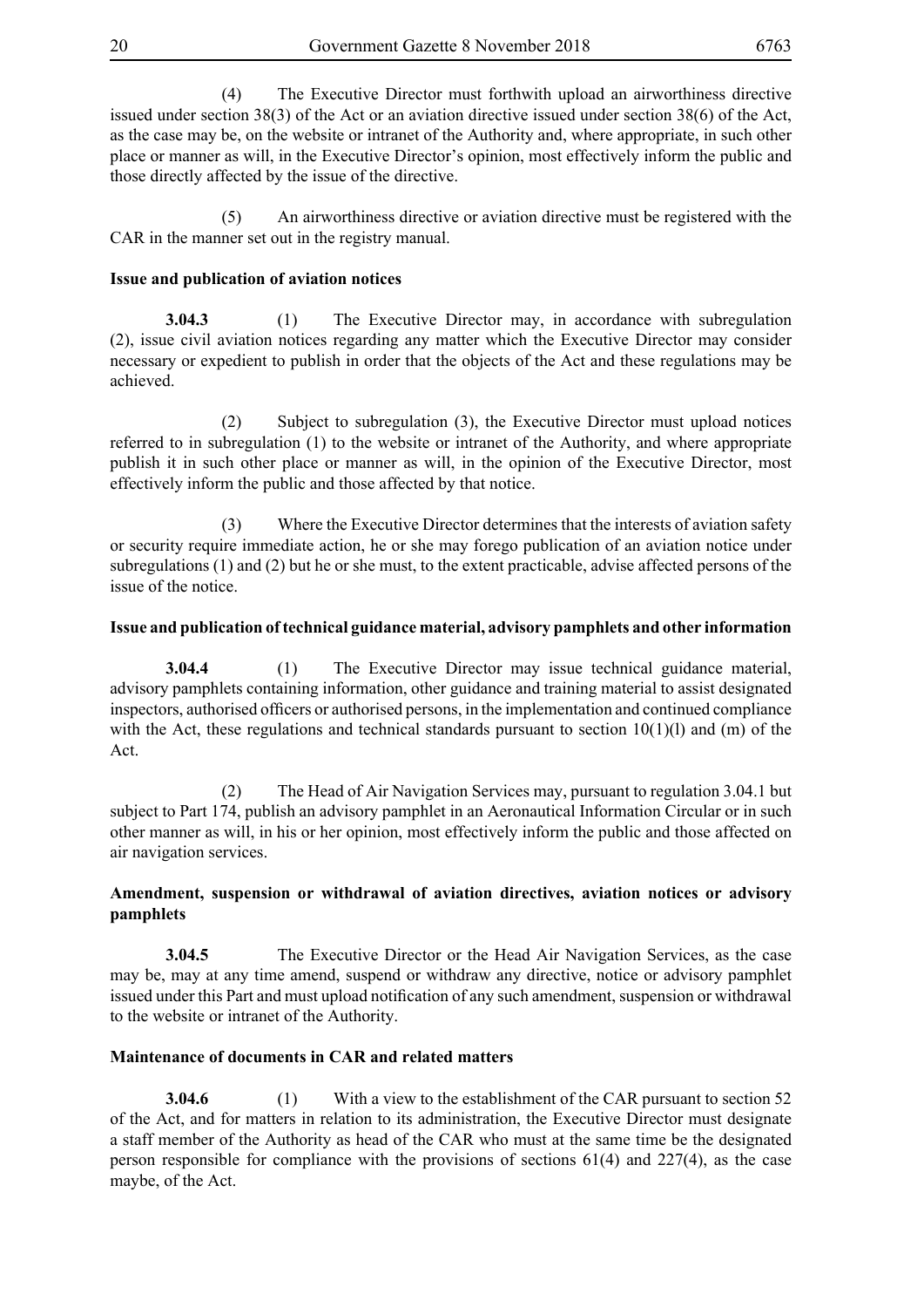(4) The Executive Director must forthwith upload an airworthiness directive issued under section 38(3) of the Act or an aviation directive issued under section 38(6) of the Act, as the case may be, on the website or intranet of the Authority and, where appropriate, in such other place or manner as will, in the Executive Director's opinion, most effectively inform the public and those directly affected by the issue of the directive.

(5) An airworthiness directive or aviation directive must be registered with the CAR in the manner set out in the registry manual.

**Issue and publication of aviation notices**

**3.04.3** (1) The Executive Director may, in accordance with subregulation (2), issue civil aviation notices regarding any matter which the Executive Director may consider necessary or expedient to publish in order that the objects of the Act and these regulations may be achieved.

(2) Subject to subregulation (3), the Executive Director must upload notices referred to in subregulation (1) to the website or intranet of the Authority, and where appropriate publish it in such other place or manner as will, in the opinion of the Executive Director, most effectively inform the public and those affected by that notice.

(3) Where the Executive Director determines that the interests of aviation safety or security require immediate action, he or she may forego publication of an aviation notice under subregulations (1) and (2) but he or she must, to the extent practicable, advise affected persons of the issue of the notice.

**Issue and publication of technical guidance material, advisory pamphlets and other information**

**3.04.4** (1) The Executive Director may issue technical guidance material, advisory pamphlets containing information, other guidance and training material to assist designated inspectors, authorised officers or authorised persons, in the implementation and continued compliance with the Act, these regulations and technical standards pursuant to section 10(1)(l) and (m) of the Act.

(2) The Head of Air Navigation Services may, pursuant to regulation 3.04.1 but subject to Part 174, publish an advisory pamphlet in an Aeronautical Information Circular or in such other manner as will, in his or her opinion, most effectively inform the public and those affected on air navigation services.

**Amendment, suspension or withdrawal of aviation directives, aviation notices or advisory pamphlets**

**3.04.5** The Executive Director or the Head Air Navigation Services, as the case may be, may at any time amend, suspend or withdraw any directive, notice or advisory pamphlet issued under this Part and must upload notification of any such amendment, suspension or withdrawal to the website or intranet of the Authority.

**Maintenance of documents in CAR and related matters**

**3.04.6** (1) With a view to the establishment of the CAR pursuant to section 52 of the Act, and for matters in relation to its administration, the Executive Director must designate a staff member of the Authority as head of the CAR who must at the same time be the designated person responsible for compliance with the provisions of sections 61(4) and 227(4), as the case maybe, of the Act.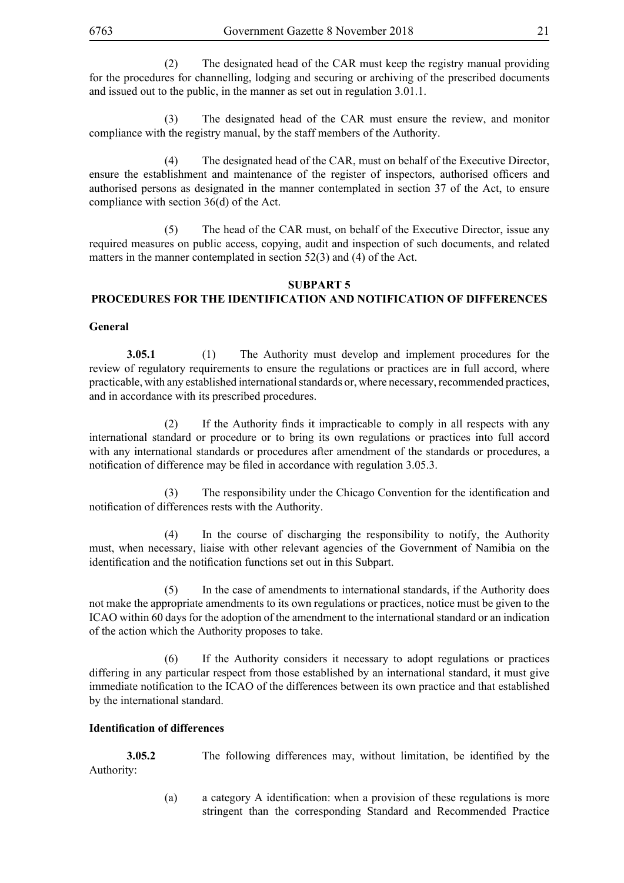(2) The designated head of the CAR must keep the registry manual providing for the procedures for channelling, lodging and securing or archiving of the prescribed documents and issued out to the public, in the manner as set out in regulation 3.01.1.

(3) The designated head of the CAR must ensure the review, and monitor compliance with the registry manual, by the staff members of the Authority.

(4) The designated head of the CAR, must on behalf of the Executive Director, ensure the establishment and maintenance of the register of inspectors, authorised officers and authorised persons as designated in the manner contemplated in section 37 of the Act, to ensure compliance with section 36(d) of the Act.

(5) The head of the CAR must, on behalf of the Executive Director, issue any required measures on public access, copying, audit and inspection of such documents, and related matters in the manner contemplated in section 52(3) and (4) of the Act.

## SUBPART 5
## PROCEDURES FOR THE IDENTIFICATION AND NOTIFICATION OF DIFFERENCES

**General**

**3.05.1** (1) The Authority must develop and implement procedures for the review of regulatory requirements to ensure the regulations or practices are in full accord, where practicable, with any established international standards or, where necessary, recommended practices, and in accordance with its prescribed procedures.

(2) If the Authority finds it impracticable to comply in all respects with any international standard or procedure or to bring its own regulations or practices into full accord with any international standards or procedures after amendment of the standards or procedures, a notification of difference may be filed in accordance with regulation 3.05.3.

(3) The responsibility under the Chicago Convention for the identification and notification of differences rests with the Authority.

(4) In the course of discharging the responsibility to notify, the Authority must, when necessary, liaise with other relevant agencies of the Government of Namibia on the identification and the notification functions set out in this Subpart.

(5) In the case of amendments to international standards, if the Authority does not make the appropriate amendments to its own regulations or practices, notice must be given to the ICAO within 60 days for the adoption of the amendment to the international standard or an indication of the action which the Authority proposes to take.

(6) If the Authority considers it necessary to adopt regulations or practices differing in any particular respect from those established by an international standard, it must give immediate notification to the ICAO of the differences between its own practice and that established by the international standard.

**Identification of differences**

**3.05.2** The following differences may, without limitation, be identified by the Authority:

(a) a category A identification: when a provision of these regulations is more stringent than the corresponding Standard and Recommended Practice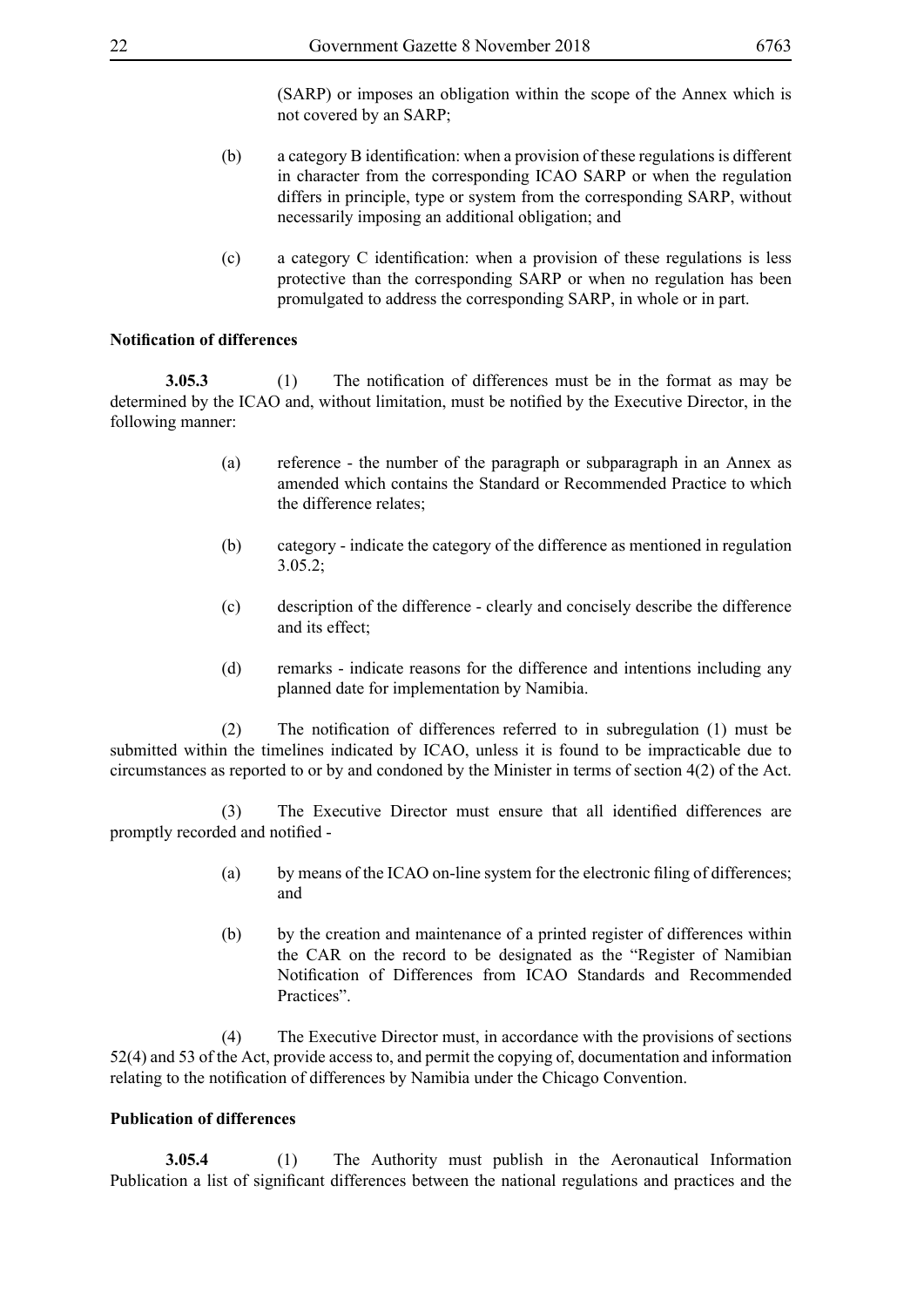(SARP) or imposes an obligation within the scope of the Annex which is not covered by an SARP;

(b) a category B identification: when a provision of these regulations is different in character from the corresponding ICAO SARP or when the regulation differs in principle, type or system from the corresponding SARP, without necessarily imposing an additional obligation; and

(c) a category C identification: when a provision of these regulations is less protective than the corresponding SARP or when no regulation has been promulgated to address the corresponding SARP, in whole or in part.

**Notification of differences**

**3.05.3** (1) The notification of differences must be in the format as may be determined by the ICAO and, without limitation, must be notified by the Executive Director, in the following manner:

(a) reference - the number of the paragraph or subparagraph in an Annex as amended which contains the Standard or Recommended Practice to which the difference relates;

(b) category - indicate the category of the difference as mentioned in regulation 3.05.2;

(c) description of the difference - clearly and concisely describe the difference and its effect;

(d) remarks - indicate reasons for the difference and intentions including any planned date for implementation by Namibia.

(2) The notification of differences referred to in subregulation (1) must be submitted within the timelines indicated by ICAO, unless it is found to be impracticable due to circumstances as reported to or by and condoned by the Minister in terms of section 4(2) of the Act.

(3) The Executive Director must ensure that all identified differences are promptly recorded and notified -

(a) by means of the ICAO on-line system for the electronic filing of differences; and

(b) by the creation and maintenance of a printed register of differences within the CAR on the record to be designated as the "Register of Namibian Notification of Differences from ICAO Standards and Recommended Practices".

(4) The Executive Director must, in accordance with the provisions of sections 52(4) and 53 of the Act, provide access to, and permit the copying of, documentation and information relating to the notification of differences by Namibia under the Chicago Convention.

**Publication of differences**

**3.05.4** (1) The Authority must publish in the Aeronautical Information Publication a list of significant differences between the national regulations and practices and the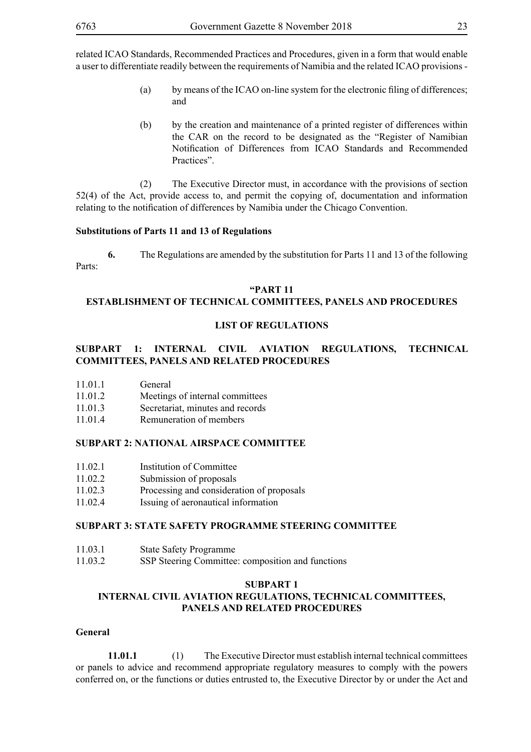related ICAO Standards, Recommended Practices and Procedures, given in a form that would enable a user to differentiate readily between the requirements of Namibia and the related ICAO provisions -

(a) by means of the ICAO on-line system for the electronic filing of differences; and

(b) by the creation and maintenance of a printed register of differences within the CAR on the record to be designated as the "Register of Namibian Notification of Differences from ICAO Standards and Recommended Practices".

(2) The Executive Director must, in accordance with the provisions of section 52(4) of the Act, provide access to, and permit the copying of, documentation and information relating to the notification of differences by Namibia under the Chicago Convention.

**Substitutions of Parts 11 and 13 of Regulations**

**6.** The Regulations are amended by the substitution for Parts 11 and 13 of the following Parts:

**"PART 11**
**ESTABLISHMENT OF TECHNICAL COMMITTEES, PANELS AND PROCEDURES**

**LIST OF REGULATIONS**

**SUBPART 1: INTERNAL CIVIL AVIATION REGULATIONS, TECHNICAL COMMITTEES, PANELS AND RELATED PROCEDURES**

11.01.1 General
11.01.2 Meetings of internal committees
11.01.3 Secretariat, minutes and records
11.01.4 Remuneration of members

**SUBPART 2: NATIONAL AIRSPACE COMMITTEE**

11.02.1 Institution of Committee
11.02.2 Submission of proposals
11.02.3 Processing and consideration of proposals
11.02.4 Issuing of aeronautical information

**SUBPART 3: STATE SAFETY PROGRAMME STEERING COMMITTEE**

11.03.1 State Safety Programme
11.03.2 SSP Steering Committee: composition and functions

**SUBPART 1**
**INTERNAL CIVIL AVIATION REGULATIONS, TECHNICAL COMMITTEES, PANELS AND RELATED PROCEDURES**

**General**

**11.01.1** (1) The Executive Director must establish internal technical committees or panels to advice and recommend appropriate regulatory measures to comply with the powers conferred on, or the functions or duties entrusted to, the Executive Director by or under the Act and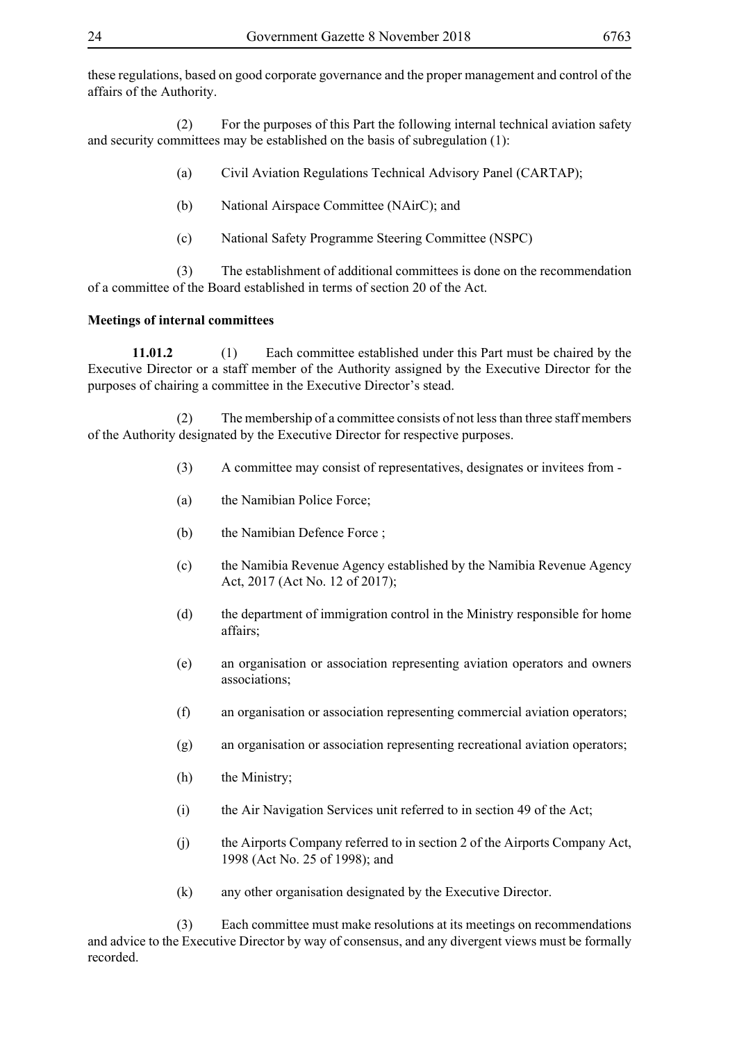these regulations, based on good corporate governance and the proper management and control of the affairs of the Authority.

(2) For the purposes of this Part the following internal technical aviation safety and security committees may be established on the basis of subregulation (1):

(a) Civil Aviation Regulations Technical Advisory Panel (CARTAP);

(b) National Airspace Committee (NAirC); and

(c) National Safety Programme Steering Committee (NSPC)

(3) The establishment of additional committees is done on the recommendation of a committee of the Board established in terms of section 20 of the Act.

**Meetings of internal committees**

**11.01.2** (1) Each committee established under this Part must be chaired by the Executive Director or a staff member of the Authority assigned by the Executive Director for the purposes of chairing a committee in the Executive Director's stead.

(2) The membership of a committee consists of not less than three staff members of the Authority designated by the Executive Director for respective purposes.

(3) A committee may consist of representatives, designates or invitees from -

(a) the Namibian Police Force;

(b) the Namibian Defence Force ;

(c) the Namibia Revenue Agency established by the Namibia Revenue Agency Act, 2017 (Act No. 12 of 2017);

(d) the department of immigration control in the Ministry responsible for home affairs;

(e) an organisation or association representing aviation operators and owners associations;

(f) an organisation or association representing commercial aviation operators;

(g) an organisation or association representing recreational aviation operators;

(h) the Ministry;

(i) the Air Navigation Services unit referred to in section 49 of the Act;

(j) the Airports Company referred to in section 2 of the Airports Company Act, 1998 (Act No. 25 of 1998); and

(k) any other organisation designated by the Executive Director.

(3) Each committee must make resolutions at its meetings on recommendations and advice to the Executive Director by way of consensus, and any divergent views must be formally recorded.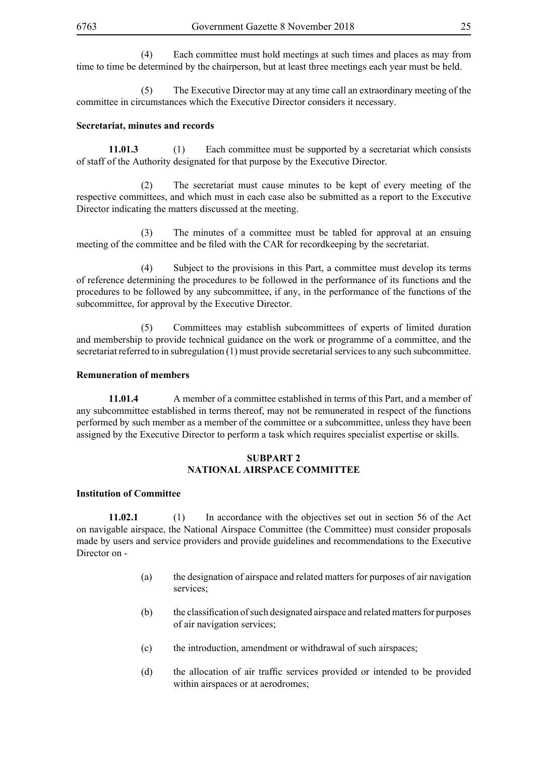(4) Each committee must hold meetings at such times and places as may from time to time be determined by the chairperson, but at least three meetings each year must be held.

(5) The Executive Director may at any time call an extraordinary meeting of the committee in circumstances which the Executive Director considers it necessary.

**Secretariat, minutes and records**

**11.01.3** (1) Each committee must be supported by a secretariat which consists of staff of the Authority designated for that purpose by the Executive Director.

(2) The secretariat must cause minutes to be kept of every meeting of the respective committees, and which must in each case also be submitted as a report to the Executive Director indicating the matters discussed at the meeting.

(3) The minutes of a committee must be tabled for approval at an ensuing meeting of the committee and be filed with the CAR for recordkeeping by the secretariat.

(4) Subject to the provisions in this Part, a committee must develop its terms of reference determining the procedures to be followed in the performance of its functions and the procedures to be followed by any subcommittee, if any, in the performance of the functions of the subcommittee, for approval by the Executive Director.

(5) Committees may establish subcommittees of experts of limited duration and membership to provide technical guidance on the work or programme of a committee, and the secretariat referred to in subregulation (1) must provide secretarial services to any such subcommittee.

**Remuneration of members**

**11.01.4** A member of a committee established in terms of this Part, and a member of any subcommittee established in terms thereof, may not be remunerated in respect of the functions performed by such member as a member of the committee or a subcommittee, unless they have been assigned by the Executive Director to perform a task which requires specialist expertise or skills.

## SUBPART 2
## NATIONAL AIRSPACE COMMITTEE

**Institution of Committee**

**11.02.1** (1) In accordance with the objectives set out in section 56 of the Act on navigable airspace, the National Airspace Committee (the Committee) must consider proposals made by users and service providers and provide guidelines and recommendations to the Executive Director on -

(a) the designation of airspace and related matters for purposes of air navigation services;

(b) the classification of such designated airspace and related matters for purposes of air navigation services;

(c) the introduction, amendment or withdrawal of such airspaces;

(d) the allocation of air traffic services provided or intended to be provided within airspaces or at aerodromes;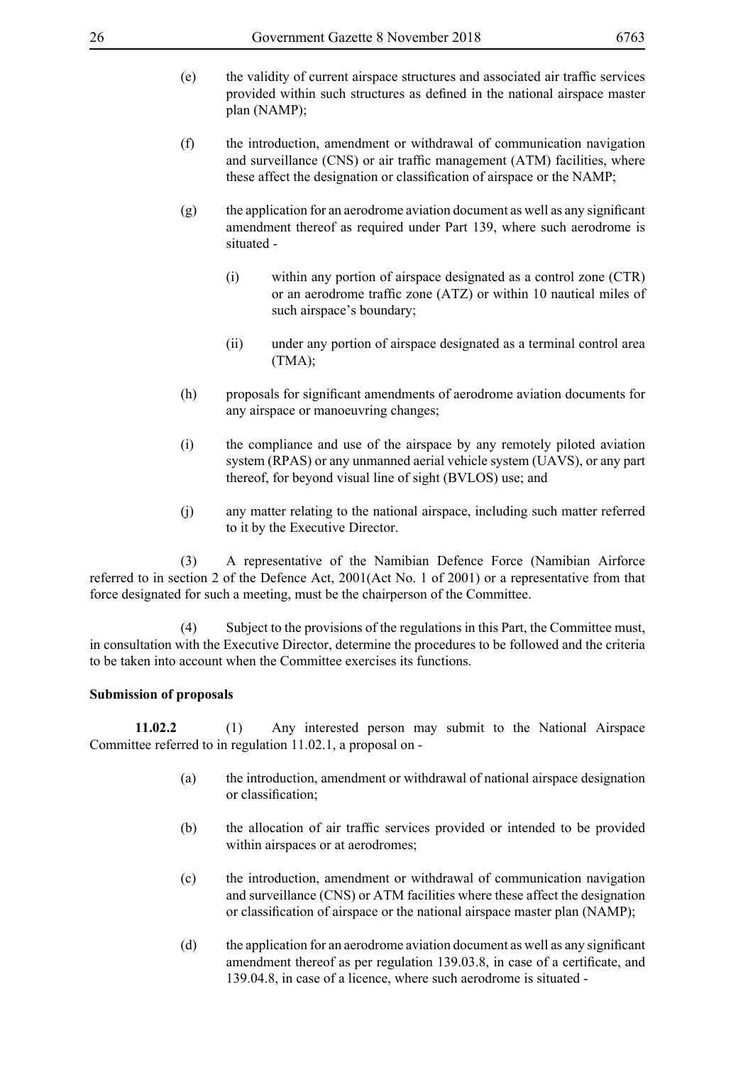(e) the validity of current airspace structures and associated air traffic services provided within such structures as defined in the national airspace master plan (NAMP);

(f) the introduction, amendment or withdrawal of communication navigation and surveillance (CNS) or air traffic management (ATM) facilities, where these affect the designation or classification of airspace or the NAMP;

(g) the application for an aerodrome aviation document as well as any significant amendment thereof as required under Part 139, where such aerodrome is situated -

(i) within any portion of airspace designated as a control zone (CTR) or an aerodrome traffic zone (ATZ) or within 10 nautical miles of such airspace's boundary;

(ii) under any portion of airspace designated as a terminal control area (TMA);

(h) proposals for significant amendments of aerodrome aviation documents for any airspace or manoeuvring changes;

(i) the compliance and use of the airspace by any remotely piloted aviation system (RPAS) or any unmanned aerial vehicle system (UAVS), or any part thereof, for beyond visual line of sight (BVLOS) use; and

(j) any matter relating to the national airspace, including such matter referred to it by the Executive Director.

(3) A representative of the Namibian Defence Force (Namibian Airforce referred to in section 2 of the Defence Act, 2001(Act No. 1 of 2001) or a representative from that force designated for such a meeting, must be the chairperson of the Committee.

(4) Subject to the provisions of the regulations in this Part, the Committee must, in consultation with the Executive Director, determine the procedures to be followed and the criteria to be taken into account when the Committee exercises its functions.

**Submission of proposals**

**11.02.2** (1) Any interested person may submit to the National Airspace Committee referred to in regulation 11.02.1, a proposal on -

(a) the introduction, amendment or withdrawal of national airspace designation or classification;

(b) the allocation of air traffic services provided or intended to be provided within airspaces or at aerodromes;

(c) the introduction, amendment or withdrawal of communication navigation and surveillance (CNS) or ATM facilities where these affect the designation or classification of airspace or the national airspace master plan (NAMP);

(d) the application for an aerodrome aviation document as well as any significant amendment thereof as per regulation 139.03.8, in case of a certificate, and 139.04.8, in case of a licence, where such aerodrome is situated -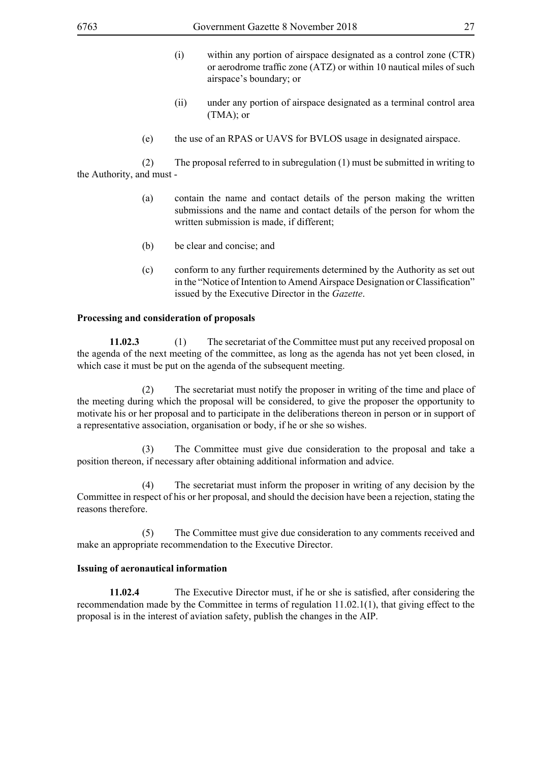(i) within any portion of airspace designated as a control zone (CTR) or aerodrome traffic zone (ATZ) or within 10 nautical miles of such airspace's boundary; or

(ii) under any portion of airspace designated as a terminal control area (TMA); or

(e) the use of an RPAS or UAVS for BVLOS usage in designated airspace.

(2) The proposal referred to in subregulation (1) must be submitted in writing to the Authority, and must -

(a) contain the name and contact details of the person making the written submissions and the name and contact details of the person for whom the written submission is made, if different;

(b) be clear and concise; and

(c) conform to any further requirements determined by the Authority as set out in the "Notice of Intention to Amend Airspace Designation or Classification" issued by the Executive Director in the *Gazette*.

**Processing and consideration of proposals**

**11.02.3** (1) The secretariat of the Committee must put any received proposal on the agenda of the next meeting of the committee, as long as the agenda has not yet been closed, in which case it must be put on the agenda of the subsequent meeting.

(2) The secretariat must notify the proposer in writing of the time and place of the meeting during which the proposal will be considered, to give the proposer the opportunity to motivate his or her proposal and to participate in the deliberations thereon in person or in support of a representative association, organisation or body, if he or she so wishes.

(3) The Committee must give due consideration to the proposal and take a position thereon, if necessary after obtaining additional information and advice.

(4) The secretariat must inform the proposer in writing of any decision by the Committee in respect of his or her proposal, and should the decision have been a rejection, stating the reasons therefore.

(5) The Committee must give due consideration to any comments received and make an appropriate recommendation to the Executive Director.

**Issuing of aeronautical information**

**11.02.4** The Executive Director must, if he or she is satisfied, after considering the recommendation made by the Committee in terms of regulation 11.02.1(1), that giving effect to the proposal is in the interest of aviation safety, publish the changes in the AIP.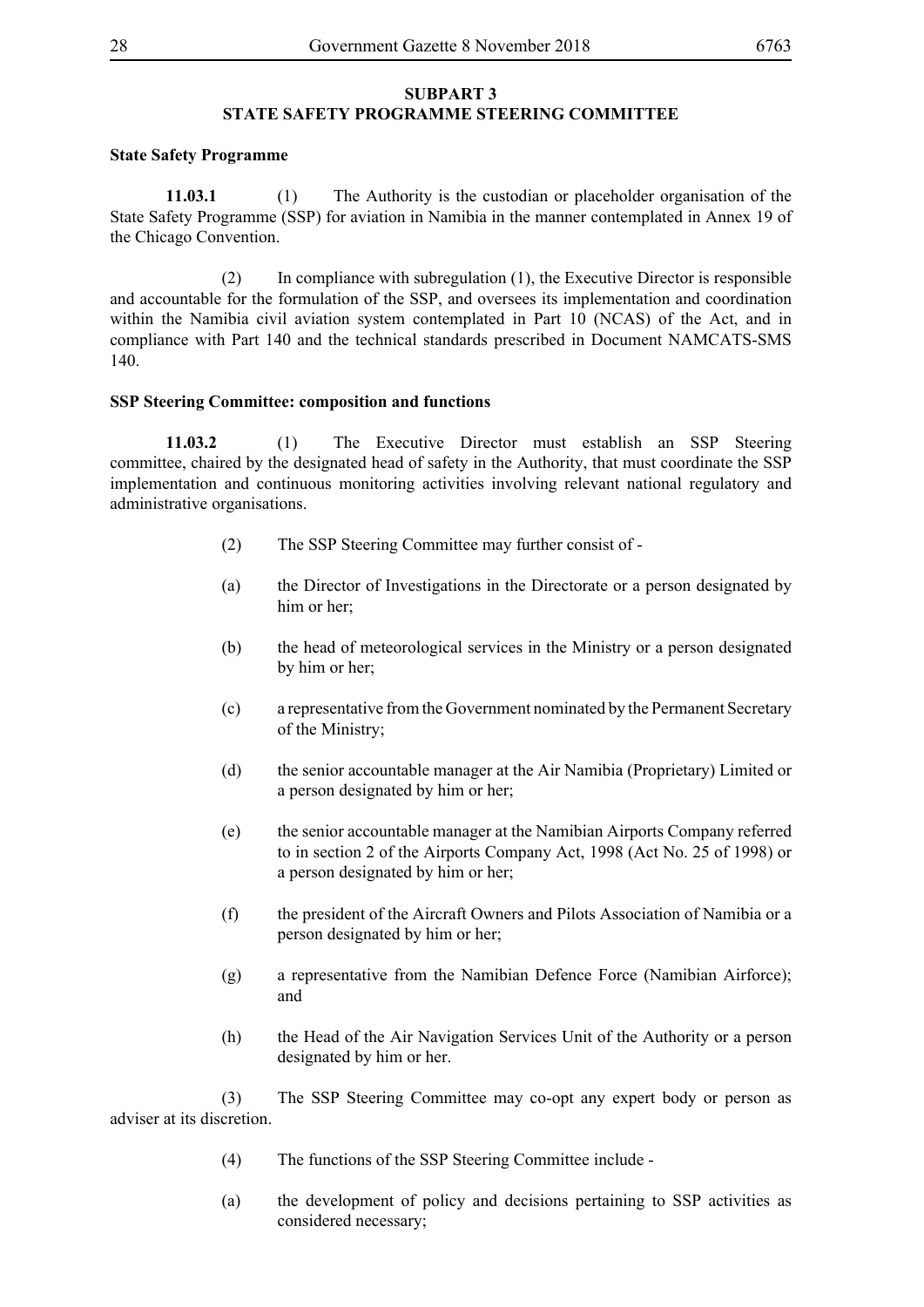## SUBPART 3
## STATE SAFETY PROGRAMME STEERING COMMITTEE

**State Safety Programme**

**11.03.1** (1) The Authority is the custodian or placeholder organisation of the State Safety Programme (SSP) for aviation in Namibia in the manner contemplated in Annex 19 of the Chicago Convention.

(2) In compliance with subregulation (1), the Executive Director is responsible and accountable for the formulation of the SSP, and oversees its implementation and coordination within the Namibia civil aviation system contemplated in Part 10 (NCAS) of the Act, and in compliance with Part 140 and the technical standards prescribed in Document NAMCATS-SMS 140.

**SSP Steering Committee: composition and functions**

**11.03.2** (1) The Executive Director must establish an SSP Steering committee, chaired by the designated head of safety in the Authority, that must coordinate the SSP implementation and continuous monitoring activities involving relevant national regulatory and administrative organisations.

(2) The SSP Steering Committee may further consist of -

(a) the Director of Investigations in the Directorate or a person designated by him or her;

(b) the head of meteorological services in the Ministry or a person designated by him or her;

(c) a representative from the Government nominated by the Permanent Secretary of the Ministry;

(d) the senior accountable manager at the Air Namibia (Proprietary) Limited or a person designated by him or her;

(e) the senior accountable manager at the Namibian Airports Company referred to in section 2 of the Airports Company Act, 1998 (Act No. 25 of 1998) or a person designated by him or her;

(f) the president of the Aircraft Owners and Pilots Association of Namibia or a person designated by him or her;

(g) a representative from the Namibian Defence Force (Namibian Airforce); and

(h) the Head of the Air Navigation Services Unit of the Authority or a person designated by him or her.

(3) The SSP Steering Committee may co-opt any expert body or person as adviser at its discretion.

(4) The functions of the SSP Steering Committee include -

(a) the development of policy and decisions pertaining to SSP activities as considered necessary;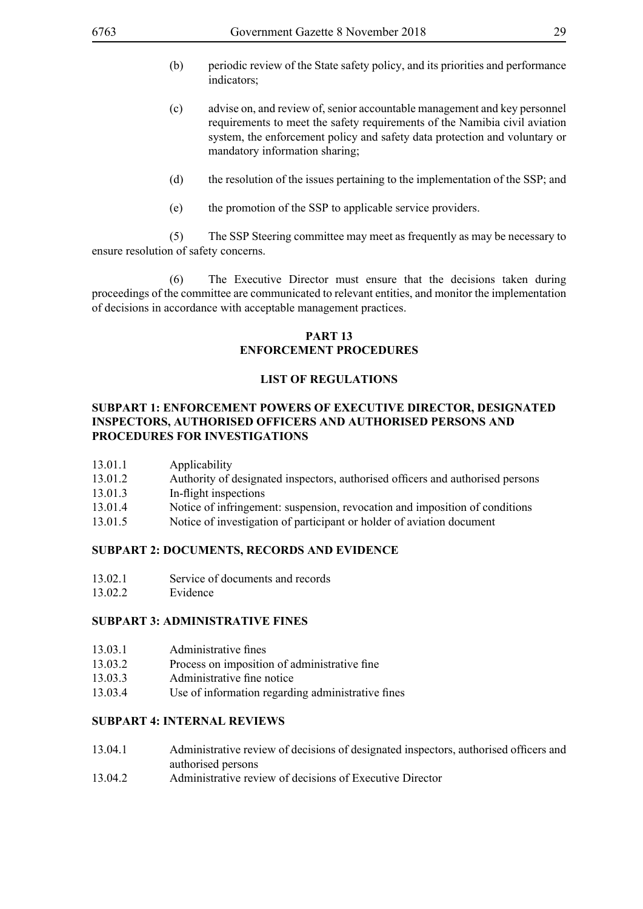(b) periodic review of the State safety policy, and its priorities and performance indicators;

(c) advise on, and review of, senior accountable management and key personnel requirements to meet the safety requirements of the Namibia civil aviation system, the enforcement policy and safety data protection and voluntary or mandatory information sharing;

(d) the resolution of the issues pertaining to the implementation of the SSP; and

(e) the promotion of the SSP to applicable service providers.

(5) The SSP Steering committee may meet as frequently as may be necessary to ensure resolution of safety concerns.

(6) The Executive Director must ensure that the decisions taken during proceedings of the committee are communicated to relevant entities, and monitor the implementation of decisions in accordance with acceptable management practices.

## PART 13
## ENFORCEMENT PROCEDURES

### LIST OF REGULATIONS

#### SUBPART 1: ENFORCEMENT POWERS OF EXECUTIVE DIRECTOR, DESIGNATED INSPECTORS, AUTHORISED OFFICERS AND AUTHORISED PERSONS AND PROCEDURES FOR INVESTIGATIONS

13.01.1 Applicability
13.01.2 Authority of designated inspectors, authorised officers and authorised persons
13.01.3 In-flight inspections
13.01.4 Notice of infringement: suspension, revocation and imposition of conditions
13.01.5 Notice of investigation of participant or holder of aviation document

#### SUBPART 2: DOCUMENTS, RECORDS AND EVIDENCE

13.02.1 Service of documents and records
13.02.2 Evidence

#### SUBPART 3: ADMINISTRATIVE FINES

13.03.1 Administrative fines
13.03.2 Process on imposition of administrative fine
13.03.3 Administrative fine notice
13.03.4 Use of information regarding administrative fines

#### SUBPART 4: INTERNAL REVIEWS

13.04.1 Administrative review of decisions of designated inspectors, authorised officers and authorised persons
13.04.2 Administrative review of decisions of Executive Director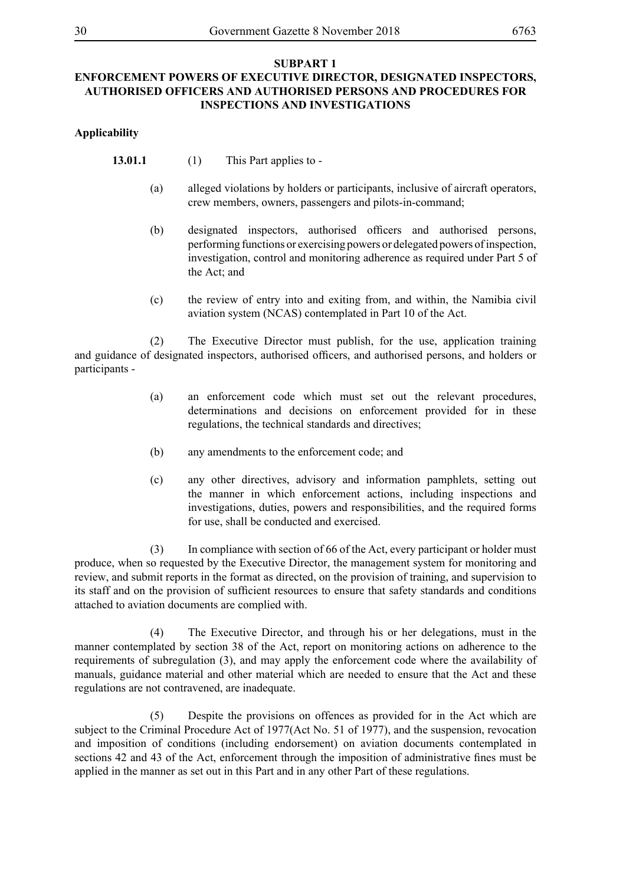## SUBPART 1

## ENFORCEMENT POWERS OF EXECUTIVE DIRECTOR, DESIGNATED INSPECTORS, AUTHORISED OFFICERS AND AUTHORISED PERSONS AND PROCEDURES FOR INSPECTIONS AND INVESTIGATIONS

**Applicability**

**13.01.1** (1) This Part applies to -

(a) alleged violations by holders or participants, inclusive of aircraft operators, crew members, owners, passengers and pilots-in-command;

(b) designated inspectors, authorised officers and authorised persons, performing functions or exercising powers or delegated powers of inspection, investigation, control and monitoring adherence as required under Part 5 of the Act; and

(c) the review of entry into and exiting from, and within, the Namibia civil aviation system (NCAS) contemplated in Part 10 of the Act.

(2) The Executive Director must publish, for the use, application training and guidance of designated inspectors, authorised officers, and authorised persons, and holders or participants -

(a) an enforcement code which must set out the relevant procedures, determinations and decisions on enforcement provided for in these regulations, the technical standards and directives;

(b) any amendments to the enforcement code; and

(c) any other directives, advisory and information pamphlets, setting out the manner in which enforcement actions, including inspections and investigations, duties, powers and responsibilities, and the required forms for use, shall be conducted and exercised.

(3) In compliance with section of 66 of the Act, every participant or holder must produce, when so requested by the Executive Director, the management system for monitoring and review, and submit reports in the format as directed, on the provision of training, and supervision to its staff and on the provision of sufficient resources to ensure that safety standards and conditions attached to aviation documents are complied with.

(4) The Executive Director, and through his or her delegations, must in the manner contemplated by section 38 of the Act, report on monitoring actions on adherence to the requirements of subregulation (3), and may apply the enforcement code where the availability of manuals, guidance material and other material which are needed to ensure that the Act and these regulations are not contravened, are inadequate.

(5) Despite the provisions on offences as provided for in the Act which are subject to the Criminal Procedure Act of 1977(Act No. 51 of 1977), and the suspension, revocation and imposition of conditions (including endorsement) on aviation documents contemplated in sections 42 and 43 of the Act, enforcement through the imposition of administrative fines must be applied in the manner as set out in this Part and in any other Part of these regulations.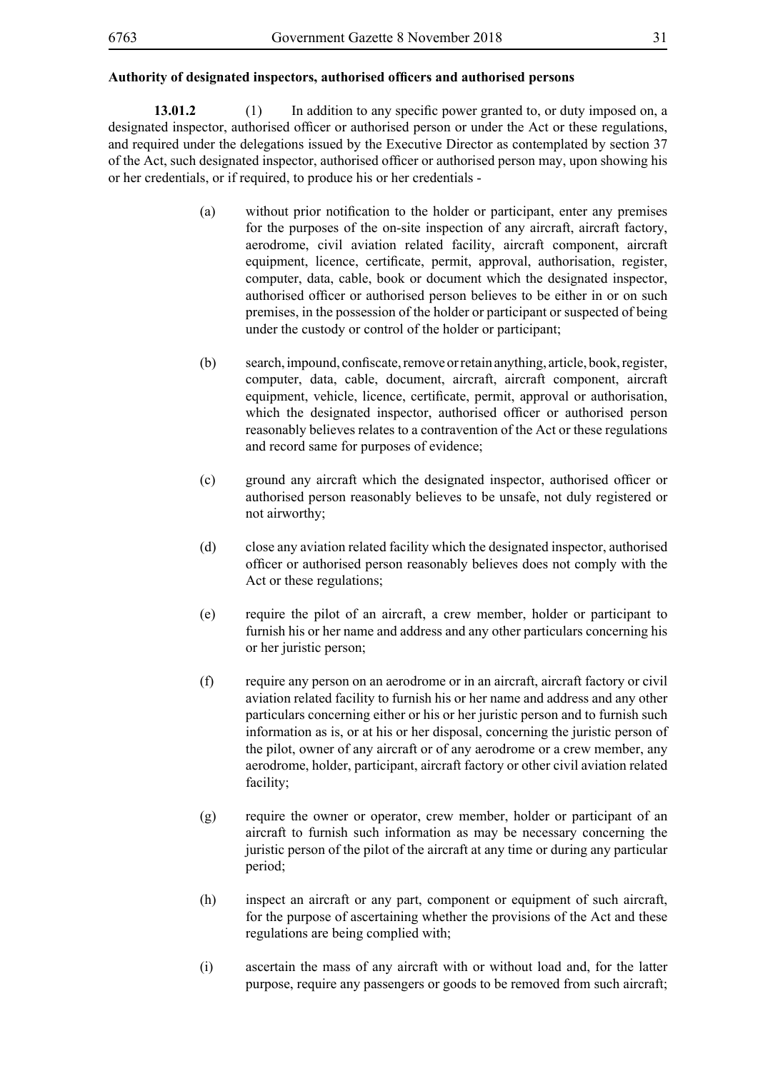**Authority of designated inspectors, authorised officers and authorised persons**

**13.01.2** (1) In addition to any specific power granted to, or duty imposed on, a designated inspector, authorised officer or authorised person or under the Act or these regulations, and required under the delegations issued by the Executive Director as contemplated by section 37 of the Act, such designated inspector, authorised officer or authorised person may, upon showing his or her credentials, or if required, to produce his or her credentials -

(a) without prior notification to the holder or participant, enter any premises for the purposes of the on-site inspection of any aircraft, aircraft factory, aerodrome, civil aviation related facility, aircraft component, aircraft equipment, licence, certificate, permit, approval, authorisation, register, computer, data, cable, book or document which the designated inspector, authorised officer or authorised person believes to be either in or on such premises, in the possession of the holder or participant or suspected of being under the custody or control of the holder or participant;

(b) search, impound, confiscate, remove or retain anything, article, book, register, computer, data, cable, document, aircraft, aircraft component, aircraft equipment, vehicle, licence, certificate, permit, approval or authorisation, which the designated inspector, authorised officer or authorised person reasonably believes relates to a contravention of the Act or these regulations and record same for purposes of evidence;

(c) ground any aircraft which the designated inspector, authorised officer or authorised person reasonably believes to be unsafe, not duly registered or not airworthy;

(d) close any aviation related facility which the designated inspector, authorised officer or authorised person reasonably believes does not comply with the Act or these regulations;

(e) require the pilot of an aircraft, a crew member, holder or participant to furnish his or her name and address and any other particulars concerning his or her juristic person;

(f) require any person on an aerodrome or in an aircraft, aircraft factory or civil aviation related facility to furnish his or her name and address and any other particulars concerning either or his or her juristic person and to furnish such information as is, or at his or her disposal, concerning the juristic person of the pilot, owner of any aircraft or of any aerodrome or a crew member, any aerodrome, holder, participant, aircraft factory or other civil aviation related facility;

(g) require the owner or operator, crew member, holder or participant of an aircraft to furnish such information as may be necessary concerning the juristic person of the pilot of the aircraft at any time or during any particular period;

(h) inspect an aircraft or any part, component or equipment of such aircraft, for the purpose of ascertaining whether the provisions of the Act and these regulations are being complied with;

(i) ascertain the mass of any aircraft with or without load and, for the latter purpose, require any passengers or goods to be removed from such aircraft;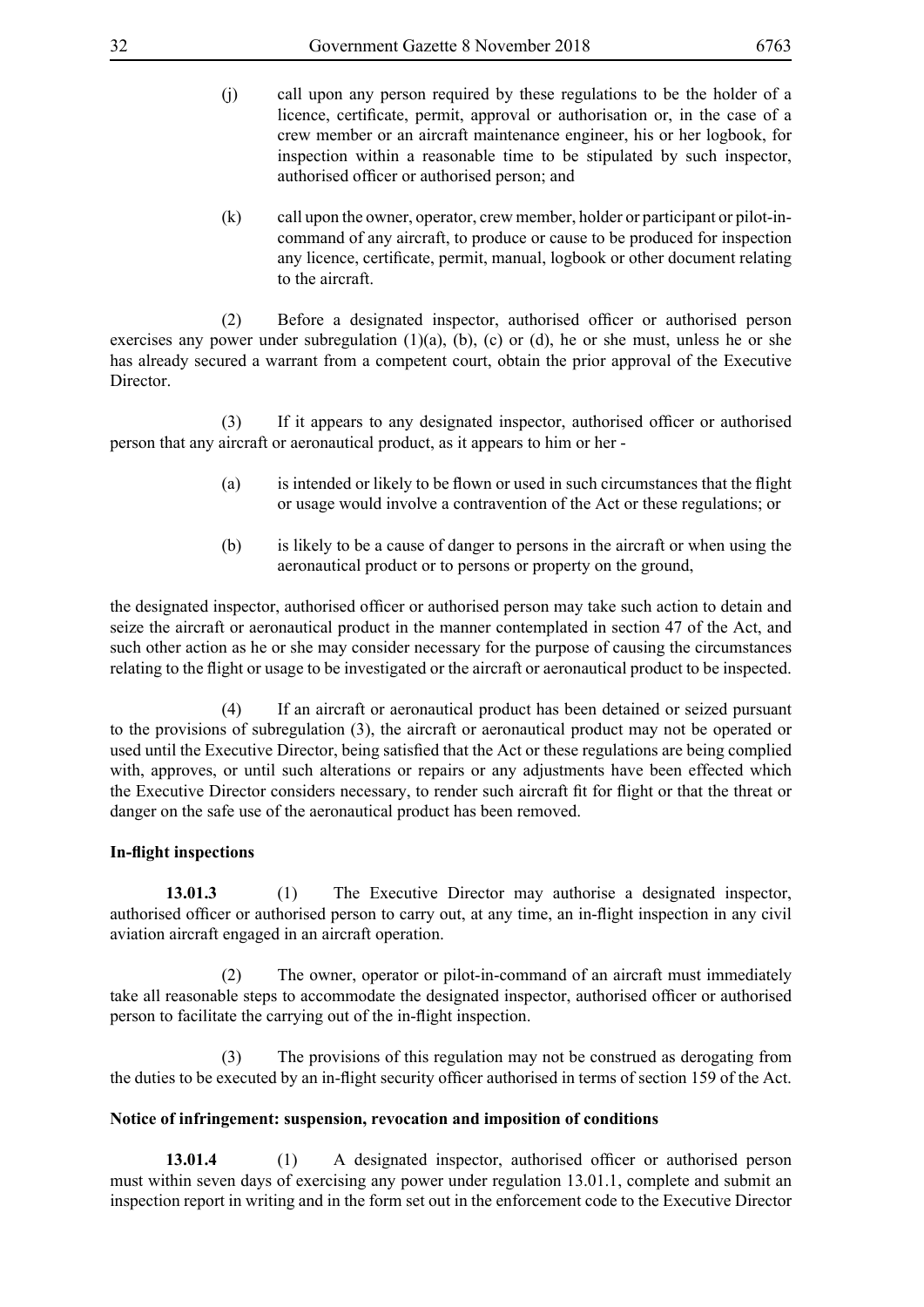(j) call upon any person required by these regulations to be the holder of a licence, certificate, permit, approval or authorisation or, in the case of a crew member or an aircraft maintenance engineer, his or her logbook, for inspection within a reasonable time to be stipulated by such inspector, authorised officer or authorised person; and

(k) call upon the owner, operator, crew member, holder or participant or pilot-in-command of any aircraft, to produce or cause to be produced for inspection any licence, certificate, permit, manual, logbook or other document relating to the aircraft.

(2) Before a designated inspector, authorised officer or authorised person exercises any power under subregulation (1)(a), (b), (c) or (d), he or she must, unless he or she has already secured a warrant from a competent court, obtain the prior approval of the Executive Director.

(3) If it appears to any designated inspector, authorised officer or authorised person that any aircraft or aeronautical product, as it appears to him or her -

(a) is intended or likely to be flown or used in such circumstances that the flight or usage would involve a contravention of the Act or these regulations; or

(b) is likely to be a cause of danger to persons in the aircraft or when using the aeronautical product or to persons or property on the ground,

the designated inspector, authorised officer or authorised person may take such action to detain and seize the aircraft or aeronautical product in the manner contemplated in section 47 of the Act, and such other action as he or she may consider necessary for the purpose of causing the circumstances relating to the flight or usage to be investigated or the aircraft or aeronautical product to be inspected.

(4) If an aircraft or aeronautical product has been detained or seized pursuant to the provisions of subregulation (3), the aircraft or aeronautical product may not be operated or used until the Executive Director, being satisfied that the Act or these regulations are being complied with, approves, or until such alterations or repairs or any adjustments have been effected which the Executive Director considers necessary, to render such aircraft fit for flight or that the threat or danger on the safe use of the aeronautical product has been removed.

**In-flight inspections**

**13.01.3** (1) The Executive Director may authorise a designated inspector, authorised officer or authorised person to carry out, at any time, an in-flight inspection in any civil aviation aircraft engaged in an aircraft operation.

(2) The owner, operator or pilot-in-command of an aircraft must immediately take all reasonable steps to accommodate the designated inspector, authorised officer or authorised person to facilitate the carrying out of the in-flight inspection.

(3) The provisions of this regulation may not be construed as derogating from the duties to be executed by an in-flight security officer authorised in terms of section 159 of the Act.

**Notice of infringement: suspension, revocation and imposition of conditions**

**13.01.4** (1) A designated inspector, authorised officer or authorised person must within seven days of exercising any power under regulation 13.01.1, complete and submit an inspection report in writing and in the form set out in the enforcement code to the Executive Director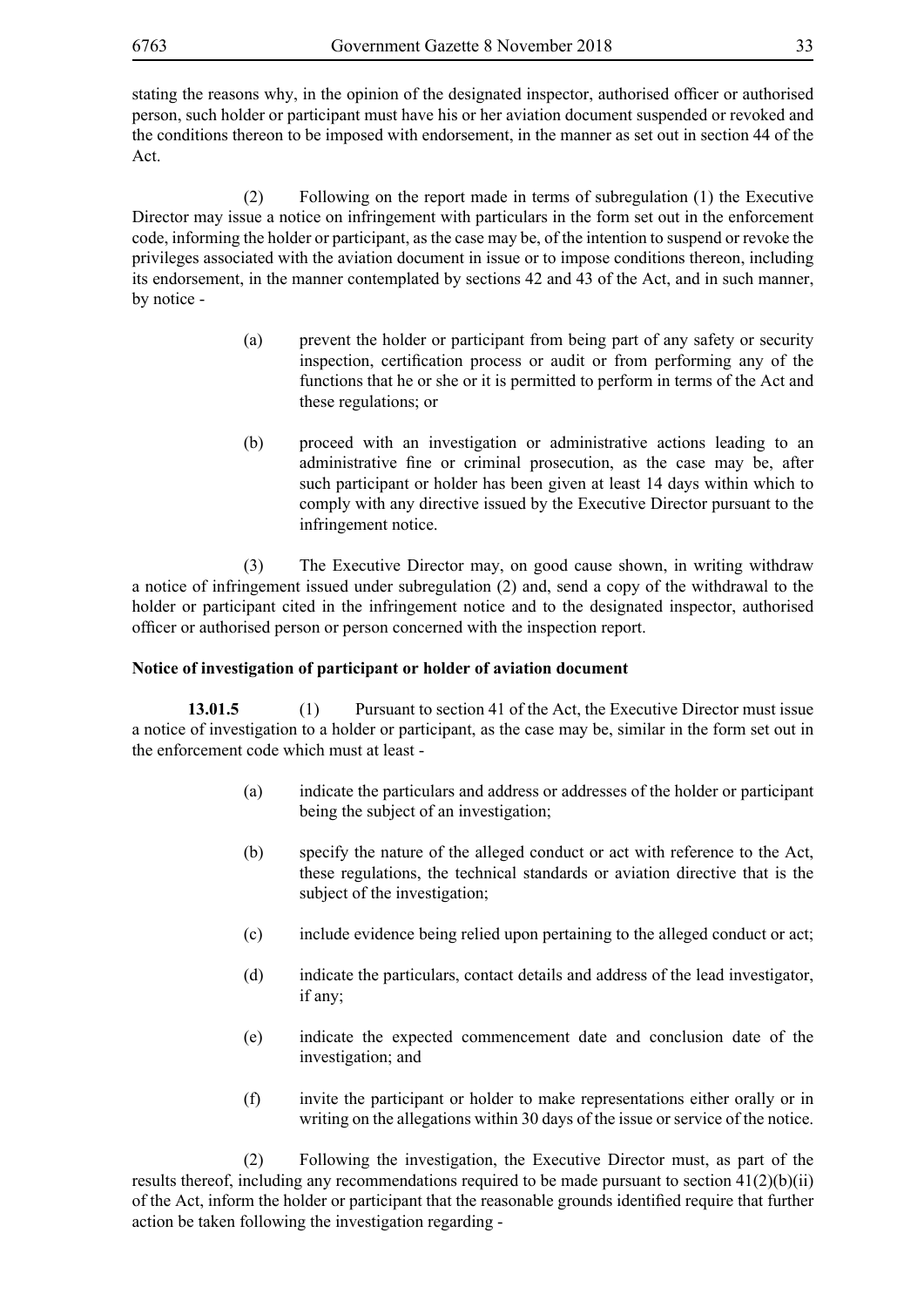stating the reasons why, in the opinion of the designated inspector, authorised officer or authorised person, such holder or participant must have his or her aviation document suspended or revoked and the conditions thereon to be imposed with endorsement, in the manner as set out in section 44 of the Act.

(2) Following on the report made in terms of subregulation (1) the Executive Director may issue a notice on infringement with particulars in the form set out in the enforcement code, informing the holder or participant, as the case may be, of the intention to suspend or revoke the privileges associated with the aviation document in issue or to impose conditions thereon, including its endorsement, in the manner contemplated by sections 42 and 43 of the Act, and in such manner, by notice -

(a) prevent the holder or participant from being part of any safety or security inspection, certification process or audit or from performing any of the functions that he or she or it is permitted to perform in terms of the Act and these regulations; or

(b) proceed with an investigation or administrative actions leading to an administrative fine or criminal prosecution, as the case may be, after such participant or holder has been given at least 14 days within which to comply with any directive issued by the Executive Director pursuant to the infringement notice.

(3) The Executive Director may, on good cause shown, in writing withdraw a notice of infringement issued under subregulation (2) and, send a copy of the withdrawal to the holder or participant cited in the infringement notice and to the designated inspector, authorised officer or authorised person or person concerned with the inspection report.

**Notice of investigation of participant or holder of aviation document**

**13.01.5** (1) Pursuant to section 41 of the Act, the Executive Director must issue a notice of investigation to a holder or participant, as the case may be, similar in the form set out in the enforcement code which must at least -

(a) indicate the particulars and address or addresses of the holder or participant being the subject of an investigation;

(b) specify the nature of the alleged conduct or act with reference to the Act, these regulations, the technical standards or aviation directive that is the subject of the investigation;

(c) include evidence being relied upon pertaining to the alleged conduct or act;

(d) indicate the particulars, contact details and address of the lead investigator, if any;

(e) indicate the expected commencement date and conclusion date of the investigation; and

(f) invite the participant or holder to make representations either orally or in writing on the allegations within 30 days of the issue or service of the notice.

(2) Following the investigation, the Executive Director must, as part of the results thereof, including any recommendations required to be made pursuant to section 41(2)(b)(ii) of the Act, inform the holder or participant that the reasonable grounds identified require that further action be taken following the investigation regarding -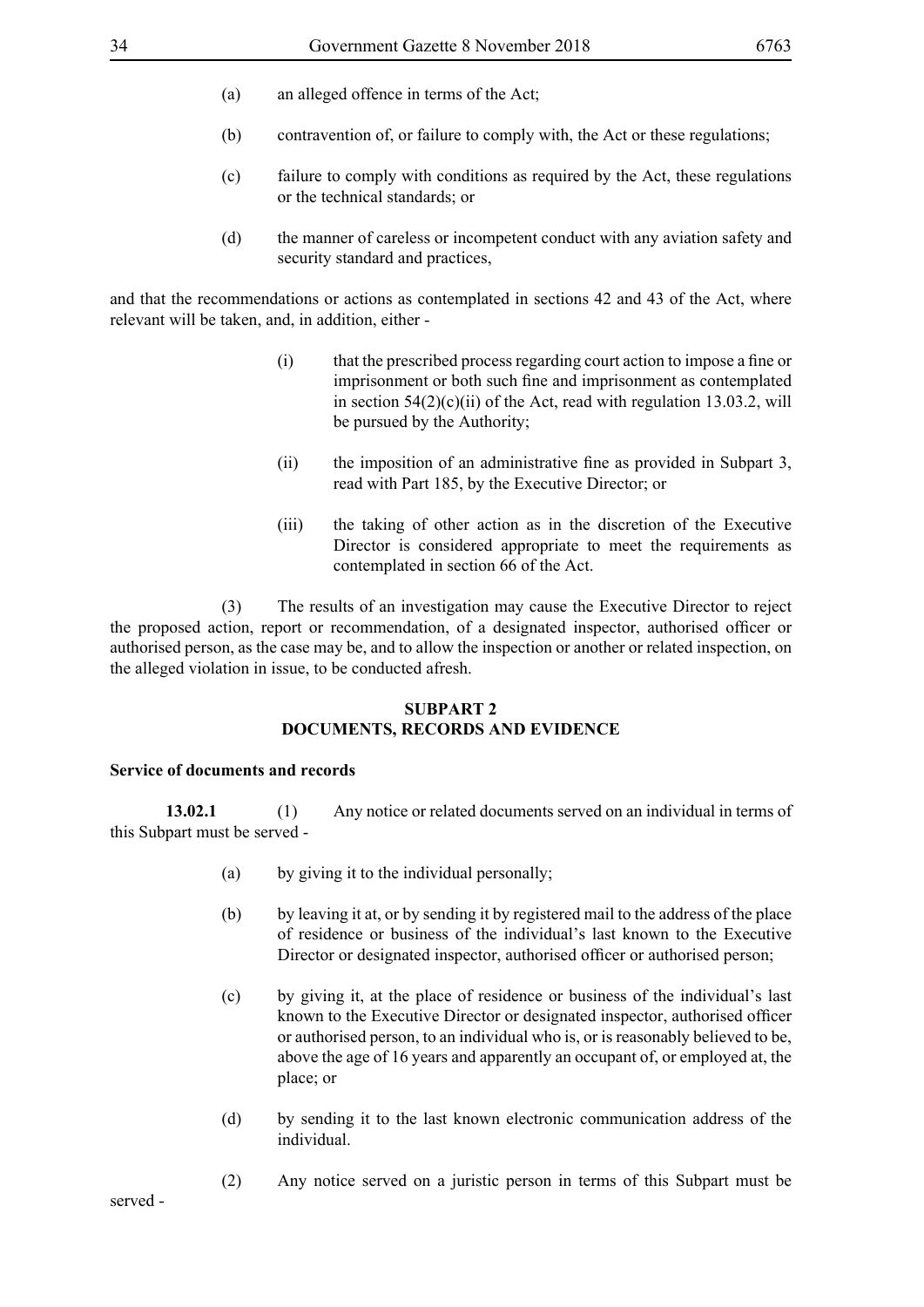(a) an alleged offence in terms of the Act;

(b) contravention of, or failure to comply with, the Act or these regulations;

(c) failure to comply with conditions as required by the Act, these regulations or the technical standards; or

(d) the manner of careless or incompetent conduct with any aviation safety and security standard and practices,

and that the recommendations or actions as contemplated in sections 42 and 43 of the Act, where relevant will be taken, and, in addition, either -

(i) that the prescribed process regarding court action to impose a fine or imprisonment or both such fine and imprisonment as contemplated in section 54(2)(c)(ii) of the Act, read with regulation 13.03.2, will be pursued by the Authority;

(ii) the imposition of an administrative fine as provided in Subpart 3, read with Part 185, by the Executive Director; or

(iii) the taking of other action as in the discretion of the Executive Director is considered appropriate to meet the requirements as contemplated in section 66 of the Act.

(3) The results of an investigation may cause the Executive Director to reject the proposed action, report or recommendation, of a designated inspector, authorised officer or authorised person, as the case may be, and to allow the inspection or another or related inspection, on the alleged violation in issue, to be conducted afresh.

## SUBPART 2
## DOCUMENTS, RECORDS AND EVIDENCE

**Service of documents and records**

**13.02.1** (1) Any notice or related documents served on an individual in terms of this Subpart must be served -

(a) by giving it to the individual personally;

(b) by leaving it at, or by sending it by registered mail to the address of the place of residence or business of the individual's last known to the Executive Director or designated inspector, authorised officer or authorised person;

(c) by giving it, at the place of residence or business of the individual's last known to the Executive Director or designated inspector, authorised officer or authorised person, to an individual who is, or is reasonably believed to be, above the age of 16 years and apparently an occupant of, or employed at, the place; or

(d) by sending it to the last known electronic communication address of the individual.

(2) Any notice served on a juristic person in terms of this Subpart must be served -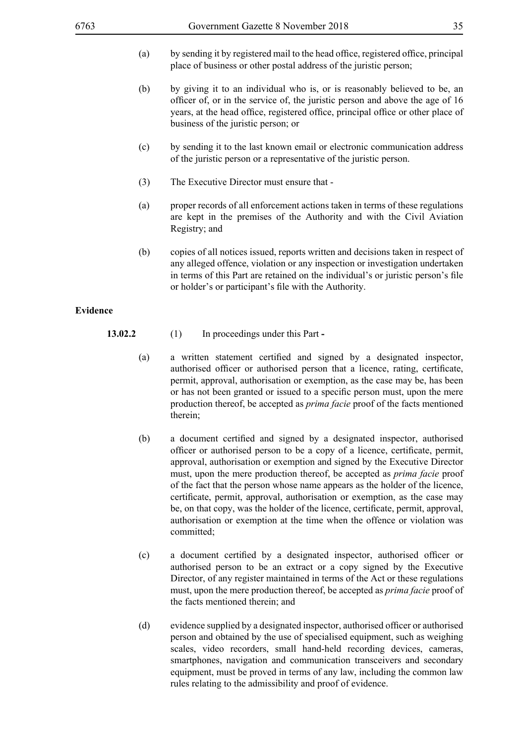(a) by sending it by registered mail to the head office, registered office, principal place of business or other postal address of the juristic person;

(b) by giving it to an individual who is, or is reasonably believed to be, an officer of, or in the service of, the juristic person and above the age of 16 years, at the head office, registered office, principal office or other place of business of the juristic person; or

(c) by sending it to the last known email or electronic communication address of the juristic person or a representative of the juristic person.

(3) The Executive Director must ensure that -

(a) proper records of all enforcement actions taken in terms of these regulations are kept in the premises of the Authority and with the Civil Aviation Registry; and

(b) copies of all notices issued, reports written and decisions taken in respect of any alleged offence, violation or any inspection or investigation undertaken in terms of this Part are retained on the individual's or juristic person's file or holder's or participant's file with the Authority.

**Evidence**

**13.02.2** (1) In proceedings under this Part **-**

(a) a written statement certified and signed by a designated inspector, authorised officer or authorised person that a licence, rating, certificate, permit, approval, authorisation or exemption, as the case may be, has been or has not been granted or issued to a specific person must, upon the mere production thereof, be accepted as *prima facie* proof of the facts mentioned therein;

(b) a document certified and signed by a designated inspector, authorised officer or authorised person to be a copy of a licence, certificate, permit, approval, authorisation or exemption and signed by the Executive Director must, upon the mere production thereof, be accepted as *prima facie* proof of the fact that the person whose name appears as the holder of the licence, certificate, permit, approval, authorisation or exemption, as the case may be, on that copy, was the holder of the licence, certificate, permit, approval, authorisation or exemption at the time when the offence or violation was committed;

(c) a document certified by a designated inspector, authorised officer or authorised person to be an extract or a copy signed by the Executive Director, of any register maintained in terms of the Act or these regulations must, upon the mere production thereof, be accepted as *prima facie* proof of the facts mentioned therein; and

(d) evidence supplied by a designated inspector, authorised officer or authorised person and obtained by the use of specialised equipment, such as weighing scales, video recorders, small hand-held recording devices, cameras, smartphones, navigation and communication transceivers and secondary equipment, must be proved in terms of any law, including the common law rules relating to the admissibility and proof of evidence.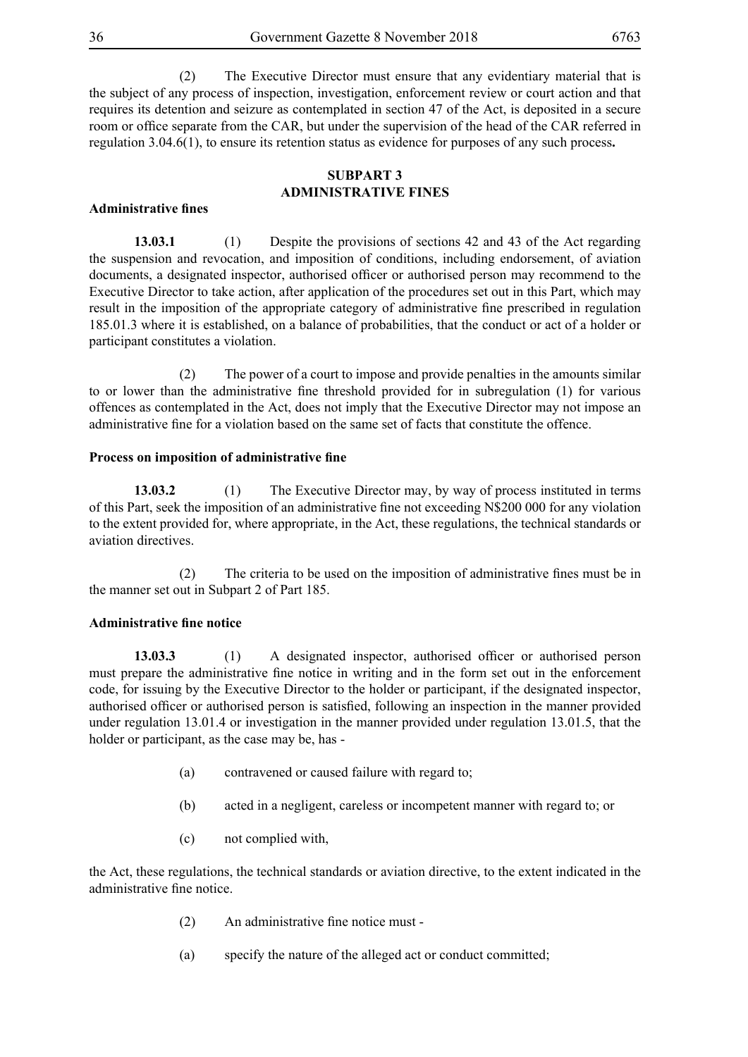(2) The Executive Director must ensure that any evidentiary material that is the subject of any process of inspection, investigation, enforcement review or court action and that requires its detention and seizure as contemplated in section 47 of the Act, is deposited in a secure room or office separate from the CAR, but under the supervision of the head of the CAR referred in regulation 3.04.6(1), to ensure its retention status as evidence for purposes of any such process**.**

## SUBPART 3
## ADMINISTRATIVE FINES

**Administrative fines**

**13.03.1** (1) Despite the provisions of sections 42 and 43 of the Act regarding the suspension and revocation, and imposition of conditions, including endorsement, of aviation documents, a designated inspector, authorised officer or authorised person may recommend to the Executive Director to take action, after application of the procedures set out in this Part, which may result in the imposition of the appropriate category of administrative fine prescribed in regulation 185.01.3 where it is established, on a balance of probabilities, that the conduct or act of a holder or participant constitutes a violation.

(2) The power of a court to impose and provide penalties in the amounts similar to or lower than the administrative fine threshold provided for in subregulation (1) for various offences as contemplated in the Act, does not imply that the Executive Director may not impose an administrative fine for a violation based on the same set of facts that constitute the offence.

**Process on imposition of administrative fine**

**13.03.2** (1) The Executive Director may, by way of process instituted in terms of this Part, seek the imposition of an administrative fine not exceeding N$200 000 for any violation to the extent provided for, where appropriate, in the Act, these regulations, the technical standards or aviation directives.

(2) The criteria to be used on the imposition of administrative fines must be in the manner set out in Subpart 2 of Part 185.

**Administrative fine notice**

**13.03.3** (1) A designated inspector, authorised officer or authorised person must prepare the administrative fine notice in writing and in the form set out in the enforcement code, for issuing by the Executive Director to the holder or participant, if the designated inspector, authorised officer or authorised person is satisfied, following an inspection in the manner provided under regulation 13.01.4 or investigation in the manner provided under regulation 13.01.5, that the holder or participant, as the case may be, has -

(a) contravened or caused failure with regard to;

(b) acted in a negligent, careless or incompetent manner with regard to; or

(c) not complied with,

the Act, these regulations, the technical standards or aviation directive, to the extent indicated in the administrative fine notice.

(2) An administrative fine notice must -

(a) specify the nature of the alleged act or conduct committed;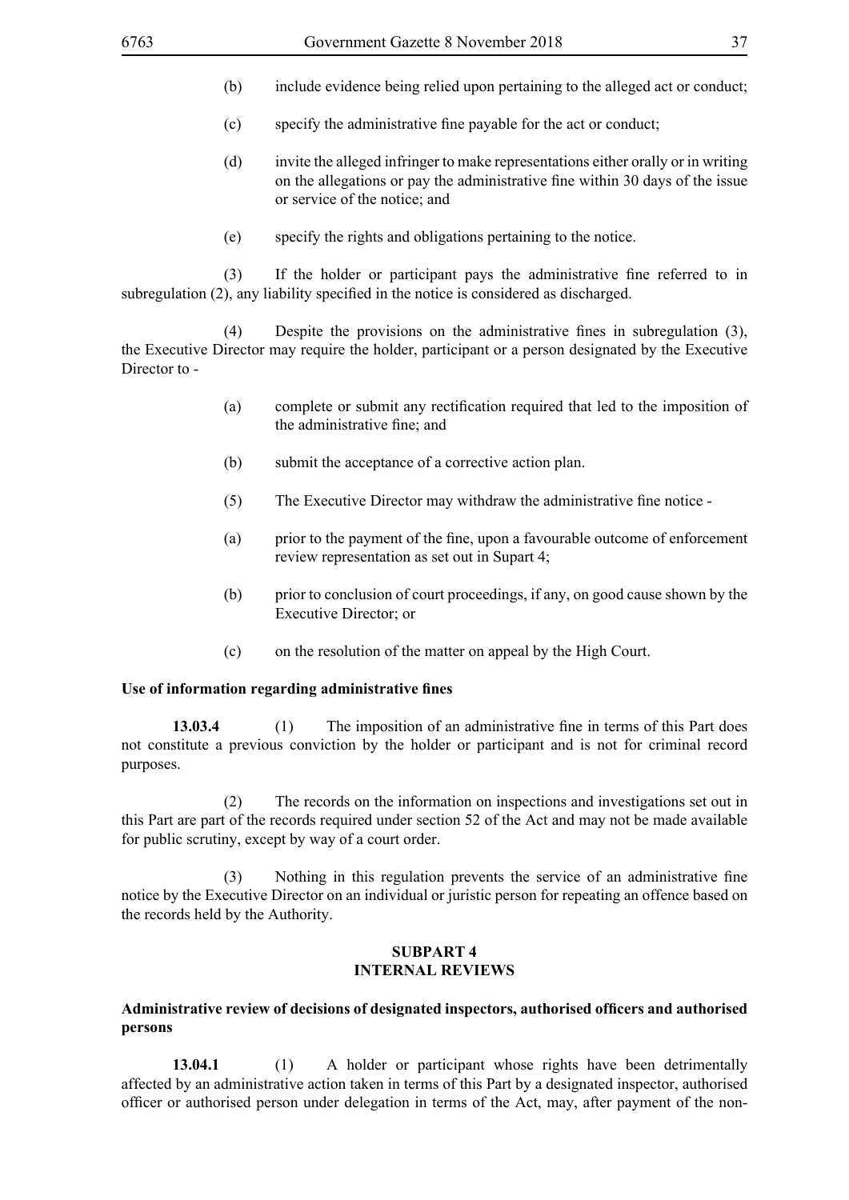(b) include evidence being relied upon pertaining to the alleged act or conduct;

(c) specify the administrative fine payable for the act or conduct;

(d) invite the alleged infringer to make representations either orally or in writing on the allegations or pay the administrative fine within 30 days of the issue or service of the notice; and

(e) specify the rights and obligations pertaining to the notice.

(3) If the holder or participant pays the administrative fine referred to in subregulation (2), any liability specified in the notice is considered as discharged.

(4) Despite the provisions on the administrative fines in subregulation (3), the Executive Director may require the holder, participant or a person designated by the Executive Director to -

(a) complete or submit any rectification required that led to the imposition of the administrative fine; and

(b) submit the acceptance of a corrective action plan.

(5) The Executive Director may withdraw the administrative fine notice -

(a) prior to the payment of the fine, upon a favourable outcome of enforcement review representation as set out in Supart 4;

(b) prior to conclusion of court proceedings, if any, on good cause shown by the Executive Director; or

(c) on the resolution of the matter on appeal by the High Court.

**Use of information regarding administrative fines**

**13.03.4** (1) The imposition of an administrative fine in terms of this Part does not constitute a previous conviction by the holder or participant and is not for criminal record purposes.

(2) The records on the information on inspections and investigations set out in this Part are part of the records required under section 52 of the Act and may not be made available for public scrutiny, except by way of a court order.

(3) Nothing in this regulation prevents the service of an administrative fine notice by the Executive Director on an individual or juristic person for repeating an offence based on the records held by the Authority.

## SUBPART 4
## INTERNAL REVIEWS

**Administrative review of decisions of designated inspectors, authorised officers and authorised persons**

**13.04.1** (1) A holder or participant whose rights have been detrimentally affected by an administrative action taken in terms of this Part by a designated inspector, authorised officer or authorised person under delegation in terms of the Act, may, after payment of the non-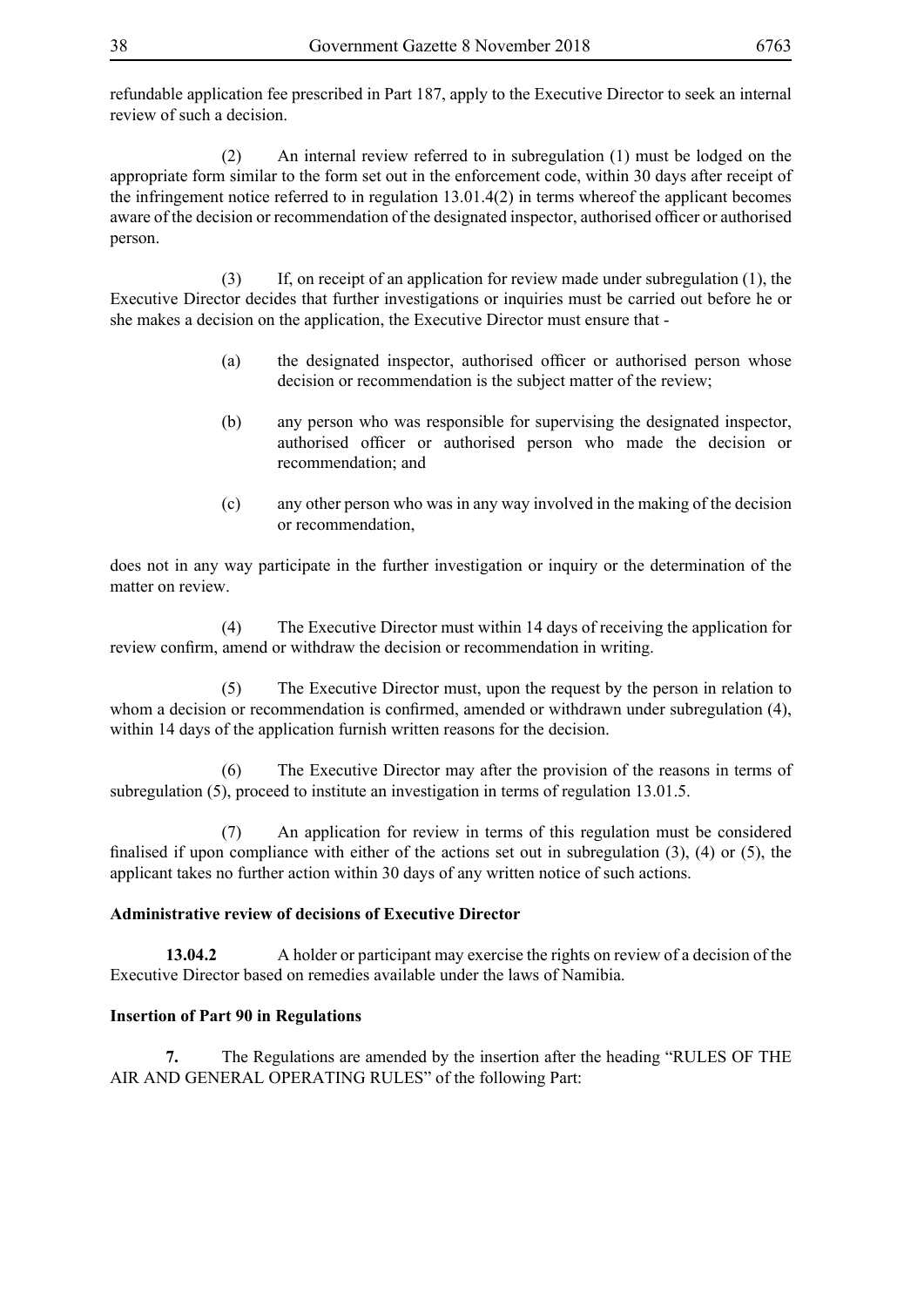refundable application fee prescribed in Part 187, apply to the Executive Director to seek an internal review of such a decision.

(2) An internal review referred to in subregulation (1) must be lodged on the appropriate form similar to the form set out in the enforcement code, within 30 days after receipt of the infringement notice referred to in regulation 13.01.4(2) in terms whereof the applicant becomes aware of the decision or recommendation of the designated inspector, authorised officer or authorised person.

(3) If, on receipt of an application for review made under subregulation (1), the Executive Director decides that further investigations or inquiries must be carried out before he or she makes a decision on the application, the Executive Director must ensure that -

(a) the designated inspector, authorised officer or authorised person whose decision or recommendation is the subject matter of the review;

(b) any person who was responsible for supervising the designated inspector, authorised officer or authorised person who made the decision or recommendation; and

(c) any other person who was in any way involved in the making of the decision or recommendation,

does not in any way participate in the further investigation or inquiry or the determination of the matter on review.

(4) The Executive Director must within 14 days of receiving the application for review confirm, amend or withdraw the decision or recommendation in writing.

(5) The Executive Director must, upon the request by the person in relation to whom a decision or recommendation is confirmed, amended or withdrawn under subregulation (4), within 14 days of the application furnish written reasons for the decision.

(6) The Executive Director may after the provision of the reasons in terms of subregulation (5), proceed to institute an investigation in terms of regulation 13.01.5.

(7) An application for review in terms of this regulation must be considered finalised if upon compliance with either of the actions set out in subregulation (3), (4) or (5), the applicant takes no further action within 30 days of any written notice of such actions.

**Administrative review of decisions of Executive Director**

**13.04.2** A holder or participant may exercise the rights on review of a decision of the Executive Director based on remedies available under the laws of Namibia.

**Insertion of Part 90 in Regulations**

**7.** The Regulations are amended by the insertion after the heading "RULES OF THE AIR AND GENERAL OPERATING RULES" of the following Part: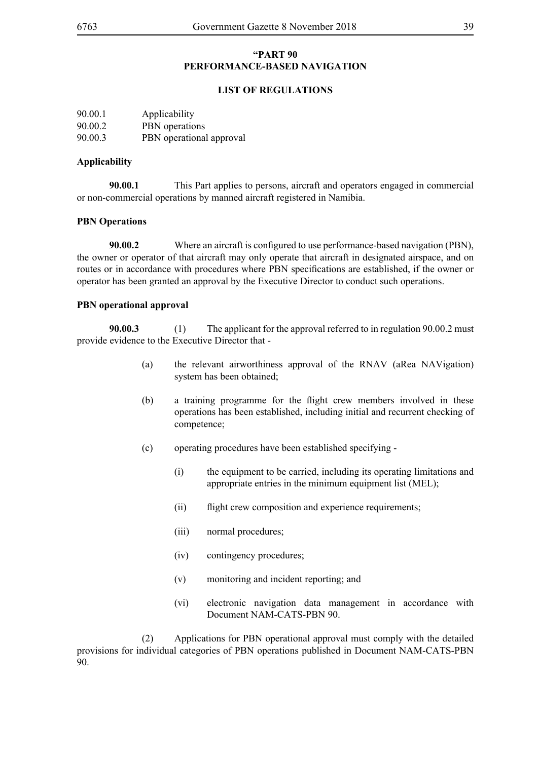**"PART 90**
**PERFORMANCE-BASED NAVIGATION**

**LIST OF REGULATIONS**

90.00.1 Applicability
90.00.2 PBN operations
90.00.3 PBN operational approval

**Applicability**

**90.00.1** This Part applies to persons, aircraft and operators engaged in commercial or non-commercial operations by manned aircraft registered in Namibia.

**PBN Operations**

**90.00.2** Where an aircraft is configured to use performance-based navigation (PBN), the owner or operator of that aircraft may only operate that aircraft in designated airspace, and on routes or in accordance with procedures where PBN specifications are established, if the owner or operator has been granted an approval by the Executive Director to conduct such operations.

**PBN operational approval**

**90.00.3** (1) The applicant for the approval referred to in regulation 90.00.2 must provide evidence to the Executive Director that -

(a) the relevant airworthiness approval of the RNAV (aRea NAVigation) system has been obtained;

(b) a training programme for the flight crew members involved in these operations has been established, including initial and recurrent checking of competence;

(c) operating procedures have been established specifying -

(i) the equipment to be carried, including its operating limitations and appropriate entries in the minimum equipment list (MEL);

(ii) flight crew composition and experience requirements;

(iii) normal procedures;

(iv) contingency procedures;

(v) monitoring and incident reporting; and

(vi) electronic navigation data management in accordance with Document NAM-CATS-PBN 90.

(2) Applications for PBN operational approval must comply with the detailed provisions for individual categories of PBN operations published in Document NAM-CATS-PBN 90.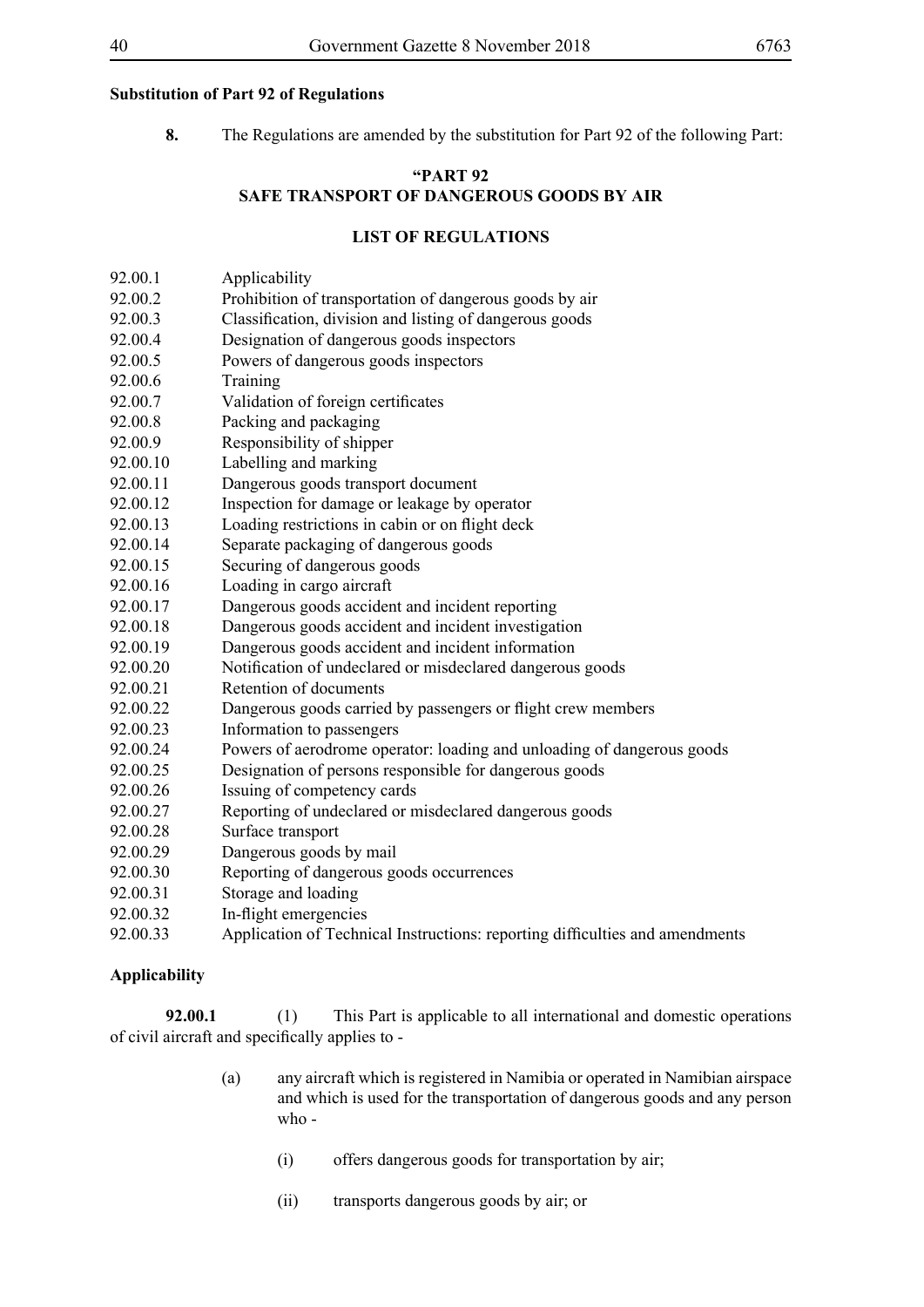**Substitution of Part 92 of Regulations**

**8.** The Regulations are amended by the substitution for Part 92 of the following Part:

**"PART 92**
**SAFE TRANSPORT OF DANGEROUS GOODS BY AIR**

**LIST OF REGULATIONS**

92.00.1 Applicability
92.00.2 Prohibition of transportation of dangerous goods by air
92.00.3 Classification, division and listing of dangerous goods
92.00.4 Designation of dangerous goods inspectors
92.00.5 Powers of dangerous goods inspectors
92.00.6 Training
92.00.7 Validation of foreign certificates
92.00.8 Packing and packaging
92.00.9 Responsibility of shipper
92.00.10 Labelling and marking
92.00.11 Dangerous goods transport document
92.00.12 Inspection for damage or leakage by operator
92.00.13 Loading restrictions in cabin or on flight deck
92.00.14 Separate packaging of dangerous goods
92.00.15 Securing of dangerous goods
92.00.16 Loading in cargo aircraft
92.00.17 Dangerous goods accident and incident reporting
92.00.18 Dangerous goods accident and incident investigation
92.00.19 Dangerous goods accident and incident information
92.00.20 Notification of undeclared or misdeclared dangerous goods
92.00.21 Retention of documents
92.00.22 Dangerous goods carried by passengers or flight crew members
92.00.23 Information to passengers
92.00.24 Powers of aerodrome operator: loading and unloading of dangerous goods
92.00.25 Designation of persons responsible for dangerous goods
92.00.26 Issuing of competency cards
92.00.27 Reporting of undeclared or misdeclared dangerous goods
92.00.28 Surface transport
92.00.29 Dangerous goods by mail
92.00.30 Reporting of dangerous goods occurrences
92.00.31 Storage and loading
92.00.32 In-flight emergencies
92.00.33 Application of Technical Instructions: reporting difficulties and amendments

**Applicability**

**92.00.1** (1) This Part is applicable to all international and domestic operations of civil aircraft and specifically applies to -

(a) any aircraft which is registered in Namibia or operated in Namibian airspace and which is used for the transportation of dangerous goods and any person who -

(i) offers dangerous goods for transportation by air;

(ii) transports dangerous goods by air; or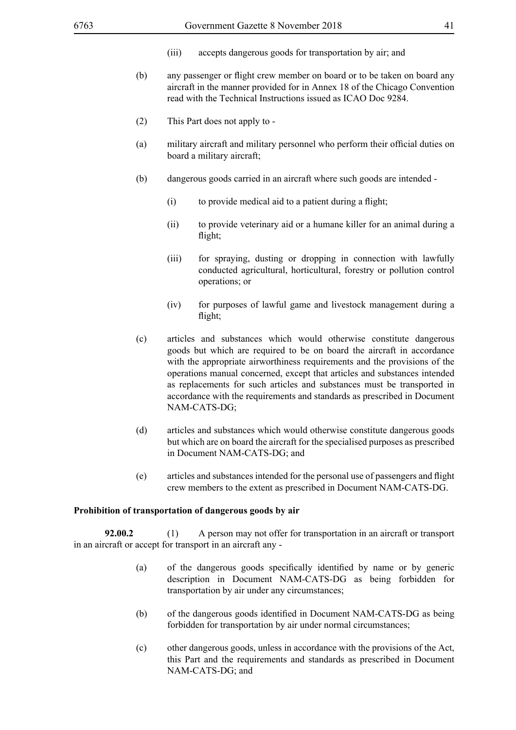(iii) accepts dangerous goods for transportation by air; and

(b) any passenger or flight crew member on board or to be taken on board any aircraft in the manner provided for in Annex 18 of the Chicago Convention read with the Technical Instructions issued as ICAO Doc 9284.

(2) This Part does not apply to -

(a) military aircraft and military personnel who perform their official duties on board a military aircraft;

(b) dangerous goods carried in an aircraft where such goods are intended -

(i) to provide medical aid to a patient during a flight;

(ii) to provide veterinary aid or a humane killer for an animal during a flight;

(iii) for spraying, dusting or dropping in connection with lawfully conducted agricultural, horticultural, forestry or pollution control operations; or

(iv) for purposes of lawful game and livestock management during a flight;

(c) articles and substances which would otherwise constitute dangerous goods but which are required to be on board the aircraft in accordance with the appropriate airworthiness requirements and the provisions of the operations manual concerned, except that articles and substances intended as replacements for such articles and substances must be transported in accordance with the requirements and standards as prescribed in Document NAM-CATS-DG;

(d) articles and substances which would otherwise constitute dangerous goods but which are on board the aircraft for the specialised purposes as prescribed in Document NAM-CATS-DG; and

(e) articles and substances intended for the personal use of passengers and flight crew members to the extent as prescribed in Document NAM-CATS-DG.

**Prohibition of transportation of dangerous goods by air**

**92.00.2** (1) A person may not offer for transportation in an aircraft or transport in an aircraft or accept for transport in an aircraft any -

(a) of the dangerous goods specifically identified by name or by generic description in Document NAM-CATS-DG as being forbidden for transportation by air under any circumstances;

(b) of the dangerous goods identified in Document NAM-CATS-DG as being forbidden for transportation by air under normal circumstances;

(c) other dangerous goods, unless in accordance with the provisions of the Act, this Part and the requirements and standards as prescribed in Document NAM-CATS-DG; and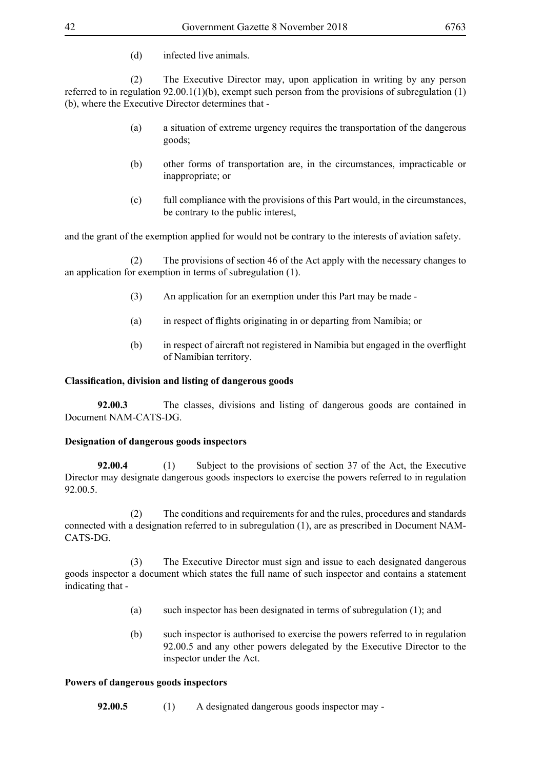(d) infected live animals.

(2) The Executive Director may, upon application in writing by any person referred to in regulation 92.00.1(1)(b), exempt such person from the provisions of subregulation (1)(b), where the Executive Director determines that -

(a) a situation of extreme urgency requires the transportation of the dangerous goods;

(b) other forms of transportation are, in the circumstances, impracticable or inappropriate; or

(c) full compliance with the provisions of this Part would, in the circumstances, be contrary to the public interest,

and the grant of the exemption applied for would not be contrary to the interests of aviation safety.

(2) The provisions of section 46 of the Act apply with the necessary changes to an application for exemption in terms of subregulation (1).

(3) An application for an exemption under this Part may be made -

(a) in respect of flights originating in or departing from Namibia; or

(b) in respect of aircraft not registered in Namibia but engaged in the overflight of Namibian territory.

**Classification, division and listing of dangerous goods**

**92.00.3** The classes, divisions and listing of dangerous goods are contained in Document NAM-CATS-DG.

**Designation of dangerous goods inspectors**

**92.00.4** (1) Subject to the provisions of section 37 of the Act, the Executive Director may designate dangerous goods inspectors to exercise the powers referred to in regulation 92.00.5.

(2) The conditions and requirements for and the rules, procedures and standards connected with a designation referred to in subregulation (1), are as prescribed in Document NAM-CATS-DG.

(3) The Executive Director must sign and issue to each designated dangerous goods inspector a document which states the full name of such inspector and contains a statement indicating that -

(a) such inspector has been designated in terms of subregulation (1); and

(b) such inspector is authorised to exercise the powers referred to in regulation 92.00.5 and any other powers delegated by the Executive Director to the inspector under the Act.

**Powers of dangerous goods inspectors**

**92.00.5** (1) A designated dangerous goods inspector may -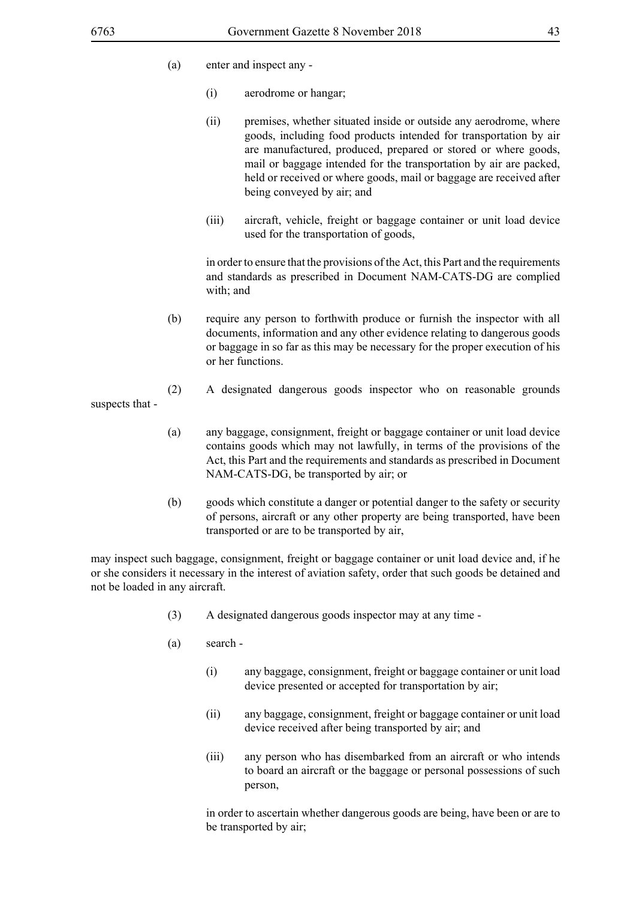(a) enter and inspect any -

(i) aerodrome or hangar;

(ii) premises, whether situated inside or outside any aerodrome, where goods, including food products intended for transportation by air are manufactured, produced, prepared or stored or where goods, mail or baggage intended for the transportation by air are packed, held or received or where goods, mail or baggage are received after being conveyed by air; and

(iii) aircraft, vehicle, freight or baggage container or unit load device used for the transportation of goods,

in order to ensure that the provisions of the Act, this Part and the requirements and standards as prescribed in Document NAM-CATS-DG are complied with; and

(b) require any person to forthwith produce or furnish the inspector with all documents, information and any other evidence relating to dangerous goods or baggage in so far as this may be necessary for the proper execution of his or her functions.

(2) A designated dangerous goods inspector who on reasonable grounds suspects that -

(a) any baggage, consignment, freight or baggage container or unit load device contains goods which may not lawfully, in terms of the provisions of the Act, this Part and the requirements and standards as prescribed in Document NAM-CATS-DG, be transported by air; or

(b) goods which constitute a danger or potential danger to the safety or security of persons, aircraft or any other property are being transported, have been transported or are to be transported by air,

may inspect such baggage, consignment, freight or baggage container or unit load device and, if he or she considers it necessary in the interest of aviation safety, order that such goods be detained and not be loaded in any aircraft.

(3) A designated dangerous goods inspector may at any time -

(a) search -

(i) any baggage, consignment, freight or baggage container or unit load device presented or accepted for transportation by air;

(ii) any baggage, consignment, freight or baggage container or unit load device received after being transported by air; and

(iii) any person who has disembarked from an aircraft or who intends to board an aircraft or the baggage or personal possessions of such person,

in order to ascertain whether dangerous goods are being, have been or are to be transported by air;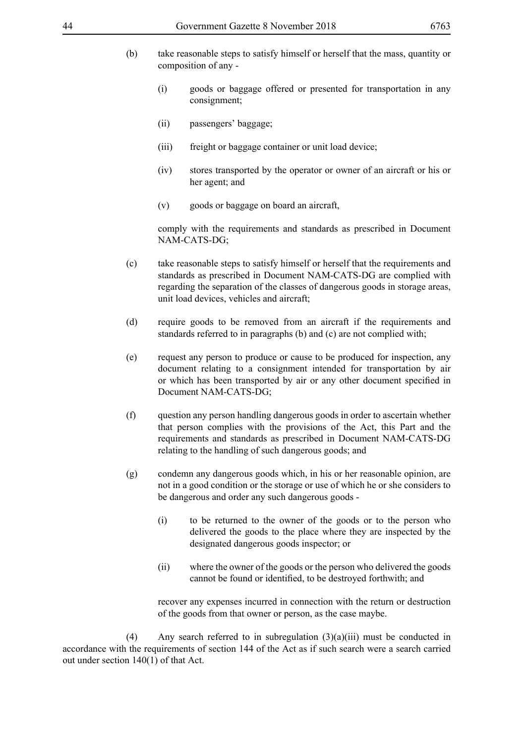(b) take reasonable steps to satisfy himself or herself that the mass, quantity or composition of any -

  (i) goods or baggage offered or presented for transportation in any consignment;

  (ii) passengers' baggage;

  (iii) freight or baggage container or unit load device;

  (iv) stores transported by the operator or owner of an aircraft or his or her agent; and

  (v) goods or baggage on board an aircraft,

  comply with the requirements and standards as prescribed in Document NAM-CATS-DG;

(c) take reasonable steps to satisfy himself or herself that the requirements and standards as prescribed in Document NAM-CATS-DG are complied with regarding the separation of the classes of dangerous goods in storage areas, unit load devices, vehicles and aircraft;

(d) require goods to be removed from an aircraft if the requirements and standards referred to in paragraphs (b) and (c) are not complied with;

(e) request any person to produce or cause to be produced for inspection, any document relating to a consignment intended for transportation by air or which has been transported by air or any other document specified in Document NAM-CATS-DG;

(f) question any person handling dangerous goods in order to ascertain whether that person complies with the provisions of the Act, this Part and the requirements and standards as prescribed in Document NAM-CATS-DG relating to the handling of such dangerous goods; and

(g) condemn any dangerous goods which, in his or her reasonable opinion, are not in a good condition or the storage or use of which he or she considers to be dangerous and order any such dangerous goods -

  (i) to be returned to the owner of the goods or to the person who delivered the goods to the place where they are inspected by the designated dangerous goods inspector; or

  (ii) where the owner of the goods or the person who delivered the goods cannot be found or identified, to be destroyed forthwith; and

  recover any expenses incurred in connection with the return or destruction of the goods from that owner or person, as the case maybe.

(4) Any search referred to in subregulation (3)(a)(iii) must be conducted in accordance with the requirements of section 144 of the Act as if such search were a search carried out under section 140(1) of that Act.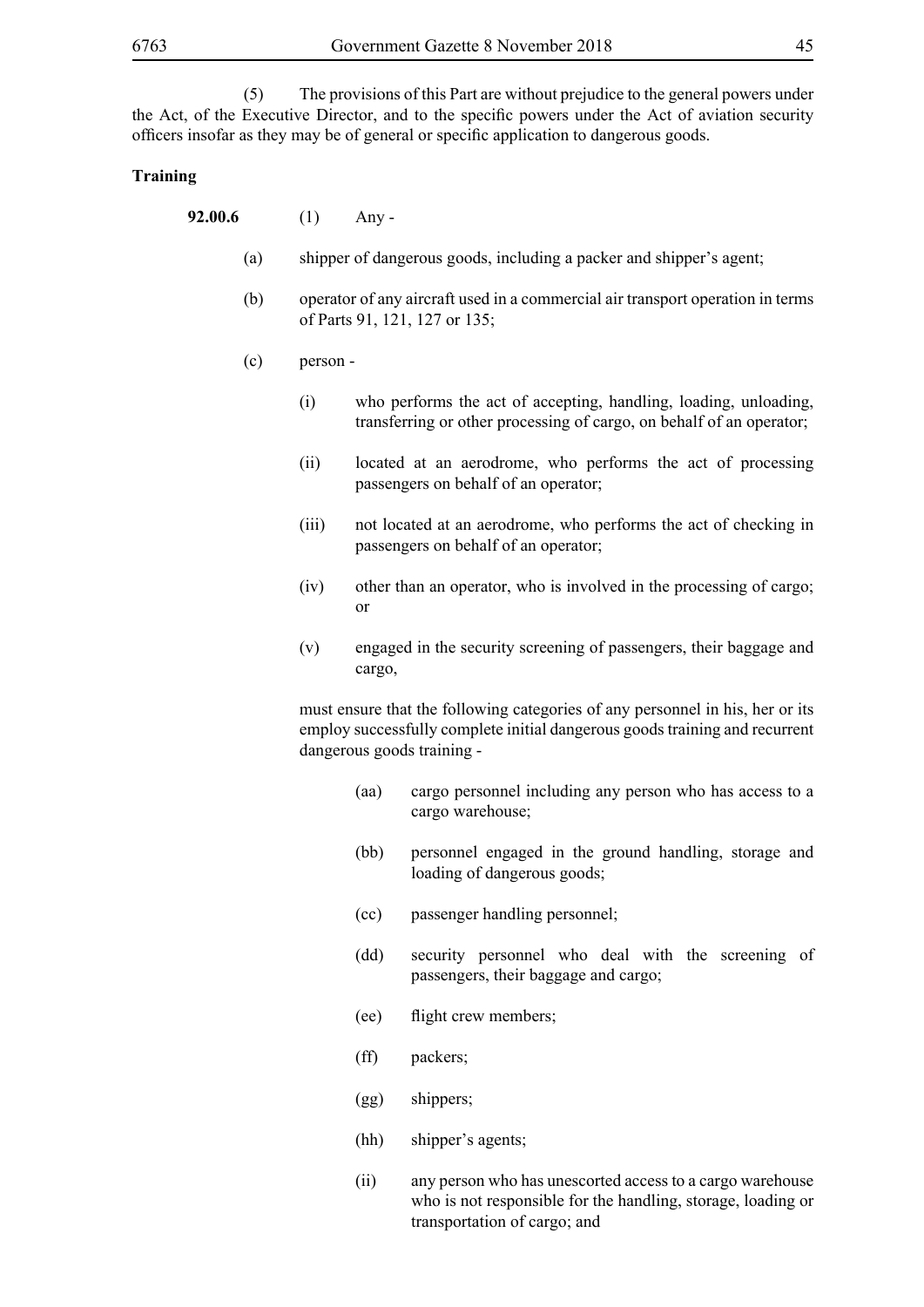(5) The provisions of this Part are without prejudice to the general powers under the Act, of the Executive Director, and to the specific powers under the Act of aviation security officers insofar as they may be of general or specific application to dangerous goods.

**Training**

**92.00.6** (1) Any -

(a) shipper of dangerous goods, including a packer and shipper's agent;

(b) operator of any aircraft used in a commercial air transport operation in terms of Parts 91, 121, 127 or 135;

(c) person -

(i) who performs the act of accepting, handling, loading, unloading, transferring or other processing of cargo, on behalf of an operator;

(ii) located at an aerodrome, who performs the act of processing passengers on behalf of an operator;

(iii) not located at an aerodrome, who performs the act of checking in passengers on behalf of an operator;

(iv) other than an operator, who is involved in the processing of cargo; or

(v) engaged in the security screening of passengers, their baggage and cargo,

must ensure that the following categories of any personnel in his, her or its employ successfully complete initial dangerous goods training and recurrent dangerous goods training -

(aa) cargo personnel including any person who has access to a cargo warehouse;

(bb) personnel engaged in the ground handling, storage and loading of dangerous goods;

(cc) passenger handling personnel;

(dd) security personnel who deal with the screening of passengers, their baggage and cargo;

(ee) flight crew members;

(ff) packers;

(gg) shippers;

(hh) shipper's agents;

(ii) any person who has unescorted access to a cargo warehouse who is not responsible for the handling, storage, loading or transportation of cargo; and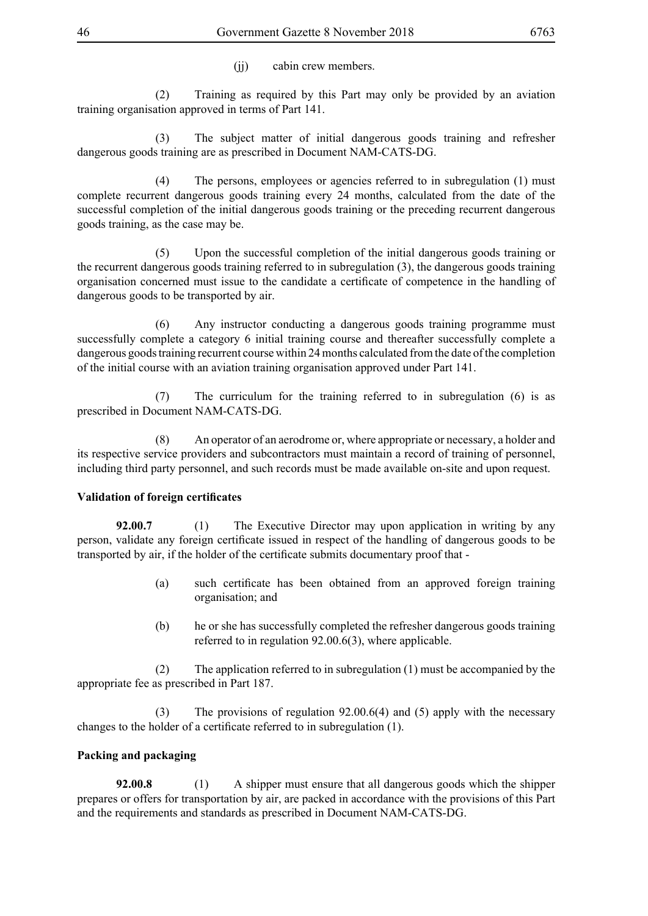(jj) cabin crew members.

(2) Training as required by this Part may only be provided by an aviation training organisation approved in terms of Part 141.

(3) The subject matter of initial dangerous goods training and refresher dangerous goods training are as prescribed in Document NAM-CATS-DG.

(4) The persons, employees or agencies referred to in subregulation (1) must complete recurrent dangerous goods training every 24 months, calculated from the date of the successful completion of the initial dangerous goods training or the preceding recurrent dangerous goods training, as the case may be.

(5) Upon the successful completion of the initial dangerous goods training or the recurrent dangerous goods training referred to in subregulation (3), the dangerous goods training organisation concerned must issue to the candidate a certificate of competence in the handling of dangerous goods to be transported by air.

(6) Any instructor conducting a dangerous goods training programme must successfully complete a category 6 initial training course and thereafter successfully complete a dangerous goods training recurrent course within 24 months calculated from the date of the completion of the initial course with an aviation training organisation approved under Part 141.

(7) The curriculum for the training referred to in subregulation (6) is as prescribed in Document NAM-CATS-DG.

(8) An operator of an aerodrome or, where appropriate or necessary, a holder and its respective service providers and subcontractors must maintain a record of training of personnel, including third party personnel, and such records must be made available on-site and upon request.

**Validation of foreign certificates**

**92.00.7** (1) The Executive Director may upon application in writing by any person, validate any foreign certificate issued in respect of the handling of dangerous goods to be transported by air, if the holder of the certificate submits documentary proof that -

(a) such certificate has been obtained from an approved foreign training organisation; and

(b) he or she has successfully completed the refresher dangerous goods training referred to in regulation 92.00.6(3), where applicable.

(2) The application referred to in subregulation (1) must be accompanied by the appropriate fee as prescribed in Part 187.

(3) The provisions of regulation 92.00.6(4) and (5) apply with the necessary changes to the holder of a certificate referred to in subregulation (1).

**Packing and packaging**

**92.00.8** (1) A shipper must ensure that all dangerous goods which the shipper prepares or offers for transportation by air, are packed in accordance with the provisions of this Part and the requirements and standards as prescribed in Document NAM-CATS-DG.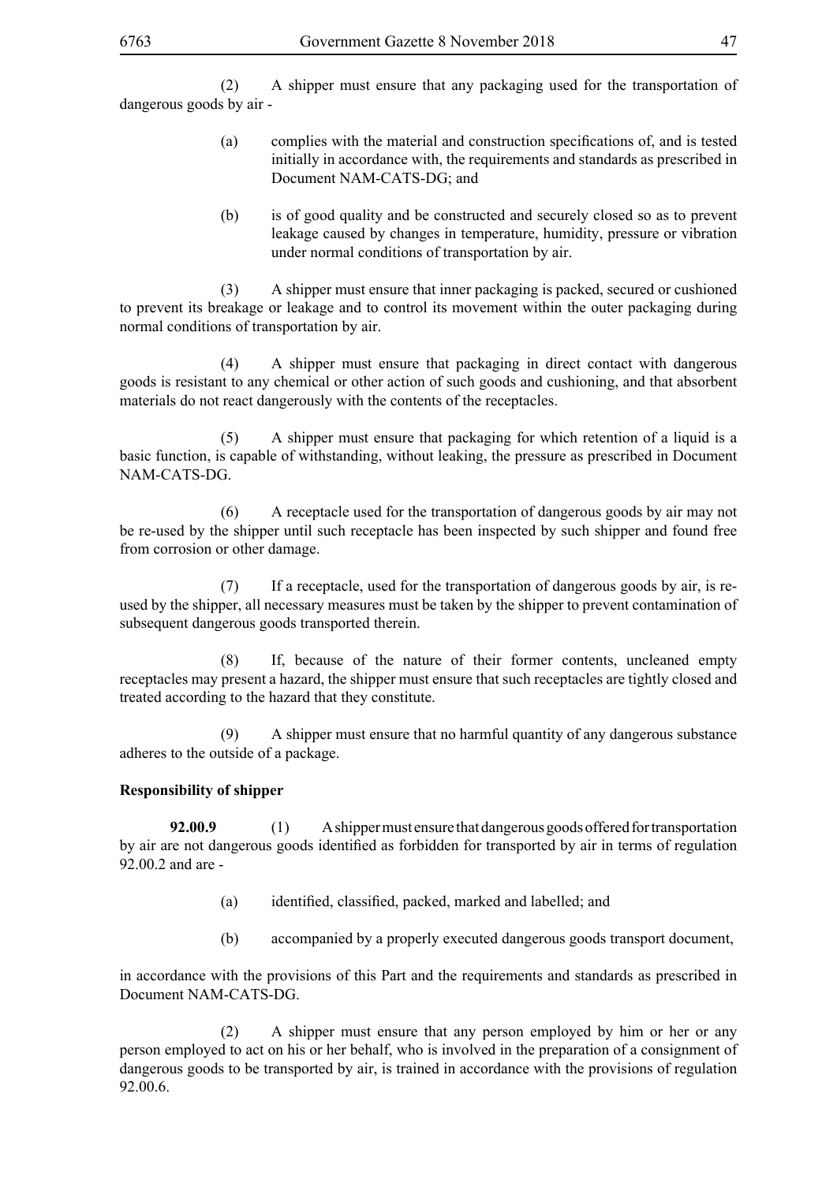(2) A shipper must ensure that any packaging used for the transportation of dangerous goods by air -

(a) complies with the material and construction specifications of, and is tested initially in accordance with, the requirements and standards as prescribed in Document NAM-CATS-DG; and

(b) is of good quality and be constructed and securely closed so as to prevent leakage caused by changes in temperature, humidity, pressure or vibration under normal conditions of transportation by air.

(3) A shipper must ensure that inner packaging is packed, secured or cushioned to prevent its breakage or leakage and to control its movement within the outer packaging during normal conditions of transportation by air.

(4) A shipper must ensure that packaging in direct contact with dangerous goods is resistant to any chemical or other action of such goods and cushioning, and that absorbent materials do not react dangerously with the contents of the receptacles.

(5) A shipper must ensure that packaging for which retention of a liquid is a basic function, is capable of withstanding, without leaking, the pressure as prescribed in Document NAM-CATS-DG.

(6) A receptacle used for the transportation of dangerous goods by air may not be re-used by the shipper until such receptacle has been inspected by such shipper and found free from corrosion or other damage.

(7) If a receptacle, used for the transportation of dangerous goods by air, is re-used by the shipper, all necessary measures must be taken by the shipper to prevent contamination of subsequent dangerous goods transported therein.

(8) If, because of the nature of their former contents, uncleaned empty receptacles may present a hazard, the shipper must ensure that such receptacles are tightly closed and treated according to the hazard that they constitute.

(9) A shipper must ensure that no harmful quantity of any dangerous substance adheres to the outside of a package.

**Responsibility of shipper**

**92.00.9** (1) A shipper must ensure that dangerous goods offered for transportation by air are not dangerous goods identified as forbidden for transported by air in terms of regulation 92.00.2 and are -

(a) identified, classified, packed, marked and labelled; and

(b) accompanied by a properly executed dangerous goods transport document,

in accordance with the provisions of this Part and the requirements and standards as prescribed in Document NAM-CATS-DG.

(2) A shipper must ensure that any person employed by him or her or any person employed to act on his or her behalf, who is involved in the preparation of a consignment of dangerous goods to be transported by air, is trained in accordance with the provisions of regulation 92.00.6.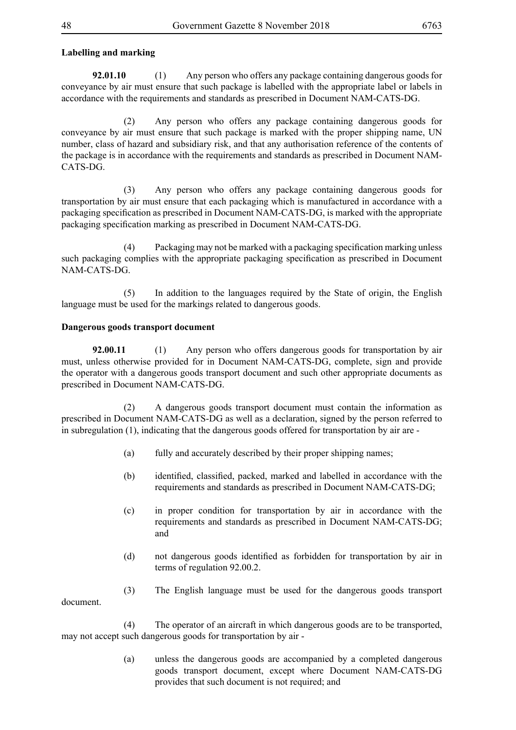**Labelling and marking**

**92.01.10** (1) Any person who offers any package containing dangerous goods for conveyance by air must ensure that such package is labelled with the appropriate label or labels in accordance with the requirements and standards as prescribed in Document NAM-CATS-DG.

(2) Any person who offers any package containing dangerous goods for conveyance by air must ensure that such package is marked with the proper shipping name, UN number, class of hazard and subsidiary risk, and that any authorisation reference of the contents of the package is in accordance with the requirements and standards as prescribed in Document NAM-CATS-DG.

(3) Any person who offers any package containing dangerous goods for transportation by air must ensure that each packaging which is manufactured in accordance with a packaging specification as prescribed in Document NAM-CATS-DG, is marked with the appropriate packaging specification marking as prescribed in Document NAM-CATS-DG.

(4) Packaging may not be marked with a packaging specification marking unless such packaging complies with the appropriate packaging specification as prescribed in Document NAM-CATS-DG.

(5) In addition to the languages required by the State of origin, the English language must be used for the markings related to dangerous goods.

**Dangerous goods transport document**

**92.00.11** (1) Any person who offers dangerous goods for transportation by air must, unless otherwise provided for in Document NAM-CATS-DG, complete, sign and provide the operator with a dangerous goods transport document and such other appropriate documents as prescribed in Document NAM-CATS-DG.

(2) A dangerous goods transport document must contain the information as prescribed in Document NAM-CATS-DG as well as a declaration, signed by the person referred to in subregulation (1), indicating that the dangerous goods offered for transportation by air are -

(a) fully and accurately described by their proper shipping names;

(b) identified, classified, packed, marked and labelled in accordance with the requirements and standards as prescribed in Document NAM-CATS-DG;

(c) in proper condition for transportation by air in accordance with the requirements and standards as prescribed in Document NAM-CATS-DG; and

(d) not dangerous goods identified as forbidden for transportation by air in terms of regulation 92.00.2.

(3) The English language must be used for the dangerous goods transport document.

(4) The operator of an aircraft in which dangerous goods are to be transported, may not accept such dangerous goods for transportation by air -

(a) unless the dangerous goods are accompanied by a completed dangerous goods transport document, except where Document NAM-CATS-DG provides that such document is not required; and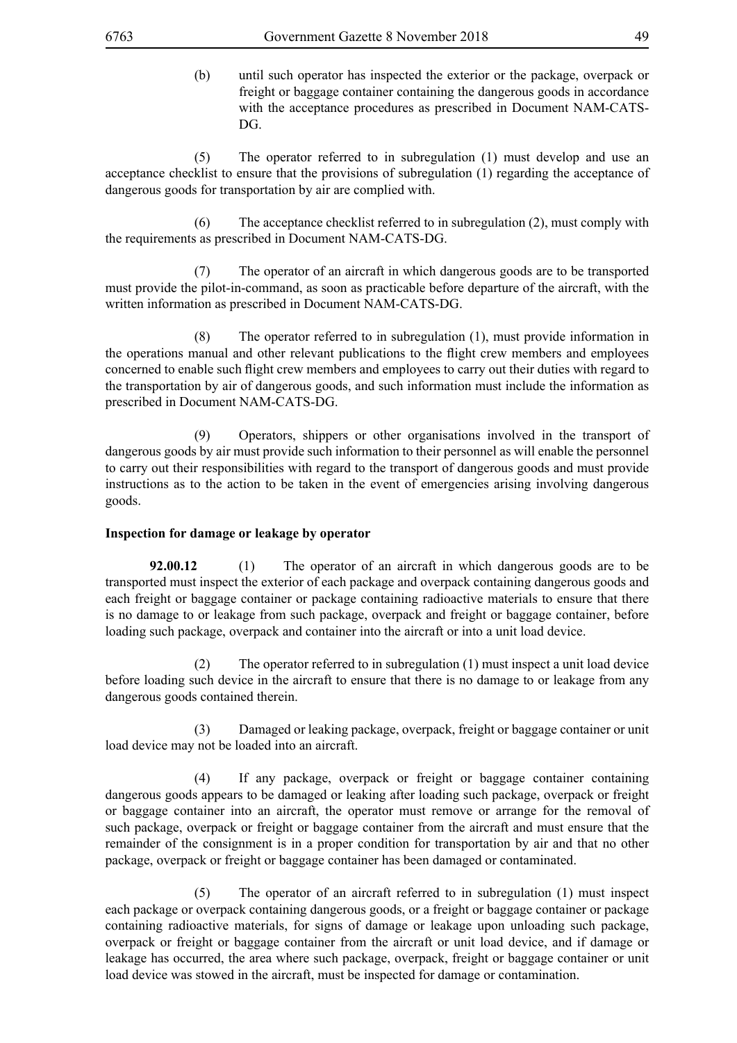(b) until such operator has inspected the exterior or the package, overpack or freight or baggage container containing the dangerous goods in accordance with the acceptance procedures as prescribed in Document NAM-CATS-DG.

(5) The operator referred to in subregulation (1) must develop and use an acceptance checklist to ensure that the provisions of subregulation (1) regarding the acceptance of dangerous goods for transportation by air are complied with.

(6) The acceptance checklist referred to in subregulation (2), must comply with the requirements as prescribed in Document NAM-CATS-DG.

(7) The operator of an aircraft in which dangerous goods are to be transported must provide the pilot-in-command, as soon as practicable before departure of the aircraft, with the written information as prescribed in Document NAM-CATS-DG.

(8) The operator referred to in subregulation (1), must provide information in the operations manual and other relevant publications to the flight crew members and employees concerned to enable such flight crew members and employees to carry out their duties with regard to the transportation by air of dangerous goods, and such information must include the information as prescribed in Document NAM-CATS-DG.

(9) Operators, shippers or other organisations involved in the transport of dangerous goods by air must provide such information to their personnel as will enable the personnel to carry out their responsibilities with regard to the transport of dangerous goods and must provide instructions as to the action to be taken in the event of emergencies arising involving dangerous goods.

**Inspection for damage or leakage by operator**

**92.00.12** (1) The operator of an aircraft in which dangerous goods are to be transported must inspect the exterior of each package and overpack containing dangerous goods and each freight or baggage container or package containing radioactive materials to ensure that there is no damage to or leakage from such package, overpack and freight or baggage container, before loading such package, overpack and container into the aircraft or into a unit load device.

(2) The operator referred to in subregulation (1) must inspect a unit load device before loading such device in the aircraft to ensure that there is no damage to or leakage from any dangerous goods contained therein.

(3) Damaged or leaking package, overpack, freight or baggage container or unit load device may not be loaded into an aircraft.

(4) If any package, overpack or freight or baggage container containing dangerous goods appears to be damaged or leaking after loading such package, overpack or freight or baggage container into an aircraft, the operator must remove or arrange for the removal of such package, overpack or freight or baggage container from the aircraft and must ensure that the remainder of the consignment is in a proper condition for transportation by air and that no other package, overpack or freight or baggage container has been damaged or contaminated.

(5) The operator of an aircraft referred to in subregulation (1) must inspect each package or overpack containing dangerous goods, or a freight or baggage container or package containing radioactive materials, for signs of damage or leakage upon unloading such package, overpack or freight or baggage container from the aircraft or unit load device, and if damage or leakage has occurred, the area where such package, overpack, freight or baggage container or unit load device was stowed in the aircraft, must be inspected for damage or contamination.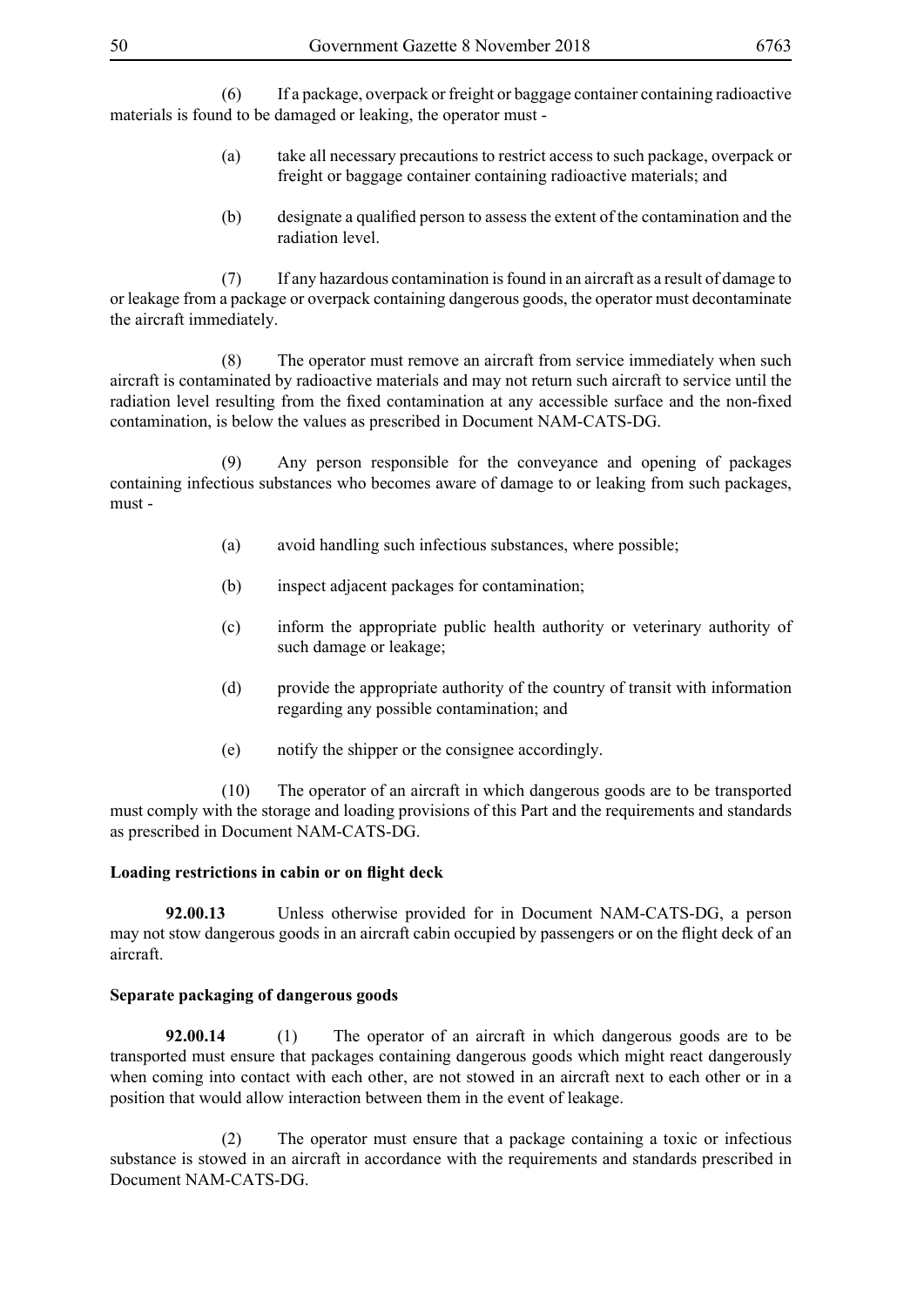(6) If a package, overpack or freight or baggage container containing radioactive materials is found to be damaged or leaking, the operator must -

(a) take all necessary precautions to restrict access to such package, overpack or freight or baggage container containing radioactive materials; and

(b) designate a qualified person to assess the extent of the contamination and the radiation level.

(7) If any hazardous contamination is found in an aircraft as a result of damage to or leakage from a package or overpack containing dangerous goods, the operator must decontaminate the aircraft immediately.

(8) The operator must remove an aircraft from service immediately when such aircraft is contaminated by radioactive materials and may not return such aircraft to service until the radiation level resulting from the fixed contamination at any accessible surface and the non-fixed contamination, is below the values as prescribed in Document NAM-CATS-DG.

(9) Any person responsible for the conveyance and opening of packages containing infectious substances who becomes aware of damage to or leaking from such packages, must -

(a) avoid handling such infectious substances, where possible;

(b) inspect adjacent packages for contamination;

(c) inform the appropriate public health authority or veterinary authority of such damage or leakage;

(d) provide the appropriate authority of the country of transit with information regarding any possible contamination; and

(e) notify the shipper or the consignee accordingly.

(10) The operator of an aircraft in which dangerous goods are to be transported must comply with the storage and loading provisions of this Part and the requirements and standards as prescribed in Document NAM-CATS-DG.

**Loading restrictions in cabin or on flight deck**

**92.00.13** Unless otherwise provided for in Document NAM-CATS-DG, a person may not stow dangerous goods in an aircraft cabin occupied by passengers or on the flight deck of an aircraft.

**Separate packaging of dangerous goods**

**92.00.14** (1) The operator of an aircraft in which dangerous goods are to be transported must ensure that packages containing dangerous goods which might react dangerously when coming into contact with each other, are not stowed in an aircraft next to each other or in a position that would allow interaction between them in the event of leakage.

(2) The operator must ensure that a package containing a toxic or infectious substance is stowed in an aircraft in accordance with the requirements and standards prescribed in Document NAM-CATS-DG.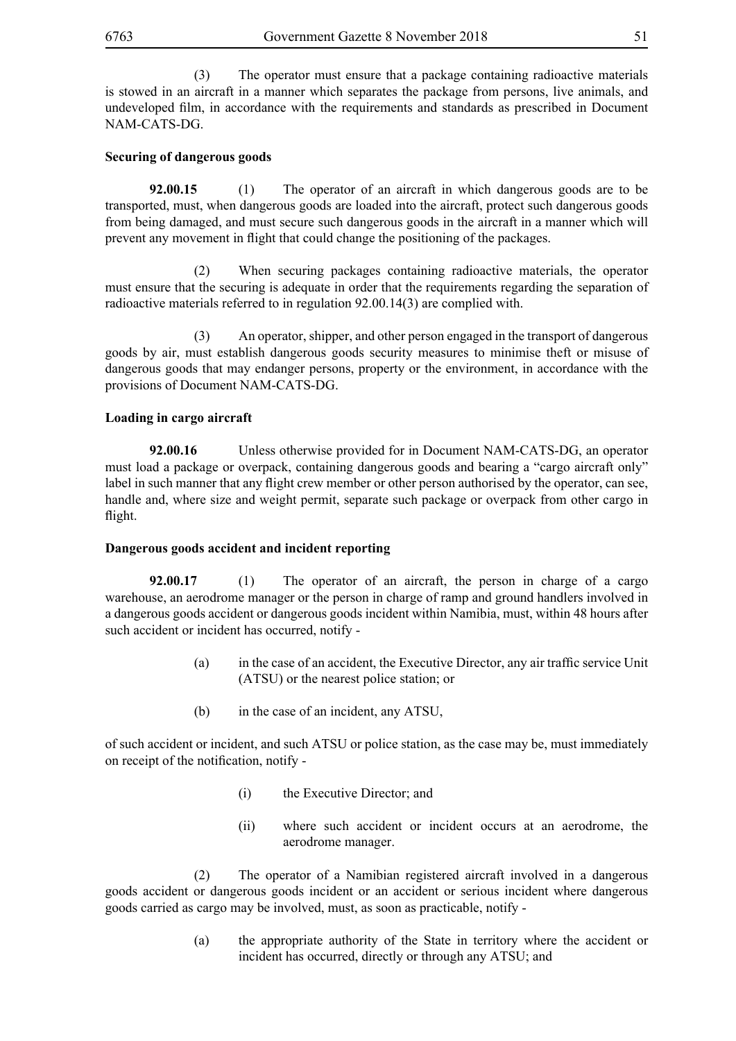(3) The operator must ensure that a package containing radioactive materials is stowed in an aircraft in a manner which separates the package from persons, live animals, and undeveloped film, in accordance with the requirements and standards as prescribed in Document NAM-CATS-DG.

**Securing of dangerous goods**

**92.00.15** (1) The operator of an aircraft in which dangerous goods are to be transported, must, when dangerous goods are loaded into the aircraft, protect such dangerous goods from being damaged, and must secure such dangerous goods in the aircraft in a manner which will prevent any movement in flight that could change the positioning of the packages.

(2) When securing packages containing radioactive materials, the operator must ensure that the securing is adequate in order that the requirements regarding the separation of radioactive materials referred to in regulation 92.00.14(3) are complied with.

(3) An operator, shipper, and other person engaged in the transport of dangerous goods by air, must establish dangerous goods security measures to minimise theft or misuse of dangerous goods that may endanger persons, property or the environment, in accordance with the provisions of Document NAM-CATS-DG.

**Loading in cargo aircraft**

**92.00.16** Unless otherwise provided for in Document NAM-CATS-DG, an operator must load a package or overpack, containing dangerous goods and bearing a "cargo aircraft only" label in such manner that any flight crew member or other person authorised by the operator, can see, handle and, where size and weight permit, separate such package or overpack from other cargo in flight.

**Dangerous goods accident and incident reporting**

**92.00.17** (1) The operator of an aircraft, the person in charge of a cargo warehouse, an aerodrome manager or the person in charge of ramp and ground handlers involved in a dangerous goods accident or dangerous goods incident within Namibia, must, within 48 hours after such accident or incident has occurred, notify -

(a) in the case of an accident, the Executive Director, any air traffic service Unit (ATSU) or the nearest police station; or

(b) in the case of an incident, any ATSU,

of such accident or incident, and such ATSU or police station, as the case may be, must immediately on receipt of the notification, notify -

(i) the Executive Director; and

(ii) where such accident or incident occurs at an aerodrome, the aerodrome manager.

(2) The operator of a Namibian registered aircraft involved in a dangerous goods accident or dangerous goods incident or an accident or serious incident where dangerous goods carried as cargo may be involved, must, as soon as practicable, notify -

(a) the appropriate authority of the State in territory where the accident or incident has occurred, directly or through any ATSU; and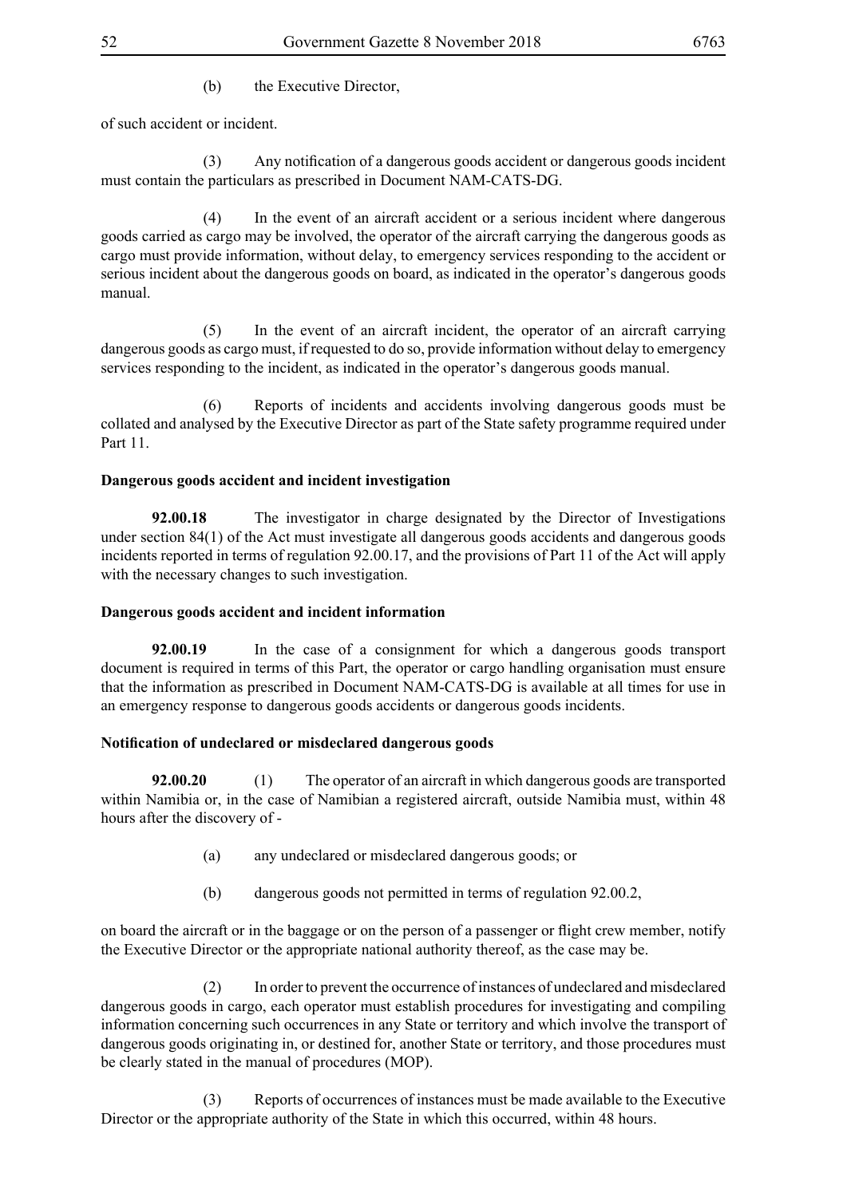(b) the Executive Director,

of such accident or incident.

(3) Any notification of a dangerous goods accident or dangerous goods incident must contain the particulars as prescribed in Document NAM-CATS-DG.

(4) In the event of an aircraft accident or a serious incident where dangerous goods carried as cargo may be involved, the operator of the aircraft carrying the dangerous goods as cargo must provide information, without delay, to emergency services responding to the accident or serious incident about the dangerous goods on board, as indicated in the operator's dangerous goods manual.

(5) In the event of an aircraft incident, the operator of an aircraft carrying dangerous goods as cargo must, if requested to do so, provide information without delay to emergency services responding to the incident, as indicated in the operator's dangerous goods manual.

(6) Reports of incidents and accidents involving dangerous goods must be collated and analysed by the Executive Director as part of the State safety programme required under Part 11.

**Dangerous goods accident and incident investigation**

**92.00.18** The investigator in charge designated by the Director of Investigations under section 84(1) of the Act must investigate all dangerous goods accidents and dangerous goods incidents reported in terms of regulation 92.00.17, and the provisions of Part 11 of the Act will apply with the necessary changes to such investigation.

**Dangerous goods accident and incident information**

**92.00.19** In the case of a consignment for which a dangerous goods transport document is required in terms of this Part, the operator or cargo handling organisation must ensure that the information as prescribed in Document NAM-CATS-DG is available at all times for use in an emergency response to dangerous goods accidents or dangerous goods incidents.

**Notification of undeclared or misdeclared dangerous goods**

**92.00.20** (1) The operator of an aircraft in which dangerous goods are transported within Namibia or, in the case of Namibian a registered aircraft, outside Namibia must, within 48 hours after the discovery of -

(a) any undeclared or misdeclared dangerous goods; or

(b) dangerous goods not permitted in terms of regulation 92.00.2,

on board the aircraft or in the baggage or on the person of a passenger or flight crew member, notify the Executive Director or the appropriate national authority thereof, as the case may be.

(2) In order to prevent the occurrence of instances of undeclared and misdeclared dangerous goods in cargo, each operator must establish procedures for investigating and compiling information concerning such occurrences in any State or territory and which involve the transport of dangerous goods originating in, or destined for, another State or territory, and those procedures must be clearly stated in the manual of procedures (MOP).

(3) Reports of occurrences of instances must be made available to the Executive Director or the appropriate authority of the State in which this occurred, within 48 hours.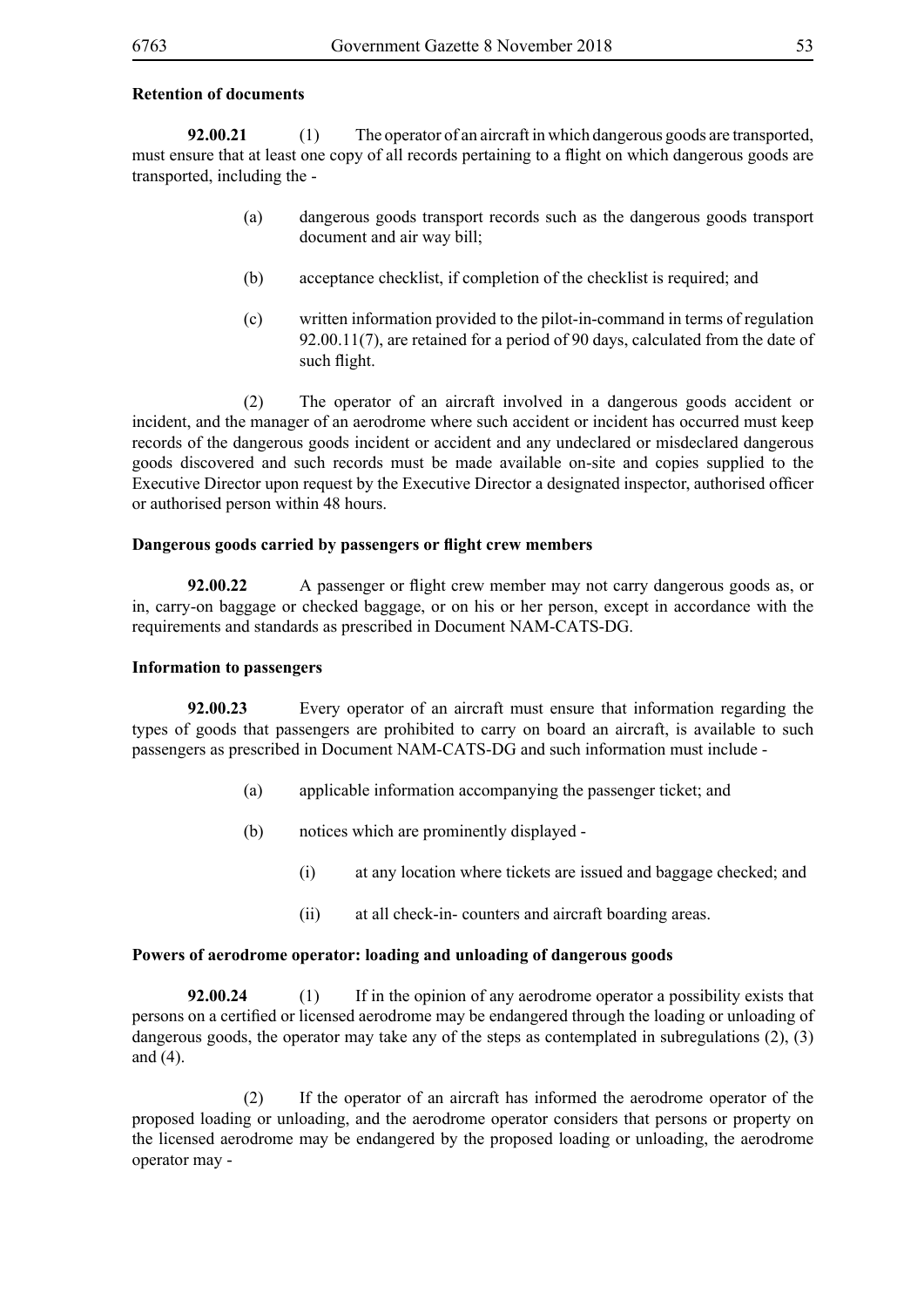**Retention of documents**

**92.00.21** (1) The operator of an aircraft in which dangerous goods are transported, must ensure that at least one copy of all records pertaining to a flight on which dangerous goods are transported, including the -

(a) dangerous goods transport records such as the dangerous goods transport document and air way bill;

(b) acceptance checklist, if completion of the checklist is required; and

(c) written information provided to the pilot-in-command in terms of regulation 92.00.11(7), are retained for a period of 90 days, calculated from the date of such flight.

(2) The operator of an aircraft involved in a dangerous goods accident or incident, and the manager of an aerodrome where such accident or incident has occurred must keep records of the dangerous goods incident or accident and any undeclared or misdeclared dangerous goods discovered and such records must be made available on-site and copies supplied to the Executive Director upon request by the Executive Director a designated inspector, authorised officer or authorised person within 48 hours.

**Dangerous goods carried by passengers or flight crew members**

**92.00.22** A passenger or flight crew member may not carry dangerous goods as, or in, carry-on baggage or checked baggage, or on his or her person, except in accordance with the requirements and standards as prescribed in Document NAM-CATS-DG.

**Information to passengers**

**92.00.23** Every operator of an aircraft must ensure that information regarding the types of goods that passengers are prohibited to carry on board an aircraft, is available to such passengers as prescribed in Document NAM-CATS-DG and such information must include -

(a) applicable information accompanying the passenger ticket; and

(b) notices which are prominently displayed -

(i) at any location where tickets are issued and baggage checked; and

(ii) at all check-in- counters and aircraft boarding areas.

**Powers of aerodrome operator: loading and unloading of dangerous goods**

**92.00.24** (1) If in the opinion of any aerodrome operator a possibility exists that persons on a certified or licensed aerodrome may be endangered through the loading or unloading of dangerous goods, the operator may take any of the steps as contemplated in subregulations (2), (3) and (4).

(2) If the operator of an aircraft has informed the aerodrome operator of the proposed loading or unloading, and the aerodrome operator considers that persons or property on the licensed aerodrome may be endangered by the proposed loading or unloading, the aerodrome operator may -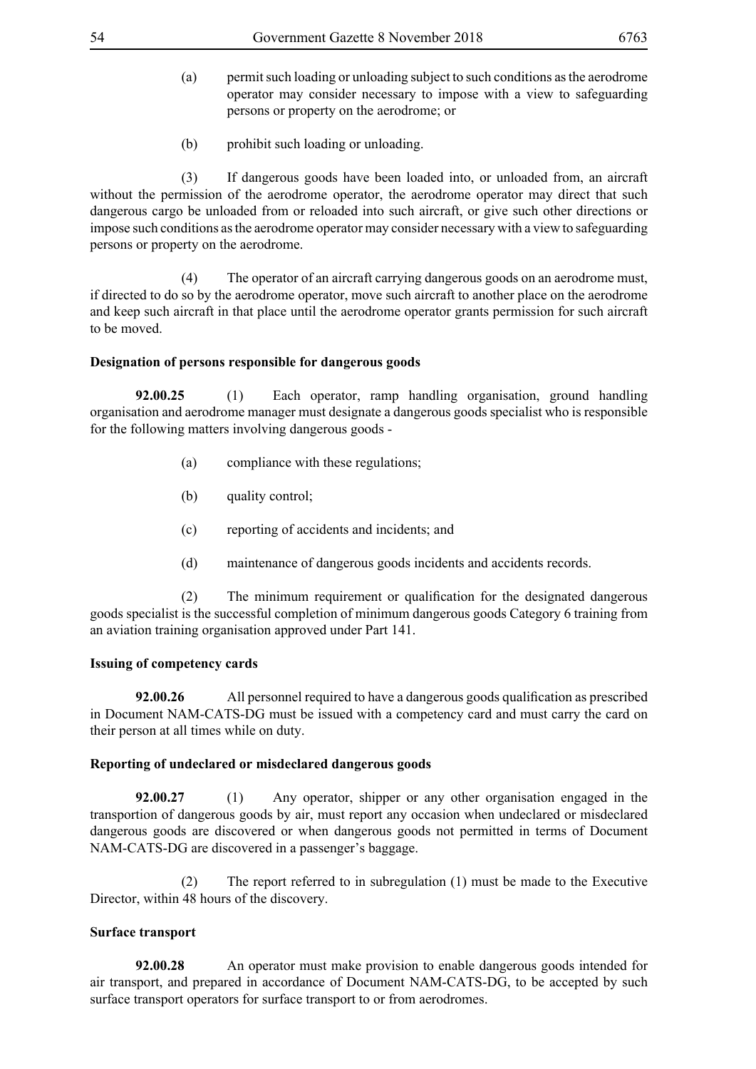(a) permit such loading or unloading subject to such conditions as the aerodrome operator may consider necessary to impose with a view to safeguarding persons or property on the aerodrome; or

(b) prohibit such loading or unloading.

(3) If dangerous goods have been loaded into, or unloaded from, an aircraft without the permission of the aerodrome operator, the aerodrome operator may direct that such dangerous cargo be unloaded from or reloaded into such aircraft, or give such other directions or impose such conditions as the aerodrome operator may consider necessary with a view to safeguarding persons or property on the aerodrome.

(4) The operator of an aircraft carrying dangerous goods on an aerodrome must, if directed to do so by the aerodrome operator, move such aircraft to another place on the aerodrome and keep such aircraft in that place until the aerodrome operator grants permission for such aircraft to be moved.

**Designation of persons responsible for dangerous goods**

**92.00.25** (1) Each operator, ramp handling organisation, ground handling organisation and aerodrome manager must designate a dangerous goods specialist who is responsible for the following matters involving dangerous goods -

(a) compliance with these regulations;

(b) quality control;

(c) reporting of accidents and incidents; and

(d) maintenance of dangerous goods incidents and accidents records.

(2) The minimum requirement or qualification for the designated dangerous goods specialist is the successful completion of minimum dangerous goods Category 6 training from an aviation training organisation approved under Part 141.

**Issuing of competency cards**

**92.00.26** All personnel required to have a dangerous goods qualification as prescribed in Document NAM-CATS-DG must be issued with a competency card and must carry the card on their person at all times while on duty.

**Reporting of undeclared or misdeclared dangerous goods**

**92.00.27** (1) Any operator, shipper or any other organisation engaged in the transportion of dangerous goods by air, must report any occasion when undeclared or misdeclared dangerous goods are discovered or when dangerous goods not permitted in terms of Document NAM-CATS-DG are discovered in a passenger's baggage.

(2) The report referred to in subregulation (1) must be made to the Executive Director, within 48 hours of the discovery.

**Surface transport**

**92.00.28** An operator must make provision to enable dangerous goods intended for air transport, and prepared in accordance of Document NAM-CATS-DG, to be accepted by such surface transport operators for surface transport to or from aerodromes.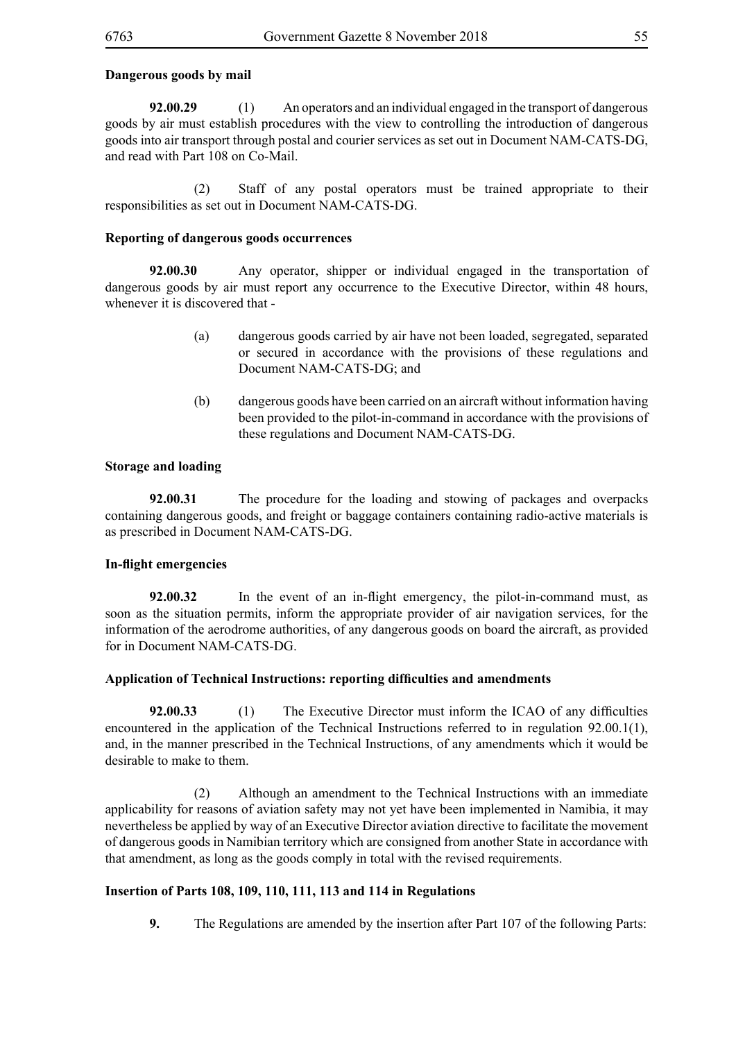**Dangerous goods by mail**

**92.00.29** (1) An operators and an individual engaged in the transport of dangerous goods by air must establish procedures with the view to controlling the introduction of dangerous goods into air transport through postal and courier services as set out in Document NAM-CATS-DG, and read with Part 108 on Co-Mail.

(2) Staff of any postal operators must be trained appropriate to their responsibilities as set out in Document NAM-CATS-DG.

**Reporting of dangerous goods occurrences**

**92.00.30** Any operator, shipper or individual engaged in the transportation of dangerous goods by air must report any occurrence to the Executive Director, within 48 hours, whenever it is discovered that -

(a) dangerous goods carried by air have not been loaded, segregated, separated or secured in accordance with the provisions of these regulations and Document NAM-CATS-DG; and

(b) dangerous goods have been carried on an aircraft without information having been provided to the pilot-in-command in accordance with the provisions of these regulations and Document NAM-CATS-DG.

**Storage and loading**

**92.00.31** The procedure for the loading and stowing of packages and overpacks containing dangerous goods, and freight or baggage containers containing radio-active materials is as prescribed in Document NAM-CATS-DG.

**In-flight emergencies**

**92.00.32** In the event of an in-flight emergency, the pilot-in-command must, as soon as the situation permits, inform the appropriate provider of air navigation services, for the information of the aerodrome authorities, of any dangerous goods on board the aircraft, as provided for in Document NAM-CATS-DG.

**Application of Technical Instructions: reporting difficulties and amendments**

**92.00.33** (1) The Executive Director must inform the ICAO of any difficulties encountered in the application of the Technical Instructions referred to in regulation 92.00.1(1), and, in the manner prescribed in the Technical Instructions, of any amendments which it would be desirable to make to them.

(2) Although an amendment to the Technical Instructions with an immediate applicability for reasons of aviation safety may not yet have been implemented in Namibia, it may nevertheless be applied by way of an Executive Director aviation directive to facilitate the movement of dangerous goods in Namibian territory which are consigned from another State in accordance with that amendment, as long as the goods comply in total with the revised requirements.

**Insertion of Parts 108, 109, 110, 111, 113 and 114 in Regulations**

**9.** The Regulations are amended by the insertion after Part 107 of the following Parts: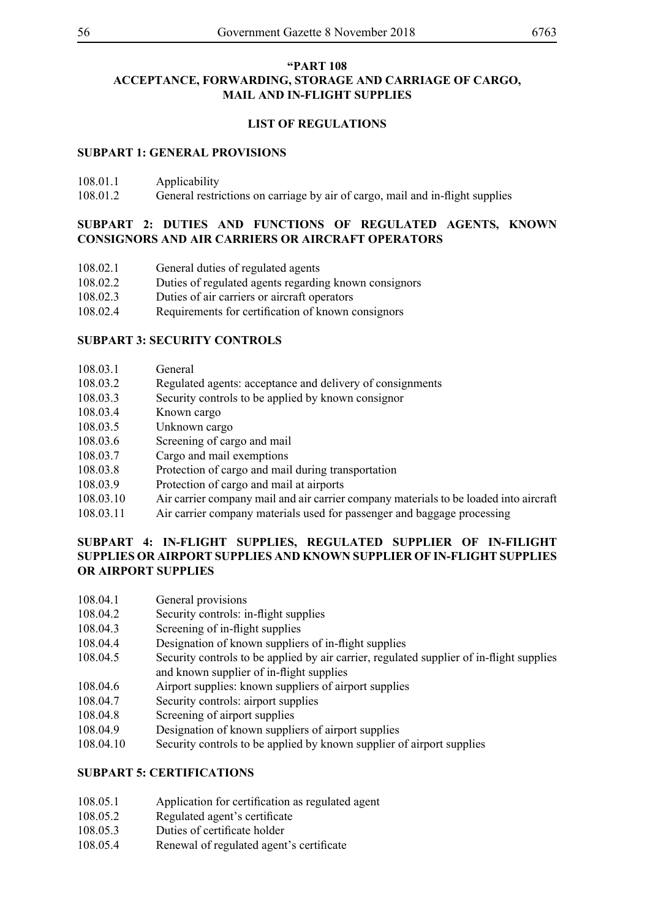**"PART 108**
**ACCEPTANCE, FORWARDING, STORAGE AND CARRIAGE OF CARGO, MAIL AND IN-FLIGHT SUPPLIES**

**LIST OF REGULATIONS**

**SUBPART 1: GENERAL PROVISIONS**

108.01.1 Applicability
108.01.2 General restrictions on carriage by air of cargo, mail and in-flight supplies

**SUBPART 2: DUTIES AND FUNCTIONS OF REGULATED AGENTS, KNOWN CONSIGNORS AND AIR CARRIERS OR AIRCRAFT OPERATORS**

108.02.1 General duties of regulated agents
108.02.2 Duties of regulated agents regarding known consignors
108.02.3 Duties of air carriers or aircraft operators
108.02.4 Requirements for certification of known consignors

**SUBPART 3: SECURITY CONTROLS**

108.03.1 General
108.03.2 Regulated agents: acceptance and delivery of consignments
108.03.3 Security controls to be applied by known consignor
108.03.4 Known cargo
108.03.5 Unknown cargo
108.03.6 Screening of cargo and mail
108.03.7 Cargo and mail exemptions
108.03.8 Protection of cargo and mail during transportation
108.03.9 Protection of cargo and mail at airports
108.03.10 Air carrier company mail and air carrier company materials to be loaded into aircraft
108.03.11 Air carrier company materials used for passenger and baggage processing

**SUBPART 4: IN-FLIGHT SUPPLIES, REGULATED SUPPLIER OF IN-FILIGHT SUPPLIES OR AIRPORT SUPPLIES AND KNOWN SUPPLIER OF IN-FLIGHT SUPPLIES OR AIRPORT SUPPLIES**

108.04.1 General provisions
108.04.2 Security controls: in-flight supplies
108.04.3 Screening of in-flight supplies
108.04.4 Designation of known suppliers of in-flight supplies
108.04.5 Security controls to be applied by air carrier, regulated supplier of in-flight supplies and known supplier of in-flight supplies
108.04.6 Airport supplies: known suppliers of airport supplies
108.04.7 Security controls: airport supplies
108.04.8 Screening of airport supplies
108.04.9 Designation of known suppliers of airport supplies
108.04.10 Security controls to be applied by known supplier of airport supplies

**SUBPART 5: CERTIFICATIONS**

108.05.1 Application for certification as regulated agent
108.05.2 Regulated agent's certificate
108.05.3 Duties of certificate holder
108.05.4 Renewal of regulated agent's certificate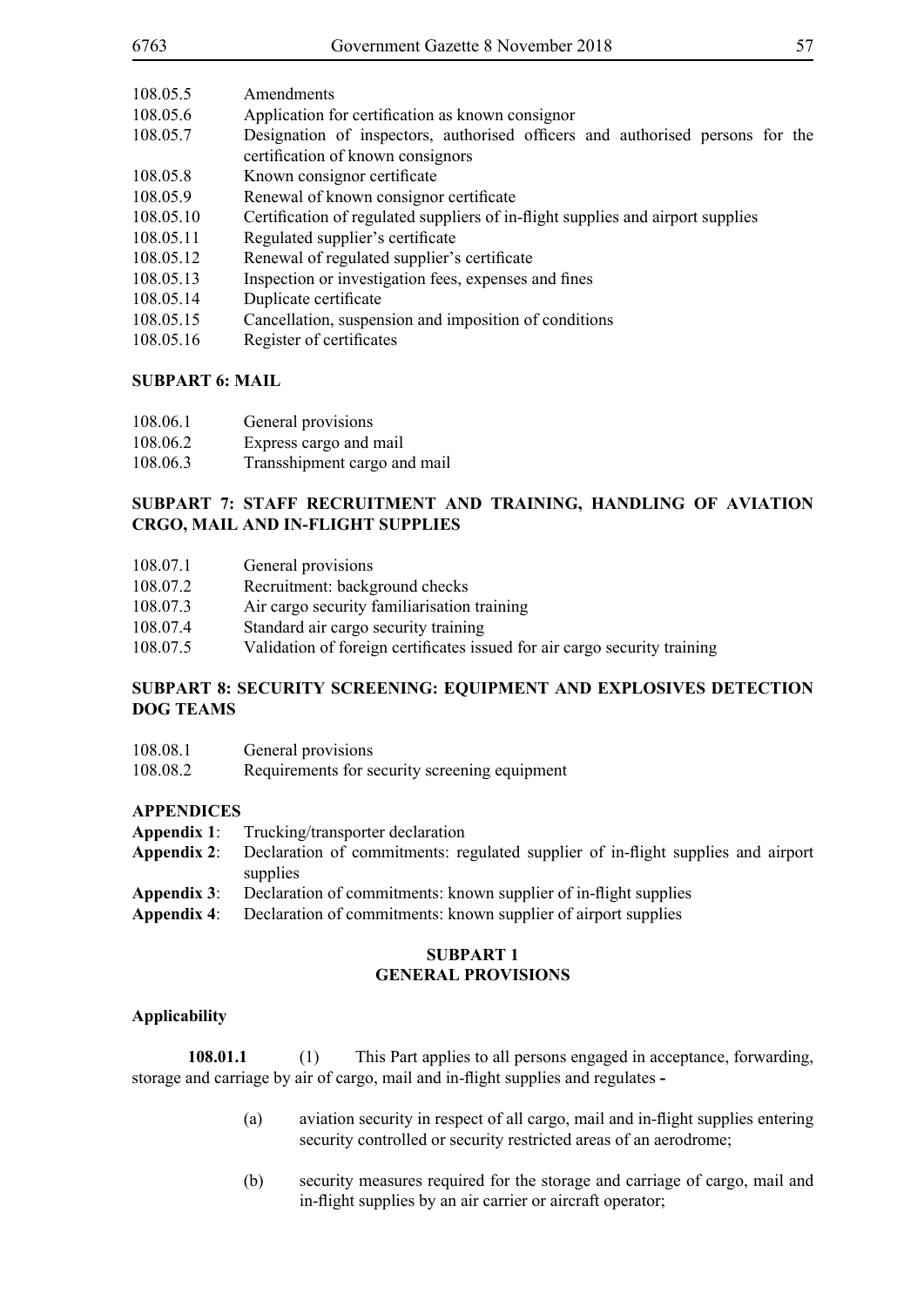108.05.5 Amendments
108.05.6 Application for certification as known consignor
108.05.7 Designation of inspectors, authorised officers and authorised persons for the certification of known consignors
108.05.8 Known consignor certificate
108.05.9 Renewal of known consignor certificate
108.05.10 Certification of regulated suppliers of in-flight supplies and airport supplies
108.05.11 Regulated supplier's certificate
108.05.12 Renewal of regulated supplier's certificate
108.05.13 Inspection or investigation fees, expenses and fines
108.05.14 Duplicate certificate
108.05.15 Cancellation, suspension and imposition of conditions
108.05.16 Register of certificates

**SUBPART 6: MAIL**

108.06.1 General provisions
108.06.2 Express cargo and mail
108.06.3 Transshipment cargo and mail

**SUBPART 7: STAFF RECRUITMENT AND TRAINING, HANDLING OF AVIATION CRGO, MAIL AND IN-FLIGHT SUPPLIES**

108.07.1 General provisions
108.07.2 Recruitment: background checks
108.07.3 Air cargo security familiarisation training
108.07.4 Standard air cargo security training
108.07.5 Validation of foreign certificates issued for air cargo security training

**SUBPART 8: SECURITY SCREENING: EQUIPMENT AND EXPLOSIVES DETECTION DOG TEAMS**

108.08.1 General provisions
108.08.2 Requirements for security screening equipment

**APPENDICES**

**Appendix 1**: Trucking/transporter declaration
**Appendix 2**: Declaration of commitments: regulated supplier of in-flight supplies and airport supplies
**Appendix 3**: Declaration of commitments: known supplier of in-flight supplies
**Appendix 4**: Declaration of commitments: known supplier of airport supplies

## SUBPART 1
## GENERAL PROVISIONS

**Applicability**

**108.01.1** (1) This Part applies to all persons engaged in acceptance, forwarding, storage and carriage by air of cargo, mail and in-flight supplies and regulates **-**

(a) aviation security in respect of all cargo, mail and in-flight supplies entering security controlled or security restricted areas of an aerodrome;

(b) security measures required for the storage and carriage of cargo, mail and in-flight supplies by an air carrier or aircraft operator;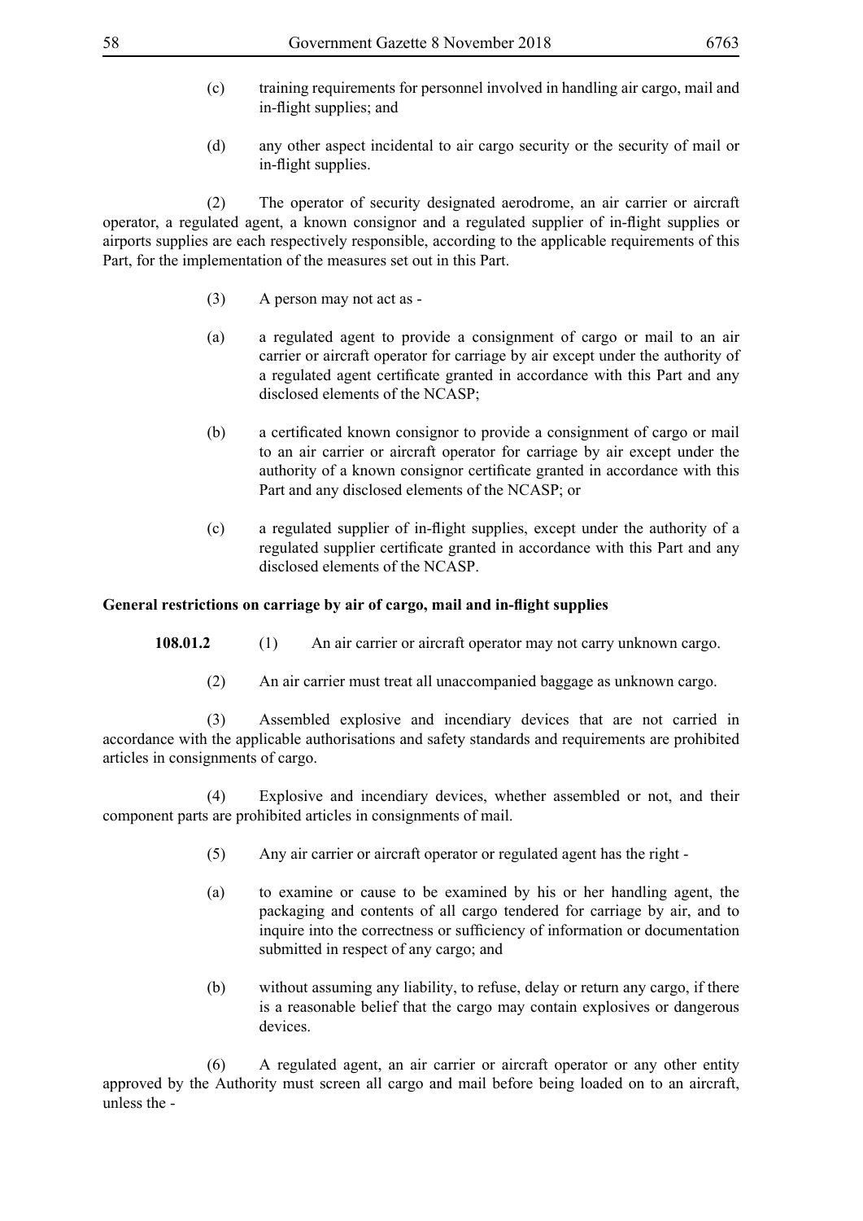(c) training requirements for personnel involved in handling air cargo, mail and in-flight supplies; and

(d) any other aspect incidental to air cargo security or the security of mail or in-flight supplies.

(2) The operator of security designated aerodrome, an air carrier or aircraft operator, a regulated agent, a known consignor and a regulated supplier of in-flight supplies or airports supplies are each respectively responsible, according to the applicable requirements of this Part, for the implementation of the measures set out in this Part.

(3) A person may not act as -

(a) a regulated agent to provide a consignment of cargo or mail to an air carrier or aircraft operator for carriage by air except under the authority of a regulated agent certificate granted in accordance with this Part and any disclosed elements of the NCASP;

(b) a certificated known consignor to provide a consignment of cargo or mail to an air carrier or aircraft operator for carriage by air except under the authority of a known consignor certificate granted in accordance with this Part and any disclosed elements of the NCASP; or

(c) a regulated supplier of in-flight supplies, except under the authority of a regulated supplier certificate granted in accordance with this Part and any disclosed elements of the NCASP.

**General restrictions on carriage by air of cargo, mail and in-flight supplies**

**108.01.2** (1) An air carrier or aircraft operator may not carry unknown cargo.

(2) An air carrier must treat all unaccompanied baggage as unknown cargo.

(3) Assembled explosive and incendiary devices that are not carried in accordance with the applicable authorisations and safety standards and requirements are prohibited articles in consignments of cargo.

(4) Explosive and incendiary devices, whether assembled or not, and their component parts are prohibited articles in consignments of mail.

(5) Any air carrier or aircraft operator or regulated agent has the right -

(a) to examine or cause to be examined by his or her handling agent, the packaging and contents of all cargo tendered for carriage by air, and to inquire into the correctness or sufficiency of information or documentation submitted in respect of any cargo; and

(b) without assuming any liability, to refuse, delay or return any cargo, if there is a reasonable belief that the cargo may contain explosives or dangerous devices.

(6) A regulated agent, an air carrier or aircraft operator or any other entity approved by the Authority must screen all cargo and mail before being loaded on to an aircraft, unless the -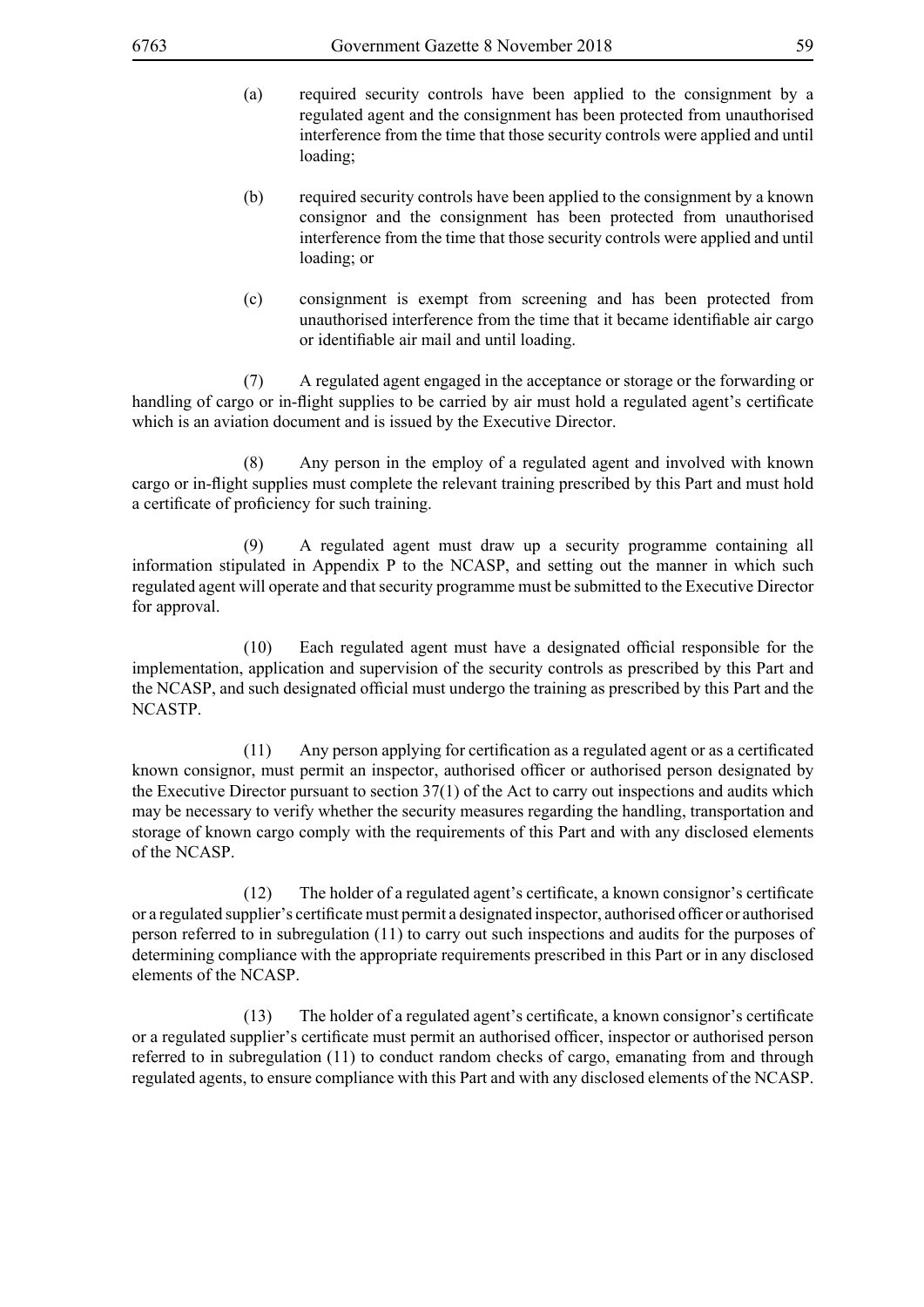(a) required security controls have been applied to the consignment by a regulated agent and the consignment has been protected from unauthorised interference from the time that those security controls were applied and until loading;

(b) required security controls have been applied to the consignment by a known consignor and the consignment has been protected from unauthorised interference from the time that those security controls were applied and until loading; or

(c) consignment is exempt from screening and has been protected from unauthorised interference from the time that it became identifiable air cargo or identifiable air mail and until loading.

(7) A regulated agent engaged in the acceptance or storage or the forwarding or handling of cargo or in-flight supplies to be carried by air must hold a regulated agent's certificate which is an aviation document and is issued by the Executive Director.

(8) Any person in the employ of a regulated agent and involved with known cargo or in-flight supplies must complete the relevant training prescribed by this Part and must hold a certificate of proficiency for such training.

(9) A regulated agent must draw up a security programme containing all information stipulated in Appendix P to the NCASP, and setting out the manner in which such regulated agent will operate and that security programme must be submitted to the Executive Director for approval.

(10) Each regulated agent must have a designated official responsible for the implementation, application and supervision of the security controls as prescribed by this Part and the NCASP, and such designated official must undergo the training as prescribed by this Part and the NCASTP.

(11) Any person applying for certification as a regulated agent or as a certificated known consignor, must permit an inspector, authorised officer or authorised person designated by the Executive Director pursuant to section 37(1) of the Act to carry out inspections and audits which may be necessary to verify whether the security measures regarding the handling, transportation and storage of known cargo comply with the requirements of this Part and with any disclosed elements of the NCASP.

(12) The holder of a regulated agent's certificate, a known consignor's certificate or a regulated supplier's certificate must permit a designated inspector, authorised officer or authorised person referred to in subregulation (11) to carry out such inspections and audits for the purposes of determining compliance with the appropriate requirements prescribed in this Part or in any disclosed elements of the NCASP.

(13) The holder of a regulated agent's certificate, a known consignor's certificate or a regulated supplier's certificate must permit an authorised officer, inspector or authorised person referred to in subregulation (11) to conduct random checks of cargo, emanating from and through regulated agents, to ensure compliance with this Part and with any disclosed elements of the NCASP.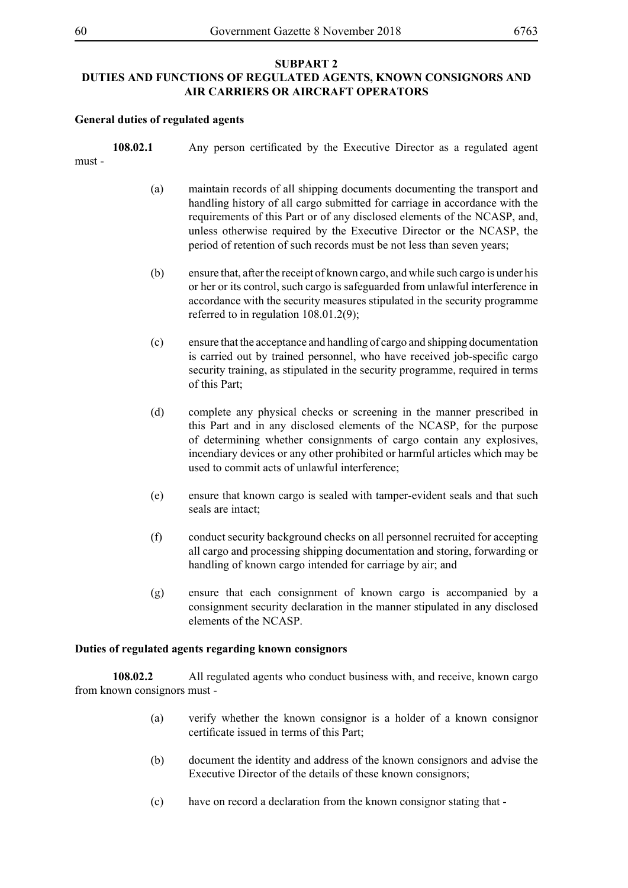## SUBPART 2
## DUTIES AND FUNCTIONS OF REGULATED AGENTS, KNOWN CONSIGNORS AND AIR CARRIERS OR AIRCRAFT OPERATORS

**General duties of regulated agents**

**108.02.1** Any person certificated by the Executive Director as a regulated agent must -

(a) maintain records of all shipping documents documenting the transport and handling history of all cargo submitted for carriage in accordance with the requirements of this Part or of any disclosed elements of the NCASP, and, unless otherwise required by the Executive Director or the NCASP, the period of retention of such records must be not less than seven years;

(b) ensure that, after the receipt of known cargo, and while such cargo is under his or her or its control, such cargo is safeguarded from unlawful interference in accordance with the security measures stipulated in the security programme referred to in regulation 108.01.2(9);

(c) ensure that the acceptance and handling of cargo and shipping documentation is carried out by trained personnel, who have received job-specific cargo security training, as stipulated in the security programme, required in terms of this Part;

(d) complete any physical checks or screening in the manner prescribed in this Part and in any disclosed elements of the NCASP, for the purpose of determining whether consignments of cargo contain any explosives, incendiary devices or any other prohibited or harmful articles which may be used to commit acts of unlawful interference;

(e) ensure that known cargo is sealed with tamper-evident seals and that such seals are intact;

(f) conduct security background checks on all personnel recruited for accepting all cargo and processing shipping documentation and storing, forwarding or handling of known cargo intended for carriage by air; and

(g) ensure that each consignment of known cargo is accompanied by a consignment security declaration in the manner stipulated in any disclosed elements of the NCASP.

**Duties of regulated agents regarding known consignors**

**108.02.2** All regulated agents who conduct business with, and receive, known cargo from known consignors must -

(a) verify whether the known consignor is a holder of a known consignor certificate issued in terms of this Part;

(b) document the identity and address of the known consignors and advise the Executive Director of the details of these known consignors;

(c) have on record a declaration from the known consignor stating that -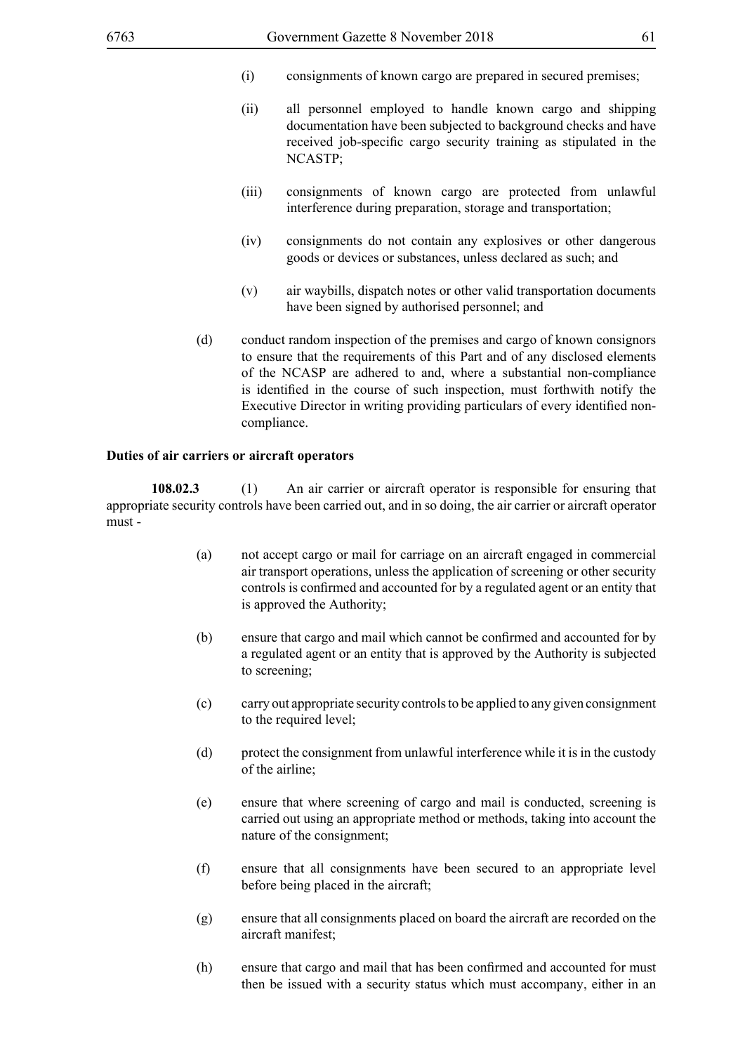(i) consignments of known cargo are prepared in secured premises;

(ii) all personnel employed to handle known cargo and shipping documentation have been subjected to background checks and have received job-specific cargo security training as stipulated in the NCASTP;

(iii) consignments of known cargo are protected from unlawful interference during preparation, storage and transportation;

(iv) consignments do not contain any explosives or other dangerous goods or devices or substances, unless declared as such; and

(v) air waybills, dispatch notes or other valid transportation documents have been signed by authorised personnel; and

(d) conduct random inspection of the premises and cargo of known consignors to ensure that the requirements of this Part and of any disclosed elements of the NCASP are adhered to and, where a substantial non-compliance is identified in the course of such inspection, must forthwith notify the Executive Director in writing providing particulars of every identified non-compliance.

**Duties of air carriers or aircraft operators**

**108.02.3** (1) An air carrier or aircraft operator is responsible for ensuring that appropriate security controls have been carried out, and in so doing, the air carrier or aircraft operator must -

(a) not accept cargo or mail for carriage on an aircraft engaged in commercial air transport operations, unless the application of screening or other security controls is confirmed and accounted for by a regulated agent or an entity that is approved the Authority;

(b) ensure that cargo and mail which cannot be confirmed and accounted for by a regulated agent or an entity that is approved by the Authority is subjected to screening;

(c) carry out appropriate security controls to be applied to any given consignment to the required level;

(d) protect the consignment from unlawful interference while it is in the custody of the airline;

(e) ensure that where screening of cargo and mail is conducted, screening is carried out using an appropriate method or methods, taking into account the nature of the consignment;

(f) ensure that all consignments have been secured to an appropriate level before being placed in the aircraft;

(g) ensure that all consignments placed on board the aircraft are recorded on the aircraft manifest;

(h) ensure that cargo and mail that has been confirmed and accounted for must then be issued with a security status which must accompany, either in an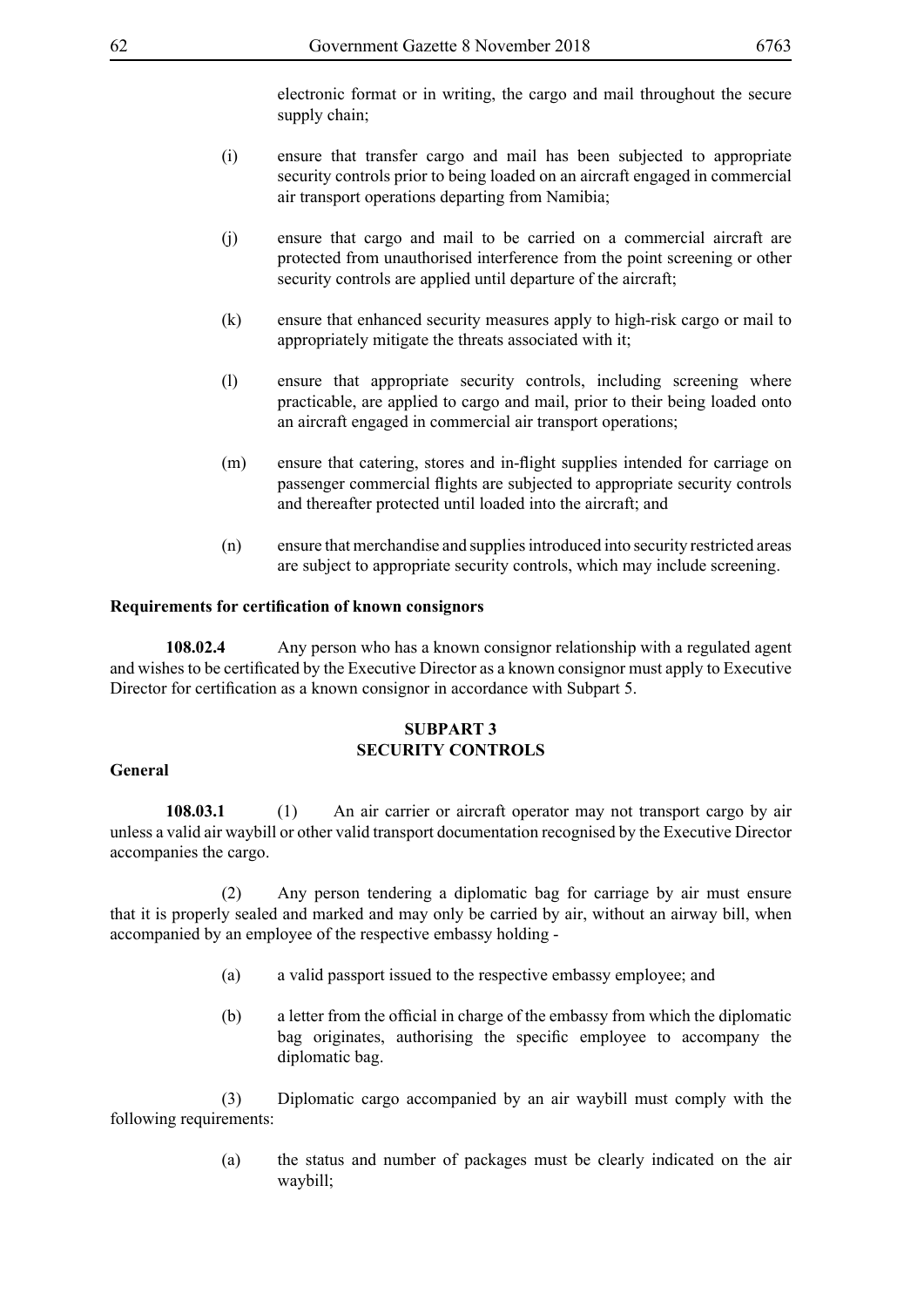electronic format or in writing, the cargo and mail throughout the secure supply chain;

(i) ensure that transfer cargo and mail has been subjected to appropriate security controls prior to being loaded on an aircraft engaged in commercial air transport operations departing from Namibia;

(j) ensure that cargo and mail to be carried on a commercial aircraft are protected from unauthorised interference from the point screening or other security controls are applied until departure of the aircraft;

(k) ensure that enhanced security measures apply to high-risk cargo or mail to appropriately mitigate the threats associated with it;

(l) ensure that appropriate security controls, including screening where practicable, are applied to cargo and mail, prior to their being loaded onto an aircraft engaged in commercial air transport operations;

(m) ensure that catering, stores and in-flight supplies intended for carriage on passenger commercial flights are subjected to appropriate security controls and thereafter protected until loaded into the aircraft; and

(n) ensure that merchandise and supplies introduced into security restricted areas are subject to appropriate security controls, which may include screening.

**Requirements for certification of known consignors**

**108.02.4** Any person who has a known consignor relationship with a regulated agent and wishes to be certificated by the Executive Director as a known consignor must apply to Executive Director for certification as a known consignor in accordance with Subpart 5.

## SUBPART 3
## SECURITY CONTROLS

**General**

**108.03.1** (1) An air carrier or aircraft operator may not transport cargo by air unless a valid air waybill or other valid transport documentation recognised by the Executive Director accompanies the cargo.

(2) Any person tendering a diplomatic bag for carriage by air must ensure that it is properly sealed and marked and may only be carried by air, without an airway bill, when accompanied by an employee of the respective embassy holding -

(a) a valid passport issued to the respective embassy employee; and

(b) a letter from the official in charge of the embassy from which the diplomatic bag originates, authorising the specific employee to accompany the diplomatic bag.

(3) Diplomatic cargo accompanied by an air waybill must comply with the following requirements:

(a) the status and number of packages must be clearly indicated on the air waybill;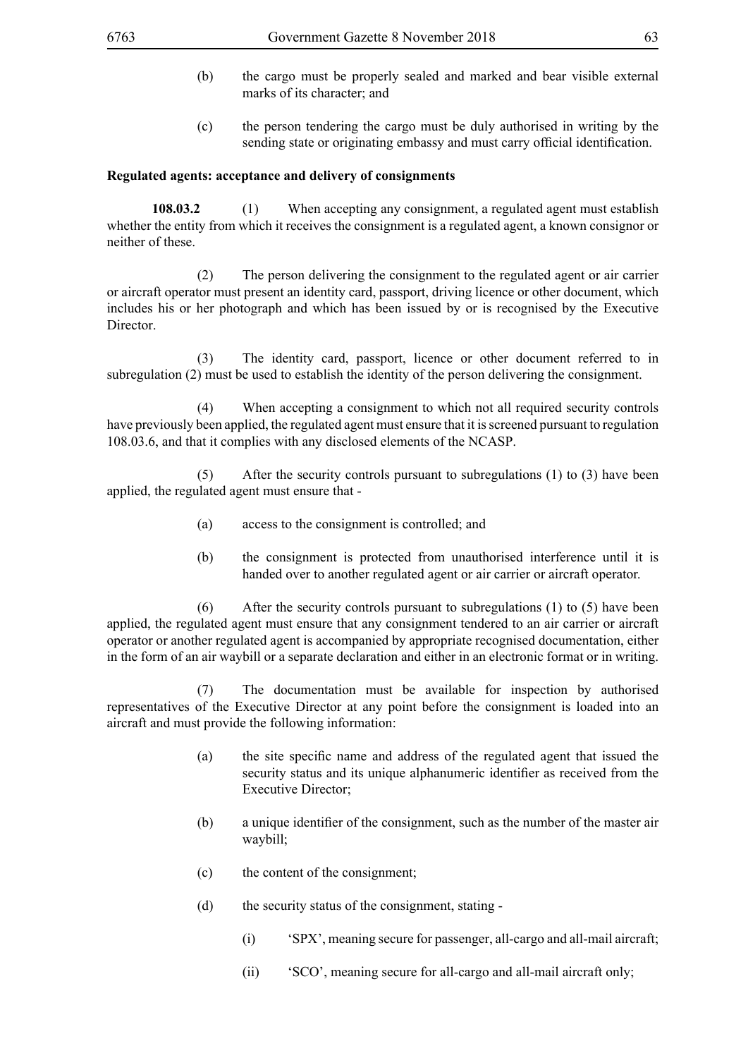(b) the cargo must be properly sealed and marked and bear visible external marks of its character; and

(c) the person tendering the cargo must be duly authorised in writing by the sending state or originating embassy and must carry official identification.

**Regulated agents: acceptance and delivery of consignments**

**108.03.2** (1) When accepting any consignment, a regulated agent must establish whether the entity from which it receives the consignment is a regulated agent, a known consignor or neither of these.

(2) The person delivering the consignment to the regulated agent or air carrier or aircraft operator must present an identity card, passport, driving licence or other document, which includes his or her photograph and which has been issued by or is recognised by the Executive Director.

(3) The identity card, passport, licence or other document referred to in subregulation (2) must be used to establish the identity of the person delivering the consignment.

(4) When accepting a consignment to which not all required security controls have previously been applied, the regulated agent must ensure that it is screened pursuant to regulation 108.03.6, and that it complies with any disclosed elements of the NCASP.

(5) After the security controls pursuant to subregulations (1) to (3) have been applied, the regulated agent must ensure that -

(a) access to the consignment is controlled; and

(b) the consignment is protected from unauthorised interference until it is handed over to another regulated agent or air carrier or aircraft operator.

(6) After the security controls pursuant to subregulations (1) to (5) have been applied, the regulated agent must ensure that any consignment tendered to an air carrier or aircraft operator or another regulated agent is accompanied by appropriate recognised documentation, either in the form of an air waybill or a separate declaration and either in an electronic format or in writing.

(7) The documentation must be available for inspection by authorised representatives of the Executive Director at any point before the consignment is loaded into an aircraft and must provide the following information:

(a) the site specific name and address of the regulated agent that issued the security status and its unique alphanumeric identifier as received from the Executive Director;

(b) a unique identifier of the consignment, such as the number of the master air waybill;

(c) the content of the consignment;

(d) the security status of the consignment, stating -

(i) 'SPX', meaning secure for passenger, all-cargo and all-mail aircraft;

(ii) 'SCO', meaning secure for all-cargo and all-mail aircraft only;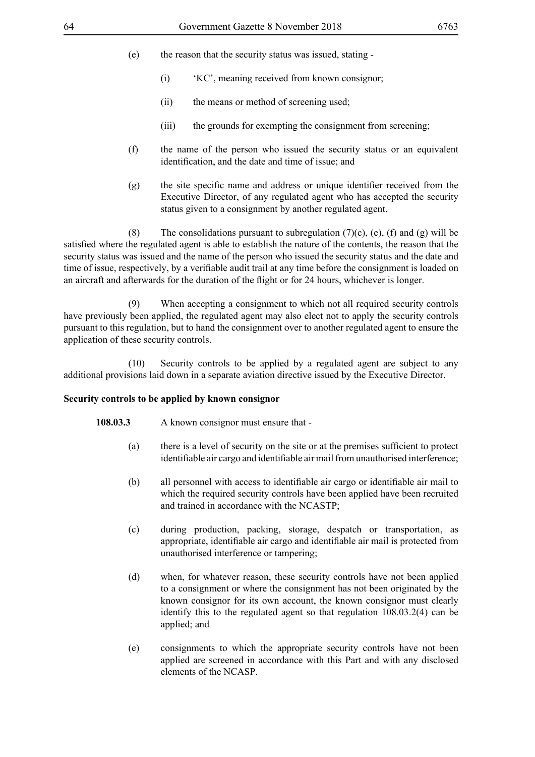(e) the reason that the security status was issued, stating -

(i) 'KC', meaning received from known consignor;

(ii) the means or method of screening used;

(iii) the grounds for exempting the consignment from screening;

(f) the name of the person who issued the security status or an equivalent identification, and the date and time of issue; and

(g) the site specific name and address or unique identifier received from the Executive Director, of any regulated agent who has accepted the security status given to a consignment by another regulated agent.

(8) The consolidations pursuant to subregulation (7)(c), (e), (f) and (g) will be satisfied where the regulated agent is able to establish the nature of the contents, the reason that the security status was issued and the name of the person who issued the security status and the date and time of issue, respectively, by a verifiable audit trail at any time before the consignment is loaded on an aircraft and afterwards for the duration of the flight or for 24 hours, whichever is longer.

(9) When accepting a consignment to which not all required security controls have previously been applied, the regulated agent may also elect not to apply the security controls pursuant to this regulation, but to hand the consignment over to another regulated agent to ensure the application of these security controls.

(10) Security controls to be applied by a regulated agent are subject to any additional provisions laid down in a separate aviation directive issued by the Executive Director.

**Security controls to be applied by known consignor**

**108.03.3** A known consignor must ensure that -

(a) there is a level of security on the site or at the premises sufficient to protect identifiable air cargo and identifiable air mail from unauthorised interference;

(b) all personnel with access to identifiable air cargo or identifiable air mail to which the required security controls have been applied have been recruited and trained in accordance with the NCASTP;

(c) during production, packing, storage, despatch or transportation, as appropriate, identifiable air cargo and identifiable air mail is protected from unauthorised interference or tampering;

(d) when, for whatever reason, these security controls have not been applied to a consignment or where the consignment has not been originated by the known consignor for its own account, the known consignor must clearly identify this to the regulated agent so that regulation 108.03.2(4) can be applied; and

(e) consignments to which the appropriate security controls have not been applied are screened in accordance with this Part and with any disclosed elements of the NCASP.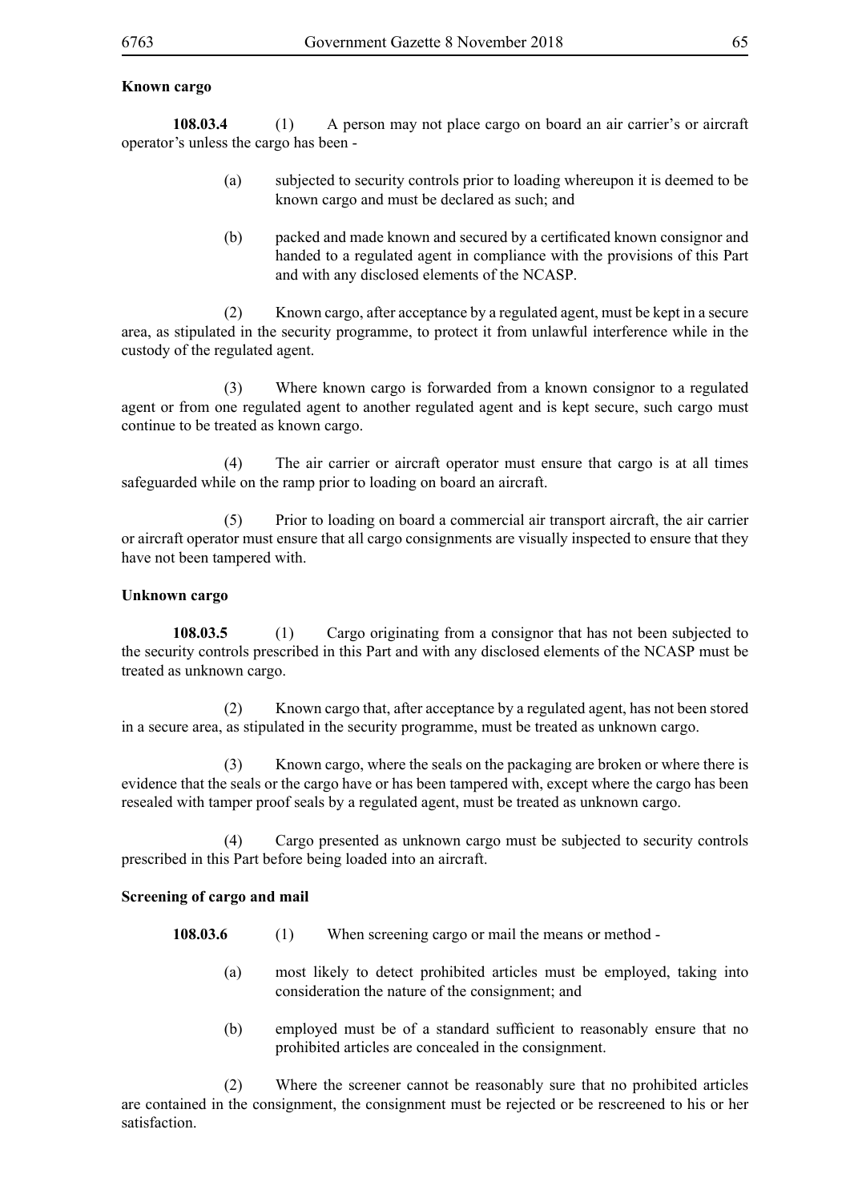**Known cargo**

**108.03.4** (1) A person may not place cargo on board an air carrier's or aircraft operator's unless the cargo has been -

(a) subjected to security controls prior to loading whereupon it is deemed to be known cargo and must be declared as such; and

(b) packed and made known and secured by a certificated known consignor and handed to a regulated agent in compliance with the provisions of this Part and with any disclosed elements of the NCASP.

(2) Known cargo, after acceptance by a regulated agent, must be kept in a secure area, as stipulated in the security programme, to protect it from unlawful interference while in the custody of the regulated agent.

(3) Where known cargo is forwarded from a known consignor to a regulated agent or from one regulated agent to another regulated agent and is kept secure, such cargo must continue to be treated as known cargo.

(4) The air carrier or aircraft operator must ensure that cargo is at all times safeguarded while on the ramp prior to loading on board an aircraft.

(5) Prior to loading on board a commercial air transport aircraft, the air carrier or aircraft operator must ensure that all cargo consignments are visually inspected to ensure that they have not been tampered with.

**Unknown cargo**

**108.03.5** (1) Cargo originating from a consignor that has not been subjected to the security controls prescribed in this Part and with any disclosed elements of the NCASP must be treated as unknown cargo.

(2) Known cargo that, after acceptance by a regulated agent, has not been stored in a secure area, as stipulated in the security programme, must be treated as unknown cargo.

(3) Known cargo, where the seals on the packaging are broken or where there is evidence that the seals or the cargo have or has been tampered with, except where the cargo has been resealed with tamper proof seals by a regulated agent, must be treated as unknown cargo.

(4) Cargo presented as unknown cargo must be subjected to security controls prescribed in this Part before being loaded into an aircraft.

**Screening of cargo and mail**

**108.03.6** (1) When screening cargo or mail the means or method -

(a) most likely to detect prohibited articles must be employed, taking into consideration the nature of the consignment; and

(b) employed must be of a standard sufficient to reasonably ensure that no prohibited articles are concealed in the consignment.

(2) Where the screener cannot be reasonably sure that no prohibited articles are contained in the consignment, the consignment must be rejected or be rescreened to his or her satisfaction.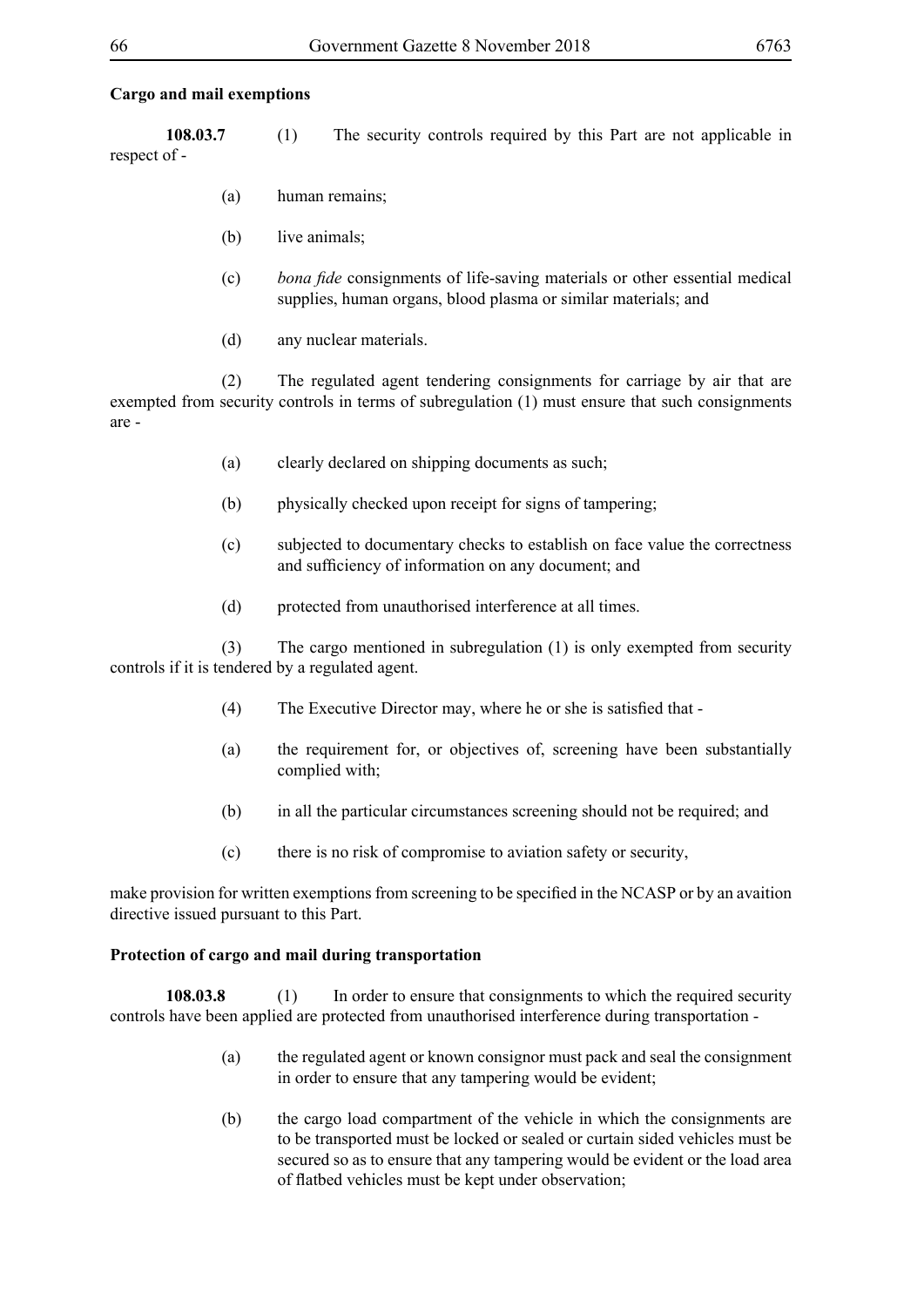**Cargo and mail exemptions**

**108.03.7** (1) The security controls required by this Part are not applicable in respect of -

(a) human remains;

(b) live animals;

(c) *bona fide* consignments of life-saving materials or other essential medical supplies, human organs, blood plasma or similar materials; and

(d) any nuclear materials.

(2) The regulated agent tendering consignments for carriage by air that are exempted from security controls in terms of subregulation (1) must ensure that such consignments are -

(a) clearly declared on shipping documents as such;

(b) physically checked upon receipt for signs of tampering;

(c) subjected to documentary checks to establish on face value the correctness and sufficiency of information on any document; and

(d) protected from unauthorised interference at all times.

(3) The cargo mentioned in subregulation (1) is only exempted from security controls if it is tendered by a regulated agent.

(4) The Executive Director may, where he or she is satisfied that -

(a) the requirement for, or objectives of, screening have been substantially complied with;

(b) in all the particular circumstances screening should not be required; and

(c) there is no risk of compromise to aviation safety or security,

make provision for written exemptions from screening to be specified in the NCASP or by an avaition directive issued pursuant to this Part.

**Protection of cargo and mail during transportation**

**108.03.8** (1) In order to ensure that consignments to which the required security controls have been applied are protected from unauthorised interference during transportation -

(a) the regulated agent or known consignor must pack and seal the consignment in order to ensure that any tampering would be evident;

(b) the cargo load compartment of the vehicle in which the consignments are to be transported must be locked or sealed or curtain sided vehicles must be secured so as to ensure that any tampering would be evident or the load area of flatbed vehicles must be kept under observation;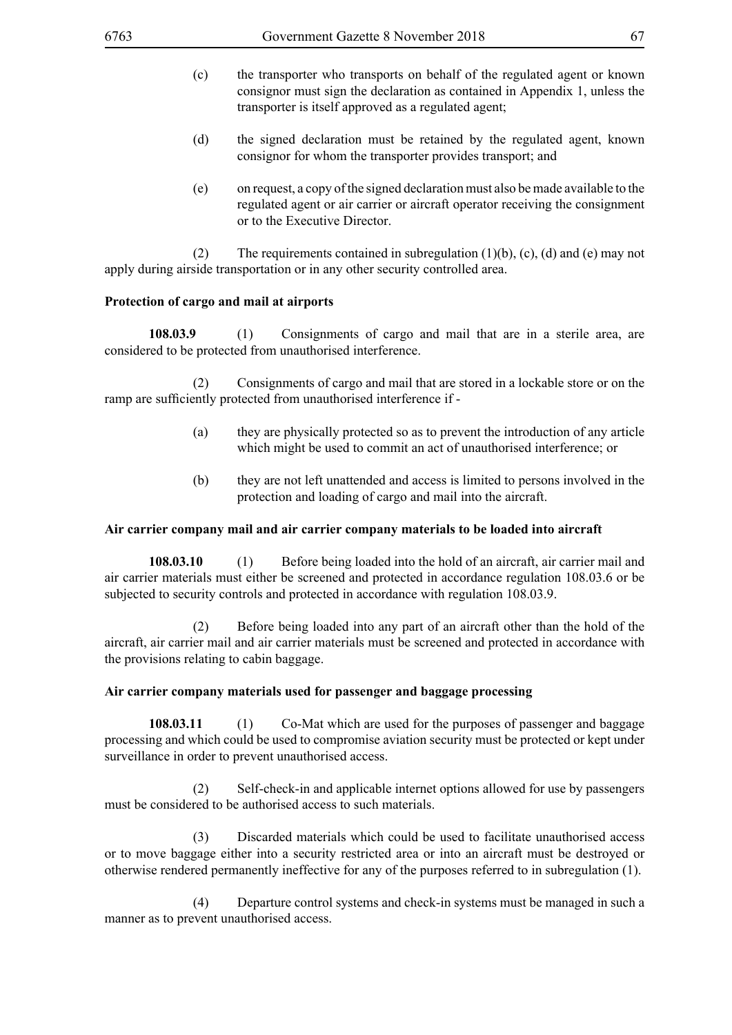(c) the transporter who transports on behalf of the regulated agent or known consignor must sign the declaration as contained in Appendix 1, unless the transporter is itself approved as a regulated agent;

(d) the signed declaration must be retained by the regulated agent, known consignor for whom the transporter provides transport; and

(e) on request, a copy of the signed declaration must also be made available to the regulated agent or air carrier or aircraft operator receiving the consignment or to the Executive Director.

(2) The requirements contained in subregulation (1)(b), (c), (d) and (e) may not apply during airside transportation or in any other security controlled area.

**Protection of cargo and mail at airports**

**108.03.9** (1) Consignments of cargo and mail that are in a sterile area, are considered to be protected from unauthorised interference.

(2) Consignments of cargo and mail that are stored in a lockable store or on the ramp are sufficiently protected from unauthorised interference if -

(a) they are physically protected so as to prevent the introduction of any article which might be used to commit an act of unauthorised interference; or

(b) they are not left unattended and access is limited to persons involved in the protection and loading of cargo and mail into the aircraft.

**Air carrier company mail and air carrier company materials to be loaded into aircraft**

**108.03.10** (1) Before being loaded into the hold of an aircraft, air carrier mail and air carrier materials must either be screened and protected in accordance regulation 108.03.6 or be subjected to security controls and protected in accordance with regulation 108.03.9.

(2) Before being loaded into any part of an aircraft other than the hold of the aircraft, air carrier mail and air carrier materials must be screened and protected in accordance with the provisions relating to cabin baggage.

**Air carrier company materials used for passenger and baggage processing**

**108.03.11** (1) Co-Mat which are used for the purposes of passenger and baggage processing and which could be used to compromise aviation security must be protected or kept under surveillance in order to prevent unauthorised access.

(2) Self-check-in and applicable internet options allowed for use by passengers must be considered to be authorised access to such materials.

(3) Discarded materials which could be used to facilitate unauthorised access or to move baggage either into a security restricted area or into an aircraft must be destroyed or otherwise rendered permanently ineffective for any of the purposes referred to in subregulation (1).

(4) Departure control systems and check-in systems must be managed in such a manner as to prevent unauthorised access.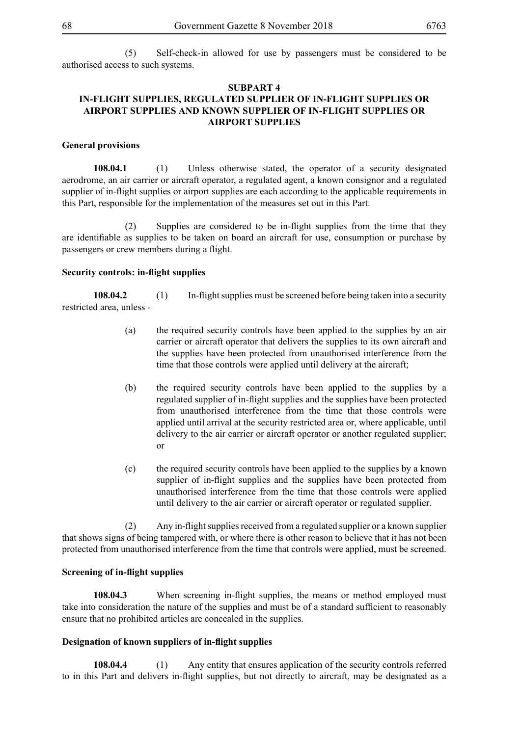(5) Self-check-in allowed for use by passengers must be considered to be authorised access to such systems.

## SUBPART 4
## IN-FLIGHT SUPPLIES, REGULATED SUPPLIER OF IN-FLIGHT SUPPLIES OR AIRPORT SUPPLIES AND KNOWN SUPPLIER OF IN-FLIGHT SUPPLIES OR AIRPORT SUPPLIES

**General provisions**

**108.04.1** (1) Unless otherwise stated, the operator of a security designated aerodrome, an air carrier or aircraft operator, a regulated agent, a known consignor and a regulated supplier of in-flight supplies or airport supplies are each according to the applicable requirements in this Part, responsible for the implementation of the measures set out in this Part.

(2) Supplies are considered to be in-flight supplies from the time that they are identifiable as supplies to be taken on board an aircraft for use, consumption or purchase by passengers or crew members during a flight.

**Security controls: in-flight supplies**

**108.04.2** (1) In-flight supplies must be screened before being taken into a security restricted area, unless -

(a) the required security controls have been applied to the supplies by an air carrier or aircraft operator that delivers the supplies to its own aircraft and the supplies have been protected from unauthorised interference from the time that those controls were applied until delivery at the aircraft;

(b) the required security controls have been applied to the supplies by a regulated supplier of in-flight supplies and the supplies have been protected from unauthorised interference from the time that those controls were applied until arrival at the security restricted area or, where applicable, until delivery to the air carrier or aircraft operator or another regulated supplier; or

(c) the required security controls have been applied to the supplies by a known supplier of in-flight supplies and the supplies have been protected from unauthorised interference from the time that those controls were applied until delivery to the air carrier or aircraft operator or regulated supplier.

(2) Any in-flight supplies received from a regulated supplier or a known supplier that shows signs of being tampered with, or where there is other reason to believe that it has not been protected from unauthorised interference from the time that controls were applied, must be screened.

**Screening of in-flight supplies**

**108.04.3** When screening in-flight supplies, the means or method employed must take into consideration the nature of the supplies and must be of a standard sufficient to reasonably ensure that no prohibited articles are concealed in the supplies.

**Designation of known suppliers of in-flight supplies**

**108.04.4** (1) Any entity that ensures application of the security controls referred to in this Part and delivers in-flight supplies, but not directly to aircraft, may be designated as a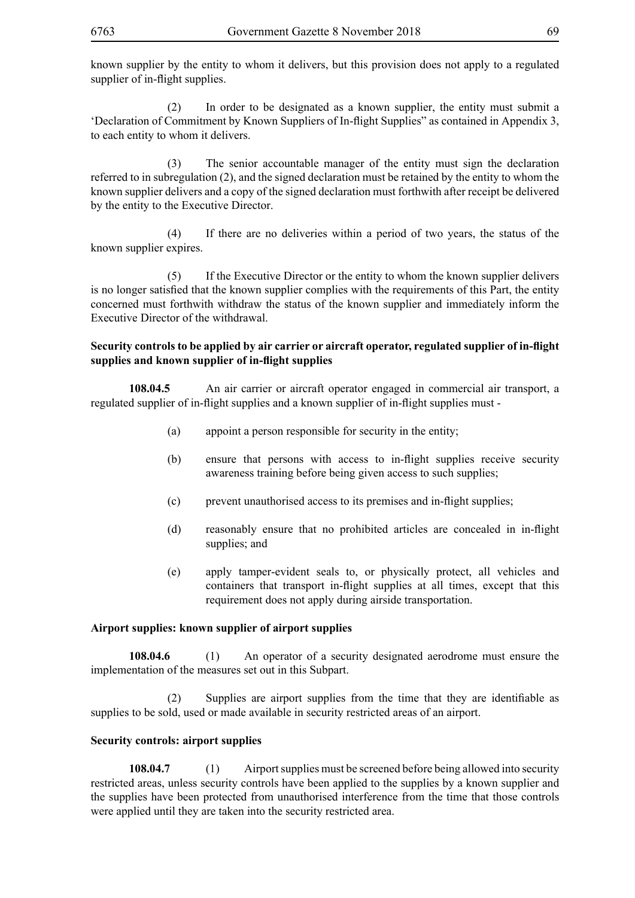known supplier by the entity to whom it delivers, but this provision does not apply to a regulated supplier of in-flight supplies.

(2) In order to be designated as a known supplier, the entity must submit a 'Declaration of Commitment by Known Suppliers of In-flight Supplies" as contained in Appendix 3, to each entity to whom it delivers.

(3) The senior accountable manager of the entity must sign the declaration referred to in subregulation (2), and the signed declaration must be retained by the entity to whom the known supplier delivers and a copy of the signed declaration must forthwith after receipt be delivered by the entity to the Executive Director.

(4) If there are no deliveries within a period of two years, the status of the known supplier expires.

(5) If the Executive Director or the entity to whom the known supplier delivers is no longer satisfied that the known supplier complies with the requirements of this Part, the entity concerned must forthwith withdraw the status of the known supplier and immediately inform the Executive Director of the withdrawal.

**Security controls to be applied by air carrier or aircraft operator, regulated supplier of in-flight supplies and known supplier of in-flight supplies**

**108.04.5** An air carrier or aircraft operator engaged in commercial air transport, a regulated supplier of in-flight supplies and a known supplier of in-flight supplies must -

(a) appoint a person responsible for security in the entity;

(b) ensure that persons with access to in-flight supplies receive security awareness training before being given access to such supplies;

(c) prevent unauthorised access to its premises and in-flight supplies;

(d) reasonably ensure that no prohibited articles are concealed in in-flight supplies; and

(e) apply tamper-evident seals to, or physically protect, all vehicles and containers that transport in-flight supplies at all times, except that this requirement does not apply during airside transportation.

**Airport supplies: known supplier of airport supplies**

**108.04.6** (1) An operator of a security designated aerodrome must ensure the implementation of the measures set out in this Subpart.

(2) Supplies are airport supplies from the time that they are identifiable as supplies to be sold, used or made available in security restricted areas of an airport.

**Security controls: airport supplies**

**108.04.7** (1) Airport supplies must be screened before being allowed into security restricted areas, unless security controls have been applied to the supplies by a known supplier and the supplies have been protected from unauthorised interference from the time that those controls were applied until they are taken into the security restricted area.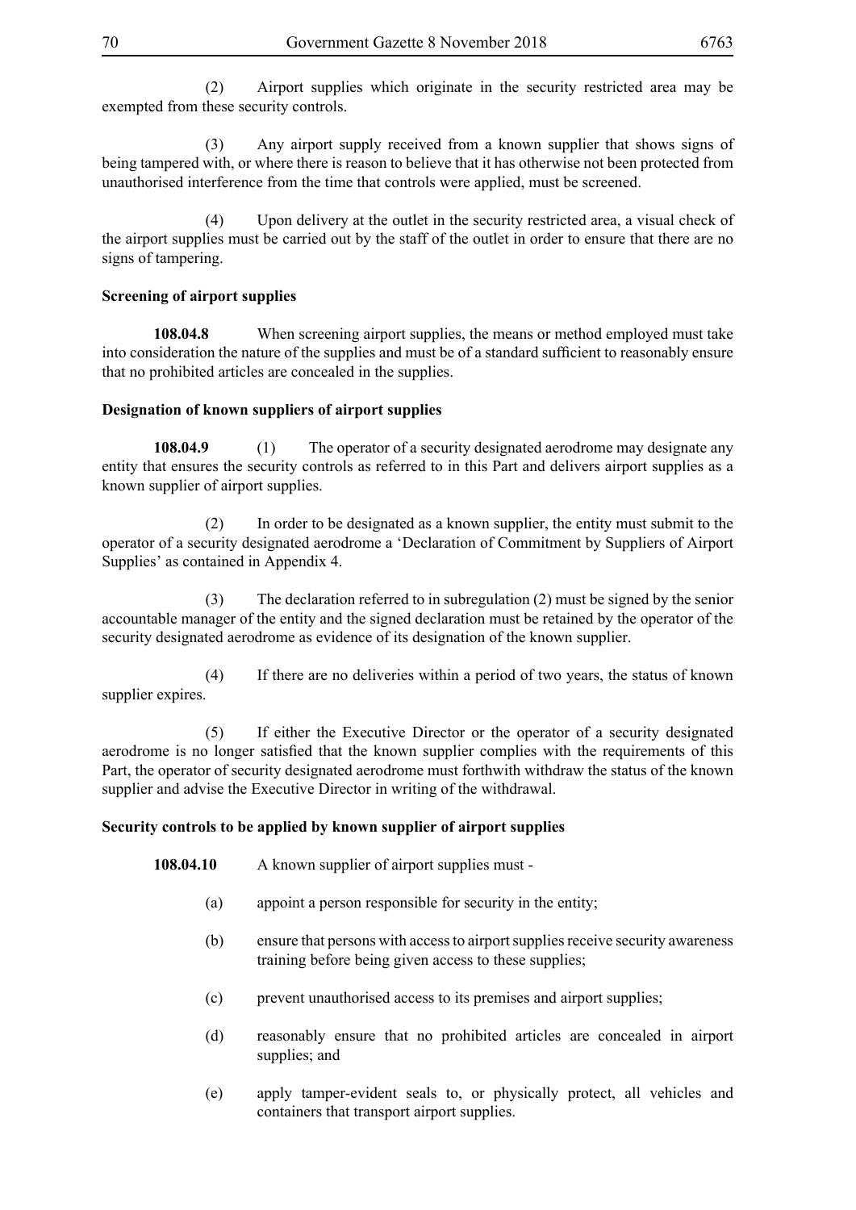(2) Airport supplies which originate in the security restricted area may be exempted from these security controls.

(3) Any airport supply received from a known supplier that shows signs of being tampered with, or where there is reason to believe that it has otherwise not been protected from unauthorised interference from the time that controls were applied, must be screened.

(4) Upon delivery at the outlet in the security restricted area, a visual check of the airport supplies must be carried out by the staff of the outlet in order to ensure that there are no signs of tampering.

**Screening of airport supplies**

**108.04.8** When screening airport supplies, the means or method employed must take into consideration the nature of the supplies and must be of a standard sufficient to reasonably ensure that no prohibited articles are concealed in the supplies.

**Designation of known suppliers of airport supplies**

**108.04.9** (1) The operator of a security designated aerodrome may designate any entity that ensures the security controls as referred to in this Part and delivers airport supplies as a known supplier of airport supplies.

(2) In order to be designated as a known supplier, the entity must submit to the operator of a security designated aerodrome a 'Declaration of Commitment by Suppliers of Airport Supplies' as contained in Appendix 4.

(3) The declaration referred to in subregulation (2) must be signed by the senior accountable manager of the entity and the signed declaration must be retained by the operator of the security designated aerodrome as evidence of its designation of the known supplier.

(4) If there are no deliveries within a period of two years, the status of known supplier expires.

(5) If either the Executive Director or the operator of a security designated aerodrome is no longer satisfied that the known supplier complies with the requirements of this Part, the operator of security designated aerodrome must forthwith withdraw the status of the known supplier and advise the Executive Director in writing of the withdrawal.

**Security controls to be applied by known supplier of airport supplies**

**108.04.10** A known supplier of airport supplies must -

(a) appoint a person responsible for security in the entity;

(b) ensure that persons with access to airport supplies receive security awareness training before being given access to these supplies;

(c) prevent unauthorised access to its premises and airport supplies;

(d) reasonably ensure that no prohibited articles are concealed in airport supplies; and

(e) apply tamper-evident seals to, or physically protect, all vehicles and containers that transport airport supplies.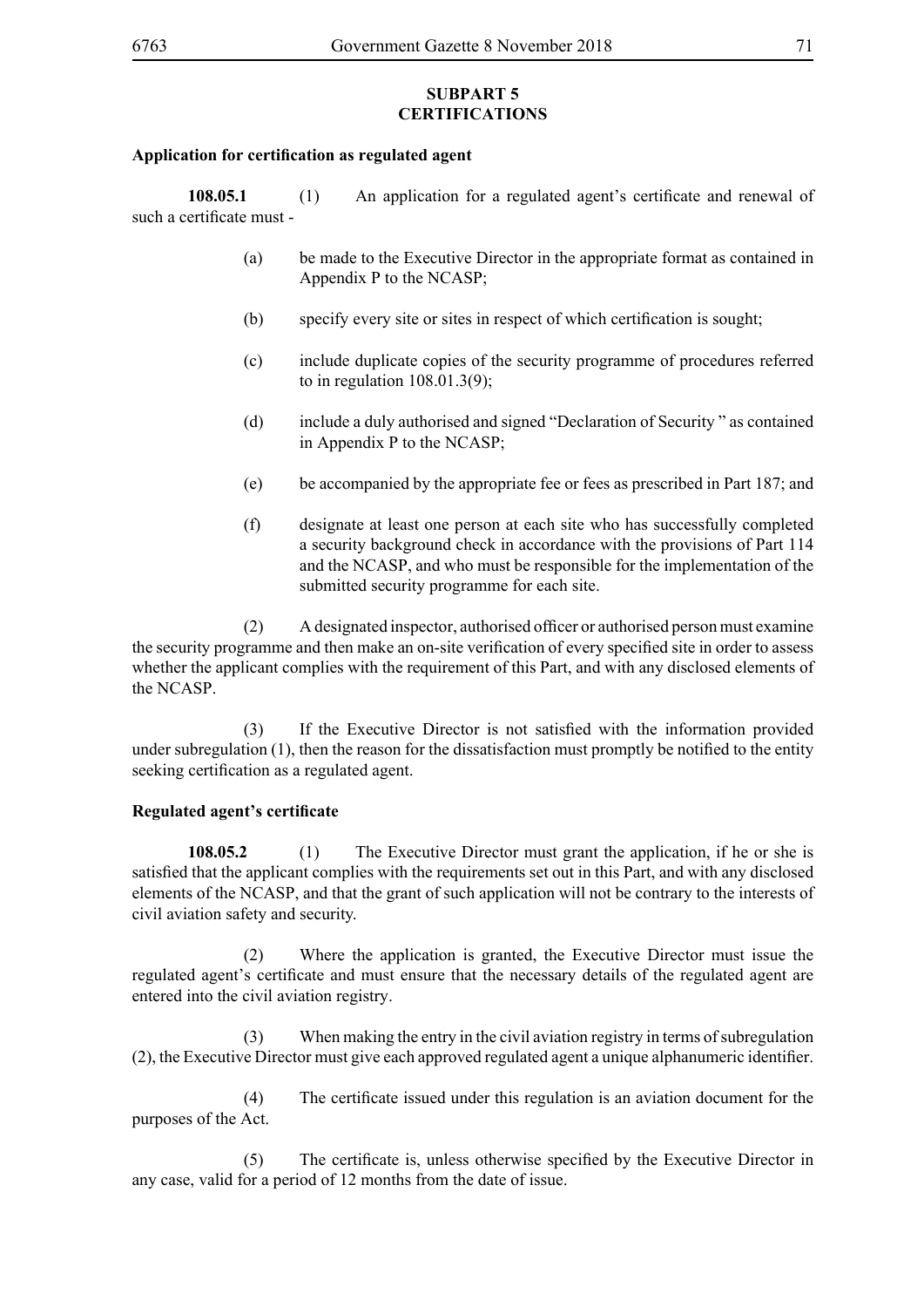## SUBPART 5
## CERTIFICATIONS

**Application for certification as regulated agent**

**108.05.1** (1) An application for a regulated agent's certificate and renewal of such a certificate must -

(a) be made to the Executive Director in the appropriate format as contained in Appendix P to the NCASP;

(b) specify every site or sites in respect of which certification is sought;

(c) include duplicate copies of the security programme of procedures referred to in regulation 108.01.3(9);

(d) include a duly authorised and signed "Declaration of Security " as contained in Appendix P to the NCASP;

(e) be accompanied by the appropriate fee or fees as prescribed in Part 187; and

(f) designate at least one person at each site who has successfully completed a security background check in accordance with the provisions of Part 114 and the NCASP, and who must be responsible for the implementation of the submitted security programme for each site.

(2) A designated inspector, authorised officer or authorised person must examine the security programme and then make an on-site verification of every specified site in order to assess whether the applicant complies with the requirement of this Part, and with any disclosed elements of the NCASP.

(3) If the Executive Director is not satisfied with the information provided under subregulation (1), then the reason for the dissatisfaction must promptly be notified to the entity seeking certification as a regulated agent.

**Regulated agent's certificate**

**108.05.2** (1) The Executive Director must grant the application, if he or she is satisfied that the applicant complies with the requirements set out in this Part, and with any disclosed elements of the NCASP, and that the grant of such application will not be contrary to the interests of civil aviation safety and security.

(2) Where the application is granted, the Executive Director must issue the regulated agent's certificate and must ensure that the necessary details of the regulated agent are entered into the civil aviation registry.

(3) When making the entry in the civil aviation registry in terms of subregulation (2), the Executive Director must give each approved regulated agent a unique alphanumeric identifier.

(4) The certificate issued under this regulation is an aviation document for the purposes of the Act.

(5) The certificate is, unless otherwise specified by the Executive Director in any case, valid for a period of 12 months from the date of issue.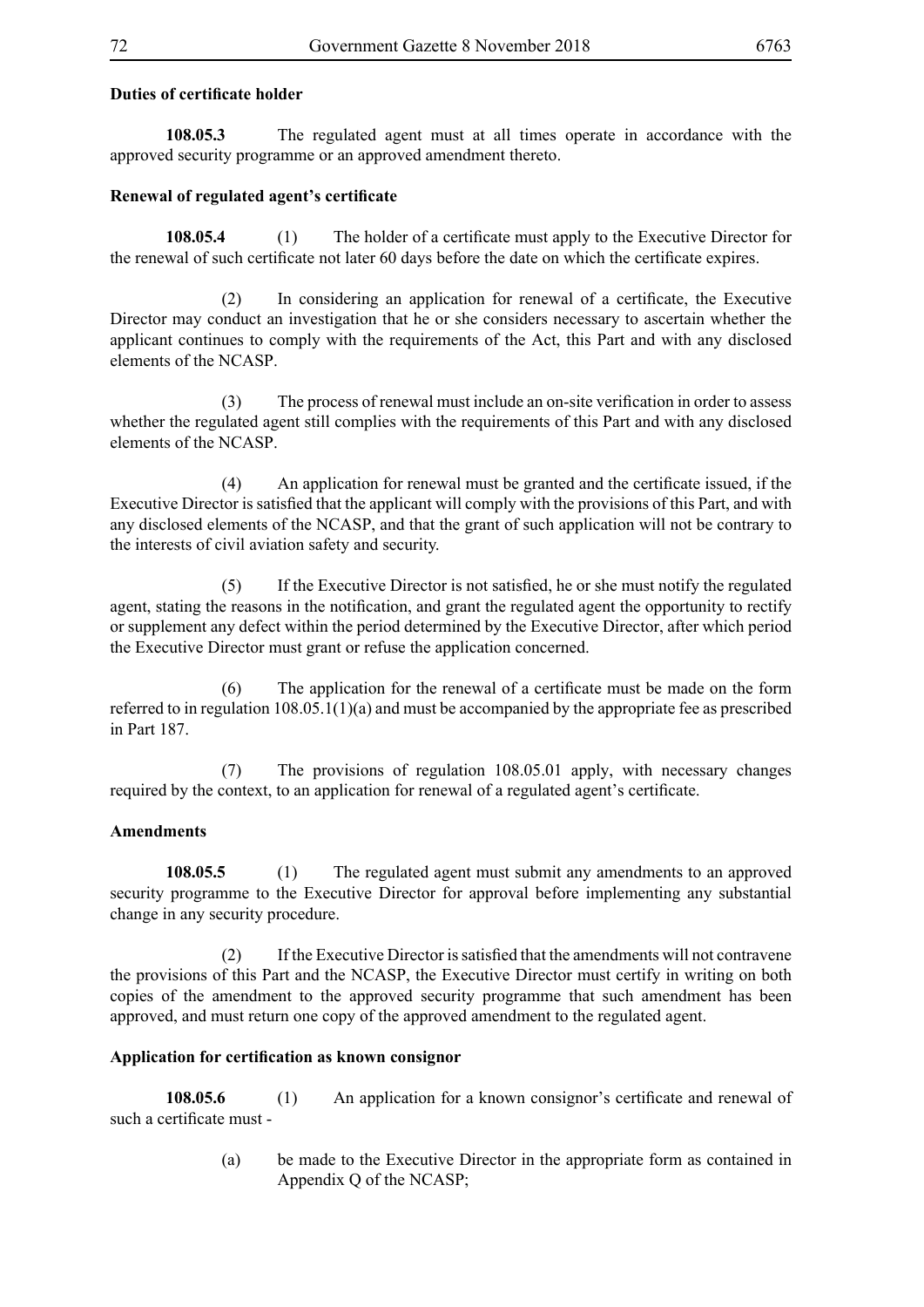**Duties of certificate holder**

**108.05.3** The regulated agent must at all times operate in accordance with the approved security programme or an approved amendment thereto.

**Renewal of regulated agent's certificate**

**108.05.4** (1) The holder of a certificate must apply to the Executive Director for the renewal of such certificate not later 60 days before the date on which the certificate expires.

(2) In considering an application for renewal of a certificate, the Executive Director may conduct an investigation that he or she considers necessary to ascertain whether the applicant continues to comply with the requirements of the Act, this Part and with any disclosed elements of the NCASP.

(3) The process of renewal must include an on-site verification in order to assess whether the regulated agent still complies with the requirements of this Part and with any disclosed elements of the NCASP.

(4) An application for renewal must be granted and the certificate issued, if the Executive Director is satisfied that the applicant will comply with the provisions of this Part, and with any disclosed elements of the NCASP, and that the grant of such application will not be contrary to the interests of civil aviation safety and security.

(5) If the Executive Director is not satisfied, he or she must notify the regulated agent, stating the reasons in the notification, and grant the regulated agent the opportunity to rectify or supplement any defect within the period determined by the Executive Director, after which period the Executive Director must grant or refuse the application concerned.

(6) The application for the renewal of a certificate must be made on the form referred to in regulation 108.05.1(1)(a) and must be accompanied by the appropriate fee as prescribed in Part 187.

(7) The provisions of regulation 108.05.01 apply, with necessary changes required by the context, to an application for renewal of a regulated agent's certificate.

**Amendments**

**108.05.5** (1) The regulated agent must submit any amendments to an approved security programme to the Executive Director for approval before implementing any substantial change in any security procedure.

(2) If the Executive Director is satisfied that the amendments will not contravene the provisions of this Part and the NCASP, the Executive Director must certify in writing on both copies of the amendment to the approved security programme that such amendment has been approved, and must return one copy of the approved amendment to the regulated agent.

**Application for certification as known consignor**

**108.05.6** (1) An application for a known consignor's certificate and renewal of such a certificate must -

(a) be made to the Executive Director in the appropriate form as contained in Appendix Q of the NCASP;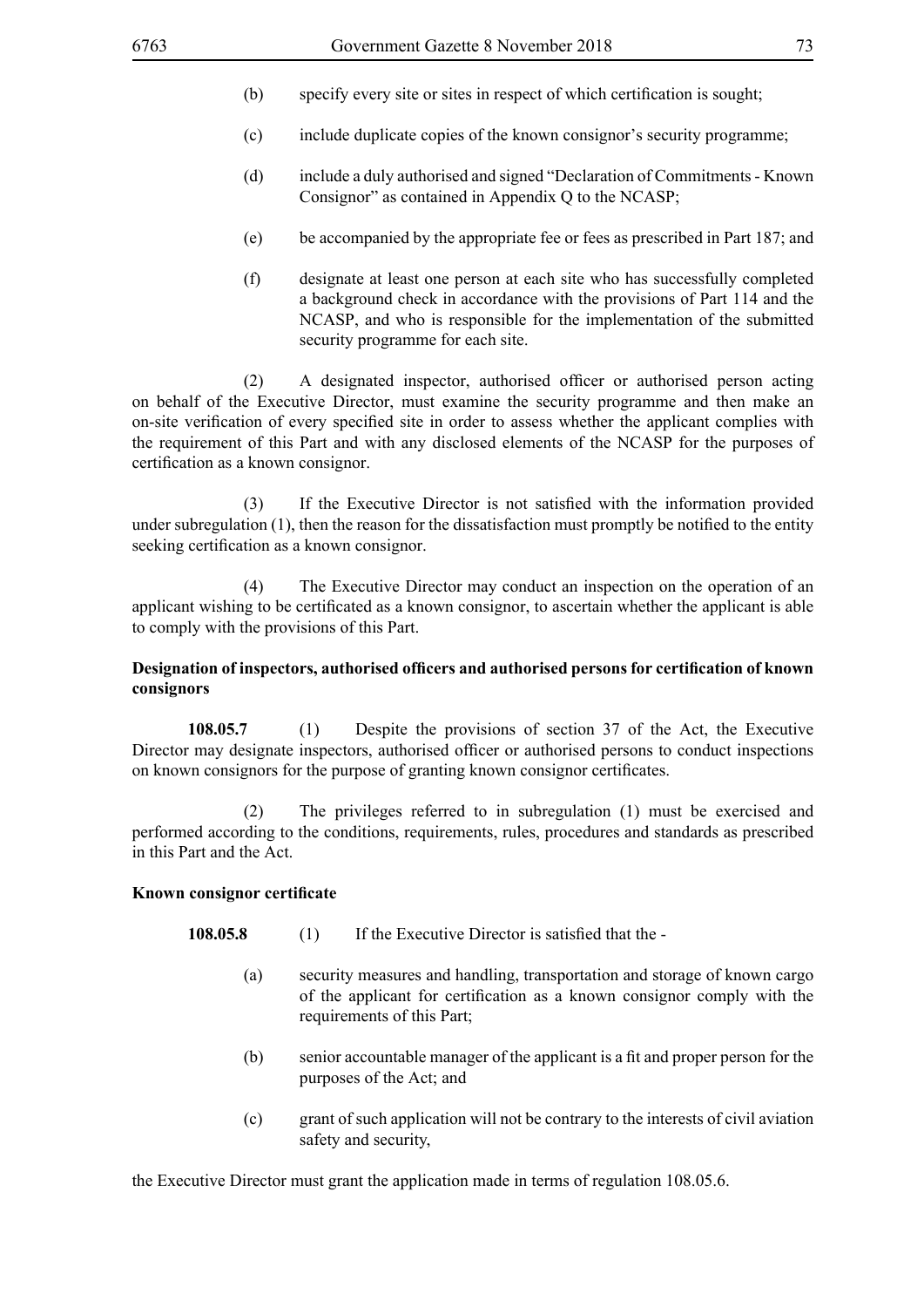(b) specify every site or sites in respect of which certification is sought;

(c) include duplicate copies of the known consignor's security programme;

(d) include a duly authorised and signed "Declaration of Commitments - Known Consignor" as contained in Appendix Q to the NCASP;

(e) be accompanied by the appropriate fee or fees as prescribed in Part 187; and

(f) designate at least one person at each site who has successfully completed a background check in accordance with the provisions of Part 114 and the NCASP, and who is responsible for the implementation of the submitted security programme for each site.

(2) A designated inspector, authorised officer or authorised person acting on behalf of the Executive Director, must examine the security programme and then make an on-site verification of every specified site in order to assess whether the applicant complies with the requirement of this Part and with any disclosed elements of the NCASP for the purposes of certification as a known consignor.

(3) If the Executive Director is not satisfied with the information provided under subregulation (1), then the reason for the dissatisfaction must promptly be notified to the entity seeking certification as a known consignor.

(4) The Executive Director may conduct an inspection on the operation of an applicant wishing to be certificated as a known consignor, to ascertain whether the applicant is able to comply with the provisions of this Part.

**Designation of inspectors, authorised officers and authorised persons for certification of known consignors**

**108.05.7** (1) Despite the provisions of section 37 of the Act, the Executive Director may designate inspectors, authorised officer or authorised persons to conduct inspections on known consignors for the purpose of granting known consignor certificates.

(2) The privileges referred to in subregulation (1) must be exercised and performed according to the conditions, requirements, rules, procedures and standards as prescribed in this Part and the Act.

**Known consignor certificate**

**108.05.8** (1) If the Executive Director is satisfied that the -

(a) security measures and handling, transportation and storage of known cargo of the applicant for certification as a known consignor comply with the requirements of this Part;

(b) senior accountable manager of the applicant is a fit and proper person for the purposes of the Act; and

(c) grant of such application will not be contrary to the interests of civil aviation safety and security,

the Executive Director must grant the application made in terms of regulation 108.05.6.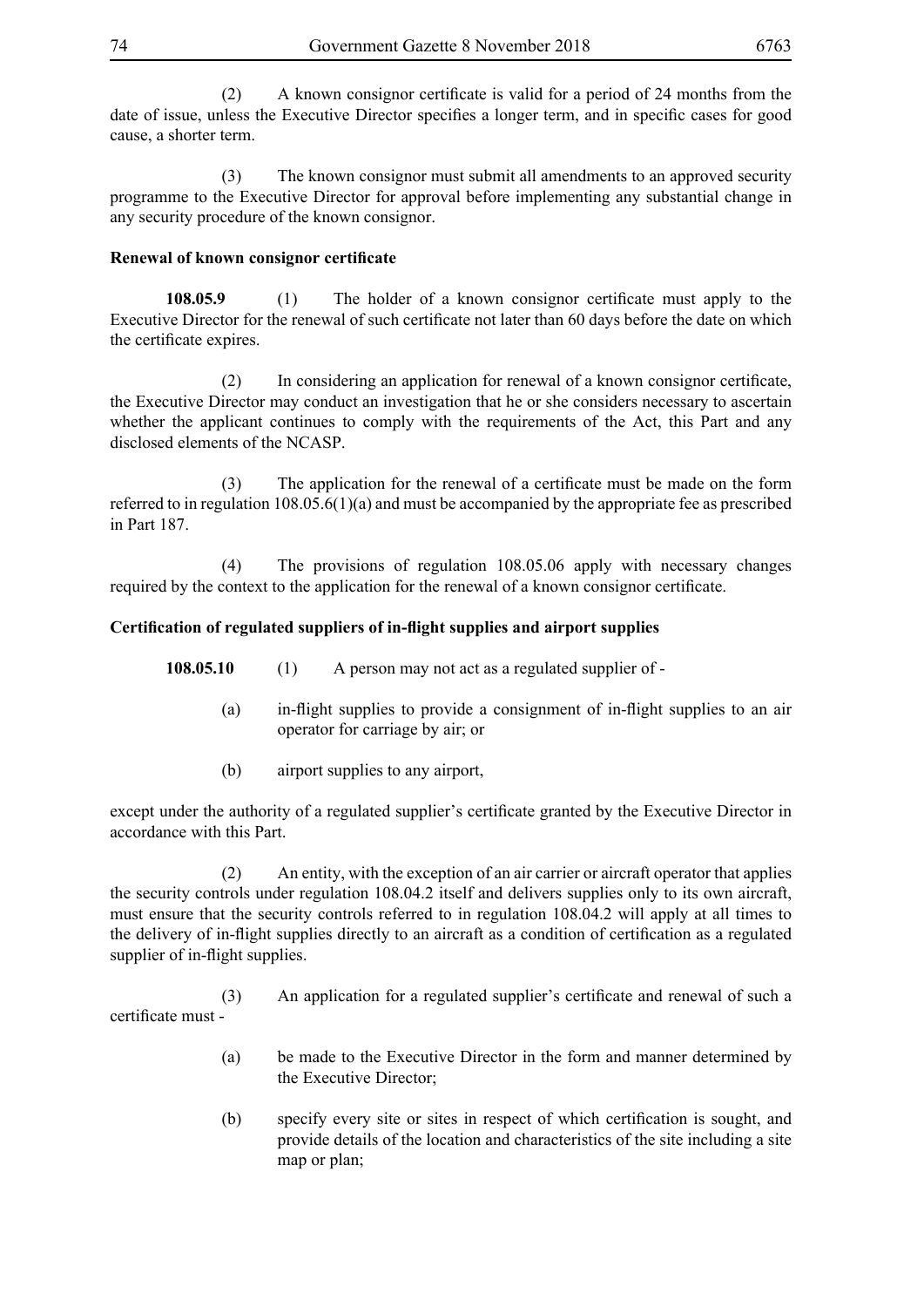(2) A known consignor certificate is valid for a period of 24 months from the date of issue, unless the Executive Director specifies a longer term, and in specific cases for good cause, a shorter term.

(3) The known consignor must submit all amendments to an approved security programme to the Executive Director for approval before implementing any substantial change in any security procedure of the known consignor.

**Renewal of known consignor certificate**

**108.05.9** (1) The holder of a known consignor certificate must apply to the Executive Director for the renewal of such certificate not later than 60 days before the date on which the certificate expires.

(2) In considering an application for renewal of a known consignor certificate, the Executive Director may conduct an investigation that he or she considers necessary to ascertain whether the applicant continues to comply with the requirements of the Act, this Part and any disclosed elements of the NCASP.

(3) The application for the renewal of a certificate must be made on the form referred to in regulation 108.05.6(1)(a) and must be accompanied by the appropriate fee as prescribed in Part 187.

(4) The provisions of regulation 108.05.06 apply with necessary changes required by the context to the application for the renewal of a known consignor certificate.

**Certification of regulated suppliers of in-flight supplies and airport supplies**

**108.05.10** (1) A person may not act as a regulated supplier of -

(a) in-flight supplies to provide a consignment of in-flight supplies to an air operator for carriage by air; or

(b) airport supplies to any airport,

except under the authority of a regulated supplier's certificate granted by the Executive Director in accordance with this Part.

(2) An entity, with the exception of an air carrier or aircraft operator that applies the security controls under regulation 108.04.2 itself and delivers supplies only to its own aircraft, must ensure that the security controls referred to in regulation 108.04.2 will apply at all times to the delivery of in-flight supplies directly to an aircraft as a condition of certification as a regulated supplier of in-flight supplies.

(3) An application for a regulated supplier's certificate and renewal of such a certificate must -

(a) be made to the Executive Director in the form and manner determined by the Executive Director;

(b) specify every site or sites in respect of which certification is sought, and provide details of the location and characteristics of the site including a site map or plan;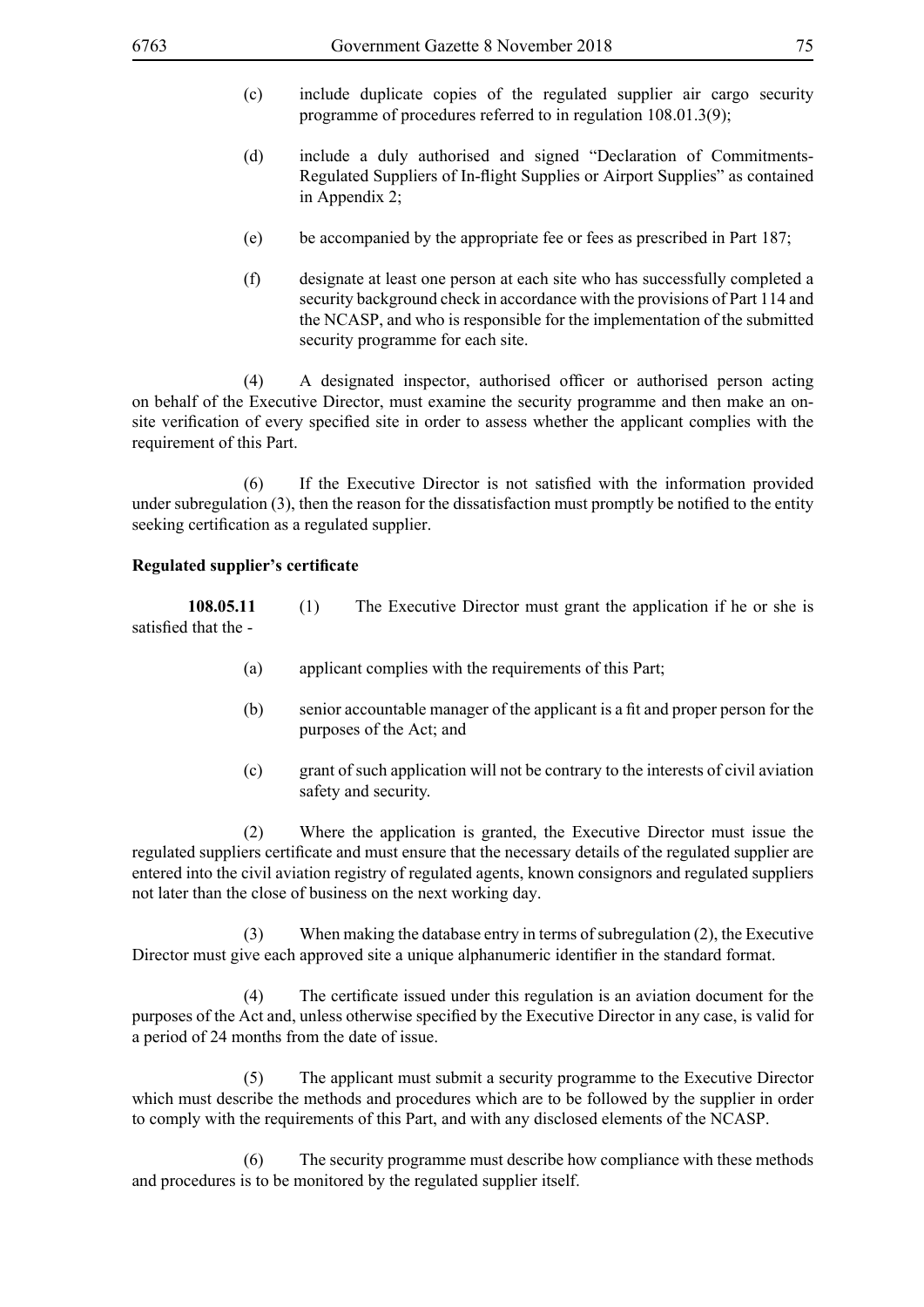(c) include duplicate copies of the regulated supplier air cargo security programme of procedures referred to in regulation 108.01.3(9);

(d) include a duly authorised and signed "Declaration of Commitments-Regulated Suppliers of In-flight Supplies or Airport Supplies" as contained in Appendix 2;

(e) be accompanied by the appropriate fee or fees as prescribed in Part 187;

(f) designate at least one person at each site who has successfully completed a security background check in accordance with the provisions of Part 114 and the NCASP, and who is responsible for the implementation of the submitted security programme for each site.

(4) A designated inspector, authorised officer or authorised person acting on behalf of the Executive Director, must examine the security programme and then make an on-site verification of every specified site in order to assess whether the applicant complies with the requirement of this Part.

(6) If the Executive Director is not satisfied with the information provided under subregulation (3), then the reason for the dissatisfaction must promptly be notified to the entity seeking certification as a regulated supplier.

**Regulated supplier's certificate**

**108.05.11** (1) The Executive Director must grant the application if he or she is satisfied that the -

(a) applicant complies with the requirements of this Part;

(b) senior accountable manager of the applicant is a fit and proper person for the purposes of the Act; and

(c) grant of such application will not be contrary to the interests of civil aviation safety and security.

(2) Where the application is granted, the Executive Director must issue the regulated suppliers certificate and must ensure that the necessary details of the regulated supplier are entered into the civil aviation registry of regulated agents, known consignors and regulated suppliers not later than the close of business on the next working day.

(3) When making the database entry in terms of subregulation (2), the Executive Director must give each approved site a unique alphanumeric identifier in the standard format.

(4) The certificate issued under this regulation is an aviation document for the purposes of the Act and, unless otherwise specified by the Executive Director in any case, is valid for a period of 24 months from the date of issue.

(5) The applicant must submit a security programme to the Executive Director which must describe the methods and procedures which are to be followed by the supplier in order to comply with the requirements of this Part, and with any disclosed elements of the NCASP.

(6) The security programme must describe how compliance with these methods and procedures is to be monitored by the regulated supplier itself.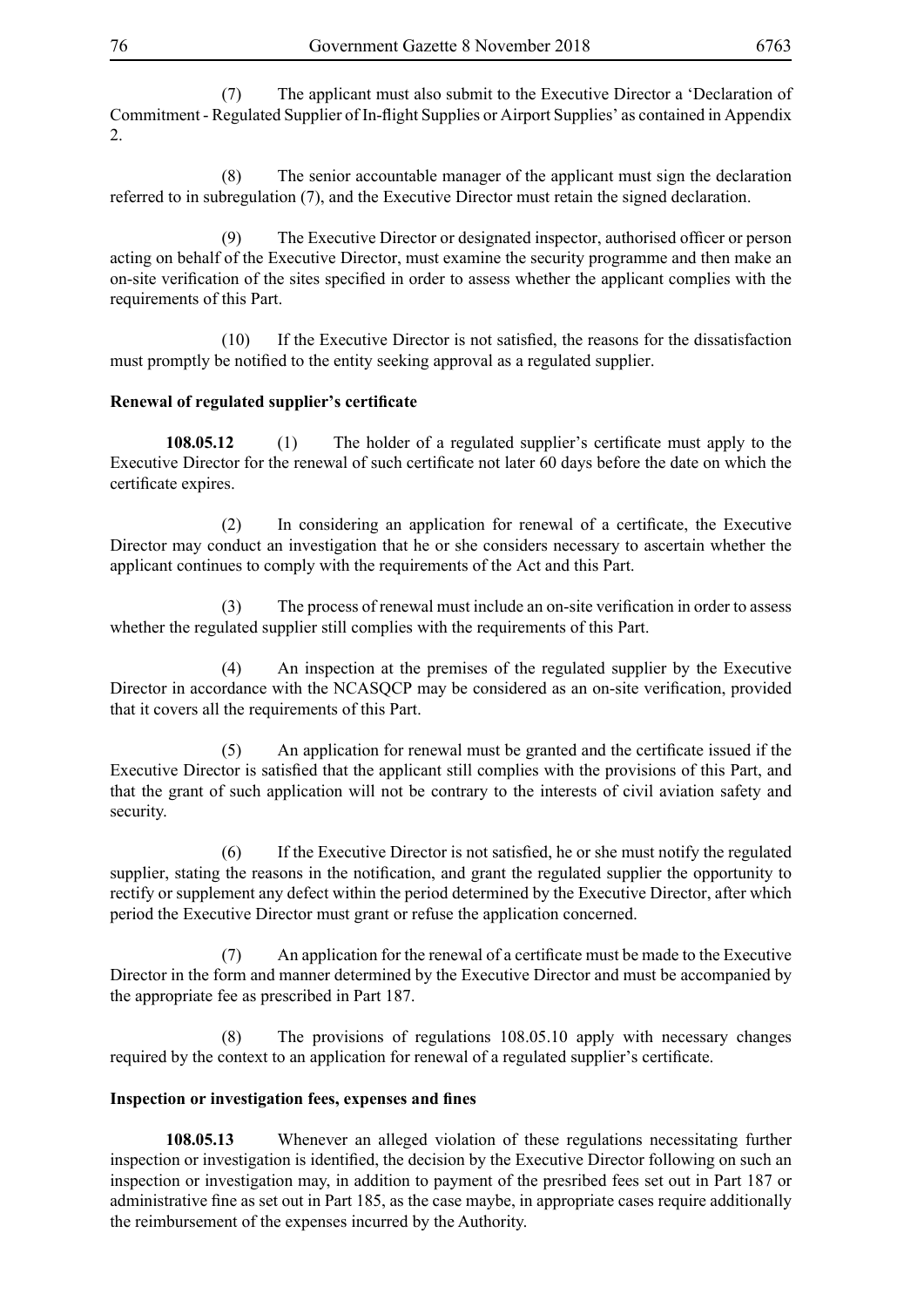(7) The applicant must also submit to the Executive Director a 'Declaration of Commitment - Regulated Supplier of In-flight Supplies or Airport Supplies' as contained in Appendix 2.

(8) The senior accountable manager of the applicant must sign the declaration referred to in subregulation (7), and the Executive Director must retain the signed declaration.

(9) The Executive Director or designated inspector, authorised officer or person acting on behalf of the Executive Director, must examine the security programme and then make an on-site verification of the sites specified in order to assess whether the applicant complies with the requirements of this Part.

(10) If the Executive Director is not satisfied, the reasons for the dissatisfaction must promptly be notified to the entity seeking approval as a regulated supplier.

**Renewal of regulated supplier's certificate**

**108.05.12** (1) The holder of a regulated supplier's certificate must apply to the Executive Director for the renewal of such certificate not later 60 days before the date on which the certificate expires.

(2) In considering an application for renewal of a certificate, the Executive Director may conduct an investigation that he or she considers necessary to ascertain whether the applicant continues to comply with the requirements of the Act and this Part.

(3) The process of renewal must include an on-site verification in order to assess whether the regulated supplier still complies with the requirements of this Part.

(4) An inspection at the premises of the regulated supplier by the Executive Director in accordance with the NCASQCP may be considered as an on-site verification, provided that it covers all the requirements of this Part.

(5) An application for renewal must be granted and the certificate issued if the Executive Director is satisfied that the applicant still complies with the provisions of this Part, and that the grant of such application will not be contrary to the interests of civil aviation safety and security.

(6) If the Executive Director is not satisfied, he or she must notify the regulated supplier, stating the reasons in the notification, and grant the regulated supplier the opportunity to rectify or supplement any defect within the period determined by the Executive Director, after which period the Executive Director must grant or refuse the application concerned.

(7) An application for the renewal of a certificate must be made to the Executive Director in the form and manner determined by the Executive Director and must be accompanied by the appropriate fee as prescribed in Part 187.

(8) The provisions of regulations 108.05.10 apply with necessary changes required by the context to an application for renewal of a regulated supplier's certificate.

**Inspection or investigation fees, expenses and fines**

**108.05.13** Whenever an alleged violation of these regulations necessitating further inspection or investigation is identified, the decision by the Executive Director following on such an inspection or investigation may, in addition to payment of the presribed fees set out in Part 187 or administrative fine as set out in Part 185, as the case maybe, in appropriate cases require additionally the reimbursement of the expenses incurred by the Authority.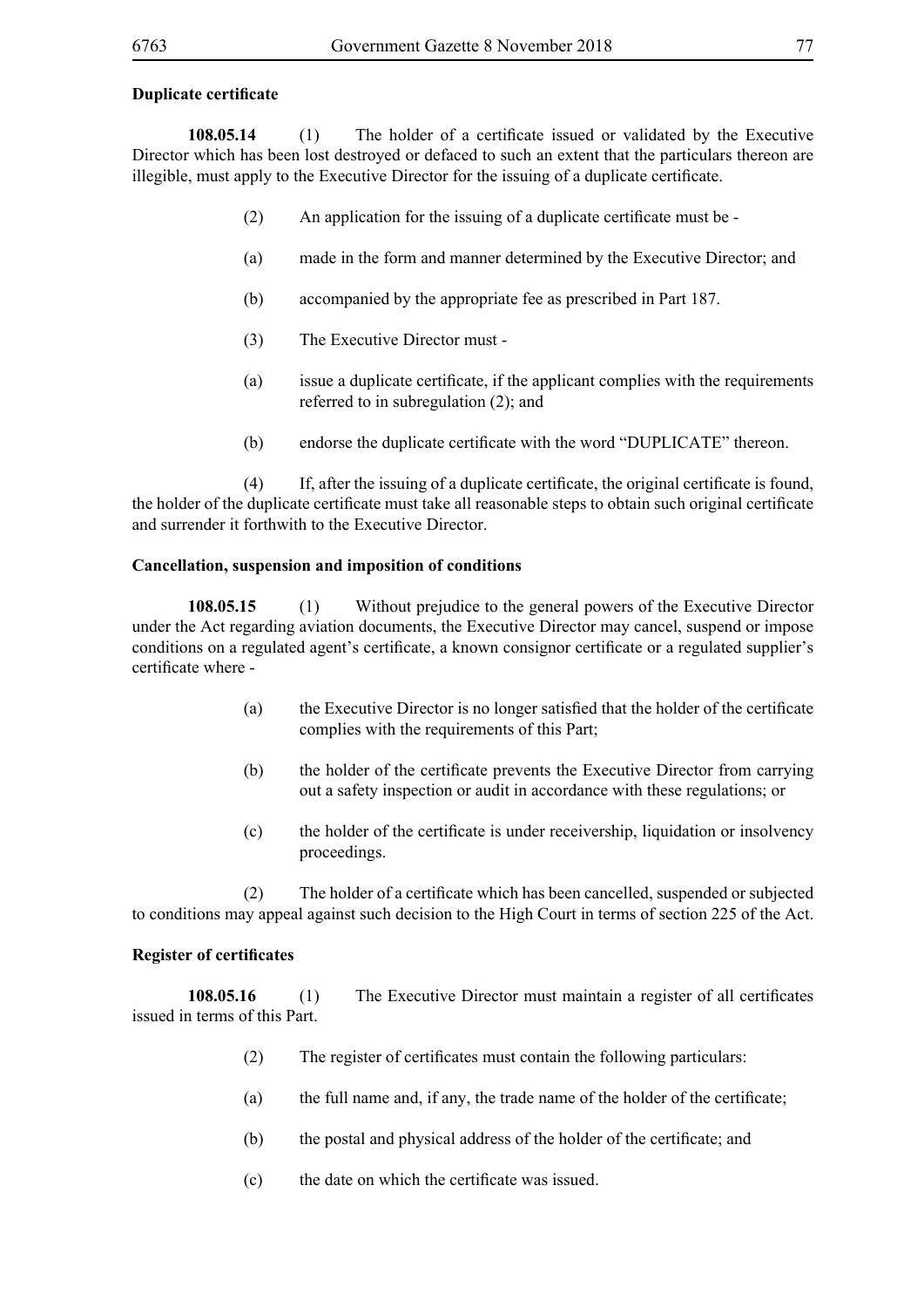**Duplicate certificate**

**108.05.14** (1) The holder of a certificate issued or validated by the Executive Director which has been lost destroyed or defaced to such an extent that the particulars thereon are illegible, must apply to the Executive Director for the issuing of a duplicate certificate.

(2) An application for the issuing of a duplicate certificate must be -

(a) made in the form and manner determined by the Executive Director; and

(b) accompanied by the appropriate fee as prescribed in Part 187.

(3) The Executive Director must -

(a) issue a duplicate certificate, if the applicant complies with the requirements referred to in subregulation (2); and

(b) endorse the duplicate certificate with the word "DUPLICATE" thereon.

(4) If, after the issuing of a duplicate certificate, the original certificate is found, the holder of the duplicate certificate must take all reasonable steps to obtain such original certificate and surrender it forthwith to the Executive Director.

**Cancellation, suspension and imposition of conditions**

**108.05.15** (1) Without prejudice to the general powers of the Executive Director under the Act regarding aviation documents, the Executive Director may cancel, suspend or impose conditions on a regulated agent's certificate, a known consignor certificate or a regulated supplier's certificate where -

(a) the Executive Director is no longer satisfied that the holder of the certificate complies with the requirements of this Part;

(b) the holder of the certificate prevents the Executive Director from carrying out a safety inspection or audit in accordance with these regulations; or

(c) the holder of the certificate is under receivership, liquidation or insolvency proceedings.

(2) The holder of a certificate which has been cancelled, suspended or subjected to conditions may appeal against such decision to the High Court in terms of section 225 of the Act.

**Register of certificates**

**108.05.16** (1) The Executive Director must maintain a register of all certificates issued in terms of this Part.

(2) The register of certificates must contain the following particulars:

(a) the full name and, if any, the trade name of the holder of the certificate;

(b) the postal and physical address of the holder of the certificate; and

(c) the date on which the certificate was issued.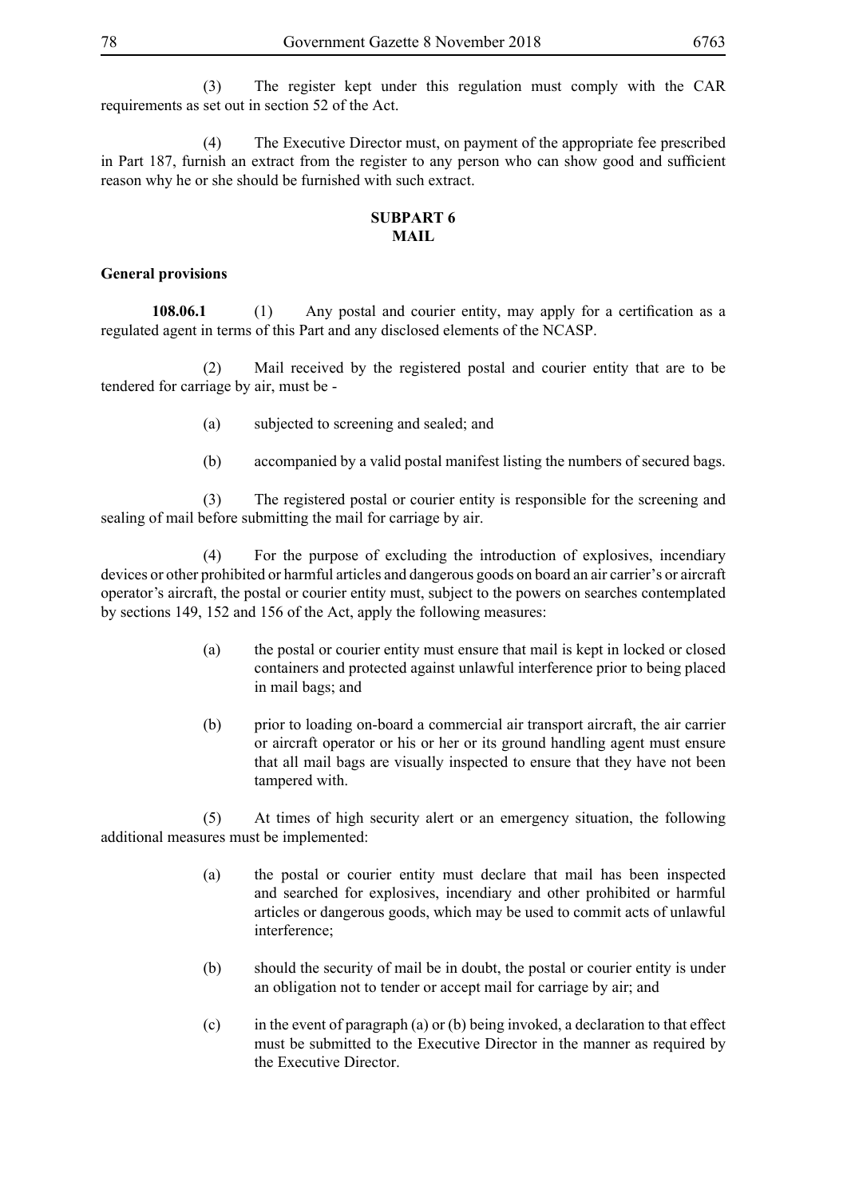(3) The register kept under this regulation must comply with the CAR requirements as set out in section 52 of the Act.

(4) The Executive Director must, on payment of the appropriate fee prescribed in Part 187, furnish an extract from the register to any person who can show good and sufficient reason why he or she should be furnished with such extract.

## SUBPART 6
## MAIL

**General provisions**

**108.06.1** (1) Any postal and courier entity, may apply for a certification as a regulated agent in terms of this Part and any disclosed elements of the NCASP.

(2) Mail received by the registered postal and courier entity that are to be tendered for carriage by air, must be -

(a) subjected to screening and sealed; and

(b) accompanied by a valid postal manifest listing the numbers of secured bags.

(3) The registered postal or courier entity is responsible for the screening and sealing of mail before submitting the mail for carriage by air.

(4) For the purpose of excluding the introduction of explosives, incendiary devices or other prohibited or harmful articles and dangerous goods on board an air carrier's or aircraft operator's aircraft, the postal or courier entity must, subject to the powers on searches contemplated by sections 149, 152 and 156 of the Act, apply the following measures:

(a) the postal or courier entity must ensure that mail is kept in locked or closed containers and protected against unlawful interference prior to being placed in mail bags; and

(b) prior to loading on-board a commercial air transport aircraft, the air carrier or aircraft operator or his or her or its ground handling agent must ensure that all mail bags are visually inspected to ensure that they have not been tampered with.

(5) At times of high security alert or an emergency situation, the following additional measures must be implemented:

(a) the postal or courier entity must declare that mail has been inspected and searched for explosives, incendiary and other prohibited or harmful articles or dangerous goods, which may be used to commit acts of unlawful interference;

(b) should the security of mail be in doubt, the postal or courier entity is under an obligation not to tender or accept mail for carriage by air; and

(c) in the event of paragraph (a) or (b) being invoked, a declaration to that effect must be submitted to the Executive Director in the manner as required by the Executive Director.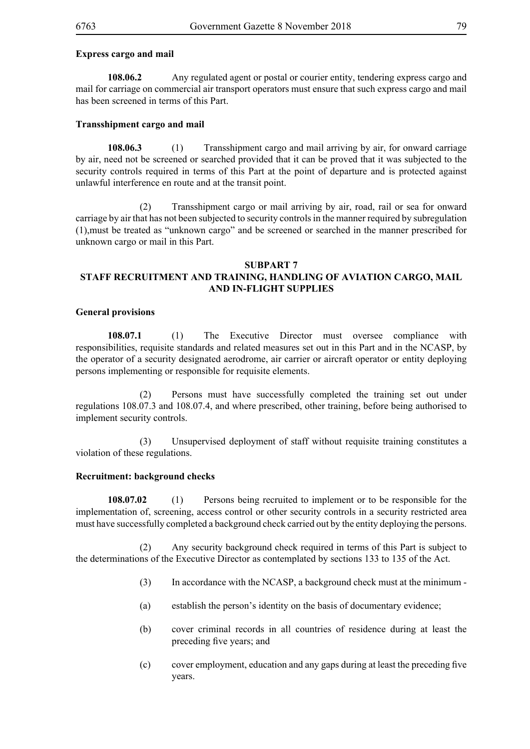**Express cargo and mail**

**108.06.2** Any regulated agent or postal or courier entity, tendering express cargo and mail for carriage on commercial air transport operators must ensure that such express cargo and mail has been screened in terms of this Part.

**Transshipment cargo and mail**

**108.06.3** (1) Transshipment cargo and mail arriving by air, for onward carriage by air, need not be screened or searched provided that it can be proved that it was subjected to the security controls required in terms of this Part at the point of departure and is protected against unlawful interference en route and at the transit point.

(2) Transshipment cargo or mail arriving by air, road, rail or sea for onward carriage by air that has not been subjected to security controls in the manner required by subregulation (1),must be treated as "unknown cargo" and be screened or searched in the manner prescribed for unknown cargo or mail in this Part.

## SUBPART 7
## STAFF RECRUITMENT AND TRAINING, HANDLING OF AVIATION CARGO, MAIL AND IN-FLIGHT SUPPLIES

**General provisions**

**108.07.1** (1) The Executive Director must oversee compliance with responsibilities, requisite standards and related measures set out in this Part and in the NCASP, by the operator of a security designated aerodrome, air carrier or aircraft operator or entity deploying persons implementing or responsible for requisite elements.

(2) Persons must have successfully completed the training set out under regulations 108.07.3 and 108.07.4, and where prescribed, other training, before being authorised to implement security controls.

(3) Unsupervised deployment of staff without requisite training constitutes a violation of these regulations.

**Recruitment: background checks**

**108.07.02** (1) Persons being recruited to implement or to be responsible for the implementation of, screening, access control or other security controls in a security restricted area must have successfully completed a background check carried out by the entity deploying the persons.

(2) Any security background check required in terms of this Part is subject to the determinations of the Executive Director as contemplated by sections 133 to 135 of the Act.

(3) In accordance with the NCASP, a background check must at the minimum -

(a) establish the person's identity on the basis of documentary evidence;

(b) cover criminal records in all countries of residence during at least the preceding five years; and

(c) cover employment, education and any gaps during at least the preceding five years.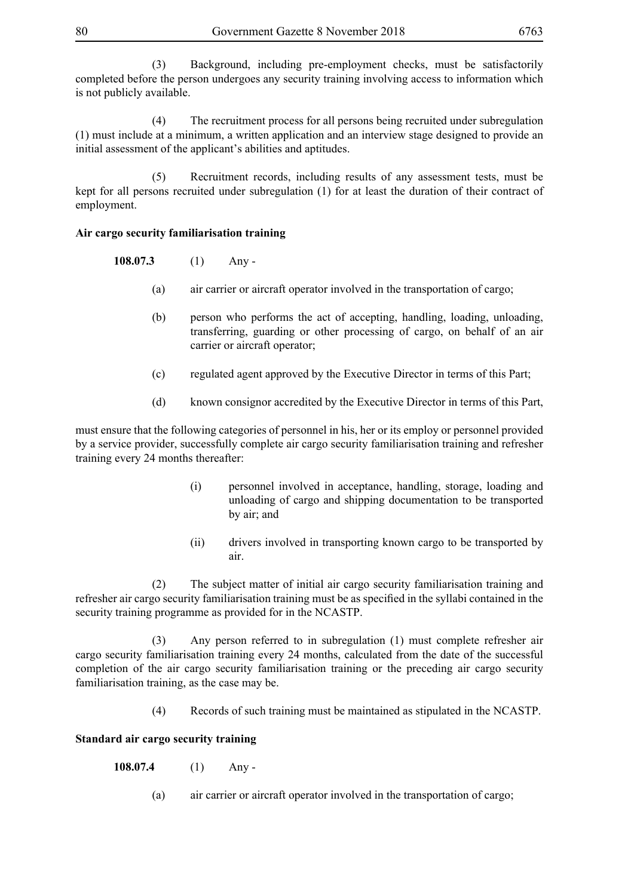(3) Background, including pre-employment checks, must be satisfactorily completed before the person undergoes any security training involving access to information which is not publicly available.

(4) The recruitment process for all persons being recruited under subregulation (1) must include at a minimum, a written application and an interview stage designed to provide an initial assessment of the applicant's abilities and aptitudes.

(5) Recruitment records, including results of any assessment tests, must be kept for all persons recruited under subregulation (1) for at least the duration of their contract of employment.

**Air cargo security familiarisation training**

**108.07.3** (1) Any -

(a) air carrier or aircraft operator involved in the transportation of cargo;

(b) person who performs the act of accepting, handling, loading, unloading, transferring, guarding or other processing of cargo, on behalf of an air carrier or aircraft operator;

(c) regulated agent approved by the Executive Director in terms of this Part;

(d) known consignor accredited by the Executive Director in terms of this Part,

must ensure that the following categories of personnel in his, her or its employ or personnel provided by a service provider, successfully complete air cargo security familiarisation training and refresher training every 24 months thereafter:

(i) personnel involved in acceptance, handling, storage, loading and unloading of cargo and shipping documentation to be transported by air; and

(ii) drivers involved in transporting known cargo to be transported by air.

(2) The subject matter of initial air cargo security familiarisation training and refresher air cargo security familiarisation training must be as specified in the syllabi contained in the security training programme as provided for in the NCASTP.

(3) Any person referred to in subregulation (1) must complete refresher air cargo security familiarisation training every 24 months, calculated from the date of the successful completion of the air cargo security familiarisation training or the preceding air cargo security familiarisation training, as the case may be.

(4) Records of such training must be maintained as stipulated in the NCASTP.

**Standard air cargo security training**

**108.07.4** (1) Any -

(a) air carrier or aircraft operator involved in the transportation of cargo;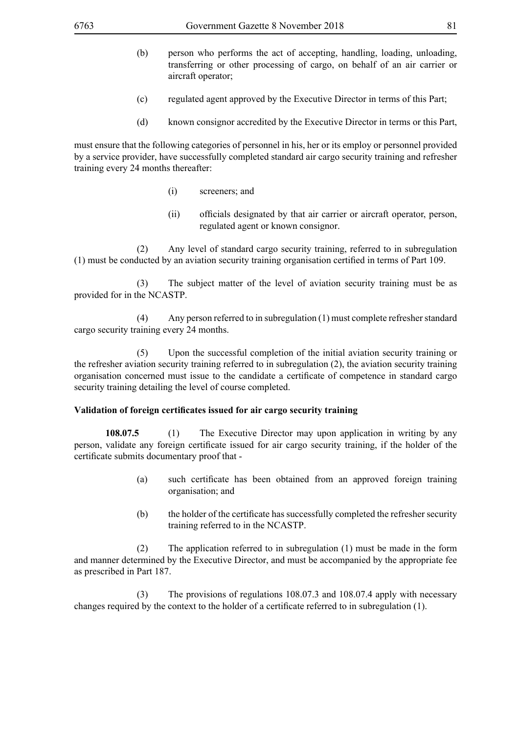(b) person who performs the act of accepting, handling, loading, unloading, transferring or other processing of cargo, on behalf of an air carrier or aircraft operator;

(c) regulated agent approved by the Executive Director in terms of this Part;

(d) known consignor accredited by the Executive Director in terms or this Part,

must ensure that the following categories of personnel in his, her or its employ or personnel provided by a service provider, have successfully completed standard air cargo security training and refresher training every 24 months thereafter:

(i) screeners; and

(ii) officials designated by that air carrier or aircraft operator, person, regulated agent or known consignor.

(2) Any level of standard cargo security training, referred to in subregulation (1) must be conducted by an aviation security training organisation certified in terms of Part 109.

(3) The subject matter of the level of aviation security training must be as provided for in the NCASTP.

(4) Any person referred to in subregulation (1) must complete refresher standard cargo security training every 24 months.

(5) Upon the successful completion of the initial aviation security training or the refresher aviation security training referred to in subregulation (2), the aviation security training organisation concerned must issue to the candidate a certificate of competence in standard cargo security training detailing the level of course completed.

**Validation of foreign certificates issued for air cargo security training**

**108.07.5** (1) The Executive Director may upon application in writing by any person, validate any foreign certificate issued for air cargo security training, if the holder of the certificate submits documentary proof that -

(a) such certificate has been obtained from an approved foreign training organisation; and

(b) the holder of the certificate has successfully completed the refresher security training referred to in the NCASTP.

(2) The application referred to in subregulation (1) must be made in the form and manner determined by the Executive Director, and must be accompanied by the appropriate fee as prescribed in Part 187.

(3) The provisions of regulations 108.07.3 and 108.07.4 apply with necessary changes required by the context to the holder of a certificate referred to in subregulation (1).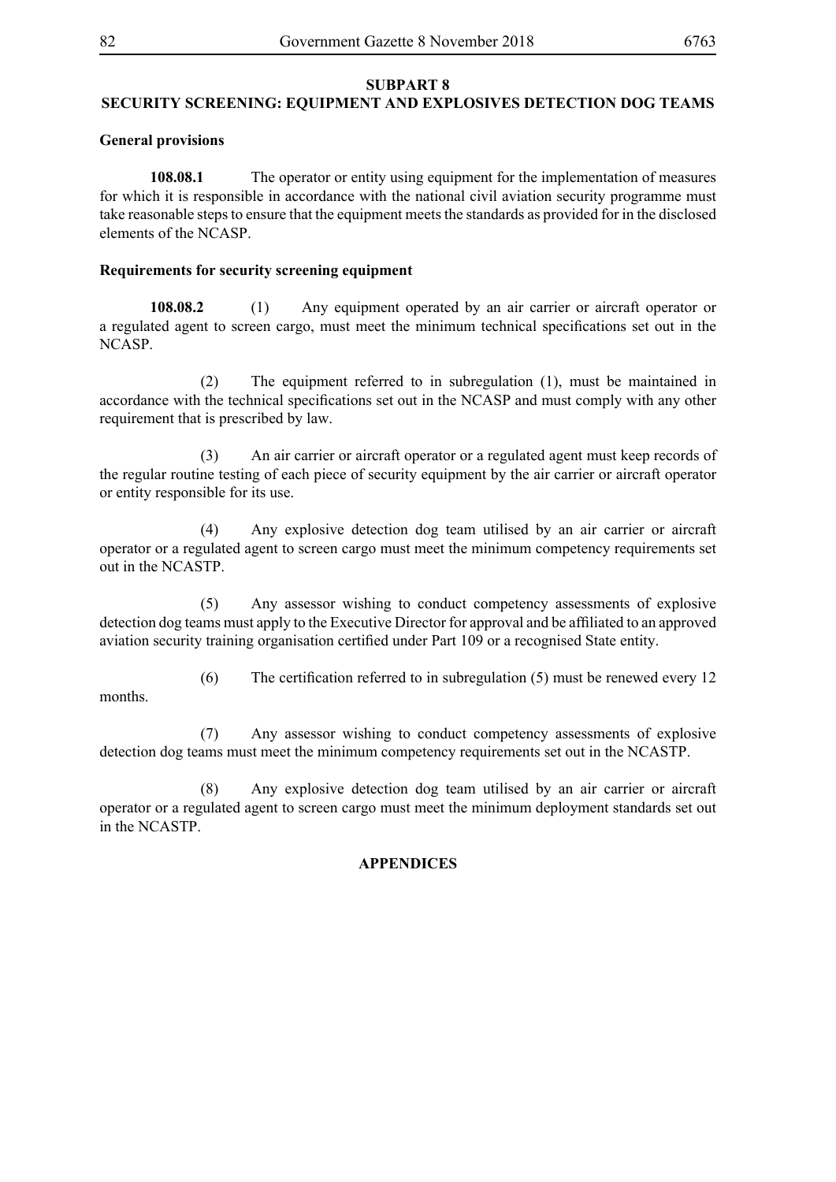## SUBPART 8
## SECURITY SCREENING: EQUIPMENT AND EXPLOSIVES DETECTION DOG TEAMS

**General provisions**

**108.08.1** The operator or entity using equipment for the implementation of measures for which it is responsible in accordance with the national civil aviation security programme must take reasonable steps to ensure that the equipment meets the standards as provided for in the disclosed elements of the NCASP.

**Requirements for security screening equipment**

**108.08.2** (1) Any equipment operated by an air carrier or aircraft operator or a regulated agent to screen cargo, must meet the minimum technical specifications set out in the NCASP.

(2) The equipment referred to in subregulation (1), must be maintained in accordance with the technical specifications set out in the NCASP and must comply with any other requirement that is prescribed by law.

(3) An air carrier or aircraft operator or a regulated agent must keep records of the regular routine testing of each piece of security equipment by the air carrier or aircraft operator or entity responsible for its use.

(4) Any explosive detection dog team utilised by an air carrier or aircraft operator or a regulated agent to screen cargo must meet the minimum competency requirements set out in the NCASTP.

(5) Any assessor wishing to conduct competency assessments of explosive detection dog teams must apply to the Executive Director for approval and be affiliated to an approved aviation security training organisation certified under Part 109 or a recognised State entity.

(6) The certification referred to in subregulation (5) must be renewed every 12 months.

(7) Any assessor wishing to conduct competency assessments of explosive detection dog teams must meet the minimum competency requirements set out in the NCASTP.

(8) Any explosive detection dog team utilised by an air carrier or aircraft operator or a regulated agent to screen cargo must meet the minimum deployment standards set out in the NCASTP.

## APPENDICES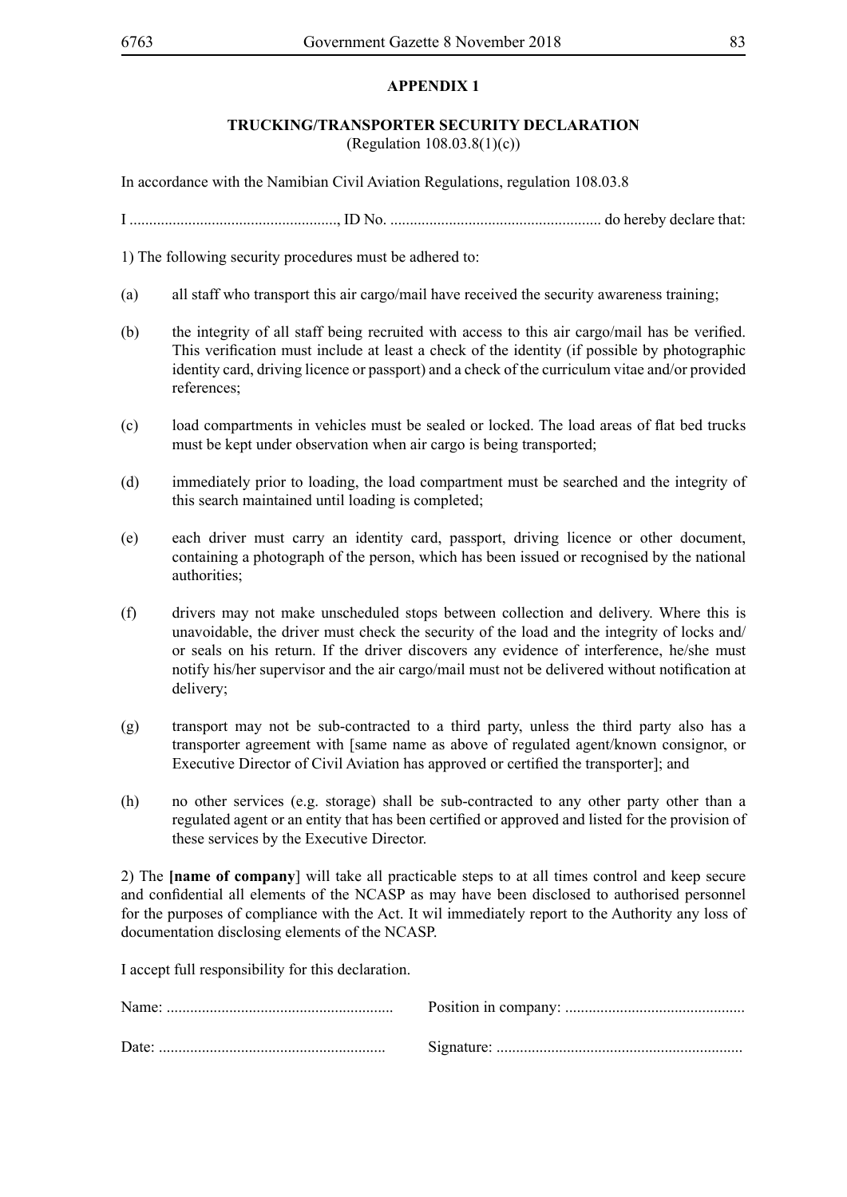## APPENDIX 1

### TRUCKING/TRANSPORTER SECURITY DECLARATION

(Regulation 108.03.8(1)(c))

In accordance with the Namibian Civil Aviation Regulations, regulation 108.03.8

I ....................................................., ID No. ...................................................... do hereby declare that:

1) The following security procedures must be adhered to:

(a) all staff who transport this air cargo/mail have received the security awareness training;

(b) the integrity of all staff being recruited with access to this air cargo/mail has be verified. This verification must include at least a check of the identity (if possible by photographic identity card, driving licence or passport) and a check of the curriculum vitae and/or provided references;

(c) load compartments in vehicles must be sealed or locked. The load areas of flat bed trucks must be kept under observation when air cargo is being transported;

(d) immediately prior to loading, the load compartment must be searched and the integrity of this search maintained until loading is completed;

(e) each driver must carry an identity card, passport, driving licence or other document, containing a photograph of the person, which has been issued or recognised by the national authorities;

(f) drivers may not make unscheduled stops between collection and delivery. Where this is unavoidable, the driver must check the security of the load and the integrity of locks and/or seals on his return. If the driver discovers any evidence of interference, he/she must notify his/her supervisor and the air cargo/mail must not be delivered without notification at delivery;

(g) transport may not be sub-contracted to a third party, unless the third party also has a transporter agreement with [same name as above of regulated agent/known consignor, or Executive Director of Civil Aviation has approved or certified the transporter]; and

(h) no other services (e.g. storage) shall be sub-contracted to any other party other than a regulated agent or an entity that has been certified or approved and listed for the provision of these services by the Executive Director.

2) The **[name of company**] will take all practicable steps to at all times control and keep secure and confidential all elements of the NCASP as may have been disclosed to authorised personnel for the purposes of compliance with the Act. It wil immediately report to the Authority any loss of documentation disclosing elements of the NCASP.

I accept full responsibility for this declaration.

Name: .........................................................    Position in company: .............................................

Date: .........................................................    Signature: ..............................................................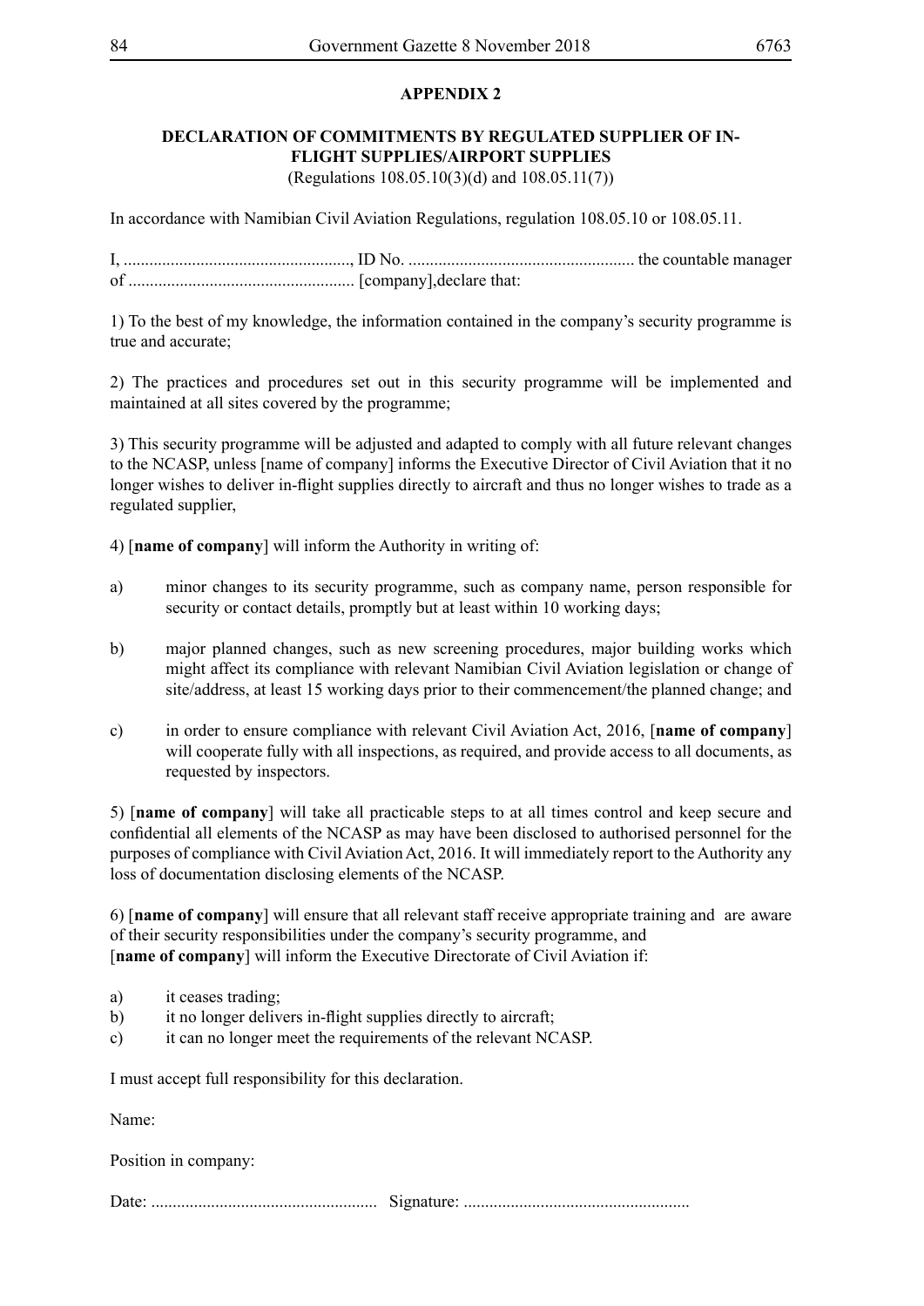## APPENDIX 2

### DECLARATION OF COMMITMENTS BY REGULATED SUPPLIER OF IN-FLIGHT SUPPLIES/AIRPORT SUPPLIES

(Regulations 108.05.10(3)(d) and 108.05.11(7))

In accordance with Namibian Civil Aviation Regulations, regulation 108.05.10 or 108.05.11.

I, ....................................................., ID No. ..................................................... the countable manager of ..................................................... [company],declare that:

1) To the best of my knowledge, the information contained in the company's security programme is true and accurate;

2) The practices and procedures set out in this security programme will be implemented and maintained at all sites covered by the programme;

3) This security programme will be adjusted and adapted to comply with all future relevant changes to the NCASP, unless [name of company] informs the Executive Director of Civil Aviation that it no longer wishes to deliver in-flight supplies directly to aircraft and thus no longer wishes to trade as a regulated supplier,

4) [**name of company**] will inform the Authority in writing of:

a) minor changes to its security programme, such as company name, person responsible for security or contact details, promptly but at least within 10 working days;

b) major planned changes, such as new screening procedures, major building works which might affect its compliance with relevant Namibian Civil Aviation legislation or change of site/address, at least 15 working days prior to their commencement/the planned change; and

c) in order to ensure compliance with relevant Civil Aviation Act, 2016, [**name of company**] will cooperate fully with all inspections, as required, and provide access to all documents, as requested by inspectors.

5) [**name of company**] will take all practicable steps to at all times control and keep secure and confidential all elements of the NCASP as may have been disclosed to authorised personnel for the purposes of compliance with Civil Aviation Act, 2016. It will immediately report to the Authority any loss of documentation disclosing elements of the NCASP.

6) [**name of company**] will ensure that all relevant staff receive appropriate training and are aware of their security responsibilities under the company's security programme, and [**name of company**] will inform the Executive Directorate of Civil Aviation if:

a) it ceases trading;
b) it no longer delivers in-flight supplies directly to aircraft;
c) it can no longer meet the requirements of the relevant NCASP.

I must accept full responsibility for this declaration.

Name:

Position in company:

Date: ..................................................... Signature: .....................................................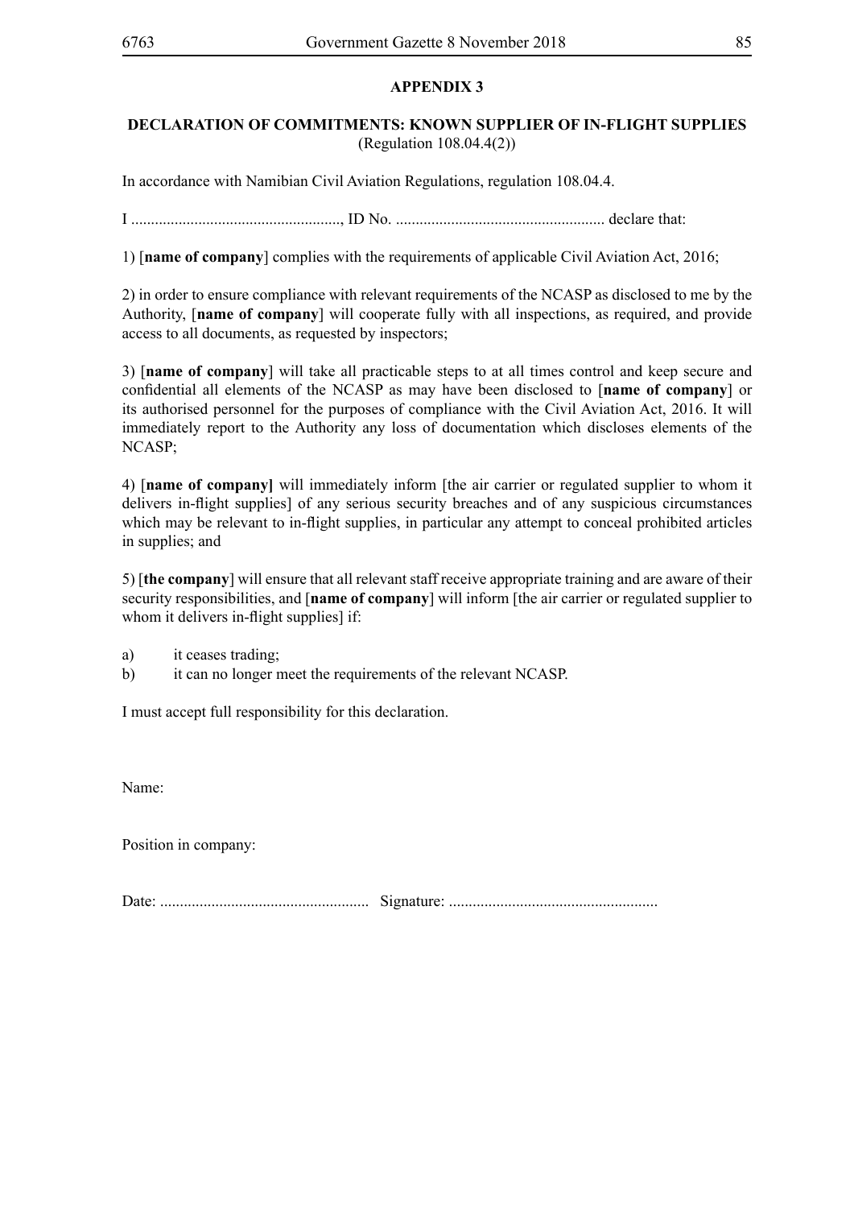**APPENDIX 3**

**DECLARATION OF COMMITMENTS: KNOWN SUPPLIER OF IN-FLIGHT SUPPLIES**
(Regulation 108.04.4(2))

In accordance with Namibian Civil Aviation Regulations, regulation 108.04.4.

I ....................................................., ID No. ..................................................... declare that:

1) [**name of company**] complies with the requirements of applicable Civil Aviation Act, 2016;

2) in order to ensure compliance with relevant requirements of the NCASP as disclosed to me by the Authority, [**name of company**] will cooperate fully with all inspections, as required, and provide access to all documents, as requested by inspectors;

3) [**name of company**] will take all practicable steps to at all times control and keep secure and confidential all elements of the NCASP as may have been disclosed to [**name of company**] or its authorised personnel for the purposes of compliance with the Civil Aviation Act, 2016. It will immediately report to the Authority any loss of documentation which discloses elements of the NCASP;

4) [**name of company]** will immediately inform [the air carrier or regulated supplier to whom it delivers in-flight supplies] of any serious security breaches and of any suspicious circumstances which may be relevant to in-flight supplies, in particular any attempt to conceal prohibited articles in supplies; and

5) [**the company**] will ensure that all relevant staff receive appropriate training and are aware of their security responsibilities, and [**name of company**] will inform [the air carrier or regulated supplier to whom it delivers in-flight supplies] if:

a) it ceases trading;
b) it can no longer meet the requirements of the relevant NCASP.

I must accept full responsibility for this declaration.

Name:

Position in company:

Date: ..................................................... Signature: .....................................................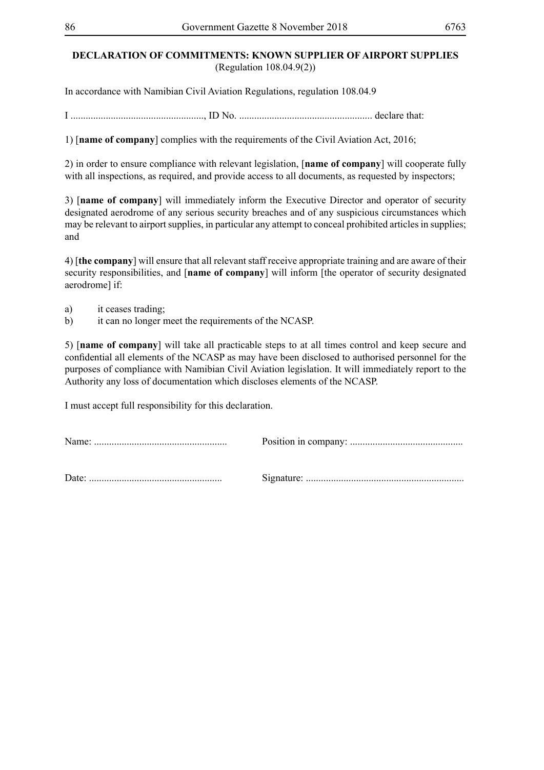**DECLARATION OF COMMITMENTS: KNOWN SUPPLIER OF AIRPORT SUPPLIES**
(Regulation 108.04.9(2))

In accordance with Namibian Civil Aviation Regulations, regulation 108.04.9

I ....................................................., ID No. ..................................................... declare that:

1) [**name of company**] complies with the requirements of the Civil Aviation Act, 2016;

2) in order to ensure compliance with relevant legislation, [**name of company**] will cooperate fully with all inspections, as required, and provide access to all documents, as requested by inspectors;

3) [**name of company**] will immediately inform the Executive Director and operator of security designated aerodrome of any serious security breaches and of any suspicious circumstances which may be relevant to airport supplies, in particular any attempt to conceal prohibited articles in supplies; and

4) [**the company**] will ensure that all relevant staff receive appropriate training and are aware of their security responsibilities, and [**name of company**] will inform [the operator of security designated aerodrome] if:

a) it ceases trading;
b) it can no longer meet the requirements of the NCASP.

5) [**name of company**] will take all practicable steps to at all times control and keep secure and confidential all elements of the NCASP as may have been disclosed to authorised personnel for the purposes of compliance with Namibian Civil Aviation legislation. It will immediately report to the Authority any loss of documentation which discloses elements of the NCASP.

I must accept full responsibility for this declaration.

Name: .....................................................     Position in company: .............................................

Date: .....................................................     Signature: ...............................................................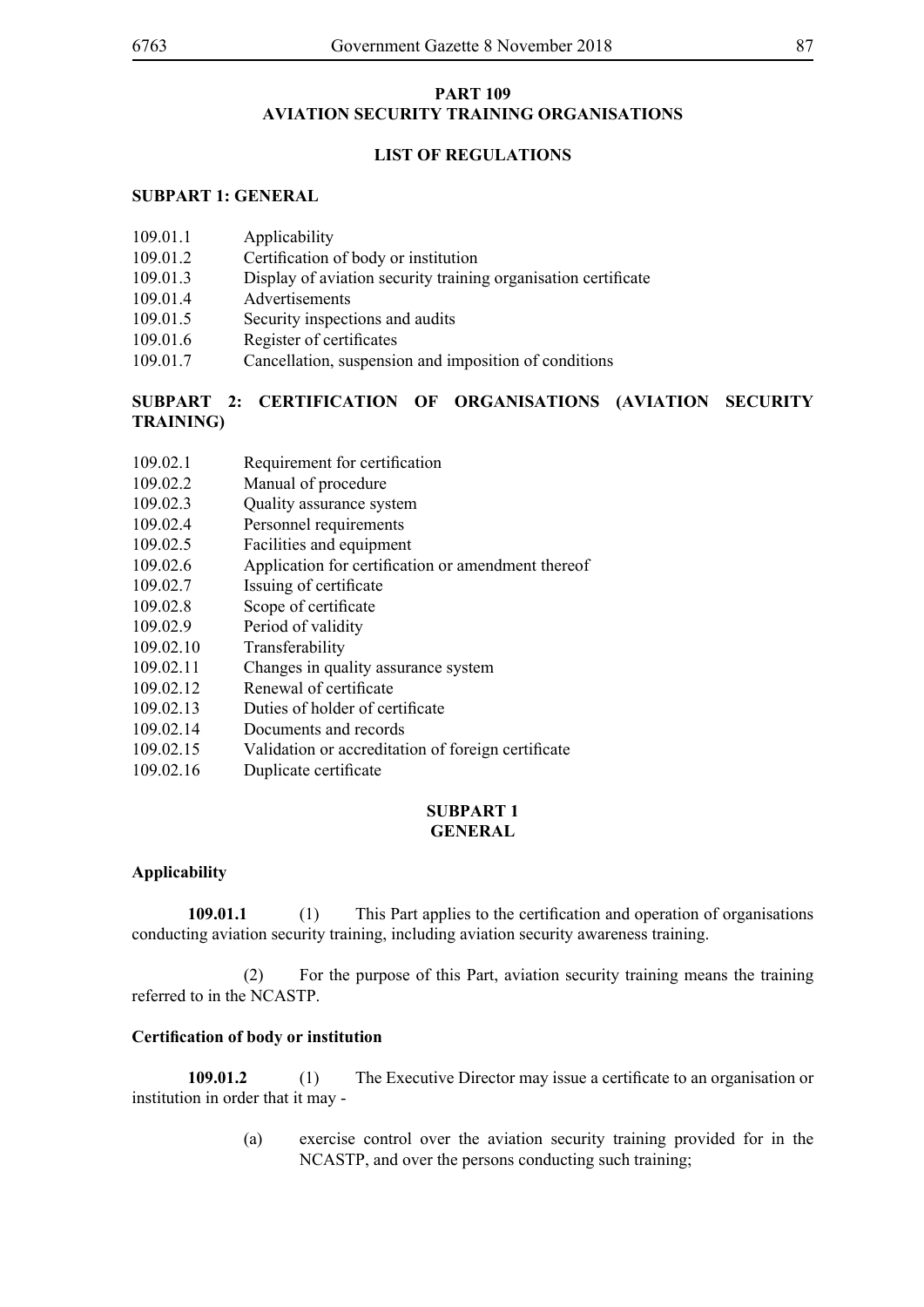# PART 109
# AVIATION SECURITY TRAINING ORGANISATIONS

## LIST OF REGULATIONS

### SUBPART 1: GENERAL

109.01.1 Applicability
109.01.2 Certification of body or institution
109.01.3 Display of aviation security training organisation certificate
109.01.4 Advertisements
109.01.5 Security inspections and audits
109.01.6 Register of certificates
109.01.7 Cancellation, suspension and imposition of conditions

### SUBPART 2: CERTIFICATION OF ORGANISATIONS (AVIATION SECURITY TRAINING)

109.02.1 Requirement for certification
109.02.2 Manual of procedure
109.02.3 Quality assurance system
109.02.4 Personnel requirements
109.02.5 Facilities and equipment
109.02.6 Application for certification or amendment thereof
109.02.7 Issuing of certificate
109.02.8 Scope of certificate
109.02.9 Period of validity
109.02.10 Transferability
109.02.11 Changes in quality assurance system
109.02.12 Renewal of certificate
109.02.13 Duties of holder of certificate
109.02.14 Documents and records
109.02.15 Validation or accreditation of foreign certificate
109.02.16 Duplicate certificate

## SUBPART 1
## GENERAL

**Applicability**

**109.01.1** (1) This Part applies to the certification and operation of organisations conducting aviation security training, including aviation security awareness training.

(2) For the purpose of this Part, aviation security training means the training referred to in the NCASTP.

**Certification of body or institution**

**109.01.2** (1) The Executive Director may issue a certificate to an organisation or institution in order that it may -

(a) exercise control over the aviation security training provided for in the NCASTP, and over the persons conducting such training;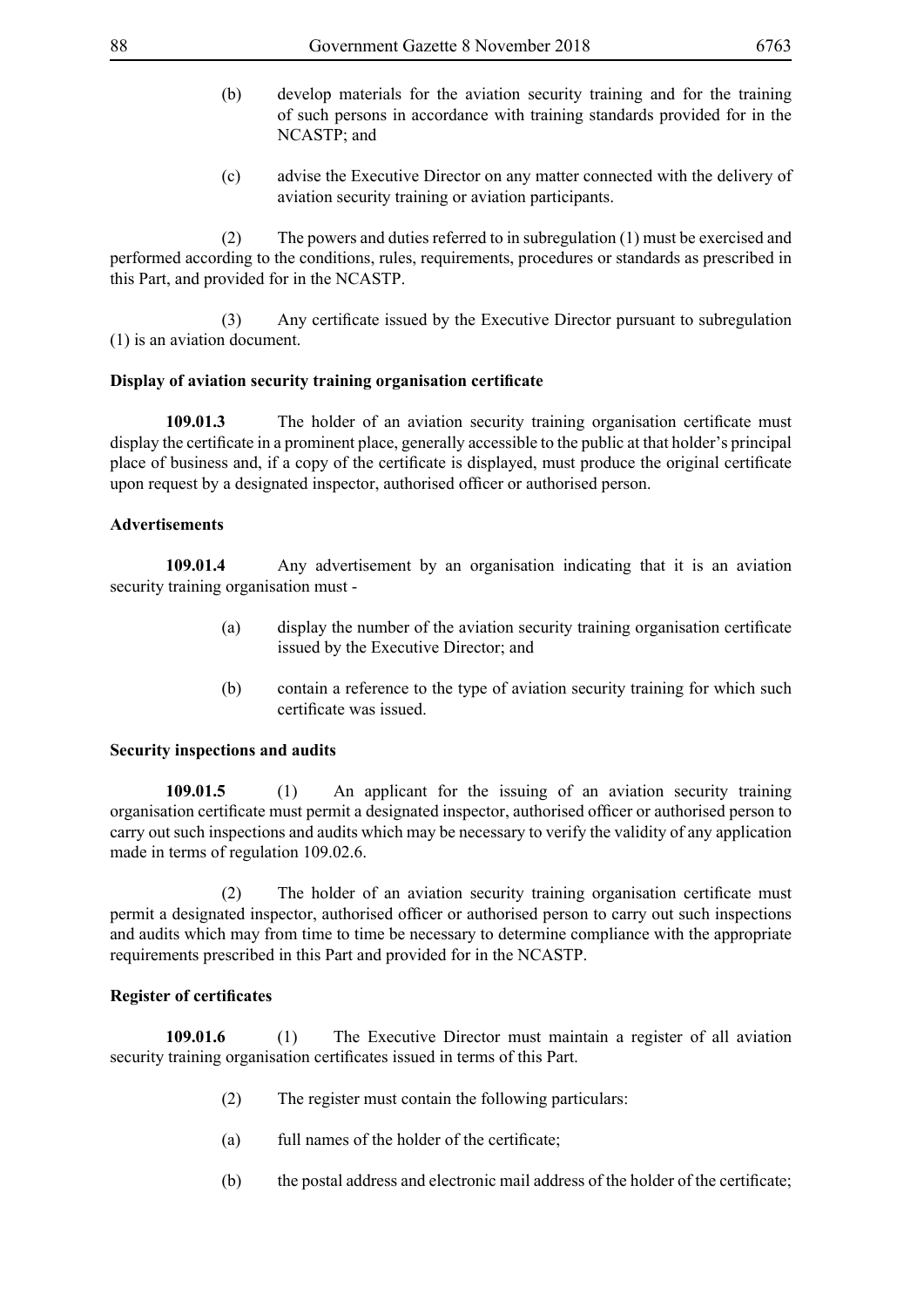(b) develop materials for the aviation security training and for the training of such persons in accordance with training standards provided for in the NCASTP; and

(c) advise the Executive Director on any matter connected with the delivery of aviation security training or aviation participants.

(2) The powers and duties referred to in subregulation (1) must be exercised and performed according to the conditions, rules, requirements, procedures or standards as prescribed in this Part, and provided for in the NCASTP.

(3) Any certificate issued by the Executive Director pursuant to subregulation (1) is an aviation document.

**Display of aviation security training organisation certificate**

**109.01.3** The holder of an aviation security training organisation certificate must display the certificate in a prominent place, generally accessible to the public at that holder's principal place of business and, if a copy of the certificate is displayed, must produce the original certificate upon request by a designated inspector, authorised officer or authorised person.

**Advertisements**

**109.01.4** Any advertisement by an organisation indicating that it is an aviation security training organisation must -

(a) display the number of the aviation security training organisation certificate issued by the Executive Director; and

(b) contain a reference to the type of aviation security training for which such certificate was issued.

**Security inspections and audits**

**109.01.5** (1) An applicant for the issuing of an aviation security training organisation certificate must permit a designated inspector, authorised officer or authorised person to carry out such inspections and audits which may be necessary to verify the validity of any application made in terms of regulation 109.02.6.

(2) The holder of an aviation security training organisation certificate must permit a designated inspector, authorised officer or authorised person to carry out such inspections and audits which may from time to time be necessary to determine compliance with the appropriate requirements prescribed in this Part and provided for in the NCASTP.

**Register of certificates**

**109.01.6** (1) The Executive Director must maintain a register of all aviation security training organisation certificates issued in terms of this Part.

(2) The register must contain the following particulars:

(a) full names of the holder of the certificate;

(b) the postal address and electronic mail address of the holder of the certificate;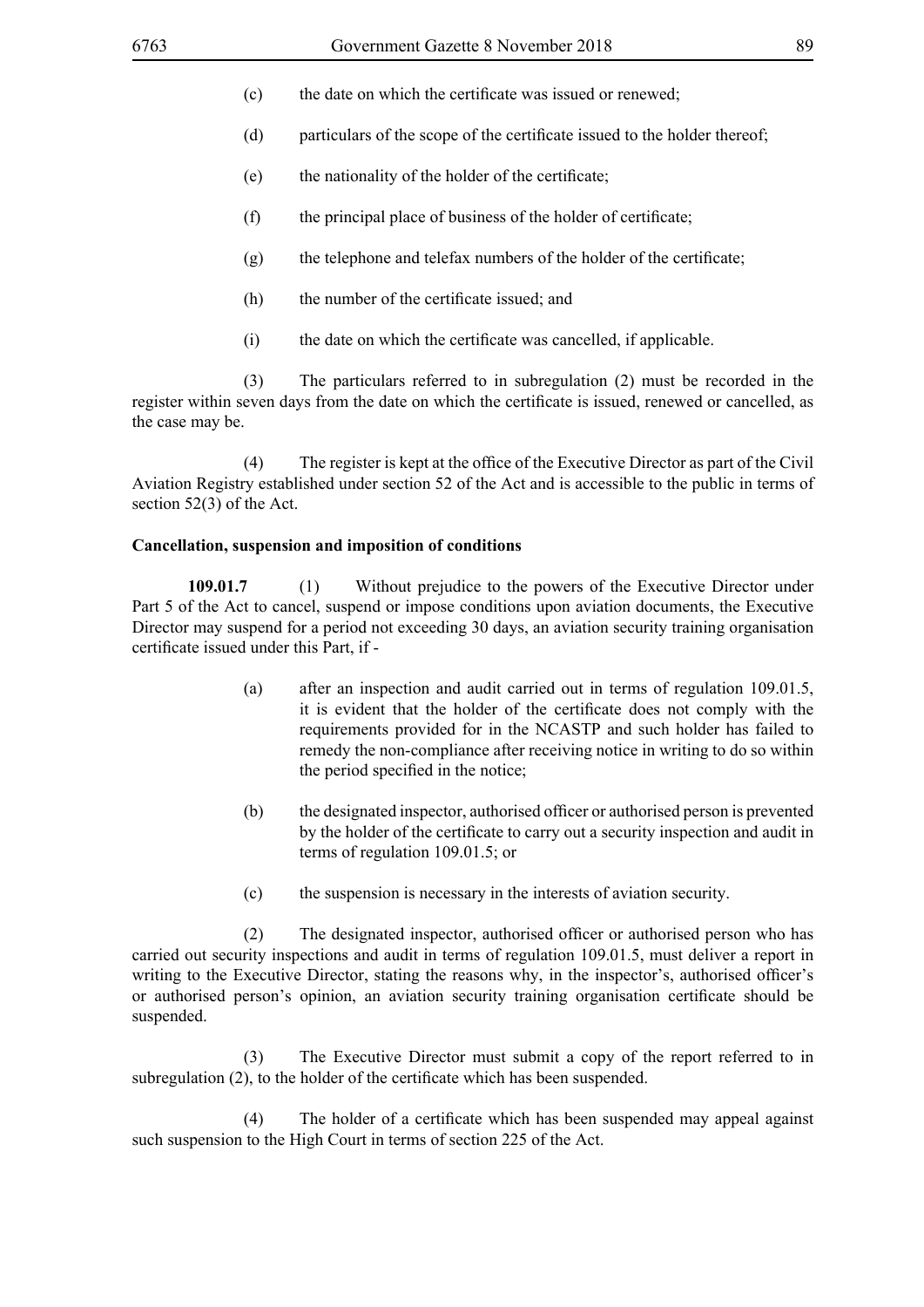(c) the date on which the certificate was issued or renewed;

(d) particulars of the scope of the certificate issued to the holder thereof;

(e) the nationality of the holder of the certificate;

(f) the principal place of business of the holder of certificate;

(g) the telephone and telefax numbers of the holder of the certificate;

(h) the number of the certificate issued; and

(i) the date on which the certificate was cancelled, if applicable.

(3) The particulars referred to in subregulation (2) must be recorded in the register within seven days from the date on which the certificate is issued, renewed or cancelled, as the case may be.

(4) The register is kept at the office of the Executive Director as part of the Civil Aviation Registry established under section 52 of the Act and is accessible to the public in terms of section 52(3) of the Act.

**Cancellation, suspension and imposition of conditions**

**109.01.7** (1) Without prejudice to the powers of the Executive Director under Part 5 of the Act to cancel, suspend or impose conditions upon aviation documents, the Executive Director may suspend for a period not exceeding 30 days, an aviation security training organisation certificate issued under this Part, if -

(a) after an inspection and audit carried out in terms of regulation 109.01.5, it is evident that the holder of the certificate does not comply with the requirements provided for in the NCASTP and such holder has failed to remedy the non-compliance after receiving notice in writing to do so within the period specified in the notice;

(b) the designated inspector, authorised officer or authorised person is prevented by the holder of the certificate to carry out a security inspection and audit in terms of regulation 109.01.5; or

(c) the suspension is necessary in the interests of aviation security.

(2) The designated inspector, authorised officer or authorised person who has carried out security inspections and audit in terms of regulation 109.01.5, must deliver a report in writing to the Executive Director, stating the reasons why, in the inspector's, authorised officer's or authorised person's opinion, an aviation security training organisation certificate should be suspended.

(3) The Executive Director must submit a copy of the report referred to in subregulation (2), to the holder of the certificate which has been suspended.

(4) The holder of a certificate which has been suspended may appeal against such suspension to the High Court in terms of section 225 of the Act.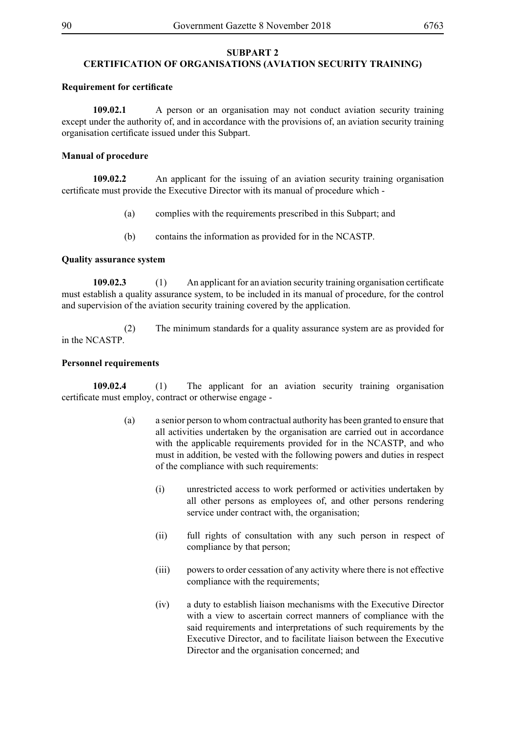## SUBPART 2
## CERTIFICATION OF ORGANISATIONS (AVIATION SECURITY TRAINING)

**Requirement for certificate**

**109.02.1** A person or an organisation may not conduct aviation security training except under the authority of, and in accordance with the provisions of, an aviation security training organisation certificate issued under this Subpart.

**Manual of procedure**

**109.02.2** An applicant for the issuing of an aviation security training organisation certificate must provide the Executive Director with its manual of procedure which -

(a) complies with the requirements prescribed in this Subpart; and

(b) contains the information as provided for in the NCASTP.

**Quality assurance system**

**109.02.3** (1) An applicant for an aviation security training organisation certificate must establish a quality assurance system, to be included in its manual of procedure, for the control and supervision of the aviation security training covered by the application.

(2) The minimum standards for a quality assurance system are as provided for in the NCASTP.

**Personnel requirements**

**109.02.4** (1) The applicant for an aviation security training organisation certificate must employ, contract or otherwise engage -

(a) a senior person to whom contractual authority has been granted to ensure that all activities undertaken by the organisation are carried out in accordance with the applicable requirements provided for in the NCASTP, and who must in addition, be vested with the following powers and duties in respect of the compliance with such requirements:

(i) unrestricted access to work performed or activities undertaken by all other persons as employees of, and other persons rendering service under contract with, the organisation;

(ii) full rights of consultation with any such person in respect of compliance by that person;

(iii) powers to order cessation of any activity where there is not effective compliance with the requirements;

(iv) a duty to establish liaison mechanisms with the Executive Director with a view to ascertain correct manners of compliance with the said requirements and interpretations of such requirements by the Executive Director, and to facilitate liaison between the Executive Director and the organisation concerned; and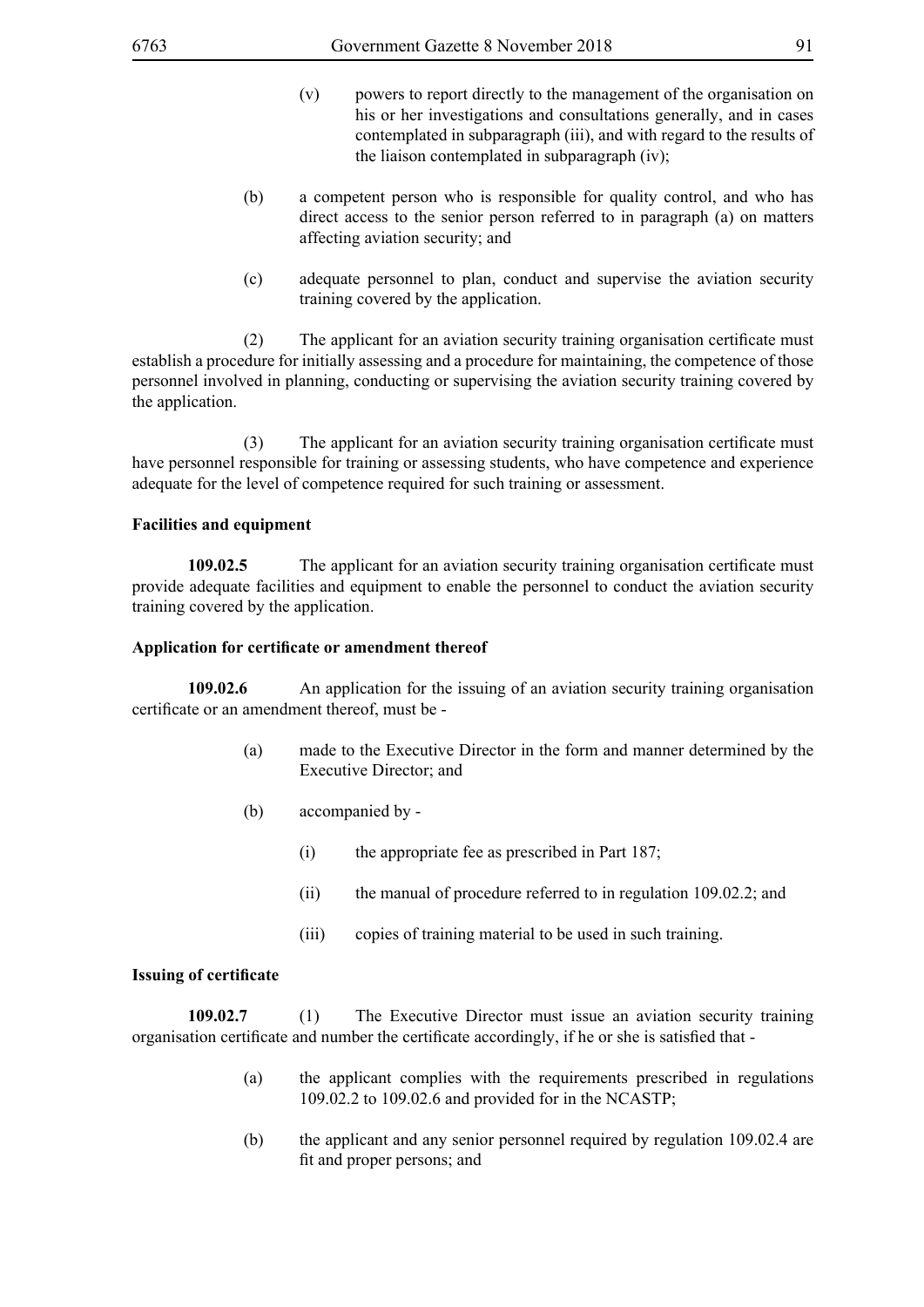(v) powers to report directly to the management of the organisation on his or her investigations and consultations generally, and in cases contemplated in subparagraph (iii), and with regard to the results of the liaison contemplated in subparagraph (iv);

(b) a competent person who is responsible for quality control, and who has direct access to the senior person referred to in paragraph (a) on matters affecting aviation security; and

(c) adequate personnel to plan, conduct and supervise the aviation security training covered by the application.

(2) The applicant for an aviation security training organisation certificate must establish a procedure for initially assessing and a procedure for maintaining, the competence of those personnel involved in planning, conducting or supervising the aviation security training covered by the application.

(3) The applicant for an aviation security training organisation certificate must have personnel responsible for training or assessing students, who have competence and experience adequate for the level of competence required for such training or assessment.

**Facilities and equipment**

**109.02.5** The applicant for an aviation security training organisation certificate must provide adequate facilities and equipment to enable the personnel to conduct the aviation security training covered by the application.

**Application for certificate or amendment thereof**

**109.02.6** An application for the issuing of an aviation security training organisation certificate or an amendment thereof, must be -

(a) made to the Executive Director in the form and manner determined by the Executive Director; and

(b) accompanied by -

(i) the appropriate fee as prescribed in Part 187;

(ii) the manual of procedure referred to in regulation 109.02.2; and

(iii) copies of training material to be used in such training.

**Issuing of certificate**

**109.02.7** (1) The Executive Director must issue an aviation security training organisation certificate and number the certificate accordingly, if he or she is satisfied that -

(a) the applicant complies with the requirements prescribed in regulations 109.02.2 to 109.02.6 and provided for in the NCASTP;

(b) the applicant and any senior personnel required by regulation 109.02.4 are fit and proper persons; and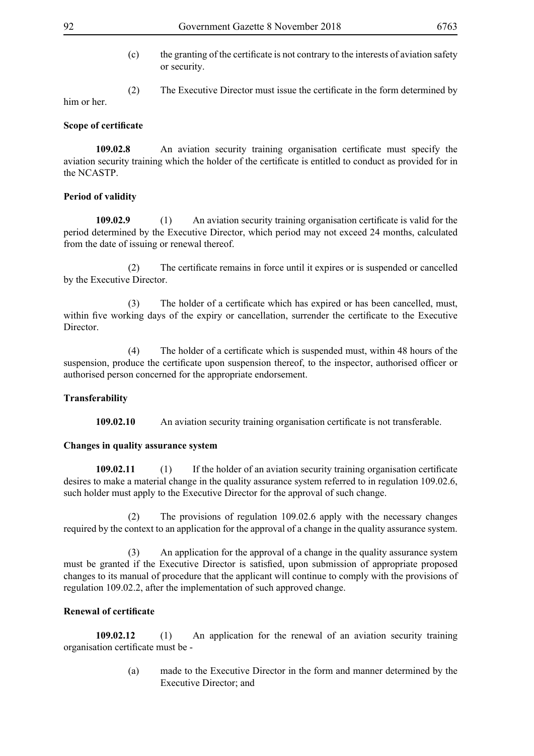(c) the granting of the certificate is not contrary to the interests of aviation safety or security.

(2) The Executive Director must issue the certificate in the form determined by him or her.

**Scope of certificate**

**109.02.8** An aviation security training organisation certificate must specify the aviation security training which the holder of the certificate is entitled to conduct as provided for in the NCASTP.

**Period of validity**

**109.02.9** (1) An aviation security training organisation certificate is valid for the period determined by the Executive Director, which period may not exceed 24 months, calculated from the date of issuing or renewal thereof.

(2) The certificate remains in force until it expires or is suspended or cancelled by the Executive Director.

(3) The holder of a certificate which has expired or has been cancelled, must, within five working days of the expiry or cancellation, surrender the certificate to the Executive Director.

(4) The holder of a certificate which is suspended must, within 48 hours of the suspension, produce the certificate upon suspension thereof, to the inspector, authorised officer or authorised person concerned for the appropriate endorsement.

**Transferability**

**109.02.10** An aviation security training organisation certificate is not transferable.

**Changes in quality assurance system**

**109.02.11** (1) If the holder of an aviation security training organisation certificate desires to make a material change in the quality assurance system referred to in regulation 109.02.6, such holder must apply to the Executive Director for the approval of such change.

(2) The provisions of regulation 109.02.6 apply with the necessary changes required by the context to an application for the approval of a change in the quality assurance system.

(3) An application for the approval of a change in the quality assurance system must be granted if the Executive Director is satisfied, upon submission of appropriate proposed changes to its manual of procedure that the applicant will continue to comply with the provisions of regulation 109.02.2, after the implementation of such approved change.

**Renewal of certificate**

**109.02.12** (1) An application for the renewal of an aviation security training organisation certificate must be -

(a) made to the Executive Director in the form and manner determined by the Executive Director; and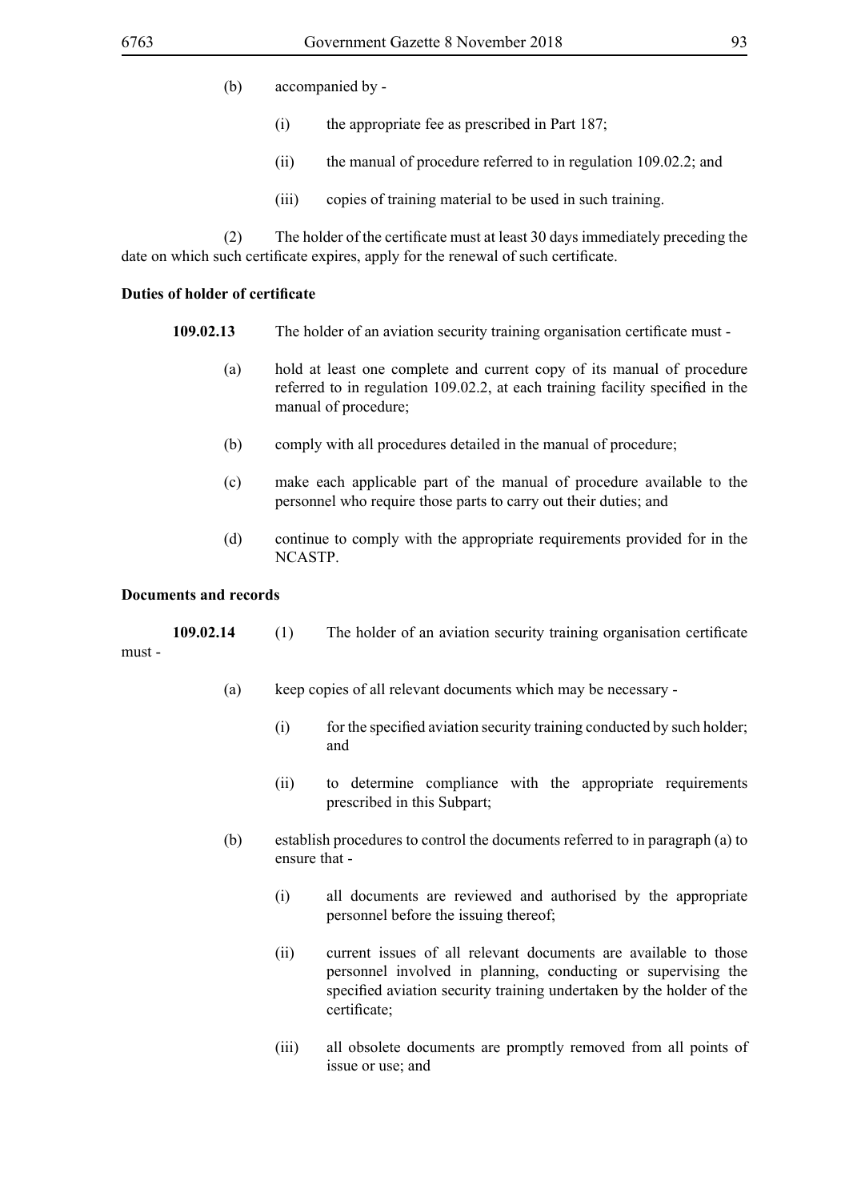(b) accompanied by -

(i) the appropriate fee as prescribed in Part 187;

(ii) the manual of procedure referred to in regulation 109.02.2; and

(iii) copies of training material to be used in such training.

(2) The holder of the certificate must at least 30 days immediately preceding the date on which such certificate expires, apply for the renewal of such certificate.

**Duties of holder of certificate**

**109.02.13** The holder of an aviation security training organisation certificate must -

(a) hold at least one complete and current copy of its manual of procedure referred to in regulation 109.02.2, at each training facility specified in the manual of procedure;

(b) comply with all procedures detailed in the manual of procedure;

(c) make each applicable part of the manual of procedure available to the personnel who require those parts to carry out their duties; and

(d) continue to comply with the appropriate requirements provided for in the NCASTP.

**Documents and records**

**109.02.14** (1) The holder of an aviation security training organisation certificate must -

(a) keep copies of all relevant documents which may be necessary -

(i) for the specified aviation security training conducted by such holder; and

(ii) to determine compliance with the appropriate requirements prescribed in this Subpart;

(b) establish procedures to control the documents referred to in paragraph (a) to ensure that -

(i) all documents are reviewed and authorised by the appropriate personnel before the issuing thereof;

(ii) current issues of all relevant documents are available to those personnel involved in planning, conducting or supervising the specified aviation security training undertaken by the holder of the certificate;

(iii) all obsolete documents are promptly removed from all points of issue or use; and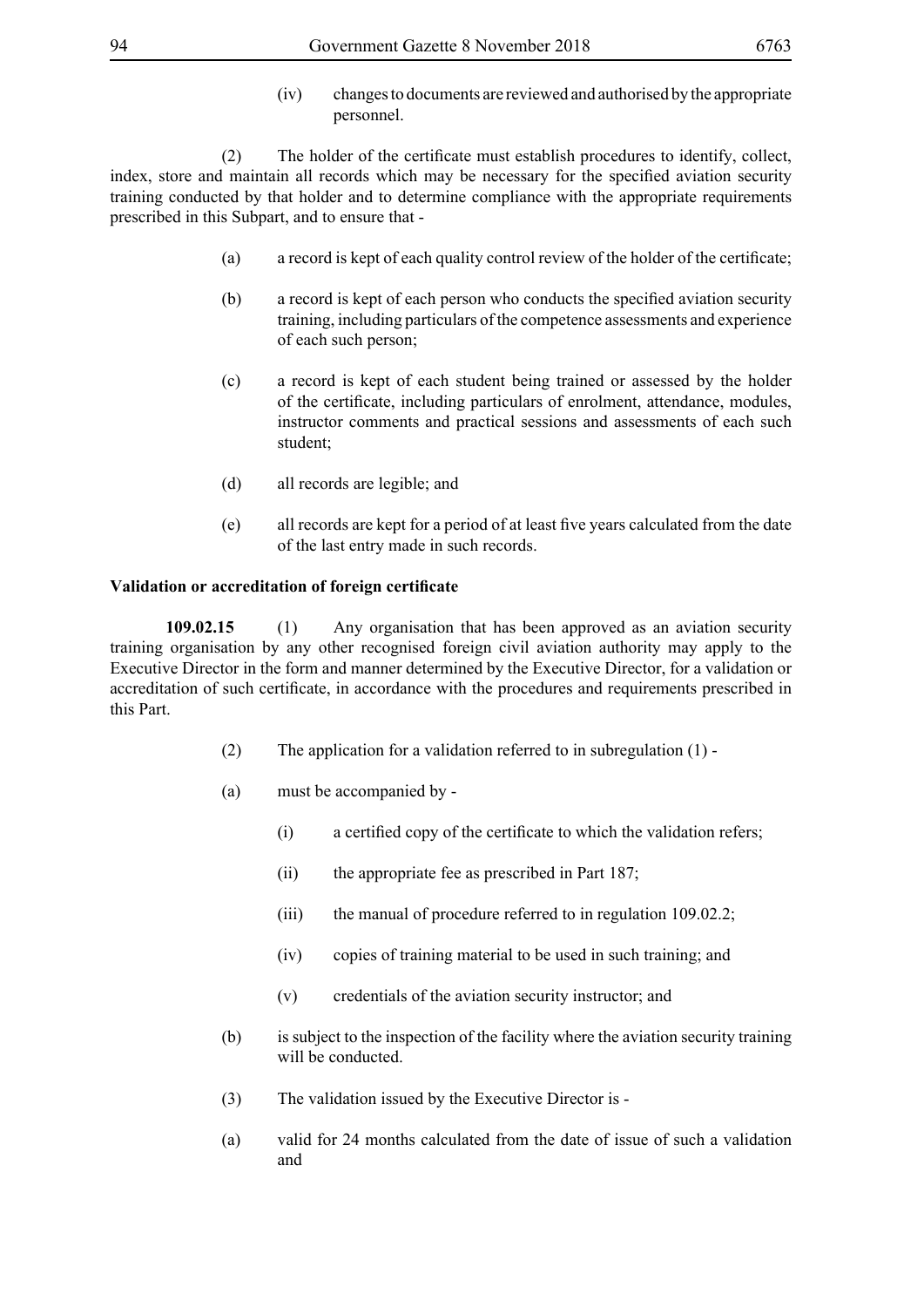(iv) changes to documents are reviewed and authorised by the appropriate personnel.

(2) The holder of the certificate must establish procedures to identify, collect, index, store and maintain all records which may be necessary for the specified aviation security training conducted by that holder and to determine compliance with the appropriate requirements prescribed in this Subpart, and to ensure that -

(a) a record is kept of each quality control review of the holder of the certificate;

(b) a record is kept of each person who conducts the specified aviation security training, including particulars of the competence assessments and experience of each such person;

(c) a record is kept of each student being trained or assessed by the holder of the certificate, including particulars of enrolment, attendance, modules, instructor comments and practical sessions and assessments of each such student;

(d) all records are legible; and

(e) all records are kept for a period of at least five years calculated from the date of the last entry made in such records.

**Validation or accreditation of foreign certificate**

**109.02.15** (1) Any organisation that has been approved as an aviation security training organisation by any other recognised foreign civil aviation authority may apply to the Executive Director in the form and manner determined by the Executive Director, for a validation or accreditation of such certificate, in accordance with the procedures and requirements prescribed in this Part.

(2) The application for a validation referred to in subregulation (1) -

(a) must be accompanied by -

(i) a certified copy of the certificate to which the validation refers;

(ii) the appropriate fee as prescribed in Part 187;

(iii) the manual of procedure referred to in regulation 109.02.2;

(iv) copies of training material to be used in such training; and

(v) credentials of the aviation security instructor; and

(b) is subject to the inspection of the facility where the aviation security training will be conducted.

(3) The validation issued by the Executive Director is -

(a) valid for 24 months calculated from the date of issue of such a validation and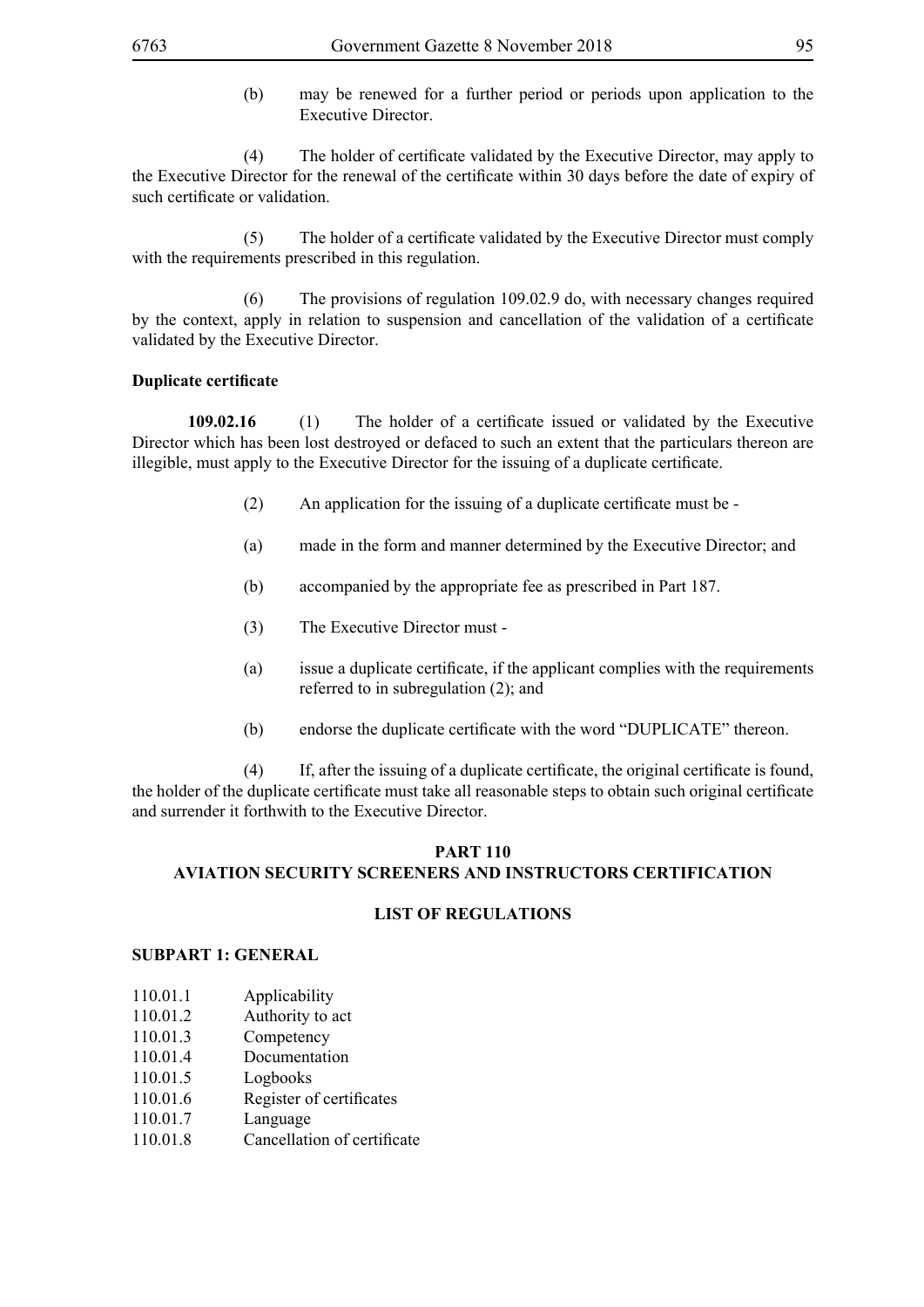(b) may be renewed for a further period or periods upon application to the Executive Director.

(4) The holder of certificate validated by the Executive Director, may apply to the Executive Director for the renewal of the certificate within 30 days before the date of expiry of such certificate or validation.

(5) The holder of a certificate validated by the Executive Director must comply with the requirements prescribed in this regulation.

(6) The provisions of regulation 109.02.9 do, with necessary changes required by the context, apply in relation to suspension and cancellation of the validation of a certificate validated by the Executive Director.

**Duplicate certificate**

**109.02.16** (1) The holder of a certificate issued or validated by the Executive Director which has been lost destroyed or defaced to such an extent that the particulars thereon are illegible, must apply to the Executive Director for the issuing of a duplicate certificate.

(2) An application for the issuing of a duplicate certificate must be -

(a) made in the form and manner determined by the Executive Director; and

(b) accompanied by the appropriate fee as prescribed in Part 187.

(3) The Executive Director must -

(a) issue a duplicate certificate, if the applicant complies with the requirements referred to in subregulation (2); and

(b) endorse the duplicate certificate with the word "DUPLICATE" thereon.

(4) If, after the issuing of a duplicate certificate, the original certificate is found, the holder of the duplicate certificate must take all reasonable steps to obtain such original certificate and surrender it forthwith to the Executive Director.

## PART 110
## AVIATION SECURITY SCREENERS AND INSTRUCTORS CERTIFICATION

### LIST OF REGULATIONS

**SUBPART 1: GENERAL**

110.01.1 Applicability
110.01.2 Authority to act
110.01.3 Competency
110.01.4 Documentation
110.01.5 Logbooks
110.01.6 Register of certificates
110.01.7 Language
110.01.8 Cancellation of certificate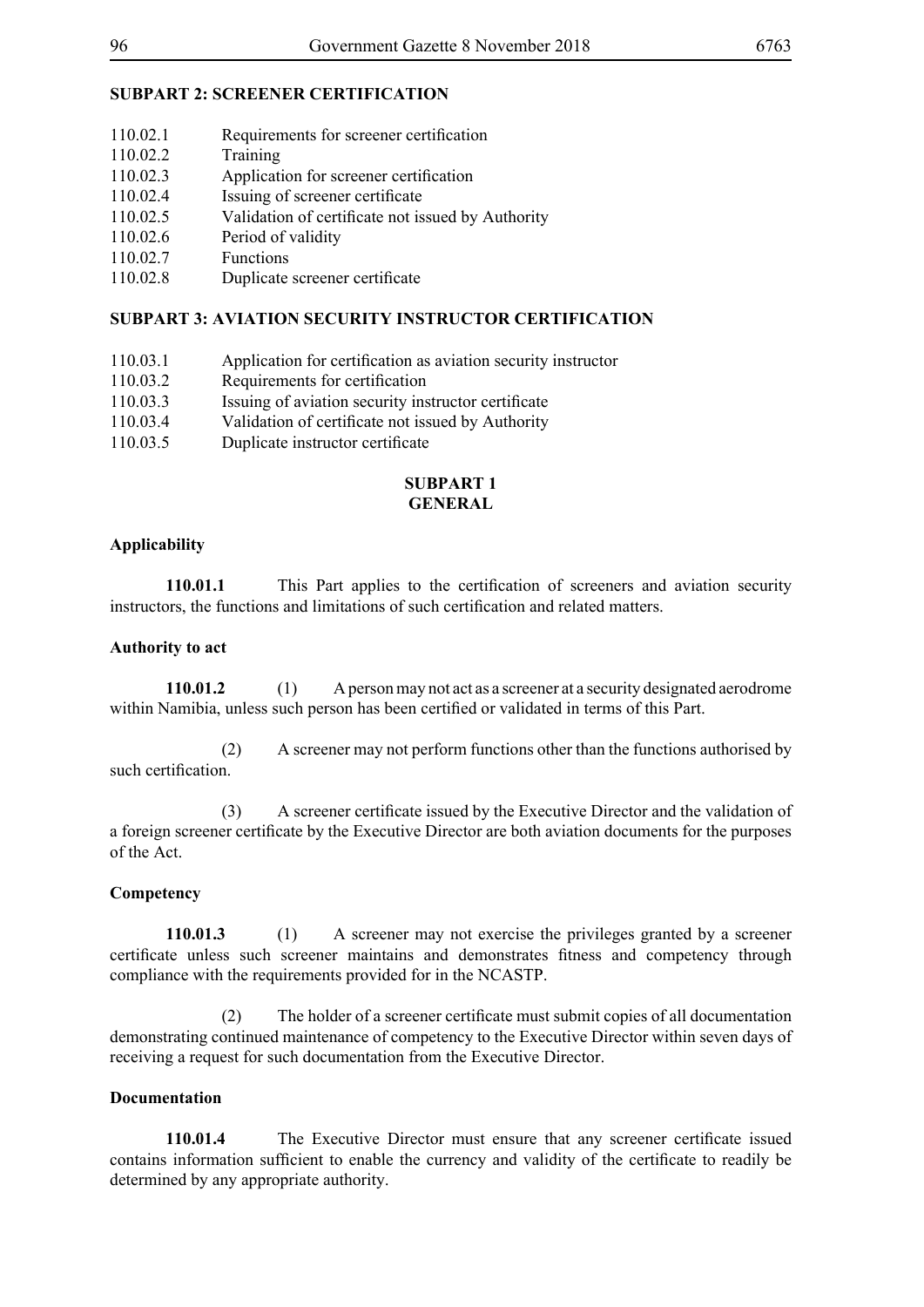**SUBPART 2: SCREENER CERTIFICATION**

110.02.1 Requirements for screener certification
110.02.2 Training
110.02.3 Application for screener certification
110.02.4 Issuing of screener certificate
110.02.5 Validation of certificate not issued by Authority
110.02.6 Period of validity
110.02.7 Functions
110.02.8 Duplicate screener certificate

**SUBPART 3: AVIATION SECURITY INSTRUCTOR CERTIFICATION**

110.03.1 Application for certification as aviation security instructor
110.03.2 Requirements for certification
110.03.3 Issuing of aviation security instructor certificate
110.03.4 Validation of certificate not issued by Authority
110.03.5 Duplicate instructor certificate

## SUBPART 1
## GENERAL

**Applicability**

**110.01.1** This Part applies to the certification of screeners and aviation security instructors, the functions and limitations of such certification and related matters.

**Authority to act**

**110.01.2** (1) A person may not act as a screener at a security designated aerodrome within Namibia, unless such person has been certified or validated in terms of this Part.

(2) A screener may not perform functions other than the functions authorised by such certification.

(3) A screener certificate issued by the Executive Director and the validation of a foreign screener certificate by the Executive Director are both aviation documents for the purposes of the Act.

**Competency**

**110.01.3** (1) A screener may not exercise the privileges granted by a screener certificate unless such screener maintains and demonstrates fitness and competency through compliance with the requirements provided for in the NCASTP.

(2) The holder of a screener certificate must submit copies of all documentation demonstrating continued maintenance of competency to the Executive Director within seven days of receiving a request for such documentation from the Executive Director.

**Documentation**

**110.01.4** The Executive Director must ensure that any screener certificate issued contains information sufficient to enable the currency and validity of the certificate to readily be determined by any appropriate authority.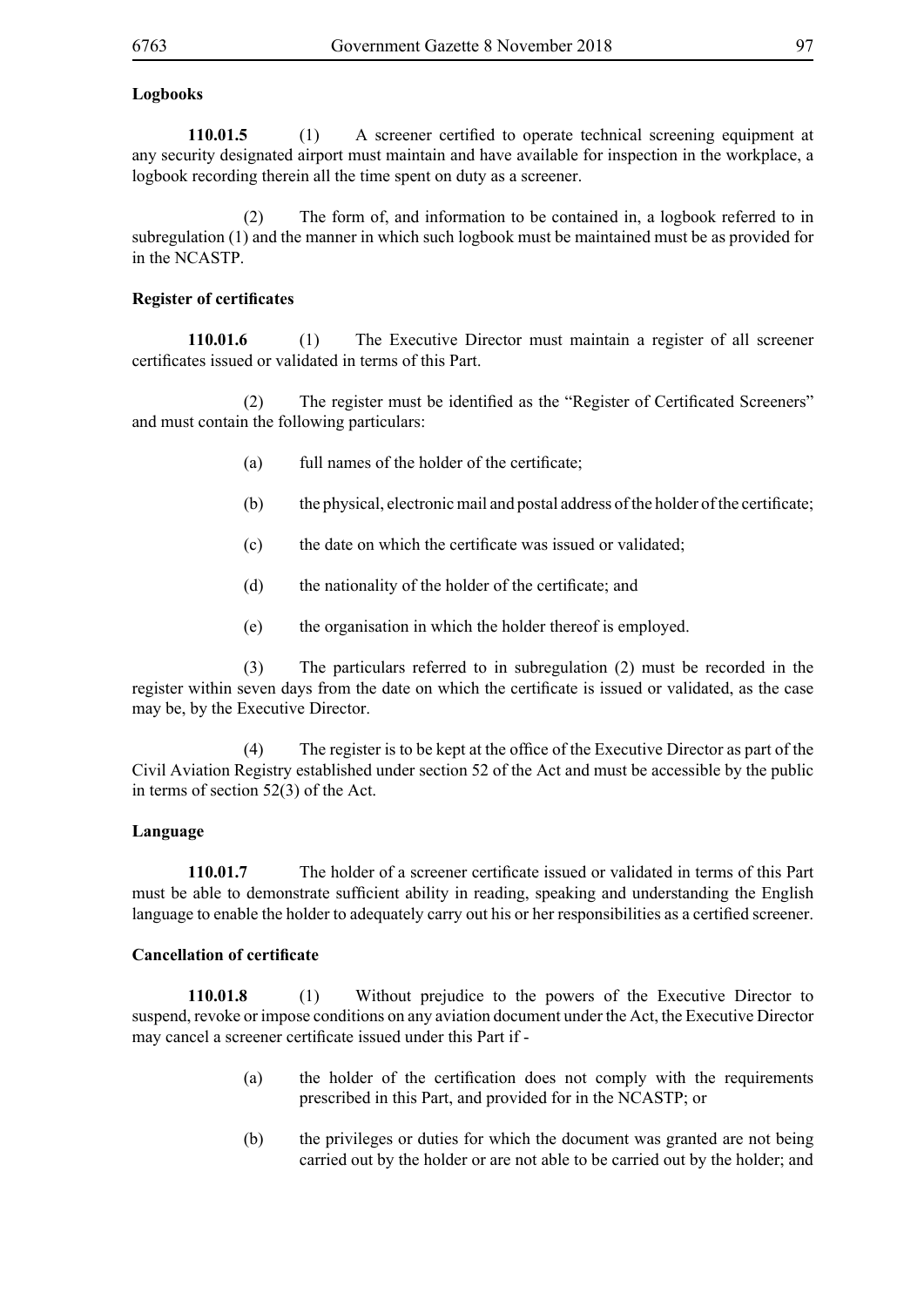**Logbooks**

**110.01.5** (1) A screener certified to operate technical screening equipment at any security designated airport must maintain and have available for inspection in the workplace, a logbook recording therein all the time spent on duty as a screener.

(2) The form of, and information to be contained in, a logbook referred to in subregulation (1) and the manner in which such logbook must be maintained must be as provided for in the NCASTP.

**Register of certificates**

**110.01.6** (1) The Executive Director must maintain a register of all screener certificates issued or validated in terms of this Part.

(2) The register must be identified as the "Register of Certificated Screeners" and must contain the following particulars:

(a) full names of the holder of the certificate;

(b) the physical, electronic mail and postal address of the holder of the certificate;

(c) the date on which the certificate was issued or validated;

(d) the nationality of the holder of the certificate; and

(e) the organisation in which the holder thereof is employed.

(3) The particulars referred to in subregulation (2) must be recorded in the register within seven days from the date on which the certificate is issued or validated, as the case may be, by the Executive Director.

(4) The register is to be kept at the office of the Executive Director as part of the Civil Aviation Registry established under section 52 of the Act and must be accessible by the public in terms of section 52(3) of the Act.

**Language**

**110.01.7** The holder of a screener certificate issued or validated in terms of this Part must be able to demonstrate sufficient ability in reading, speaking and understanding the English language to enable the holder to adequately carry out his or her responsibilities as a certified screener.

**Cancellation of certificate**

**110.01.8** (1) Without prejudice to the powers of the Executive Director to suspend, revoke or impose conditions on any aviation document under the Act, the Executive Director may cancel a screener certificate issued under this Part if -

(a) the holder of the certification does not comply with the requirements prescribed in this Part, and provided for in the NCASTP; or

(b) the privileges or duties for which the document was granted are not being carried out by the holder or are not able to be carried out by the holder; and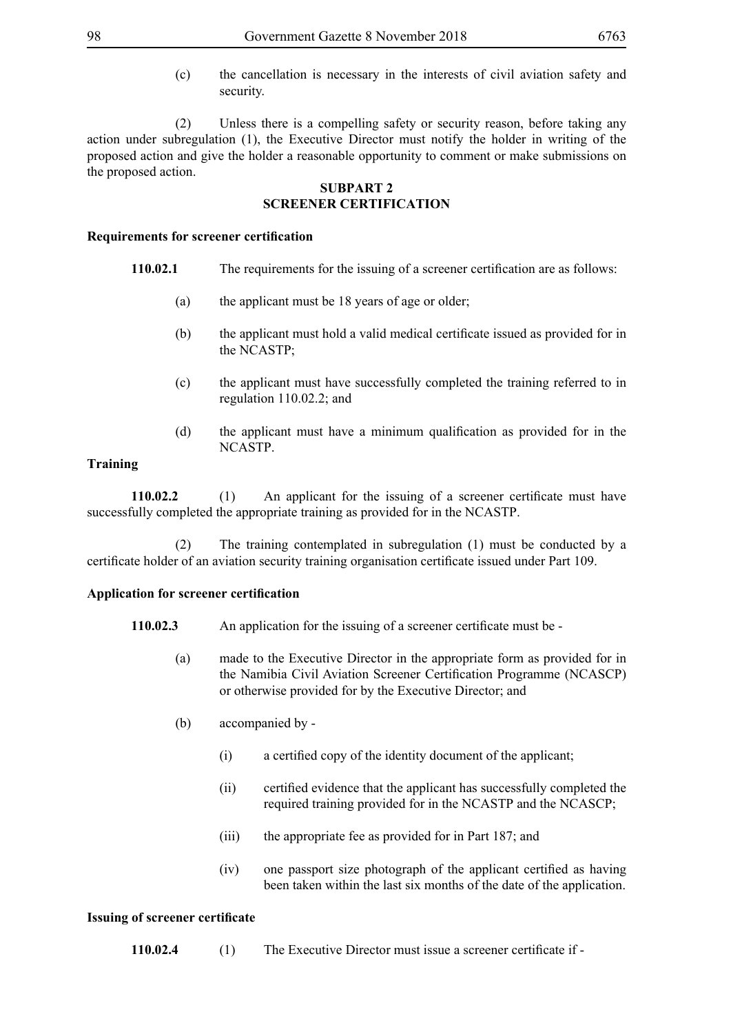(c) the cancellation is necessary in the interests of civil aviation safety and security.

(2) Unless there is a compelling safety or security reason, before taking any action under subregulation (1), the Executive Director must notify the holder in writing of the proposed action and give the holder a reasonable opportunity to comment or make submissions on the proposed action.

## SUBPART 2
## SCREENER CERTIFICATION

**Requirements for screener certification**

**110.02.1** The requirements for the issuing of a screener certification are as follows:

(a) the applicant must be 18 years of age or older;

(b) the applicant must hold a valid medical certificate issued as provided for in the NCASTP;

(c) the applicant must have successfully completed the training referred to in regulation 110.02.2; and

(d) the applicant must have a minimum qualification as provided for in the NCASTP.

**Training**

**110.02.2** (1) An applicant for the issuing of a screener certificate must have successfully completed the appropriate training as provided for in the NCASTP.

(2) The training contemplated in subregulation (1) must be conducted by a certificate holder of an aviation security training organisation certificate issued under Part 109.

**Application for screener certification**

**110.02.3** An application for the issuing of a screener certificate must be -

(a) made to the Executive Director in the appropriate form as provided for in the Namibia Civil Aviation Screener Certification Programme (NCASCP) or otherwise provided for by the Executive Director; and

(b) accompanied by -

(i) a certified copy of the identity document of the applicant;

(ii) certified evidence that the applicant has successfully completed the required training provided for in the NCASTP and the NCASCP;

(iii) the appropriate fee as provided for in Part 187; and

(iv) one passport size photograph of the applicant certified as having been taken within the last six months of the date of the application.

**Issuing of screener certificate**

**110.02.4** (1) The Executive Director must issue a screener certificate if -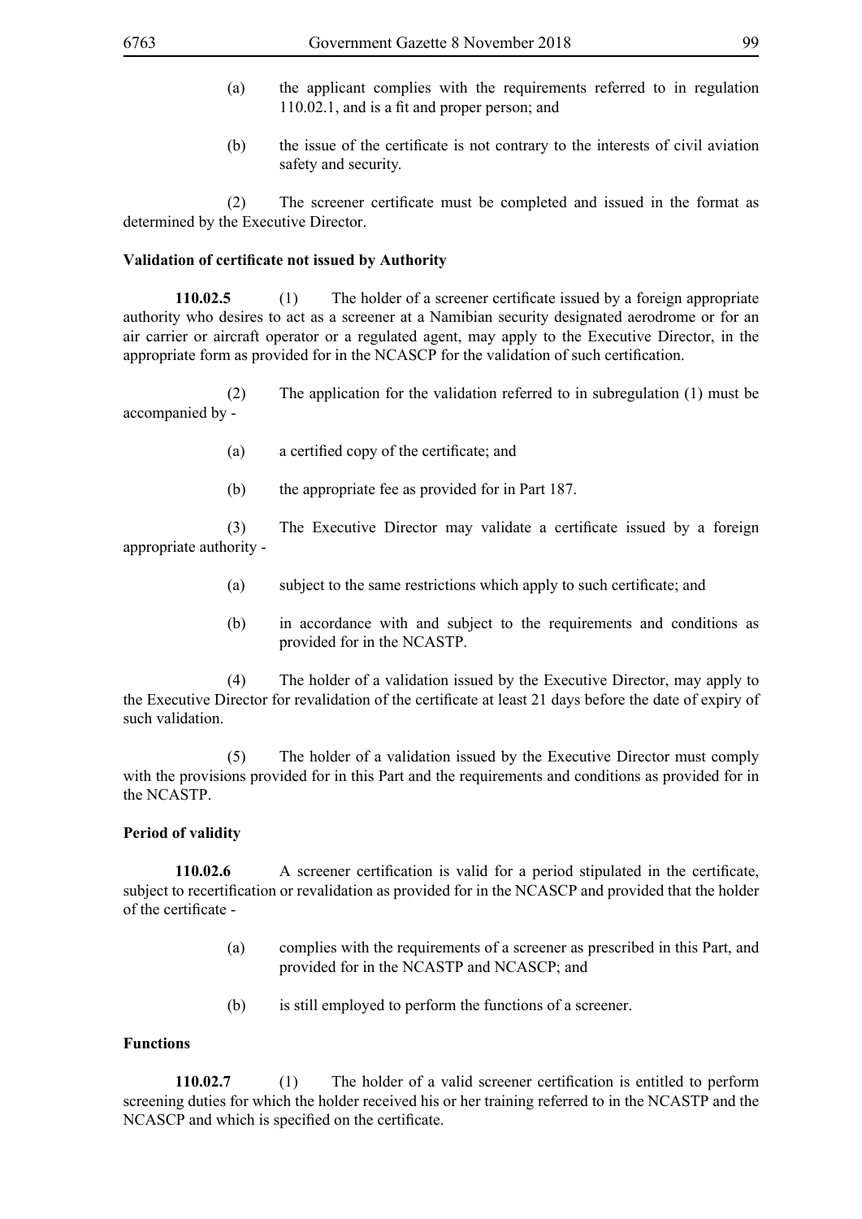(a) the applicant complies with the requirements referred to in regulation 110.02.1, and is a fit and proper person; and

(b) the issue of the certificate is not contrary to the interests of civil aviation safety and security.

(2) The screener certificate must be completed and issued in the format as determined by the Executive Director.

**Validation of certificate not issued by Authority**

**110.02.5** (1) The holder of a screener certificate issued by a foreign appropriate authority who desires to act as a screener at a Namibian security designated aerodrome or for an air carrier or aircraft operator or a regulated agent, may apply to the Executive Director, in the appropriate form as provided for in the NCASCP for the validation of such certification.

(2) The application for the validation referred to in subregulation (1) must be accompanied by -

(a) a certified copy of the certificate; and

(b) the appropriate fee as provided for in Part 187.

(3) The Executive Director may validate a certificate issued by a foreign appropriate authority -

(a) subject to the same restrictions which apply to such certificate; and

(b) in accordance with and subject to the requirements and conditions as provided for in the NCASTP.

(4) The holder of a validation issued by the Executive Director, may apply to the Executive Director for revalidation of the certificate at least 21 days before the date of expiry of such validation.

(5) The holder of a validation issued by the Executive Director must comply with the provisions provided for in this Part and the requirements and conditions as provided for in the NCASTP.

**Period of validity**

**110.02.6** A screener certification is valid for a period stipulated in the certificate, subject to recertification or revalidation as provided for in the NCASCP and provided that the holder of the certificate -

(a) complies with the requirements of a screener as prescribed in this Part, and provided for in the NCASTP and NCASCP; and

(b) is still employed to perform the functions of a screener.

**Functions**

**110.02.7** (1) The holder of a valid screener certification is entitled to perform screening duties for which the holder received his or her training referred to in the NCASTP and the NCASCP and which is specified on the certificate.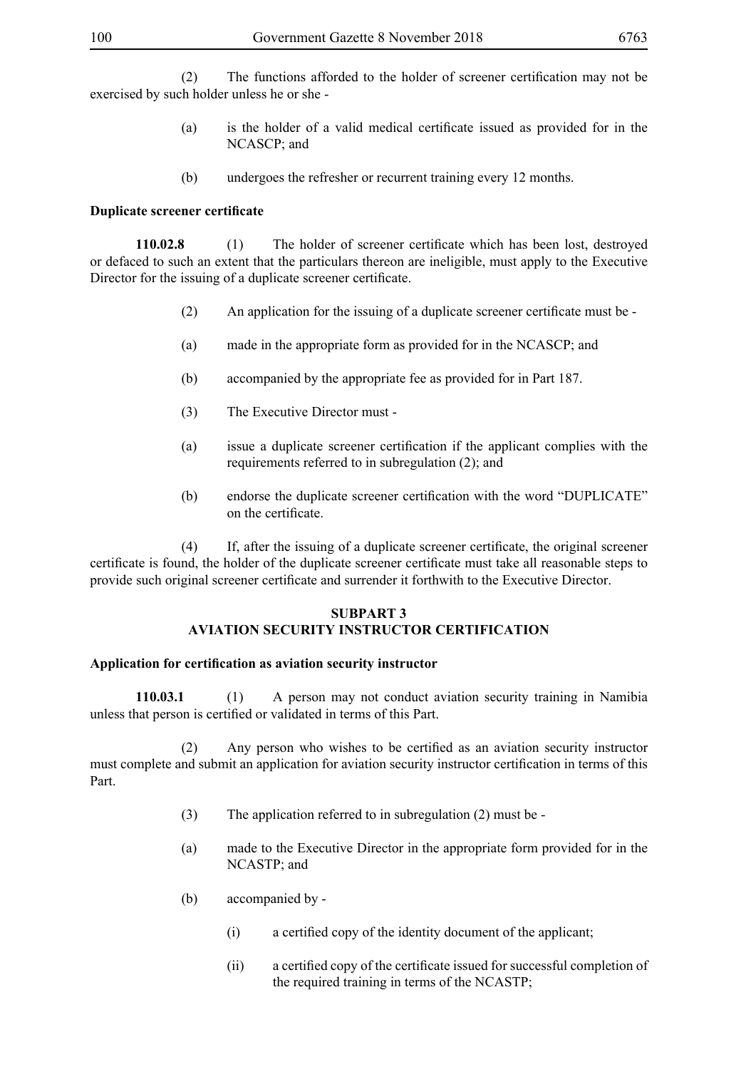(2) The functions afforded to the holder of screener certification may not be exercised by such holder unless he or she -

(a) is the holder of a valid medical certificate issued as provided for in the NCASCP; and

(b) undergoes the refresher or recurrent training every 12 months.

**Duplicate screener certificate**

**110.02.8** (1) The holder of screener certificate which has been lost, destroyed or defaced to such an extent that the particulars thereon are ineligible, must apply to the Executive Director for the issuing of a duplicate screener certificate.

(2) An application for the issuing of a duplicate screener certificate must be -

(a) made in the appropriate form as provided for in the NCASCP; and

(b) accompanied by the appropriate fee as provided for in Part 187.

(3) The Executive Director must -

(a) issue a duplicate screener certification if the applicant complies with the requirements referred to in subregulation (2); and

(b) endorse the duplicate screener certification with the word "DUPLICATE" on the certificate.

(4) If, after the issuing of a duplicate screener certificate, the original screener certificate is found, the holder of the duplicate screener certificate must take all reasonable steps to provide such original screener certificate and surrender it forthwith to the Executive Director.

## SUBPART 3
## AVIATION SECURITY INSTRUCTOR CERTIFICATION

**Application for certification as aviation security instructor**

**110.03.1** (1) A person may not conduct aviation security training in Namibia unless that person is certified or validated in terms of this Part.

(2) Any person who wishes to be certified as an aviation security instructor must complete and submit an application for aviation security instructor certification in terms of this Part.

(3) The application referred to in subregulation (2) must be -

(a) made to the Executive Director in the appropriate form provided for in the NCASTP; and

(b) accompanied by -

(i) a certified copy of the identity document of the applicant;

(ii) a certified copy of the certificate issued for successful completion of the required training in terms of the NCASTP;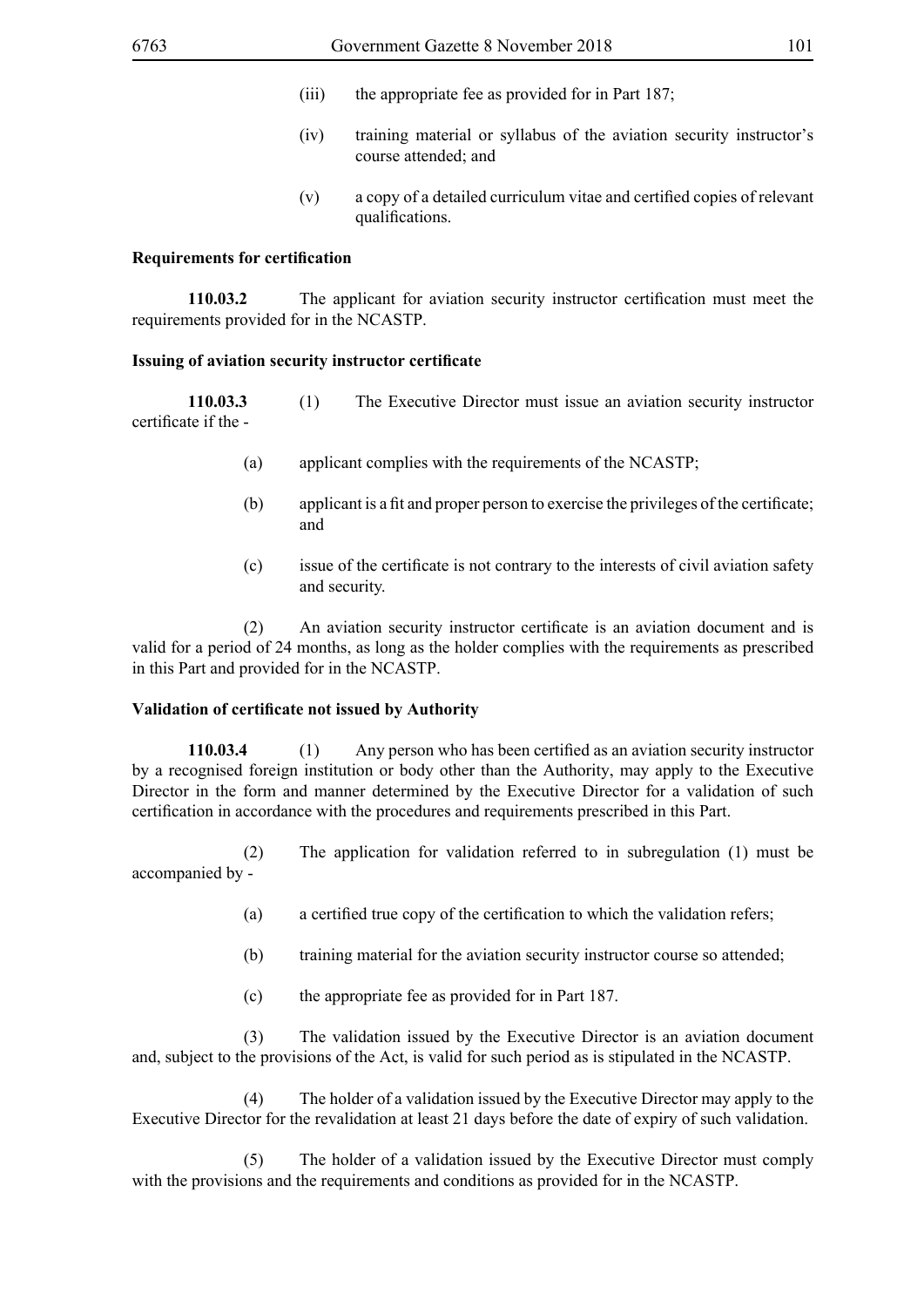(iii) the appropriate fee as provided for in Part 187;

(iv) training material or syllabus of the aviation security instructor's course attended; and

(v) a copy of a detailed curriculum vitae and certified copies of relevant qualifications.

**Requirements for certification**

**110.03.2** The applicant for aviation security instructor certification must meet the requirements provided for in the NCASTP.

**Issuing of aviation security instructor certificate**

**110.03.3** (1) The Executive Director must issue an aviation security instructor certificate if the -

(a) applicant complies with the requirements of the NCASTP;

(b) applicant is a fit and proper person to exercise the privileges of the certificate; and

(c) issue of the certificate is not contrary to the interests of civil aviation safety and security.

(2) An aviation security instructor certificate is an aviation document and is valid for a period of 24 months, as long as the holder complies with the requirements as prescribed in this Part and provided for in the NCASTP.

**Validation of certificate not issued by Authority**

**110.03.4** (1) Any person who has been certified as an aviation security instructor by a recognised foreign institution or body other than the Authority, may apply to the Executive Director in the form and manner determined by the Executive Director for a validation of such certification in accordance with the procedures and requirements prescribed in this Part.

(2) The application for validation referred to in subregulation (1) must be accompanied by -

(a) a certified true copy of the certification to which the validation refers;

(b) training material for the aviation security instructor course so attended;

(c) the appropriate fee as provided for in Part 187.

(3) The validation issued by the Executive Director is an aviation document and, subject to the provisions of the Act, is valid for such period as is stipulated in the NCASTP.

(4) The holder of a validation issued by the Executive Director may apply to the Executive Director for the revalidation at least 21 days before the date of expiry of such validation.

(5) The holder of a validation issued by the Executive Director must comply with the provisions and the requirements and conditions as provided for in the NCASTP.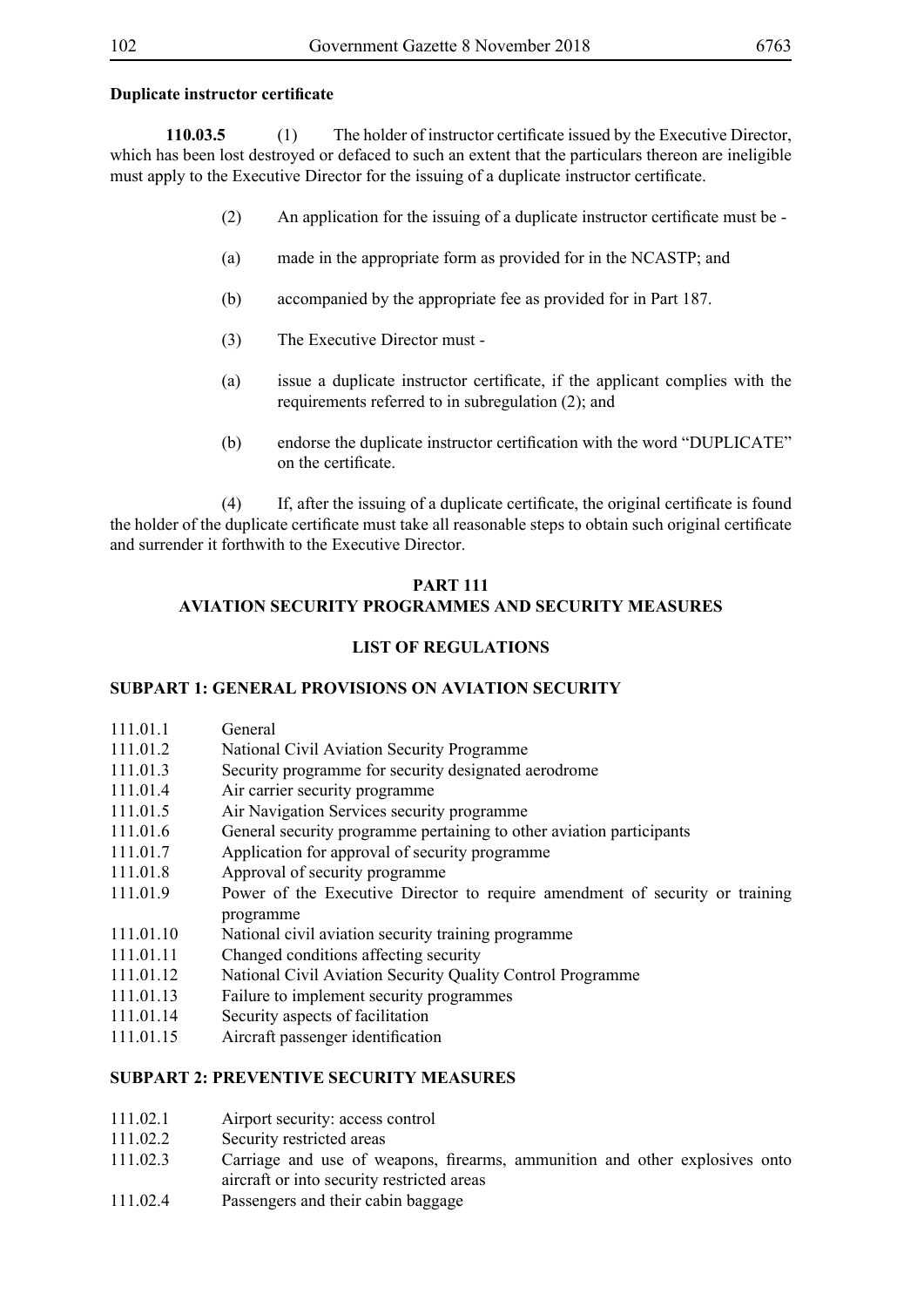**Duplicate instructor certificate**

**110.03.5** (1) The holder of instructor certificate issued by the Executive Director, which has been lost destroyed or defaced to such an extent that the particulars thereon are ineligible must apply to the Executive Director for the issuing of a duplicate instructor certificate.

(2) An application for the issuing of a duplicate instructor certificate must be -

(a) made in the appropriate form as provided for in the NCASTP; and

(b) accompanied by the appropriate fee as provided for in Part 187.

(3) The Executive Director must -

(a) issue a duplicate instructor certificate, if the applicant complies with the requirements referred to in subregulation (2); and

(b) endorse the duplicate instructor certification with the word "DUPLICATE" on the certificate.

(4) If, after the issuing of a duplicate certificate, the original certificate is found the holder of the duplicate certificate must take all reasonable steps to obtain such original certificate and surrender it forthwith to the Executive Director.

## PART 111
## AVIATION SECURITY PROGRAMMES AND SECURITY MEASURES

### LIST OF REGULATIONS

**SUBPART 1: GENERAL PROVISIONS ON AVIATION SECURITY**

111.01.1 General
111.01.2 National Civil Aviation Security Programme
111.01.3 Security programme for security designated aerodrome
111.01.4 Air carrier security programme
111.01.5 Air Navigation Services security programme
111.01.6 General security programme pertaining to other aviation participants
111.01.7 Application for approval of security programme
111.01.8 Approval of security programme
111.01.9 Power of the Executive Director to require amendment of security or training programme
111.01.10 National civil aviation security training programme
111.01.11 Changed conditions affecting security
111.01.12 National Civil Aviation Security Quality Control Programme
111.01.13 Failure to implement security programmes
111.01.14 Security aspects of facilitation
111.01.15 Aircraft passenger identification

**SUBPART 2: PREVENTIVE SECURITY MEASURES**

111.02.1 Airport security: access control
111.02.2 Security restricted areas
111.02.3 Carriage and use of weapons, firearms, ammunition and other explosives onto aircraft or into security restricted areas
111.02.4 Passengers and their cabin baggage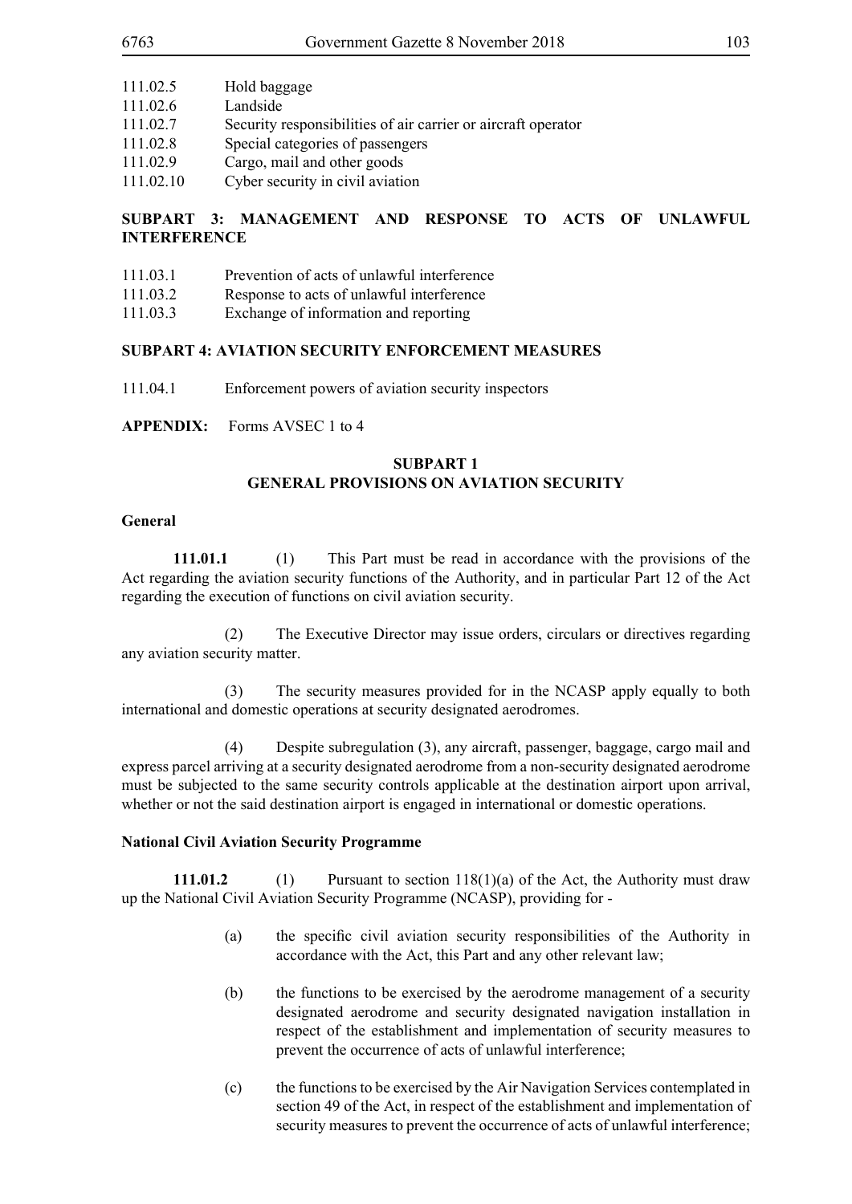111.02.5 Hold baggage
111.02.6 Landside
111.02.7 Security responsibilities of air carrier or aircraft operator
111.02.8 Special categories of passengers
111.02.9 Cargo, mail and other goods
111.02.10 Cyber security in civil aviation

**SUBPART 3: MANAGEMENT AND RESPONSE TO ACTS OF UNLAWFUL INTERFERENCE**

111.03.1 Prevention of acts of unlawful interference
111.03.2 Response to acts of unlawful interference
111.03.3 Exchange of information and reporting

**SUBPART 4: AVIATION SECURITY ENFORCEMENT MEASURES**

111.04.1 Enforcement powers of aviation security inspectors

**APPENDIX:** Forms AVSEC 1 to 4

## SUBPART 1
## GENERAL PROVISIONS ON AVIATION SECURITY

**General**

**111.01.1** (1) This Part must be read in accordance with the provisions of the Act regarding the aviation security functions of the Authority, and in particular Part 12 of the Act regarding the execution of functions on civil aviation security.

(2) The Executive Director may issue orders, circulars or directives regarding any aviation security matter.

(3) The security measures provided for in the NCASP apply equally to both international and domestic operations at security designated aerodromes.

(4) Despite subregulation (3), any aircraft, passenger, baggage, cargo mail and express parcel arriving at a security designated aerodrome from a non-security designated aerodrome must be subjected to the same security controls applicable at the destination airport upon arrival, whether or not the said destination airport is engaged in international or domestic operations.

**National Civil Aviation Security Programme**

**111.01.2** (1) Pursuant to section 118(1)(a) of the Act, the Authority must draw up the National Civil Aviation Security Programme (NCASP), providing for -

(a) the specific civil aviation security responsibilities of the Authority in accordance with the Act, this Part and any other relevant law;

(b) the functions to be exercised by the aerodrome management of a security designated aerodrome and security designated navigation installation in respect of the establishment and implementation of security measures to prevent the occurrence of acts of unlawful interference;

(c) the functions to be exercised by the Air Navigation Services contemplated in section 49 of the Act, in respect of the establishment and implementation of security measures to prevent the occurrence of acts of unlawful interference;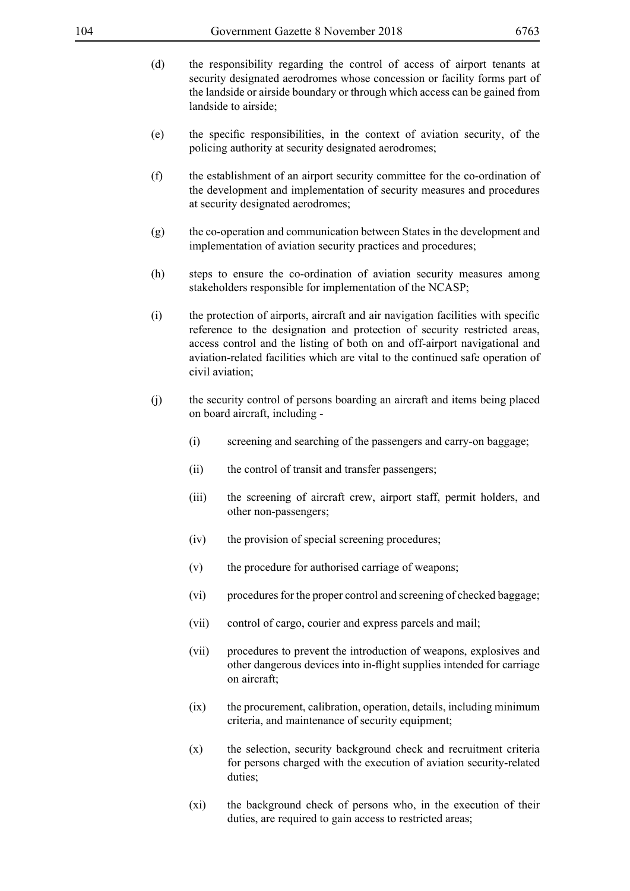(d) the responsibility regarding the control of access of airport tenants at security designated aerodromes whose concession or facility forms part of the landside or airside boundary or through which access can be gained from landside to airside;

(e) the specific responsibilities, in the context of aviation security, of the policing authority at security designated aerodromes;

(f) the establishment of an airport security committee for the co-ordination of the development and implementation of security measures and procedures at security designated aerodromes;

(g) the co-operation and communication between States in the development and implementation of aviation security practices and procedures;

(h) steps to ensure the co-ordination of aviation security measures among stakeholders responsible for implementation of the NCASP;

(i) the protection of airports, aircraft and air navigation facilities with specific reference to the designation and protection of security restricted areas, access control and the listing of both on and off-airport navigational and aviation-related facilities which are vital to the continued safe operation of civil aviation;

(j) the security control of persons boarding an aircraft and items being placed on board aircraft, including -

  (i) screening and searching of the passengers and carry-on baggage;

  (ii) the control of transit and transfer passengers;

  (iii) the screening of aircraft crew, airport staff, permit holders, and other non-passengers;

  (iv) the provision of special screening procedures;

  (v) the procedure for authorised carriage of weapons;

  (vi) procedures for the proper control and screening of checked baggage;

  (vii) control of cargo, courier and express parcels and mail;

  (vii) procedures to prevent the introduction of weapons, explosives and other dangerous devices into in-flight supplies intended for carriage on aircraft;

  (ix) the procurement, calibration, operation, details, including minimum criteria, and maintenance of security equipment;

  (x) the selection, security background check and recruitment criteria for persons charged with the execution of aviation security-related duties;

  (xi) the background check of persons who, in the execution of their duties, are required to gain access to restricted areas;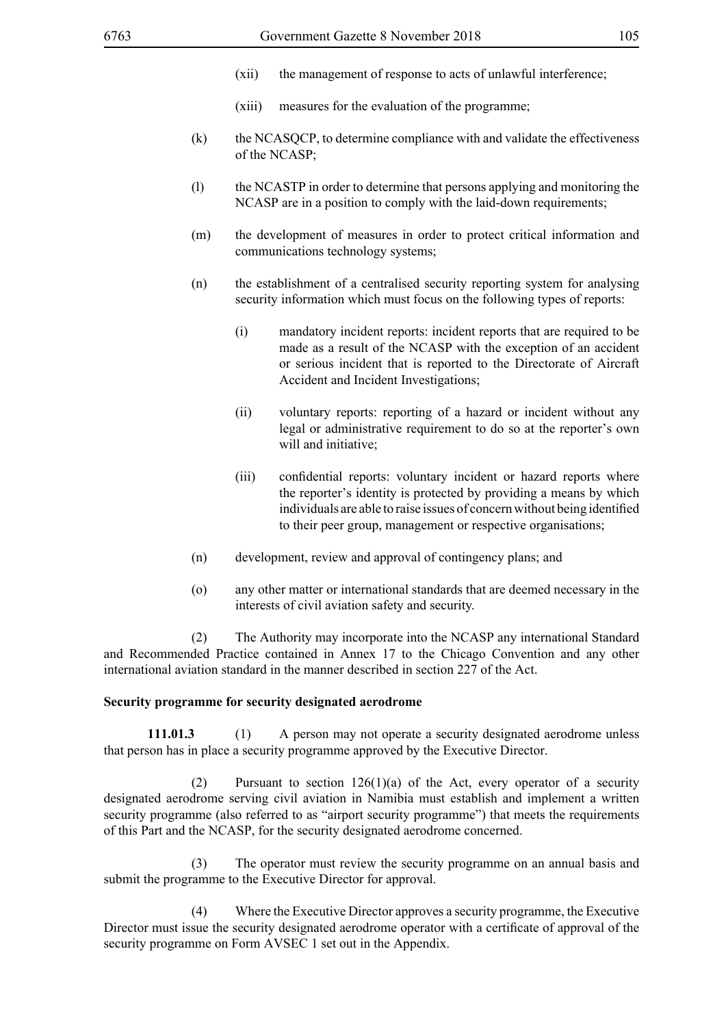(xii) the management of response to acts of unlawful interference;

(xiii) measures for the evaluation of the programme;

(k) the NCASQCP, to determine compliance with and validate the effectiveness of the NCASP;

(l) the NCASTP in order to determine that persons applying and monitoring the NCASP are in a position to comply with the laid-down requirements;

(m) the development of measures in order to protect critical information and communications technology systems;

(n) the establishment of a centralised security reporting system for analysing security information which must focus on the following types of reports:

(i) mandatory incident reports: incident reports that are required to be made as a result of the NCASP with the exception of an accident or serious incident that is reported to the Directorate of Aircraft Accident and Incident Investigations;

(ii) voluntary reports: reporting of a hazard or incident without any legal or administrative requirement to do so at the reporter's own will and initiative;

(iii) confidential reports: voluntary incident or hazard reports where the reporter's identity is protected by providing a means by which individuals are able to raise issues of concern without being identified to their peer group, management or respective organisations;

(n) development, review and approval of contingency plans; and

(o) any other matter or international standards that are deemed necessary in the interests of civil aviation safety and security.

(2) The Authority may incorporate into the NCASP any international Standard and Recommended Practice contained in Annex 17 to the Chicago Convention and any other international aviation standard in the manner described in section 227 of the Act.

**Security programme for security designated aerodrome**

**111.01.3** (1) A person may not operate a security designated aerodrome unless that person has in place a security programme approved by the Executive Director.

(2) Pursuant to section 126(1)(a) of the Act, every operator of a security designated aerodrome serving civil aviation in Namibia must establish and implement a written security programme (also referred to as "airport security programme") that meets the requirements of this Part and the NCASP, for the security designated aerodrome concerned.

(3) The operator must review the security programme on an annual basis and submit the programme to the Executive Director for approval.

(4) Where the Executive Director approves a security programme, the Executive Director must issue the security designated aerodrome operator with a certificate of approval of the security programme on Form AVSEC 1 set out in the Appendix.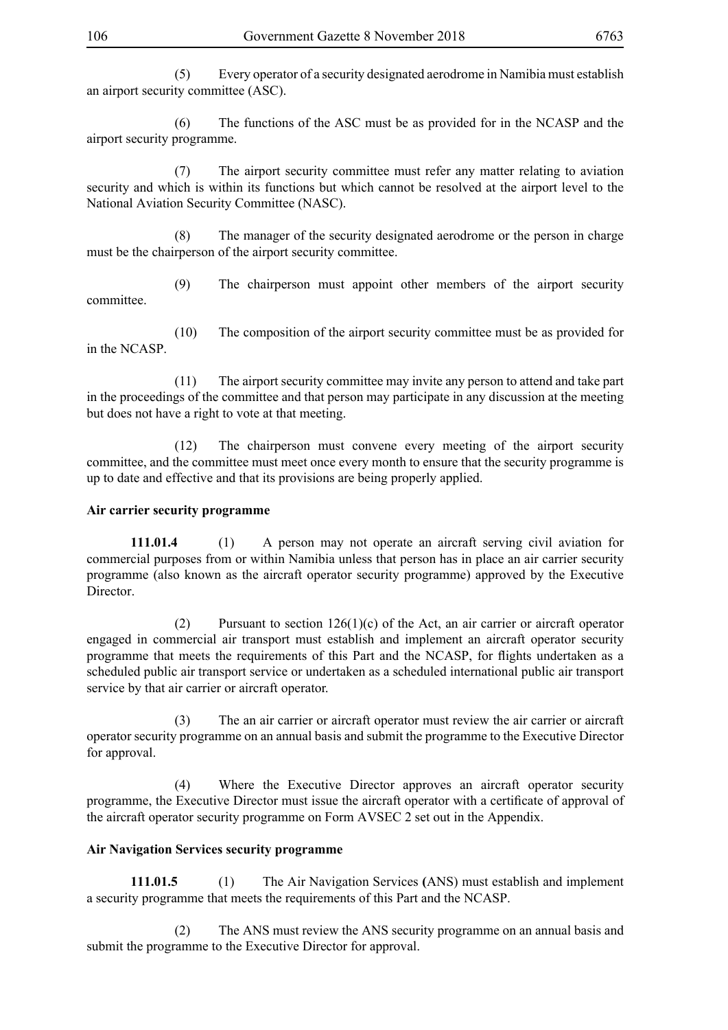(5) Every operator of a security designated aerodrome in Namibia must establish an airport security committee (ASC).

(6) The functions of the ASC must be as provided for in the NCASP and the airport security programme.

(7) The airport security committee must refer any matter relating to aviation security and which is within its functions but which cannot be resolved at the airport level to the National Aviation Security Committee (NASC).

(8) The manager of the security designated aerodrome or the person in charge must be the chairperson of the airport security committee.

(9) The chairperson must appoint other members of the airport security committee.

(10) The composition of the airport security committee must be as provided for in the NCASP.

(11) The airport security committee may invite any person to attend and take part in the proceedings of the committee and that person may participate in any discussion at the meeting but does not have a right to vote at that meeting.

(12) The chairperson must convene every meeting of the airport security committee, and the committee must meet once every month to ensure that the security programme is up to date and effective and that its provisions are being properly applied.

**Air carrier security programme**

**111.01.4** (1) A person may not operate an aircraft serving civil aviation for commercial purposes from or within Namibia unless that person has in place an air carrier security programme (also known as the aircraft operator security programme) approved by the Executive Director.

(2) Pursuant to section 126(1)(c) of the Act, an air carrier or aircraft operator engaged in commercial air transport must establish and implement an aircraft operator security programme that meets the requirements of this Part and the NCASP, for flights undertaken as a scheduled public air transport service or undertaken as a scheduled international public air transport service by that air carrier or aircraft operator.

(3) The an air carrier or aircraft operator must review the air carrier or aircraft operator security programme on an annual basis and submit the programme to the Executive Director for approval.

(4) Where the Executive Director approves an aircraft operator security programme, the Executive Director must issue the aircraft operator with a certificate of approval of the aircraft operator security programme on Form AVSEC 2 set out in the Appendix.

**Air Navigation Services security programme**

**111.01.5** (1) The Air Navigation Services (ANS) must establish and implement a security programme that meets the requirements of this Part and the NCASP.

(2) The ANS must review the ANS security programme on an annual basis and submit the programme to the Executive Director for approval.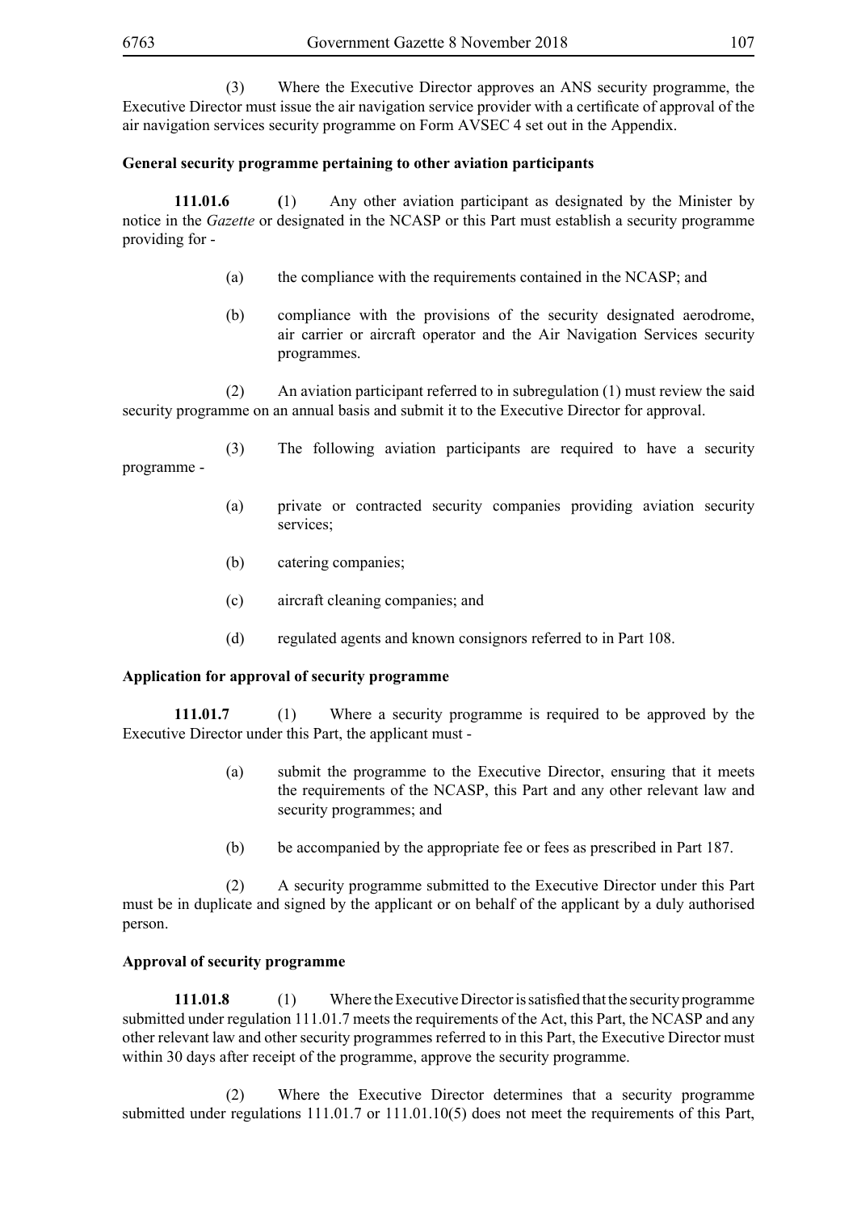(3) Where the Executive Director approves an ANS security programme, the Executive Director must issue the air navigation service provider with a certificate of approval of the air navigation services security programme on Form AVSEC 4 set out in the Appendix.

**General security programme pertaining to other aviation participants**

**111.01.6** (1) Any other aviation participant as designated by the Minister by notice in the *Gazette* or designated in the NCASP or this Part must establish a security programme providing for -

(a) the compliance with the requirements contained in the NCASP; and

(b) compliance with the provisions of the security designated aerodrome, air carrier or aircraft operator and the Air Navigation Services security programmes.

(2) An aviation participant referred to in subregulation (1) must review the said security programme on an annual basis and submit it to the Executive Director for approval.

(3) The following aviation participants are required to have a security programme -

(a) private or contracted security companies providing aviation security services;

(b) catering companies;

(c) aircraft cleaning companies; and

(d) regulated agents and known consignors referred to in Part 108.

**Application for approval of security programme**

**111.01.7** (1) Where a security programme is required to be approved by the Executive Director under this Part, the applicant must -

(a) submit the programme to the Executive Director, ensuring that it meets the requirements of the NCASP, this Part and any other relevant law and security programmes; and

(b) be accompanied by the appropriate fee or fees as prescribed in Part 187.

(2) A security programme submitted to the Executive Director under this Part must be in duplicate and signed by the applicant or on behalf of the applicant by a duly authorised person.

**Approval of security programme**

**111.01.8** (1) Where the Executive Director is satisfied that the security programme submitted under regulation 111.01.7 meets the requirements of the Act, this Part, the NCASP and any other relevant law and other security programmes referred to in this Part, the Executive Director must within 30 days after receipt of the programme, approve the security programme.

(2) Where the Executive Director determines that a security programme submitted under regulations 111.01.7 or 111.01.10(5) does not meet the requirements of this Part,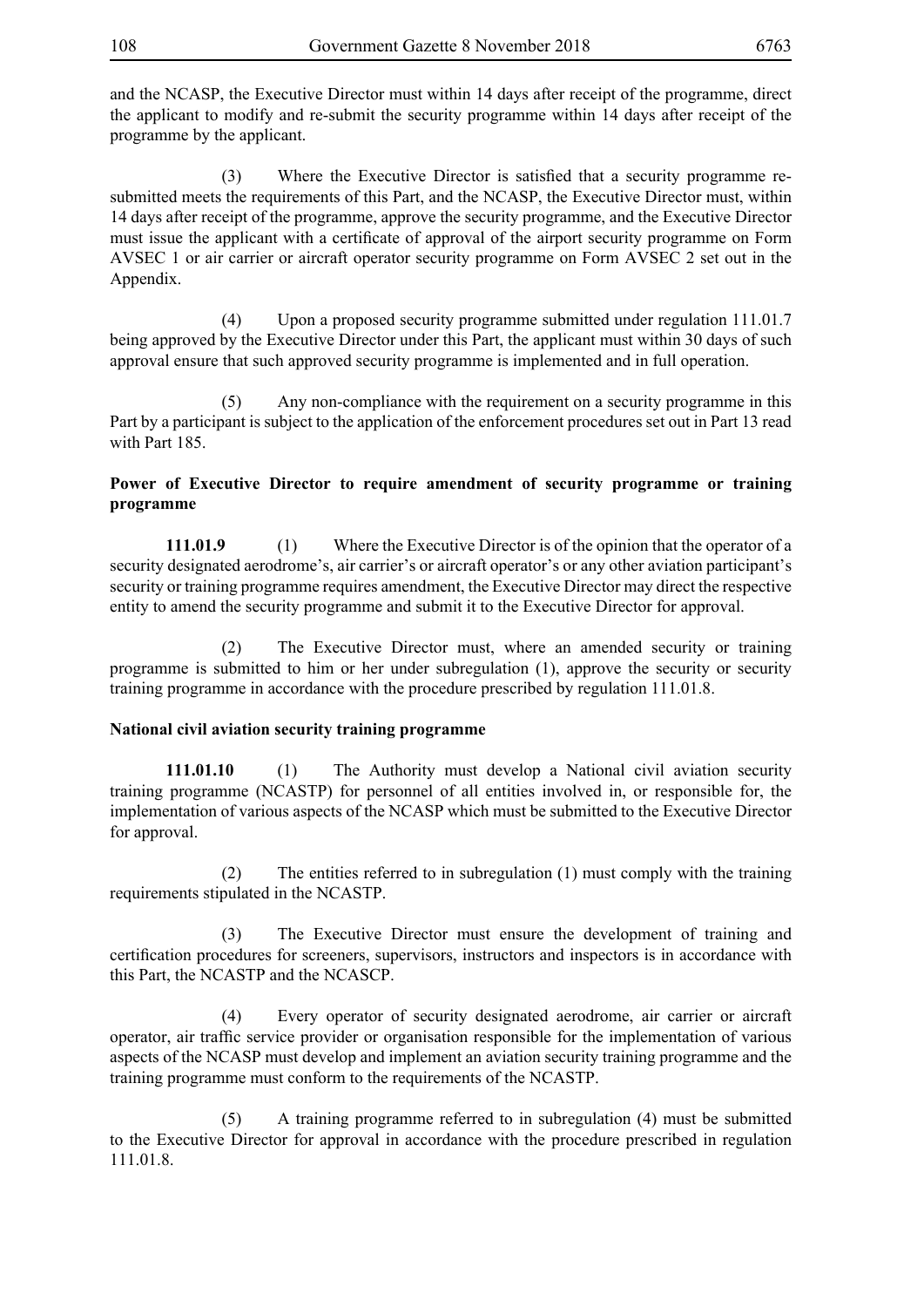and the NCASP, the Executive Director must within 14 days after receipt of the programme, direct the applicant to modify and re-submit the security programme within 14 days after receipt of the programme by the applicant.

(3) Where the Executive Director is satisfied that a security programme re-submitted meets the requirements of this Part, and the NCASP, the Executive Director must, within 14 days after receipt of the programme, approve the security programme, and the Executive Director must issue the applicant with a certificate of approval of the airport security programme on Form AVSEC 1 or air carrier or aircraft operator security programme on Form AVSEC 2 set out in the Appendix.

(4) Upon a proposed security programme submitted under regulation 111.01.7 being approved by the Executive Director under this Part, the applicant must within 30 days of such approval ensure that such approved security programme is implemented and in full operation.

(5) Any non-compliance with the requirement on a security programme in this Part by a participant is subject to the application of the enforcement procedures set out in Part 13 read with Part 185.

**Power of Executive Director to require amendment of security programme or training programme**

**111.01.9** (1) Where the Executive Director is of the opinion that the operator of a security designated aerodrome's, air carrier's or aircraft operator's or any other aviation participant's security or training programme requires amendment, the Executive Director may direct the respective entity to amend the security programme and submit it to the Executive Director for approval.

(2) The Executive Director must, where an amended security or training programme is submitted to him or her under subregulation (1), approve the security or security training programme in accordance with the procedure prescribed by regulation 111.01.8.

**National civil aviation security training programme**

**111.01.10** (1) The Authority must develop a National civil aviation security training programme (NCASTP) for personnel of all entities involved in, or responsible for, the implementation of various aspects of the NCASP which must be submitted to the Executive Director for approval.

(2) The entities referred to in subregulation (1) must comply with the training requirements stipulated in the NCASTP.

(3) The Executive Director must ensure the development of training and certification procedures for screeners, supervisors, instructors and inspectors is in accordance with this Part, the NCASTP and the NCASCP.

(4) Every operator of security designated aerodrome, air carrier or aircraft operator, air traffic service provider or organisation responsible for the implementation of various aspects of the NCASP must develop and implement an aviation security training programme and the training programme must conform to the requirements of the NCASTP.

(5) A training programme referred to in subregulation (4) must be submitted to the Executive Director for approval in accordance with the procedure prescribed in regulation 111.01.8.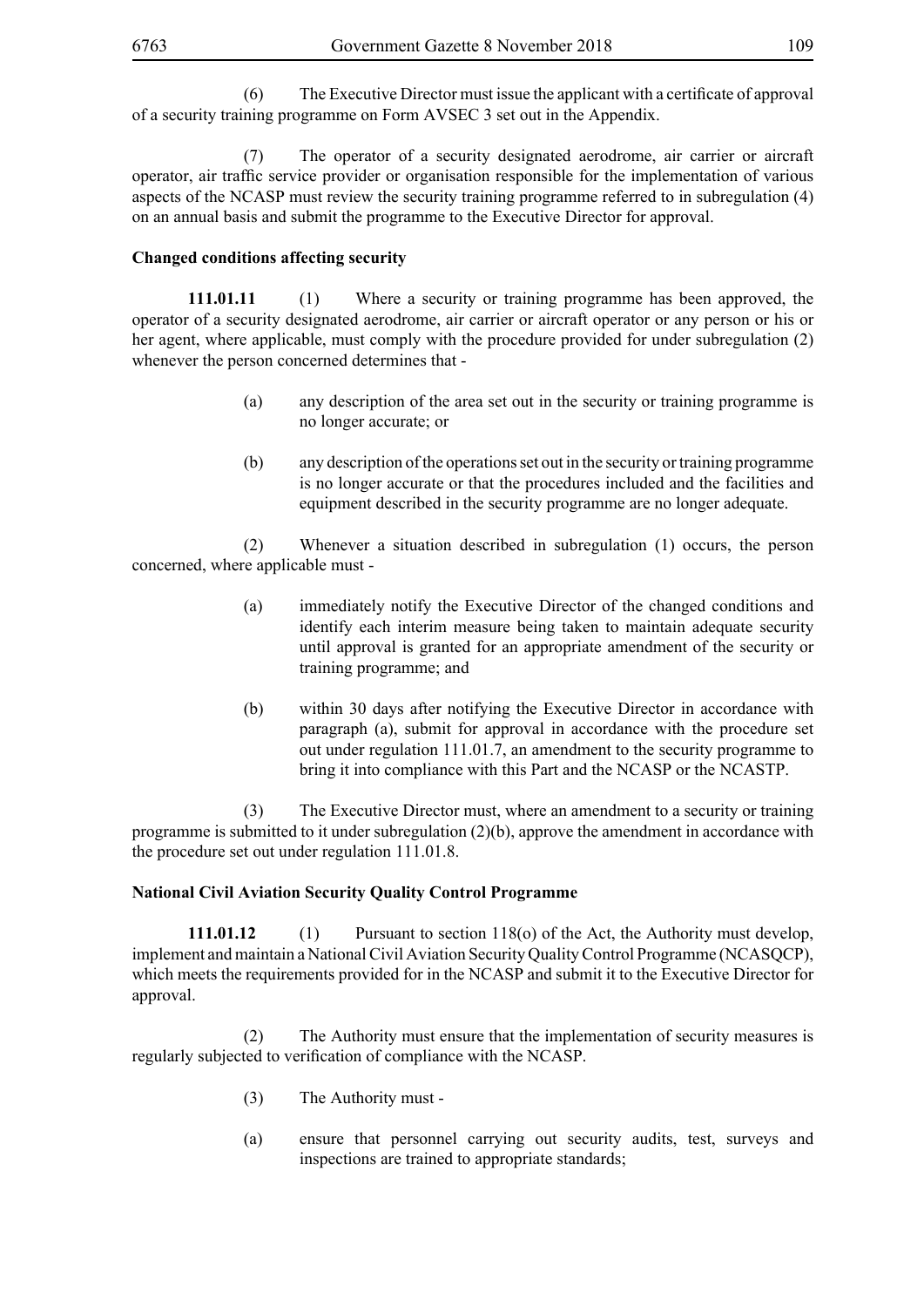(6) The Executive Director must issue the applicant with a certificate of approval of a security training programme on Form AVSEC 3 set out in the Appendix.

(7) The operator of a security designated aerodrome, air carrier or aircraft operator, air traffic service provider or organisation responsible for the implementation of various aspects of the NCASP must review the security training programme referred to in subregulation (4) on an annual basis and submit the programme to the Executive Director for approval.

**Changed conditions affecting security**

**111.01.11** (1) Where a security or training programme has been approved, the operator of a security designated aerodrome, air carrier or aircraft operator or any person or his or her agent, where applicable, must comply with the procedure provided for under subregulation (2) whenever the person concerned determines that -

(a) any description of the area set out in the security or training programme is no longer accurate; or

(b) any description of the operations set out in the security or training programme is no longer accurate or that the procedures included and the facilities and equipment described in the security programme are no longer adequate.

(2) Whenever a situation described in subregulation (1) occurs, the person concerned, where applicable must -

(a) immediately notify the Executive Director of the changed conditions and identify each interim measure being taken to maintain adequate security until approval is granted for an appropriate amendment of the security or training programme; and

(b) within 30 days after notifying the Executive Director in accordance with paragraph (a), submit for approval in accordance with the procedure set out under regulation 111.01.7, an amendment to the security programme to bring it into compliance with this Part and the NCASP or the NCASTP.

(3) The Executive Director must, where an amendment to a security or training programme is submitted to it under subregulation (2)(b), approve the amendment in accordance with the procedure set out under regulation 111.01.8.

**National Civil Aviation Security Quality Control Programme**

**111.01.12** (1) Pursuant to section 118(o) of the Act, the Authority must develop, implement and maintain a National Civil Aviation Security Quality Control Programme (NCASQCP), which meets the requirements provided for in the NCASP and submit it to the Executive Director for approval.

(2) The Authority must ensure that the implementation of security measures is regularly subjected to verification of compliance with the NCASP.

(3) The Authority must -

(a) ensure that personnel carrying out security audits, test, surveys and inspections are trained to appropriate standards;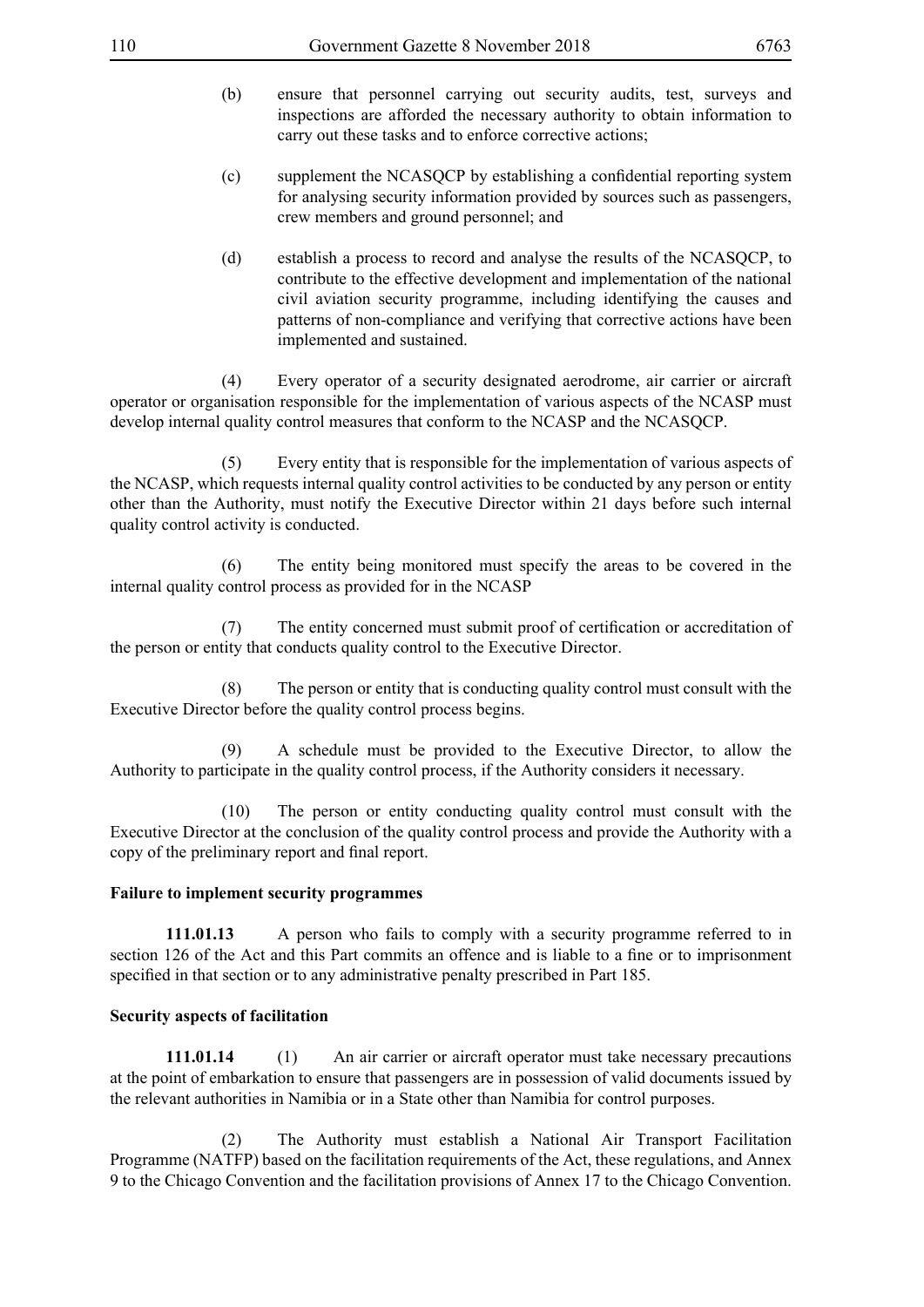(b) ensure that personnel carrying out security audits, test, surveys and inspections are afforded the necessary authority to obtain information to carry out these tasks and to enforce corrective actions;

(c) supplement the NCASQCP by establishing a confidential reporting system for analysing security information provided by sources such as passengers, crew members and ground personnel; and

(d) establish a process to record and analyse the results of the NCASQCP, to contribute to the effective development and implementation of the national civil aviation security programme, including identifying the causes and patterns of non-compliance and verifying that corrective actions have been implemented and sustained.

(4) Every operator of a security designated aerodrome, air carrier or aircraft operator or organisation responsible for the implementation of various aspects of the NCASP must develop internal quality control measures that conform to the NCASP and the NCASQCP.

(5) Every entity that is responsible for the implementation of various aspects of the NCASP, which requests internal quality control activities to be conducted by any person or entity other than the Authority, must notify the Executive Director within 21 days before such internal quality control activity is conducted.

(6) The entity being monitored must specify the areas to be covered in the internal quality control process as provided for in the NCASP

(7) The entity concerned must submit proof of certification or accreditation of the person or entity that conducts quality control to the Executive Director.

(8) The person or entity that is conducting quality control must consult with the Executive Director before the quality control process begins.

(9) A schedule must be provided to the Executive Director, to allow the Authority to participate in the quality control process, if the Authority considers it necessary.

(10) The person or entity conducting quality control must consult with the Executive Director at the conclusion of the quality control process and provide the Authority with a copy of the preliminary report and final report.

**Failure to implement security programmes**

**111.01.13** A person who fails to comply with a security programme referred to in section 126 of the Act and this Part commits an offence and is liable to a fine or to imprisonment specified in that section or to any administrative penalty prescribed in Part 185.

**Security aspects of facilitation**

**111.01.14** (1) An air carrier or aircraft operator must take necessary precautions at the point of embarkation to ensure that passengers are in possession of valid documents issued by the relevant authorities in Namibia or in a State other than Namibia for control purposes.

(2) The Authority must establish a National Air Transport Facilitation Programme (NATFP) based on the facilitation requirements of the Act, these regulations, and Annex 9 to the Chicago Convention and the facilitation provisions of Annex 17 to the Chicago Convention.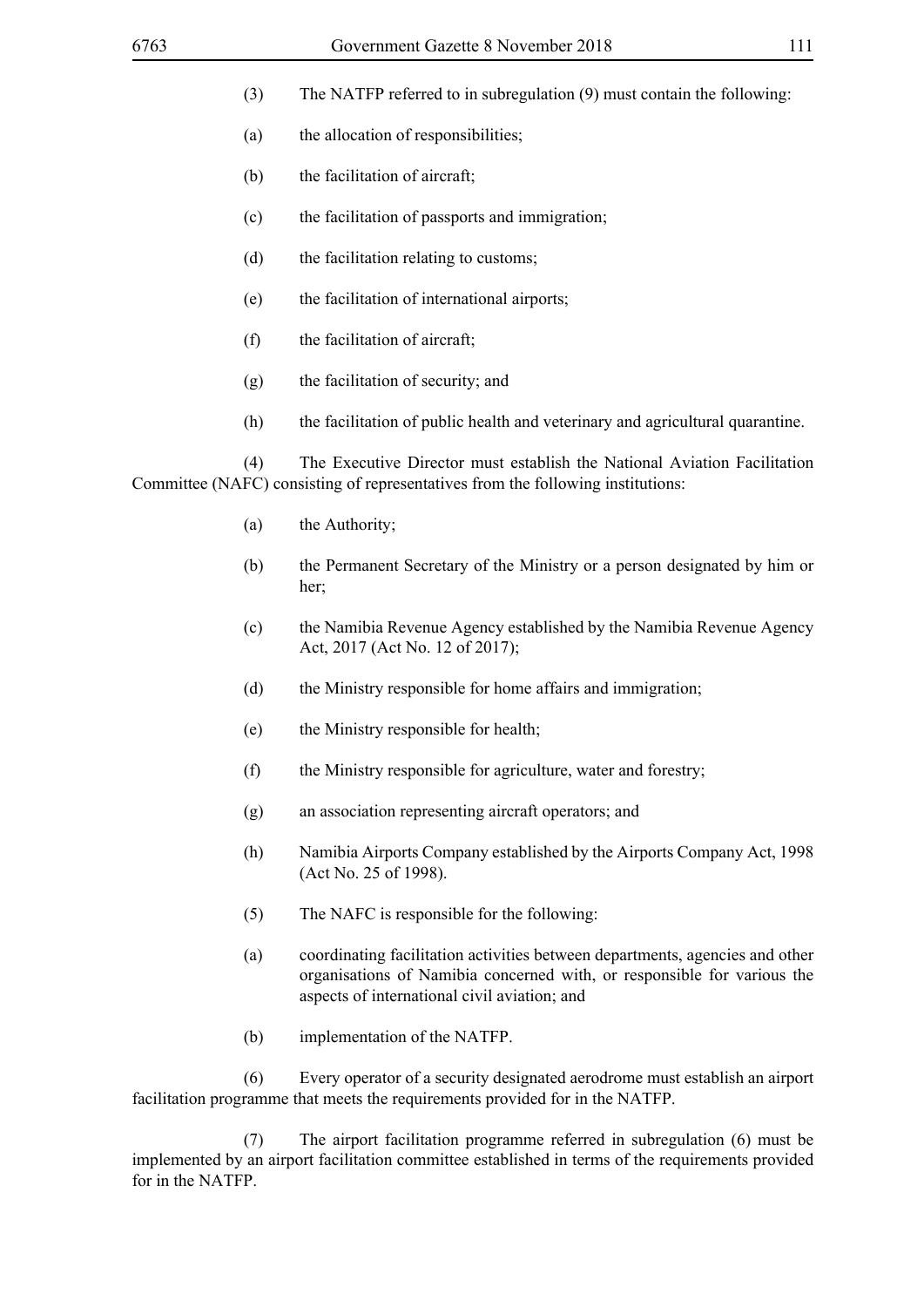(3) The NATFP referred to in subregulation (9) must contain the following:

(a) the allocation of responsibilities;

(b) the facilitation of aircraft;

(c) the facilitation of passports and immigration;

(d) the facilitation relating to customs;

(e) the facilitation of international airports;

(f) the facilitation of aircraft;

(g) the facilitation of security; and

(h) the facilitation of public health and veterinary and agricultural quarantine.

(4) The Executive Director must establish the National Aviation Facilitation Committee (NAFC) consisting of representatives from the following institutions:

(a) the Authority;

(b) the Permanent Secretary of the Ministry or a person designated by him or her;

(c) the Namibia Revenue Agency established by the Namibia Revenue Agency Act, 2017 (Act No. 12 of 2017);

(d) the Ministry responsible for home affairs and immigration;

(e) the Ministry responsible for health;

(f) the Ministry responsible for agriculture, water and forestry;

(g) an association representing aircraft operators; and

(h) Namibia Airports Company established by the Airports Company Act, 1998 (Act No. 25 of 1998).

(5) The NAFC is responsible for the following:

(a) coordinating facilitation activities between departments, agencies and other organisations of Namibia concerned with, or responsible for various the aspects of international civil aviation; and

(b) implementation of the NATFP.

(6) Every operator of a security designated aerodrome must establish an airport facilitation programme that meets the requirements provided for in the NATFP.

(7) The airport facilitation programme referred in subregulation (6) must be implemented by an airport facilitation committee established in terms of the requirements provided for in the NATFP.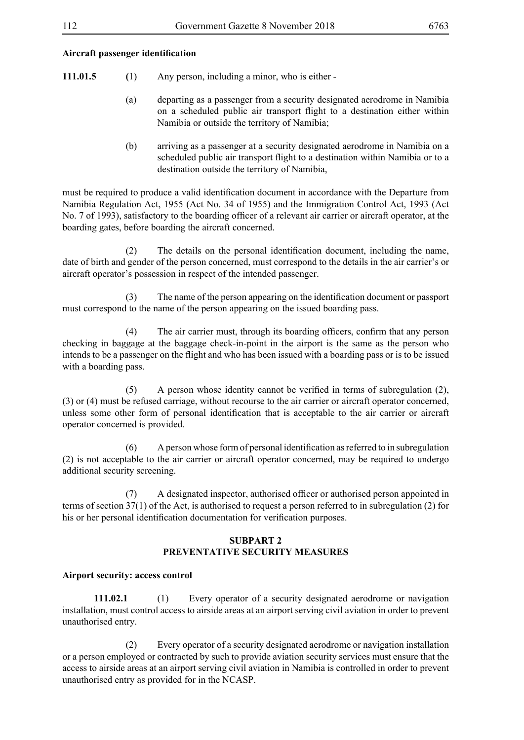**Aircraft passenger identification**

**111.01.5** (1) Any person, including a minor, who is either -

(a) departing as a passenger from a security designated aerodrome in Namibia on a scheduled public air transport flight to a destination either within Namibia or outside the territory of Namibia;

(b) arriving as a passenger at a security designated aerodrome in Namibia on a scheduled public air transport flight to a destination within Namibia or to a destination outside the territory of Namibia,

must be required to produce a valid identification document in accordance with the Departure from Namibia Regulation Act, 1955 (Act No. 34 of 1955) and the Immigration Control Act, 1993 (Act No. 7 of 1993), satisfactory to the boarding officer of a relevant air carrier or aircraft operator, at the boarding gates, before boarding the aircraft concerned.

(2) The details on the personal identification document, including the name, date of birth and gender of the person concerned, must correspond to the details in the air carrier's or aircraft operator's possession in respect of the intended passenger.

(3) The name of the person appearing on the identification document or passport must correspond to the name of the person appearing on the issued boarding pass.

(4) The air carrier must, through its boarding officers, confirm that any person checking in baggage at the baggage check-in-point in the airport is the same as the person who intends to be a passenger on the flight and who has been issued with a boarding pass or is to be issued with a boarding pass.

(5) A person whose identity cannot be verified in terms of subregulation (2), (3) or (4) must be refused carriage, without recourse to the air carrier or aircraft operator concerned, unless some other form of personal identification that is acceptable to the air carrier or aircraft operator concerned is provided.

(6) A person whose form of personal identification as referred to in subregulation (2) is not acceptable to the air carrier or aircraft operator concerned, may be required to undergo additional security screening.

(7) A designated inspector, authorised officer or authorised person appointed in terms of section 37(1) of the Act, is authorised to request a person referred to in subregulation (2) for his or her personal identification documentation for verification purposes.

## SUBPART 2
## PREVENTATIVE SECURITY MEASURES

**Airport security: access control**

**111.02.1** (1) Every operator of a security designated aerodrome or navigation installation, must control access to airside areas at an airport serving civil aviation in order to prevent unauthorised entry.

(2) Every operator of a security designated aerodrome or navigation installation or a person employed or contracted by such to provide aviation security services must ensure that the access to airside areas at an airport serving civil aviation in Namibia is controlled in order to prevent unauthorised entry as provided for in the NCASP.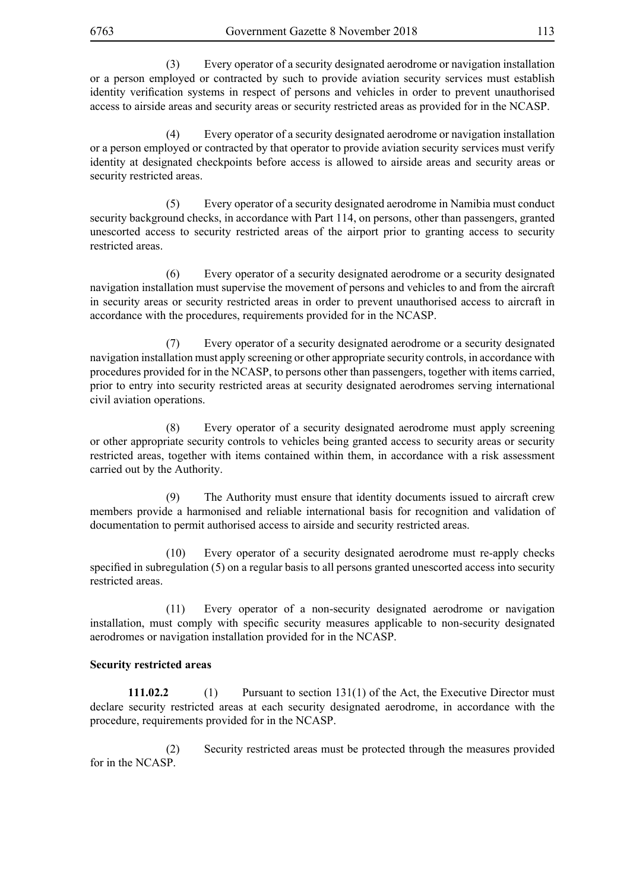(3) Every operator of a security designated aerodrome or navigation installation or a person employed or contracted by such to provide aviation security services must establish identity verification systems in respect of persons and vehicles in order to prevent unauthorised access to airside areas and security areas or security restricted areas as provided for in the NCASP.

(4) Every operator of a security designated aerodrome or navigation installation or a person employed or contracted by that operator to provide aviation security services must verify identity at designated checkpoints before access is allowed to airside areas and security areas or security restricted areas.

(5) Every operator of a security designated aerodrome in Namibia must conduct security background checks, in accordance with Part 114, on persons, other than passengers, granted unescorted access to security restricted areas of the airport prior to granting access to security restricted areas.

(6) Every operator of a security designated aerodrome or a security designated navigation installation must supervise the movement of persons and vehicles to and from the aircraft in security areas or security restricted areas in order to prevent unauthorised access to aircraft in accordance with the procedures, requirements provided for in the NCASP.

(7) Every operator of a security designated aerodrome or a security designated navigation installation must apply screening or other appropriate security controls, in accordance with procedures provided for in the NCASP, to persons other than passengers, together with items carried, prior to entry into security restricted areas at security designated aerodromes serving international civil aviation operations.

(8) Every operator of a security designated aerodrome must apply screening or other appropriate security controls to vehicles being granted access to security areas or security restricted areas, together with items contained within them, in accordance with a risk assessment carried out by the Authority.

(9) The Authority must ensure that identity documents issued to aircraft crew members provide a harmonised and reliable international basis for recognition and validation of documentation to permit authorised access to airside and security restricted areas.

(10) Every operator of a security designated aerodrome must re-apply checks specified in subregulation (5) on a regular basis to all persons granted unescorted access into security restricted areas.

(11) Every operator of a non-security designated aerodrome or navigation installation, must comply with specific security measures applicable to non-security designated aerodromes or navigation installation provided for in the NCASP.

**Security restricted areas**

**111.02.2** (1) Pursuant to section 131(1) of the Act, the Executive Director must declare security restricted areas at each security designated aerodrome, in accordance with the procedure, requirements provided for in the NCASP.

(2) Security restricted areas must be protected through the measures provided for in the NCASP.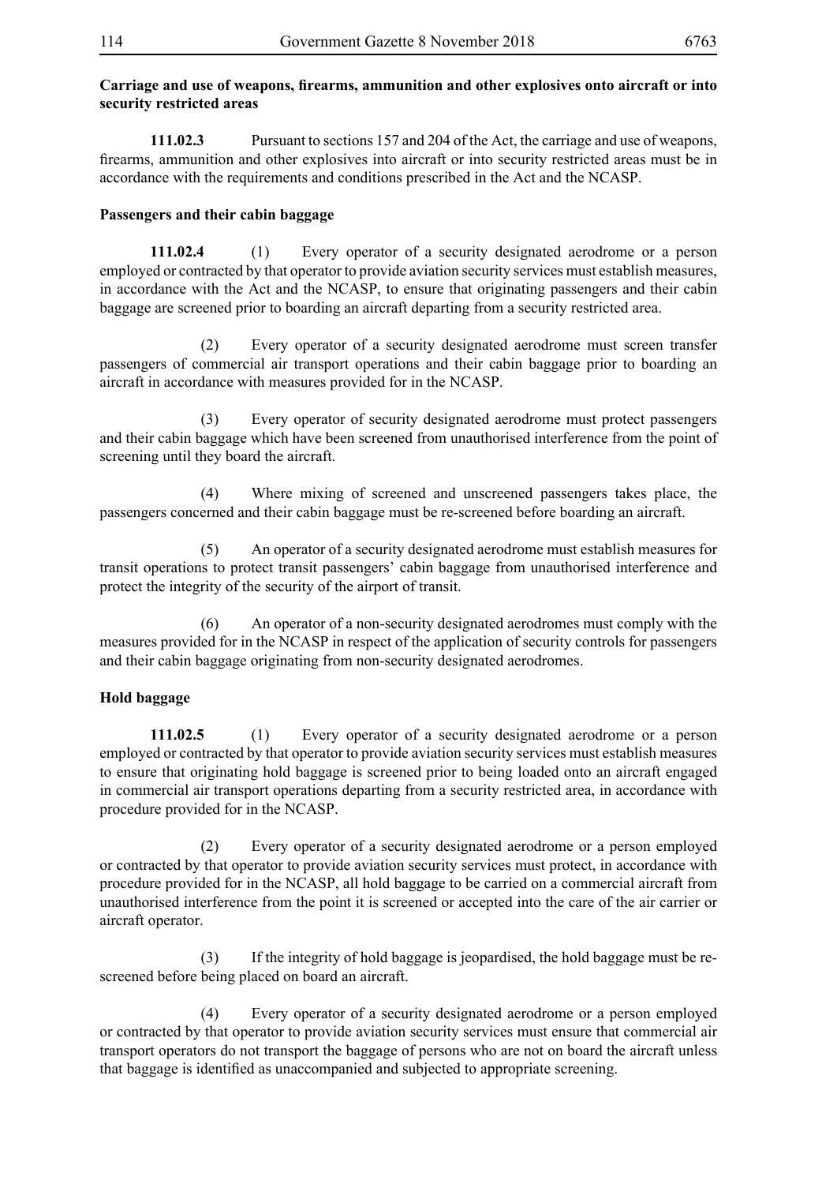**Carriage and use of weapons, firearms, ammunition and other explosives onto aircraft or into security restricted areas**

**111.02.3** Pursuant to sections 157 and 204 of the Act, the carriage and use of weapons, firearms, ammunition and other explosives into aircraft or into security restricted areas must be in accordance with the requirements and conditions prescribed in the Act and the NCASP.

**Passengers and their cabin baggage**

**111.02.4** (1) Every operator of a security designated aerodrome or a person employed or contracted by that operator to provide aviation security services must establish measures, in accordance with the Act and the NCASP, to ensure that originating passengers and their cabin baggage are screened prior to boarding an aircraft departing from a security restricted area.

(2) Every operator of a security designated aerodrome must screen transfer passengers of commercial air transport operations and their cabin baggage prior to boarding an aircraft in accordance with measures provided for in the NCASP.

(3) Every operator of security designated aerodrome must protect passengers and their cabin baggage which have been screened from unauthorised interference from the point of screening until they board the aircraft.

(4) Where mixing of screened and unscreened passengers takes place, the passengers concerned and their cabin baggage must be re-screened before boarding an aircraft.

(5) An operator of a security designated aerodrome must establish measures for transit operations to protect transit passengers' cabin baggage from unauthorised interference and protect the integrity of the security of the airport of transit.

(6) An operator of a non-security designated aerodromes must comply with the measures provided for in the NCASP in respect of the application of security controls for passengers and their cabin baggage originating from non-security designated aerodromes.

**Hold baggage**

**111.02.5** (1) Every operator of a security designated aerodrome or a person employed or contracted by that operator to provide aviation security services must establish measures to ensure that originating hold baggage is screened prior to being loaded onto an aircraft engaged in commercial air transport operations departing from a security restricted area, in accordance with procedure provided for in the NCASP.

(2) Every operator of a security designated aerodrome or a person employed or contracted by that operator to provide aviation security services must protect, in accordance with procedure provided for in the NCASP, all hold baggage to be carried on a commercial aircraft from unauthorised interference from the point it is screened or accepted into the care of the air carrier or aircraft operator.

(3) If the integrity of hold baggage is jeopardised, the hold baggage must be re-screened before being placed on board an aircraft.

(4) Every operator of a security designated aerodrome or a person employed or contracted by that operator to provide aviation security services must ensure that commercial air transport operators do not transport the baggage of persons who are not on board the aircraft unless that baggage is identified as unaccompanied and subjected to appropriate screening.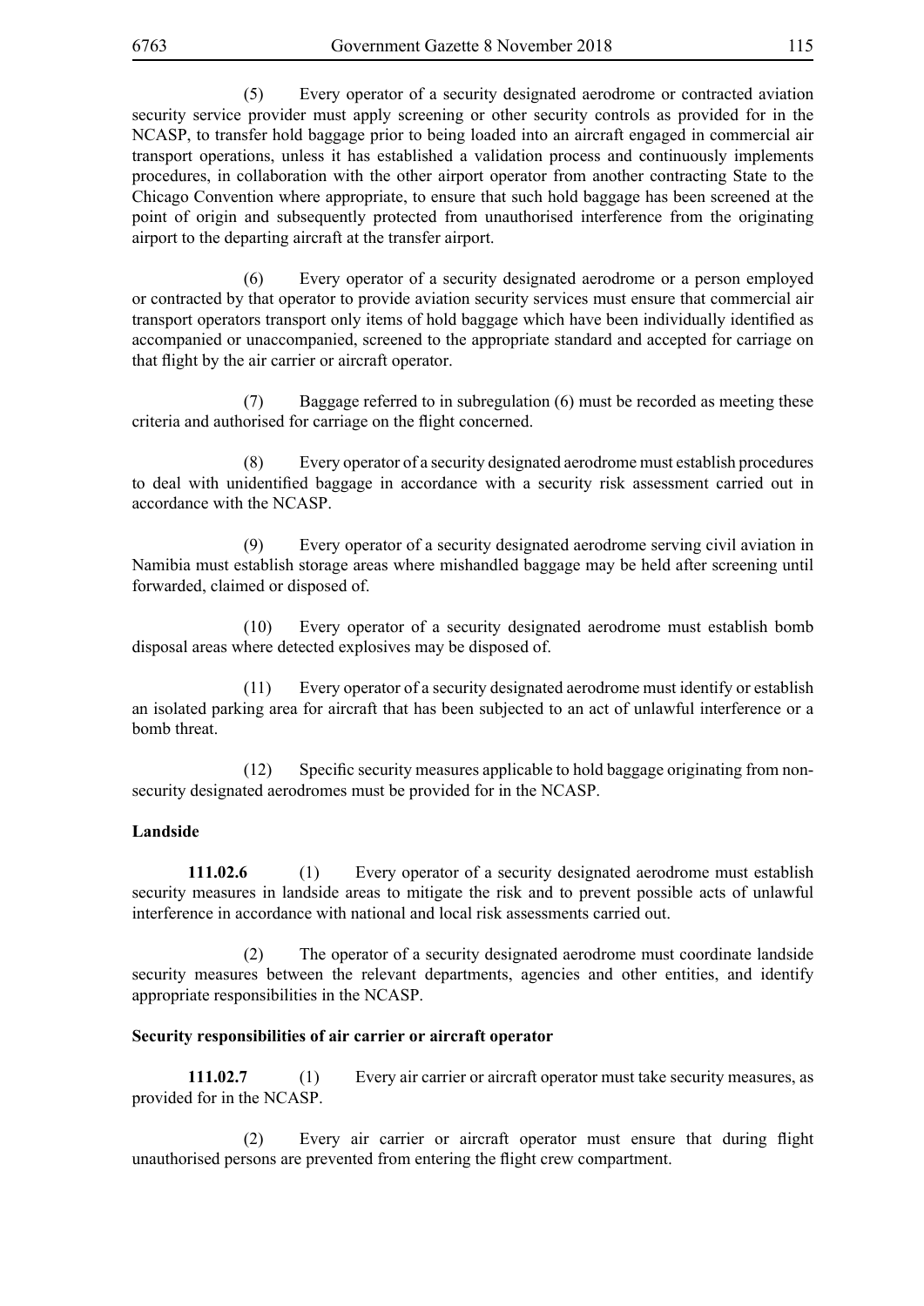(5) Every operator of a security designated aerodrome or contracted aviation security service provider must apply screening or other security controls as provided for in the NCASP, to transfer hold baggage prior to being loaded into an aircraft engaged in commercial air transport operations, unless it has established a validation process and continuously implements procedures, in collaboration with the other airport operator from another contracting State to the Chicago Convention where appropriate, to ensure that such hold baggage has been screened at the point of origin and subsequently protected from unauthorised interference from the originating airport to the departing aircraft at the transfer airport.

(6) Every operator of a security designated aerodrome or a person employed or contracted by that operator to provide aviation security services must ensure that commercial air transport operators transport only items of hold baggage which have been individually identified as accompanied or unaccompanied, screened to the appropriate standard and accepted for carriage on that flight by the air carrier or aircraft operator.

(7) Baggage referred to in subregulation (6) must be recorded as meeting these criteria and authorised for carriage on the flight concerned.

(8) Every operator of a security designated aerodrome must establish procedures to deal with unidentified baggage in accordance with a security risk assessment carried out in accordance with the NCASP.

(9) Every operator of a security designated aerodrome serving civil aviation in Namibia must establish storage areas where mishandled baggage may be held after screening until forwarded, claimed or disposed of.

(10) Every operator of a security designated aerodrome must establish bomb disposal areas where detected explosives may be disposed of.

(11) Every operator of a security designated aerodrome must identify or establish an isolated parking area for aircraft that has been subjected to an act of unlawful interference or a bomb threat.

(12) Specific security measures applicable to hold baggage originating from non-security designated aerodromes must be provided for in the NCASP.

**Landside**

**111.02.6** (1) Every operator of a security designated aerodrome must establish security measures in landside areas to mitigate the risk and to prevent possible acts of unlawful interference in accordance with national and local risk assessments carried out.

(2) The operator of a security designated aerodrome must coordinate landside security measures between the relevant departments, agencies and other entities, and identify appropriate responsibilities in the NCASP.

**Security responsibilities of air carrier or aircraft operator**

**111.02.7** (1) Every air carrier or aircraft operator must take security measures, as provided for in the NCASP.

(2) Every air carrier or aircraft operator must ensure that during flight unauthorised persons are prevented from entering the flight crew compartment.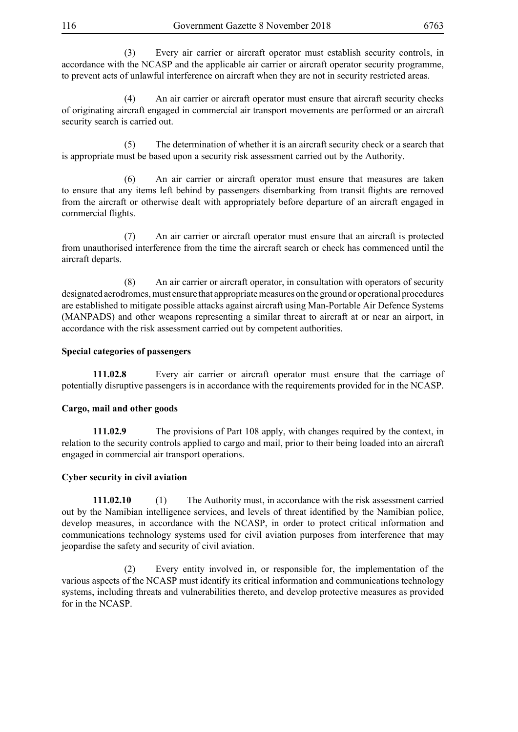(3) Every air carrier or aircraft operator must establish security controls, in accordance with the NCASP and the applicable air carrier or aircraft operator security programme, to prevent acts of unlawful interference on aircraft when they are not in security restricted areas.

(4) An air carrier or aircraft operator must ensure that aircraft security checks of originating aircraft engaged in commercial air transport movements are performed or an aircraft security search is carried out.

(5) The determination of whether it is an aircraft security check or a search that is appropriate must be based upon a security risk assessment carried out by the Authority.

(6) An air carrier or aircraft operator must ensure that measures are taken to ensure that any items left behind by passengers disembarking from transit flights are removed from the aircraft or otherwise dealt with appropriately before departure of an aircraft engaged in commercial flights.

(7) An air carrier or aircraft operator must ensure that an aircraft is protected from unauthorised interference from the time the aircraft search or check has commenced until the aircraft departs.

(8) An air carrier or aircraft operator, in consultation with operators of security designated aerodromes, must ensure that appropriate measures on the ground or operational procedures are established to mitigate possible attacks against aircraft using Man-Portable Air Defence Systems (MANPADS) and other weapons representing a similar threat to aircraft at or near an airport, in accordance with the risk assessment carried out by competent authorities.

**Special categories of passengers**

**111.02.8** Every air carrier or aircraft operator must ensure that the carriage of potentially disruptive passengers is in accordance with the requirements provided for in the NCASP.

**Cargo, mail and other goods**

**111.02.9** The provisions of Part 108 apply, with changes required by the context, in relation to the security controls applied to cargo and mail, prior to their being loaded into an aircraft engaged in commercial air transport operations.

**Cyber security in civil aviation**

**111.02.10** (1) The Authority must, in accordance with the risk assessment carried out by the Namibian intelligence services, and levels of threat identified by the Namibian police, develop measures, in accordance with the NCASP, in order to protect critical information and communications technology systems used for civil aviation purposes from interference that may jeopardise the safety and security of civil aviation.

(2) Every entity involved in, or responsible for, the implementation of the various aspects of the NCASP must identify its critical information and communications technology systems, including threats and vulnerabilities thereto, and develop protective measures as provided for in the NCASP.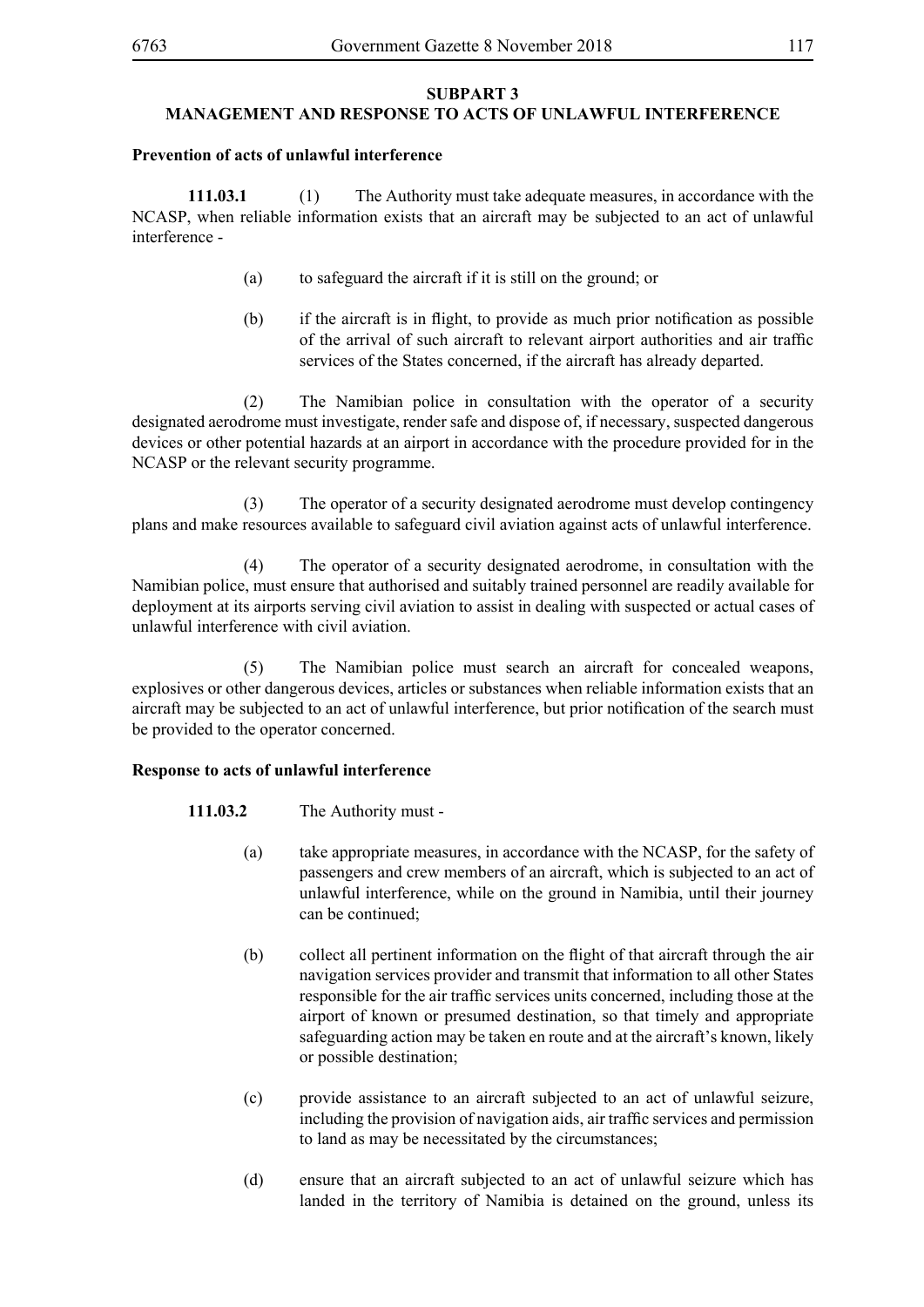## SUBPART 3
## MANAGEMENT AND RESPONSE TO ACTS OF UNLAWFUL INTERFERENCE

**Prevention of acts of unlawful interference**

**111.03.1** (1) The Authority must take adequate measures, in accordance with the NCASP, when reliable information exists that an aircraft may be subjected to an act of unlawful interference -

(a) to safeguard the aircraft if it is still on the ground; or

(b) if the aircraft is in flight, to provide as much prior notification as possible of the arrival of such aircraft to relevant airport authorities and air traffic services of the States concerned, if the aircraft has already departed.

(2) The Namibian police in consultation with the operator of a security designated aerodrome must investigate, render safe and dispose of, if necessary, suspected dangerous devices or other potential hazards at an airport in accordance with the procedure provided for in the NCASP or the relevant security programme.

(3) The operator of a security designated aerodrome must develop contingency plans and make resources available to safeguard civil aviation against acts of unlawful interference.

(4) The operator of a security designated aerodrome, in consultation with the Namibian police, must ensure that authorised and suitably trained personnel are readily available for deployment at its airports serving civil aviation to assist in dealing with suspected or actual cases of unlawful interference with civil aviation.

(5) The Namibian police must search an aircraft for concealed weapons, explosives or other dangerous devices, articles or substances when reliable information exists that an aircraft may be subjected to an act of unlawful interference, but prior notification of the search must be provided to the operator concerned.

**Response to acts of unlawful interference**

**111.03.2** The Authority must -

(a) take appropriate measures, in accordance with the NCASP, for the safety of passengers and crew members of an aircraft, which is subjected to an act of unlawful interference, while on the ground in Namibia, until their journey can be continued;

(b) collect all pertinent information on the flight of that aircraft through the air navigation services provider and transmit that information to all other States responsible for the air traffic services units concerned, including those at the airport of known or presumed destination, so that timely and appropriate safeguarding action may be taken en route and at the aircraft's known, likely or possible destination;

(c) provide assistance to an aircraft subjected to an act of unlawful seizure, including the provision of navigation aids, air traffic services and permission to land as may be necessitated by the circumstances;

(d) ensure that an aircraft subjected to an act of unlawful seizure which has landed in the territory of Namibia is detained on the ground, unless its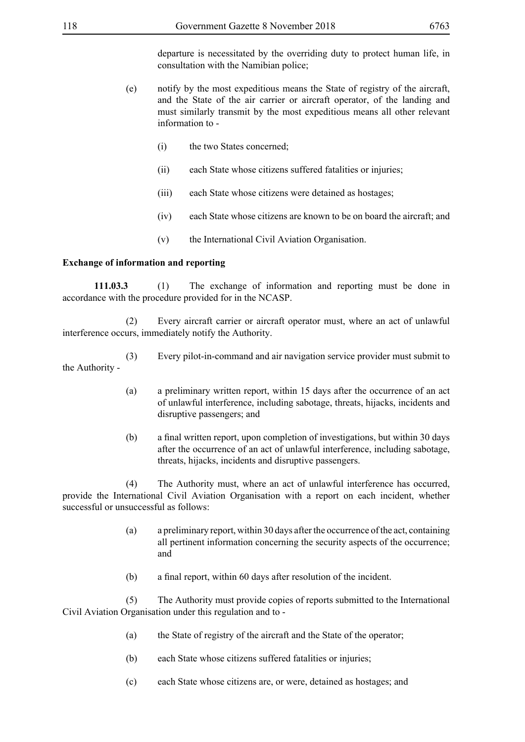departure is necessitated by the overriding duty to protect human life, in consultation with the Namibian police;

(e) notify by the most expeditious means the State of registry of the aircraft, and the State of the air carrier or aircraft operator, of the landing and must similarly transmit by the most expeditious means all other relevant information to -

(i) the two States concerned;

(ii) each State whose citizens suffered fatalities or injuries;

(iii) each State whose citizens were detained as hostages;

(iv) each State whose citizens are known to be on board the aircraft; and

(v) the International Civil Aviation Organisation.

**Exchange of information and reporting**

**111.03.3** (1) The exchange of information and reporting must be done in accordance with the procedure provided for in the NCASP.

(2) Every aircraft carrier or aircraft operator must, where an act of unlawful interference occurs, immediately notify the Authority.

(3) Every pilot-in-command and air navigation service provider must submit to the Authority -

(a) a preliminary written report, within 15 days after the occurrence of an act of unlawful interference, including sabotage, threats, hijacks, incidents and disruptive passengers; and

(b) a final written report, upon completion of investigations, but within 30 days after the occurrence of an act of unlawful interference, including sabotage, threats, hijacks, incidents and disruptive passengers.

(4) The Authority must, where an act of unlawful interference has occurred, provide the International Civil Aviation Organisation with a report on each incident, whether successful or unsuccessful as follows:

(a) a preliminary report, within 30 days after the occurrence of the act, containing all pertinent information concerning the security aspects of the occurrence; and

(b) a final report, within 60 days after resolution of the incident.

(5) The Authority must provide copies of reports submitted to the International Civil Aviation Organisation under this regulation and to -

(a) the State of registry of the aircraft and the State of the operator;

(b) each State whose citizens suffered fatalities or injuries;

(c) each State whose citizens are, or were, detained as hostages; and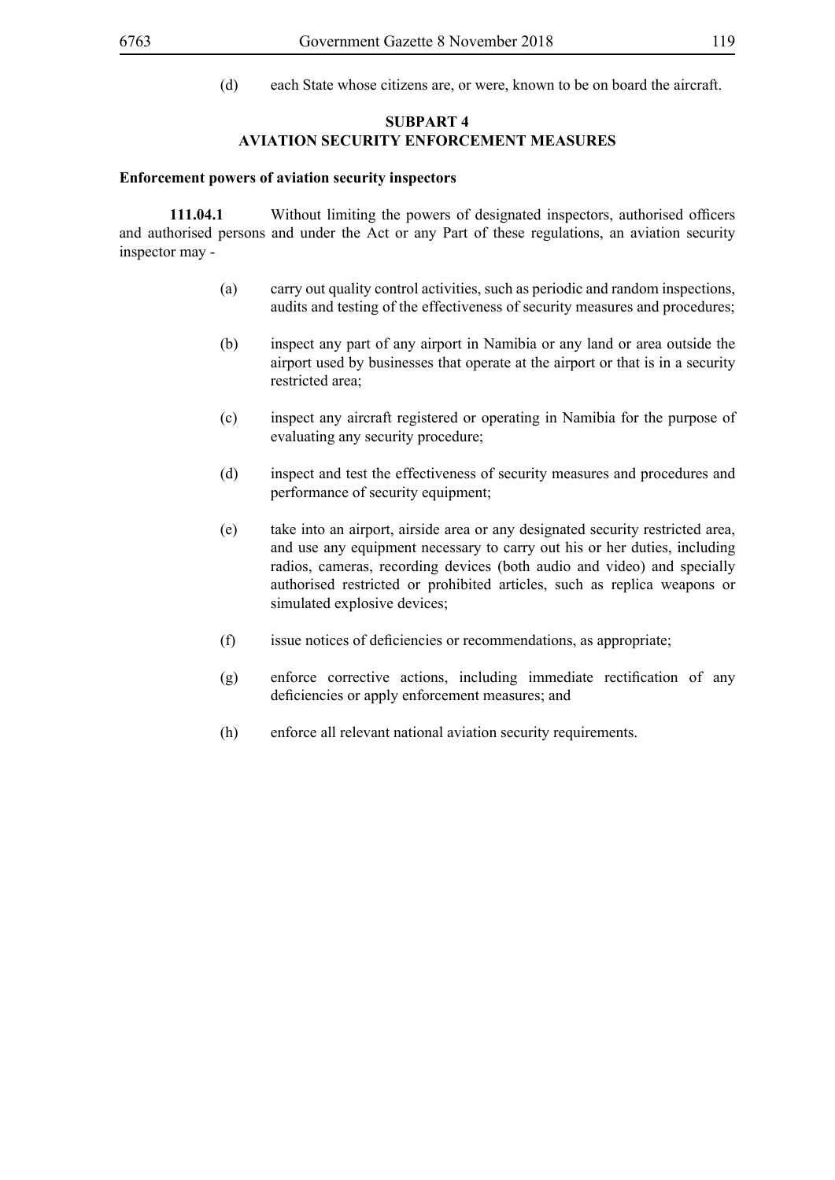(d) each State whose citizens are, or were, known to be on board the aircraft.

## SUBPART 4
## AVIATION SECURITY ENFORCEMENT MEASURES

**Enforcement powers of aviation security inspectors**

**111.04.1** Without limiting the powers of designated inspectors, authorised officers and authorised persons and under the Act or any Part of these regulations, an aviation security inspector may -

(a) carry out quality control activities, such as periodic and random inspections, audits and testing of the effectiveness of security measures and procedures;

(b) inspect any part of any airport in Namibia or any land or area outside the airport used by businesses that operate at the airport or that is in a security restricted area;

(c) inspect any aircraft registered or operating in Namibia for the purpose of evaluating any security procedure;

(d) inspect and test the effectiveness of security measures and procedures and performance of security equipment;

(e) take into an airport, airside area or any designated security restricted area, and use any equipment necessary to carry out his or her duties, including radios, cameras, recording devices (both audio and video) and specially authorised restricted or prohibited articles, such as replica weapons or simulated explosive devices;

(f) issue notices of deficiencies or recommendations, as appropriate;

(g) enforce corrective actions, including immediate rectification of any deficiencies or apply enforcement measures; and

(h) enforce all relevant national aviation security requirements.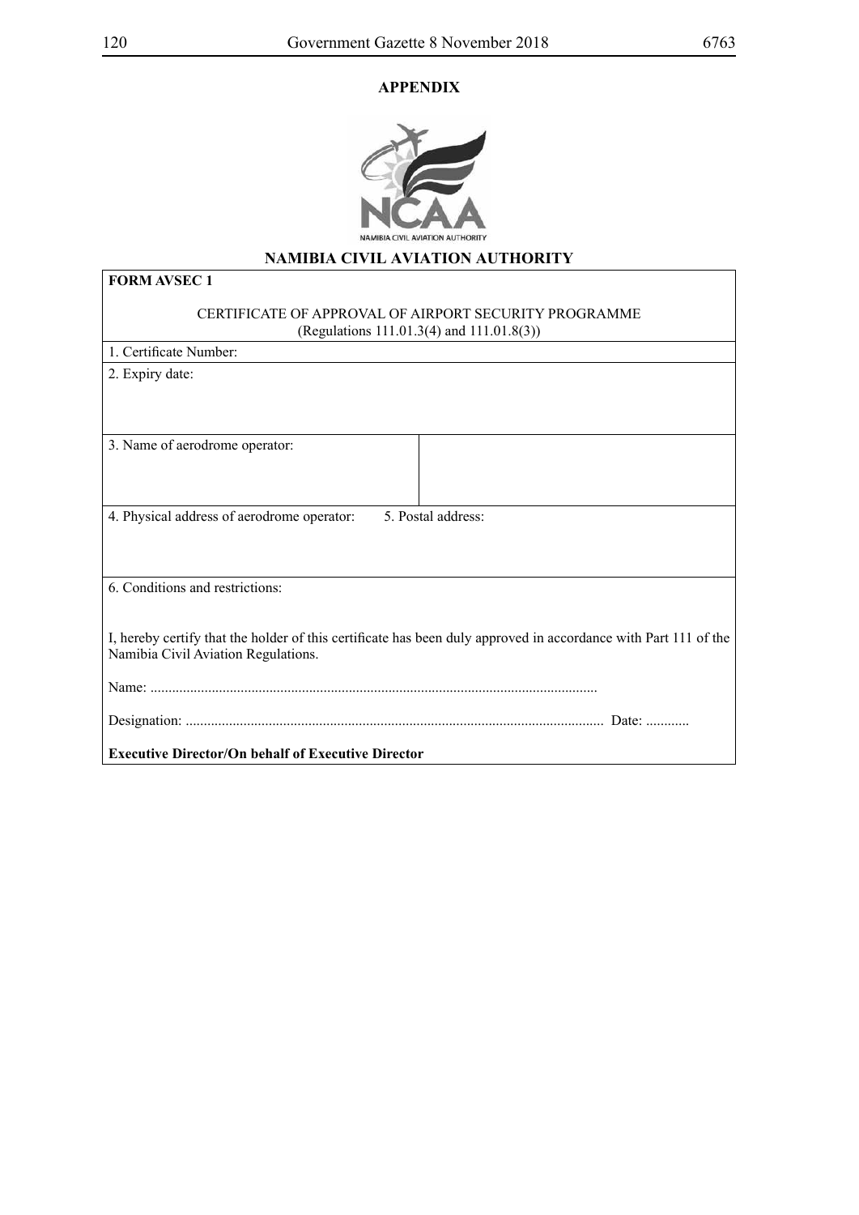## APPENDIX

NAMIBIA CIVIL AVIATION AUTHORITY

## NAMIBIA CIVIL AVIATION AUTHORITY

**FORM AVSEC 1**

CERTIFICATE OF APPROVAL OF AIRPORT SECURITY PROGRAMME
(Regulations 111.01.3(4) and 111.01.8(3))

1. Certificate Number:

2. Expiry date:

3. Name of aerodrome operator:

4. Physical address of aerodrome operator: 5. Postal address:

6. Conditions and restrictions:

I, hereby certify that the holder of this certificate has been duly approved in accordance with Part 111 of the Namibia Civil Aviation Regulations.

Name: ..........................................................................................................................

Designation: .................................................................................................................. Date: ............

**Executive Director/On behalf of Executive Director**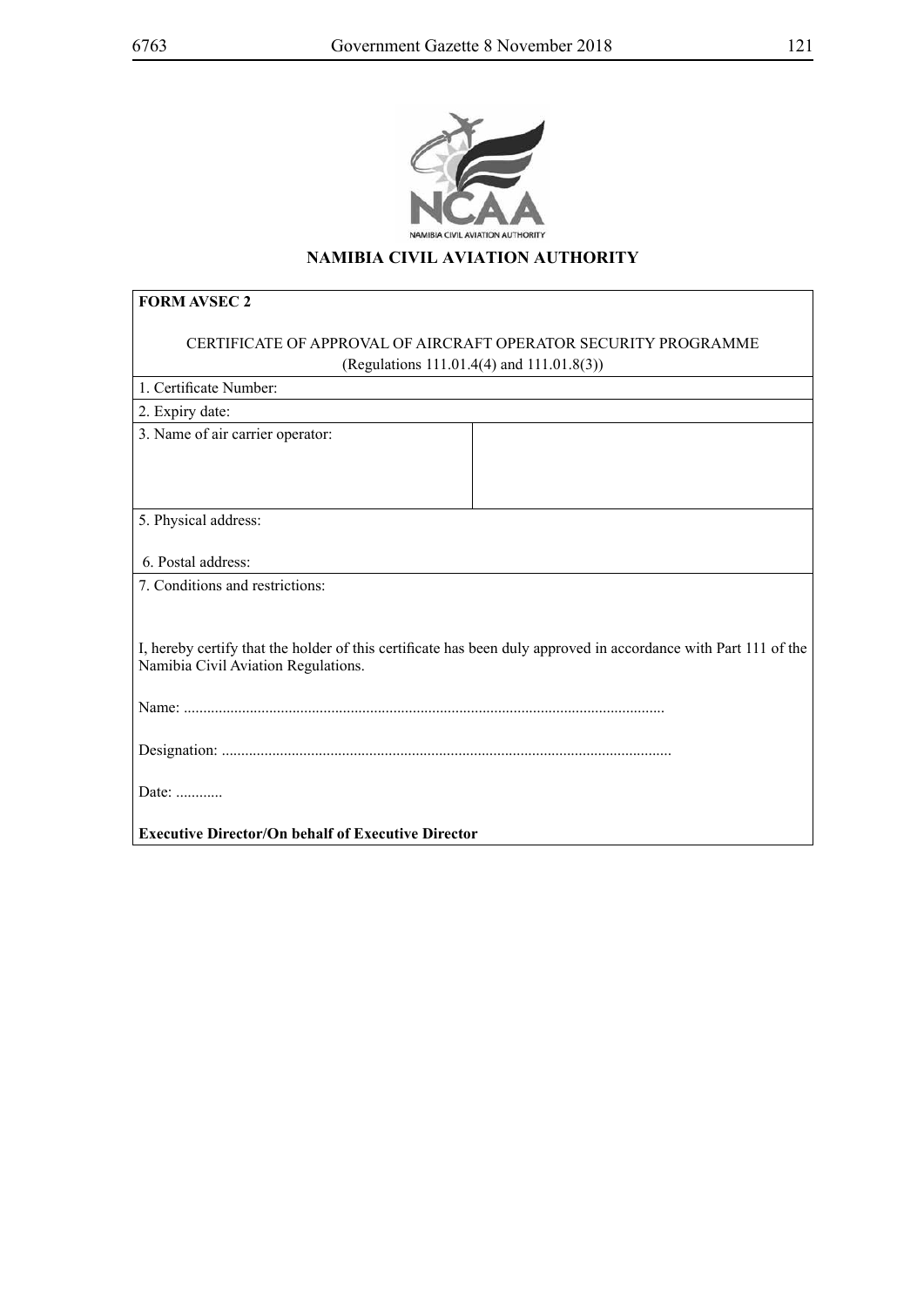NAMIBIA CIVIL AVIATION AUTHORITY

## NAMIBIA CIVIL AVIATION AUTHORITY

| **FORM AVSEC 2**<br><br>CERTIFICATE OF APPROVAL OF AIRCRAFT OPERATOR SECURITY PROGRAMME<br>(Regulations 111.01.4(4) and 111.01.8(3)) | |
|---|---|
| 1. Certificate Number: | |
| 2. Expiry date: | |
| 3. Name of air carrier operator: | |
| 5. Physical address:<br><br>6. Postal address: | |
| 7. Conditions and restrictions:<br><br>I, hereby certify that the holder of this certificate has been duly approved in accordance with Part 111 of the Namibia Civil Aviation Regulations.<br><br>Name: ..........................................................................................................................<br><br>Designation: ..................................................................................................................<br><br>Date: ............<br><br>**Executive Director/On behalf of Executive Director** | |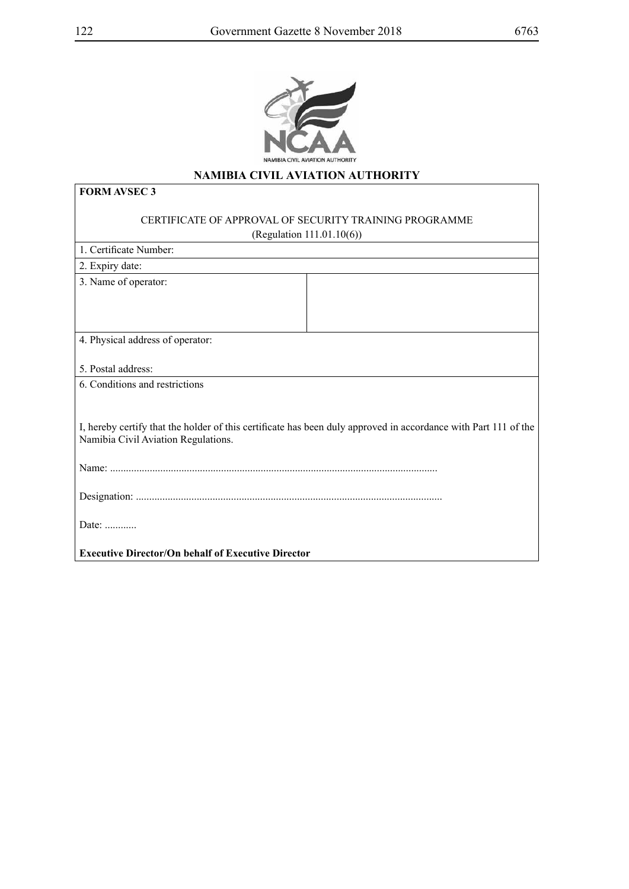NAMIBIA CIVIL AVIATION AUTHORITY

## NAMIBIA CIVIL AVIATION AUTHORITY

**FORM AVSEC 3**

CERTIFICATE OF APPROVAL OF SECURITY TRAINING PROGRAMME
(Regulation 111.01.10(6))

1. Certificate Number:

2. Expiry date:

3. Name of operator:

4. Physical address of operator:

5. Postal address:

6. Conditions and restrictions

I, hereby certify that the holder of this certificate has been duly approved in accordance with Part 111 of the Namibia Civil Aviation Regulations.

Name: ..........................................................................................................................

Designation: ..................................................................................................................

Date: ............

**Executive Director/On behalf of Executive Director**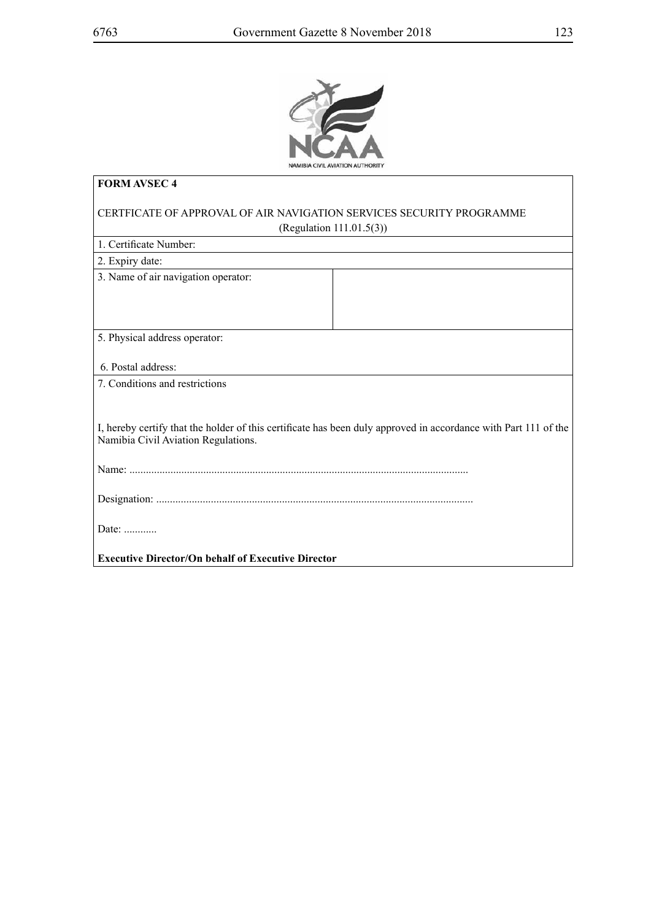NAMIBIA CIVIL AVIATION AUTHORITY

| **FORM AVSEC 4**<br><br>CERTFICATE OF APPROVAL OF AIR NAVIGATION SERVICES SECURITY PROGRAMME<br>(Regulation 111.01.5(3)) | |
|---|---|
| 1. Certificate Number: | |
| 2. Expiry date: | |
| 3. Name of air navigation operator: | |
| 5. Physical address operator:<br><br>6. Postal address: | |
| 7. Conditions and restrictions<br><br>I, hereby certify that the holder of this certificate has been duly approved in accordance with Part 111 of the Namibia Civil Aviation Regulations.<br><br>Name: ..........................................................................................................................<br><br>Designation: ..................................................................................................................<br><br>Date: ............<br><br>**Executive Director/On behalf of Executive Director** | |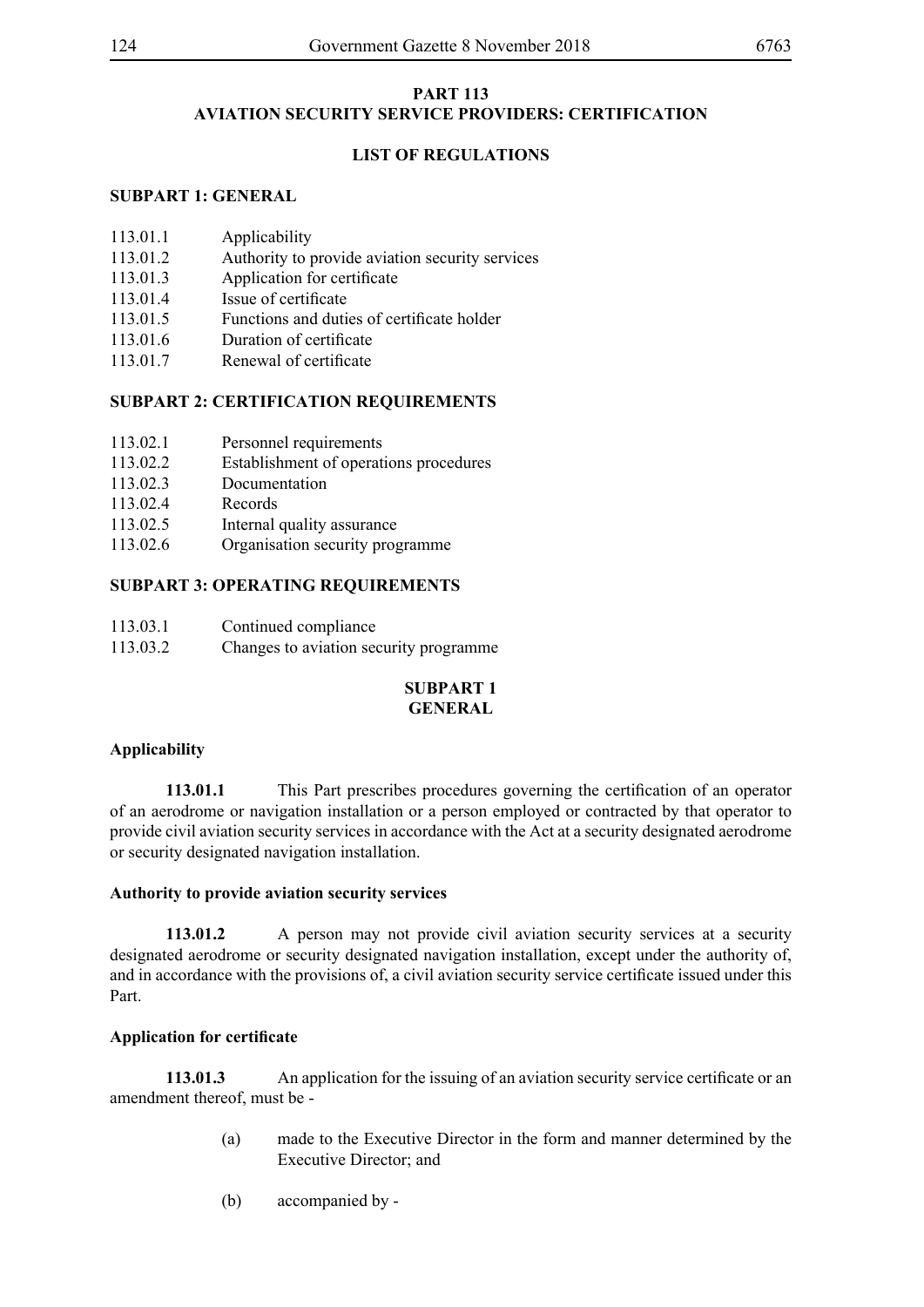## PART 113
## AVIATION SECURITY SERVICE PROVIDERS: CERTIFICATION

### LIST OF REGULATIONS

**SUBPART 1: GENERAL**

113.01.1 Applicability
113.01.2 Authority to provide aviation security services
113.01.3 Application for certificate
113.01.4 Issue of certificate
113.01.5 Functions and duties of certificate holder
113.01.6 Duration of certificate
113.01.7 Renewal of certificate

**SUBPART 2: CERTIFICATION REQUIREMENTS**

113.02.1 Personnel requirements
113.02.2 Establishment of operations procedures
113.02.3 Documentation
113.02.4 Records
113.02.5 Internal quality assurance
113.02.6 Organisation security programme

**SUBPART 3: OPERATING REQUIREMENTS**

113.03.1 Continued compliance
113.03.2 Changes to aviation security programme

### SUBPART 1
### GENERAL

**Applicability**

**113.01.1** This Part prescribes procedures governing the certification of an operator of an aerodrome or navigation installation or a person employed or contracted by that operator to provide civil aviation security services in accordance with the Act at a security designated aerodrome or security designated navigation installation.

**Authority to provide aviation security services**

**113.01.2** A person may not provide civil aviation security services at a security designated aerodrome or security designated navigation installation, except under the authority of, and in accordance with the provisions of, a civil aviation security service certificate issued under this Part.

**Application for certificate**

**113.01.3** An application for the issuing of an aviation security service certificate or an amendment thereof, must be -

(a) made to the Executive Director in the form and manner determined by the Executive Director; and

(b) accompanied by -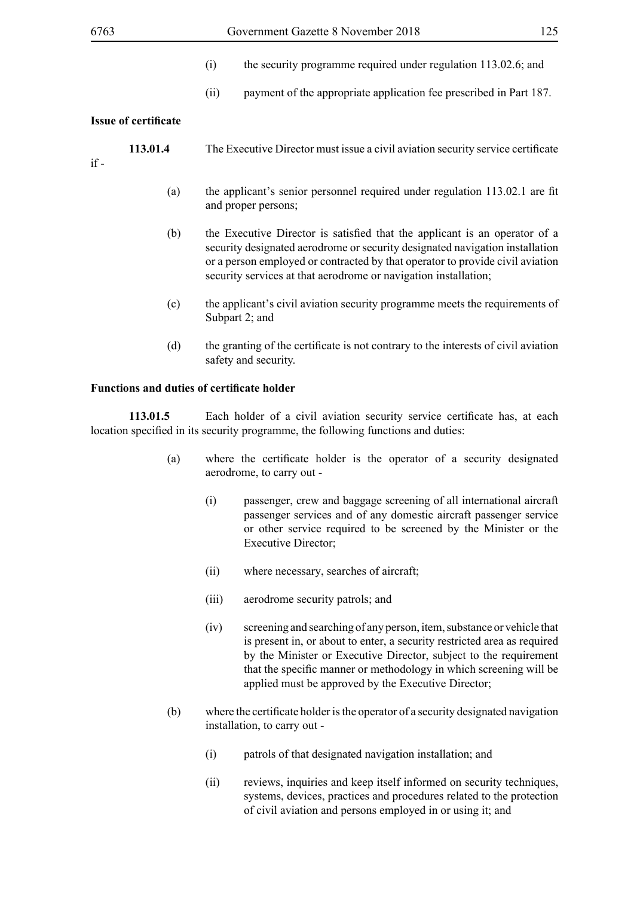(i) the security programme required under regulation 113.02.6; and

(ii) payment of the appropriate application fee prescribed in Part 187.

**Issue of certificate**

**113.01.4** The Executive Director must issue a civil aviation security service certificate if -

(a) the applicant's senior personnel required under regulation 113.02.1 are fit and proper persons;

(b) the Executive Director is satisfied that the applicant is an operator of a security designated aerodrome or security designated navigation installation or a person employed or contracted by that operator to provide civil aviation security services at that aerodrome or navigation installation;

(c) the applicant's civil aviation security programme meets the requirements of Subpart 2; and

(d) the granting of the certificate is not contrary to the interests of civil aviation safety and security.

**Functions and duties of certificate holder**

**113.01.5** Each holder of a civil aviation security service certificate has, at each location specified in its security programme, the following functions and duties:

(a) where the certificate holder is the operator of a security designated aerodrome, to carry out -

(i) passenger, crew and baggage screening of all international aircraft passenger services and of any domestic aircraft passenger service or other service required to be screened by the Minister or the Executive Director;

(ii) where necessary, searches of aircraft;

(iii) aerodrome security patrols; and

(iv) screening and searching of any person, item, substance or vehicle that is present in, or about to enter, a security restricted area as required by the Minister or Executive Director, subject to the requirement that the specific manner or methodology in which screening will be applied must be approved by the Executive Director;

(b) where the certificate holder is the operator of a security designated navigation installation, to carry out -

(i) patrols of that designated navigation installation; and

(ii) reviews, inquiries and keep itself informed on security techniques, systems, devices, practices and procedures related to the protection of civil aviation and persons employed in or using it; and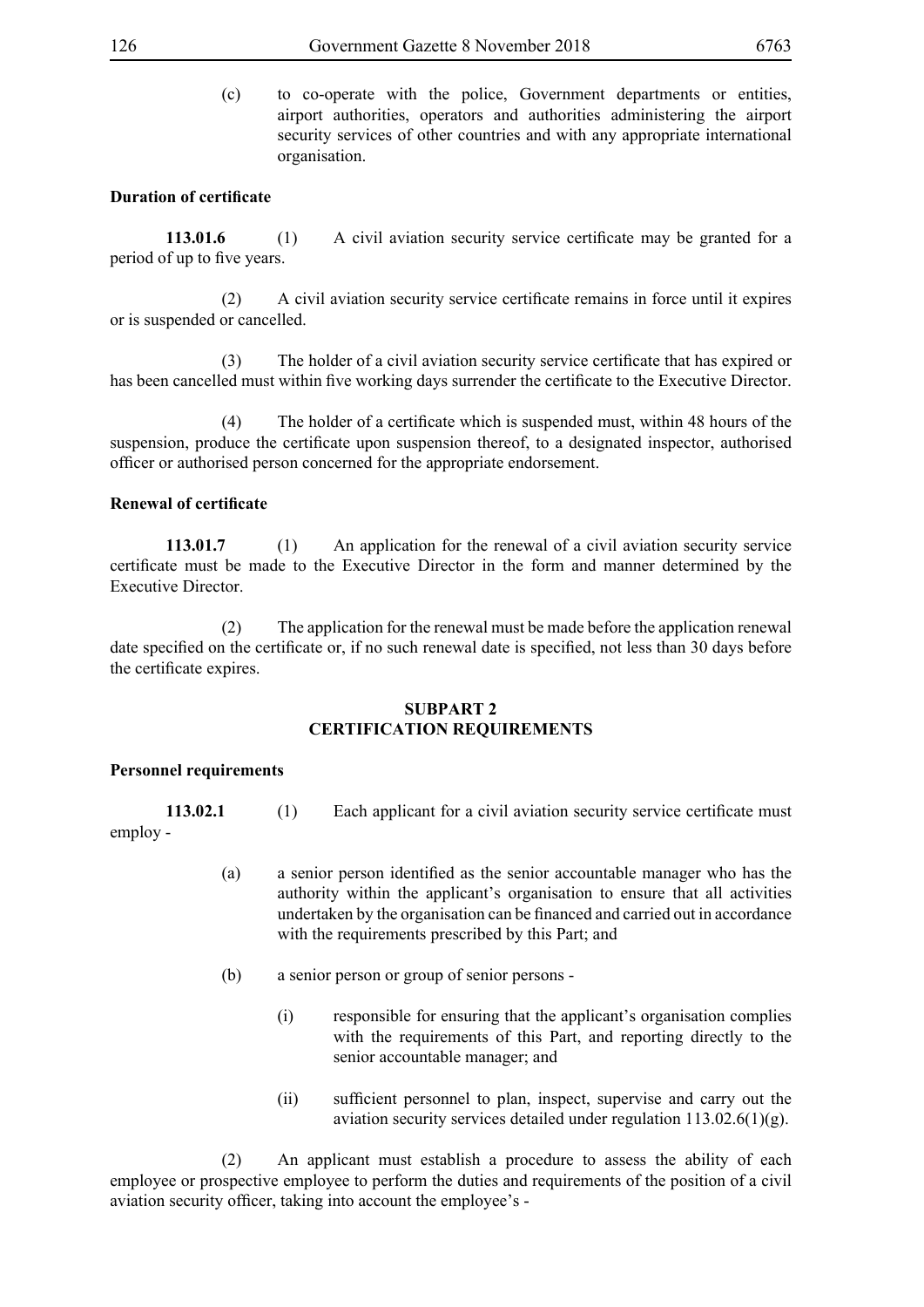(c) to co-operate with the police, Government departments or entities, airport authorities, operators and authorities administering the airport security services of other countries and with any appropriate international organisation.

**Duration of certificate**

**113.01.6** (1) A civil aviation security service certificate may be granted for a period of up to five years.

(2) A civil aviation security service certificate remains in force until it expires or is suspended or cancelled.

(3) The holder of a civil aviation security service certificate that has expired or has been cancelled must within five working days surrender the certificate to the Executive Director.

(4) The holder of a certificate which is suspended must, within 48 hours of the suspension, produce the certificate upon suspension thereof, to a designated inspector, authorised officer or authorised person concerned for the appropriate endorsement.

**Renewal of certificate**

**113.01.7** (1) An application for the renewal of a civil aviation security service certificate must be made to the Executive Director in the form and manner determined by the Executive Director.

(2) The application for the renewal must be made before the application renewal date specified on the certificate or, if no such renewal date is specified, not less than 30 days before the certificate expires.

## SUBPART 2
## CERTIFICATION REQUIREMENTS

**Personnel requirements**

**113.02.1** (1) Each applicant for a civil aviation security service certificate must employ -

(a) a senior person identified as the senior accountable manager who has the authority within the applicant's organisation to ensure that all activities undertaken by the organisation can be financed and carried out in accordance with the requirements prescribed by this Part; and

(b) a senior person or group of senior persons -

(i) responsible for ensuring that the applicant's organisation complies with the requirements of this Part, and reporting directly to the senior accountable manager; and

(ii) sufficient personnel to plan, inspect, supervise and carry out the aviation security services detailed under regulation 113.02.6(1)(g).

(2) An applicant must establish a procedure to assess the ability of each employee or prospective employee to perform the duties and requirements of the position of a civil aviation security officer, taking into account the employee's -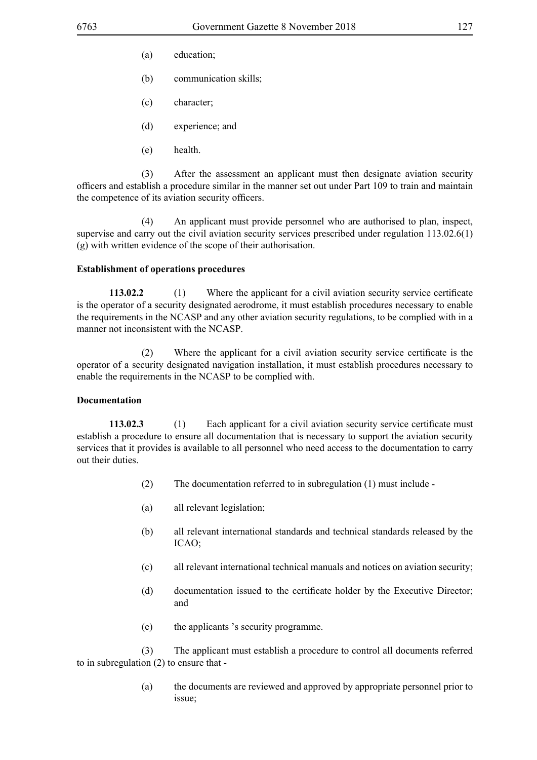(a) education;

(b) communication skills;

(c) character;

(d) experience; and

(e) health.

(3) After the assessment an applicant must then designate aviation security officers and establish a procedure similar in the manner set out under Part 109 to train and maintain the competence of its aviation security officers.

(4) An applicant must provide personnel who are authorised to plan, inspect, supervise and carry out the civil aviation security services prescribed under regulation 113.02.6(1)(g) with written evidence of the scope of their authorisation.

**Establishment of operations procedures**

**113.02.2** (1) Where the applicant for a civil aviation security service certificate is the operator of a security designated aerodrome, it must establish procedures necessary to enable the requirements in the NCASP and any other aviation security regulations, to be complied with in a manner not inconsistent with the NCASP.

(2) Where the applicant for a civil aviation security service certificate is the operator of a security designated navigation installation, it must establish procedures necessary to enable the requirements in the NCASP to be complied with.

**Documentation**

**113.02.3** (1) Each applicant for a civil aviation security service certificate must establish a procedure to ensure all documentation that is necessary to support the aviation security services that it provides is available to all personnel who need access to the documentation to carry out their duties.

(2) The documentation referred to in subregulation (1) must include -

(a) all relevant legislation;

(b) all relevant international standards and technical standards released by the ICAO;

(c) all relevant international technical manuals and notices on aviation security;

(d) documentation issued to the certificate holder by the Executive Director; and

(e) the applicants 's security programme.

(3) The applicant must establish a procedure to control all documents referred to in subregulation (2) to ensure that -

(a) the documents are reviewed and approved by appropriate personnel prior to issue;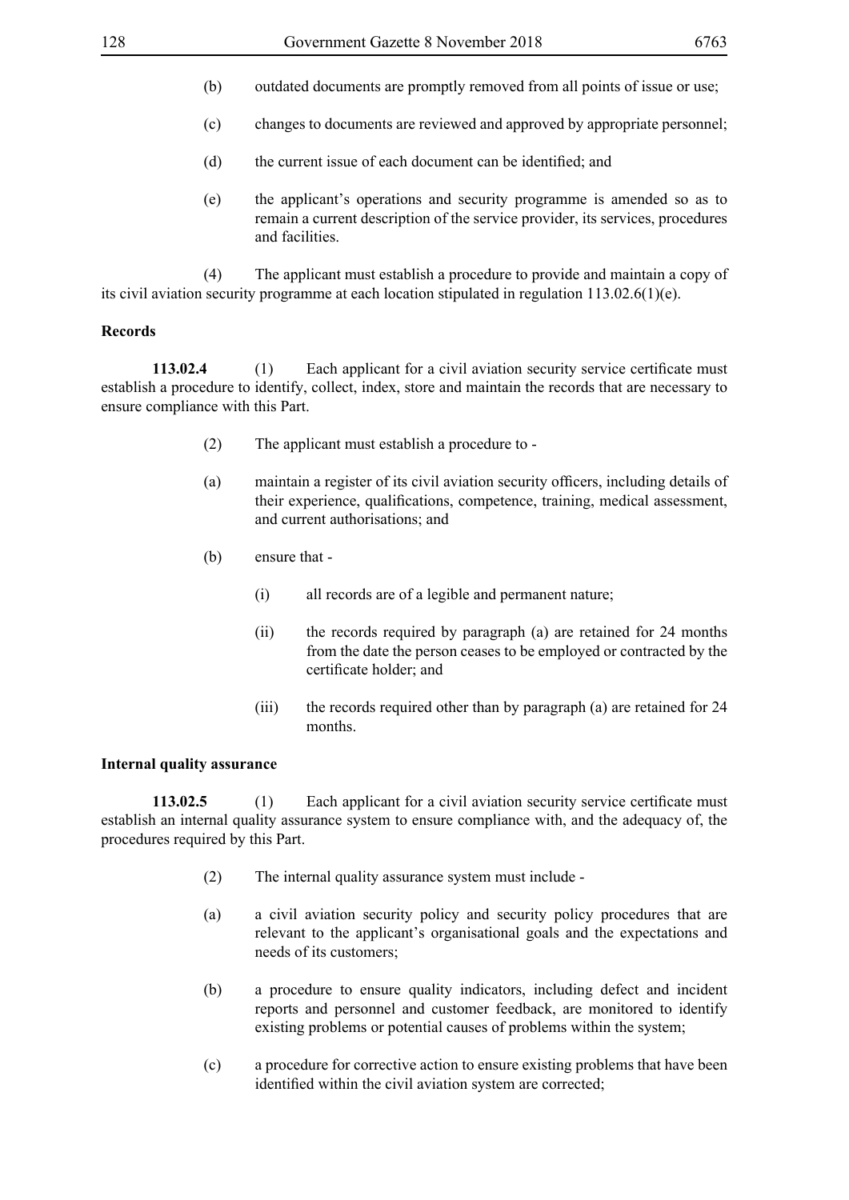(b) outdated documents are promptly removed from all points of issue or use;

(c) changes to documents are reviewed and approved by appropriate personnel;

(d) the current issue of each document can be identified; and

(e) the applicant's operations and security programme is amended so as to remain a current description of the service provider, its services, procedures and facilities.

(4) The applicant must establish a procedure to provide and maintain a copy of its civil aviation security programme at each location stipulated in regulation 113.02.6(1)(e).

**Records**

**113.02.4** (1) Each applicant for a civil aviation security service certificate must establish a procedure to identify, collect, index, store and maintain the records that are necessary to ensure compliance with this Part.

(2) The applicant must establish a procedure to -

(a) maintain a register of its civil aviation security officers, including details of their experience, qualifications, competence, training, medical assessment, and current authorisations; and

(b) ensure that -

(i) all records are of a legible and permanent nature;

(ii) the records required by paragraph (a) are retained for 24 months from the date the person ceases to be employed or contracted by the certificate holder; and

(iii) the records required other than by paragraph (a) are retained for 24 months.

**Internal quality assurance**

**113.02.5** (1) Each applicant for a civil aviation security service certificate must establish an internal quality assurance system to ensure compliance with, and the adequacy of, the procedures required by this Part.

(2) The internal quality assurance system must include -

(a) a civil aviation security policy and security policy procedures that are relevant to the applicant's organisational goals and the expectations and needs of its customers;

(b) a procedure to ensure quality indicators, including defect and incident reports and personnel and customer feedback, are monitored to identify existing problems or potential causes of problems within the system;

(c) a procedure for corrective action to ensure existing problems that have been identified within the civil aviation system are corrected;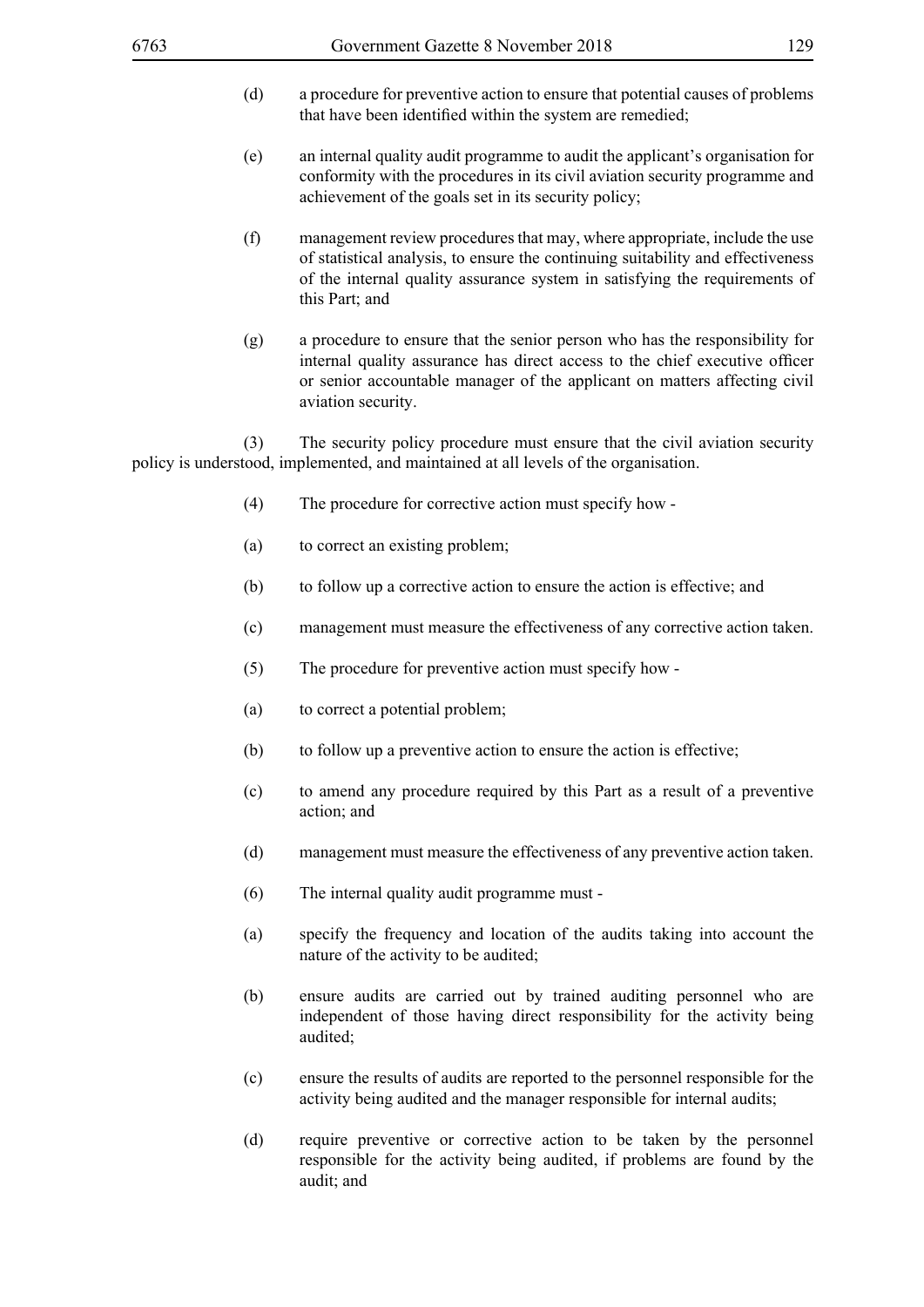(d) a procedure for preventive action to ensure that potential causes of problems that have been identified within the system are remedied;

(e) an internal quality audit programme to audit the applicant's organisation for conformity with the procedures in its civil aviation security programme and achievement of the goals set in its security policy;

(f) management review procedures that may, where appropriate, include the use of statistical analysis, to ensure the continuing suitability and effectiveness of the internal quality assurance system in satisfying the requirements of this Part; and

(g) a procedure to ensure that the senior person who has the responsibility for internal quality assurance has direct access to the chief executive officer or senior accountable manager of the applicant on matters affecting civil aviation security.

(3) The security policy procedure must ensure that the civil aviation security policy is understood, implemented, and maintained at all levels of the organisation.

(4) The procedure for corrective action must specify how -

(a) to correct an existing problem;

(b) to follow up a corrective action to ensure the action is effective; and

(c) management must measure the effectiveness of any corrective action taken.

(5) The procedure for preventive action must specify how -

(a) to correct a potential problem;

(b) to follow up a preventive action to ensure the action is effective;

(c) to amend any procedure required by this Part as a result of a preventive action; and

(d) management must measure the effectiveness of any preventive action taken.

(6) The internal quality audit programme must -

(a) specify the frequency and location of the audits taking into account the nature of the activity to be audited;

(b) ensure audits are carried out by trained auditing personnel who are independent of those having direct responsibility for the activity being audited;

(c) ensure the results of audits are reported to the personnel responsible for the activity being audited and the manager responsible for internal audits;

(d) require preventive or corrective action to be taken by the personnel responsible for the activity being audited, if problems are found by the audit; and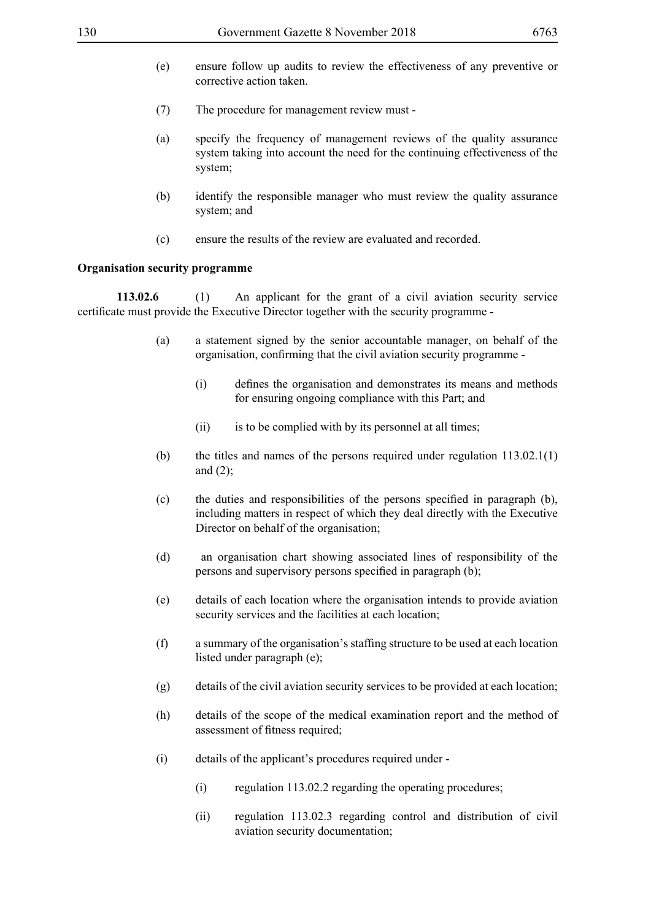(e) ensure follow up audits to review the effectiveness of any preventive or corrective action taken.

(7) The procedure for management review must -

(a) specify the frequency of management reviews of the quality assurance system taking into account the need for the continuing effectiveness of the system;

(b) identify the responsible manager who must review the quality assurance system; and

(c) ensure the results of the review are evaluated and recorded.

**Organisation security programme**

**113.02.6** (1) An applicant for the grant of a civil aviation security service certificate must provide the Executive Director together with the security programme -

(a) a statement signed by the senior accountable manager, on behalf of the organisation, confirming that the civil aviation security programme -

(i) defines the organisation and demonstrates its means and methods for ensuring ongoing compliance with this Part; and

(ii) is to be complied with by its personnel at all times;

(b) the titles and names of the persons required under regulation 113.02.1(1) and (2);

(c) the duties and responsibilities of the persons specified in paragraph (b), including matters in respect of which they deal directly with the Executive Director on behalf of the organisation;

(d) an organisation chart showing associated lines of responsibility of the persons and supervisory persons specified in paragraph (b);

(e) details of each location where the organisation intends to provide aviation security services and the facilities at each location;

(f) a summary of the organisation's staffing structure to be used at each location listed under paragraph (e);

(g) details of the civil aviation security services to be provided at each location;

(h) details of the scope of the medical examination report and the method of assessment of fitness required;

(i) details of the applicant's procedures required under -

(i) regulation 113.02.2 regarding the operating procedures;

(ii) regulation 113.02.3 regarding control and distribution of civil aviation security documentation;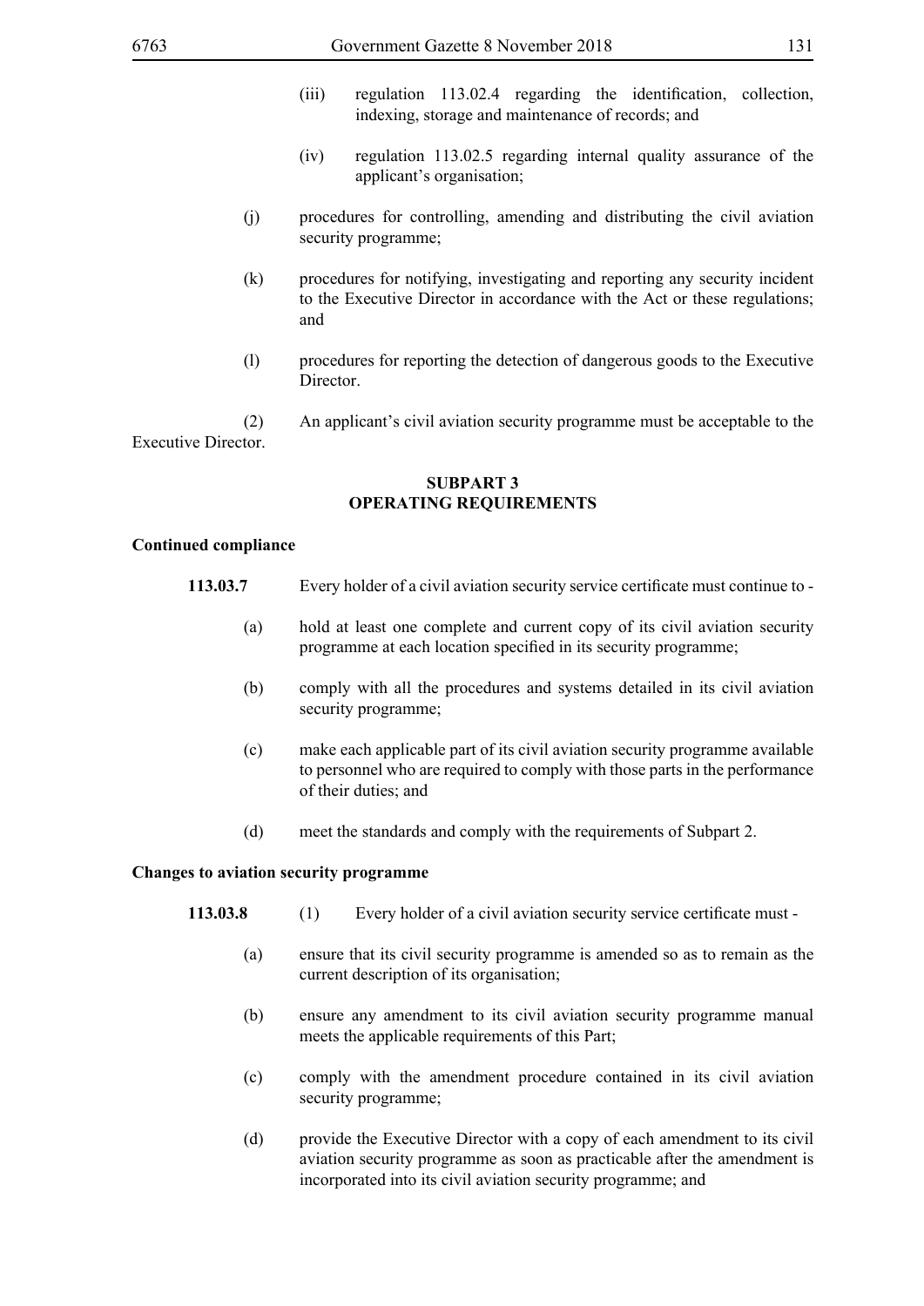(iii) regulation 113.02.4 regarding the identification, collection, indexing, storage and maintenance of records; and

(iv) regulation 113.02.5 regarding internal quality assurance of the applicant's organisation;

(j) procedures for controlling, amending and distributing the civil aviation security programme;

(k) procedures for notifying, investigating and reporting any security incident to the Executive Director in accordance with the Act or these regulations; and

(l) procedures for reporting the detection of dangerous goods to the Executive Director.

(2) An applicant's civil aviation security programme must be acceptable to the Executive Director.

## SUBPART 3
## OPERATING REQUIREMENTS

**Continued compliance**

**113.03.7** Every holder of a civil aviation security service certificate must continue to -

(a) hold at least one complete and current copy of its civil aviation security programme at each location specified in its security programme;

(b) comply with all the procedures and systems detailed in its civil aviation security programme;

(c) make each applicable part of its civil aviation security programme available to personnel who are required to comply with those parts in the performance of their duties; and

(d) meet the standards and comply with the requirements of Subpart 2.

**Changes to aviation security programme**

**113.03.8** (1) Every holder of a civil aviation security service certificate must -

(a) ensure that its civil security programme is amended so as to remain as the current description of its organisation;

(b) ensure any amendment to its civil aviation security programme manual meets the applicable requirements of this Part;

(c) comply with the amendment procedure contained in its civil aviation security programme;

(d) provide the Executive Director with a copy of each amendment to its civil aviation security programme as soon as practicable after the amendment is incorporated into its civil aviation security programme; and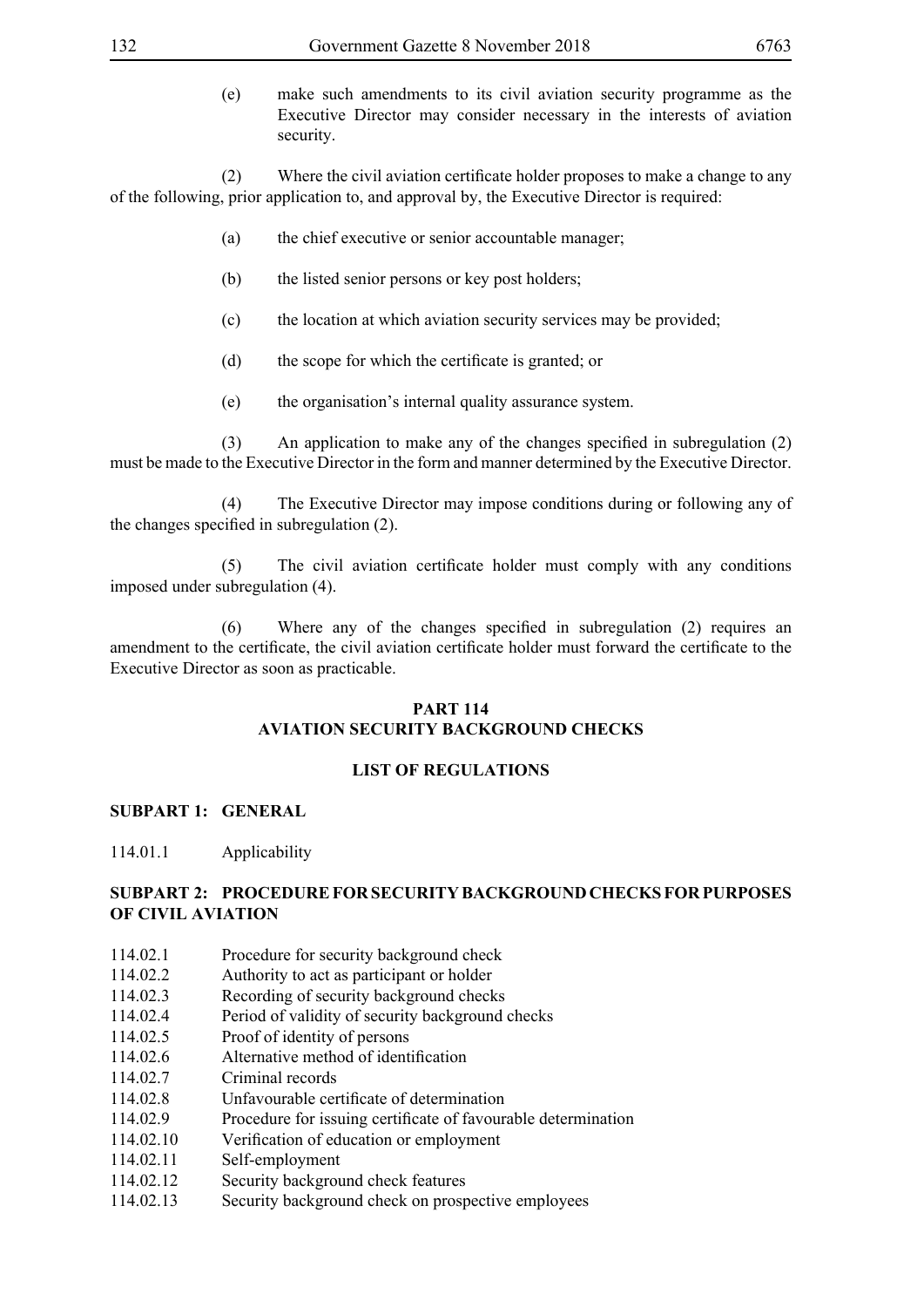(e) make such amendments to its civil aviation security programme as the Executive Director may consider necessary in the interests of aviation security.

(2) Where the civil aviation certificate holder proposes to make a change to any of the following, prior application to, and approval by, the Executive Director is required:

(a) the chief executive or senior accountable manager;

(b) the listed senior persons or key post holders;

(c) the location at which aviation security services may be provided;

(d) the scope for which the certificate is granted; or

(e) the organisation's internal quality assurance system.

(3) An application to make any of the changes specified in subregulation (2) must be made to the Executive Director in the form and manner determined by the Executive Director.

(4) The Executive Director may impose conditions during or following any of the changes specified in subregulation (2).

(5) The civil aviation certificate holder must comply with any conditions imposed under subregulation (4).

(6) Where any of the changes specified in subregulation (2) requires an amendment to the certificate, the civil aviation certificate holder must forward the certificate to the Executive Director as soon as practicable.

## PART 114
## AVIATION SECURITY BACKGROUND CHECKS

### LIST OF REGULATIONS

**SUBPART 1: GENERAL**

114.01.1 Applicability

**SUBPART 2: PROCEDURE FOR SECURITY BACKGROUND CHECKS FOR PURPOSES OF CIVIL AVIATION**

114.02.1 Procedure for security background check
114.02.2 Authority to act as participant or holder
114.02.3 Recording of security background checks
114.02.4 Period of validity of security background checks
114.02.5 Proof of identity of persons
114.02.6 Alternative method of identification
114.02.7 Criminal records
114.02.8 Unfavourable certificate of determination
114.02.9 Procedure for issuing certificate of favourable determination
114.02.10 Verification of education or employment
114.02.11 Self-employment
114.02.12 Security background check features
114.02.13 Security background check on prospective employees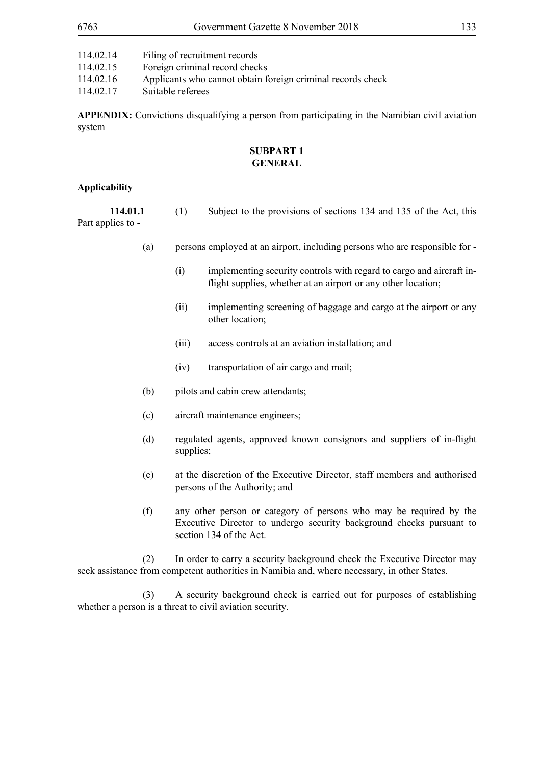114.02.14 Filing of recruitment records
114.02.15 Foreign criminal record checks
114.02.16 Applicants who cannot obtain foreign criminal records check
114.02.17 Suitable referees

**APPENDIX:** Convictions disqualifying a person from participating in the Namibian civil aviation system

## SUBPART 1
## GENERAL

**Applicability**

**114.01.1** (1) Subject to the provisions of sections 134 and 135 of the Act, this Part applies to -

(a) persons employed at an airport, including persons who are responsible for -

(i) implementing security controls with regard to cargo and aircraft in-flight supplies, whether at an airport or any other location;

(ii) implementing screening of baggage and cargo at the airport or any other location;

(iii) access controls at an aviation installation; and

(iv) transportation of air cargo and mail;

(b) pilots and cabin crew attendants;

(c) aircraft maintenance engineers;

(d) regulated agents, approved known consignors and suppliers of in-flight supplies;

(e) at the discretion of the Executive Director, staff members and authorised persons of the Authority; and

(f) any other person or category of persons who may be required by the Executive Director to undergo security background checks pursuant to section 134 of the Act.

(2) In order to carry a security background check the Executive Director may seek assistance from competent authorities in Namibia and, where necessary, in other States.

(3) A security background check is carried out for purposes of establishing whether a person is a threat to civil aviation security.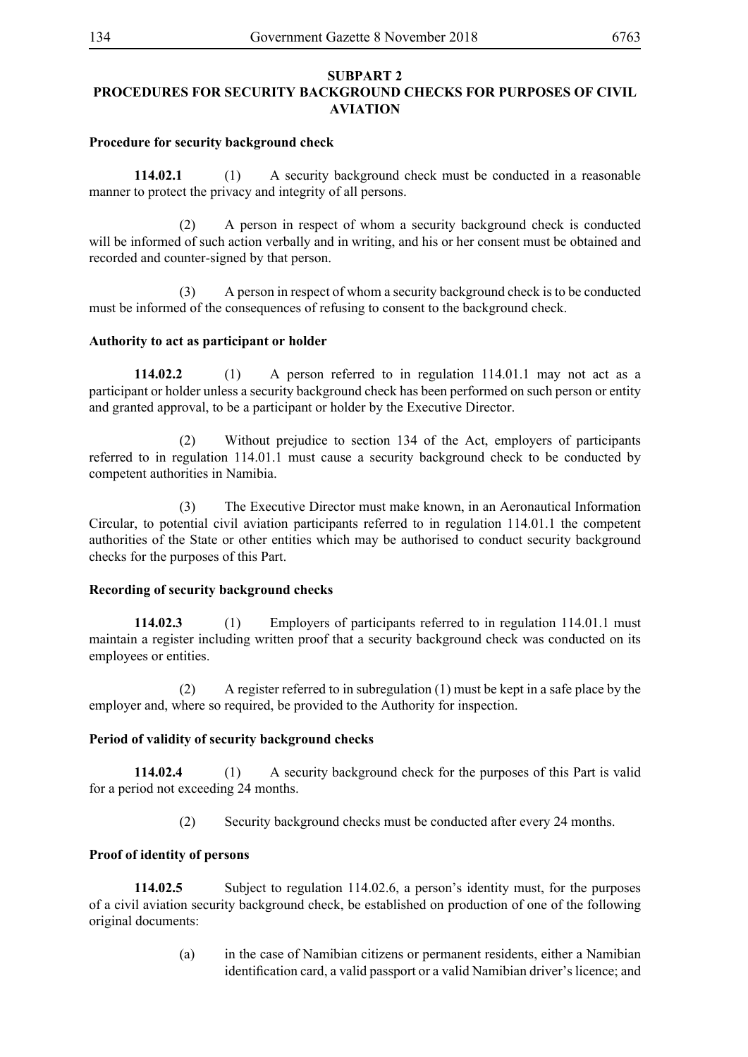## SUBPART 2
## PROCEDURES FOR SECURITY BACKGROUND CHECKS FOR PURPOSES OF CIVIL AVIATION

**Procedure for security background check**

**114.02.1** (1) A security background check must be conducted in a reasonable manner to protect the privacy and integrity of all persons.

(2) A person in respect of whom a security background check is conducted will be informed of such action verbally and in writing, and his or her consent must be obtained and recorded and counter-signed by that person.

(3) A person in respect of whom a security background check is to be conducted must be informed of the consequences of refusing to consent to the background check.

**Authority to act as participant or holder**

**114.02.2** (1) A person referred to in regulation 114.01.1 may not act as a participant or holder unless a security background check has been performed on such person or entity and granted approval, to be a participant or holder by the Executive Director.

(2) Without prejudice to section 134 of the Act, employers of participants referred to in regulation 114.01.1 must cause a security background check to be conducted by competent authorities in Namibia.

(3) The Executive Director must make known, in an Aeronautical Information Circular, to potential civil aviation participants referred to in regulation 114.01.1 the competent authorities of the State or other entities which may be authorised to conduct security background checks for the purposes of this Part.

**Recording of security background checks**

**114.02.3** (1) Employers of participants referred to in regulation 114.01.1 must maintain a register including written proof that a security background check was conducted on its employees or entities.

(2) A register referred to in subregulation (1) must be kept in a safe place by the employer and, where so required, be provided to the Authority for inspection.

**Period of validity of security background checks**

**114.02.4** (1) A security background check for the purposes of this Part is valid for a period not exceeding 24 months.

(2) Security background checks must be conducted after every 24 months.

**Proof of identity of persons**

**114.02.5** Subject to regulation 114.02.6, a person's identity must, for the purposes of a civil aviation security background check, be established on production of one of the following original documents:

(a) in the case of Namibian citizens or permanent residents, either a Namibian identification card, a valid passport or a valid Namibian driver's licence; and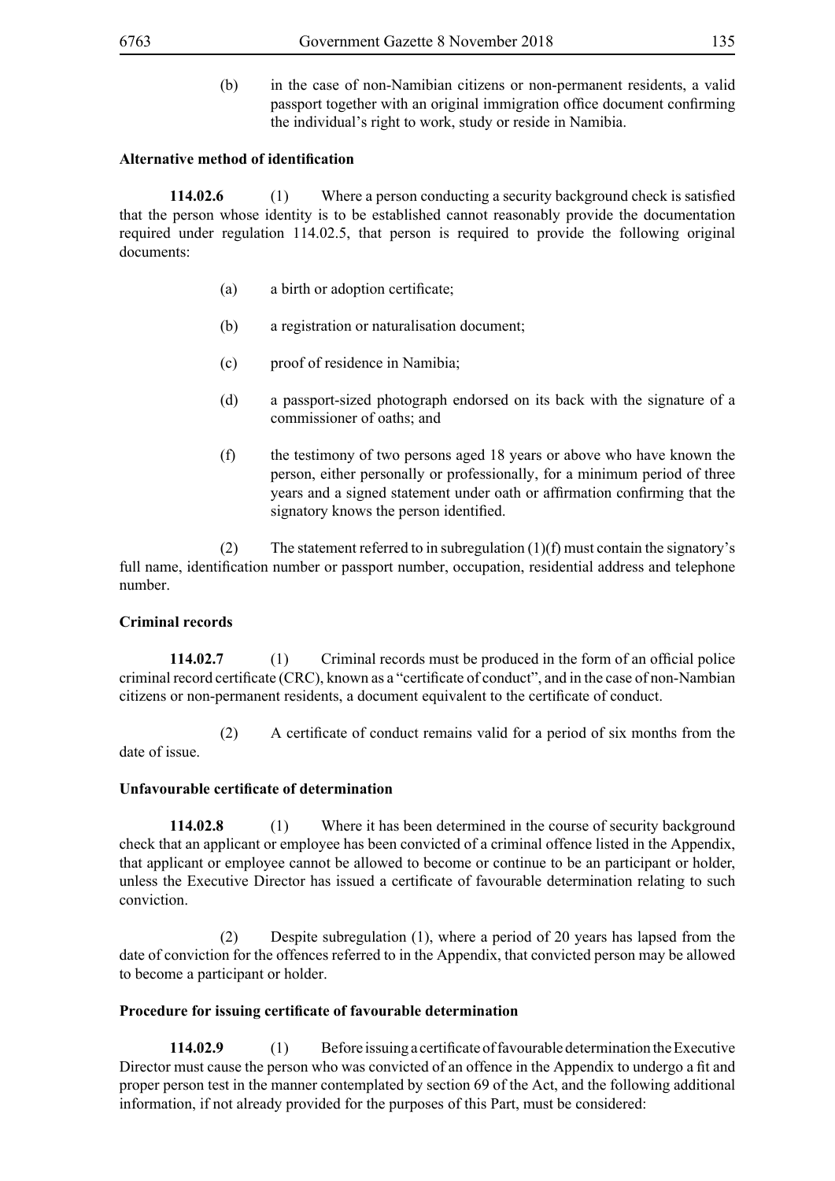(b) in the case of non-Namibian citizens or non-permanent residents, a valid passport together with an original immigration office document confirming the individual's right to work, study or reside in Namibia.

**Alternative method of identification**

**114.02.6** (1) Where a person conducting a security background check is satisfied that the person whose identity is to be established cannot reasonably provide the documentation required under regulation 114.02.5, that person is required to provide the following original documents:

(a) a birth or adoption certificate;

(b) a registration or naturalisation document;

(c) proof of residence in Namibia;

(d) a passport-sized photograph endorsed on its back with the signature of a commissioner of oaths; and

(f) the testimony of two persons aged 18 years or above who have known the person, either personally or professionally, for a minimum period of three years and a signed statement under oath or affirmation confirming that the signatory knows the person identified.

(2) The statement referred to in subregulation (1)(f) must contain the signatory's full name, identification number or passport number, occupation, residential address and telephone number.

**Criminal records**

**114.02.7** (1) Criminal records must be produced in the form of an official police criminal record certificate (CRC), known as a "certificate of conduct", and in the case of non-Nambian citizens or non-permanent residents, a document equivalent to the certificate of conduct.

(2) A certificate of conduct remains valid for a period of six months from the date of issue.

**Unfavourable certificate of determination**

**114.02.8** (1) Where it has been determined in the course of security background check that an applicant or employee has been convicted of a criminal offence listed in the Appendix, that applicant or employee cannot be allowed to become or continue to be an participant or holder, unless the Executive Director has issued a certificate of favourable determination relating to such conviction.

(2) Despite subregulation (1), where a period of 20 years has lapsed from the date of conviction for the offences referred to in the Appendix, that convicted person may be allowed to become a participant or holder.

**Procedure for issuing certificate of favourable determination**

**114.02.9** (1) Before issuing a certificate of favourable determination the Executive Director must cause the person who was convicted of an offence in the Appendix to undergo a fit and proper person test in the manner contemplated by section 69 of the Act, and the following additional information, if not already provided for the purposes of this Part, must be considered: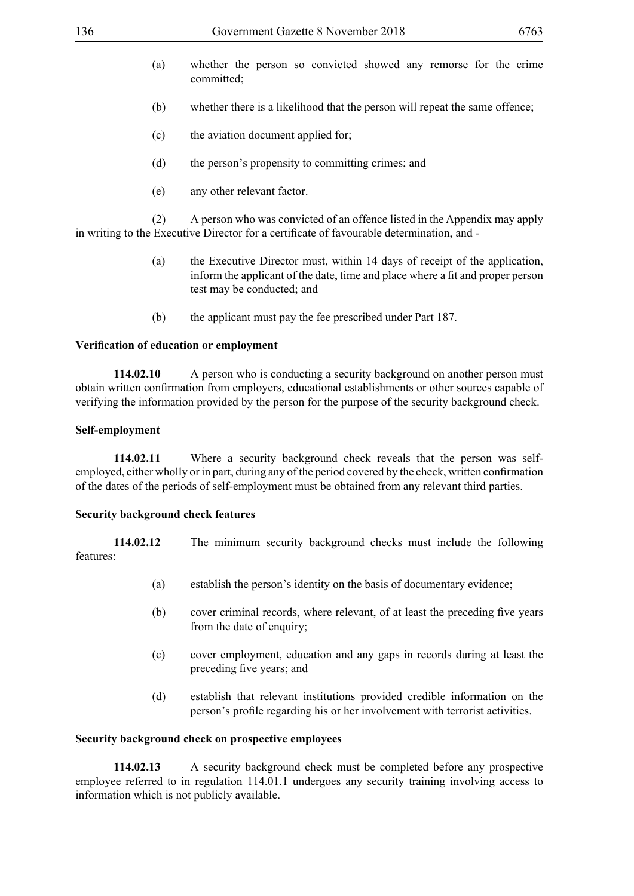(a) whether the person so convicted showed any remorse for the crime committed;

(b) whether there is a likelihood that the person will repeat the same offence;

(c) the aviation document applied for;

(d) the person's propensity to committing crimes; and

(e) any other relevant factor.

(2) A person who was convicted of an offence listed in the Appendix may apply in writing to the Executive Director for a certificate of favourable determination, and -

(a) the Executive Director must, within 14 days of receipt of the application, inform the applicant of the date, time and place where a fit and proper person test may be conducted; and

(b) the applicant must pay the fee prescribed under Part 187.

**Verification of education or employment**

**114.02.10** A person who is conducting a security background on another person must obtain written confirmation from employers, educational establishments or other sources capable of verifying the information provided by the person for the purpose of the security background check.

**Self-employment**

**114.02.11** Where a security background check reveals that the person was self-employed, either wholly or in part, during any of the period covered by the check, written confirmation of the dates of the periods of self-employment must be obtained from any relevant third parties.

**Security background check features**

**114.02.12** The minimum security background checks must include the following features:

(a) establish the person's identity on the basis of documentary evidence;

(b) cover criminal records, where relevant, of at least the preceding five years from the date of enquiry;

(c) cover employment, education and any gaps in records during at least the preceding five years; and

(d) establish that relevant institutions provided credible information on the person's profile regarding his or her involvement with terrorist activities.

**Security background check on prospective employees**

**114.02.13** A security background check must be completed before any prospective employee referred to in regulation 114.01.1 undergoes any security training involving access to information which is not publicly available.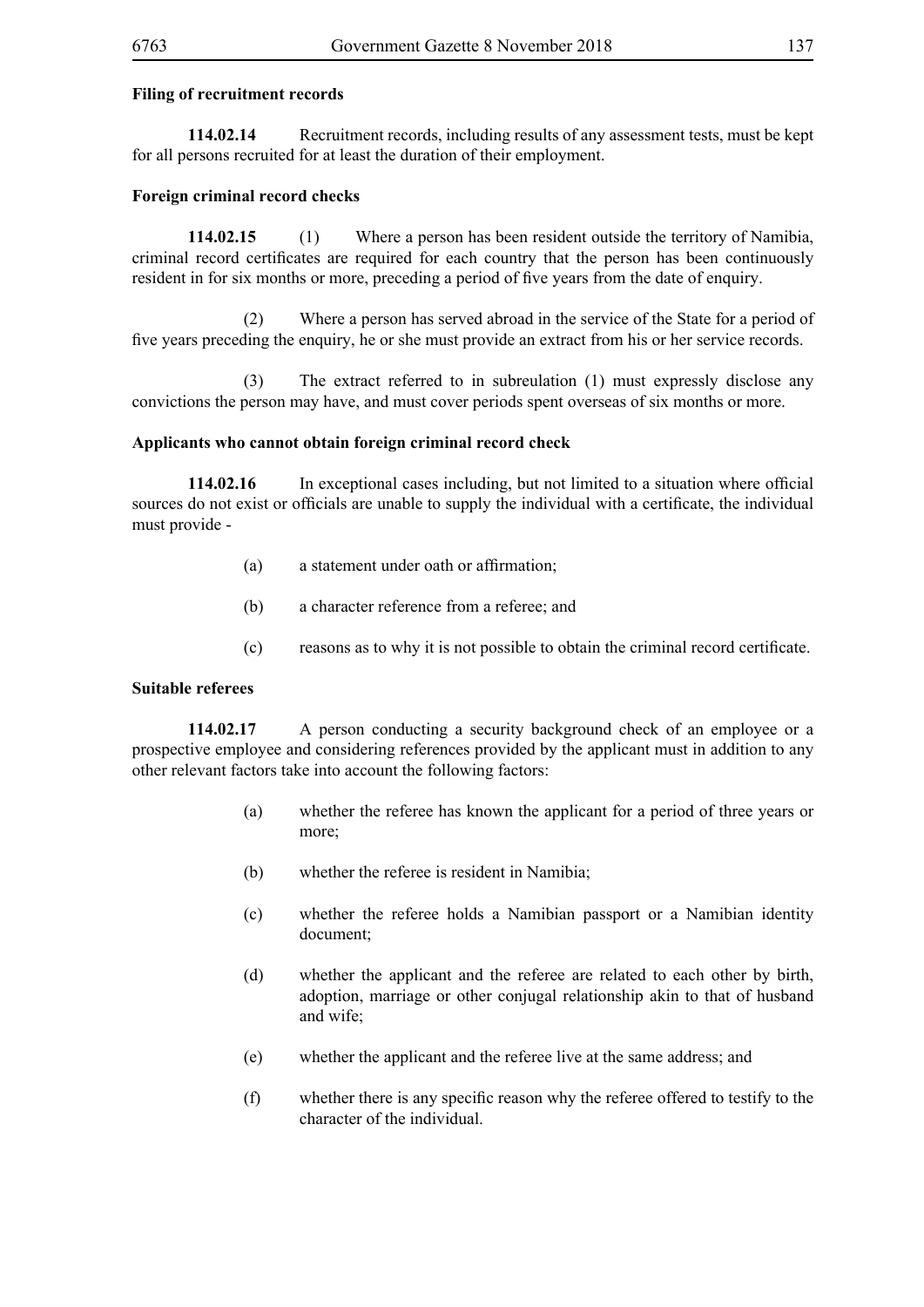**Filing of recruitment records**

**114.02.14** Recruitment records, including results of any assessment tests, must be kept for all persons recruited for at least the duration of their employment.

**Foreign criminal record checks**

**114.02.15** (1) Where a person has been resident outside the territory of Namibia, criminal record certificates are required for each country that the person has been continuously resident in for six months or more, preceding a period of five years from the date of enquiry.

(2) Where a person has served abroad in the service of the State for a period of five years preceding the enquiry, he or she must provide an extract from his or her service records.

(3) The extract referred to in subreulation (1) must expressly disclose any convictions the person may have, and must cover periods spent overseas of six months or more.

**Applicants who cannot obtain foreign criminal record check**

**114.02.16** In exceptional cases including, but not limited to a situation where official sources do not exist or officials are unable to supply the individual with a certificate, the individual must provide -

(a) a statement under oath or affirmation;

(b) a character reference from a referee; and

(c) reasons as to why it is not possible to obtain the criminal record certificate.

**Suitable referees**

**114.02.17** A person conducting a security background check of an employee or a prospective employee and considering references provided by the applicant must in addition to any other relevant factors take into account the following factors:

(a) whether the referee has known the applicant for a period of three years or more;

(b) whether the referee is resident in Namibia;

(c) whether the referee holds a Namibian passport or a Namibian identity document;

(d) whether the applicant and the referee are related to each other by birth, adoption, marriage or other conjugal relationship akin to that of husband and wife;

(e) whether the applicant and the referee live at the same address; and

(f) whether there is any specific reason why the referee offered to testify to the character of the individual.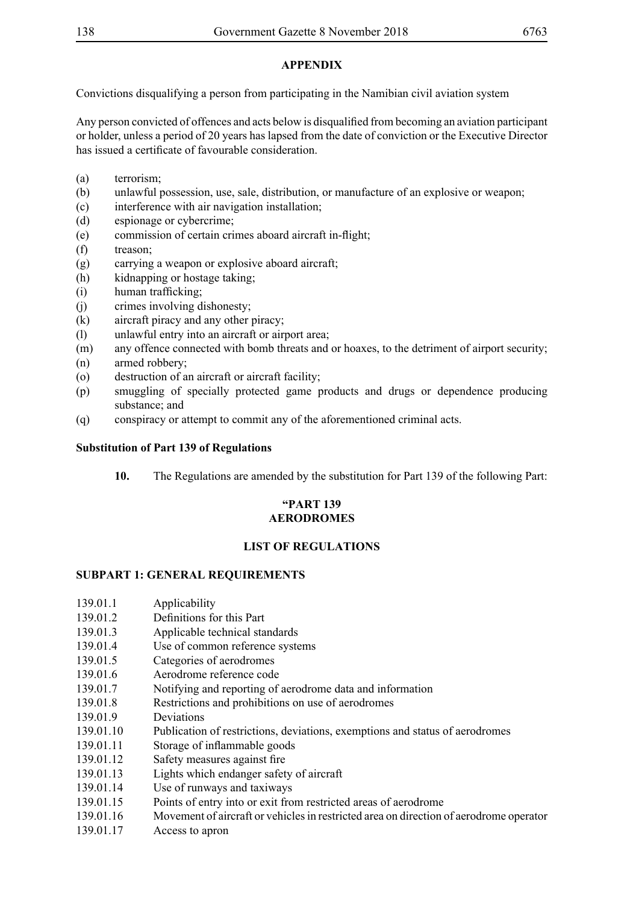## APPENDIX

Convictions disqualifying a person from participating in the Namibian civil aviation system

Any person convicted of offences and acts below is disqualified from becoming an aviation participant or holder, unless a period of 20 years has lapsed from the date of conviction or the Executive Director has issued a certificate of favourable consideration.

(a) terrorism;
(b) unlawful possession, use, sale, distribution, or manufacture of an explosive or weapon;
(c) interference with air navigation installation;
(d) espionage or cybercrime;
(e) commission of certain crimes aboard aircraft in-flight;
(f) treason;
(g) carrying a weapon or explosive aboard aircraft;
(h) kidnapping or hostage taking;
(i) human trafficking;
(j) crimes involving dishonesty;
(k) aircraft piracy and any other piracy;
(l) unlawful entry into an aircraft or airport area;
(m) any offence connected with bomb threats and or hoaxes, to the detriment of airport security;
(n) armed robbery;
(o) destruction of an aircraft or aircraft facility;
(p) smuggling of specially protected game products and drugs or dependence producing substance; and
(q) conspiracy or attempt to commit any of the aforementioned criminal acts.

**Substitution of Part 139 of Regulations**

**10.** The Regulations are amended by the substitution for Part 139 of the following Part:

## "PART 139
## AERODROMES

### LIST OF REGULATIONS

### SUBPART 1: GENERAL REQUIREMENTS

139.01.1 Applicability
139.01.2 Definitions for this Part
139.01.3 Applicable technical standards
139.01.4 Use of common reference systems
139.01.5 Categories of aerodromes
139.01.6 Aerodrome reference code
139.01.7 Notifying and reporting of aerodrome data and information
139.01.8 Restrictions and prohibitions on use of aerodromes
139.01.9 Deviations
139.01.10 Publication of restrictions, deviations, exemptions and status of aerodromes
139.01.11 Storage of inflammable goods
139.01.12 Safety measures against fire
139.01.13 Lights which endanger safety of aircraft
139.01.14 Use of runways and taxiways
139.01.15 Points of entry into or exit from restricted areas of aerodrome
139.01.16 Movement of aircraft or vehicles in restricted area on direction of aerodrome operator
139.01.17 Access to apron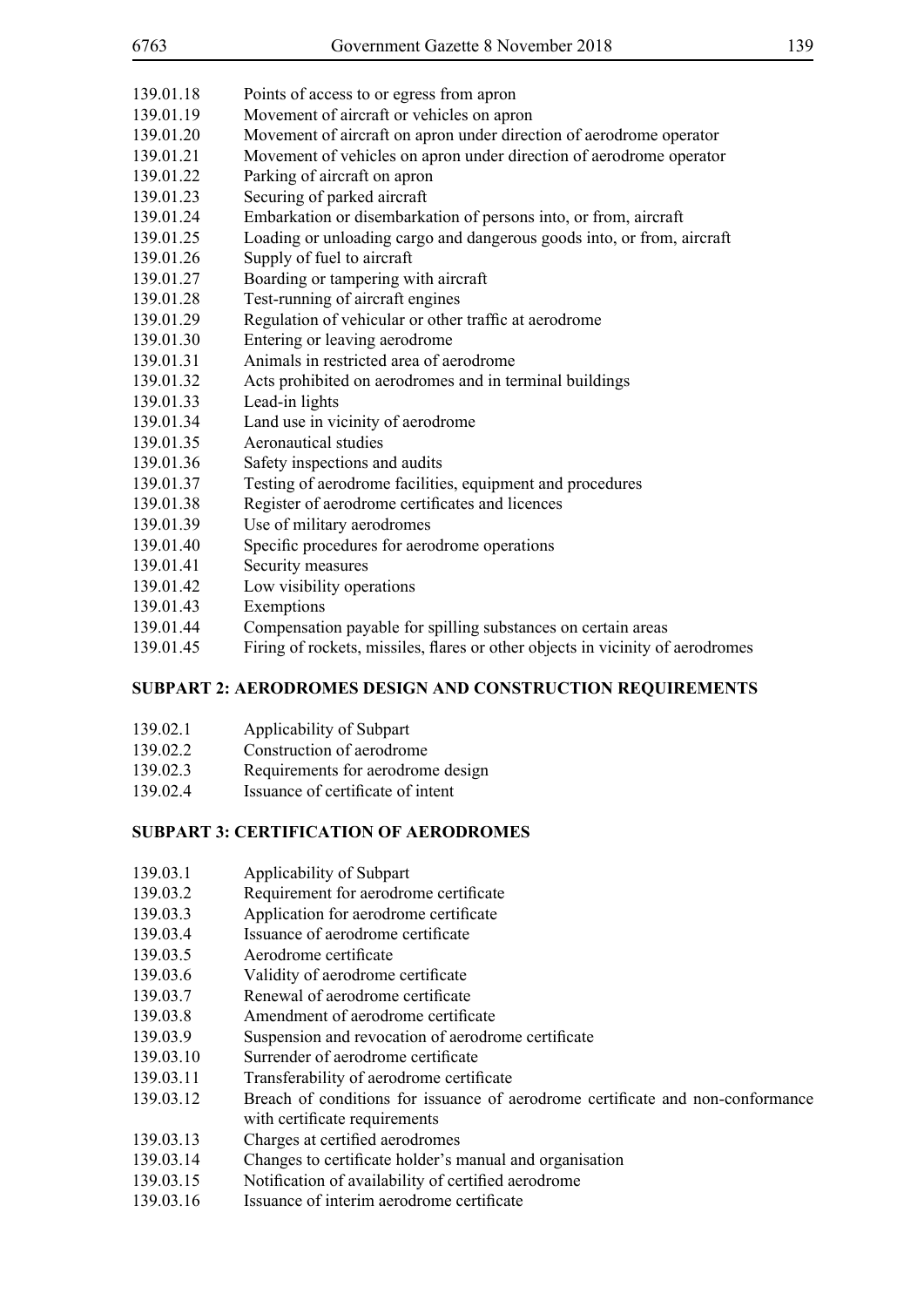139.01.18 Points of access to or egress from apron
139.01.19 Movement of aircraft or vehicles on apron
139.01.20 Movement of aircraft on apron under direction of aerodrome operator
139.01.21 Movement of vehicles on apron under direction of aerodrome operator
139.01.22 Parking of aircraft on apron
139.01.23 Securing of parked aircraft
139.01.24 Embarkation or disembarkation of persons into, or from, aircraft
139.01.25 Loading or unloading cargo and dangerous goods into, or from, aircraft
139.01.26 Supply of fuel to aircraft
139.01.27 Boarding or tampering with aircraft
139.01.28 Test-running of aircraft engines
139.01.29 Regulation of vehicular or other traffic at aerodrome
139.01.30 Entering or leaving aerodrome
139.01.31 Animals in restricted area of aerodrome
139.01.32 Acts prohibited on aerodromes and in terminal buildings
139.01.33 Lead-in lights
139.01.34 Land use in vicinity of aerodrome
139.01.35 Aeronautical studies
139.01.36 Safety inspections and audits
139.01.37 Testing of aerodrome facilities, equipment and procedures
139.01.38 Register of aerodrome certificates and licences
139.01.39 Use of military aerodromes
139.01.40 Specific procedures for aerodrome operations
139.01.41 Security measures
139.01.42 Low visibility operations
139.01.43 Exemptions
139.01.44 Compensation payable for spilling substances on certain areas
139.01.45 Firing of rockets, missiles, flares or other objects in vicinity of aerodromes

**SUBPART 2: AERODROMES DESIGN AND CONSTRUCTION REQUIREMENTS**

139.02.1 Applicability of Subpart
139.02.2 Construction of aerodrome
139.02.3 Requirements for aerodrome design
139.02.4 Issuance of certificate of intent

**SUBPART 3: CERTIFICATION OF AERODROMES**

139.03.1 Applicability of Subpart
139.03.2 Requirement for aerodrome certificate
139.03.3 Application for aerodrome certificate
139.03.4 Issuance of aerodrome certificate
139.03.5 Aerodrome certificate
139.03.6 Validity of aerodrome certificate
139.03.7 Renewal of aerodrome certificate
139.03.8 Amendment of aerodrome certificate
139.03.9 Suspension and revocation of aerodrome certificate
139.03.10 Surrender of aerodrome certificate
139.03.11 Transferability of aerodrome certificate
139.03.12 Breach of conditions for issuance of aerodrome certificate and non-conformance with certificate requirements
139.03.13 Charges at certified aerodromes
139.03.14 Changes to certificate holder's manual and organisation
139.03.15 Notification of availability of certified aerodrome
139.03.16 Issuance of interim aerodrome certificate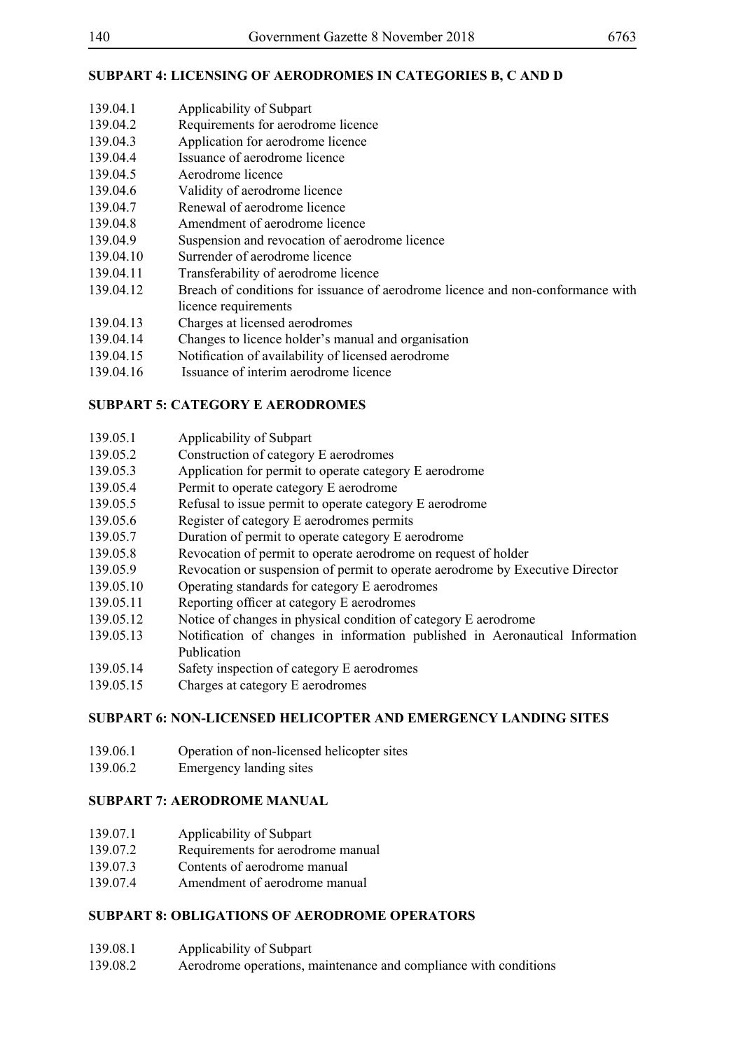**SUBPART 4: LICENSING OF AERODROMES IN CATEGORIES B, C AND D**

| | |
|---|---|
| 139.04.1 | Applicability of Subpart |
| 139.04.2 | Requirements for aerodrome licence |
| 139.04.3 | Application for aerodrome licence |
| 139.04.4 | Issuance of aerodrome licence |
| 139.04.5 | Aerodrome licence |
| 139.04.6 | Validity of aerodrome licence |
| 139.04.7 | Renewal of aerodrome licence |
| 139.04.8 | Amendment of aerodrome licence |
| 139.04.9 | Suspension and revocation of aerodrome licence |
| 139.04.10 | Surrender of aerodrome licence |
| 139.04.11 | Transferability of aerodrome licence |
| 139.04.12 | Breach of conditions for issuance of aerodrome licence and non-conformance with licence requirements |
| 139.04.13 | Charges at licensed aerodromes |
| 139.04.14 | Changes to licence holder's manual and organisation |
| 139.04.15 | Notification of availability of licensed aerodrome |
| 139.04.16 | Issuance of interim aerodrome licence |

**SUBPART 5: CATEGORY E AERODROMES**

| | |
|---|---|
| 139.05.1 | Applicability of Subpart |
| 139.05.2 | Construction of category E aerodromes |
| 139.05.3 | Application for permit to operate category E aerodrome |
| 139.05.4 | Permit to operate category E aerodrome |
| 139.05.5 | Refusal to issue permit to operate category E aerodrome |
| 139.05.6 | Register of category E aerodromes permits |
| 139.05.7 | Duration of permit to operate category E aerodrome |
| 139.05.8 | Revocation of permit to operate aerodrome on request of holder |
| 139.05.9 | Revocation or suspension of permit to operate aerodrome by Executive Director |
| 139.05.10 | Operating standards for category E aerodromes |
| 139.05.11 | Reporting officer at category E aerodromes |
| 139.05.12 | Notice of changes in physical condition of category E aerodrome |
| 139.05.13 | Notification of changes in information published in Aeronautical Information Publication |
| 139.05.14 | Safety inspection of category E aerodromes |
| 139.05.15 | Charges at category E aerodromes |

**SUBPART 6: NON-LICENSED HELICOPTER AND EMERGENCY LANDING SITES**

| | |
|---|---|
| 139.06.1 | Operation of non-licensed helicopter sites |
| 139.06.2 | Emergency landing sites |

**SUBPART 7: AERODROME MANUAL**

| | |
|---|---|
| 139.07.1 | Applicability of Subpart |
| 139.07.2 | Requirements for aerodrome manual |
| 139.07.3 | Contents of aerodrome manual |
| 139.07.4 | Amendment of aerodrome manual |

**SUBPART 8: OBLIGATIONS OF AERODROME OPERATORS**

| | |
|---|---|
| 139.08.1 | Applicability of Subpart |
| 139.08.2 | Aerodrome operations, maintenance and compliance with conditions |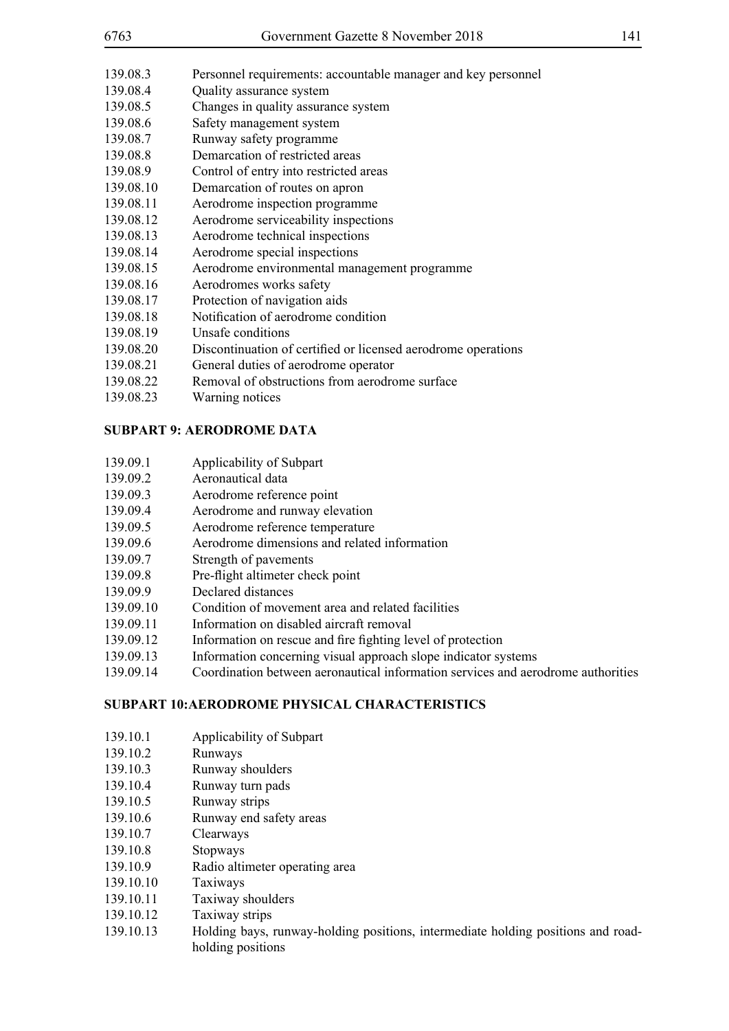139.08.3 Personnel requirements: accountable manager and key personnel
139.08.4 Quality assurance system
139.08.5 Changes in quality assurance system
139.08.6 Safety management system
139.08.7 Runway safety programme
139.08.8 Demarcation of restricted areas
139.08.9 Control of entry into restricted areas
139.08.10 Demarcation of routes on apron
139.08.11 Aerodrome inspection programme
139.08.12 Aerodrome serviceability inspections
139.08.13 Aerodrome technical inspections
139.08.14 Aerodrome special inspections
139.08.15 Aerodrome environmental management programme
139.08.16 Aerodromes works safety
139.08.17 Protection of navigation aids
139.08.18 Notification of aerodrome condition
139.08.19 Unsafe conditions
139.08.20 Discontinuation of certified or licensed aerodrome operations
139.08.21 General duties of aerodrome operator
139.08.22 Removal of obstructions from aerodrome surface
139.08.23 Warning notices

**SUBPART 9: AERODROME DATA**

139.09.1 Applicability of Subpart
139.09.2 Aeronautical data
139.09.3 Aerodrome reference point
139.09.4 Aerodrome and runway elevation
139.09.5 Aerodrome reference temperature
139.09.6 Aerodrome dimensions and related information
139.09.7 Strength of pavements
139.09.8 Pre-flight altimeter check point
139.09.9 Declared distances
139.09.10 Condition of movement area and related facilities
139.09.11 Information on disabled aircraft removal
139.09.12 Information on rescue and fire fighting level of protection
139.09.13 Information concerning visual approach slope indicator systems
139.09.14 Coordination between aeronautical information services and aerodrome authorities

**SUBPART 10:AERODROME PHYSICAL CHARACTERISTICS**

139.10.1 Applicability of Subpart
139.10.2 Runways
139.10.3 Runway shoulders
139.10.4 Runway turn pads
139.10.5 Runway strips
139.10.6 Runway end safety areas
139.10.7 Clearways
139.10.8 Stopways
139.10.9 Radio altimeter operating area
139.10.10 Taxiways
139.10.11 Taxiway shoulders
139.10.12 Taxiway strips
139.10.13 Holding bays, runway-holding positions, intermediate holding positions and road-holding positions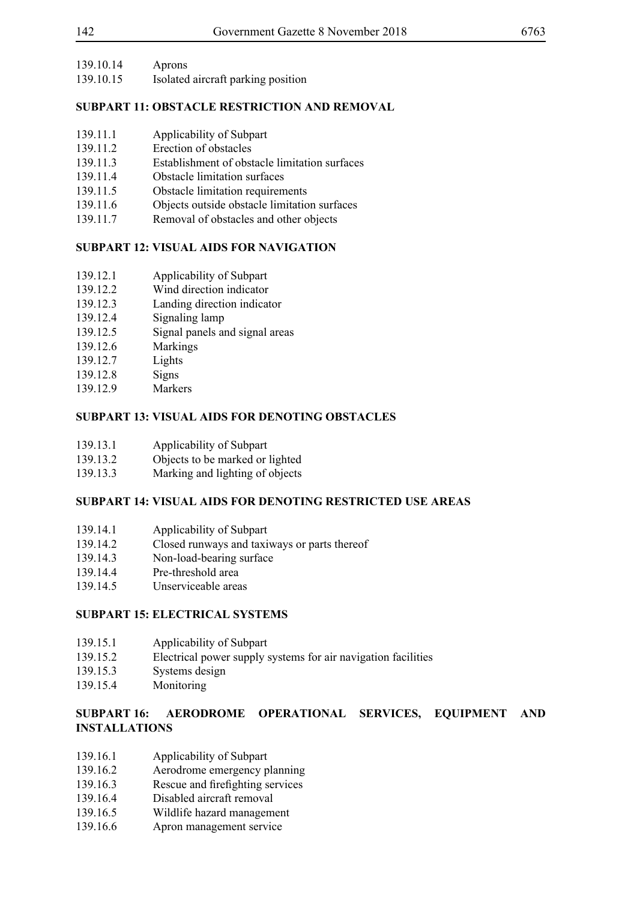139.10.14 Aprons
139.10.15 Isolated aircraft parking position

**SUBPART 11: OBSTACLE RESTRICTION AND REMOVAL**

139.11.1 Applicability of Subpart
139.11.2 Erection of obstacles
139.11.3 Establishment of obstacle limitation surfaces
139.11.4 Obstacle limitation surfaces
139.11.5 Obstacle limitation requirements
139.11.6 Objects outside obstacle limitation surfaces
139.11.7 Removal of obstacles and other objects

**SUBPART 12: VISUAL AIDS FOR NAVIGATION**

139.12.1 Applicability of Subpart
139.12.2 Wind direction indicator
139.12.3 Landing direction indicator
139.12.4 Signaling lamp
139.12.5 Signal panels and signal areas
139.12.6 Markings
139.12.7 Lights
139.12.8 Signs
139.12.9 Markers

**SUBPART 13: VISUAL AIDS FOR DENOTING OBSTACLES**

139.13.1 Applicability of Subpart
139.13.2 Objects to be marked or lighted
139.13.3 Marking and lighting of objects

**SUBPART 14: VISUAL AIDS FOR DENOTING RESTRICTED USE AREAS**

139.14.1 Applicability of Subpart
139.14.2 Closed runways and taxiways or parts thereof
139.14.3 Non-load-bearing surface
139.14.4 Pre-threshold area
139.14.5 Unserviceable areas

**SUBPART 15: ELECTRICAL SYSTEMS**

139.15.1 Applicability of Subpart
139.15.2 Electrical power supply systems for air navigation facilities
139.15.3 Systems design
139.15.4 Monitoring

**SUBPART 16: AERODROME OPERATIONAL SERVICES, EQUIPMENT AND INSTALLATIONS**

139.16.1 Applicability of Subpart
139.16.2 Aerodrome emergency planning
139.16.3 Rescue and firefighting services
139.16.4 Disabled aircraft removal
139.16.5 Wildlife hazard management
139.16.6 Apron management service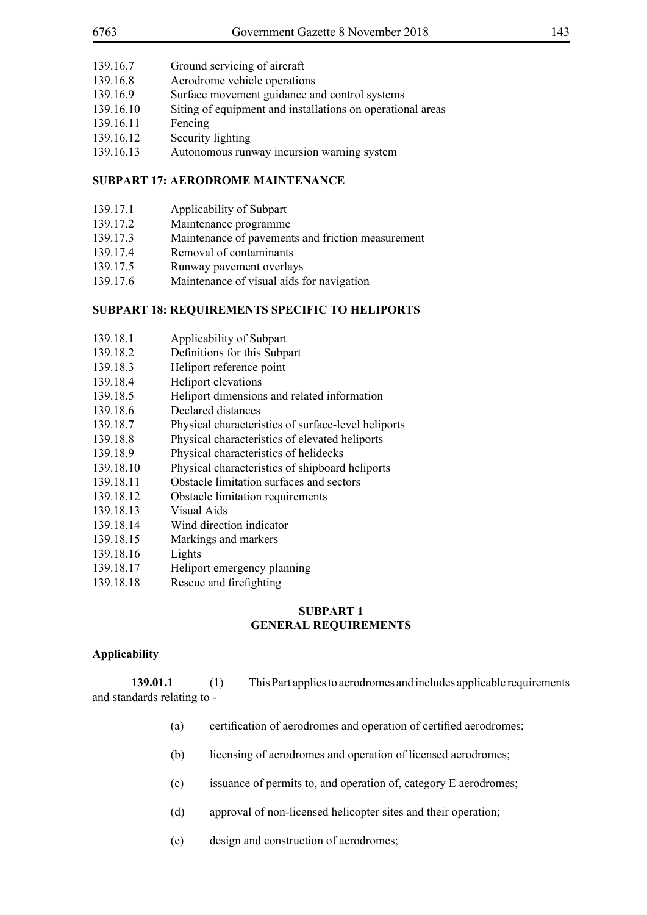139.16.7 Ground servicing of aircraft
139.16.8 Aerodrome vehicle operations
139.16.9 Surface movement guidance and control systems
139.16.10 Siting of equipment and installations on operational areas
139.16.11 Fencing
139.16.12 Security lighting
139.16.13 Autonomous runway incursion warning system

**SUBPART 17: AERODROME MAINTENANCE**

139.17.1 Applicability of Subpart
139.17.2 Maintenance programme
139.17.3 Maintenance of pavements and friction measurement
139.17.4 Removal of contaminants
139.17.5 Runway pavement overlays
139.17.6 Maintenance of visual aids for navigation

**SUBPART 18: REQUIREMENTS SPECIFIC TO HELIPORTS**

139.18.1 Applicability of Subpart
139.18.2 Definitions for this Subpart
139.18.3 Heliport reference point
139.18.4 Heliport elevations
139.18.5 Heliport dimensions and related information
139.18.6 Declared distances
139.18.7 Physical characteristics of surface-level heliports
139.18.8 Physical characteristics of elevated heliports
139.18.9 Physical characteristics of helidecks
139.18.10 Physical characteristics of shipboard heliports
139.18.11 Obstacle limitation surfaces and sectors
139.18.12 Obstacle limitation requirements
139.18.13 Visual Aids
139.18.14 Wind direction indicator
139.18.15 Markings and markers
139.18.16 Lights
139.18.17 Heliport emergency planning
139.18.18 Rescue and firefighting

## SUBPART 1
## GENERAL REQUIREMENTS

**Applicability**

**139.01.1** (1) This Part applies to aerodromes and includes applicable requirements and standards relating to -

(a) certification of aerodromes and operation of certified aerodromes;

(b) licensing of aerodromes and operation of licensed aerodromes;

(c) issuance of permits to, and operation of, category E aerodromes;

(d) approval of non-licensed helicopter sites and their operation;

(e) design and construction of aerodromes;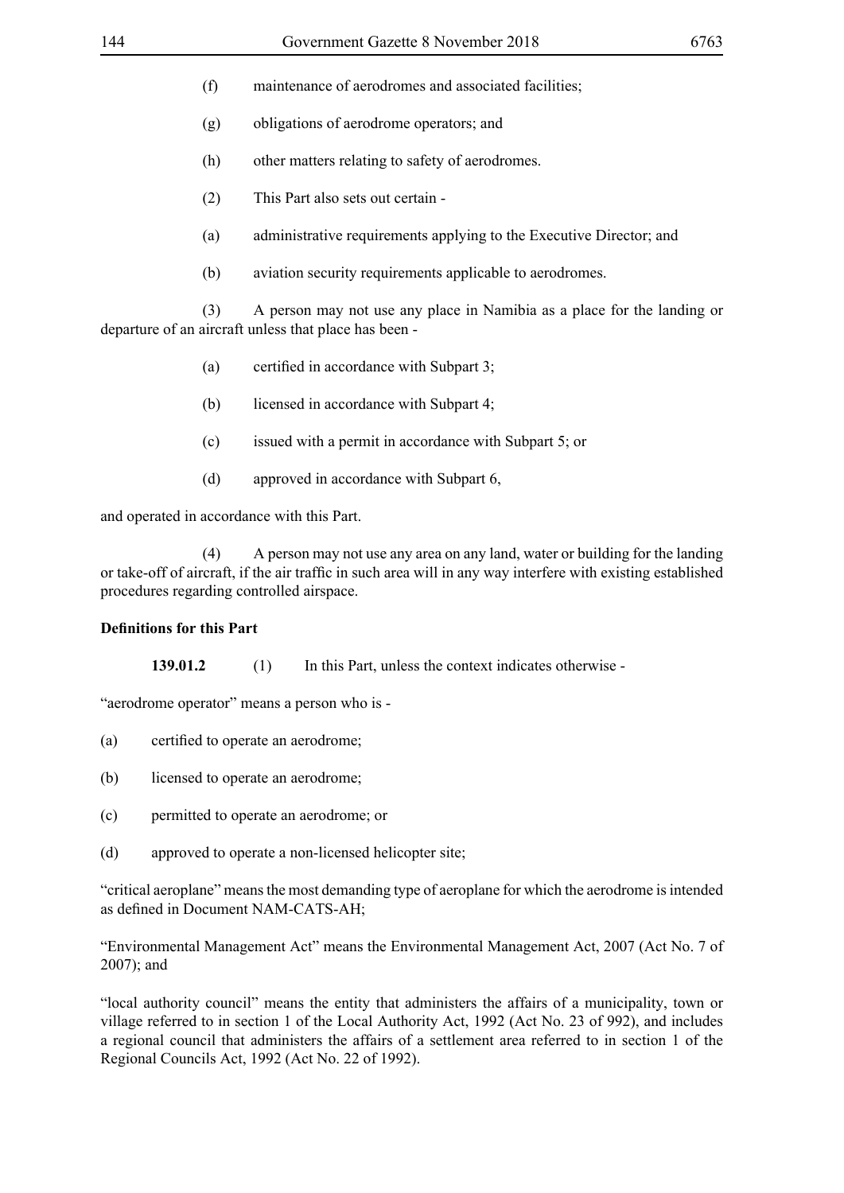(f) maintenance of aerodromes and associated facilities;

(g) obligations of aerodrome operators; and

(h) other matters relating to safety of aerodromes.

(2) This Part also sets out certain -

(a) administrative requirements applying to the Executive Director; and

(b) aviation security requirements applicable to aerodromes.

(3) A person may not use any place in Namibia as a place for the landing or departure of an aircraft unless that place has been -

(a) certified in accordance with Subpart 3;

(b) licensed in accordance with Subpart 4;

(c) issued with a permit in accordance with Subpart 5; or

(d) approved in accordance with Subpart 6,

and operated in accordance with this Part.

(4) A person may not use any area on any land, water or building for the landing or take-off of aircraft, if the air traffic in such area will in any way interfere with existing established procedures regarding controlled airspace.

**Definitions for this Part**

**139.01.2** (1) In this Part, unless the context indicates otherwise -

"aerodrome operator" means a person who is -

(a) certified to operate an aerodrome;

(b) licensed to operate an aerodrome;

(c) permitted to operate an aerodrome; or

(d) approved to operate a non-licensed helicopter site;

"critical aeroplane" means the most demanding type of aeroplane for which the aerodrome is intended as defined in Document NAM-CATS-AH;

"Environmental Management Act" means the Environmental Management Act, 2007 (Act No. 7 of 2007); and

"local authority council" means the entity that administers the affairs of a municipality, town or village referred to in section 1 of the Local Authority Act, 1992 (Act No. 23 of 992), and includes a regional council that administers the affairs of a settlement area referred to in section 1 of the Regional Councils Act, 1992 (Act No. 22 of 1992).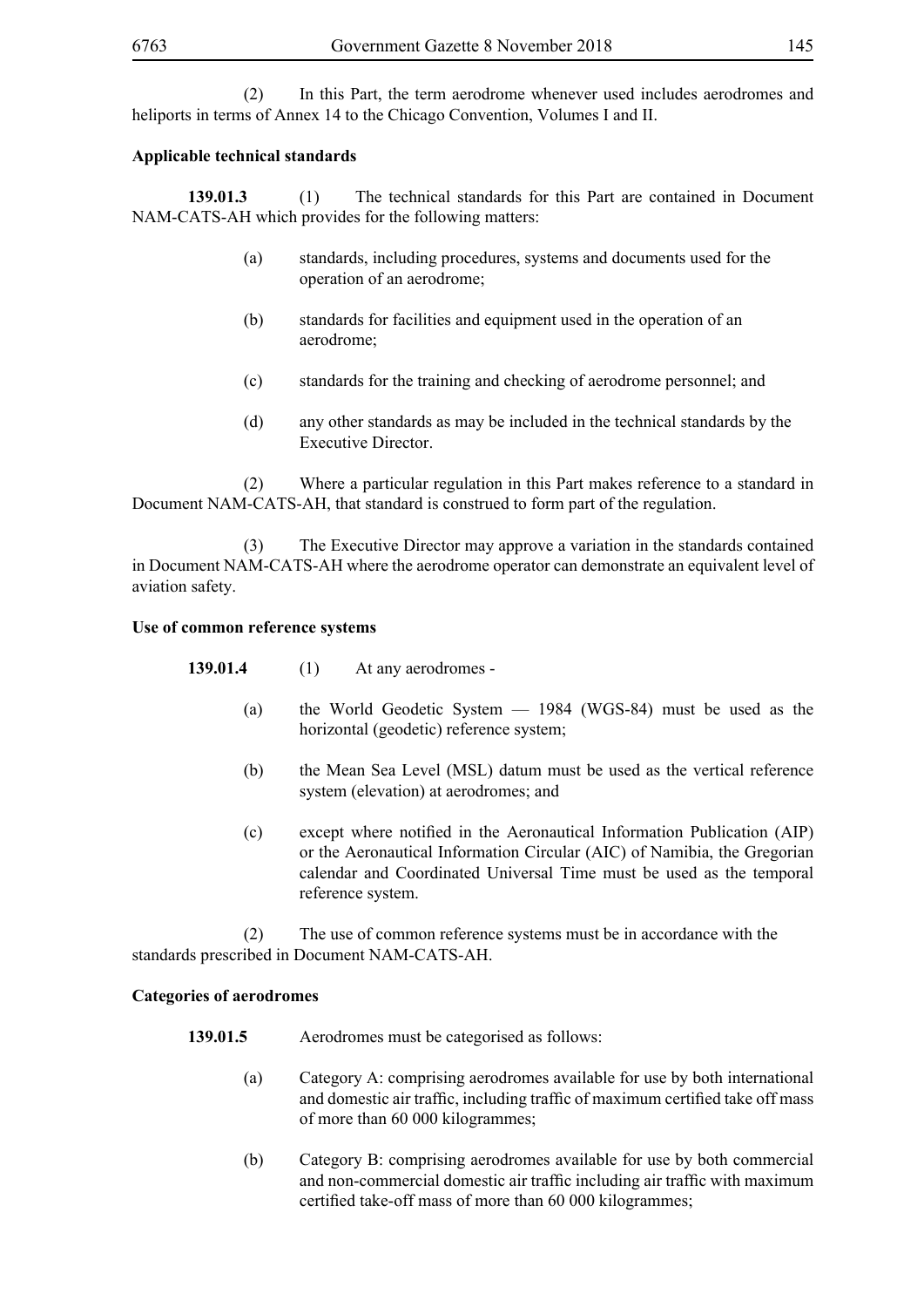(2) In this Part, the term aerodrome whenever used includes aerodromes and heliports in terms of Annex 14 to the Chicago Convention, Volumes I and II.

**Applicable technical standards**

**139.01.3** (1) The technical standards for this Part are contained in Document NAM-CATS-AH which provides for the following matters:

(a) standards, including procedures, systems and documents used for the operation of an aerodrome;

(b) standards for facilities and equipment used in the operation of an aerodrome;

(c) standards for the training and checking of aerodrome personnel; and

(d) any other standards as may be included in the technical standards by the Executive Director.

(2) Where a particular regulation in this Part makes reference to a standard in Document NAM-CATS-AH, that standard is construed to form part of the regulation.

(3) The Executive Director may approve a variation in the standards contained in Document NAM-CATS-AH where the aerodrome operator can demonstrate an equivalent level of aviation safety.

**Use of common reference systems**

**139.01.4** (1) At any aerodromes -

(a) the World Geodetic System — 1984 (WGS-84) must be used as the horizontal (geodetic) reference system;

(b) the Mean Sea Level (MSL) datum must be used as the vertical reference system (elevation) at aerodromes; and

(c) except where notified in the Aeronautical Information Publication (AIP) or the Aeronautical Information Circular (AIC) of Namibia, the Gregorian calendar and Coordinated Universal Time must be used as the temporal reference system.

(2) The use of common reference systems must be in accordance with the standards prescribed in Document NAM-CATS-AH.

**Categories of aerodromes**

**139.01.5** Aerodromes must be categorised as follows:

(a) Category A: comprising aerodromes available for use by both international and domestic air traffic, including traffic of maximum certified take off mass of more than 60 000 kilogrammes;

(b) Category B: comprising aerodromes available for use by both commercial and non-commercial domestic air traffic including air traffic with maximum certified take-off mass of more than 60 000 kilogrammes;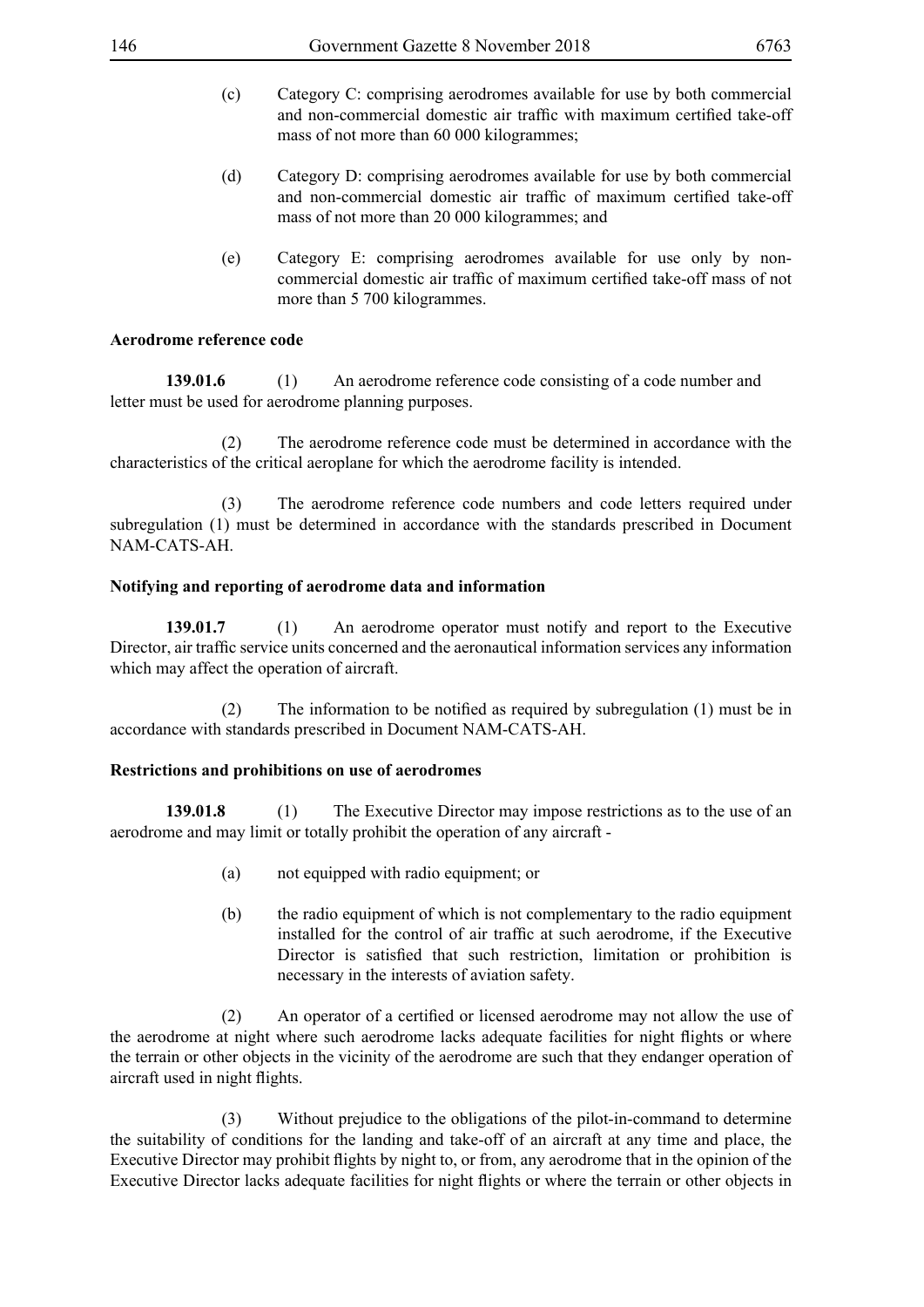(c) Category C: comprising aerodromes available for use by both commercial and non-commercial domestic air traffic with maximum certified take-off mass of not more than 60 000 kilogrammes;

(d) Category D: comprising aerodromes available for use by both commercial and non-commercial domestic air traffic of maximum certified take-off mass of not more than 20 000 kilogrammes; and

(e) Category E: comprising aerodromes available for use only by non-commercial domestic air traffic of maximum certified take-off mass of not more than 5 700 kilogrammes.

**Aerodrome reference code**

**139.01.6** (1) An aerodrome reference code consisting of a code number and letter must be used for aerodrome planning purposes.

(2) The aerodrome reference code must be determined in accordance with the characteristics of the critical aeroplane for which the aerodrome facility is intended.

(3) The aerodrome reference code numbers and code letters required under subregulation (1) must be determined in accordance with the standards prescribed in Document NAM-CATS-AH.

**Notifying and reporting of aerodrome data and information**

**139.01.7** (1) An aerodrome operator must notify and report to the Executive Director, air traffic service units concerned and the aeronautical information services any information which may affect the operation of aircraft.

(2) The information to be notified as required by subregulation (1) must be in accordance with standards prescribed in Document NAM-CATS-AH.

**Restrictions and prohibitions on use of aerodromes**

**139.01.8** (1) The Executive Director may impose restrictions as to the use of an aerodrome and may limit or totally prohibit the operation of any aircraft -

(a) not equipped with radio equipment; or

(b) the radio equipment of which is not complementary to the radio equipment installed for the control of air traffic at such aerodrome, if the Executive Director is satisfied that such restriction, limitation or prohibition is necessary in the interests of aviation safety.

(2) An operator of a certified or licensed aerodrome may not allow the use of the aerodrome at night where such aerodrome lacks adequate facilities for night flights or where the terrain or other objects in the vicinity of the aerodrome are such that they endanger operation of aircraft used in night flights.

(3) Without prejudice to the obligations of the pilot-in-command to determine the suitability of conditions for the landing and take-off of an aircraft at any time and place, the Executive Director may prohibit flights by night to, or from, any aerodrome that in the opinion of the Executive Director lacks adequate facilities for night flights or where the terrain or other objects in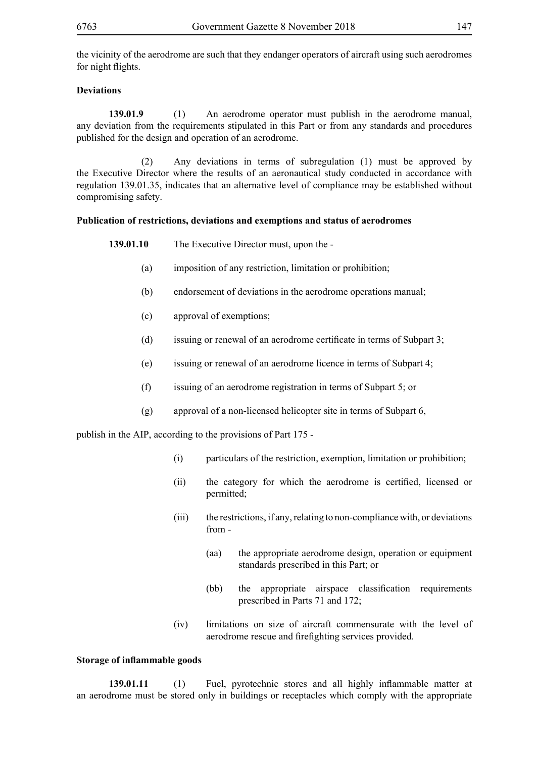the vicinity of the aerodrome are such that they endanger operators of aircraft using such aerodromes for night flights.

**Deviations**

**139.01.9** (1) An aerodrome operator must publish in the aerodrome manual, any deviation from the requirements stipulated in this Part or from any standards and procedures published for the design and operation of an aerodrome.

(2) Any deviations in terms of subregulation (1) must be approved by the Executive Director where the results of an aeronautical study conducted in accordance with regulation 139.01.35, indicates that an alternative level of compliance may be established without compromising safety.

**Publication of restrictions, deviations and exemptions and status of aerodromes**

**139.01.10** The Executive Director must, upon the -

(a) imposition of any restriction, limitation or prohibition;

(b) endorsement of deviations in the aerodrome operations manual;

(c) approval of exemptions;

(d) issuing or renewal of an aerodrome certificate in terms of Subpart 3;

(e) issuing or renewal of an aerodrome licence in terms of Subpart 4;

(f) issuing of an aerodrome registration in terms of Subpart 5; or

(g) approval of a non-licensed helicopter site in terms of Subpart 6,

publish in the AIP, according to the provisions of Part 175 -

(i) particulars of the restriction, exemption, limitation or prohibition;

(ii) the category for which the aerodrome is certified, licensed or permitted;

(iii) the restrictions, if any, relating to non-compliance with, or deviations from -

(aa) the appropriate aerodrome design, operation or equipment standards prescribed in this Part; or

(bb) the appropriate airspace classification requirements prescribed in Parts 71 and 172;

(iv) limitations on size of aircraft commensurate with the level of aerodrome rescue and firefighting services provided.

**Storage of inflammable goods**

**139.01.11** (1) Fuel, pyrotechnic stores and all highly inflammable matter at an aerodrome must be stored only in buildings or receptacles which comply with the appropriate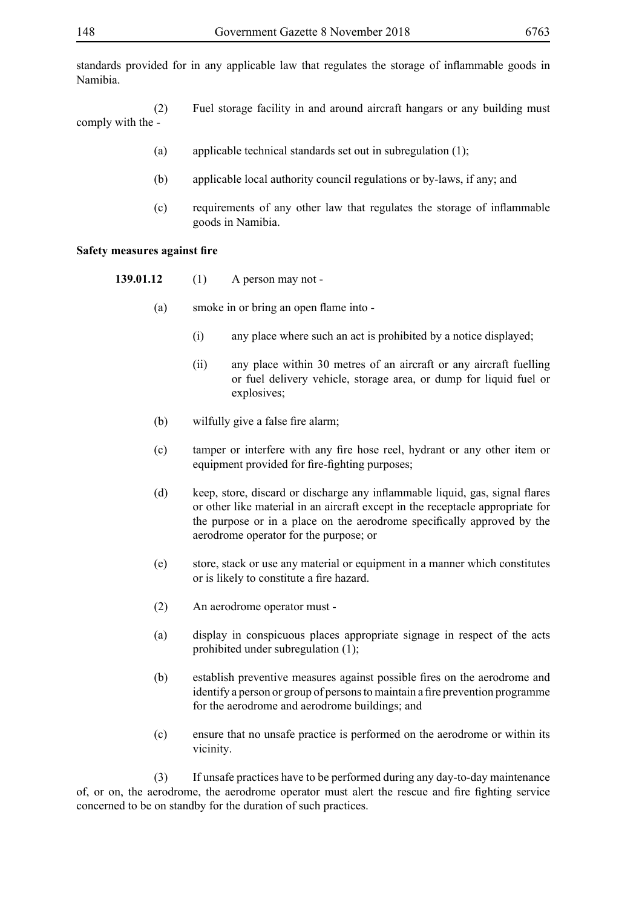standards provided for in any applicable law that regulates the storage of inflammable goods in Namibia.

(2) Fuel storage facility in and around aircraft hangars or any building must comply with the -

(a) applicable technical standards set out in subregulation (1);

(b) applicable local authority council regulations or by-laws, if any; and

(c) requirements of any other law that regulates the storage of inflammable goods in Namibia.

**Safety measures against fire**

**139.01.12** (1) A person may not -

(a) smoke in or bring an open flame into -

(i) any place where such an act is prohibited by a notice displayed;

(ii) any place within 30 metres of an aircraft or any aircraft fuelling or fuel delivery vehicle, storage area, or dump for liquid fuel or explosives;

(b) wilfully give a false fire alarm;

(c) tamper or interfere with any fire hose reel, hydrant or any other item or equipment provided for fire-fighting purposes;

(d) keep, store, discard or discharge any inflammable liquid, gas, signal flares or other like material in an aircraft except in the receptacle appropriate for the purpose or in a place on the aerodrome specifically approved by the aerodrome operator for the purpose; or

(e) store, stack or use any material or equipment in a manner which constitutes or is likely to constitute a fire hazard.

(2) An aerodrome operator must -

(a) display in conspicuous places appropriate signage in respect of the acts prohibited under subregulation (1);

(b) establish preventive measures against possible fires on the aerodrome and identify a person or group of persons to maintain a fire prevention programme for the aerodrome and aerodrome buildings; and

(c) ensure that no unsafe practice is performed on the aerodrome or within its vicinity.

(3) If unsafe practices have to be performed during any day-to-day maintenance of, or on, the aerodrome, the aerodrome operator must alert the rescue and fire fighting service concerned to be on standby for the duration of such practices.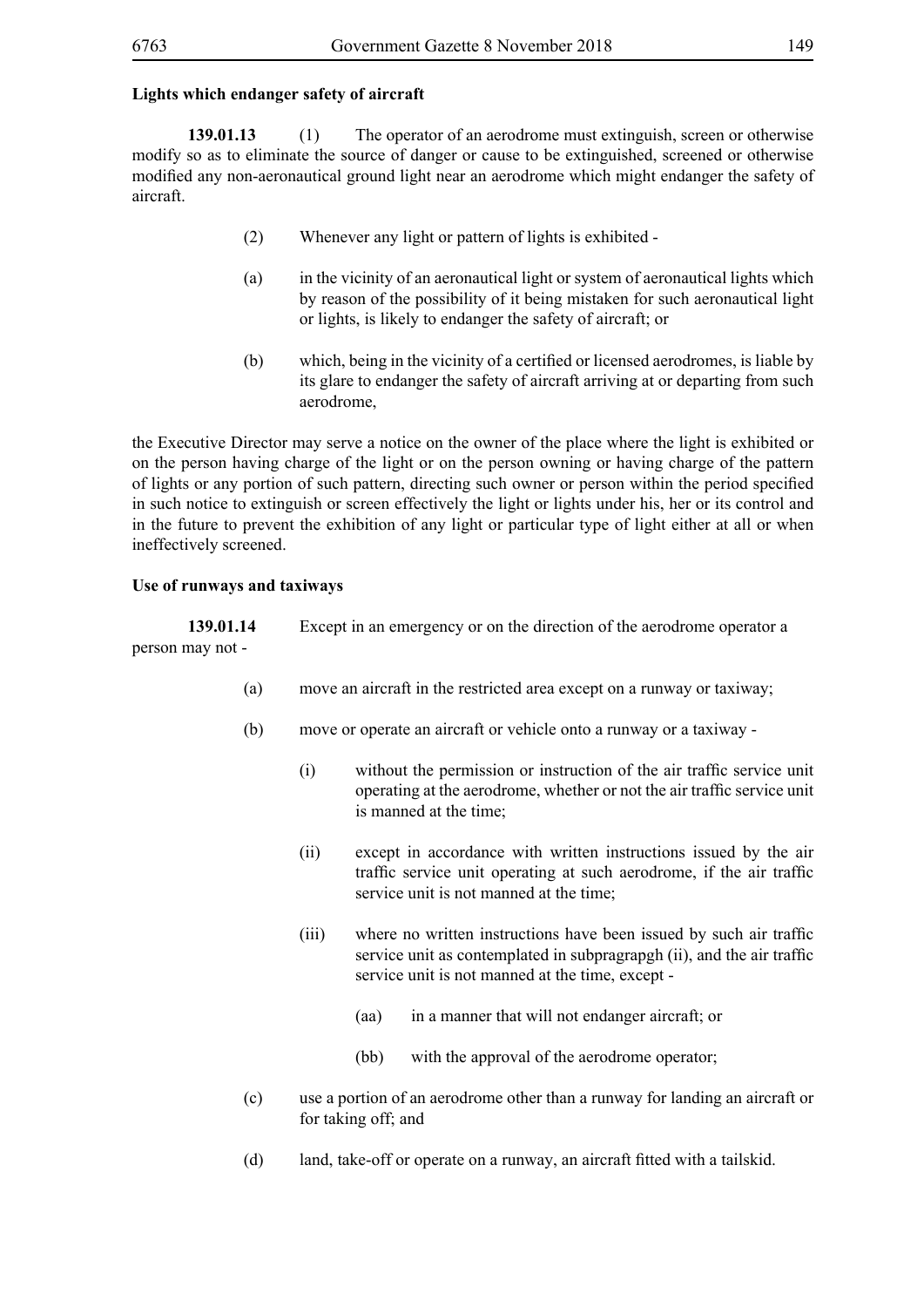**Lights which endanger safety of aircraft**

**139.01.13** (1) The operator of an aerodrome must extinguish, screen or otherwise modify so as to eliminate the source of danger or cause to be extinguished, screened or otherwise modified any non-aeronautical ground light near an aerodrome which might endanger the safety of aircraft.

(2) Whenever any light or pattern of lights is exhibited -

(a) in the vicinity of an aeronautical light or system of aeronautical lights which by reason of the possibility of it being mistaken for such aeronautical light or lights, is likely to endanger the safety of aircraft; or

(b) which, being in the vicinity of a certified or licensed aerodromes, is liable by its glare to endanger the safety of aircraft arriving at or departing from such aerodrome,

the Executive Director may serve a notice on the owner of the place where the light is exhibited or on the person having charge of the light or on the person owning or having charge of the pattern of lights or any portion of such pattern, directing such owner or person within the period specified in such notice to extinguish or screen effectively the light or lights under his, her or its control and in the future to prevent the exhibition of any light or particular type of light either at all or when ineffectively screened.

**Use of runways and taxiways**

**139.01.14** Except in an emergency or on the direction of the aerodrome operator a person may not -

(a) move an aircraft in the restricted area except on a runway or taxiway;

(b) move or operate an aircraft or vehicle onto a runway or a taxiway -

(i) without the permission or instruction of the air traffic service unit operating at the aerodrome, whether or not the air traffic service unit is manned at the time;

(ii) except in accordance with written instructions issued by the air traffic service unit operating at such aerodrome, if the air traffic service unit is not manned at the time;

(iii) where no written instructions have been issued by such air traffic service unit as contemplated in subpragrapgh (ii), and the air traffic service unit is not manned at the time, except -

(aa) in a manner that will not endanger aircraft; or

(bb) with the approval of the aerodrome operator;

(c) use a portion of an aerodrome other than a runway for landing an aircraft or for taking off; and

(d) land, take-off or operate on a runway, an aircraft fitted with a tailskid.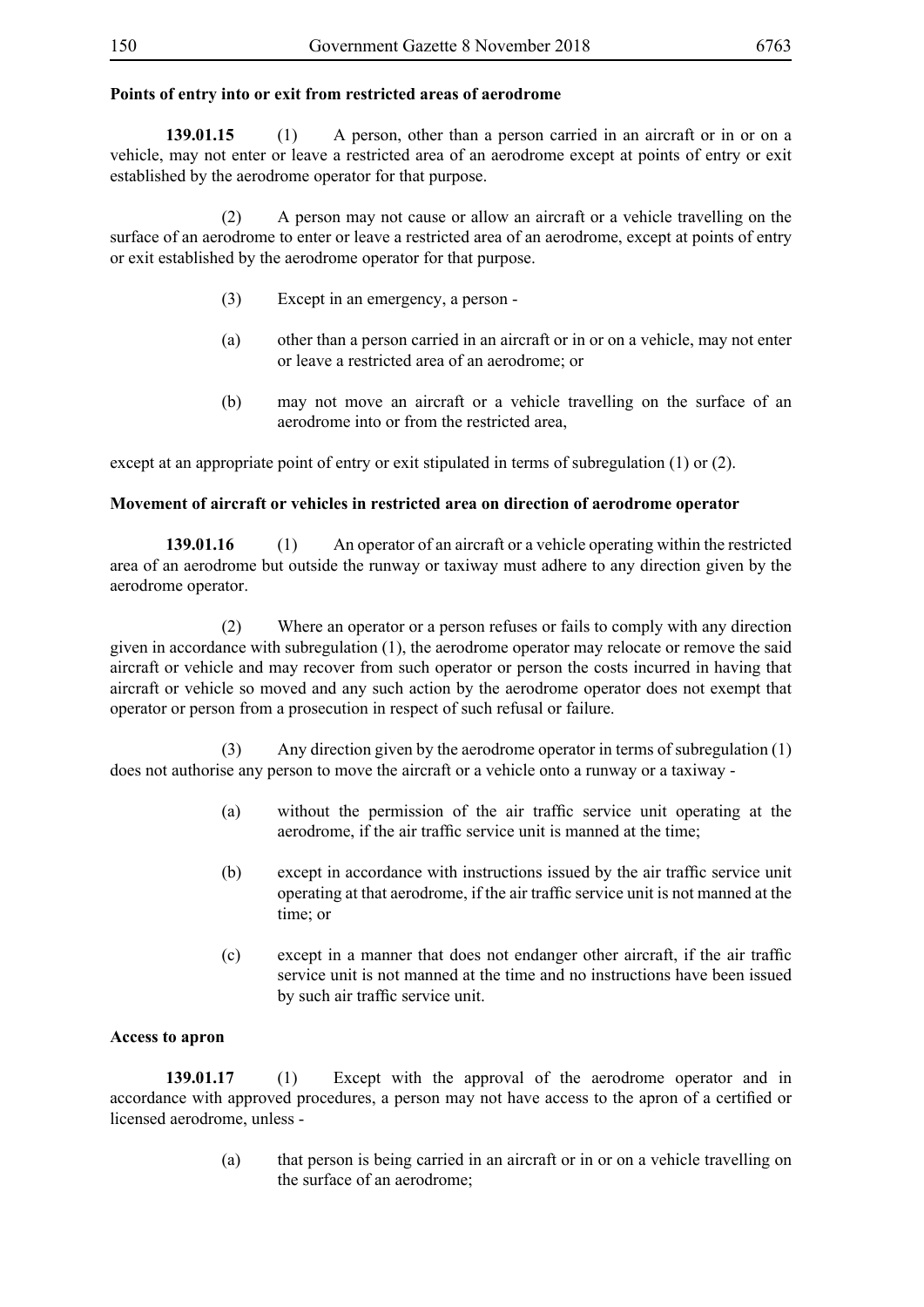**Points of entry into or exit from restricted areas of aerodrome**

**139.01.15** (1) A person, other than a person carried in an aircraft or in or on a vehicle, may not enter or leave a restricted area of an aerodrome except at points of entry or exit established by the aerodrome operator for that purpose.

(2) A person may not cause or allow an aircraft or a vehicle travelling on the surface of an aerodrome to enter or leave a restricted area of an aerodrome, except at points of entry or exit established by the aerodrome operator for that purpose.

(3) Except in an emergency, a person -

(a) other than a person carried in an aircraft or in or on a vehicle, may not enter or leave a restricted area of an aerodrome; or

(b) may not move an aircraft or a vehicle travelling on the surface of an aerodrome into or from the restricted area,

except at an appropriate point of entry or exit stipulated in terms of subregulation (1) or (2).

**Movement of aircraft or vehicles in restricted area on direction of aerodrome operator**

**139.01.16** (1) An operator of an aircraft or a vehicle operating within the restricted area of an aerodrome but outside the runway or taxiway must adhere to any direction given by the aerodrome operator.

(2) Where an operator or a person refuses or fails to comply with any direction given in accordance with subregulation (1), the aerodrome operator may relocate or remove the said aircraft or vehicle and may recover from such operator or person the costs incurred in having that aircraft or vehicle so moved and any such action by the aerodrome operator does not exempt that operator or person from a prosecution in respect of such refusal or failure.

(3) Any direction given by the aerodrome operator in terms of subregulation (1) does not authorise any person to move the aircraft or a vehicle onto a runway or a taxiway -

(a) without the permission of the air traffic service unit operating at the aerodrome, if the air traffic service unit is manned at the time;

(b) except in accordance with instructions issued by the air traffic service unit operating at that aerodrome, if the air traffic service unit is not manned at the time; or

(c) except in a manner that does not endanger other aircraft, if the air traffic service unit is not manned at the time and no instructions have been issued by such air traffic service unit.

**Access to apron**

**139.01.17** (1) Except with the approval of the aerodrome operator and in accordance with approved procedures, a person may not have access to the apron of a certified or licensed aerodrome, unless -

(a) that person is being carried in an aircraft or in or on a vehicle travelling on the surface of an aerodrome;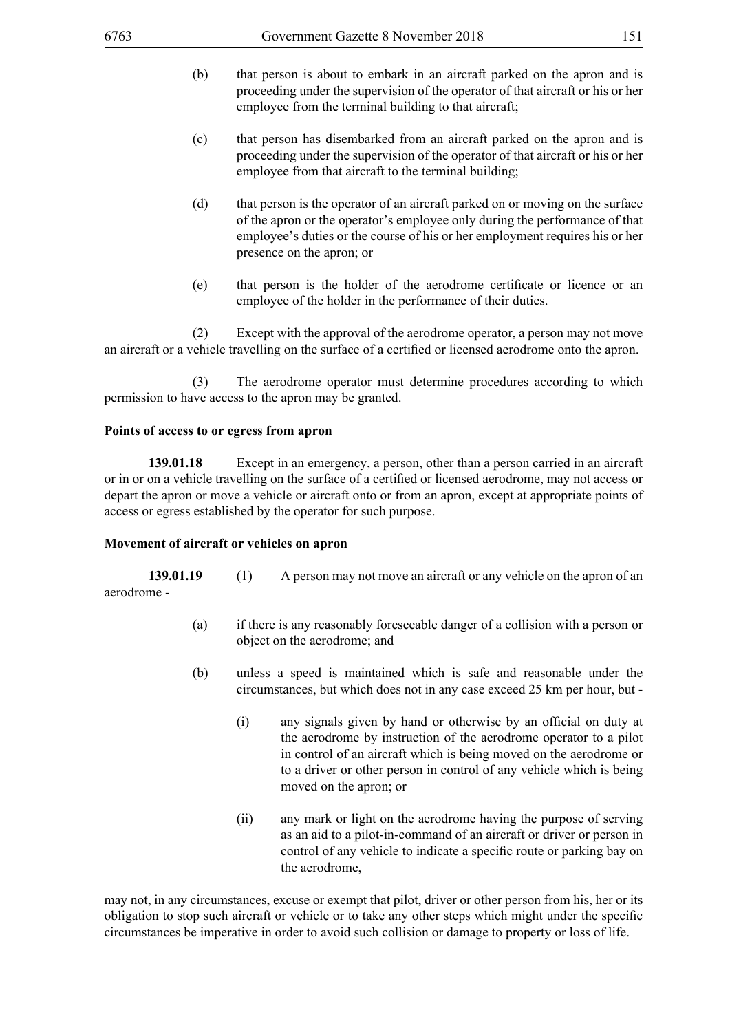(b) that person is about to embark in an aircraft parked on the apron and is proceeding under the supervision of the operator of that aircraft or his or her employee from the terminal building to that aircraft;

(c) that person has disembarked from an aircraft parked on the apron and is proceeding under the supervision of the operator of that aircraft or his or her employee from that aircraft to the terminal building;

(d) that person is the operator of an aircraft parked on or moving on the surface of the apron or the operator's employee only during the performance of that employee's duties or the course of his or her employment requires his or her presence on the apron; or

(e) that person is the holder of the aerodrome certificate or licence or an employee of the holder in the performance of their duties.

(2) Except with the approval of the aerodrome operator, a person may not move an aircraft or a vehicle travelling on the surface of a certified or licensed aerodrome onto the apron.

(3) The aerodrome operator must determine procedures according to which permission to have access to the apron may be granted.

**Points of access to or egress from apron**

**139.01.18** Except in an emergency, a person, other than a person carried in an aircraft or in or on a vehicle travelling on the surface of a certified or licensed aerodrome, may not access or depart the apron or move a vehicle or aircraft onto or from an apron, except at appropriate points of access or egress established by the operator for such purpose.

**Movement of aircraft or vehicles on apron**

**139.01.19** (1) A person may not move an aircraft or any vehicle on the apron of an aerodrome -

(a) if there is any reasonably foreseeable danger of a collision with a person or object on the aerodrome; and

(b) unless a speed is maintained which is safe and reasonable under the circumstances, but which does not in any case exceed 25 km per hour, but -

(i) any signals given by hand or otherwise by an official on duty at the aerodrome by instruction of the aerodrome operator to a pilot in control of an aircraft which is being moved on the aerodrome or to a driver or other person in control of any vehicle which is being moved on the apron; or

(ii) any mark or light on the aerodrome having the purpose of serving as an aid to a pilot-in-command of an aircraft or driver or person in control of any vehicle to indicate a specific route or parking bay on the aerodrome,

may not, in any circumstances, excuse or exempt that pilot, driver or other person from his, her or its obligation to stop such aircraft or vehicle or to take any other steps which might under the specific circumstances be imperative in order to avoid such collision or damage to property or loss of life.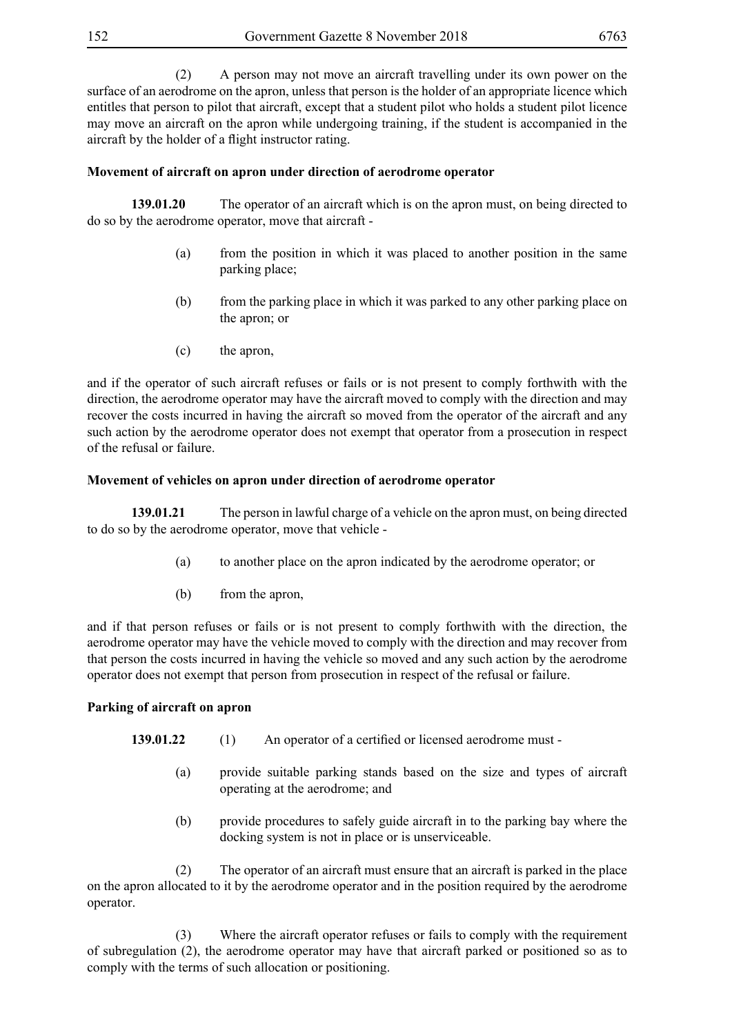(2) A person may not move an aircraft travelling under its own power on the surface of an aerodrome on the apron, unless that person is the holder of an appropriate licence which entitles that person to pilot that aircraft, except that a student pilot who holds a student pilot licence may move an aircraft on the apron while undergoing training, if the student is accompanied in the aircraft by the holder of a flight instructor rating.

**Movement of aircraft on apron under direction of aerodrome operator**

**139.01.20** The operator of an aircraft which is on the apron must, on being directed to do so by the aerodrome operator, move that aircraft -

(a) from the position in which it was placed to another position in the same parking place;

(b) from the parking place in which it was parked to any other parking place on the apron; or

(c) the apron,

and if the operator of such aircraft refuses or fails or is not present to comply forthwith with the direction, the aerodrome operator may have the aircraft moved to comply with the direction and may recover the costs incurred in having the aircraft so moved from the operator of the aircraft and any such action by the aerodrome operator does not exempt that operator from a prosecution in respect of the refusal or failure.

**Movement of vehicles on apron under direction of aerodrome operator**

**139.01.21** The person in lawful charge of a vehicle on the apron must, on being directed to do so by the aerodrome operator, move that vehicle -

(a) to another place on the apron indicated by the aerodrome operator; or

(b) from the apron,

and if that person refuses or fails or is not present to comply forthwith with the direction, the aerodrome operator may have the vehicle moved to comply with the direction and may recover from that person the costs incurred in having the vehicle so moved and any such action by the aerodrome operator does not exempt that person from prosecution in respect of the refusal or failure.

**Parking of aircraft on apron**

**139.01.22** (1) An operator of a certified or licensed aerodrome must -

(a) provide suitable parking stands based on the size and types of aircraft operating at the aerodrome; and

(b) provide procedures to safely guide aircraft in to the parking bay where the docking system is not in place or is unserviceable.

(2) The operator of an aircraft must ensure that an aircraft is parked in the place on the apron allocated to it by the aerodrome operator and in the position required by the aerodrome operator.

(3) Where the aircraft operator refuses or fails to comply with the requirement of subregulation (2), the aerodrome operator may have that aircraft parked or positioned so as to comply with the terms of such allocation or positioning.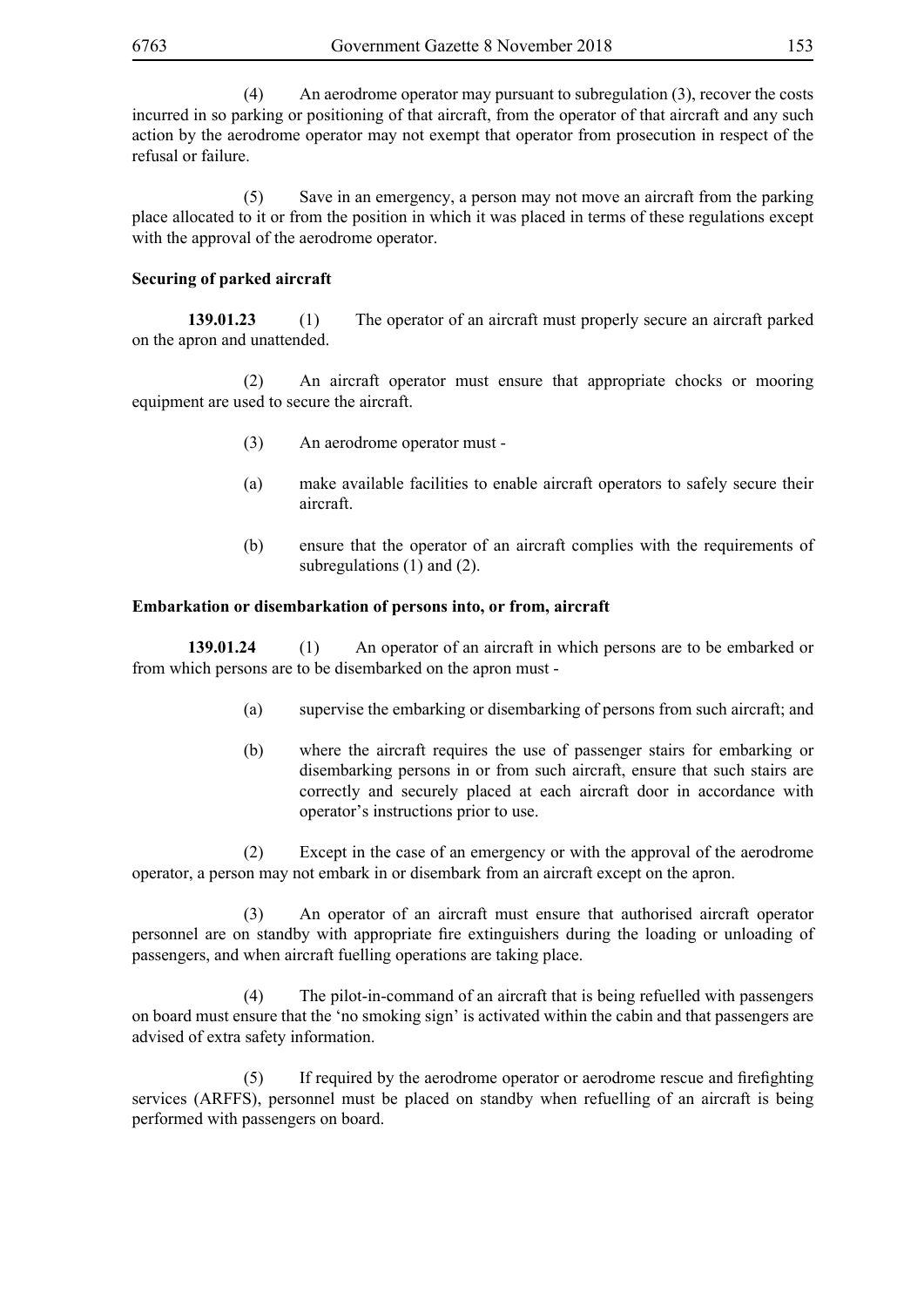(4) An aerodrome operator may pursuant to subregulation (3), recover the costs incurred in so parking or positioning of that aircraft, from the operator of that aircraft and any such action by the aerodrome operator may not exempt that operator from prosecution in respect of the refusal or failure.

(5) Save in an emergency, a person may not move an aircraft from the parking place allocated to it or from the position in which it was placed in terms of these regulations except with the approval of the aerodrome operator.

**Securing of parked aircraft**

**139.01.23** (1) The operator of an aircraft must properly secure an aircraft parked on the apron and unattended.

(2) An aircraft operator must ensure that appropriate chocks or mooring equipment are used to secure the aircraft.

(3) An aerodrome operator must -

(a) make available facilities to enable aircraft operators to safely secure their aircraft.

(b) ensure that the operator of an aircraft complies with the requirements of subregulations (1) and (2).

**Embarkation or disembarkation of persons into, or from, aircraft**

**139.01.24** (1) An operator of an aircraft in which persons are to be embarked or from which persons are to be disembarked on the apron must -

(a) supervise the embarking or disembarking of persons from such aircraft; and

(b) where the aircraft requires the use of passenger stairs for embarking or disembarking persons in or from such aircraft, ensure that such stairs are correctly and securely placed at each aircraft door in accordance with operator's instructions prior to use.

(2) Except in the case of an emergency or with the approval of the aerodrome operator, a person may not embark in or disembark from an aircraft except on the apron.

(3) An operator of an aircraft must ensure that authorised aircraft operator personnel are on standby with appropriate fire extinguishers during the loading or unloading of passengers, and when aircraft fuelling operations are taking place.

(4) The pilot-in-command of an aircraft that is being refuelled with passengers on board must ensure that the 'no smoking sign' is activated within the cabin and that passengers are advised of extra safety information.

(5) If required by the aerodrome operator or aerodrome rescue and firefighting services (ARFFS), personnel must be placed on standby when refuelling of an aircraft is being performed with passengers on board.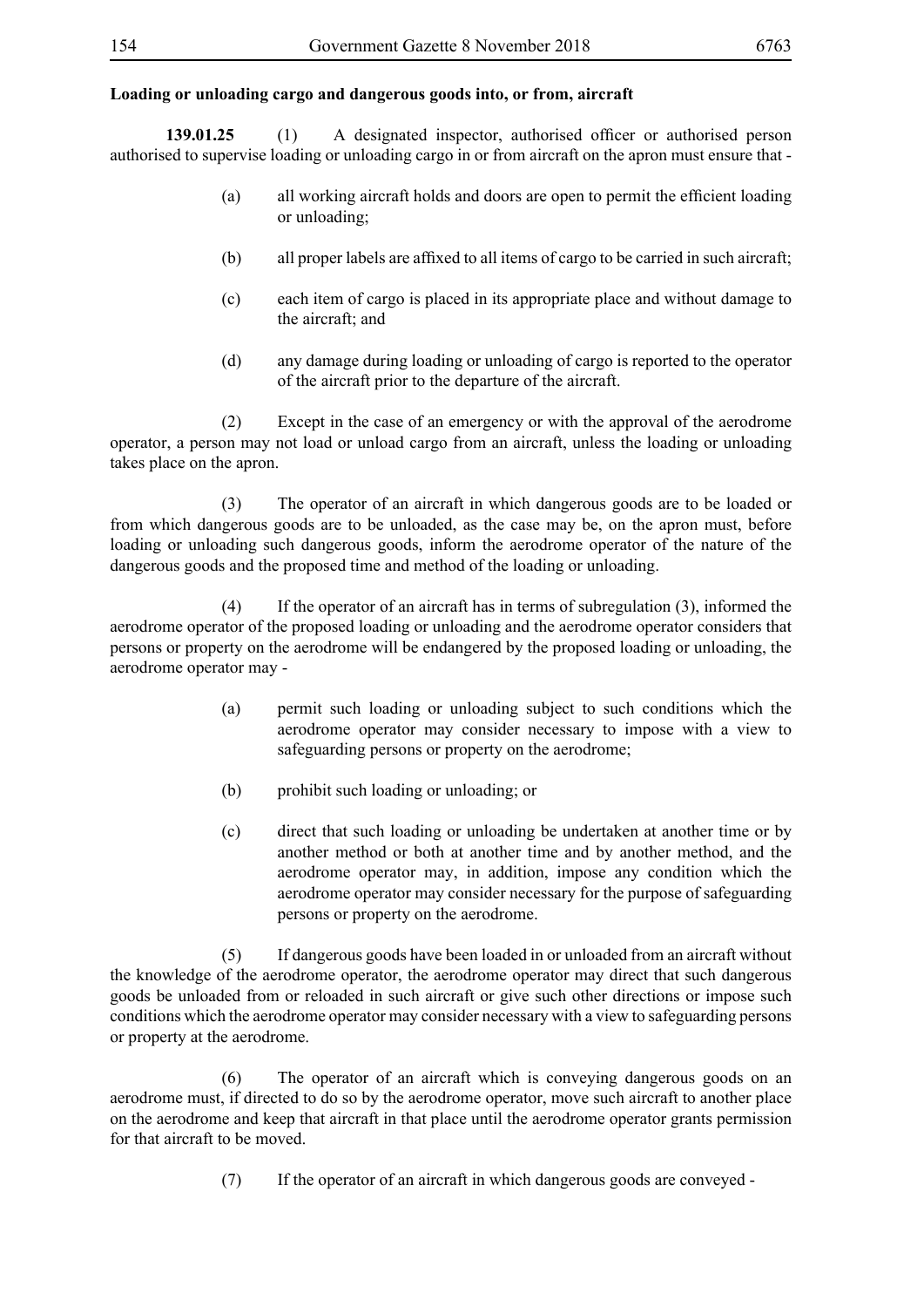**Loading or unloading cargo and dangerous goods into, or from, aircraft**

**139.01.25** (1) A designated inspector, authorised officer or authorised person authorised to supervise loading or unloading cargo in or from aircraft on the apron must ensure that -

(a) all working aircraft holds and doors are open to permit the efficient loading or unloading;

(b) all proper labels are affixed to all items of cargo to be carried in such aircraft;

(c) each item of cargo is placed in its appropriate place and without damage to the aircraft; and

(d) any damage during loading or unloading of cargo is reported to the operator of the aircraft prior to the departure of the aircraft.

(2) Except in the case of an emergency or with the approval of the aerodrome operator, a person may not load or unload cargo from an aircraft, unless the loading or unloading takes place on the apron.

(3) The operator of an aircraft in which dangerous goods are to be loaded or from which dangerous goods are to be unloaded, as the case may be, on the apron must, before loading or unloading such dangerous goods, inform the aerodrome operator of the nature of the dangerous goods and the proposed time and method of the loading or unloading.

(4) If the operator of an aircraft has in terms of subregulation (3), informed the aerodrome operator of the proposed loading or unloading and the aerodrome operator considers that persons or property on the aerodrome will be endangered by the proposed loading or unloading, the aerodrome operator may -

(a) permit such loading or unloading subject to such conditions which the aerodrome operator may consider necessary to impose with a view to safeguarding persons or property on the aerodrome;

(b) prohibit such loading or unloading; or

(c) direct that such loading or unloading be undertaken at another time or by another method or both at another time and by another method, and the aerodrome operator may, in addition, impose any condition which the aerodrome operator may consider necessary for the purpose of safeguarding persons or property on the aerodrome.

(5) If dangerous goods have been loaded in or unloaded from an aircraft without the knowledge of the aerodrome operator, the aerodrome operator may direct that such dangerous goods be unloaded from or reloaded in such aircraft or give such other directions or impose such conditions which the aerodrome operator may consider necessary with a view to safeguarding persons or property at the aerodrome.

(6) The operator of an aircraft which is conveying dangerous goods on an aerodrome must, if directed to do so by the aerodrome operator, move such aircraft to another place on the aerodrome and keep that aircraft in that place until the aerodrome operator grants permission for that aircraft to be moved.

(7) If the operator of an aircraft in which dangerous goods are conveyed -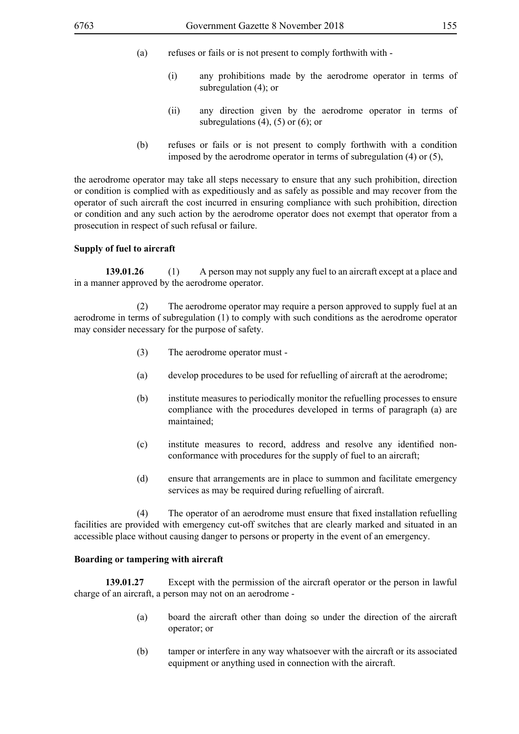(a) refuses or fails or is not present to comply forthwith with -

(i) any prohibitions made by the aerodrome operator in terms of subregulation (4); or

(ii) any direction given by the aerodrome operator in terms of subregulations (4), (5) or (6); or

(b) refuses or fails or is not present to comply forthwith with a condition imposed by the aerodrome operator in terms of subregulation (4) or (5),

the aerodrome operator may take all steps necessary to ensure that any such prohibition, direction or condition is complied with as expeditiously and as safely as possible and may recover from the operator of such aircraft the cost incurred in ensuring compliance with such prohibition, direction or condition and any such action by the aerodrome operator does not exempt that operator from a prosecution in respect of such refusal or failure.

**Supply of fuel to aircraft**

**139.01.26** (1) A person may not supply any fuel to an aircraft except at a place and in a manner approved by the aerodrome operator.

(2) The aerodrome operator may require a person approved to supply fuel at an aerodrome in terms of subregulation (1) to comply with such conditions as the aerodrome operator may consider necessary for the purpose of safety.

(3) The aerodrome operator must -

(a) develop procedures to be used for refuelling of aircraft at the aerodrome;

(b) institute measures to periodically monitor the refuelling processes to ensure compliance with the procedures developed in terms of paragraph (a) are maintained;

(c) institute measures to record, address and resolve any identified non-conformance with procedures for the supply of fuel to an aircraft;

(d) ensure that arrangements are in place to summon and facilitate emergency services as may be required during refuelling of aircraft.

(4) The operator of an aerodrome must ensure that fixed installation refuelling facilities are provided with emergency cut-off switches that are clearly marked and situated in an accessible place without causing danger to persons or property in the event of an emergency.

**Boarding or tampering with aircraft**

**139.01.27** Except with the permission of the aircraft operator or the person in lawful charge of an aircraft, a person may not on an aerodrome -

(a) board the aircraft other than doing so under the direction of the aircraft operator; or

(b) tamper or interfere in any way whatsoever with the aircraft or its associated equipment or anything used in connection with the aircraft.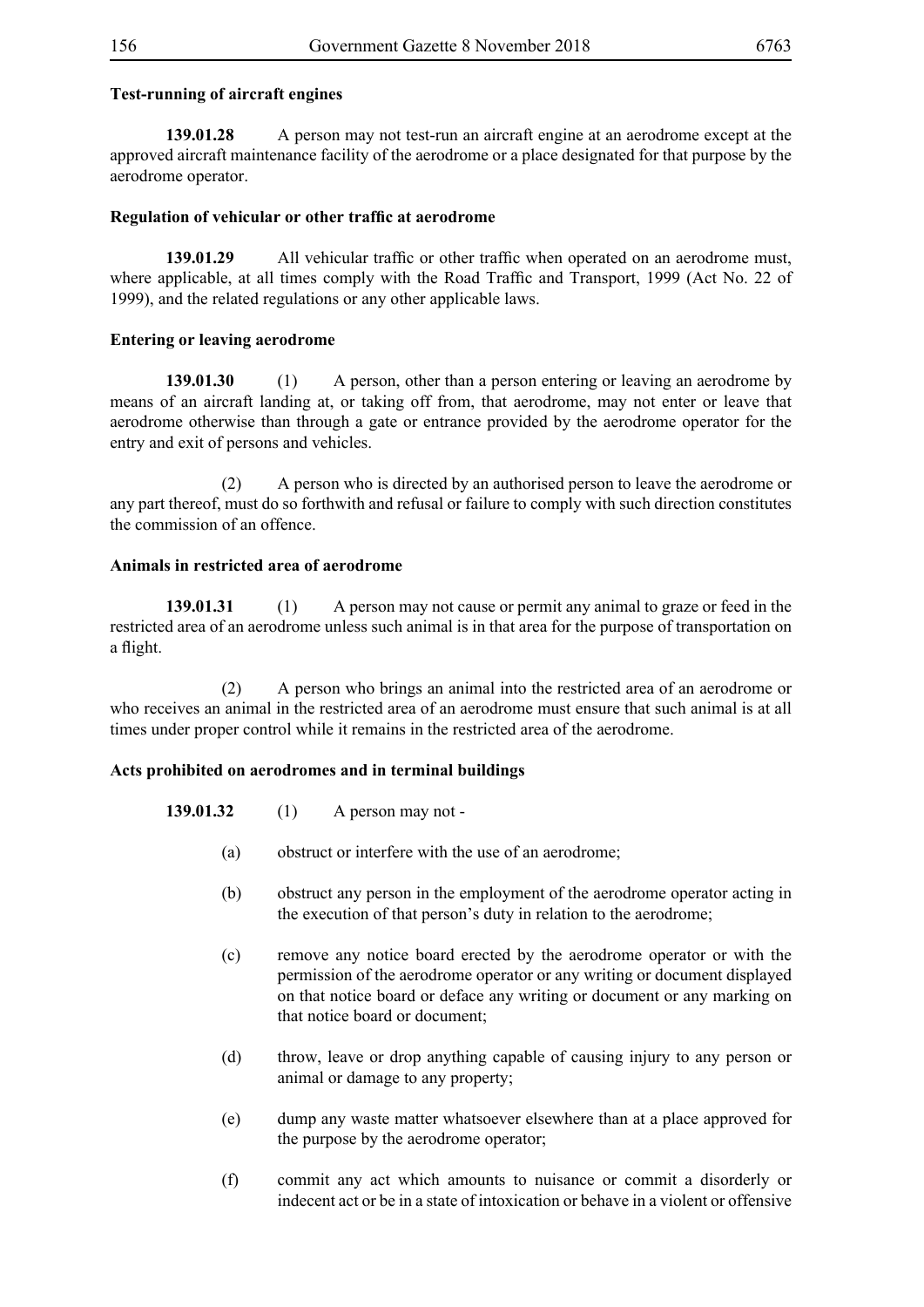**Test-running of aircraft engines**

**139.01.28** A person may not test-run an aircraft engine at an aerodrome except at the approved aircraft maintenance facility of the aerodrome or a place designated for that purpose by the aerodrome operator.

**Regulation of vehicular or other traffic at aerodrome**

**139.01.29** All vehicular traffic or other traffic when operated on an aerodrome must, where applicable, at all times comply with the Road Traffic and Transport, 1999 (Act No. 22 of 1999), and the related regulations or any other applicable laws.

**Entering or leaving aerodrome**

**139.01.30** (1) A person, other than a person entering or leaving an aerodrome by means of an aircraft landing at, or taking off from, that aerodrome, may not enter or leave that aerodrome otherwise than through a gate or entrance provided by the aerodrome operator for the entry and exit of persons and vehicles.

(2) A person who is directed by an authorised person to leave the aerodrome or any part thereof, must do so forthwith and refusal or failure to comply with such direction constitutes the commission of an offence.

**Animals in restricted area of aerodrome**

**139.01.31** (1) A person may not cause or permit any animal to graze or feed in the restricted area of an aerodrome unless such animal is in that area for the purpose of transportation on a flight.

(2) A person who brings an animal into the restricted area of an aerodrome or who receives an animal in the restricted area of an aerodrome must ensure that such animal is at all times under proper control while it remains in the restricted area of the aerodrome.

**Acts prohibited on aerodromes and in terminal buildings**

**139.01.32** (1) A person may not -

(a) obstruct or interfere with the use of an aerodrome;

(b) obstruct any person in the employment of the aerodrome operator acting in the execution of that person's duty in relation to the aerodrome;

(c) remove any notice board erected by the aerodrome operator or with the permission of the aerodrome operator or any writing or document displayed on that notice board or deface any writing or document or any marking on that notice board or document;

(d) throw, leave or drop anything capable of causing injury to any person or animal or damage to any property;

(e) dump any waste matter whatsoever elsewhere than at a place approved for the purpose by the aerodrome operator;

(f) commit any act which amounts to nuisance or commit a disorderly or indecent act or be in a state of intoxication or behave in a violent or offensive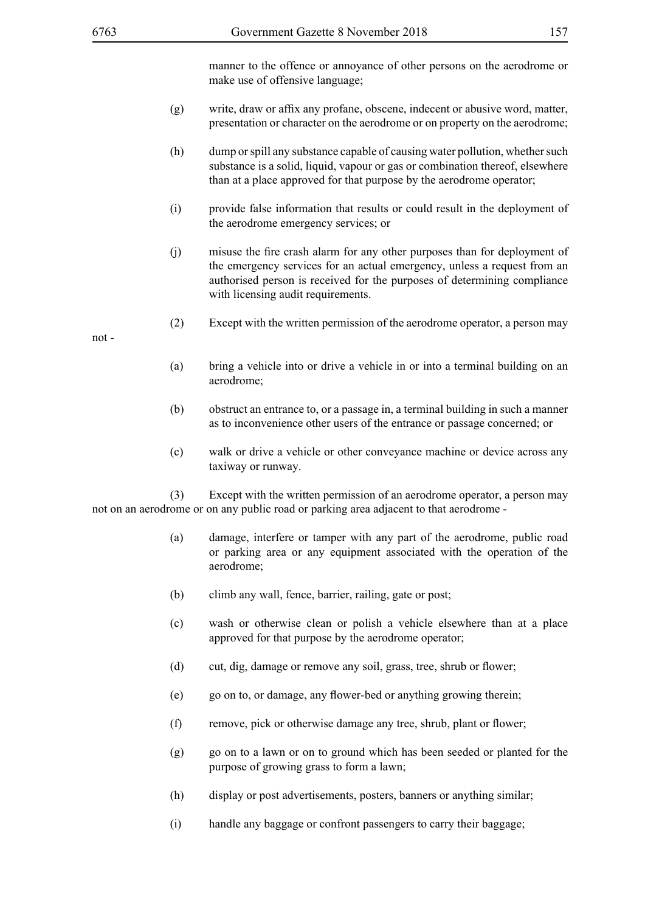manner to the offence or annoyance of other persons on the aerodrome or make use of offensive language;

(g) write, draw or affix any profane, obscene, indecent or abusive word, matter, presentation or character on the aerodrome or on property on the aerodrome;

(h) dump or spill any substance capable of causing water pollution, whether such substance is a solid, liquid, vapour or gas or combination thereof, elsewhere than at a place approved for that purpose by the aerodrome operator;

(i) provide false information that results or could result in the deployment of the aerodrome emergency services; or

(j) misuse the fire crash alarm for any other purposes than for deployment of the emergency services for an actual emergency, unless a request from an authorised person is received for the purposes of determining compliance with licensing audit requirements.

(2) Except with the written permission of the aerodrome operator, a person may not -

(a) bring a vehicle into or drive a vehicle in or into a terminal building on an aerodrome;

(b) obstruct an entrance to, or a passage in, a terminal building in such a manner as to inconvenience other users of the entrance or passage concerned; or

(c) walk or drive a vehicle or other conveyance machine or device across any taxiway or runway.

(3) Except with the written permission of an aerodrome operator, a person may not on an aerodrome or on any public road or parking area adjacent to that aerodrome -

(a) damage, interfere or tamper with any part of the aerodrome, public road or parking area or any equipment associated with the operation of the aerodrome;

(b) climb any wall, fence, barrier, railing, gate or post;

(c) wash or otherwise clean or polish a vehicle elsewhere than at a place approved for that purpose by the aerodrome operator;

(d) cut, dig, damage or remove any soil, grass, tree, shrub or flower;

(e) go on to, or damage, any flower-bed or anything growing therein;

(f) remove, pick or otherwise damage any tree, shrub, plant or flower;

(g) go on to a lawn or on to ground which has been seeded or planted for the purpose of growing grass to form a lawn;

(h) display or post advertisements, posters, banners or anything similar;

(i) handle any baggage or confront passengers to carry their baggage;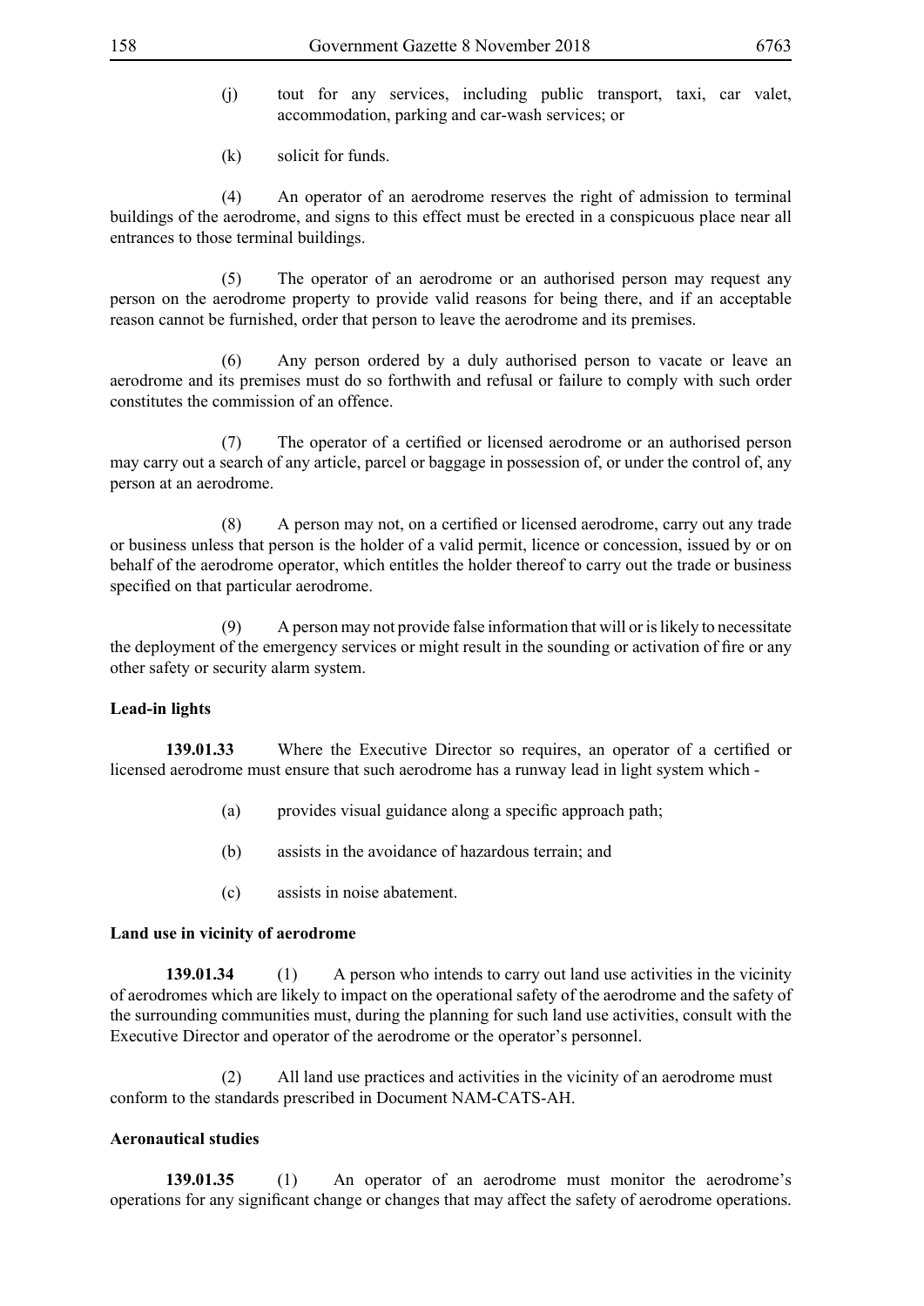(j) tout for any services, including public transport, taxi, car valet, accommodation, parking and car-wash services; or

(k) solicit for funds.

(4) An operator of an aerodrome reserves the right of admission to terminal buildings of the aerodrome, and signs to this effect must be erected in a conspicuous place near all entrances to those terminal buildings.

(5) The operator of an aerodrome or an authorised person may request any person on the aerodrome property to provide valid reasons for being there, and if an acceptable reason cannot be furnished, order that person to leave the aerodrome and its premises.

(6) Any person ordered by a duly authorised person to vacate or leave an aerodrome and its premises must do so forthwith and refusal or failure to comply with such order constitutes the commission of an offence.

(7) The operator of a certified or licensed aerodrome or an authorised person may carry out a search of any article, parcel or baggage in possession of, or under the control of, any person at an aerodrome.

(8) A person may not, on a certified or licensed aerodrome, carry out any trade or business unless that person is the holder of a valid permit, licence or concession, issued by or on behalf of the aerodrome operator, which entitles the holder thereof to carry out the trade or business specified on that particular aerodrome.

(9) A person may not provide false information that will or is likely to necessitate the deployment of the emergency services or might result in the sounding or activation of fire or any other safety or security alarm system.

**Lead-in lights**

**139.01.33** Where the Executive Director so requires, an operator of a certified or licensed aerodrome must ensure that such aerodrome has a runway lead in light system which -

(a) provides visual guidance along a specific approach path;

(b) assists in the avoidance of hazardous terrain; and

(c) assists in noise abatement.

**Land use in vicinity of aerodrome**

**139.01.34** (1) A person who intends to carry out land use activities in the vicinity of aerodromes which are likely to impact on the operational safety of the aerodrome and the safety of the surrounding communities must, during the planning for such land use activities, consult with the Executive Director and operator of the aerodrome or the operator's personnel.

(2) All land use practices and activities in the vicinity of an aerodrome must conform to the standards prescribed in Document NAM-CATS-AH.

**Aeronautical studies**

**139.01.35** (1) An operator of an aerodrome must monitor the aerodrome's operations for any significant change or changes that may affect the safety of aerodrome operations.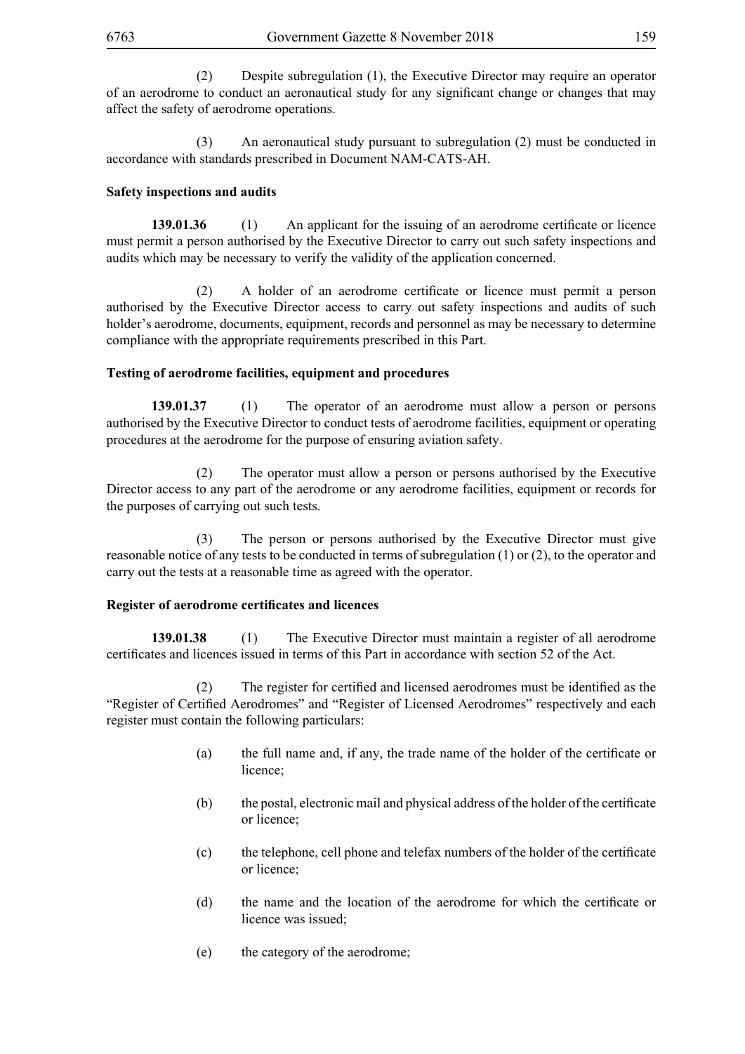(2) Despite subregulation (1), the Executive Director may require an operator of an aerodrome to conduct an aeronautical study for any significant change or changes that may affect the safety of aerodrome operations.

(3) An aeronautical study pursuant to subregulation (2) must be conducted in accordance with standards prescribed in Document NAM-CATS-AH.

**Safety inspections and audits**

**139.01.36** (1) An applicant for the issuing of an aerodrome certificate or licence must permit a person authorised by the Executive Director to carry out such safety inspections and audits which may be necessary to verify the validity of the application concerned.

(2) A holder of an aerodrome certificate or licence must permit a person authorised by the Executive Director access to carry out safety inspections and audits of such holder's aerodrome, documents, equipment, records and personnel as may be necessary to determine compliance with the appropriate requirements prescribed in this Part.

**Testing of aerodrome facilities, equipment and procedures**

**139.01.37** (1) The operator of an aerodrome must allow a person or persons authorised by the Executive Director to conduct tests of aerodrome facilities, equipment or operating procedures at the aerodrome for the purpose of ensuring aviation safety.

(2) The operator must allow a person or persons authorised by the Executive Director access to any part of the aerodrome or any aerodrome facilities, equipment or records for the purposes of carrying out such tests.

(3) The person or persons authorised by the Executive Director must give reasonable notice of any tests to be conducted in terms of subregulation (1) or (2), to the operator and carry out the tests at a reasonable time as agreed with the operator.

**Register of aerodrome certificates and licences**

**139.01.38** (1) The Executive Director must maintain a register of all aerodrome certificates and licences issued in terms of this Part in accordance with section 52 of the Act.

(2) The register for certified and licensed aerodromes must be identified as the "Register of Certified Aerodromes" and "Register of Licensed Aerodromes" respectively and each register must contain the following particulars:

(a) the full name and, if any, the trade name of the holder of the certificate or licence;

(b) the postal, electronic mail and physical address of the holder of the certificate or licence;

(c) the telephone, cell phone and telefax numbers of the holder of the certificate or licence;

(d) the name and the location of the aerodrome for which the certificate or licence was issued;

(e) the category of the aerodrome;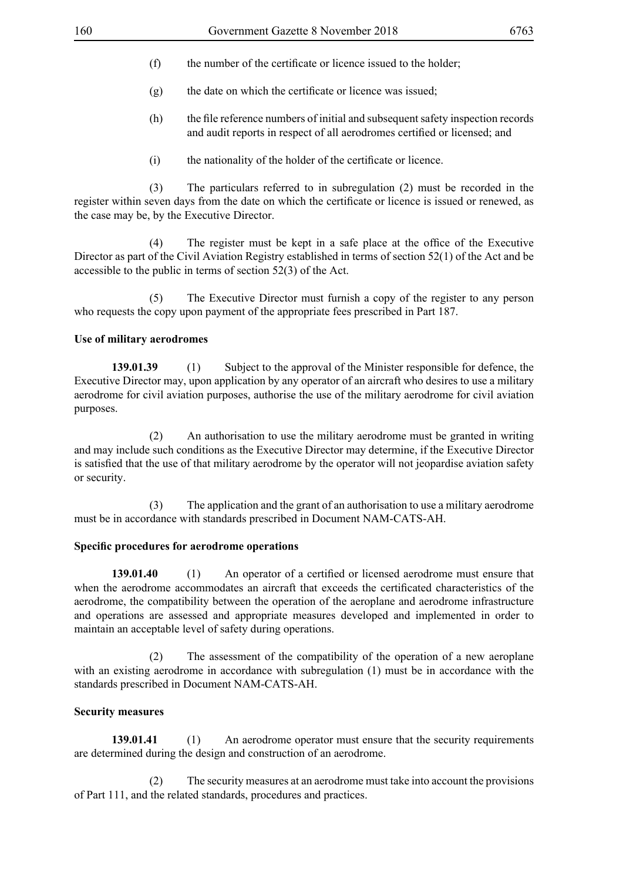(f) the number of the certificate or licence issued to the holder;

(g) the date on which the certificate or licence was issued;

(h) the file reference numbers of initial and subsequent safety inspection records and audit reports in respect of all aerodromes certified or licensed; and

(i) the nationality of the holder of the certificate or licence.

(3) The particulars referred to in subregulation (2) must be recorded in the register within seven days from the date on which the certificate or licence is issued or renewed, as the case may be, by the Executive Director.

(4) The register must be kept in a safe place at the office of the Executive Director as part of the Civil Aviation Registry established in terms of section 52(1) of the Act and be accessible to the public in terms of section 52(3) of the Act.

(5) The Executive Director must furnish a copy of the register to any person who requests the copy upon payment of the appropriate fees prescribed in Part 187.

**Use of military aerodromes**

**139.01.39** (1) Subject to the approval of the Minister responsible for defence, the Executive Director may, upon application by any operator of an aircraft who desires to use a military aerodrome for civil aviation purposes, authorise the use of the military aerodrome for civil aviation purposes.

(2) An authorisation to use the military aerodrome must be granted in writing and may include such conditions as the Executive Director may determine, if the Executive Director is satisfied that the use of that military aerodrome by the operator will not jeopardise aviation safety or security.

(3) The application and the grant of an authorisation to use a military aerodrome must be in accordance with standards prescribed in Document NAM-CATS-AH.

**Specific procedures for aerodrome operations**

**139.01.40** (1) An operator of a certified or licensed aerodrome must ensure that when the aerodrome accommodates an aircraft that exceeds the certificated characteristics of the aerodrome, the compatibility between the operation of the aeroplane and aerodrome infrastructure and operations are assessed and appropriate measures developed and implemented in order to maintain an acceptable level of safety during operations.

(2) The assessment of the compatibility of the operation of a new aeroplane with an existing aerodrome in accordance with subregulation (1) must be in accordance with the standards prescribed in Document NAM-CATS-AH.

**Security measures**

**139.01.41** (1) An aerodrome operator must ensure that the security requirements are determined during the design and construction of an aerodrome.

(2) The security measures at an aerodrome must take into account the provisions of Part 111, and the related standards, procedures and practices.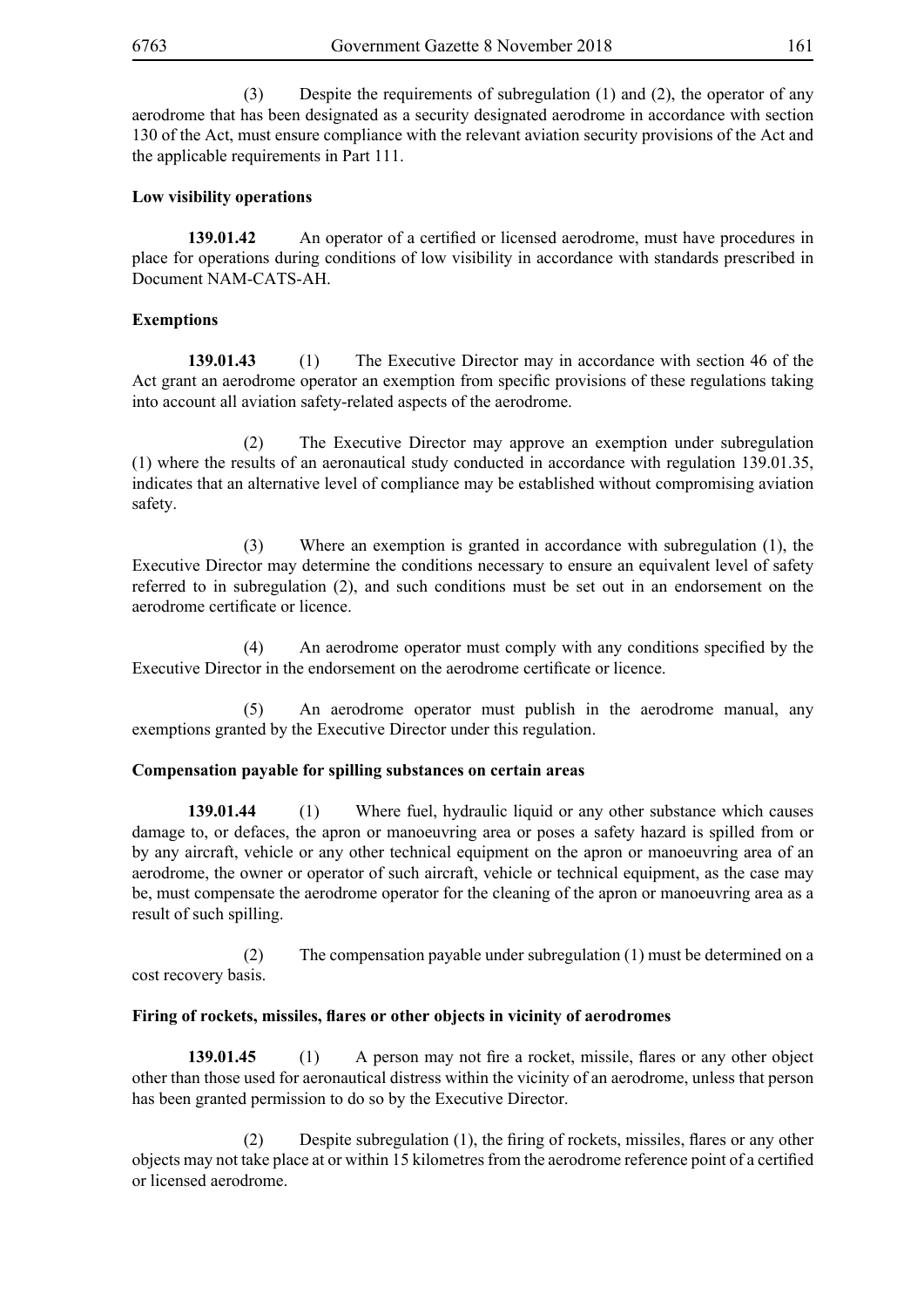(3) Despite the requirements of subregulation (1) and (2), the operator of any aerodrome that has been designated as a security designated aerodrome in accordance with section 130 of the Act, must ensure compliance with the relevant aviation security provisions of the Act and the applicable requirements in Part 111.

**Low visibility operations**

**139.01.42** An operator of a certified or licensed aerodrome, must have procedures in place for operations during conditions of low visibility in accordance with standards prescribed in Document NAM-CATS-AH.

**Exemptions**

**139.01.43** (1) The Executive Director may in accordance with section 46 of the Act grant an aerodrome operator an exemption from specific provisions of these regulations taking into account all aviation safety-related aspects of the aerodrome.

(2) The Executive Director may approve an exemption under subregulation (1) where the results of an aeronautical study conducted in accordance with regulation 139.01.35, indicates that an alternative level of compliance may be established without compromising aviation safety.

(3) Where an exemption is granted in accordance with subregulation (1), the Executive Director may determine the conditions necessary to ensure an equivalent level of safety referred to in subregulation (2), and such conditions must be set out in an endorsement on the aerodrome certificate or licence.

(4) An aerodrome operator must comply with any conditions specified by the Executive Director in the endorsement on the aerodrome certificate or licence.

(5) An aerodrome operator must publish in the aerodrome manual, any exemptions granted by the Executive Director under this regulation.

**Compensation payable for spilling substances on certain areas**

**139.01.44** (1) Where fuel, hydraulic liquid or any other substance which causes damage to, or defaces, the apron or manoeuvring area or poses a safety hazard is spilled from or by any aircraft, vehicle or any other technical equipment on the apron or manoeuvring area of an aerodrome, the owner or operator of such aircraft, vehicle or technical equipment, as the case may be, must compensate the aerodrome operator for the cleaning of the apron or manoeuvring area as a result of such spilling.

(2) The compensation payable under subregulation (1) must be determined on a cost recovery basis.

**Firing of rockets, missiles, flares or other objects in vicinity of aerodromes**

**139.01.45** (1) A person may not fire a rocket, missile, flares or any other object other than those used for aeronautical distress within the vicinity of an aerodrome, unless that person has been granted permission to do so by the Executive Director.

(2) Despite subregulation (1), the firing of rockets, missiles, flares or any other objects may not take place at or within 15 kilometres from the aerodrome reference point of a certified or licensed aerodrome.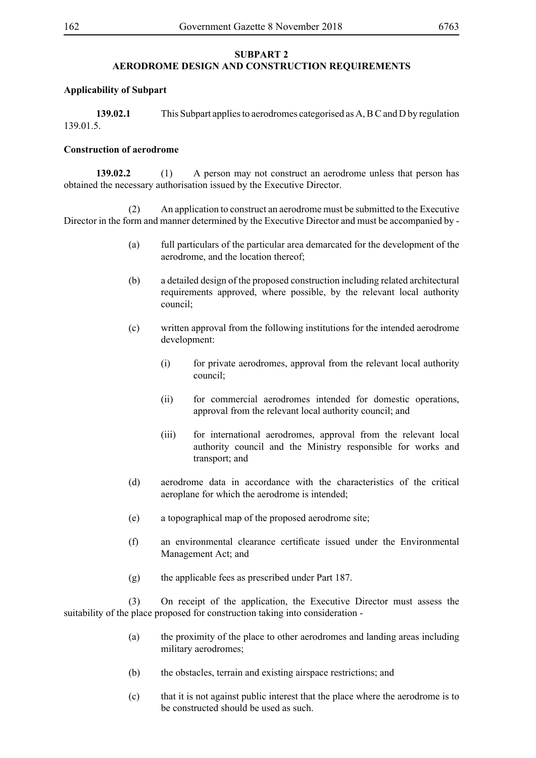## SUBPART 2
## AERODROME DESIGN AND CONSTRUCTION REQUIREMENTS

**Applicability of Subpart**

**139.02.1** This Subpart applies to aerodromes categorised as A, B C and D by regulation 139.01.5.

**Construction of aerodrome**

**139.02.2** (1) A person may not construct an aerodrome unless that person has obtained the necessary authorisation issued by the Executive Director.

(2) An application to construct an aerodrome must be submitted to the Executive Director in the form and manner determined by the Executive Director and must be accompanied by -

(a) full particulars of the particular area demarcated for the development of the aerodrome, and the location thereof;

(b) a detailed design of the proposed construction including related architectural requirements approved, where possible, by the relevant local authority council;

(c) written approval from the following institutions for the intended aerodrome development:

(i) for private aerodromes, approval from the relevant local authority council;

(ii) for commercial aerodromes intended for domestic operations, approval from the relevant local authority council; and

(iii) for international aerodromes, approval from the relevant local authority council and the Ministry responsible for works and transport; and

(d) aerodrome data in accordance with the characteristics of the critical aeroplane for which the aerodrome is intended;

(e) a topographical map of the proposed aerodrome site;

(f) an environmental clearance certificate issued under the Environmental Management Act; and

(g) the applicable fees as prescribed under Part 187.

(3) On receipt of the application, the Executive Director must assess the suitability of the place proposed for construction taking into consideration -

(a) the proximity of the place to other aerodromes and landing areas including military aerodromes;

(b) the obstacles, terrain and existing airspace restrictions; and

(c) that it is not against public interest that the place where the aerodrome is to be constructed should be used as such.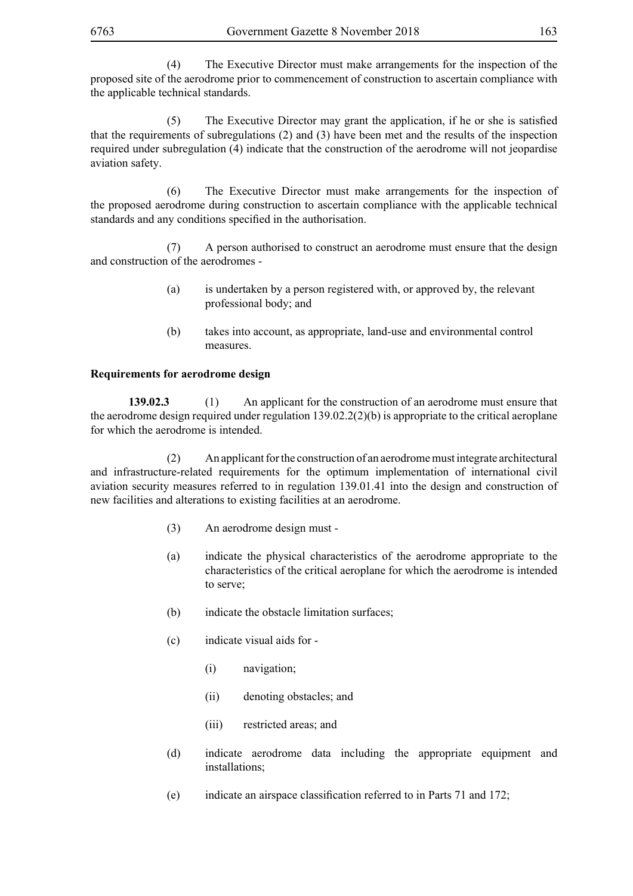(4) The Executive Director must make arrangements for the inspection of the proposed site of the aerodrome prior to commencement of construction to ascertain compliance with the applicable technical standards.

(5) The Executive Director may grant the application, if he or she is satisfied that the requirements of subregulations (2) and (3) have been met and the results of the inspection required under subregulation (4) indicate that the construction of the aerodrome will not jeopardise aviation safety.

(6) The Executive Director must make arrangements for the inspection of the proposed aerodrome during construction to ascertain compliance with the applicable technical standards and any conditions specified in the authorisation.

(7) A person authorised to construct an aerodrome must ensure that the design and construction of the aerodromes -

(a) is undertaken by a person registered with, or approved by, the relevant professional body; and

(b) takes into account, as appropriate, land-use and environmental control measures.

**Requirements for aerodrome design**

**139.02.3** (1) An applicant for the construction of an aerodrome must ensure that the aerodrome design required under regulation 139.02.2(2)(b) is appropriate to the critical aeroplane for which the aerodrome is intended.

(2) An applicant for the construction of an aerodrome must integrate architectural and infrastructure-related requirements for the optimum implementation of international civil aviation security measures referred to in regulation 139.01.41 into the design and construction of new facilities and alterations to existing facilities at an aerodrome.

(3) An aerodrome design must -

(a) indicate the physical characteristics of the aerodrome appropriate to the characteristics of the critical aeroplane for which the aerodrome is intended to serve;

(b) indicate the obstacle limitation surfaces;

(c) indicate visual aids for -

(i) navigation;

(ii) denoting obstacles; and

(iii) restricted areas; and

(d) indicate aerodrome data including the appropriate equipment and installations;

(e) indicate an airspace classification referred to in Parts 71 and 172;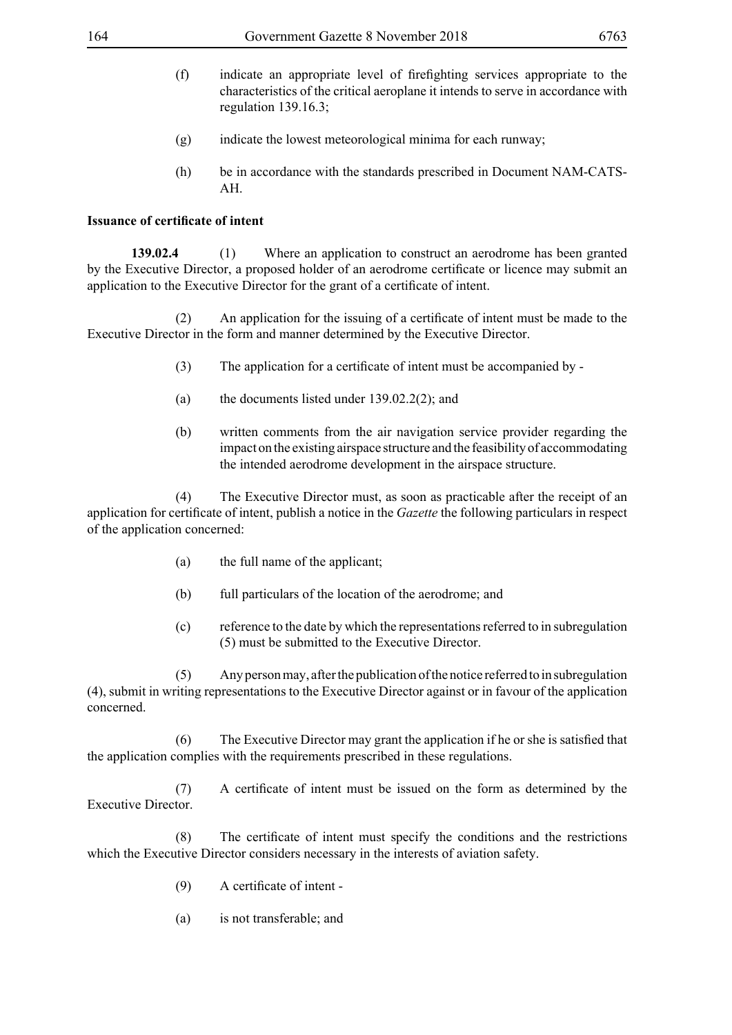(f) indicate an appropriate level of firefighting services appropriate to the characteristics of the critical aeroplane it intends to serve in accordance with regulation 139.16.3;

(g) indicate the lowest meteorological minima for each runway;

(h) be in accordance with the standards prescribed in Document NAM-CATS-AH.

**Issuance of certificate of intent**

**139.02.4** (1) Where an application to construct an aerodrome has been granted by the Executive Director, a proposed holder of an aerodrome certificate or licence may submit an application to the Executive Director for the grant of a certificate of intent.

(2) An application for the issuing of a certificate of intent must be made to the Executive Director in the form and manner determined by the Executive Director.

(3) The application for a certificate of intent must be accompanied by -

(a) the documents listed under 139.02.2(2); and

(b) written comments from the air navigation service provider regarding the impact on the existing airspace structure and the feasibility of accommodating the intended aerodrome development in the airspace structure.

(4) The Executive Director must, as soon as practicable after the receipt of an application for certificate of intent, publish a notice in the *Gazette* the following particulars in respect of the application concerned:

(a) the full name of the applicant;

(b) full particulars of the location of the aerodrome; and

(c) reference to the date by which the representations referred to in subregulation (5) must be submitted to the Executive Director.

(5) Any person may, after the publication of the notice referred to in subregulation (4), submit in writing representations to the Executive Director against or in favour of the application concerned.

(6) The Executive Director may grant the application if he or she is satisfied that the application complies with the requirements prescribed in these regulations.

(7) A certificate of intent must be issued on the form as determined by the Executive Director.

(8) The certificate of intent must specify the conditions and the restrictions which the Executive Director considers necessary in the interests of aviation safety.

(9) A certificate of intent -

(a) is not transferable; and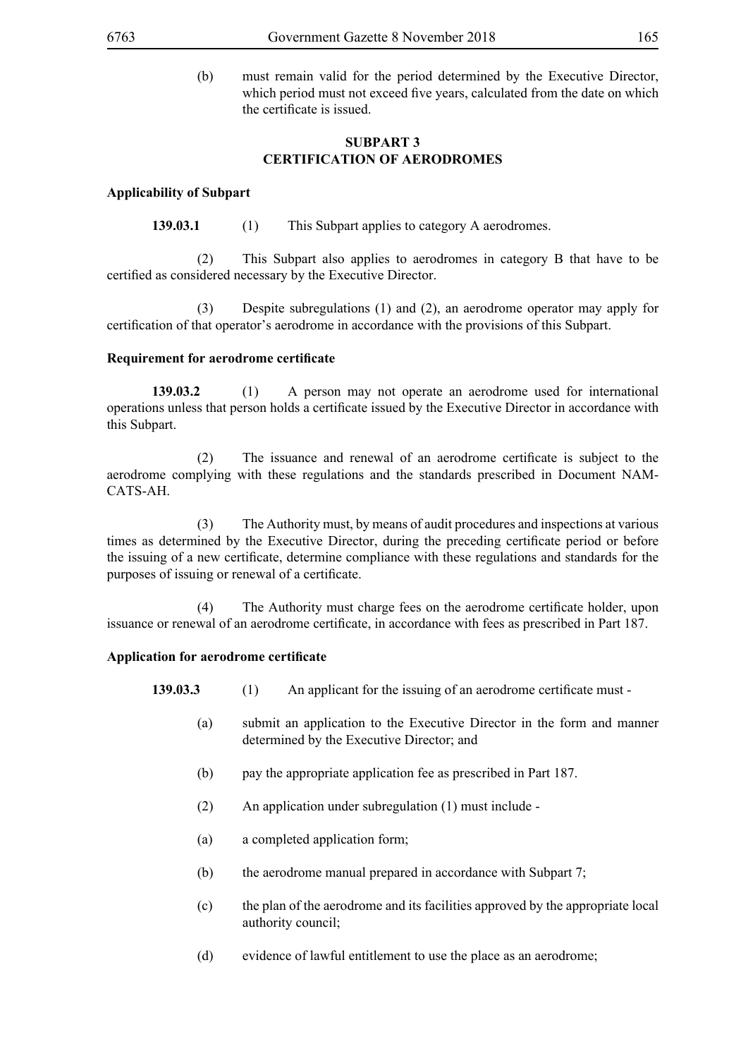(b) must remain valid for the period determined by the Executive Director, which period must not exceed five years, calculated from the date on which the certificate is issued.

## SUBPART 3
## CERTIFICATION OF AERODROMES

### Applicability of Subpart

**139.03.1** (1) This Subpart applies to category A aerodromes.

(2) This Subpart also applies to aerodromes in category B that have to be certified as considered necessary by the Executive Director.

(3) Despite subregulations (1) and (2), an aerodrome operator may apply for certification of that operator's aerodrome in accordance with the provisions of this Subpart.

### Requirement for aerodrome certificate

**139.03.2** (1) A person may not operate an aerodrome used for international operations unless that person holds a certificate issued by the Executive Director in accordance with this Subpart.

(2) The issuance and renewal of an aerodrome certificate is subject to the aerodrome complying with these regulations and the standards prescribed in Document NAM-CATS-AH.

(3) The Authority must, by means of audit procedures and inspections at various times as determined by the Executive Director, during the preceding certificate period or before the issuing of a new certificate, determine compliance with these regulations and standards for the purposes of issuing or renewal of a certificate.

(4) The Authority must charge fees on the aerodrome certificate holder, upon issuance or renewal of an aerodrome certificate, in accordance with fees as prescribed in Part 187.

### Application for aerodrome certificate

**139.03.3** (1) An applicant for the issuing of an aerodrome certificate must -

(a) submit an application to the Executive Director in the form and manner determined by the Executive Director; and

(b) pay the appropriate application fee as prescribed in Part 187.

(2) An application under subregulation (1) must include -

(a) a completed application form;

(b) the aerodrome manual prepared in accordance with Subpart 7;

(c) the plan of the aerodrome and its facilities approved by the appropriate local authority council;

(d) evidence of lawful entitlement to use the place as an aerodrome;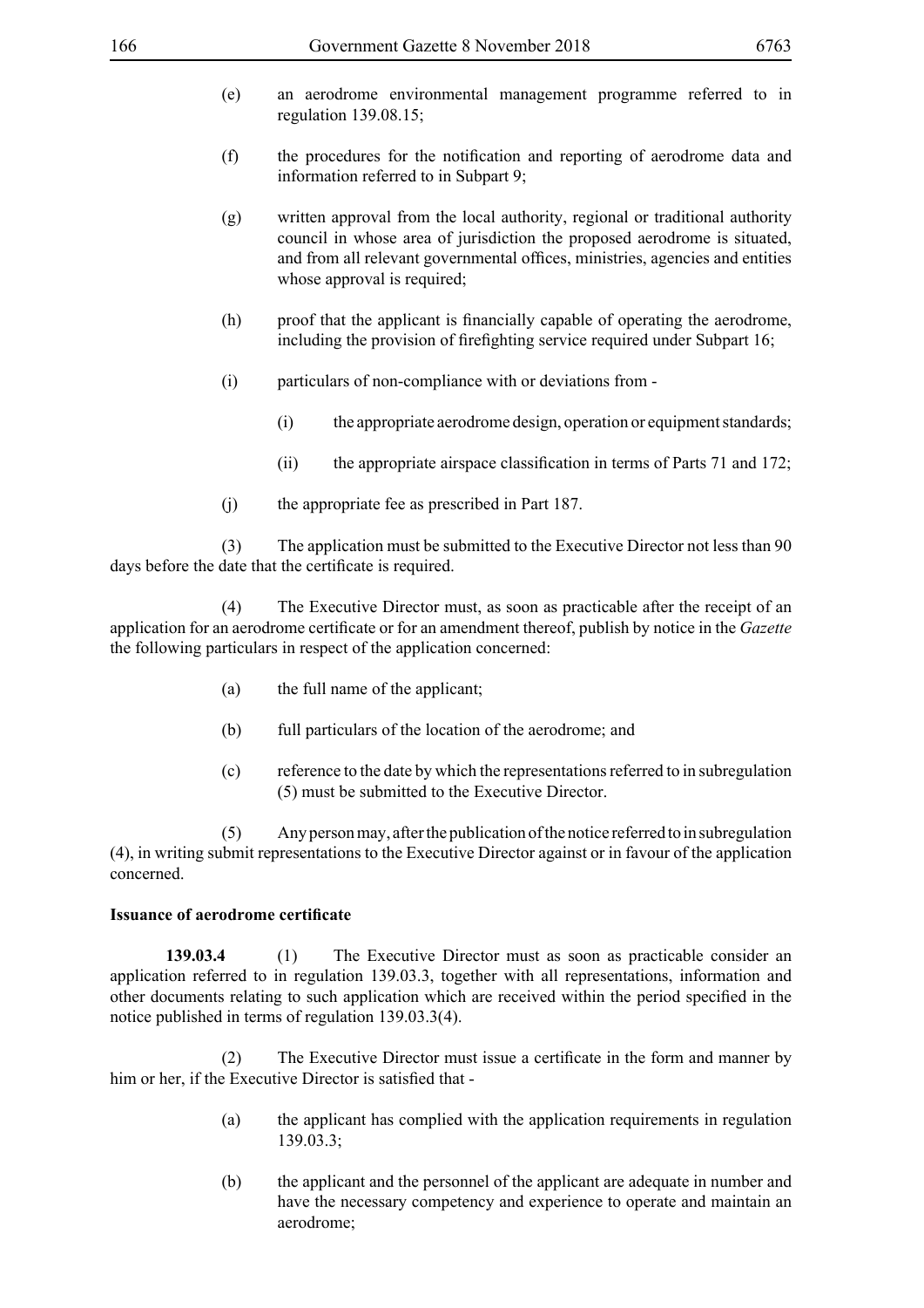(e) an aerodrome environmental management programme referred to in regulation 139.08.15;

(f) the procedures for the notification and reporting of aerodrome data and information referred to in Subpart 9;

(g) written approval from the local authority, regional or traditional authority council in whose area of jurisdiction the proposed aerodrome is situated, and from all relevant governmental offices, ministries, agencies and entities whose approval is required;

(h) proof that the applicant is financially capable of operating the aerodrome, including the provision of firefighting service required under Subpart 16;

(i) particulars of non-compliance with or deviations from -

(i) the appropriate aerodrome design, operation or equipment standards;

(ii) the appropriate airspace classification in terms of Parts 71 and 172;

(j) the appropriate fee as prescribed in Part 187.

(3) The application must be submitted to the Executive Director not less than 90 days before the date that the certificate is required.

(4) The Executive Director must, as soon as practicable after the receipt of an application for an aerodrome certificate or for an amendment thereof, publish by notice in the *Gazette* the following particulars in respect of the application concerned:

(a) the full name of the applicant;

(b) full particulars of the location of the aerodrome; and

(c) reference to the date by which the representations referred to in subregulation (5) must be submitted to the Executive Director.

(5) Any person may, after the publication of the notice referred to in subregulation (4), in writing submit representations to the Executive Director against or in favour of the application concerned.

**Issuance of aerodrome certificate**

**139.03.4** (1) The Executive Director must as soon as practicable consider an application referred to in regulation 139.03.3, together with all representations, information and other documents relating to such application which are received within the period specified in the notice published in terms of regulation 139.03.3(4).

(2) The Executive Director must issue a certificate in the form and manner by him or her, if the Executive Director is satisfied that -

(a) the applicant has complied with the application requirements in regulation 139.03.3;

(b) the applicant and the personnel of the applicant are adequate in number and have the necessary competency and experience to operate and maintain an aerodrome;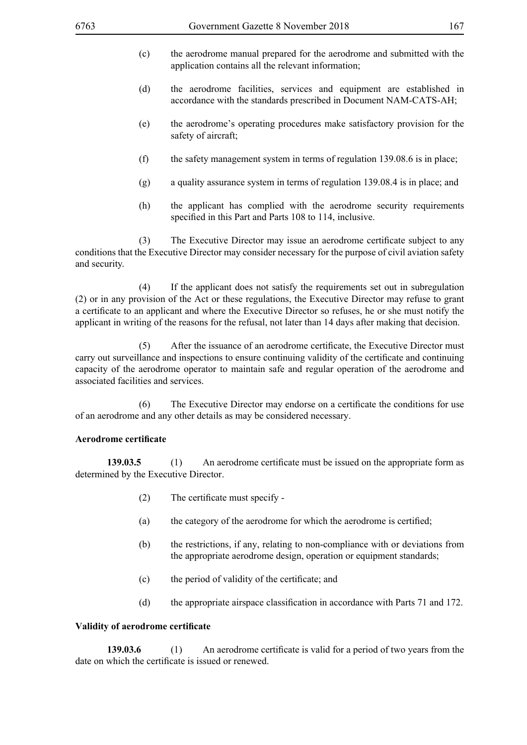(c) the aerodrome manual prepared for the aerodrome and submitted with the application contains all the relevant information;

(d) the aerodrome facilities, services and equipment are established in accordance with the standards prescribed in Document NAM-CATS-AH;

(e) the aerodrome's operating procedures make satisfactory provision for the safety of aircraft;

(f) the safety management system in terms of regulation 139.08.6 is in place;

(g) a quality assurance system in terms of regulation 139.08.4 is in place; and

(h) the applicant has complied with the aerodrome security requirements specified in this Part and Parts 108 to 114, inclusive.

(3) The Executive Director may issue an aerodrome certificate subject to any conditions that the Executive Director may consider necessary for the purpose of civil aviation safety and security.

(4) If the applicant does not satisfy the requirements set out in subregulation (2) or in any provision of the Act or these regulations, the Executive Director may refuse to grant a certificate to an applicant and where the Executive Director so refuses, he or she must notify the applicant in writing of the reasons for the refusal, not later than 14 days after making that decision.

(5) After the issuance of an aerodrome certificate, the Executive Director must carry out surveillance and inspections to ensure continuing validity of the certificate and continuing capacity of the aerodrome operator to maintain safe and regular operation of the aerodrome and associated facilities and services.

(6) The Executive Director may endorse on a certificate the conditions for use of an aerodrome and any other details as may be considered necessary.

**Aerodrome certificate**

**139.03.5** (1) An aerodrome certificate must be issued on the appropriate form as determined by the Executive Director.

(2) The certificate must specify -

(a) the category of the aerodrome for which the aerodrome is certified;

(b) the restrictions, if any, relating to non-compliance with or deviations from the appropriate aerodrome design, operation or equipment standards;

(c) the period of validity of the certificate; and

(d) the appropriate airspace classification in accordance with Parts 71 and 172.

**Validity of aerodrome certificate**

**139.03.6** (1) An aerodrome certificate is valid for a period of two years from the date on which the certificate is issued or renewed.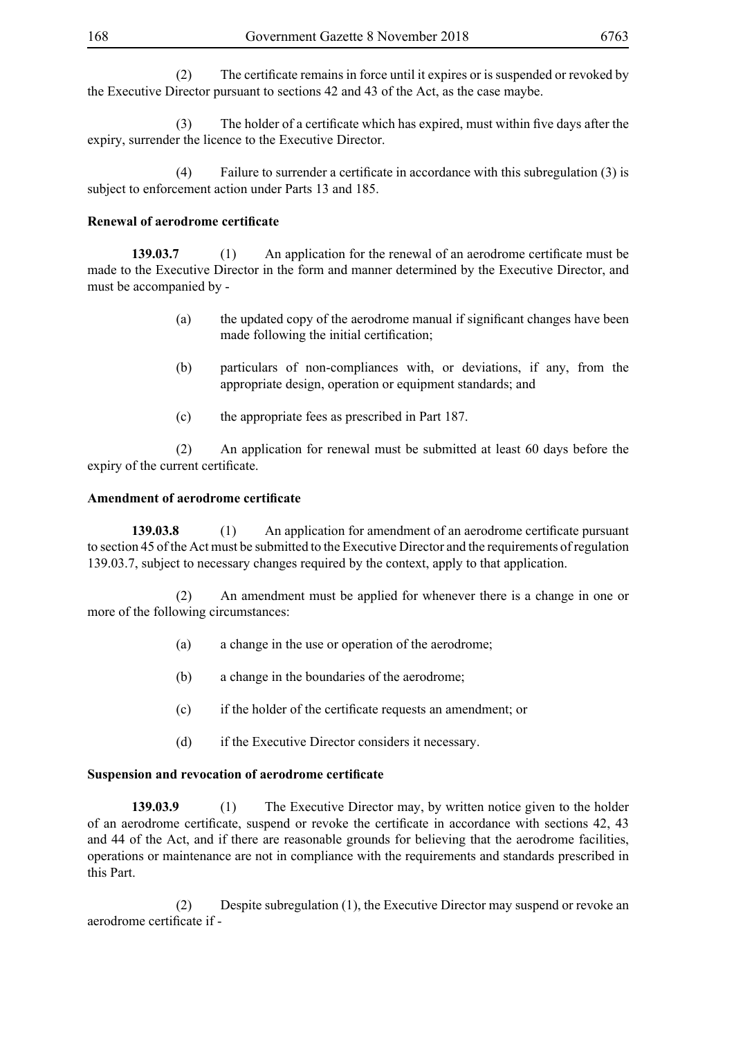(2) The certificate remains in force until it expires or is suspended or revoked by the Executive Director pursuant to sections 42 and 43 of the Act, as the case maybe.

(3) The holder of a certificate which has expired, must within five days after the expiry, surrender the licence to the Executive Director.

(4) Failure to surrender a certificate in accordance with this subregulation (3) is subject to enforcement action under Parts 13 and 185.

**Renewal of aerodrome certificate**

**139.03.7** (1) An application for the renewal of an aerodrome certificate must be made to the Executive Director in the form and manner determined by the Executive Director, and must be accompanied by -

(a) the updated copy of the aerodrome manual if significant changes have been made following the initial certification;

(b) particulars of non-compliances with, or deviations, if any, from the appropriate design, operation or equipment standards; and

(c) the appropriate fees as prescribed in Part 187.

(2) An application for renewal must be submitted at least 60 days before the expiry of the current certificate.

**Amendment of aerodrome certificate**

**139.03.8** (1) An application for amendment of an aerodrome certificate pursuant to section 45 of the Act must be submitted to the Executive Director and the requirements of regulation 139.03.7, subject to necessary changes required by the context, apply to that application.

(2) An amendment must be applied for whenever there is a change in one or more of the following circumstances:

(a) a change in the use or operation of the aerodrome;

(b) a change in the boundaries of the aerodrome;

(c) if the holder of the certificate requests an amendment; or

(d) if the Executive Director considers it necessary.

**Suspension and revocation of aerodrome certificate**

**139.03.9** (1) The Executive Director may, by written notice given to the holder of an aerodrome certificate, suspend or revoke the certificate in accordance with sections 42, 43 and 44 of the Act, and if there are reasonable grounds for believing that the aerodrome facilities, operations or maintenance are not in compliance with the requirements and standards prescribed in this Part.

(2) Despite subregulation (1), the Executive Director may suspend or revoke an aerodrome certificate if -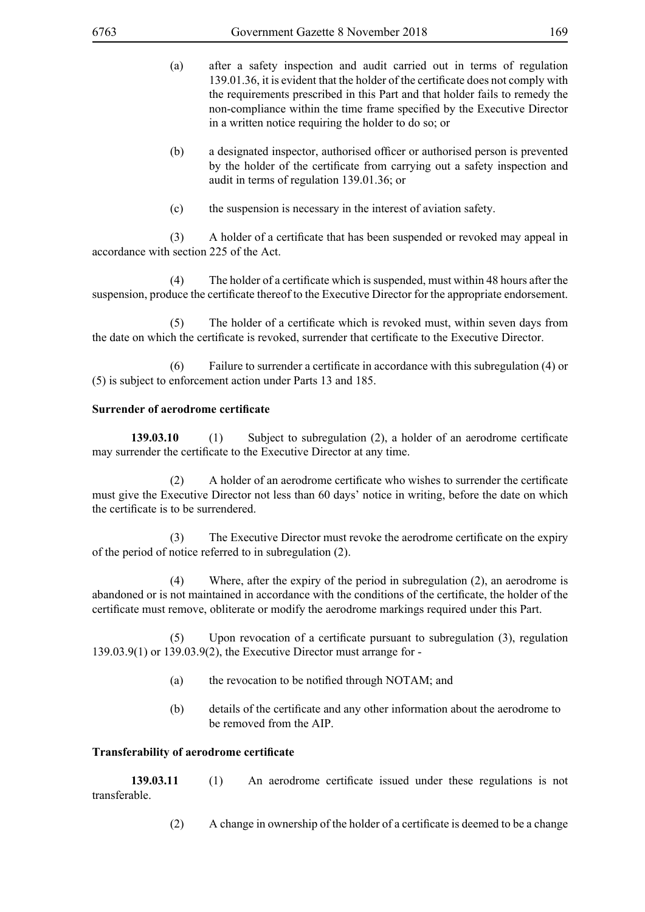(a) after a safety inspection and audit carried out in terms of regulation 139.01.36, it is evident that the holder of the certificate does not comply with the requirements prescribed in this Part and that holder fails to remedy the non-compliance within the time frame specified by the Executive Director in a written notice requiring the holder to do so; or

(b) a designated inspector, authorised officer or authorised person is prevented by the holder of the certificate from carrying out a safety inspection and audit in terms of regulation 139.01.36; or

(c) the suspension is necessary in the interest of aviation safety.

(3) A holder of a certificate that has been suspended or revoked may appeal in accordance with section 225 of the Act.

(4) The holder of a certificate which is suspended, must within 48 hours after the suspension, produce the certificate thereof to the Executive Director for the appropriate endorsement.

(5) The holder of a certificate which is revoked must, within seven days from the date on which the certificate is revoked, surrender that certificate to the Executive Director.

(6) Failure to surrender a certificate in accordance with this subregulation (4) or (5) is subject to enforcement action under Parts 13 and 185.

**Surrender of aerodrome certificate**

**139.03.10** (1) Subject to subregulation (2), a holder of an aerodrome certificate may surrender the certificate to the Executive Director at any time.

(2) A holder of an aerodrome certificate who wishes to surrender the certificate must give the Executive Director not less than 60 days' notice in writing, before the date on which the certificate is to be surrendered.

(3) The Executive Director must revoke the aerodrome certificate on the expiry of the period of notice referred to in subregulation (2).

(4) Where, after the expiry of the period in subregulation (2), an aerodrome is abandoned or is not maintained in accordance with the conditions of the certificate, the holder of the certificate must remove, obliterate or modify the aerodrome markings required under this Part.

(5) Upon revocation of a certificate pursuant to subregulation (3), regulation 139.03.9(1) or 139.03.9(2), the Executive Director must arrange for -

(a) the revocation to be notified through NOTAM; and

(b) details of the certificate and any other information about the aerodrome to be removed from the AIP.

**Transferability of aerodrome certificate**

**139.03.11** (1) An aerodrome certificate issued under these regulations is not transferable.

(2) A change in ownership of the holder of a certificate is deemed to be a change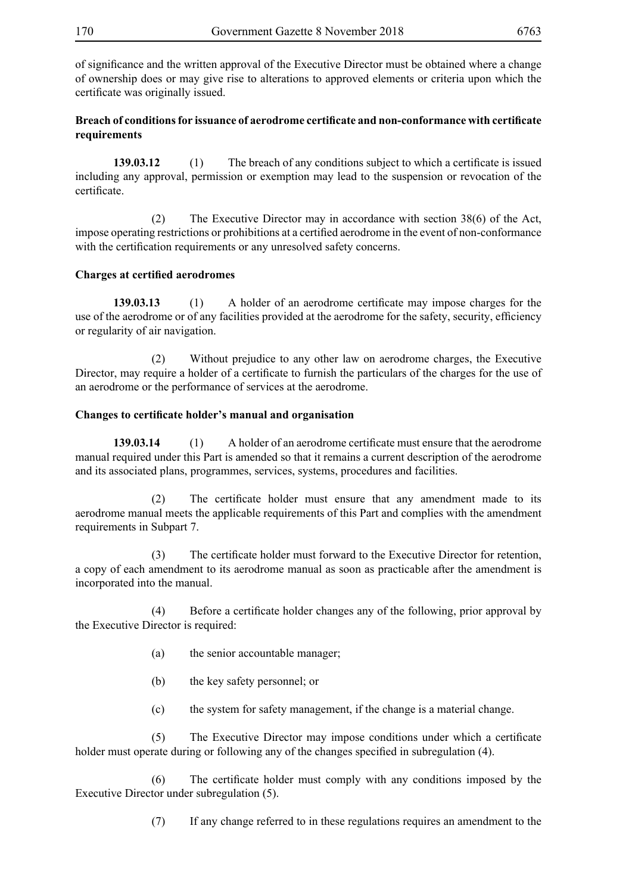of significance and the written approval of the Executive Director must be obtained where a change of ownership does or may give rise to alterations to approved elements or criteria upon which the certificate was originally issued.

**Breach of conditions for issuance of aerodrome certificate and non-conformance with certificate requirements**

**139.03.12** (1) The breach of any conditions subject to which a certificate is issued including any approval, permission or exemption may lead to the suspension or revocation of the certificate.

(2) The Executive Director may in accordance with section 38(6) of the Act, impose operating restrictions or prohibitions at a certified aerodrome in the event of non-conformance with the certification requirements or any unresolved safety concerns.

**Charges at certified aerodromes**

**139.03.13** (1) A holder of an aerodrome certificate may impose charges for the use of the aerodrome or of any facilities provided at the aerodrome for the safety, security, efficiency or regularity of air navigation.

(2) Without prejudice to any other law on aerodrome charges, the Executive Director, may require a holder of a certificate to furnish the particulars of the charges for the use of an aerodrome or the performance of services at the aerodrome.

**Changes to certificate holder's manual and organisation**

**139.03.14** (1) A holder of an aerodrome certificate must ensure that the aerodrome manual required under this Part is amended so that it remains a current description of the aerodrome and its associated plans, programmes, services, systems, procedures and facilities.

(2) The certificate holder must ensure that any amendment made to its aerodrome manual meets the applicable requirements of this Part and complies with the amendment requirements in Subpart 7.

(3) The certificate holder must forward to the Executive Director for retention, a copy of each amendment to its aerodrome manual as soon as practicable after the amendment is incorporated into the manual.

(4) Before a certificate holder changes any of the following, prior approval by the Executive Director is required:

(a) the senior accountable manager;

(b) the key safety personnel; or

(c) the system for safety management, if the change is a material change.

(5) The Executive Director may impose conditions under which a certificate holder must operate during or following any of the changes specified in subregulation (4).

(6) The certificate holder must comply with any conditions imposed by the Executive Director under subregulation (5).

(7) If any change referred to in these regulations requires an amendment to the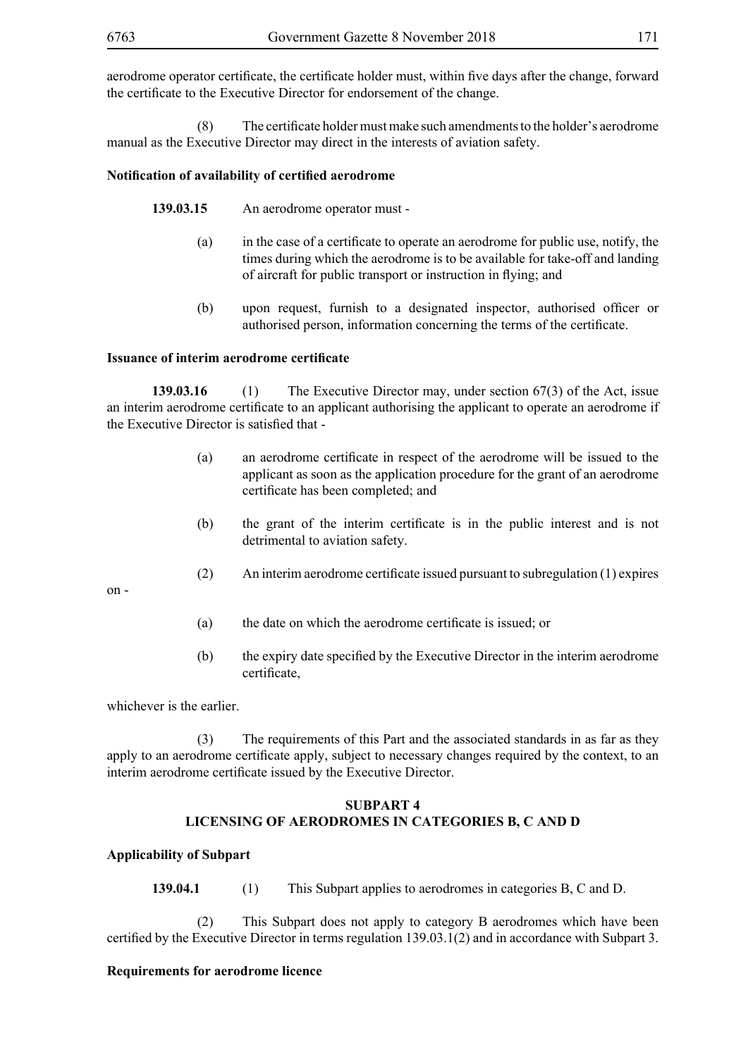aerodrome operator certificate, the certificate holder must, within five days after the change, forward the certificate to the Executive Director for endorsement of the change.

(8) The certificate holder must make such amendments to the holder's aerodrome manual as the Executive Director may direct in the interests of aviation safety.

**Notification of availability of certified aerodrome**

**139.03.15** An aerodrome operator must -

(a) in the case of a certificate to operate an aerodrome for public use, notify, the times during which the aerodrome is to be available for take-off and landing of aircraft for public transport or instruction in flying; and

(b) upon request, furnish to a designated inspector, authorised officer or authorised person, information concerning the terms of the certificate.

**Issuance of interim aerodrome certificate**

**139.03.16** (1) The Executive Director may, under section 67(3) of the Act, issue an interim aerodrome certificate to an applicant authorising the applicant to operate an aerodrome if the Executive Director is satisfied that -

(a) an aerodrome certificate in respect of the aerodrome will be issued to the applicant as soon as the application procedure for the grant of an aerodrome certificate has been completed; and

(b) the grant of the interim certificate is in the public interest and is not detrimental to aviation safety.

(2) An interim aerodrome certificate issued pursuant to subregulation (1) expires on -

(a) the date on which the aerodrome certificate is issued; or

(b) the expiry date specified by the Executive Director in the interim aerodrome certificate,

whichever is the earlier.

(3) The requirements of this Part and the associated standards in as far as they apply to an aerodrome certificate apply, subject to necessary changes required by the context, to an interim aerodrome certificate issued by the Executive Director.

## SUBPART 4
## LICENSING OF AERODROMES IN CATEGORIES B, C AND D

**Applicability of Subpart**

**139.04.1** (1) This Subpart applies to aerodromes in categories B, C and D.

(2) This Subpart does not apply to category B aerodromes which have been certified by the Executive Director in terms regulation 139.03.1(2) and in accordance with Subpart 3.

**Requirements for aerodrome licence**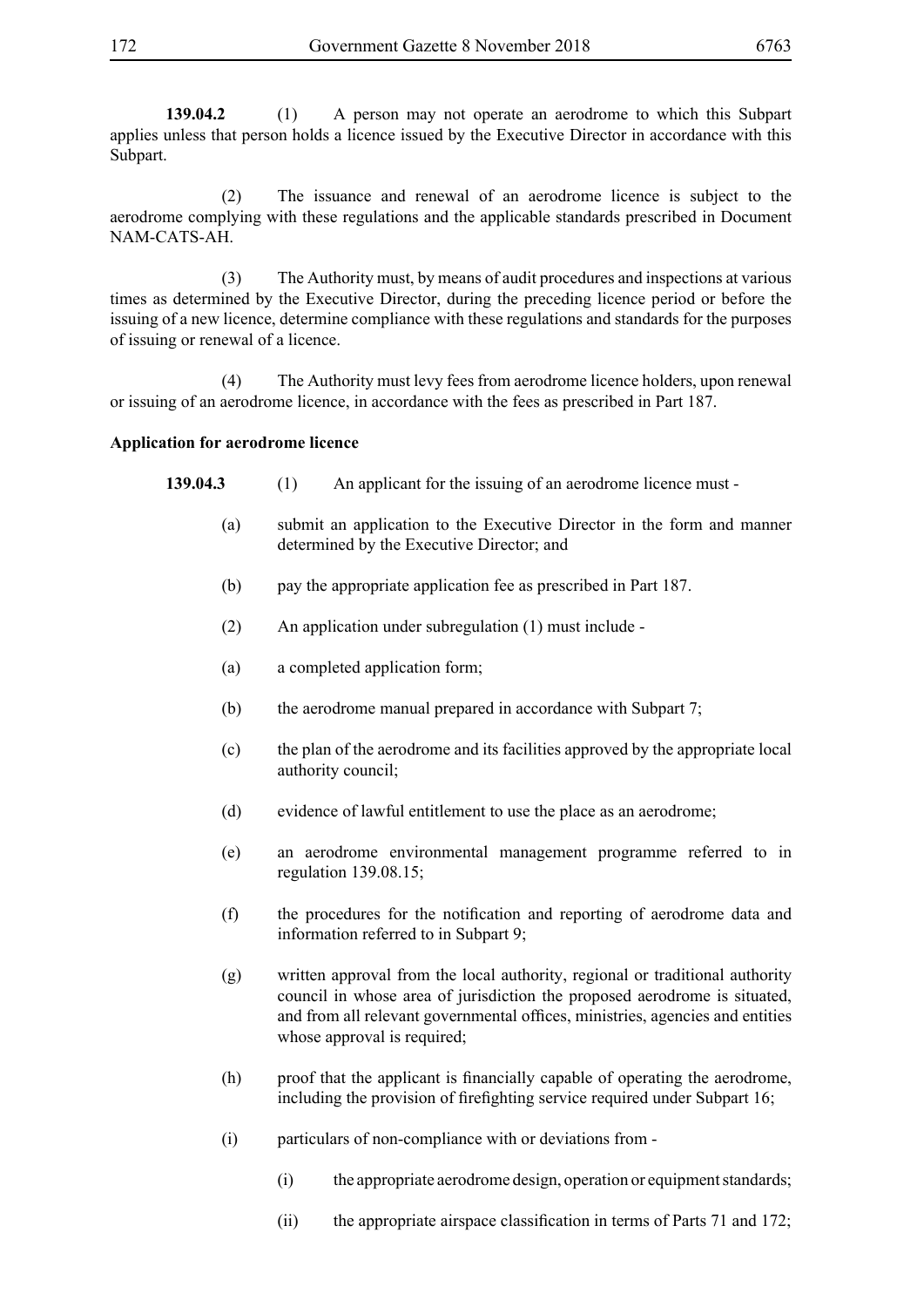**139.04.2** (1) A person may not operate an aerodrome to which this Subpart applies unless that person holds a licence issued by the Executive Director in accordance with this Subpart.

(2) The issuance and renewal of an aerodrome licence is subject to the aerodrome complying with these regulations and the applicable standards prescribed in Document NAM-CATS-AH.

(3) The Authority must, by means of audit procedures and inspections at various times as determined by the Executive Director, during the preceding licence period or before the issuing of a new licence, determine compliance with these regulations and standards for the purposes of issuing or renewal of a licence.

(4) The Authority must levy fees from aerodrome licence holders, upon renewal or issuing of an aerodrome licence, in accordance with the fees as prescribed in Part 187.

**Application for aerodrome licence**

**139.04.3** (1) An applicant for the issuing of an aerodrome licence must -

(a) submit an application to the Executive Director in the form and manner determined by the Executive Director; and

(b) pay the appropriate application fee as prescribed in Part 187.

(2) An application under subregulation (1) must include -

(a) a completed application form;

(b) the aerodrome manual prepared in accordance with Subpart 7;

(c) the plan of the aerodrome and its facilities approved by the appropriate local authority council;

(d) evidence of lawful entitlement to use the place as an aerodrome;

(e) an aerodrome environmental management programme referred to in regulation 139.08.15;

(f) the procedures for the notification and reporting of aerodrome data and information referred to in Subpart 9;

(g) written approval from the local authority, regional or traditional authority council in whose area of jurisdiction the proposed aerodrome is situated, and from all relevant governmental offices, ministries, agencies and entities whose approval is required;

(h) proof that the applicant is financially capable of operating the aerodrome, including the provision of firefighting service required under Subpart 16;

(i) particulars of non-compliance with or deviations from -

(i) the appropriate aerodrome design, operation or equipment standards;

(ii) the appropriate airspace classification in terms of Parts 71 and 172;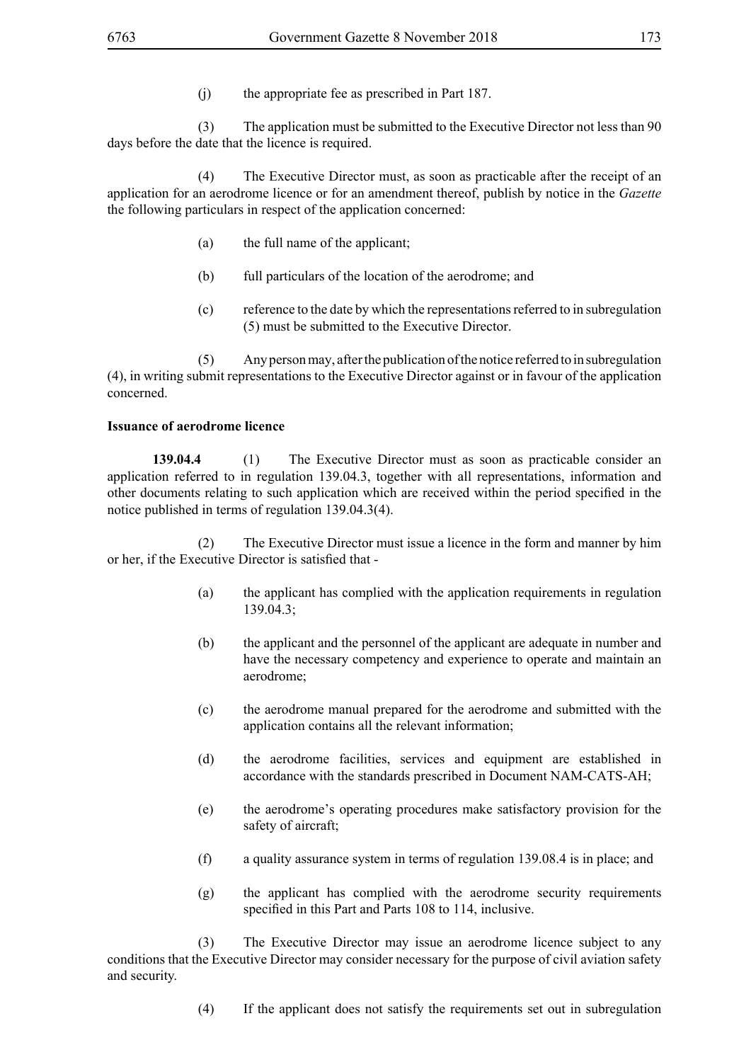(j) the appropriate fee as prescribed in Part 187.

(3) The application must be submitted to the Executive Director not less than 90 days before the date that the licence is required.

(4) The Executive Director must, as soon as practicable after the receipt of an application for an aerodrome licence or for an amendment thereof, publish by notice in the *Gazette* the following particulars in respect of the application concerned:

(a) the full name of the applicant;

(b) full particulars of the location of the aerodrome; and

(c) reference to the date by which the representations referred to in subregulation (5) must be submitted to the Executive Director.

(5) Any person may, after the publication of the notice referred to in subregulation (4), in writing submit representations to the Executive Director against or in favour of the application concerned.

**Issuance of aerodrome licence**

**139.04.4** (1) The Executive Director must as soon as practicable consider an application referred to in regulation 139.04.3, together with all representations, information and other documents relating to such application which are received within the period specified in the notice published in terms of regulation 139.04.3(4).

(2) The Executive Director must issue a licence in the form and manner by him or her, if the Executive Director is satisfied that -

(a) the applicant has complied with the application requirements in regulation 139.04.3;

(b) the applicant and the personnel of the applicant are adequate in number and have the necessary competency and experience to operate and maintain an aerodrome;

(c) the aerodrome manual prepared for the aerodrome and submitted with the application contains all the relevant information;

(d) the aerodrome facilities, services and equipment are established in accordance with the standards prescribed in Document NAM-CATS-AH;

(e) the aerodrome's operating procedures make satisfactory provision for the safety of aircraft;

(f) a quality assurance system in terms of regulation 139.08.4 is in place; and

(g) the applicant has complied with the aerodrome security requirements specified in this Part and Parts 108 to 114, inclusive.

(3) The Executive Director may issue an aerodrome licence subject to any conditions that the Executive Director may consider necessary for the purpose of civil aviation safety and security.

(4) If the applicant does not satisfy the requirements set out in subregulation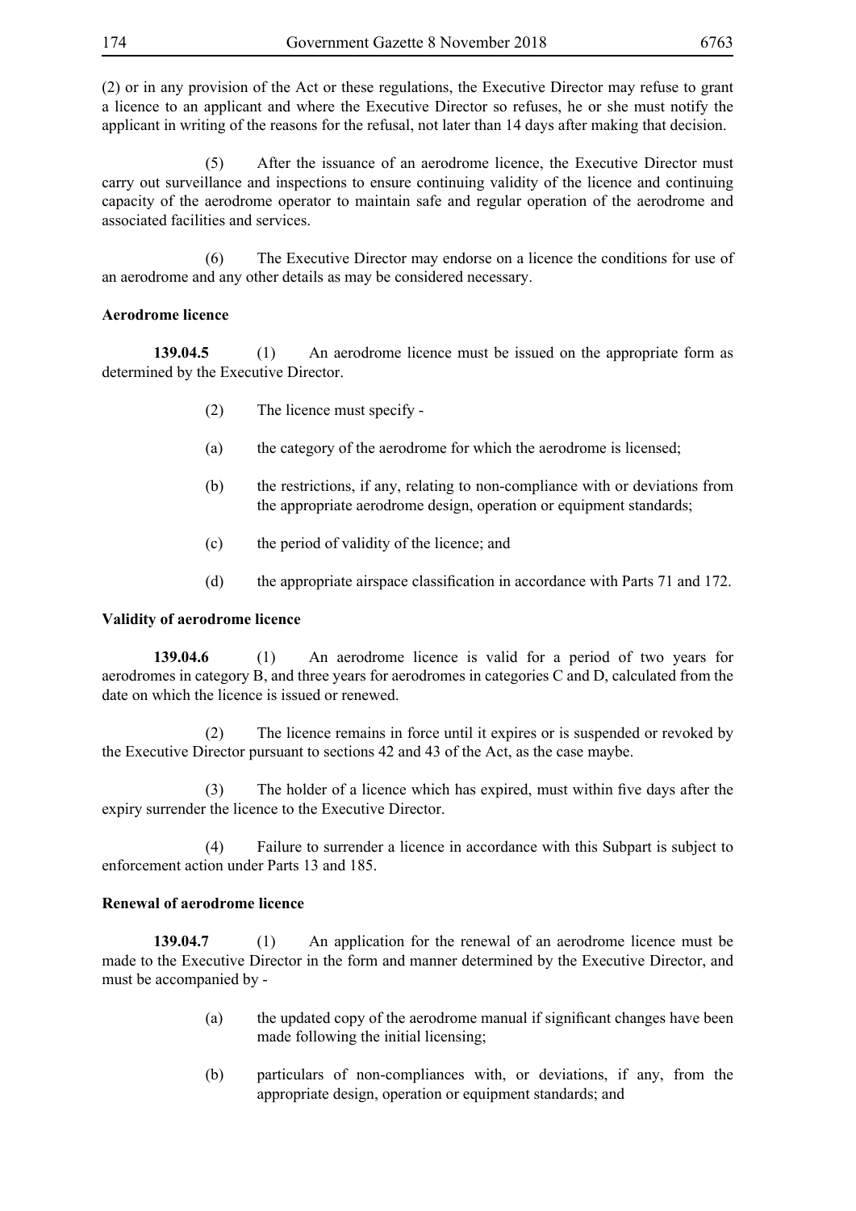(2) or in any provision of the Act or these regulations, the Executive Director may refuse to grant a licence to an applicant and where the Executive Director so refuses, he or she must notify the applicant in writing of the reasons for the refusal, not later than 14 days after making that decision.

(5) After the issuance of an aerodrome licence, the Executive Director must carry out surveillance and inspections to ensure continuing validity of the licence and continuing capacity of the aerodrome operator to maintain safe and regular operation of the aerodrome and associated facilities and services.

(6) The Executive Director may endorse on a licence the conditions for use of an aerodrome and any other details as may be considered necessary.

**Aerodrome licence**

**139.04.5** (1) An aerodrome licence must be issued on the appropriate form as determined by the Executive Director.

(2) The licence must specify -

(a) the category of the aerodrome for which the aerodrome is licensed;

(b) the restrictions, if any, relating to non-compliance with or deviations from the appropriate aerodrome design, operation or equipment standards;

(c) the period of validity of the licence; and

(d) the appropriate airspace classification in accordance with Parts 71 and 172.

**Validity of aerodrome licence**

**139.04.6** (1) An aerodrome licence is valid for a period of two years for aerodromes in category B, and three years for aerodromes in categories C and D, calculated from the date on which the licence is issued or renewed.

(2) The licence remains in force until it expires or is suspended or revoked by the Executive Director pursuant to sections 42 and 43 of the Act, as the case maybe.

(3) The holder of a licence which has expired, must within five days after the expiry surrender the licence to the Executive Director.

(4) Failure to surrender a licence in accordance with this Subpart is subject to enforcement action under Parts 13 and 185.

**Renewal of aerodrome licence**

**139.04.7** (1) An application for the renewal of an aerodrome licence must be made to the Executive Director in the form and manner determined by the Executive Director, and must be accompanied by -

(a) the updated copy of the aerodrome manual if significant changes have been made following the initial licensing;

(b) particulars of non-compliances with, or deviations, if any, from the appropriate design, operation or equipment standards; and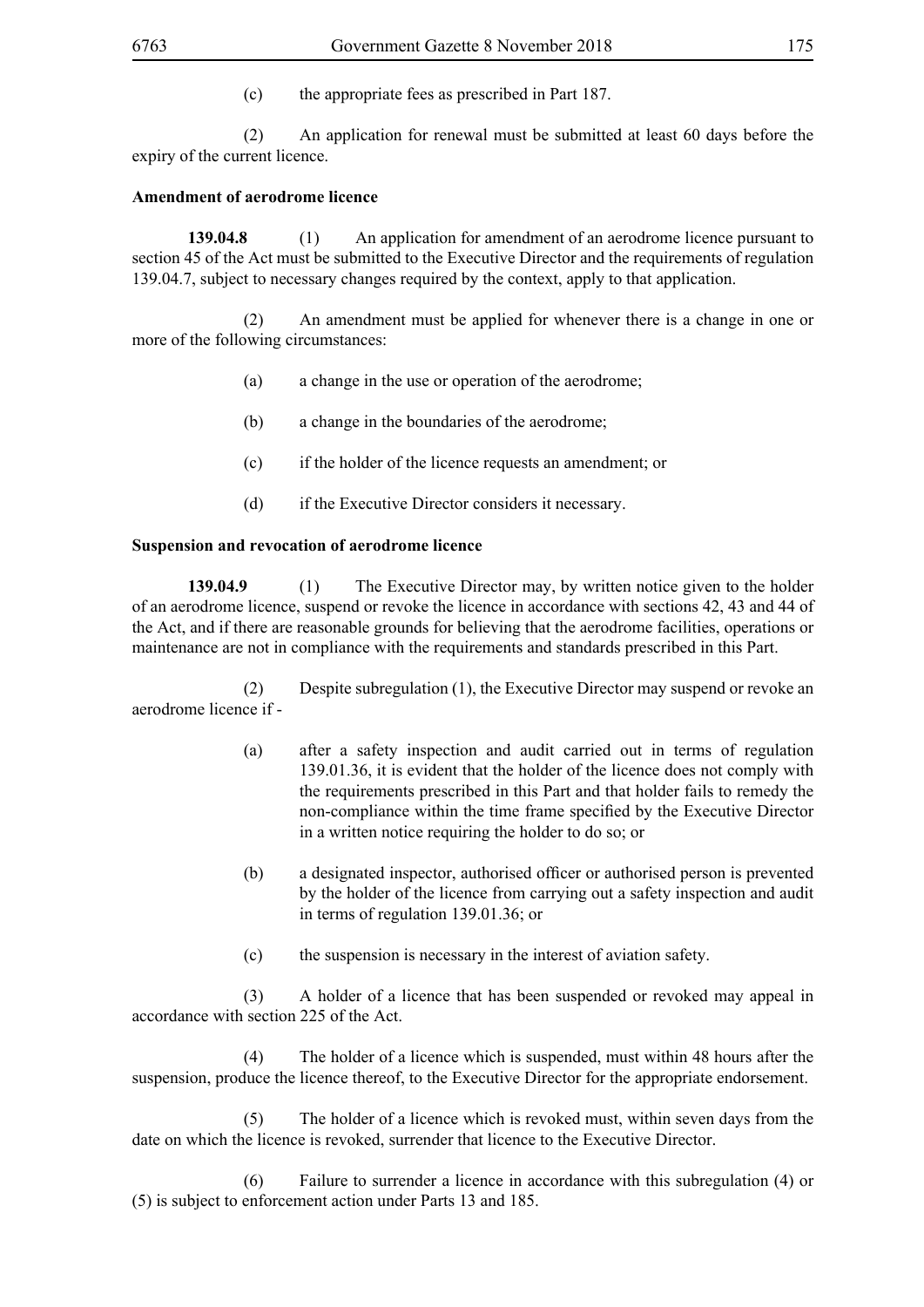(c) the appropriate fees as prescribed in Part 187.

(2) An application for renewal must be submitted at least 60 days before the expiry of the current licence.

**Amendment of aerodrome licence**

**139.04.8** (1) An application for amendment of an aerodrome licence pursuant to section 45 of the Act must be submitted to the Executive Director and the requirements of regulation 139.04.7, subject to necessary changes required by the context, apply to that application.

(2) An amendment must be applied for whenever there is a change in one or more of the following circumstances:

(a) a change in the use or operation of the aerodrome;

(b) a change in the boundaries of the aerodrome;

(c) if the holder of the licence requests an amendment; or

(d) if the Executive Director considers it necessary.

**Suspension and revocation of aerodrome licence**

**139.04.9** (1) The Executive Director may, by written notice given to the holder of an aerodrome licence, suspend or revoke the licence in accordance with sections 42, 43 and 44 of the Act, and if there are reasonable grounds for believing that the aerodrome facilities, operations or maintenance are not in compliance with the requirements and standards prescribed in this Part.

(2) Despite subregulation (1), the Executive Director may suspend or revoke an aerodrome licence if -

(a) after a safety inspection and audit carried out in terms of regulation 139.01.36, it is evident that the holder of the licence does not comply with the requirements prescribed in this Part and that holder fails to remedy the non-compliance within the time frame specified by the Executive Director in a written notice requiring the holder to do so; or

(b) a designated inspector, authorised officer or authorised person is prevented by the holder of the licence from carrying out a safety inspection and audit in terms of regulation 139.01.36; or

(c) the suspension is necessary in the interest of aviation safety.

(3) A holder of a licence that has been suspended or revoked may appeal in accordance with section 225 of the Act.

(4) The holder of a licence which is suspended, must within 48 hours after the suspension, produce the licence thereof, to the Executive Director for the appropriate endorsement.

(5) The holder of a licence which is revoked must, within seven days from the date on which the licence is revoked, surrender that licence to the Executive Director.

(6) Failure to surrender a licence in accordance with this subregulation (4) or (5) is subject to enforcement action under Parts 13 and 185.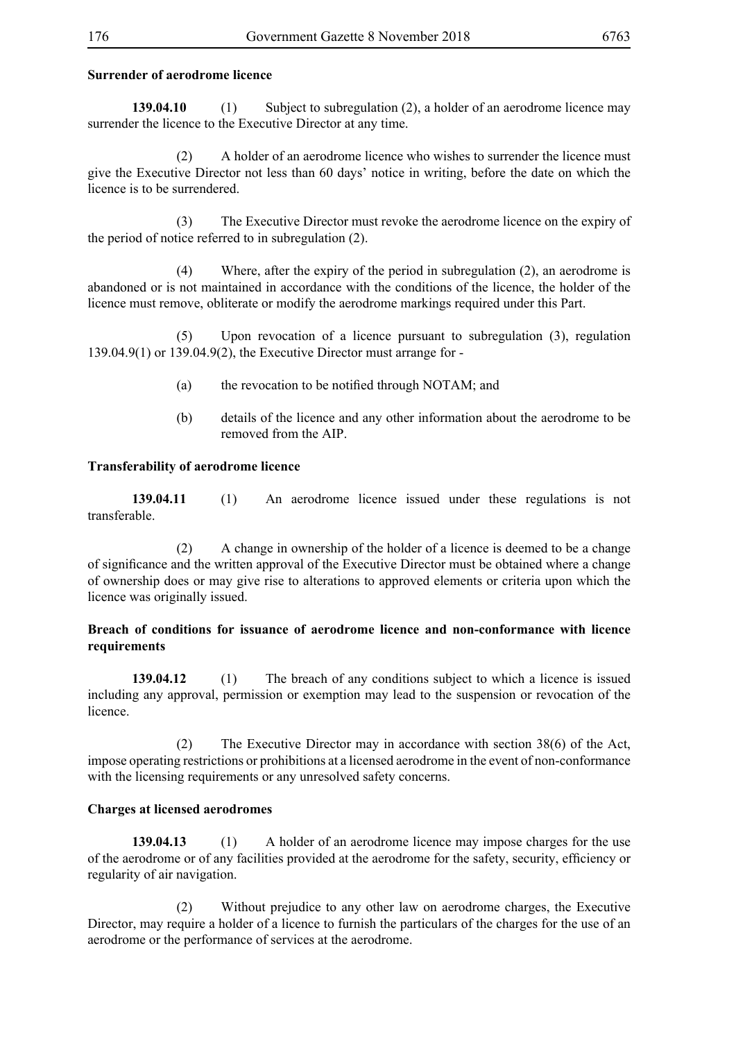**Surrender of aerodrome licence**

**139.04.10** (1) Subject to subregulation (2), a holder of an aerodrome licence may surrender the licence to the Executive Director at any time.

(2) A holder of an aerodrome licence who wishes to surrender the licence must give the Executive Director not less than 60 days' notice in writing, before the date on which the licence is to be surrendered.

(3) The Executive Director must revoke the aerodrome licence on the expiry of the period of notice referred to in subregulation (2).

(4) Where, after the expiry of the period in subregulation (2), an aerodrome is abandoned or is not maintained in accordance with the conditions of the licence, the holder of the licence must remove, obliterate or modify the aerodrome markings required under this Part.

(5) Upon revocation of a licence pursuant to subregulation (3), regulation 139.04.9(1) or 139.04.9(2), the Executive Director must arrange for -

(a) the revocation to be notified through NOTAM; and

(b) details of the licence and any other information about the aerodrome to be removed from the AIP.

**Transferability of aerodrome licence**

**139.04.11** (1) An aerodrome licence issued under these regulations is not transferable.

(2) A change in ownership of the holder of a licence is deemed to be a change of significance and the written approval of the Executive Director must be obtained where a change of ownership does or may give rise to alterations to approved elements or criteria upon which the licence was originally issued.

**Breach of conditions for issuance of aerodrome licence and non-conformance with licence requirements**

**139.04.12** (1) The breach of any conditions subject to which a licence is issued including any approval, permission or exemption may lead to the suspension or revocation of the licence.

(2) The Executive Director may in accordance with section 38(6) of the Act, impose operating restrictions or prohibitions at a licensed aerodrome in the event of non-conformance with the licensing requirements or any unresolved safety concerns.

**Charges at licensed aerodromes**

**139.04.13** (1) A holder of an aerodrome licence may impose charges for the use of the aerodrome or of any facilities provided at the aerodrome for the safety, security, efficiency or regularity of air navigation.

(2) Without prejudice to any other law on aerodrome charges, the Executive Director, may require a holder of a licence to furnish the particulars of the charges for the use of an aerodrome or the performance of services at the aerodrome.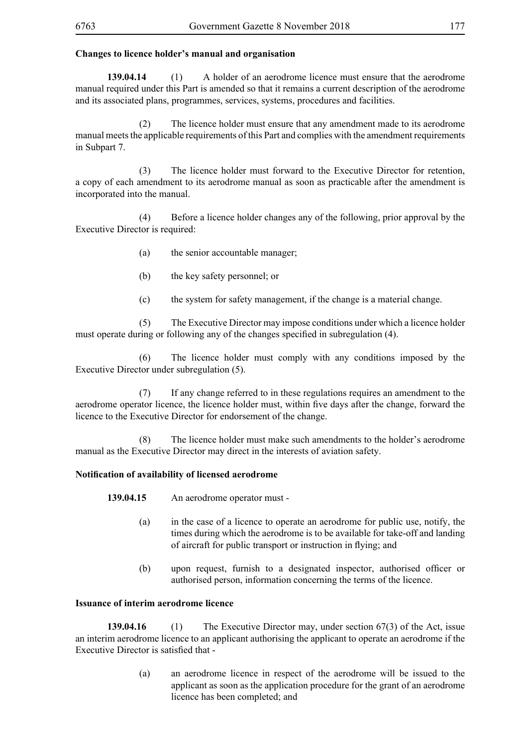**Changes to licence holder's manual and organisation**

**139.04.14** (1) A holder of an aerodrome licence must ensure that the aerodrome manual required under this Part is amended so that it remains a current description of the aerodrome and its associated plans, programmes, services, systems, procedures and facilities.

(2) The licence holder must ensure that any amendment made to its aerodrome manual meets the applicable requirements of this Part and complies with the amendment requirements in Subpart 7.

(3) The licence holder must forward to the Executive Director for retention, a copy of each amendment to its aerodrome manual as soon as practicable after the amendment is incorporated into the manual.

(4) Before a licence holder changes any of the following, prior approval by the Executive Director is required:

(a) the senior accountable manager;

(b) the key safety personnel; or

(c) the system for safety management, if the change is a material change.

(5) The Executive Director may impose conditions under which a licence holder must operate during or following any of the changes specified in subregulation (4).

(6) The licence holder must comply with any conditions imposed by the Executive Director under subregulation (5).

(7) If any change referred to in these regulations requires an amendment to the aerodrome operator licence, the licence holder must, within five days after the change, forward the licence to the Executive Director for endorsement of the change.

(8) The licence holder must make such amendments to the holder's aerodrome manual as the Executive Director may direct in the interests of aviation safety.

**Notification of availability of licensed aerodrome**

**139.04.15** An aerodrome operator must -

(a) in the case of a licence to operate an aerodrome for public use, notify, the times during which the aerodrome is to be available for take-off and landing of aircraft for public transport or instruction in flying; and

(b) upon request, furnish to a designated inspector, authorised officer or authorised person, information concerning the terms of the licence.

**Issuance of interim aerodrome licence**

**139.04.16** (1) The Executive Director may, under section 67(3) of the Act, issue an interim aerodrome licence to an applicant authorising the applicant to operate an aerodrome if the Executive Director is satisfied that -

(a) an aerodrome licence in respect of the aerodrome will be issued to the applicant as soon as the application procedure for the grant of an aerodrome licence has been completed; and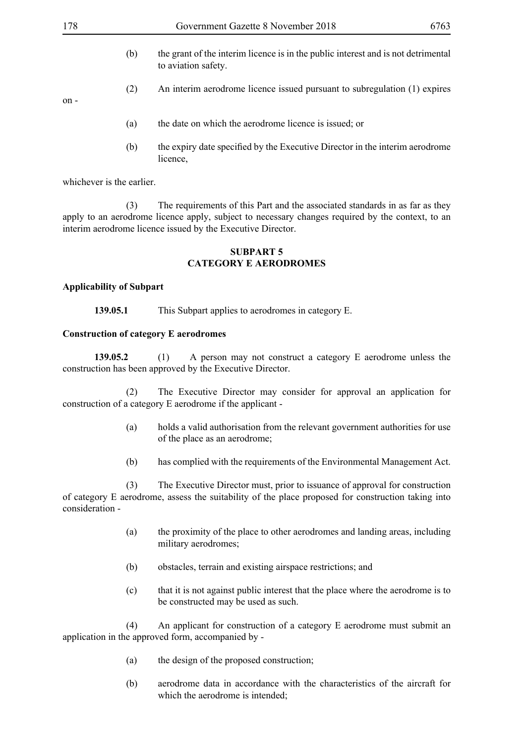(b) the grant of the interim licence is in the public interest and is not detrimental to aviation safety.

(2) An interim aerodrome licence issued pursuant to subregulation (1) expires on -

(a) the date on which the aerodrome licence is issued; or

(b) the expiry date specified by the Executive Director in the interim aerodrome licence,

whichever is the earlier.

(3) The requirements of this Part and the associated standards in as far as they apply to an aerodrome licence apply, subject to necessary changes required by the context, to an interim aerodrome licence issued by the Executive Director.

## SUBPART 5
## CATEGORY E AERODROMES

**Applicability of Subpart**

**139.05.1** This Subpart applies to aerodromes in category E.

**Construction of category E aerodromes**

**139.05.2** (1) A person may not construct a category E aerodrome unless the construction has been approved by the Executive Director.

(2) The Executive Director may consider for approval an application for construction of a category E aerodrome if the applicant -

(a) holds a valid authorisation from the relevant government authorities for use of the place as an aerodrome;

(b) has complied with the requirements of the Environmental Management Act.

(3) The Executive Director must, prior to issuance of approval for construction of category E aerodrome, assess the suitability of the place proposed for construction taking into consideration -

(a) the proximity of the place to other aerodromes and landing areas, including military aerodromes;

(b) obstacles, terrain and existing airspace restrictions; and

(c) that it is not against public interest that the place where the aerodrome is to be constructed may be used as such.

(4) An applicant for construction of a category E aerodrome must submit an application in the approved form, accompanied by -

(a) the design of the proposed construction;

(b) aerodrome data in accordance with the characteristics of the aircraft for which the aerodrome is intended;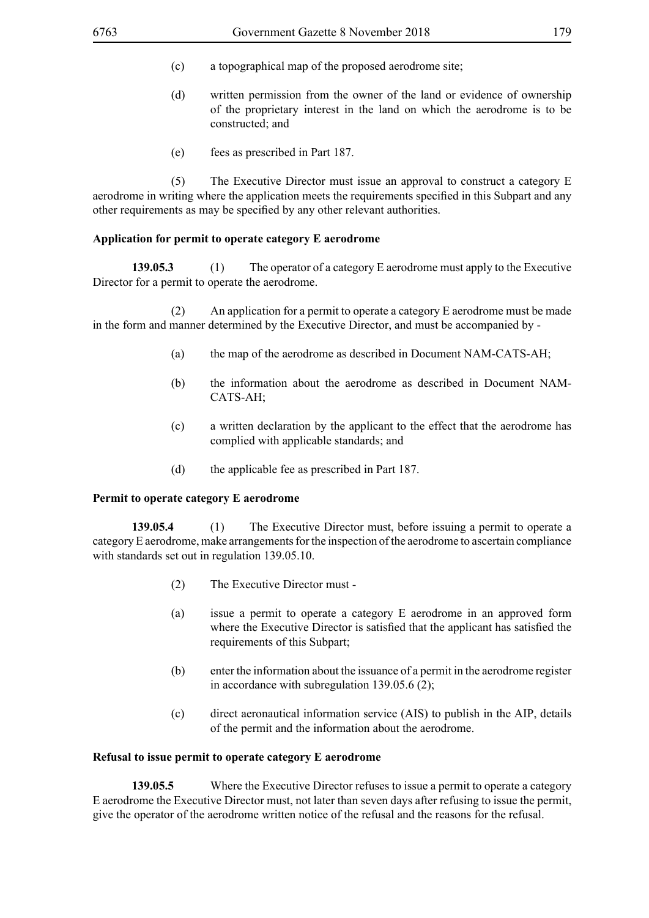(c) a topographical map of the proposed aerodrome site;

(d) written permission from the owner of the land or evidence of ownership of the proprietary interest in the land on which the aerodrome is to be constructed; and

(e) fees as prescribed in Part 187.

(5) The Executive Director must issue an approval to construct a category E aerodrome in writing where the application meets the requirements specified in this Subpart and any other requirements as may be specified by any other relevant authorities.

**Application for permit to operate category E aerodrome**

**139.05.3** (1) The operator of a category E aerodrome must apply to the Executive Director for a permit to operate the aerodrome.

(2) An application for a permit to operate a category E aerodrome must be made in the form and manner determined by the Executive Director, and must be accompanied by -

(a) the map of the aerodrome as described in Document NAM-CATS-AH;

(b) the information about the aerodrome as described in Document NAM-CATS-AH;

(c) a written declaration by the applicant to the effect that the aerodrome has complied with applicable standards; and

(d) the applicable fee as prescribed in Part 187.

**Permit to operate category E aerodrome**

**139.05.4** (1) The Executive Director must, before issuing a permit to operate a category E aerodrome, make arrangements for the inspection of the aerodrome to ascertain compliance with standards set out in regulation 139.05.10.

(2) The Executive Director must -

(a) issue a permit to operate a category E aerodrome in an approved form where the Executive Director is satisfied that the applicant has satisfied the requirements of this Subpart;

(b) enter the information about the issuance of a permit in the aerodrome register in accordance with subregulation 139.05.6 (2);

(c) direct aeronautical information service (AIS) to publish in the AIP, details of the permit and the information about the aerodrome.

**Refusal to issue permit to operate category E aerodrome**

**139.05.5** Where the Executive Director refuses to issue a permit to operate a category E aerodrome the Executive Director must, not later than seven days after refusing to issue the permit, give the operator of the aerodrome written notice of the refusal and the reasons for the refusal.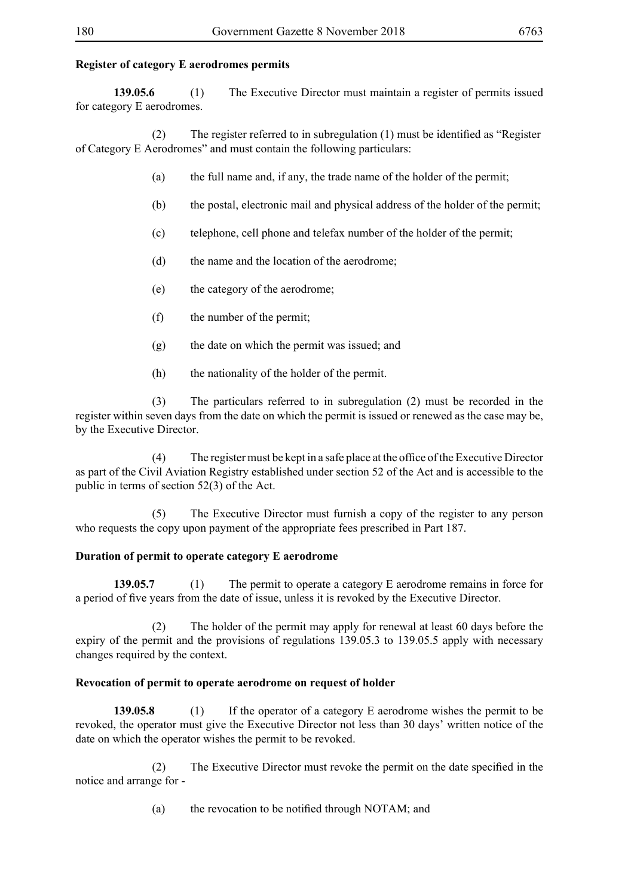**Register of category E aerodromes permits**

**139.05.6** (1) The Executive Director must maintain a register of permits issued for category E aerodromes.

(2) The register referred to in subregulation (1) must be identified as "Register of Category E Aerodromes" and must contain the following particulars:

(a) the full name and, if any, the trade name of the holder of the permit;

(b) the postal, electronic mail and physical address of the holder of the permit;

(c) telephone, cell phone and telefax number of the holder of the permit;

(d) the name and the location of the aerodrome;

(e) the category of the aerodrome;

(f) the number of the permit;

(g) the date on which the permit was issued; and

(h) the nationality of the holder of the permit.

(3) The particulars referred to in subregulation (2) must be recorded in the register within seven days from the date on which the permit is issued or renewed as the case may be, by the Executive Director.

(4) The register must be kept in a safe place at the office of the Executive Director as part of the Civil Aviation Registry established under section 52 of the Act and is accessible to the public in terms of section 52(3) of the Act.

(5) The Executive Director must furnish a copy of the register to any person who requests the copy upon payment of the appropriate fees prescribed in Part 187.

**Duration of permit to operate category E aerodrome**

**139.05.7** (1) The permit to operate a category E aerodrome remains in force for a period of five years from the date of issue, unless it is revoked by the Executive Director.

(2) The holder of the permit may apply for renewal at least 60 days before the expiry of the permit and the provisions of regulations 139.05.3 to 139.05.5 apply with necessary changes required by the context.

**Revocation of permit to operate aerodrome on request of holder**

**139.05.8** (1) If the operator of a category E aerodrome wishes the permit to be revoked, the operator must give the Executive Director not less than 30 days' written notice of the date on which the operator wishes the permit to be revoked.

(2) The Executive Director must revoke the permit on the date specified in the notice and arrange for -

(a) the revocation to be notified through NOTAM; and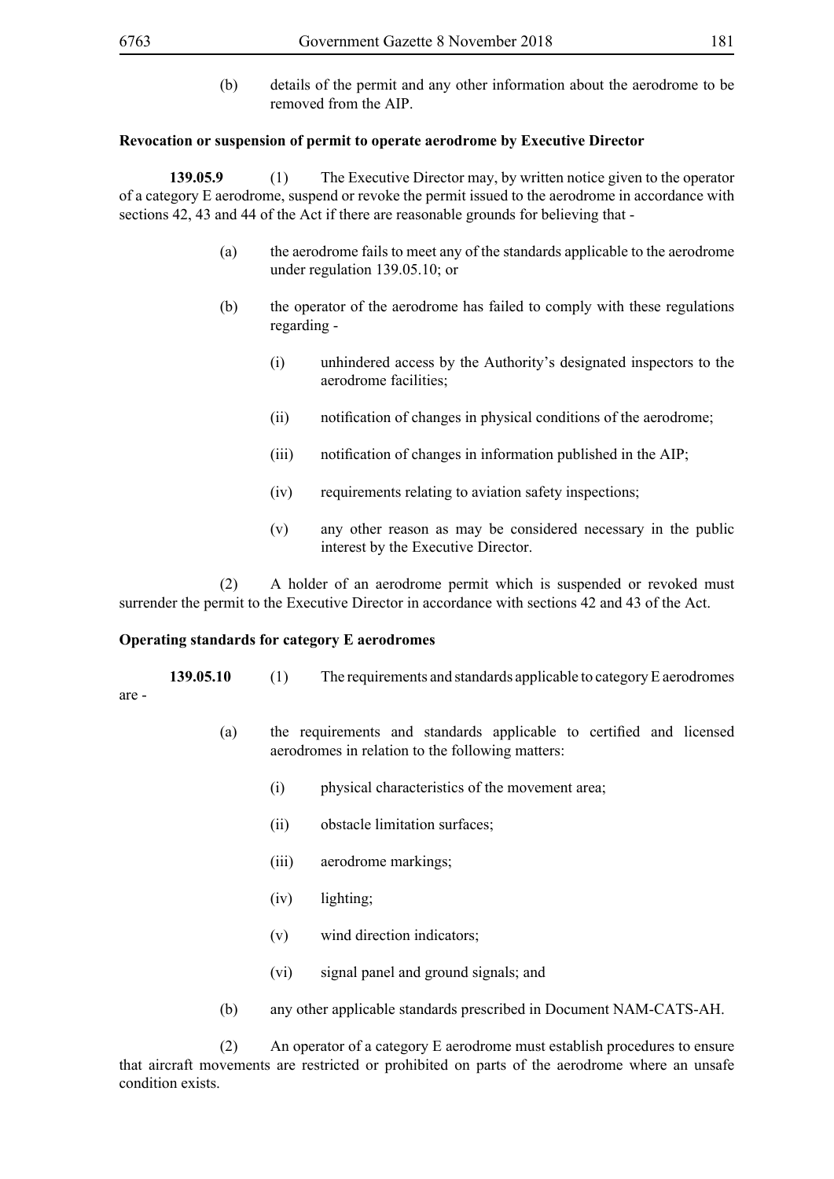(b) details of the permit and any other information about the aerodrome to be removed from the AIP.

**Revocation or suspension of permit to operate aerodrome by Executive Director**

**139.05.9** (1) The Executive Director may, by written notice given to the operator of a category E aerodrome, suspend or revoke the permit issued to the aerodrome in accordance with sections 42, 43 and 44 of the Act if there are reasonable grounds for believing that -

(a) the aerodrome fails to meet any of the standards applicable to the aerodrome under regulation 139.05.10; or

(b) the operator of the aerodrome has failed to comply with these regulations regarding -

(i) unhindered access by the Authority's designated inspectors to the aerodrome facilities;

(ii) notification of changes in physical conditions of the aerodrome;

(iii) notification of changes in information published in the AIP;

(iv) requirements relating to aviation safety inspections;

(v) any other reason as may be considered necessary in the public interest by the Executive Director.

(2) A holder of an aerodrome permit which is suspended or revoked must surrender the permit to the Executive Director in accordance with sections 42 and 43 of the Act.

**Operating standards for category E aerodromes**

**139.05.10** (1) The requirements and standards applicable to category E aerodromes are -

(a) the requirements and standards applicable to certified and licensed aerodromes in relation to the following matters:

(i) physical characteristics of the movement area;

(ii) obstacle limitation surfaces;

(iii) aerodrome markings;

(iv) lighting;

(v) wind direction indicators;

(vi) signal panel and ground signals; and

(b) any other applicable standards prescribed in Document NAM-CATS-AH.

(2) An operator of a category E aerodrome must establish procedures to ensure that aircraft movements are restricted or prohibited on parts of the aerodrome where an unsafe condition exists.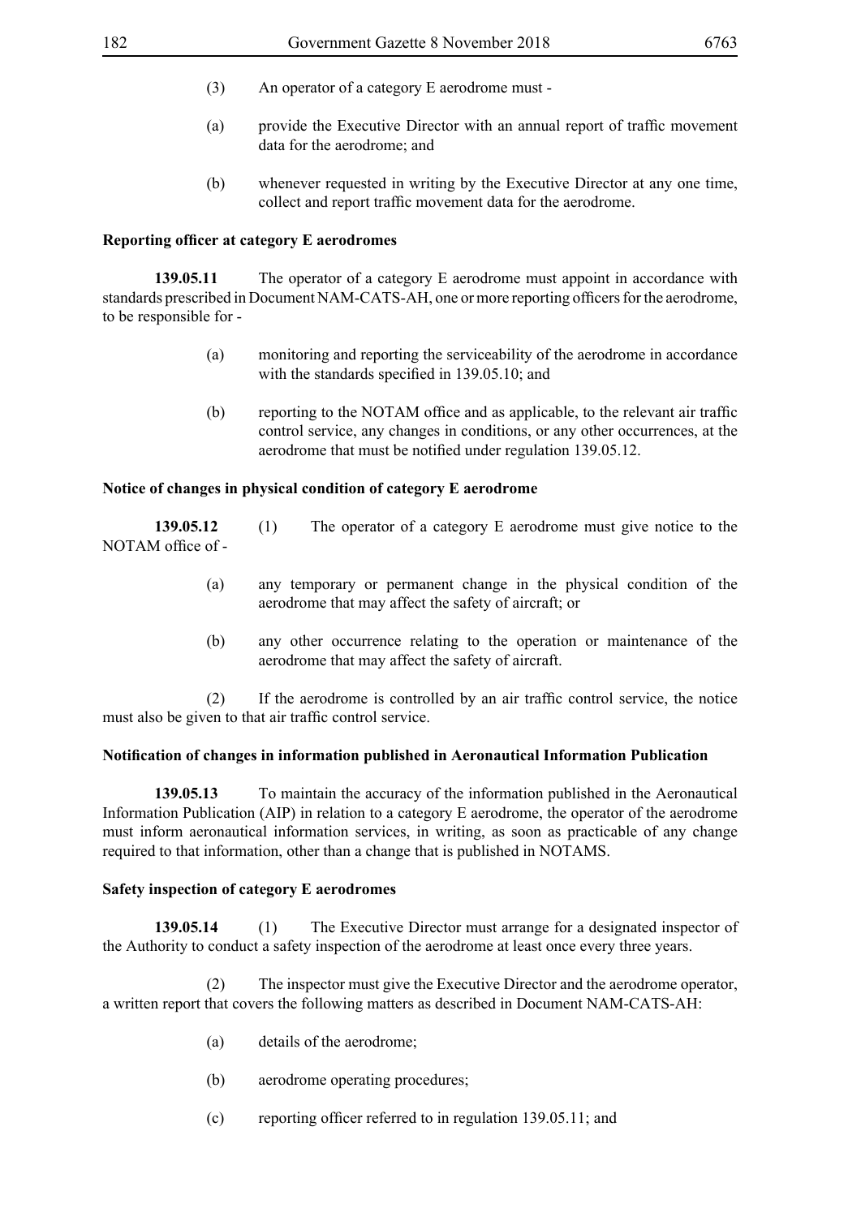(3) An operator of a category E aerodrome must -

(a) provide the Executive Director with an annual report of traffic movement data for the aerodrome; and

(b) whenever requested in writing by the Executive Director at any one time, collect and report traffic movement data for the aerodrome.

**Reporting officer at category E aerodromes**

**139.05.11** The operator of a category E aerodrome must appoint in accordance with standards prescribed in Document NAM-CATS-AH, one or more reporting officers for the aerodrome, to be responsible for -

(a) monitoring and reporting the serviceability of the aerodrome in accordance with the standards specified in 139.05.10; and

(b) reporting to the NOTAM office and as applicable, to the relevant air traffic control service, any changes in conditions, or any other occurrences, at the aerodrome that must be notified under regulation 139.05.12.

**Notice of changes in physical condition of category E aerodrome**

**139.05.12** (1) The operator of a category E aerodrome must give notice to the NOTAM office of -

(a) any temporary or permanent change in the physical condition of the aerodrome that may affect the safety of aircraft; or

(b) any other occurrence relating to the operation or maintenance of the aerodrome that may affect the safety of aircraft.

(2) If the aerodrome is controlled by an air traffic control service, the notice must also be given to that air traffic control service.

**Notification of changes in information published in Aeronautical Information Publication**

**139.05.13** To maintain the accuracy of the information published in the Aeronautical Information Publication (AIP) in relation to a category E aerodrome, the operator of the aerodrome must inform aeronautical information services, in writing, as soon as practicable of any change required to that information, other than a change that is published in NOTAMS.

**Safety inspection of category E aerodromes**

**139.05.14** (1) The Executive Director must arrange for a designated inspector of the Authority to conduct a safety inspection of the aerodrome at least once every three years.

(2) The inspector must give the Executive Director and the aerodrome operator, a written report that covers the following matters as described in Document NAM-CATS-AH:

(a) details of the aerodrome;

(b) aerodrome operating procedures;

(c) reporting officer referred to in regulation 139.05.11; and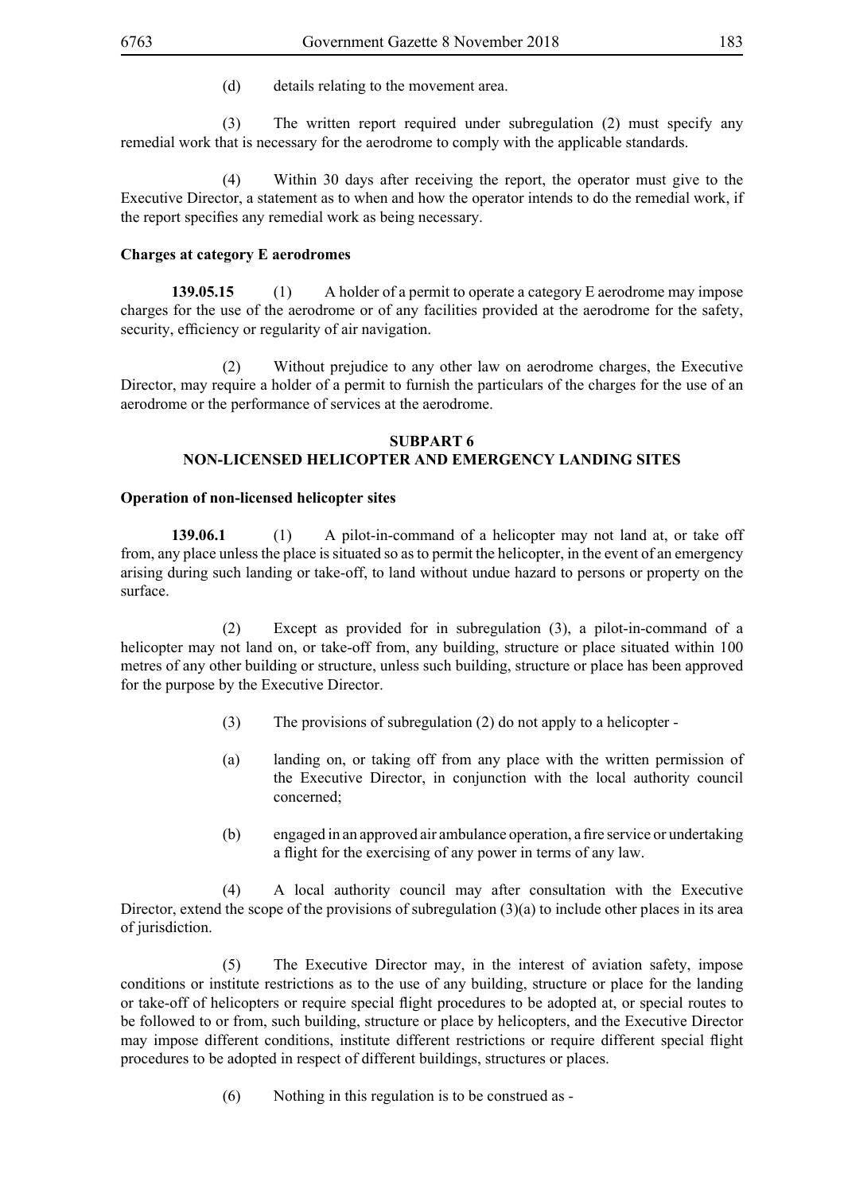(d) details relating to the movement area.

(3) The written report required under subregulation (2) must specify any remedial work that is necessary for the aerodrome to comply with the applicable standards.

(4) Within 30 days after receiving the report, the operator must give to the Executive Director, a statement as to when and how the operator intends to do the remedial work, if the report specifies any remedial work as being necessary.

**Charges at category E aerodromes**

**139.05.15** (1) A holder of a permit to operate a category E aerodrome may impose charges for the use of the aerodrome or of any facilities provided at the aerodrome for the safety, security, efficiency or regularity of air navigation.

(2) Without prejudice to any other law on aerodrome charges, the Executive Director, may require a holder of a permit to furnish the particulars of the charges for the use of an aerodrome or the performance of services at the aerodrome.

## SUBPART 6
## NON-LICENSED HELICOPTER AND EMERGENCY LANDING SITES

**Operation of non-licensed helicopter sites**

**139.06.1** (1) A pilot-in-command of a helicopter may not land at, or take off from, any place unless the place is situated so as to permit the helicopter, in the event of an emergency arising during such landing or take-off, to land without undue hazard to persons or property on the surface.

(2) Except as provided for in subregulation (3), a pilot-in-command of a helicopter may not land on, or take-off from, any building, structure or place situated within 100 metres of any other building or structure, unless such building, structure or place has been approved for the purpose by the Executive Director.

(3) The provisions of subregulation (2) do not apply to a helicopter -

(a) landing on, or taking off from any place with the written permission of the Executive Director, in conjunction with the local authority council concerned;

(b) engaged in an approved air ambulance operation, a fire service or undertaking a flight for the exercising of any power in terms of any law.

(4) A local authority council may after consultation with the Executive Director, extend the scope of the provisions of subregulation (3)(a) to include other places in its area of jurisdiction.

(5) The Executive Director may, in the interest of aviation safety, impose conditions or institute restrictions as to the use of any building, structure or place for the landing or take-off of helicopters or require special flight procedures to be adopted at, or special routes to be followed to or from, such building, structure or place by helicopters, and the Executive Director may impose different conditions, institute different restrictions or require different special flight procedures to be adopted in respect of different buildings, structures or places.

(6) Nothing in this regulation is to be construed as -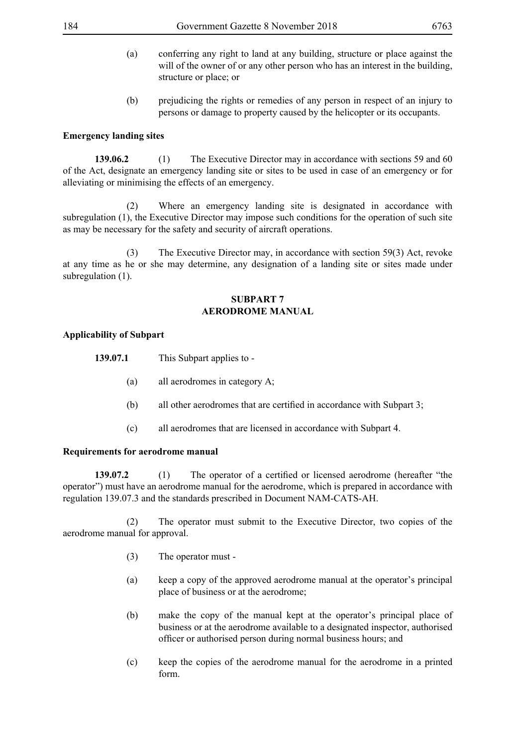(a) conferring any right to land at any building, structure or place against the will of the owner of or any other person who has an interest in the building, structure or place; or

(b) prejudicing the rights or remedies of any person in respect of an injury to persons or damage to property caused by the helicopter or its occupants.

**Emergency landing sites**

**139.06.2** (1) The Executive Director may in accordance with sections 59 and 60 of the Act, designate an emergency landing site or sites to be used in case of an emergency or for alleviating or minimising the effects of an emergency.

(2) Where an emergency landing site is designated in accordance with subregulation (1), the Executive Director may impose such conditions for the operation of such site as may be necessary for the safety and security of aircraft operations.

(3) The Executive Director may, in accordance with section 59(3) Act, revoke at any time as he or she may determine, any designation of a landing site or sites made under subregulation (1).

## SUBPART 7
## AERODROME MANUAL

**Applicability of Subpart**

**139.07.1** This Subpart applies to -

(a) all aerodromes in category A;

(b) all other aerodromes that are certified in accordance with Subpart 3;

(c) all aerodromes that are licensed in accordance with Subpart 4.

**Requirements for aerodrome manual**

**139.07.2** (1) The operator of a certified or licensed aerodrome (hereafter "the operator") must have an aerodrome manual for the aerodrome, which is prepared in accordance with regulation 139.07.3 and the standards prescribed in Document NAM-CATS-AH.

(2) The operator must submit to the Executive Director, two copies of the aerodrome manual for approval.

(3) The operator must -

(a) keep a copy of the approved aerodrome manual at the operator's principal place of business or at the aerodrome;

(b) make the copy of the manual kept at the operator's principal place of business or at the aerodrome available to a designated inspector, authorised officer or authorised person during normal business hours; and

(c) keep the copies of the aerodrome manual for the aerodrome in a printed form.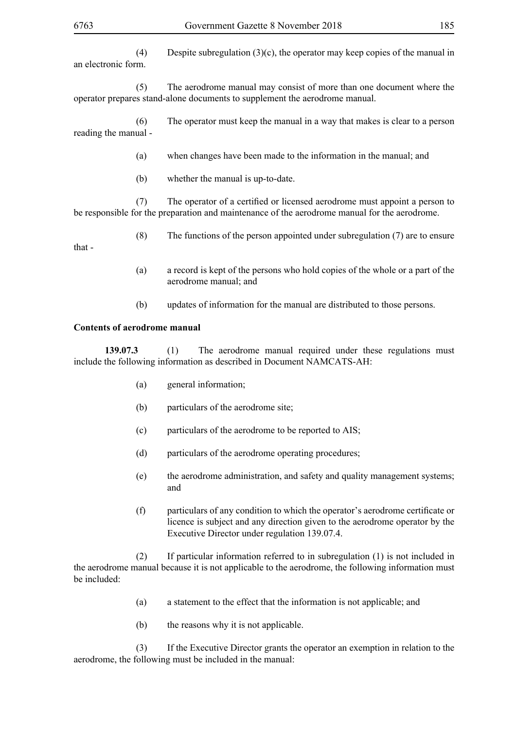(4) Despite subregulation (3)(c), the operator may keep copies of the manual in an electronic form.

(5) The aerodrome manual may consist of more than one document where the operator prepares stand-alone documents to supplement the aerodrome manual.

(6) The operator must keep the manual in a way that makes is clear to a person reading the manual -

(a) when changes have been made to the information in the manual; and

(b) whether the manual is up-to-date.

(7) The operator of a certified or licensed aerodrome must appoint a person to be responsible for the preparation and maintenance of the aerodrome manual for the aerodrome.

(8) The functions of the person appointed under subregulation (7) are to ensure that -

(a) a record is kept of the persons who hold copies of the whole or a part of the aerodrome manual; and

(b) updates of information for the manual are distributed to those persons.

**Contents of aerodrome manual**

**139.07.3** (1) The aerodrome manual required under these regulations must include the following information as described in Document NAMCATS-AH:

(a) general information;

(b) particulars of the aerodrome site;

(c) particulars of the aerodrome to be reported to AIS;

(d) particulars of the aerodrome operating procedures;

(e) the aerodrome administration, and safety and quality management systems; and

(f) particulars of any condition to which the operator's aerodrome certificate or licence is subject and any direction given to the aerodrome operator by the Executive Director under regulation 139.07.4.

(2) If particular information referred to in subregulation (1) is not included in the aerodrome manual because it is not applicable to the aerodrome, the following information must be included:

(a) a statement to the effect that the information is not applicable; and

(b) the reasons why it is not applicable.

(3) If the Executive Director grants the operator an exemption in relation to the aerodrome, the following must be included in the manual: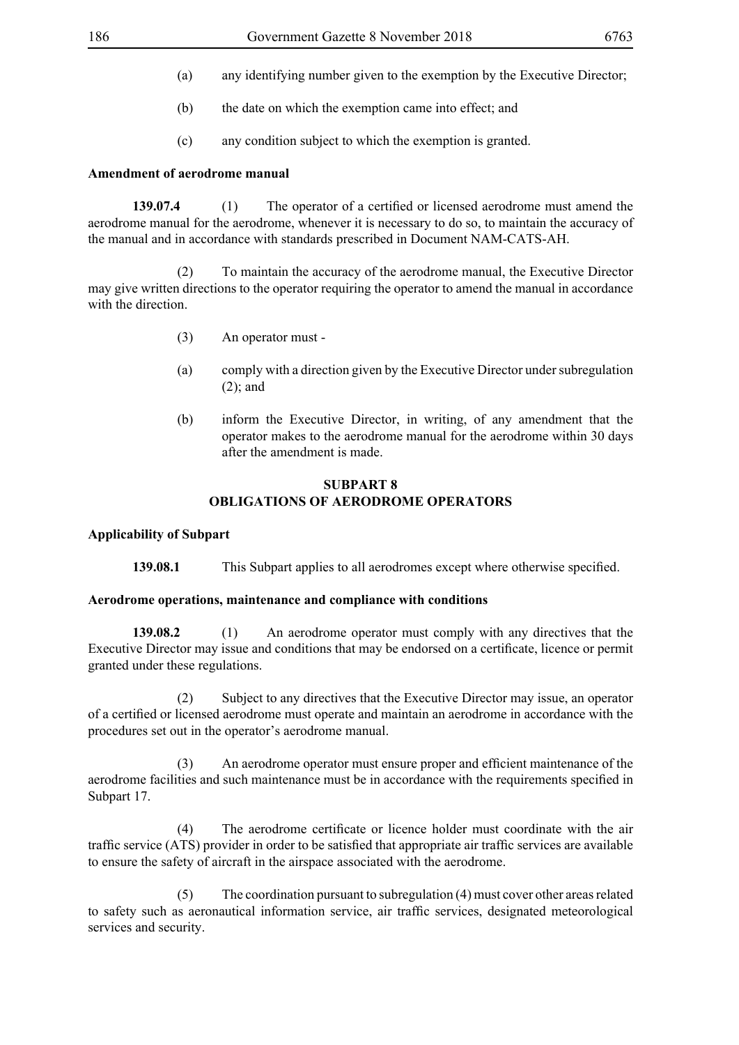(a) any identifying number given to the exemption by the Executive Director;

(b) the date on which the exemption came into effect; and

(c) any condition subject to which the exemption is granted.

**Amendment of aerodrome manual**

**139.07.4** (1) The operator of a certified or licensed aerodrome must amend the aerodrome manual for the aerodrome, whenever it is necessary to do so, to maintain the accuracy of the manual and in accordance with standards prescribed in Document NAM-CATS-AH.

(2) To maintain the accuracy of the aerodrome manual, the Executive Director may give written directions to the operator requiring the operator to amend the manual in accordance with the direction.

(3) An operator must -

(a) comply with a direction given by the Executive Director under subregulation (2); and

(b) inform the Executive Director, in writing, of any amendment that the operator makes to the aerodrome manual for the aerodrome within 30 days after the amendment is made.

## SUBPART 8
## OBLIGATIONS OF AERODROME OPERATORS

**Applicability of Subpart**

**139.08.1** This Subpart applies to all aerodromes except where otherwise specified.

**Aerodrome operations, maintenance and compliance with conditions**

**139.08.2** (1) An aerodrome operator must comply with any directives that the Executive Director may issue and conditions that may be endorsed on a certificate, licence or permit granted under these regulations.

(2) Subject to any directives that the Executive Director may issue, an operator of a certified or licensed aerodrome must operate and maintain an aerodrome in accordance with the procedures set out in the operator's aerodrome manual.

(3) An aerodrome operator must ensure proper and efficient maintenance of the aerodrome facilities and such maintenance must be in accordance with the requirements specified in Subpart 17.

(4) The aerodrome certificate or licence holder must coordinate with the air traffic service (ATS) provider in order to be satisfied that appropriate air traffic services are available to ensure the safety of aircraft in the airspace associated with the aerodrome.

(5) The coordination pursuant to subregulation (4) must cover other areas related to safety such as aeronautical information service, air traffic services, designated meteorological services and security.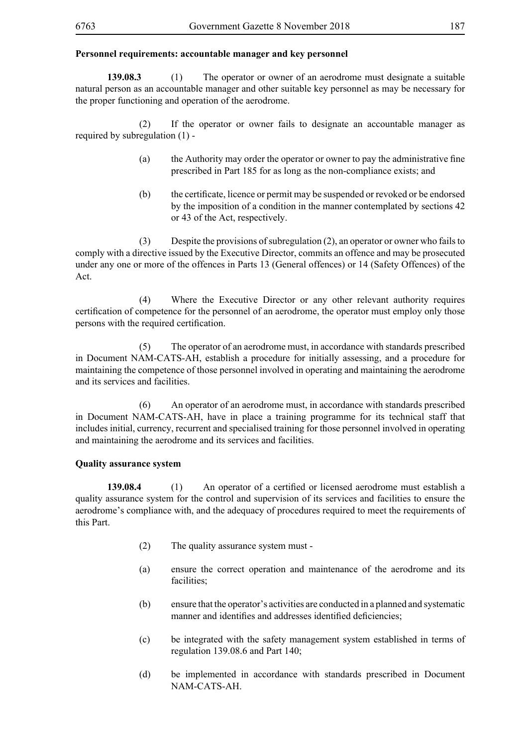**Personnel requirements: accountable manager and key personnel**

**139.08.3** (1) The operator or owner of an aerodrome must designate a suitable natural person as an accountable manager and other suitable key personnel as may be necessary for the proper functioning and operation of the aerodrome.

(2) If the operator or owner fails to designate an accountable manager as required by subregulation (1) -

(a) the Authority may order the operator or owner to pay the administrative fine prescribed in Part 185 for as long as the non-compliance exists; and

(b) the certificate, licence or permit may be suspended or revoked or be endorsed by the imposition of a condition in the manner contemplated by sections 42 or 43 of the Act, respectively.

(3) Despite the provisions of subregulation (2), an operator or owner who fails to comply with a directive issued by the Executive Director, commits an offence and may be prosecuted under any one or more of the offences in Parts 13 (General offences) or 14 (Safety Offences) of the Act.

(4) Where the Executive Director or any other relevant authority requires certification of competence for the personnel of an aerodrome, the operator must employ only those persons with the required certification.

(5) The operator of an aerodrome must, in accordance with standards prescribed in Document NAM-CATS-AH, establish a procedure for initially assessing, and a procedure for maintaining the competence of those personnel involved in operating and maintaining the aerodrome and its services and facilities.

(6) An operator of an aerodrome must, in accordance with standards prescribed in Document NAM-CATS-AH, have in place a training programme for its technical staff that includes initial, currency, recurrent and specialised training for those personnel involved in operating and maintaining the aerodrome and its services and facilities.

**Quality assurance system**

**139.08.4** (1) An operator of a certified or licensed aerodrome must establish a quality assurance system for the control and supervision of its services and facilities to ensure the aerodrome's compliance with, and the adequacy of procedures required to meet the requirements of this Part.

(2) The quality assurance system must -

(a) ensure the correct operation and maintenance of the aerodrome and its facilities;

(b) ensure that the operator's activities are conducted in a planned and systematic manner and identifies and addresses identified deficiencies;

(c) be integrated with the safety management system established in terms of regulation 139.08.6 and Part 140;

(d) be implemented in accordance with standards prescribed in Document NAM-CATS-AH.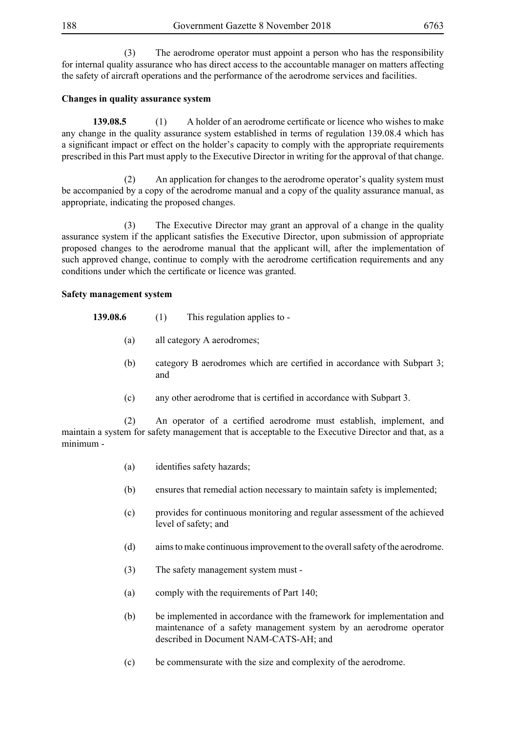(3) The aerodrome operator must appoint a person who has the responsibility for internal quality assurance who has direct access to the accountable manager on matters affecting the safety of aircraft operations and the performance of the aerodrome services and facilities.

**Changes in quality assurance system**

**139.08.5** (1) A holder of an aerodrome certificate or licence who wishes to make any change in the quality assurance system established in terms of regulation 139.08.4 which has a significant impact or effect on the holder's capacity to comply with the appropriate requirements prescribed in this Part must apply to the Executive Director in writing for the approval of that change.

(2) An application for changes to the aerodrome operator's quality system must be accompanied by a copy of the aerodrome manual and a copy of the quality assurance manual, as appropriate, indicating the proposed changes.

(3) The Executive Director may grant an approval of a change in the quality assurance system if the applicant satisfies the Executive Director, upon submission of appropriate proposed changes to the aerodrome manual that the applicant will, after the implementation of such approved change, continue to comply with the aerodrome certification requirements and any conditions under which the certificate or licence was granted.

**Safety management system**

**139.08.6** (1) This regulation applies to -

(a) all category A aerodromes;

(b) category B aerodromes which are certified in accordance with Subpart 3; and

(c) any other aerodrome that is certified in accordance with Subpart 3.

(2) An operator of a certified aerodrome must establish, implement, and maintain a system for safety management that is acceptable to the Executive Director and that, as a minimum -

(a) identifies safety hazards;

(b) ensures that remedial action necessary to maintain safety is implemented;

(c) provides for continuous monitoring and regular assessment of the achieved level of safety; and

(d) aims to make continuous improvement to the overall safety of the aerodrome.

(3) The safety management system must -

(a) comply with the requirements of Part 140;

(b) be implemented in accordance with the framework for implementation and maintenance of a safety management system by an aerodrome operator described in Document NAM-CATS-AH; and

(c) be commensurate with the size and complexity of the aerodrome.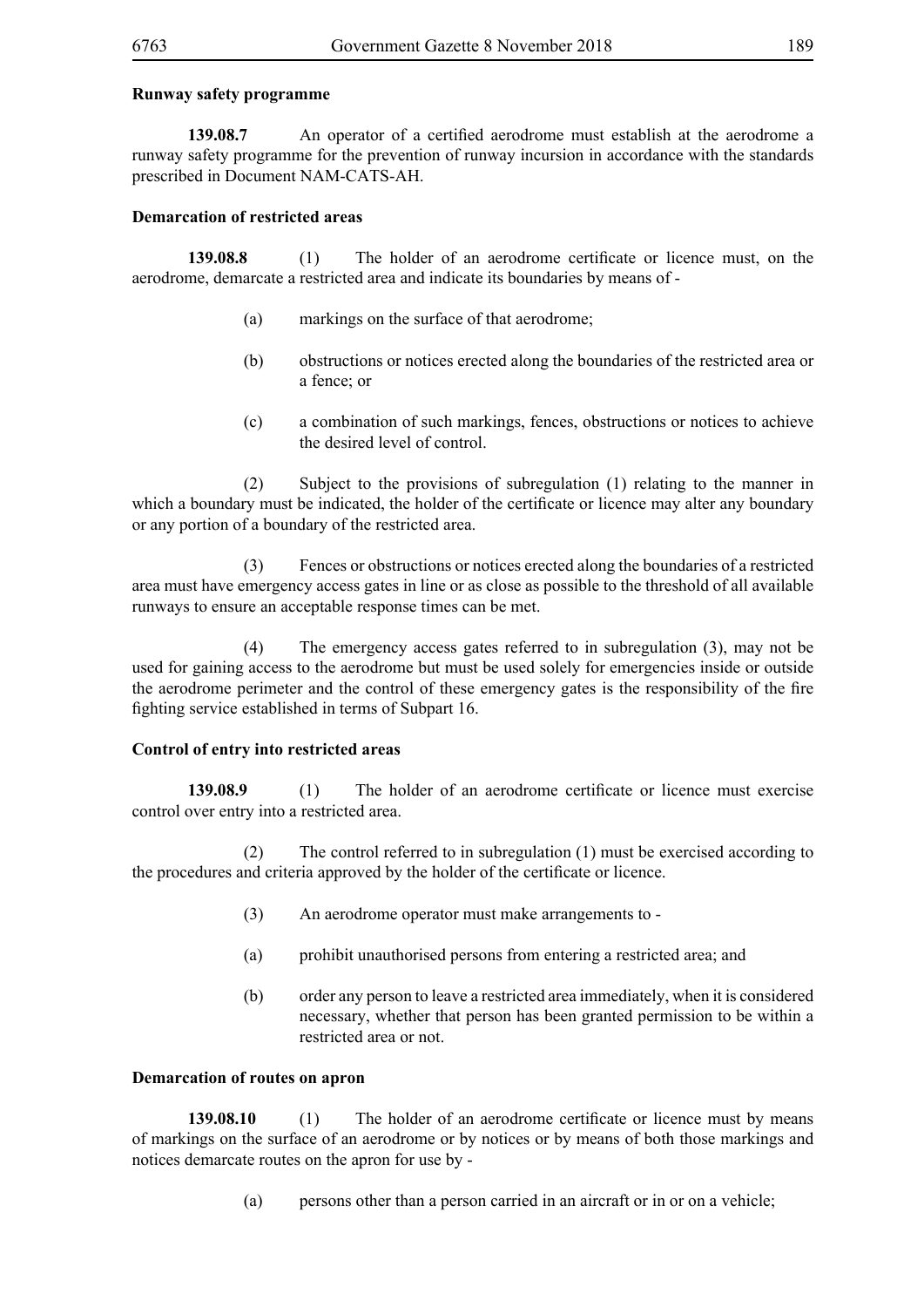**Runway safety programme**

**139.08.7** An operator of a certified aerodrome must establish at the aerodrome a runway safety programme for the prevention of runway incursion in accordance with the standards prescribed in Document NAM-CATS-AH.

**Demarcation of restricted areas**

**139.08.8** (1) The holder of an aerodrome certificate or licence must, on the aerodrome, demarcate a restricted area and indicate its boundaries by means of -

(a) markings on the surface of that aerodrome;

(b) obstructions or notices erected along the boundaries of the restricted area or a fence; or

(c) a combination of such markings, fences, obstructions or notices to achieve the desired level of control.

(2) Subject to the provisions of subregulation (1) relating to the manner in which a boundary must be indicated, the holder of the certificate or licence may alter any boundary or any portion of a boundary of the restricted area.

(3) Fences or obstructions or notices erected along the boundaries of a restricted area must have emergency access gates in line or as close as possible to the threshold of all available runways to ensure an acceptable response times can be met.

(4) The emergency access gates referred to in subregulation (3), may not be used for gaining access to the aerodrome but must be used solely for emergencies inside or outside the aerodrome perimeter and the control of these emergency gates is the responsibility of the fire fighting service established in terms of Subpart 16.

**Control of entry into restricted areas**

**139.08.9** (1) The holder of an aerodrome certificate or licence must exercise control over entry into a restricted area.

(2) The control referred to in subregulation (1) must be exercised according to the procedures and criteria approved by the holder of the certificate or licence.

(3) An aerodrome operator must make arrangements to -

(a) prohibit unauthorised persons from entering a restricted area; and

(b) order any person to leave a restricted area immediately, when it is considered necessary, whether that person has been granted permission to be within a restricted area or not.

**Demarcation of routes on apron**

**139.08.10** (1) The holder of an aerodrome certificate or licence must by means of markings on the surface of an aerodrome or by notices or by means of both those markings and notices demarcate routes on the apron for use by -

(a) persons other than a person carried in an aircraft or in or on a vehicle;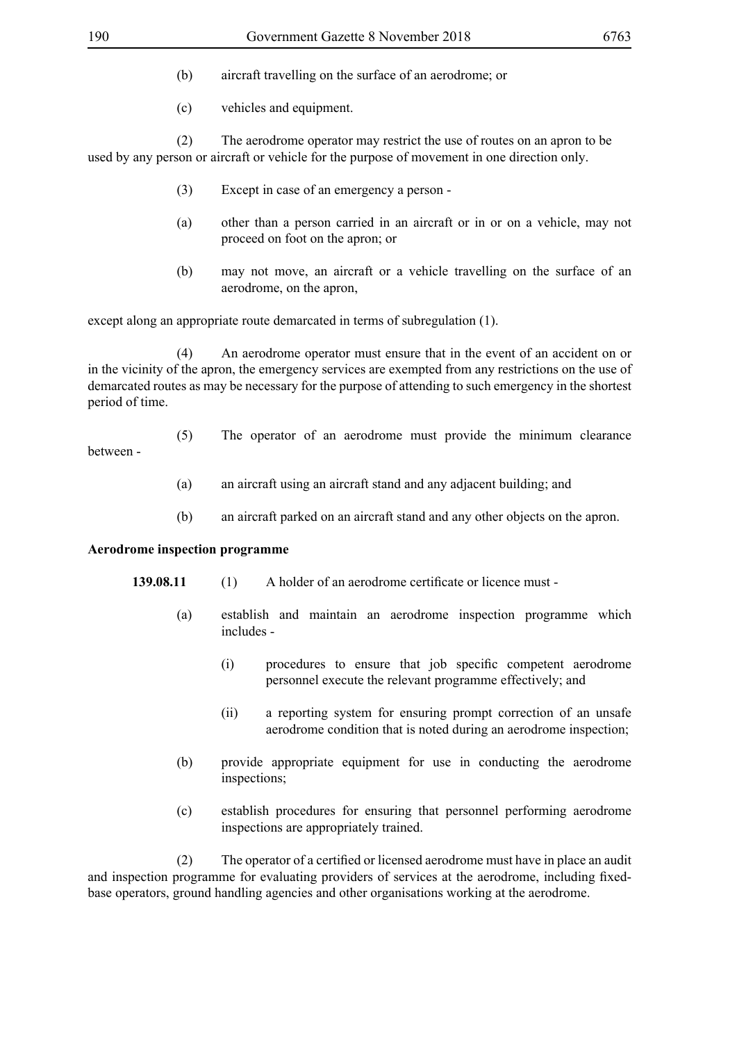(b) aircraft travelling on the surface of an aerodrome; or

(c) vehicles and equipment.

(2) The aerodrome operator may restrict the use of routes on an apron to be used by any person or aircraft or vehicle for the purpose of movement in one direction only.

(3) Except in case of an emergency a person -

(a) other than a person carried in an aircraft or in or on a vehicle, may not proceed on foot on the apron; or

(b) may not move, an aircraft or a vehicle travelling on the surface of an aerodrome, on the apron,

except along an appropriate route demarcated in terms of subregulation (1).

(4) An aerodrome operator must ensure that in the event of an accident on or in the vicinity of the apron, the emergency services are exempted from any restrictions on the use of demarcated routes as may be necessary for the purpose of attending to such emergency in the shortest period of time.

(5) The operator of an aerodrome must provide the minimum clearance between -

(a) an aircraft using an aircraft stand and any adjacent building; and

(b) an aircraft parked on an aircraft stand and any other objects on the apron.

**Aerodrome inspection programme**

**139.08.11** (1) A holder of an aerodrome certificate or licence must -

(a) establish and maintain an aerodrome inspection programme which includes -

(i) procedures to ensure that job specific competent aerodrome personnel execute the relevant programme effectively; and

(ii) a reporting system for ensuring prompt correction of an unsafe aerodrome condition that is noted during an aerodrome inspection;

(b) provide appropriate equipment for use in conducting the aerodrome inspections;

(c) establish procedures for ensuring that personnel performing aerodrome inspections are appropriately trained.

(2) The operator of a certified or licensed aerodrome must have in place an audit and inspection programme for evaluating providers of services at the aerodrome, including fixed-base operators, ground handling agencies and other organisations working at the aerodrome.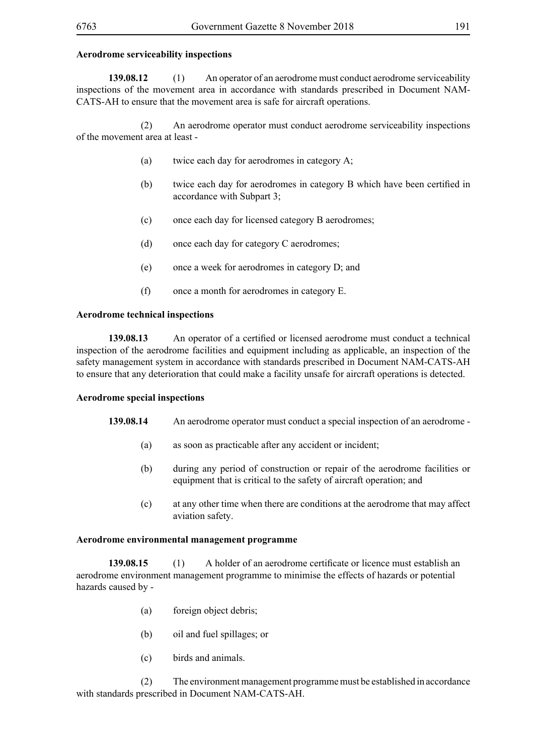**Aerodrome serviceability inspections**

**139.08.12** (1) An operator of an aerodrome must conduct aerodrome serviceability inspections of the movement area in accordance with standards prescribed in Document NAM-CATS-AH to ensure that the movement area is safe for aircraft operations.

(2) An aerodrome operator must conduct aerodrome serviceability inspections of the movement area at least -

(a) twice each day for aerodromes in category A;

(b) twice each day for aerodromes in category B which have been certified in accordance with Subpart 3;

(c) once each day for licensed category B aerodromes;

(d) once each day for category C aerodromes;

(e) once a week for aerodromes in category D; and

(f) once a month for aerodromes in category E.

**Aerodrome technical inspections**

**139.08.13** An operator of a certified or licensed aerodrome must conduct a technical inspection of the aerodrome facilities and equipment including as applicable, an inspection of the safety management system in accordance with standards prescribed in Document NAM-CATS-AH to ensure that any deterioration that could make a facility unsafe for aircraft operations is detected.

**Aerodrome special inspections**

**139.08.14** An aerodrome operator must conduct a special inspection of an aerodrome -

(a) as soon as practicable after any accident or incident;

(b) during any period of construction or repair of the aerodrome facilities or equipment that is critical to the safety of aircraft operation; and

(c) at any other time when there are conditions at the aerodrome that may affect aviation safety.

**Aerodrome environmental management programme**

**139.08.15** (1) A holder of an aerodrome certificate or licence must establish an aerodrome environment management programme to minimise the effects of hazards or potential hazards caused by -

(a) foreign object debris;

(b) oil and fuel spillages; or

(c) birds and animals.

(2) The environment management programme must be established in accordance with standards prescribed in Document NAM-CATS-AH.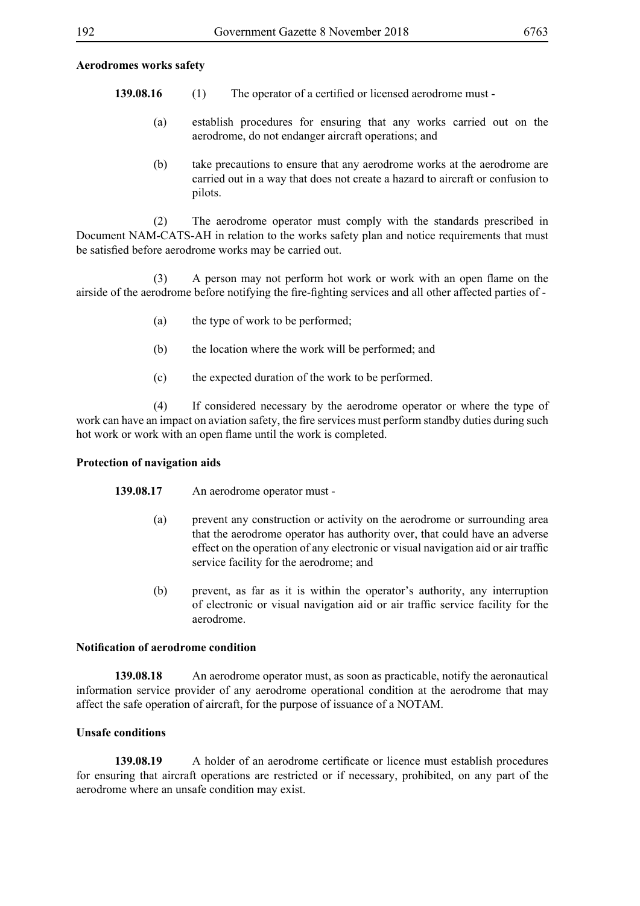**Aerodromes works safety**

**139.08.16** (1) The operator of a certified or licensed aerodrome must -

(a) establish procedures for ensuring that any works carried out on the aerodrome, do not endanger aircraft operations; and

(b) take precautions to ensure that any aerodrome works at the aerodrome are carried out in a way that does not create a hazard to aircraft or confusion to pilots.

(2) The aerodrome operator must comply with the standards prescribed in Document NAM-CATS-AH in relation to the works safety plan and notice requirements that must be satisfied before aerodrome works may be carried out.

(3) A person may not perform hot work or work with an open flame on the airside of the aerodrome before notifying the fire-fighting services and all other affected parties of -

(a) the type of work to be performed;

(b) the location where the work will be performed; and

(c) the expected duration of the work to be performed.

(4) If considered necessary by the aerodrome operator or where the type of work can have an impact on aviation safety, the fire services must perform standby duties during such hot work or work with an open flame until the work is completed.

**Protection of navigation aids**

**139.08.17** An aerodrome operator must -

(a) prevent any construction or activity on the aerodrome or surrounding area that the aerodrome operator has authority over, that could have an adverse effect on the operation of any electronic or visual navigation aid or air traffic service facility for the aerodrome; and

(b) prevent, as far as it is within the operator's authority, any interruption of electronic or visual navigation aid or air traffic service facility for the aerodrome.

**Notification of aerodrome condition**

**139.08.18** An aerodrome operator must, as soon as practicable, notify the aeronautical information service provider of any aerodrome operational condition at the aerodrome that may affect the safe operation of aircraft, for the purpose of issuance of a NOTAM.

**Unsafe conditions**

**139.08.19** A holder of an aerodrome certificate or licence must establish procedures for ensuring that aircraft operations are restricted or if necessary, prohibited, on any part of the aerodrome where an unsafe condition may exist.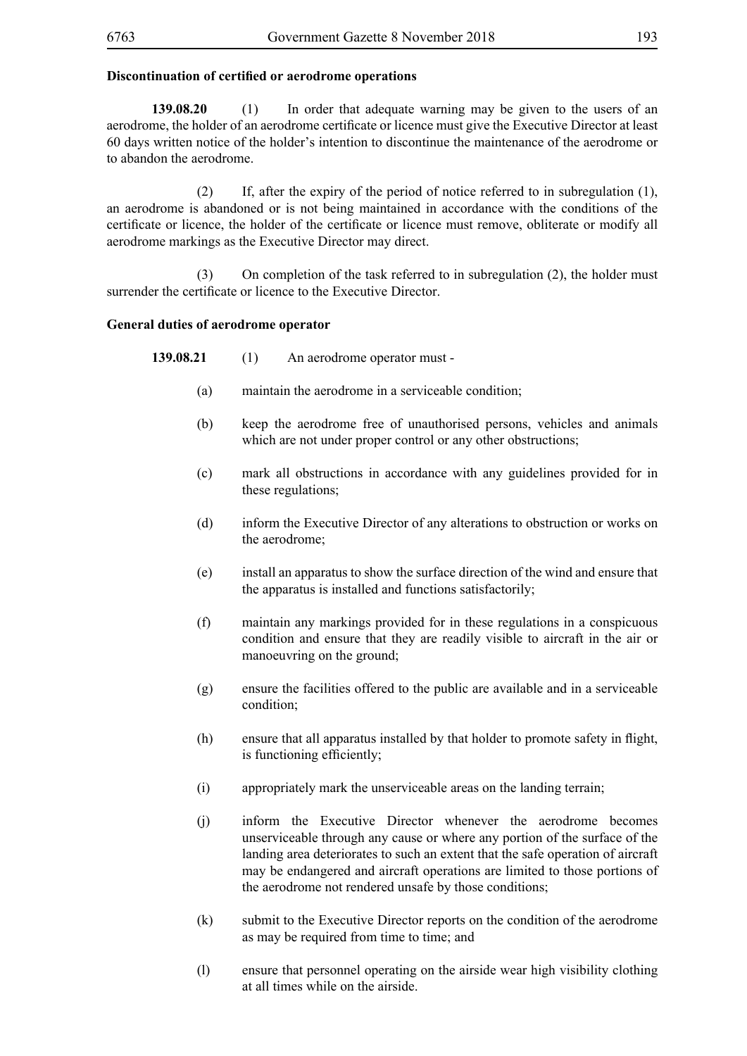**Discontinuation of certified or aerodrome operations**

**139.08.20** (1) In order that adequate warning may be given to the users of an aerodrome, the holder of an aerodrome certificate or licence must give the Executive Director at least 60 days written notice of the holder's intention to discontinue the maintenance of the aerodrome or to abandon the aerodrome.

(2) If, after the expiry of the period of notice referred to in subregulation (1), an aerodrome is abandoned or is not being maintained in accordance with the conditions of the certificate or licence, the holder of the certificate or licence must remove, obliterate or modify all aerodrome markings as the Executive Director may direct.

(3) On completion of the task referred to in subregulation (2), the holder must surrender the certificate or licence to the Executive Director.

**General duties of aerodrome operator**

**139.08.21** (1) An aerodrome operator must -

(a) maintain the aerodrome in a serviceable condition;

(b) keep the aerodrome free of unauthorised persons, vehicles and animals which are not under proper control or any other obstructions;

(c) mark all obstructions in accordance with any guidelines provided for in these regulations;

(d) inform the Executive Director of any alterations to obstruction or works on the aerodrome;

(e) install an apparatus to show the surface direction of the wind and ensure that the apparatus is installed and functions satisfactorily;

(f) maintain any markings provided for in these regulations in a conspicuous condition and ensure that they are readily visible to aircraft in the air or manoeuvring on the ground;

(g) ensure the facilities offered to the public are available and in a serviceable condition;

(h) ensure that all apparatus installed by that holder to promote safety in flight, is functioning efficiently;

(i) appropriately mark the unserviceable areas on the landing terrain;

(j) inform the Executive Director whenever the aerodrome becomes unserviceable through any cause or where any portion of the surface of the landing area deteriorates to such an extent that the safe operation of aircraft may be endangered and aircraft operations are limited to those portions of the aerodrome not rendered unsafe by those conditions;

(k) submit to the Executive Director reports on the condition of the aerodrome as may be required from time to time; and

(l) ensure that personnel operating on the airside wear high visibility clothing at all times while on the airside.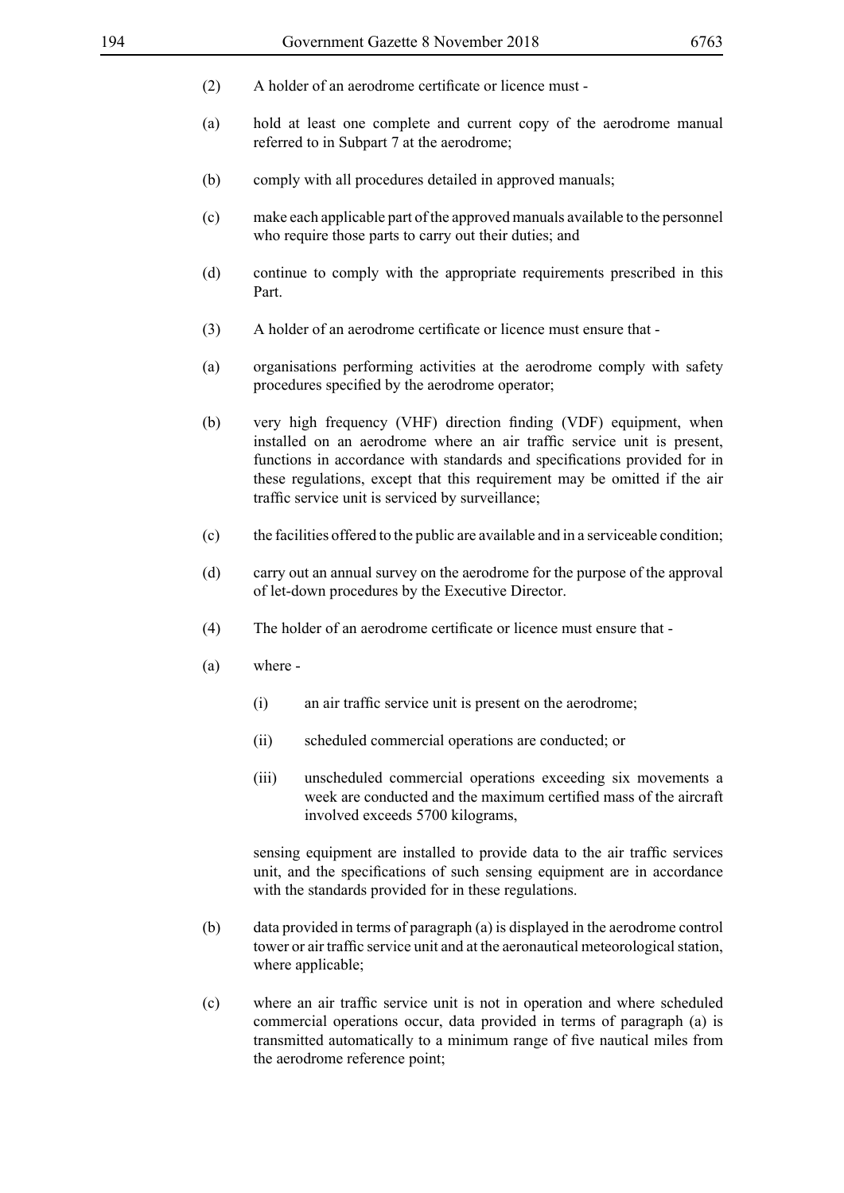(2) A holder of an aerodrome certificate or licence must -

(a) hold at least one complete and current copy of the aerodrome manual referred to in Subpart 7 at the aerodrome;

(b) comply with all procedures detailed in approved manuals;

(c) make each applicable part of the approved manuals available to the personnel who require those parts to carry out their duties; and

(d) continue to comply with the appropriate requirements prescribed in this Part.

(3) A holder of an aerodrome certificate or licence must ensure that -

(a) organisations performing activities at the aerodrome comply with safety procedures specified by the aerodrome operator;

(b) very high frequency (VHF) direction finding (VDF) equipment, when installed on an aerodrome where an air traffic service unit is present, functions in accordance with standards and specifications provided for in these regulations, except that this requirement may be omitted if the air traffic service unit is serviced by surveillance;

(c) the facilities offered to the public are available and in a serviceable condition;

(d) carry out an annual survey on the aerodrome for the purpose of the approval of let-down procedures by the Executive Director.

(4) The holder of an aerodrome certificate or licence must ensure that -

(a) where -

   (i) an air traffic service unit is present on the aerodrome;

   (ii) scheduled commercial operations are conducted; or

   (iii) unscheduled commercial operations exceeding six movements a week are conducted and the maximum certified mass of the aircraft involved exceeds 5700 kilograms,

   sensing equipment are installed to provide data to the air traffic services unit, and the specifications of such sensing equipment are in accordance with the standards provided for in these regulations.

(b) data provided in terms of paragraph (a) is displayed in the aerodrome control tower or air traffic service unit and at the aeronautical meteorological station, where applicable;

(c) where an air traffic service unit is not in operation and where scheduled commercial operations occur, data provided in terms of paragraph (a) is transmitted automatically to a minimum range of five nautical miles from the aerodrome reference point;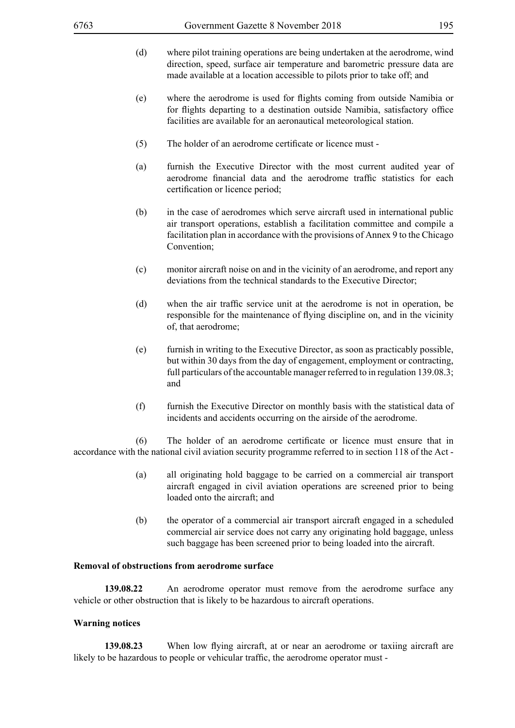(d) where pilot training operations are being undertaken at the aerodrome, wind direction, speed, surface air temperature and barometric pressure data are made available at a location accessible to pilots prior to take off; and

(e) where the aerodrome is used for flights coming from outside Namibia or for flights departing to a destination outside Namibia, satisfactory office facilities are available for an aeronautical meteorological station.

(5) The holder of an aerodrome certificate or licence must -

(a) furnish the Executive Director with the most current audited year of aerodrome financial data and the aerodrome traffic statistics for each certification or licence period;

(b) in the case of aerodromes which serve aircraft used in international public air transport operations, establish a facilitation committee and compile a facilitation plan in accordance with the provisions of Annex 9 to the Chicago Convention;

(c) monitor aircraft noise on and in the vicinity of an aerodrome, and report any deviations from the technical standards to the Executive Director;

(d) when the air traffic service unit at the aerodrome is not in operation, be responsible for the maintenance of flying discipline on, and in the vicinity of, that aerodrome;

(e) furnish in writing to the Executive Director, as soon as practicably possible, but within 30 days from the day of engagement, employment or contracting, full particulars of the accountable manager referred to in regulation 139.08.3; and

(f) furnish the Executive Director on monthly basis with the statistical data of incidents and accidents occurring on the airside of the aerodrome.

(6) The holder of an aerodrome certificate or licence must ensure that in accordance with the national civil aviation security programme referred to in section 118 of the Act -

(a) all originating hold baggage to be carried on a commercial air transport aircraft engaged in civil aviation operations are screened prior to being loaded onto the aircraft; and

(b) the operator of a commercial air transport aircraft engaged in a scheduled commercial air service does not carry any originating hold baggage, unless such baggage has been screened prior to being loaded into the aircraft.

**Removal of obstructions from aerodrome surface**

**139.08.22** An aerodrome operator must remove from the aerodrome surface any vehicle or other obstruction that is likely to be hazardous to aircraft operations.

**Warning notices**

**139.08.23** When low flying aircraft, at or near an aerodrome or taxiing aircraft are likely to be hazardous to people or vehicular traffic, the aerodrome operator must -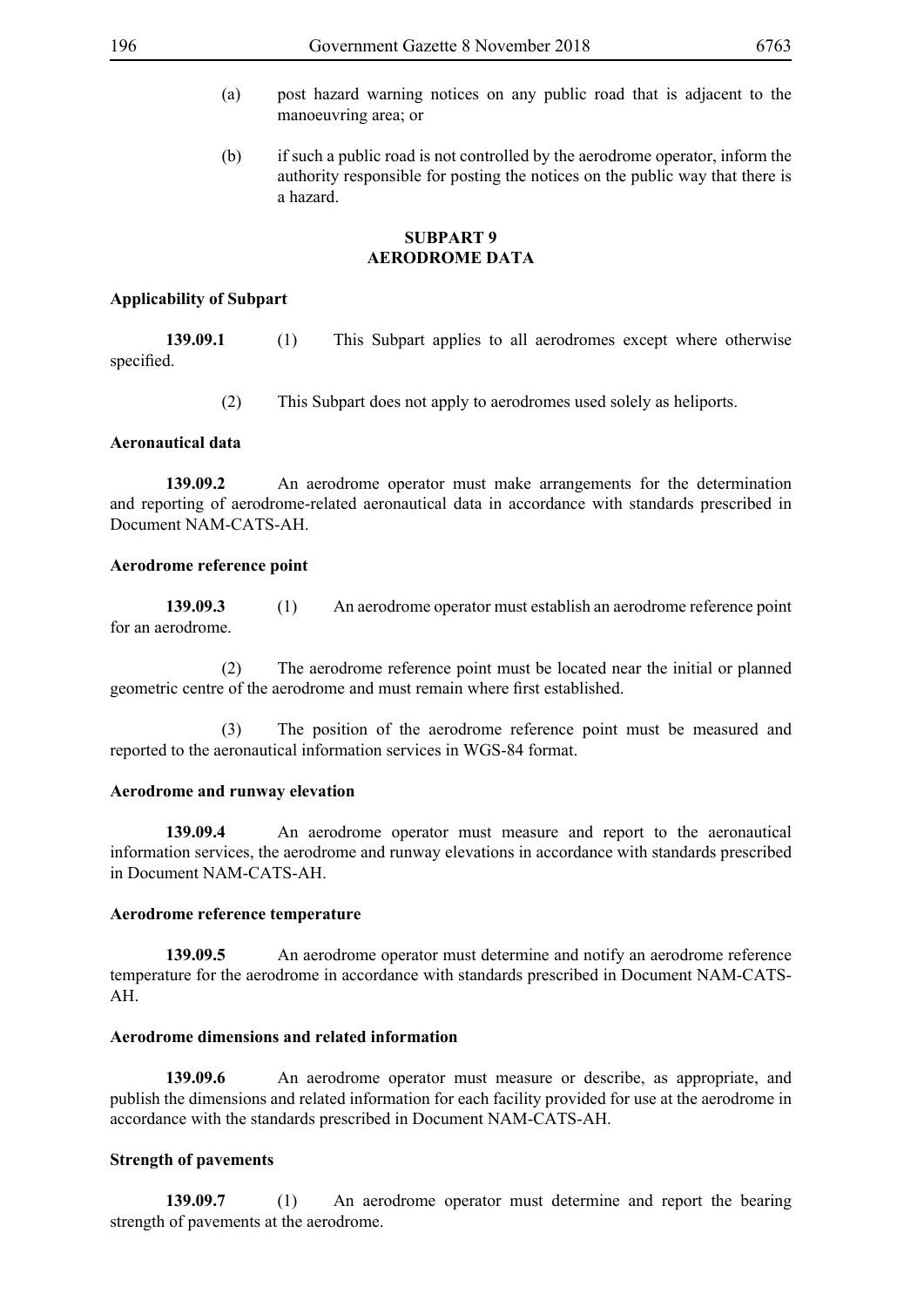(a) post hazard warning notices on any public road that is adjacent to the manoeuvring area; or

(b) if such a public road is not controlled by the aerodrome operator, inform the authority responsible for posting the notices on the public way that there is a hazard.

## SUBPART 9
## AERODROME DATA

**Applicability of Subpart**

**139.09.1** (1) This Subpart applies to all aerodromes except where otherwise specified.

(2) This Subpart does not apply to aerodromes used solely as heliports.

**Aeronautical data**

**139.09.2** An aerodrome operator must make arrangements for the determination and reporting of aerodrome-related aeronautical data in accordance with standards prescribed in Document NAM-CATS-AH.

**Aerodrome reference point**

**139.09.3** (1) An aerodrome operator must establish an aerodrome reference point for an aerodrome.

(2) The aerodrome reference point must be located near the initial or planned geometric centre of the aerodrome and must remain where first established.

(3) The position of the aerodrome reference point must be measured and reported to the aeronautical information services in WGS-84 format.

**Aerodrome and runway elevation**

**139.09.4** An aerodrome operator must measure and report to the aeronautical information services, the aerodrome and runway elevations in accordance with standards prescribed in Document NAM-CATS-AH.

**Aerodrome reference temperature**

**139.09.5** An aerodrome operator must determine and notify an aerodrome reference temperature for the aerodrome in accordance with standards prescribed in Document NAM-CATS-AH.

**Aerodrome dimensions and related information**

**139.09.6** An aerodrome operator must measure or describe, as appropriate, and publish the dimensions and related information for each facility provided for use at the aerodrome in accordance with the standards prescribed in Document NAM-CATS-AH.

**Strength of pavements**

**139.09.7** (1) An aerodrome operator must determine and report the bearing strength of pavements at the aerodrome.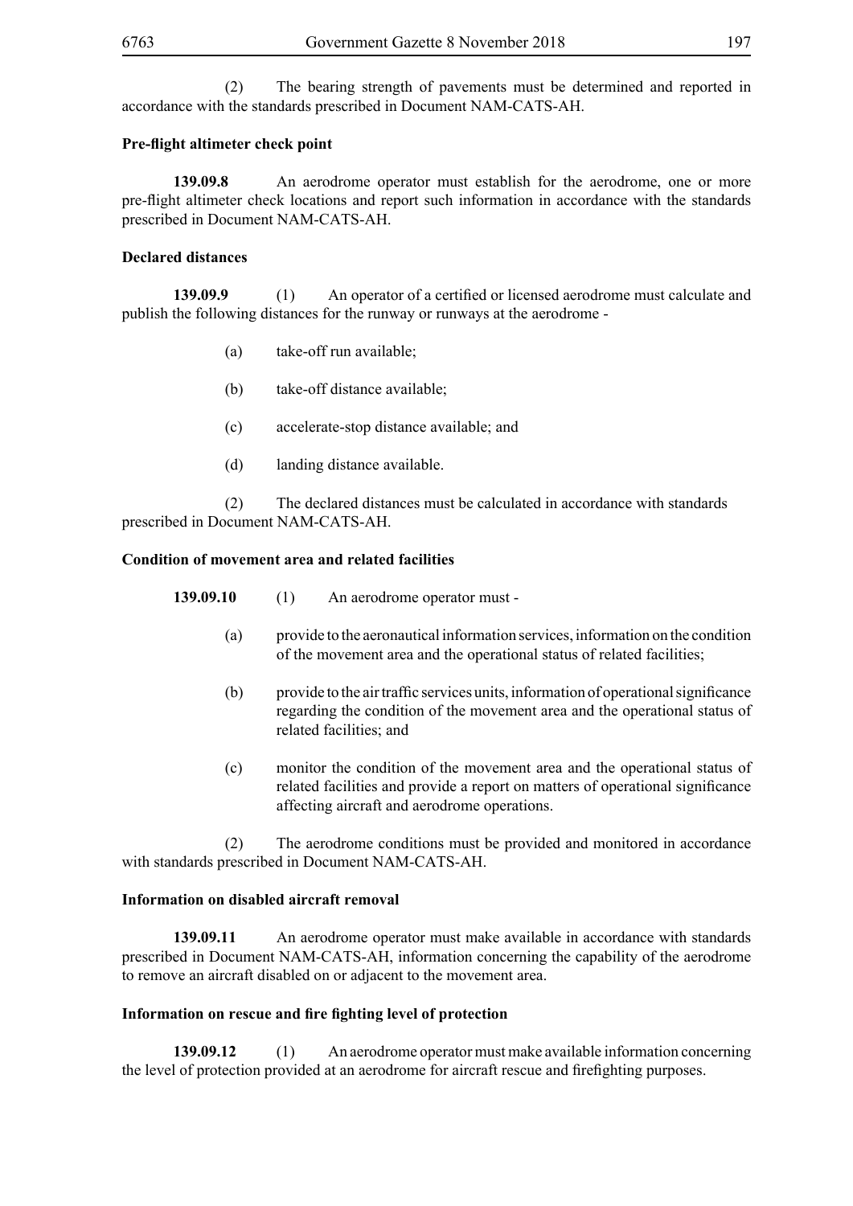(2) The bearing strength of pavements must be determined and reported in accordance with the standards prescribed in Document NAM-CATS-AH.

**Pre-flight altimeter check point**

**139.09.8** An aerodrome operator must establish for the aerodrome, one or more pre-flight altimeter check locations and report such information in accordance with the standards prescribed in Document NAM-CATS-AH.

**Declared distances**

**139.09.9** (1) An operator of a certified or licensed aerodrome must calculate and publish the following distances for the runway or runways at the aerodrome -

(a) take-off run available;

(b) take-off distance available;

(c) accelerate-stop distance available; and

(d) landing distance available.

(2) The declared distances must be calculated in accordance with standards prescribed in Document NAM-CATS-AH.

**Condition of movement area and related facilities**

**139.09.10** (1) An aerodrome operator must -

(a) provide to the aeronautical information services, information on the condition of the movement area and the operational status of related facilities;

(b) provide to the air traffic services units, information of operational significance regarding the condition of the movement area and the operational status of related facilities; and

(c) monitor the condition of the movement area and the operational status of related facilities and provide a report on matters of operational significance affecting aircraft and aerodrome operations.

(2) The aerodrome conditions must be provided and monitored in accordance with standards prescribed in Document NAM-CATS-AH.

**Information on disabled aircraft removal**

**139.09.11** An aerodrome operator must make available in accordance with standards prescribed in Document NAM-CATS-AH, information concerning the capability of the aerodrome to remove an aircraft disabled on or adjacent to the movement area.

**Information on rescue and fire fighting level of protection**

**139.09.12** (1) An aerodrome operator must make available information concerning the level of protection provided at an aerodrome for aircraft rescue and firefighting purposes.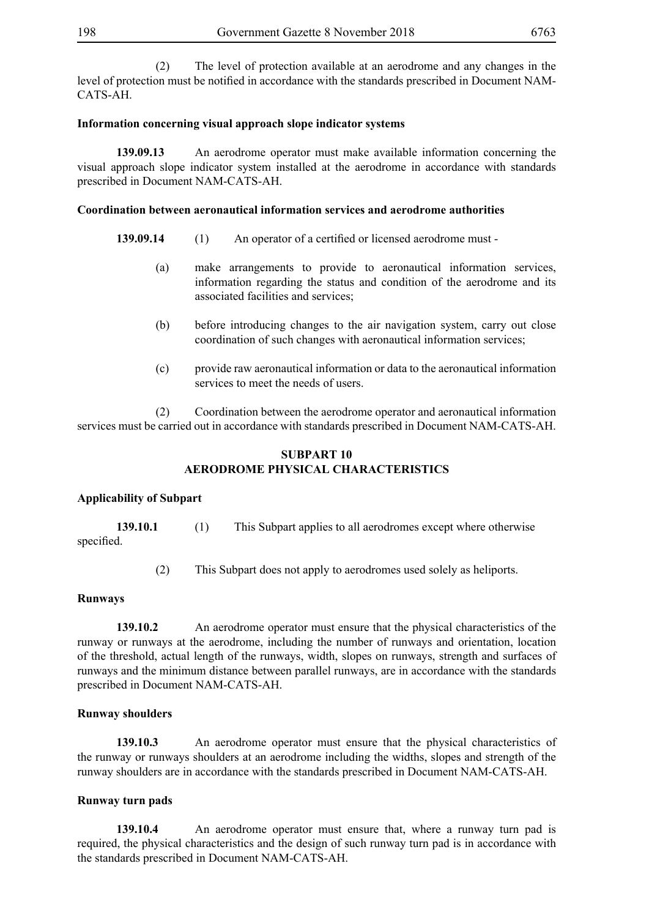(2) The level of protection available at an aerodrome and any changes in the level of protection must be notified in accordance with the standards prescribed in Document NAM-CATS-AH.

**Information concerning visual approach slope indicator systems**

**139.09.13** An aerodrome operator must make available information concerning the visual approach slope indicator system installed at the aerodrome in accordance with standards prescribed in Document NAM-CATS-AH.

**Coordination between aeronautical information services and aerodrome authorities**

**139.09.14** (1) An operator of a certified or licensed aerodrome must -

(a) make arrangements to provide to aeronautical information services, information regarding the status and condition of the aerodrome and its associated facilities and services;

(b) before introducing changes to the air navigation system, carry out close coordination of such changes with aeronautical information services;

(c) provide raw aeronautical information or data to the aeronautical information services to meet the needs of users.

(2) Coordination between the aerodrome operator and aeronautical information services must be carried out in accordance with standards prescribed in Document NAM-CATS-AH.

## SUBPART 10
## AERODROME PHYSICAL CHARACTERISTICS

**Applicability of Subpart**

**139.10.1** (1) This Subpart applies to all aerodromes except where otherwise specified.

(2) This Subpart does not apply to aerodromes used solely as heliports.

**Runways**

**139.10.2** An aerodrome operator must ensure that the physical characteristics of the runway or runways at the aerodrome, including the number of runways and orientation, location of the threshold, actual length of the runways, width, slopes on runways, strength and surfaces of runways and the minimum distance between parallel runways, are in accordance with the standards prescribed in Document NAM-CATS-AH.

**Runway shoulders**

**139.10.3** An aerodrome operator must ensure that the physical characteristics of the runway or runways shoulders at an aerodrome including the widths, slopes and strength of the runway shoulders are in accordance with the standards prescribed in Document NAM-CATS-AH.

**Runway turn pads**

**139.10.4** An aerodrome operator must ensure that, where a runway turn pad is required, the physical characteristics and the design of such runway turn pad is in accordance with the standards prescribed in Document NAM-CATS-AH.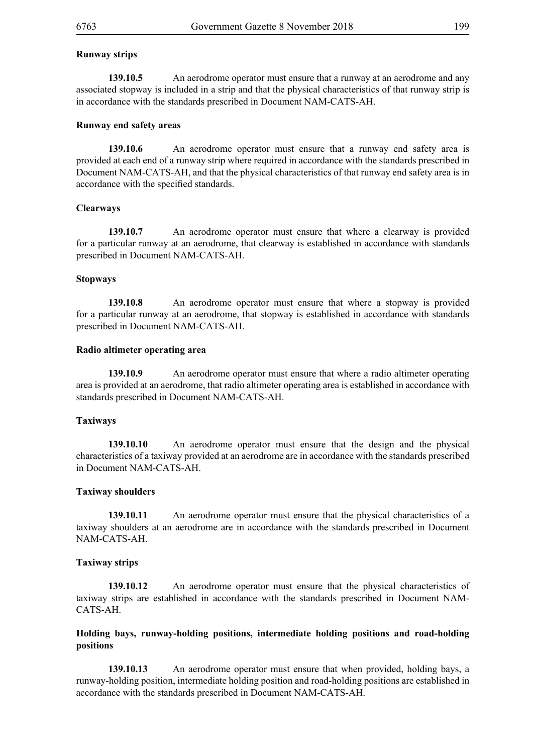**Runway strips**

**139.10.5** An aerodrome operator must ensure that a runway at an aerodrome and any associated stopway is included in a strip and that the physical characteristics of that runway strip is in accordance with the standards prescribed in Document NAM-CATS-AH.

**Runway end safety areas**

**139.10.6** An aerodrome operator must ensure that a runway end safety area is provided at each end of a runway strip where required in accordance with the standards prescribed in Document NAM-CATS-AH, and that the physical characteristics of that runway end safety area is in accordance with the specified standards.

**Clearways**

**139.10.7** An aerodrome operator must ensure that where a clearway is provided for a particular runway at an aerodrome, that clearway is established in accordance with standards prescribed in Document NAM-CATS-AH.

**Stopways**

**139.10.8** An aerodrome operator must ensure that where a stopway is provided for a particular runway at an aerodrome, that stopway is established in accordance with standards prescribed in Document NAM-CATS-AH.

**Radio altimeter operating area**

**139.10.9** An aerodrome operator must ensure that where a radio altimeter operating area is provided at an aerodrome, that radio altimeter operating area is established in accordance with standards prescribed in Document NAM-CATS-AH.

**Taxiways**

**139.10.10** An aerodrome operator must ensure that the design and the physical characteristics of a taxiway provided at an aerodrome are in accordance with the standards prescribed in Document NAM-CATS-AH.

**Taxiway shoulders**

**139.10.11** An aerodrome operator must ensure that the physical characteristics of a taxiway shoulders at an aerodrome are in accordance with the standards prescribed in Document NAM-CATS-AH.

**Taxiway strips**

**139.10.12** An aerodrome operator must ensure that the physical characteristics of taxiway strips are established in accordance with the standards prescribed in Document NAM-CATS-AH.

**Holding bays, runway-holding positions, intermediate holding positions and road-holding positions**

**139.10.13** An aerodrome operator must ensure that when provided, holding bays, a runway-holding position, intermediate holding position and road-holding positions are established in accordance with the standards prescribed in Document NAM-CATS-AH.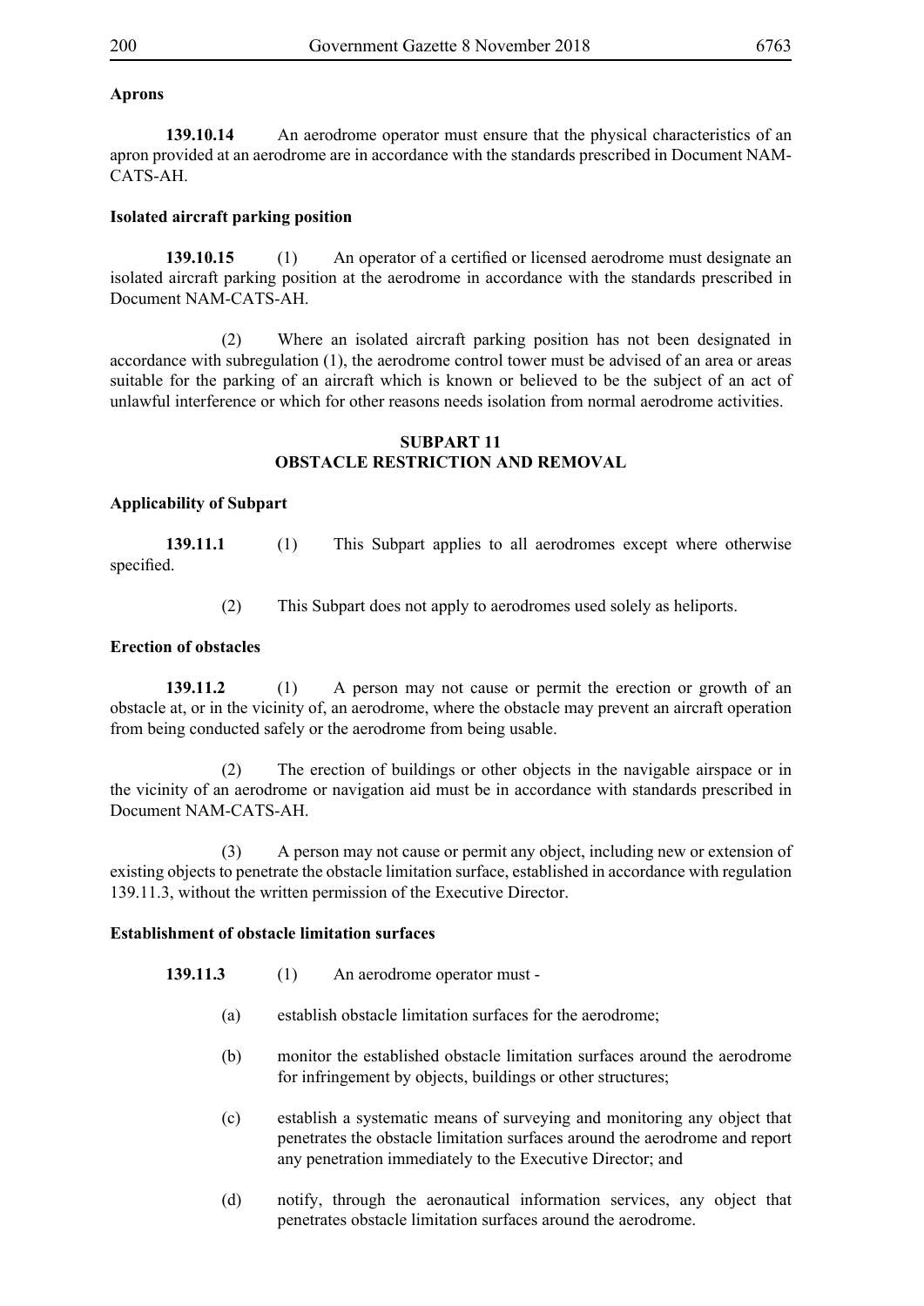**Aprons**

**139.10.14** An aerodrome operator must ensure that the physical characteristics of an apron provided at an aerodrome are in accordance with the standards prescribed in Document NAM-CATS-AH.

**Isolated aircraft parking position**

**139.10.15** (1) An operator of a certified or licensed aerodrome must designate an isolated aircraft parking position at the aerodrome in accordance with the standards prescribed in Document NAM-CATS-AH.

(2) Where an isolated aircraft parking position has not been designated in accordance with subregulation (1), the aerodrome control tower must be advised of an area or areas suitable for the parking of an aircraft which is known or believed to be the subject of an act of unlawful interference or which for other reasons needs isolation from normal aerodrome activities.

## SUBPART 11
## OBSTACLE RESTRICTION AND REMOVAL

**Applicability of Subpart**

**139.11.1** (1) This Subpart applies to all aerodromes except where otherwise specified.

(2) This Subpart does not apply to aerodromes used solely as heliports.

**Erection of obstacles**

**139.11.2** (1) A person may not cause or permit the erection or growth of an obstacle at, or in the vicinity of, an aerodrome, where the obstacle may prevent an aircraft operation from being conducted safely or the aerodrome from being usable.

(2) The erection of buildings or other objects in the navigable airspace or in the vicinity of an aerodrome or navigation aid must be in accordance with standards prescribed in Document NAM-CATS-AH.

(3) A person may not cause or permit any object, including new or extension of existing objects to penetrate the obstacle limitation surface, established in accordance with regulation 139.11.3, without the written permission of the Executive Director.

**Establishment of obstacle limitation surfaces**

**139.11.3** (1) An aerodrome operator must -

(a) establish obstacle limitation surfaces for the aerodrome;

(b) monitor the established obstacle limitation surfaces around the aerodrome for infringement by objects, buildings or other structures;

(c) establish a systematic means of surveying and monitoring any object that penetrates the obstacle limitation surfaces around the aerodrome and report any penetration immediately to the Executive Director; and

(d) notify, through the aeronautical information services, any object that penetrates obstacle limitation surfaces around the aerodrome.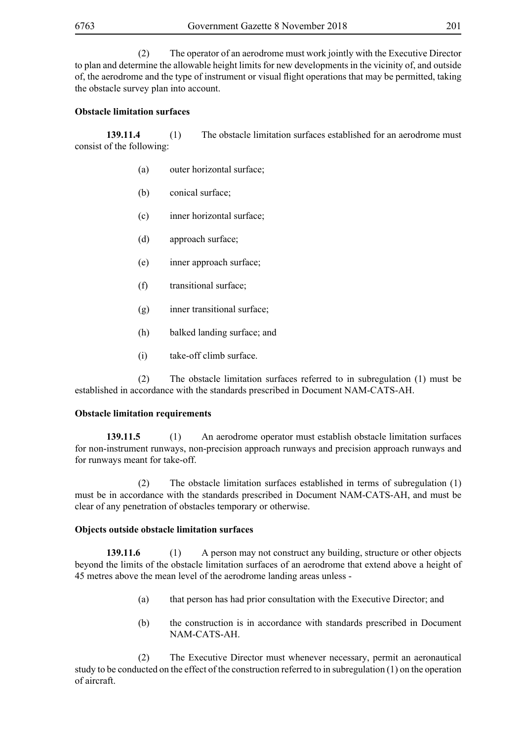(2) The operator of an aerodrome must work jointly with the Executive Director to plan and determine the allowable height limits for new developments in the vicinity of, and outside of, the aerodrome and the type of instrument or visual flight operations that may be permitted, taking the obstacle survey plan into account.

**Obstacle limitation surfaces**

**139.11.4** (1) The obstacle limitation surfaces established for an aerodrome must consist of the following:

(a) outer horizontal surface;

(b) conical surface;

(c) inner horizontal surface;

(d) approach surface;

(e) inner approach surface;

(f) transitional surface;

(g) inner transitional surface;

(h) balked landing surface; and

(i) take-off climb surface.

(2) The obstacle limitation surfaces referred to in subregulation (1) must be established in accordance with the standards prescribed in Document NAM-CATS-AH.

**Obstacle limitation requirements**

**139.11.5** (1) An aerodrome operator must establish obstacle limitation surfaces for non-instrument runways, non-precision approach runways and precision approach runways and for runways meant for take-off.

(2) The obstacle limitation surfaces established in terms of subregulation (1) must be in accordance with the standards prescribed in Document NAM-CATS-AH, and must be clear of any penetration of obstacles temporary or otherwise.

**Objects outside obstacle limitation surfaces**

**139.11.6** (1) A person may not construct any building, structure or other objects beyond the limits of the obstacle limitation surfaces of an aerodrome that extend above a height of 45 metres above the mean level of the aerodrome landing areas unless -

(a) that person has had prior consultation with the Executive Director; and

(b) the construction is in accordance with standards prescribed in Document NAM-CATS-AH.

(2) The Executive Director must whenever necessary, permit an aeronautical study to be conducted on the effect of the construction referred to in subregulation (1) on the operation of aircraft.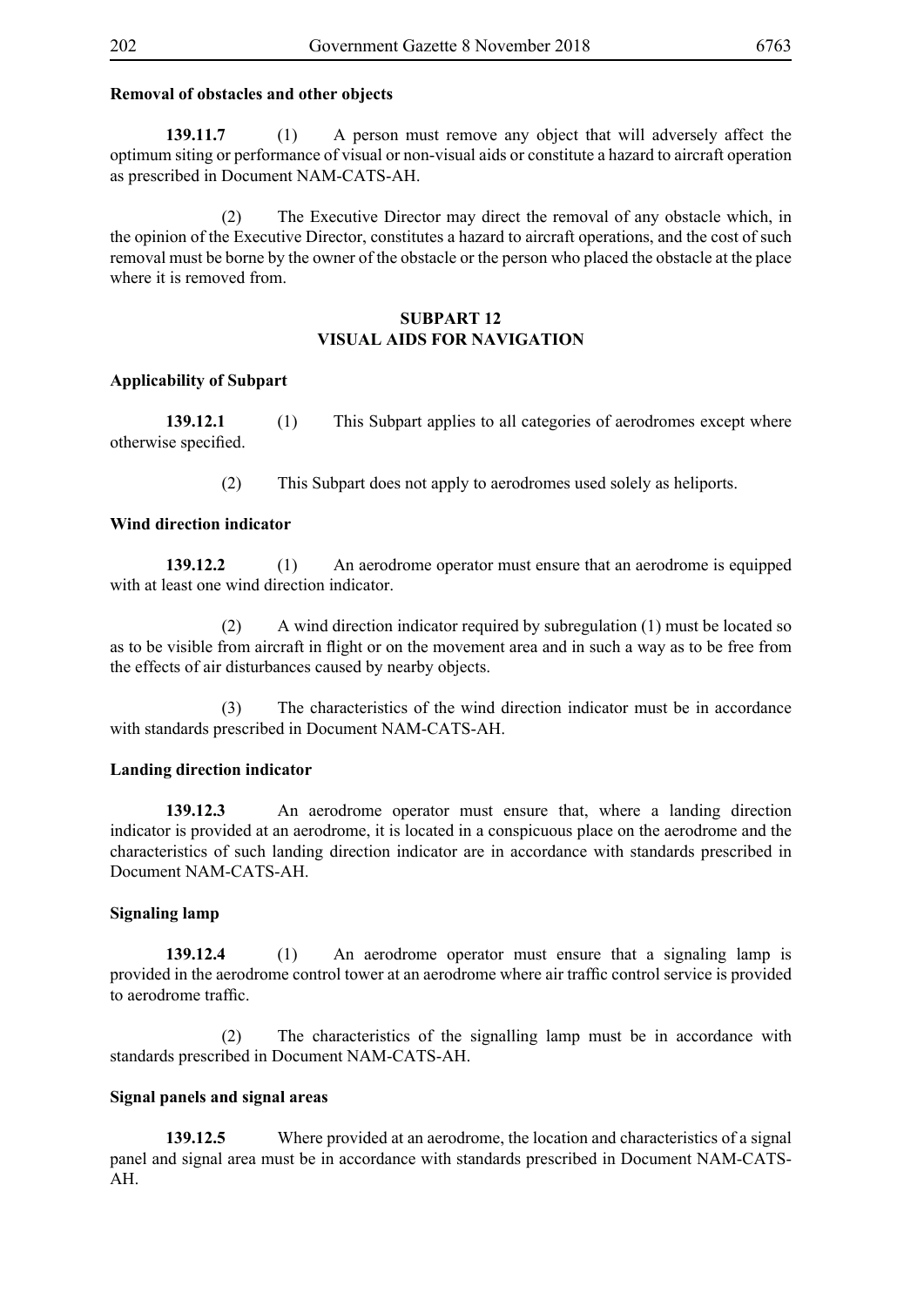**Removal of obstacles and other objects**

**139.11.7** (1) A person must remove any object that will adversely affect the optimum siting or performance of visual or non-visual aids or constitute a hazard to aircraft operation as prescribed in Document NAM-CATS-AH.

(2) The Executive Director may direct the removal of any obstacle which, in the opinion of the Executive Director, constitutes a hazard to aircraft operations, and the cost of such removal must be borne by the owner of the obstacle or the person who placed the obstacle at the place where it is removed from.

## SUBPART 12
## VISUAL AIDS FOR NAVIGATION

**Applicability of Subpart**

**139.12.1** (1) This Subpart applies to all categories of aerodromes except where otherwise specified.

(2) This Subpart does not apply to aerodromes used solely as heliports.

**Wind direction indicator**

**139.12.2** (1) An aerodrome operator must ensure that an aerodrome is equipped with at least one wind direction indicator.

(2) A wind direction indicator required by subregulation (1) must be located so as to be visible from aircraft in flight or on the movement area and in such a way as to be free from the effects of air disturbances caused by nearby objects.

(3) The characteristics of the wind direction indicator must be in accordance with standards prescribed in Document NAM-CATS-AH.

**Landing direction indicator**

**139.12.3** An aerodrome operator must ensure that, where a landing direction indicator is provided at an aerodrome, it is located in a conspicuous place on the aerodrome and the characteristics of such landing direction indicator are in accordance with standards prescribed in Document NAM-CATS-AH.

**Signaling lamp**

**139.12.4** (1) An aerodrome operator must ensure that a signaling lamp is provided in the aerodrome control tower at an aerodrome where air traffic control service is provided to aerodrome traffic.

(2) The characteristics of the signalling lamp must be in accordance with standards prescribed in Document NAM-CATS-AH.

**Signal panels and signal areas**

**139.12.5** Where provided at an aerodrome, the location and characteristics of a signal panel and signal area must be in accordance with standards prescribed in Document NAM-CATS-AH.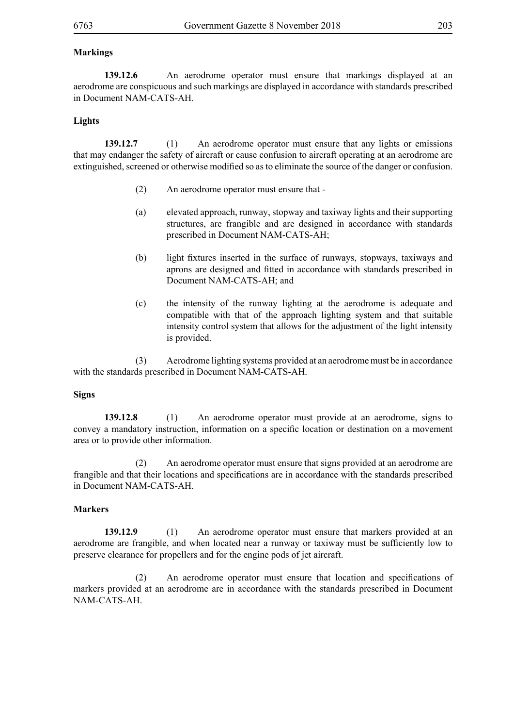**Markings**

**139.12.6** An aerodrome operator must ensure that markings displayed at an aerodrome are conspicuous and such markings are displayed in accordance with standards prescribed in Document NAM-CATS-AH.

**Lights**

**139.12.7** (1) An aerodrome operator must ensure that any lights or emissions that may endanger the safety of aircraft or cause confusion to aircraft operating at an aerodrome are extinguished, screened or otherwise modified so as to eliminate the source of the danger or confusion.

(2) An aerodrome operator must ensure that -

(a) elevated approach, runway, stopway and taxiway lights and their supporting structures, are frangible and are designed in accordance with standards prescribed in Document NAM-CATS-AH;

(b) light fixtures inserted in the surface of runways, stopways, taxiways and aprons are designed and fitted in accordance with standards prescribed in Document NAM-CATS-AH; and

(c) the intensity of the runway lighting at the aerodrome is adequate and compatible with that of the approach lighting system and that suitable intensity control system that allows for the adjustment of the light intensity is provided.

(3) Aerodrome lighting systems provided at an aerodrome must be in accordance with the standards prescribed in Document NAM-CATS-AH.

**Signs**

**139.12.8** (1) An aerodrome operator must provide at an aerodrome, signs to convey a mandatory instruction, information on a specific location or destination on a movement area or to provide other information.

(2) An aerodrome operator must ensure that signs provided at an aerodrome are frangible and that their locations and specifications are in accordance with the standards prescribed in Document NAM-CATS-AH.

**Markers**

**139.12.9** (1) An aerodrome operator must ensure that markers provided at an aerodrome are frangible, and when located near a runway or taxiway must be sufficiently low to preserve clearance for propellers and for the engine pods of jet aircraft.

(2) An aerodrome operator must ensure that location and specifications of markers provided at an aerodrome are in accordance with the standards prescribed in Document NAM-CATS-AH.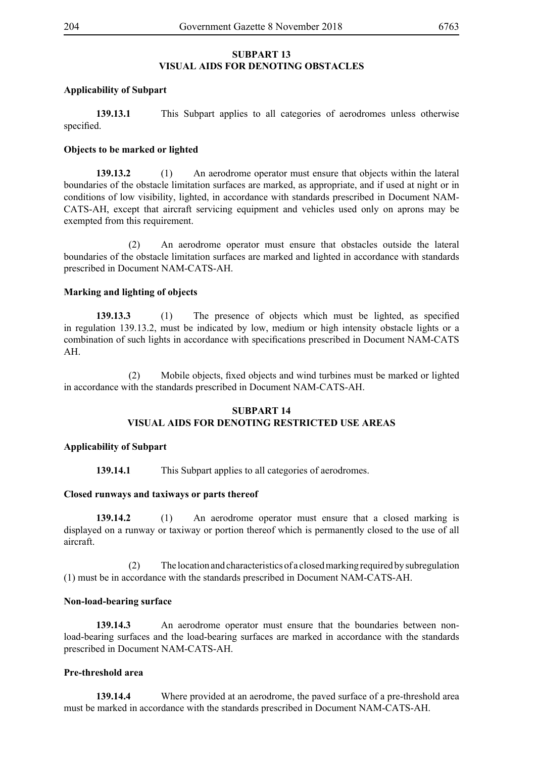## SUBPART 13
## VISUAL AIDS FOR DENOTING OBSTACLES

**Applicability of Subpart**

**139.13.1** This Subpart applies to all categories of aerodromes unless otherwise specified.

**Objects to be marked or lighted**

**139.13.2** (1) An aerodrome operator must ensure that objects within the lateral boundaries of the obstacle limitation surfaces are marked, as appropriate, and if used at night or in conditions of low visibility, lighted, in accordance with standards prescribed in Document NAM-CATS-AH, except that aircraft servicing equipment and vehicles used only on aprons may be exempted from this requirement.

(2) An aerodrome operator must ensure that obstacles outside the lateral boundaries of the obstacle limitation surfaces are marked and lighted in accordance with standards prescribed in Document NAM-CATS-AH.

**Marking and lighting of objects**

**139.13.3** (1) The presence of objects which must be lighted, as specified in regulation 139.13.2, must be indicated by low, medium or high intensity obstacle lights or a combination of such lights in accordance with specifications prescribed in Document NAM-CATS AH.

(2) Mobile objects, fixed objects and wind turbines must be marked or lighted in accordance with the standards prescribed in Document NAM-CATS-AH.

## SUBPART 14
## VISUAL AIDS FOR DENOTING RESTRICTED USE AREAS

**Applicability of Subpart**

**139.14.1** This Subpart applies to all categories of aerodromes.

**Closed runways and taxiways or parts thereof**

**139.14.2** (1) An aerodrome operator must ensure that a closed marking is displayed on a runway or taxiway or portion thereof which is permanently closed to the use of all aircraft.

(2) The location and characteristics of a closed marking required by subregulation (1) must be in accordance with the standards prescribed in Document NAM-CATS-AH.

**Non-load-bearing surface**

**139.14.3** An aerodrome operator must ensure that the boundaries between non-load-bearing surfaces and the load-bearing surfaces are marked in accordance with the standards prescribed in Document NAM-CATS-AH.

**Pre-threshold area**

**139.14.4** Where provided at an aerodrome, the paved surface of a pre-threshold area must be marked in accordance with the standards prescribed in Document NAM-CATS-AH.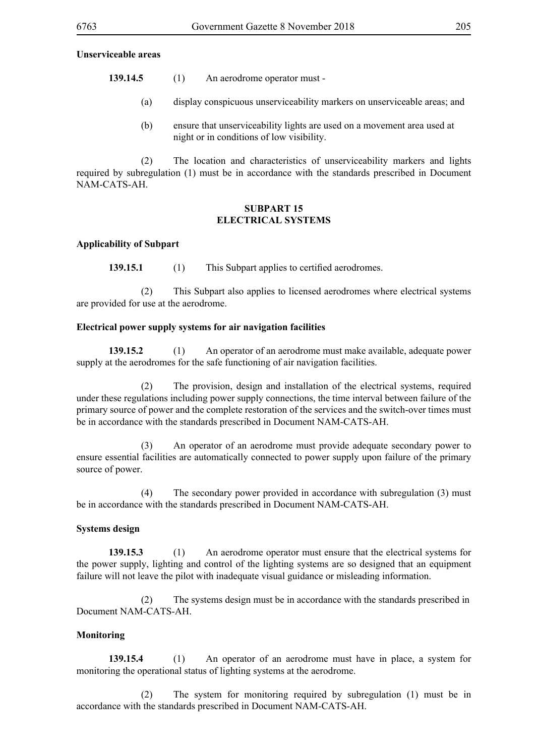**Unserviceable areas**

**139.14.5** (1) An aerodrome operator must -

(a) display conspicuous unserviceability markers on unserviceable areas; and

(b) ensure that unserviceability lights are used on a movement area used at night or in conditions of low visibility.

(2) The location and characteristics of unserviceability markers and lights required by subregulation (1) must be in accordance with the standards prescribed in Document NAM-CATS-AH.

## SUBPART 15
## ELECTRICAL SYSTEMS

**Applicability of Subpart**

**139.15.1** (1) This Subpart applies to certified aerodromes.

(2) This Subpart also applies to licensed aerodromes where electrical systems are provided for use at the aerodrome.

**Electrical power supply systems for air navigation facilities**

**139.15.2** (1) An operator of an aerodrome must make available, adequate power supply at the aerodromes for the safe functioning of air navigation facilities.

(2) The provision, design and installation of the electrical systems, required under these regulations including power supply connections, the time interval between failure of the primary source of power and the complete restoration of the services and the switch-over times must be in accordance with the standards prescribed in Document NAM-CATS-AH.

(3) An operator of an aerodrome must provide adequate secondary power to ensure essential facilities are automatically connected to power supply upon failure of the primary source of power.

(4) The secondary power provided in accordance with subregulation (3) must be in accordance with the standards prescribed in Document NAM-CATS-AH.

**Systems design**

**139.15.3** (1) An aerodrome operator must ensure that the electrical systems for the power supply, lighting and control of the lighting systems are so designed that an equipment failure will not leave the pilot with inadequate visual guidance or misleading information.

(2) The systems design must be in accordance with the standards prescribed in Document NAM-CATS-AH.

**Monitoring**

**139.15.4** (1) An operator of an aerodrome must have in place, a system for monitoring the operational status of lighting systems at the aerodrome.

(2) The system for monitoring required by subregulation (1) must be in accordance with the standards prescribed in Document NAM-CATS-AH.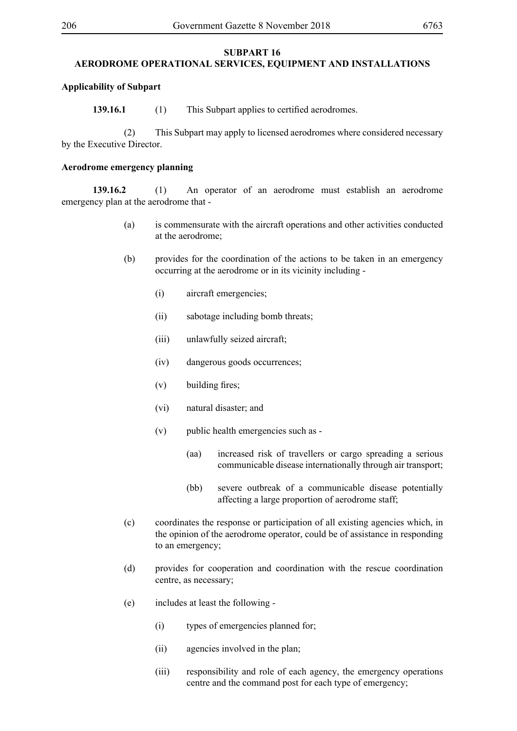## SUBPART 16
## AERODROME OPERATIONAL SERVICES, EQUIPMENT AND INSTALLATIONS

**Applicability of Subpart**

**139.16.1** (1) This Subpart applies to certified aerodromes.

(2) This Subpart may apply to licensed aerodromes where considered necessary by the Executive Director.

**Aerodrome emergency planning**

**139.16.2** (1) An operator of an aerodrome must establish an aerodrome emergency plan at the aerodrome that -

(a) is commensurate with the aircraft operations and other activities conducted at the aerodrome;

(b) provides for the coordination of the actions to be taken in an emergency occurring at the aerodrome or in its vicinity including -

(i) aircraft emergencies;

(ii) sabotage including bomb threats;

(iii) unlawfully seized aircraft;

(iv) dangerous goods occurrences;

(v) building fires;

(vi) natural disaster; and

(v) public health emergencies such as -

(aa) increased risk of travellers or cargo spreading a serious communicable disease internationally through air transport;

(bb) severe outbreak of a communicable disease potentially affecting a large proportion of aerodrome staff;

(c) coordinates the response or participation of all existing agencies which, in the opinion of the aerodrome operator, could be of assistance in responding to an emergency;

(d) provides for cooperation and coordination with the rescue coordination centre, as necessary;

(e) includes at least the following -

(i) types of emergencies planned for;

(ii) agencies involved in the plan;

(iii) responsibility and role of each agency, the emergency operations centre and the command post for each type of emergency;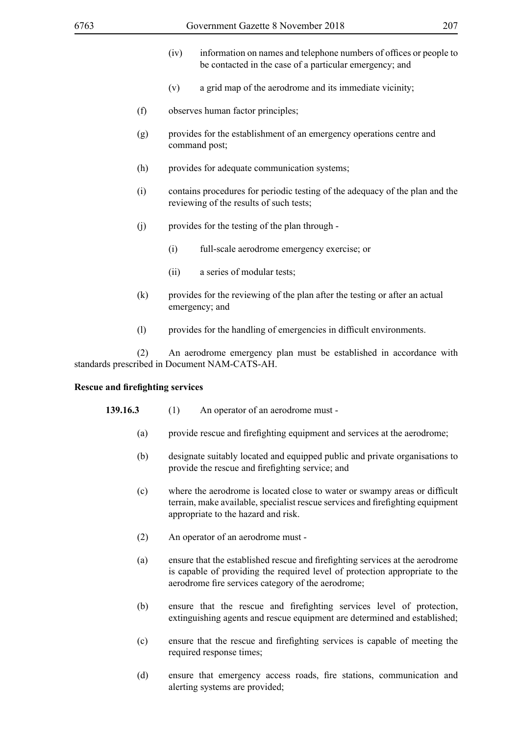(iv) information on names and telephone numbers of offices or people to be contacted in the case of a particular emergency; and

(v) a grid map of the aerodrome and its immediate vicinity;

(f) observes human factor principles;

(g) provides for the establishment of an emergency operations centre and command post;

(h) provides for adequate communication systems;

(i) contains procedures for periodic testing of the adequacy of the plan and the reviewing of the results of such tests;

(j) provides for the testing of the plan through -

(i) full-scale aerodrome emergency exercise; or

(ii) a series of modular tests;

(k) provides for the reviewing of the plan after the testing or after an actual emergency; and

(l) provides for the handling of emergencies in difficult environments.

(2) An aerodrome emergency plan must be established in accordance with standards prescribed in Document NAM-CATS-AH.

**Rescue and firefighting services**

**139.16.3** (1) An operator of an aerodrome must -

(a) provide rescue and firefighting equipment and services at the aerodrome;

(b) designate suitably located and equipped public and private organisations to provide the rescue and firefighting service; and

(c) where the aerodrome is located close to water or swampy areas or difficult terrain, make available, specialist rescue services and firefighting equipment appropriate to the hazard and risk.

(2) An operator of an aerodrome must -

(a) ensure that the established rescue and firefighting services at the aerodrome is capable of providing the required level of protection appropriate to the aerodrome fire services category of the aerodrome;

(b) ensure that the rescue and firefighting services level of protection, extinguishing agents and rescue equipment are determined and established;

(c) ensure that the rescue and firefighting services is capable of meeting the required response times;

(d) ensure that emergency access roads, fire stations, communication and alerting systems are provided;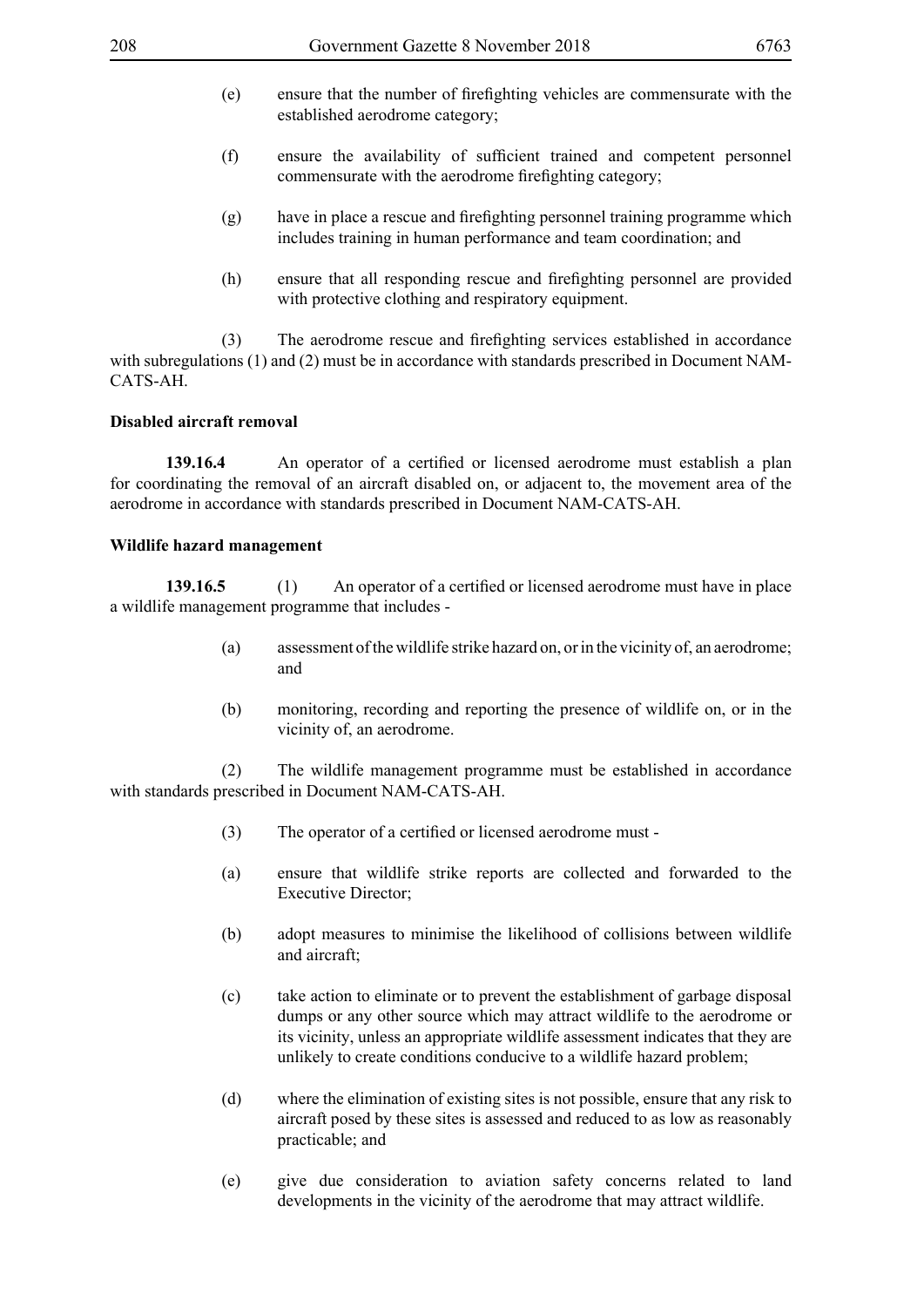(e) ensure that the number of firefighting vehicles are commensurate with the established aerodrome category;

(f) ensure the availability of sufficient trained and competent personnel commensurate with the aerodrome firefighting category;

(g) have in place a rescue and firefighting personnel training programme which includes training in human performance and team coordination; and

(h) ensure that all responding rescue and firefighting personnel are provided with protective clothing and respiratory equipment.

(3) The aerodrome rescue and firefighting services established in accordance with subregulations (1) and (2) must be in accordance with standards prescribed in Document NAM-CATS-AH.

**Disabled aircraft removal**

**139.16.4** An operator of a certified or licensed aerodrome must establish a plan for coordinating the removal of an aircraft disabled on, or adjacent to, the movement area of the aerodrome in accordance with standards prescribed in Document NAM-CATS-AH.

**Wildlife hazard management**

**139.16.5** (1) An operator of a certified or licensed aerodrome must have in place a wildlife management programme that includes -

(a) assessment of the wildlife strike hazard on, or in the vicinity of, an aerodrome; and

(b) monitoring, recording and reporting the presence of wildlife on, or in the vicinity of, an aerodrome.

(2) The wildlife management programme must be established in accordance with standards prescribed in Document NAM-CATS-AH.

(3) The operator of a certified or licensed aerodrome must -

(a) ensure that wildlife strike reports are collected and forwarded to the Executive Director;

(b) adopt measures to minimise the likelihood of collisions between wildlife and aircraft;

(c) take action to eliminate or to prevent the establishment of garbage disposal dumps or any other source which may attract wildlife to the aerodrome or its vicinity, unless an appropriate wildlife assessment indicates that they are unlikely to create conditions conducive to a wildlife hazard problem;

(d) where the elimination of existing sites is not possible, ensure that any risk to aircraft posed by these sites is assessed and reduced to as low as reasonably practicable; and

(e) give due consideration to aviation safety concerns related to land developments in the vicinity of the aerodrome that may attract wildlife.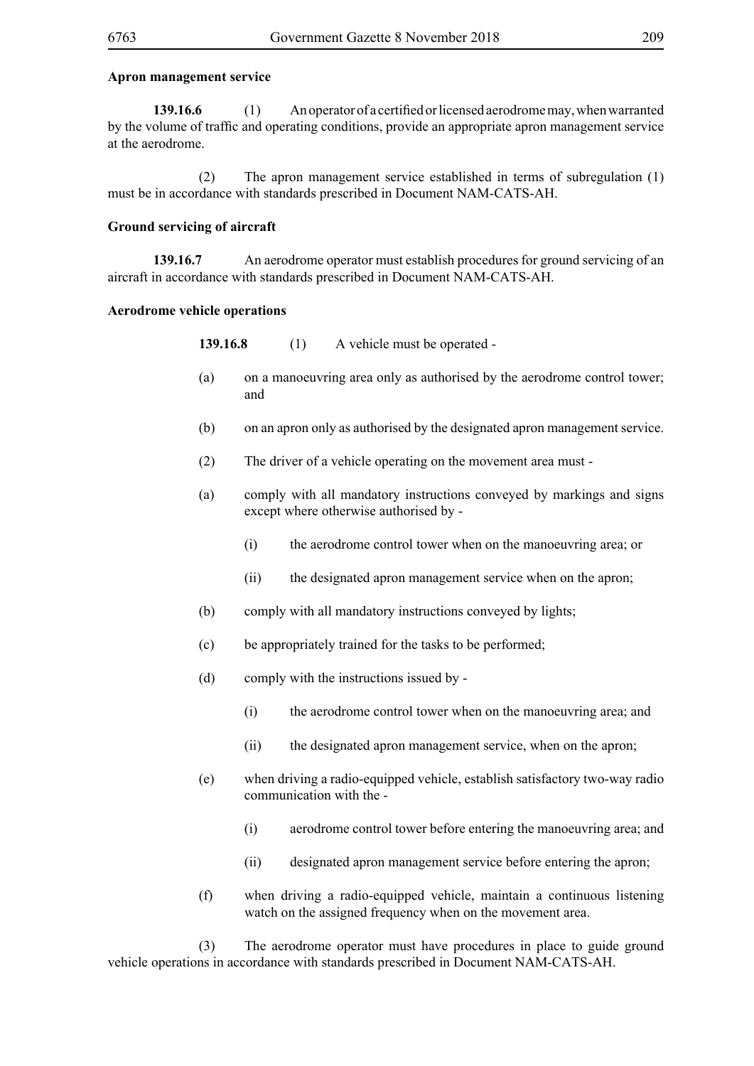**Apron management service**

**139.16.6** (1) An operator of a certified or licensed aerodrome may, when warranted by the volume of traffic and operating conditions, provide an appropriate apron management service at the aerodrome.

(2) The apron management service established in terms of subregulation (1) must be in accordance with standards prescribed in Document NAM-CATS-AH.

**Ground servicing of aircraft**

**139.16.7** An aerodrome operator must establish procedures for ground servicing of an aircraft in accordance with standards prescribed in Document NAM-CATS-AH.

**Aerodrome vehicle operations**

**139.16.8** (1) A vehicle must be operated -

(a) on a manoeuvring area only as authorised by the aerodrome control tower; and

(b) on an apron only as authorised by the designated apron management service.

(2) The driver of a vehicle operating on the movement area must -

(a) comply with all mandatory instructions conveyed by markings and signs except where otherwise authorised by -

(i) the aerodrome control tower when on the manoeuvring area; or

(ii) the designated apron management service when on the apron;

(b) comply with all mandatory instructions conveyed by lights;

(c) be appropriately trained for the tasks to be performed;

(d) comply with the instructions issued by -

(i) the aerodrome control tower when on the manoeuvring area; and

(ii) the designated apron management service, when on the apron;

(e) when driving a radio-equipped vehicle, establish satisfactory two-way radio communication with the -

(i) aerodrome control tower before entering the manoeuvring area; and

(ii) designated apron management service before entering the apron;

(f) when driving a radio-equipped vehicle, maintain a continuous listening watch on the assigned frequency when on the movement area.

(3) The aerodrome operator must have procedures in place to guide ground vehicle operations in accordance with standards prescribed in Document NAM-CATS-AH.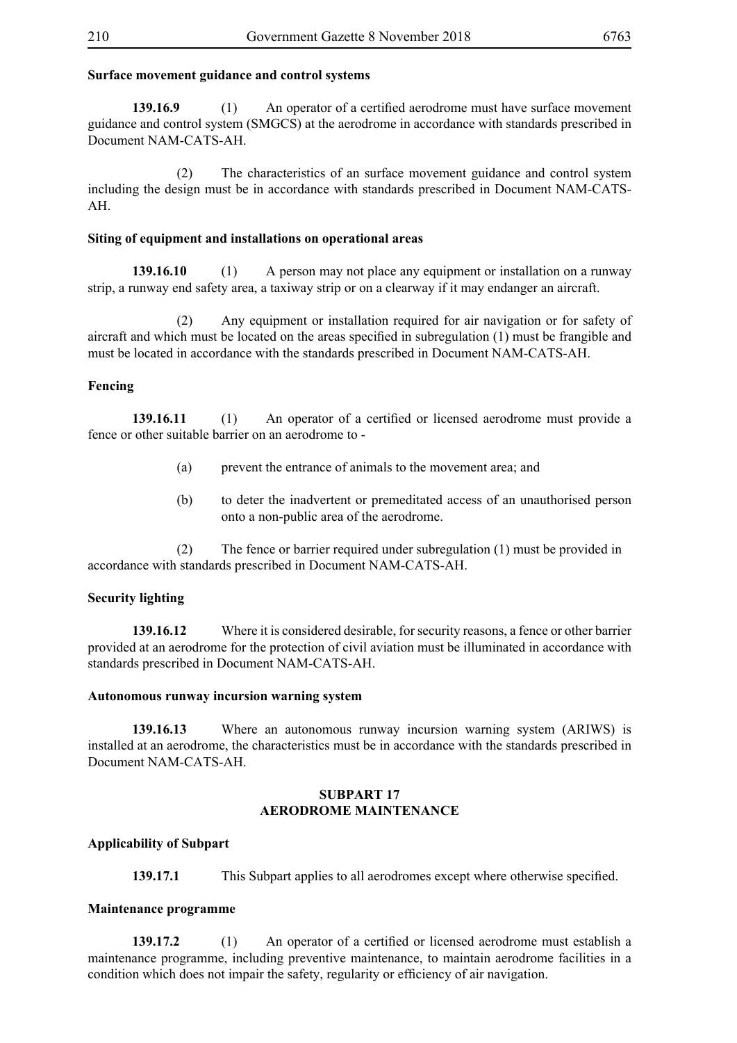**Surface movement guidance and control systems**

**139.16.9** (1) An operator of a certified aerodrome must have surface movement guidance and control system (SMGCS) at the aerodrome in accordance with standards prescribed in Document NAM-CATS-AH.

(2) The characteristics of an surface movement guidance and control system including the design must be in accordance with standards prescribed in Document NAM-CATS-AH.

**Siting of equipment and installations on operational areas**

**139.16.10** (1) A person may not place any equipment or installation on a runway strip, a runway end safety area, a taxiway strip or on a clearway if it may endanger an aircraft.

(2) Any equipment or installation required for air navigation or for safety of aircraft and which must be located on the areas specified in subregulation (1) must be frangible and must be located in accordance with the standards prescribed in Document NAM-CATS-AH.

**Fencing**

**139.16.11** (1) An operator of a certified or licensed aerodrome must provide a fence or other suitable barrier on an aerodrome to -

(a) prevent the entrance of animals to the movement area; and

(b) to deter the inadvertent or premeditated access of an unauthorised person onto a non-public area of the aerodrome.

(2) The fence or barrier required under subregulation (1) must be provided in accordance with standards prescribed in Document NAM-CATS-AH.

**Security lighting**

**139.16.12** Where it is considered desirable, for security reasons, a fence or other barrier provided at an aerodrome for the protection of civil aviation must be illuminated in accordance with standards prescribed in Document NAM-CATS-AH.

**Autonomous runway incursion warning system**

**139.16.13** Where an autonomous runway incursion warning system (ARIWS) is installed at an aerodrome, the characteristics must be in accordance with the standards prescribed in Document NAM-CATS-AH.

## SUBPART 17
## AERODROME MAINTENANCE

**Applicability of Subpart**

**139.17.1** This Subpart applies to all aerodromes except where otherwise specified.

**Maintenance programme**

**139.17.2** (1) An operator of a certified or licensed aerodrome must establish a maintenance programme, including preventive maintenance, to maintain aerodrome facilities in a condition which does not impair the safety, regularity or efficiency of air navigation.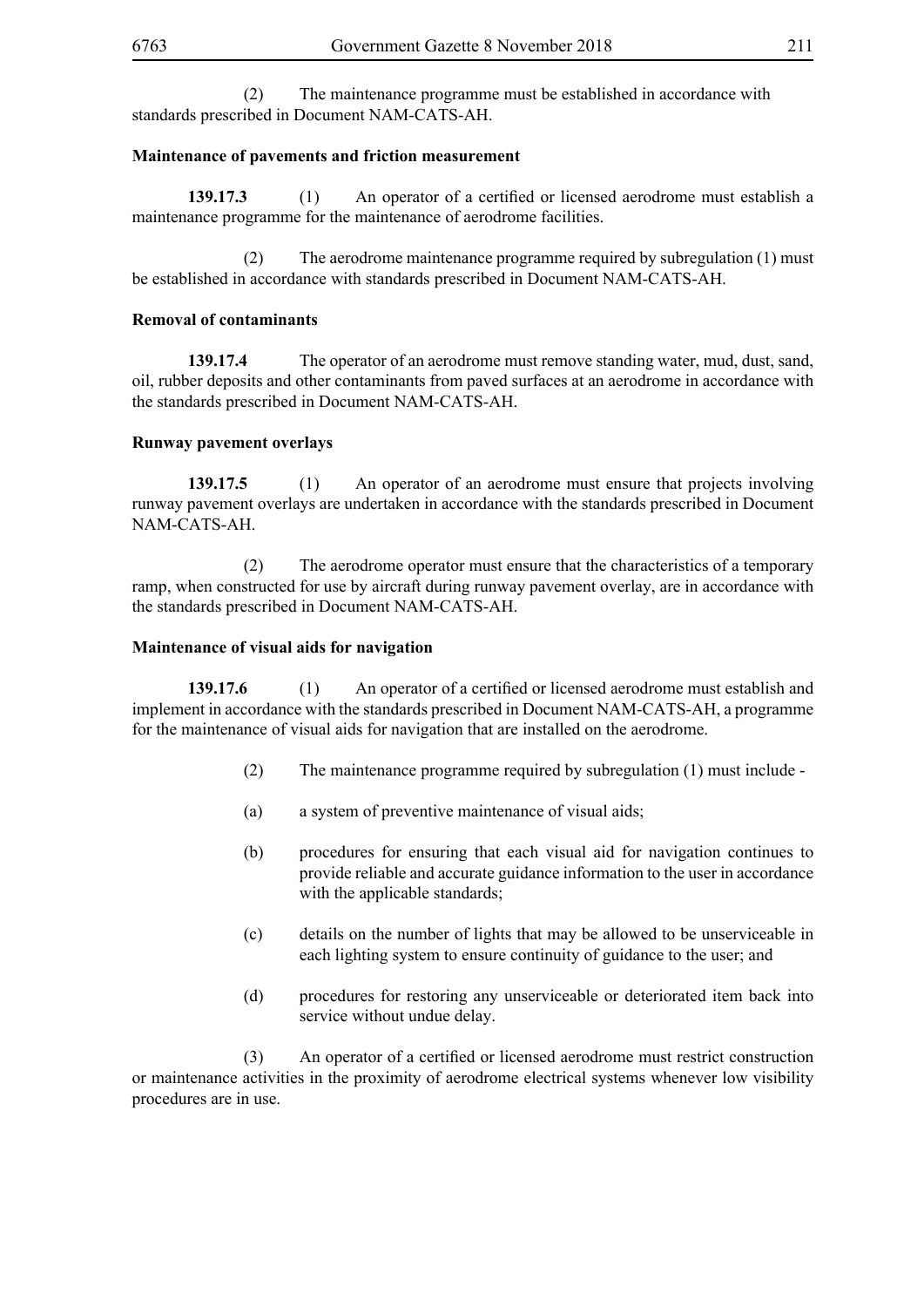(2) The maintenance programme must be established in accordance with standards prescribed in Document NAM-CATS-AH.

**Maintenance of pavements and friction measurement**

**139.17.3** (1) An operator of a certified or licensed aerodrome must establish a maintenance programme for the maintenance of aerodrome facilities.

(2) The aerodrome maintenance programme required by subregulation (1) must be established in accordance with standards prescribed in Document NAM-CATS-AH.

**Removal of contaminants**

**139.17.4** The operator of an aerodrome must remove standing water, mud, dust, sand, oil, rubber deposits and other contaminants from paved surfaces at an aerodrome in accordance with the standards prescribed in Document NAM-CATS-AH.

**Runway pavement overlays**

**139.17.5** (1) An operator of an aerodrome must ensure that projects involving runway pavement overlays are undertaken in accordance with the standards prescribed in Document NAM-CATS-AH.

(2) The aerodrome operator must ensure that the characteristics of a temporary ramp, when constructed for use by aircraft during runway pavement overlay, are in accordance with the standards prescribed in Document NAM-CATS-AH.

**Maintenance of visual aids for navigation**

**139.17.6** (1) An operator of a certified or licensed aerodrome must establish and implement in accordance with the standards prescribed in Document NAM-CATS-AH, a programme for the maintenance of visual aids for navigation that are installed on the aerodrome.

(2) The maintenance programme required by subregulation (1) must include -

(a) a system of preventive maintenance of visual aids;

(b) procedures for ensuring that each visual aid for navigation continues to provide reliable and accurate guidance information to the user in accordance with the applicable standards;

(c) details on the number of lights that may be allowed to be unserviceable in each lighting system to ensure continuity of guidance to the user; and

(d) procedures for restoring any unserviceable or deteriorated item back into service without undue delay.

(3) An operator of a certified or licensed aerodrome must restrict construction or maintenance activities in the proximity of aerodrome electrical systems whenever low visibility procedures are in use.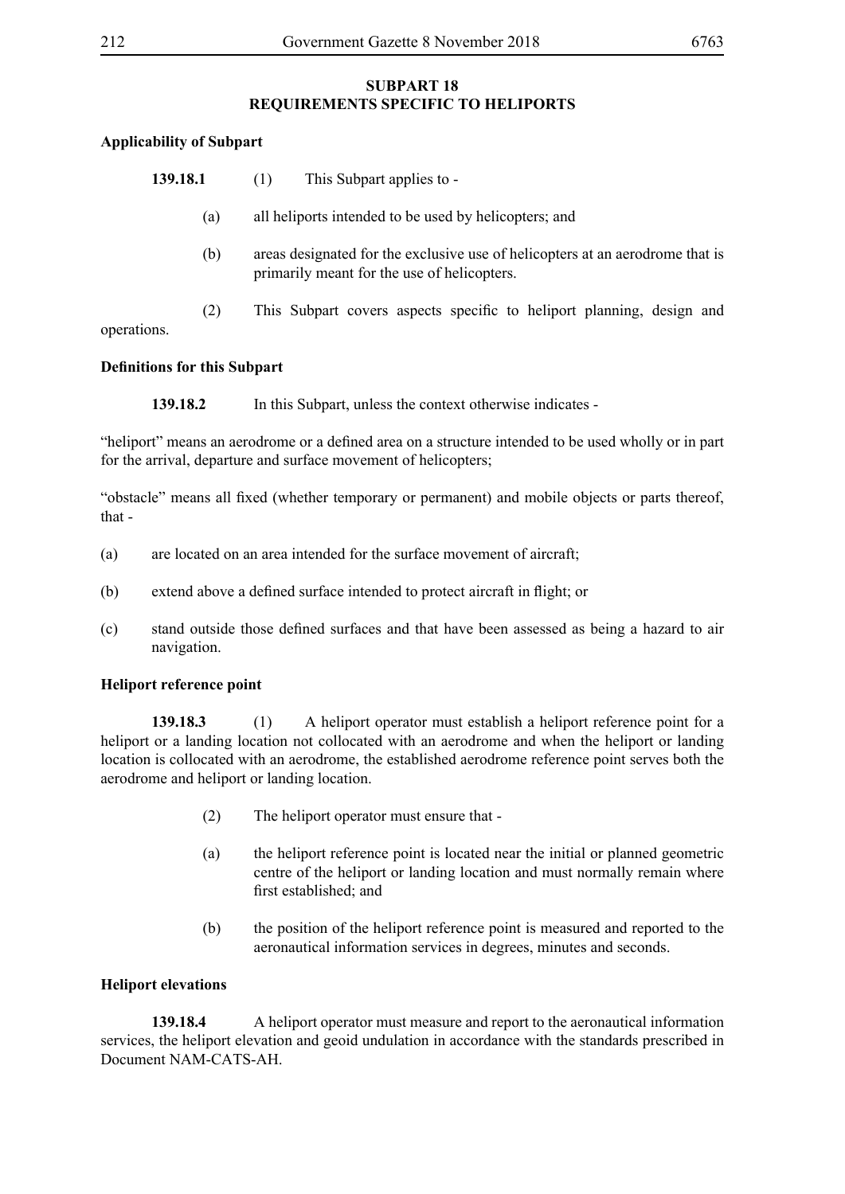## SUBPART 18
## REQUIREMENTS SPECIFIC TO HELIPORTS

**Applicability of Subpart**

**139.18.1** (1) This Subpart applies to -

(a) all heliports intended to be used by helicopters; and

(b) areas designated for the exclusive use of helicopters at an aerodrome that is primarily meant for the use of helicopters.

(2) This Subpart covers aspects specific to heliport planning, design and operations.

**Definitions for this Subpart**

**139.18.2** In this Subpart, unless the context otherwise indicates -

"heliport" means an aerodrome or a defined area on a structure intended to be used wholly or in part for the arrival, departure and surface movement of helicopters;

"obstacle" means all fixed (whether temporary or permanent) and mobile objects or parts thereof, that -

(a) are located on an area intended for the surface movement of aircraft;

(b) extend above a defined surface intended to protect aircraft in flight; or

(c) stand outside those defined surfaces and that have been assessed as being a hazard to air navigation.

**Heliport reference point**

**139.18.3** (1) A heliport operator must establish a heliport reference point for a heliport or a landing location not collocated with an aerodrome and when the heliport or landing location is collocated with an aerodrome, the established aerodrome reference point serves both the aerodrome and heliport or landing location.

(2) The heliport operator must ensure that -

(a) the heliport reference point is located near the initial or planned geometric centre of the heliport or landing location and must normally remain where first established; and

(b) the position of the heliport reference point is measured and reported to the aeronautical information services in degrees, minutes and seconds.

**Heliport elevations**

**139.18.4** A heliport operator must measure and report to the aeronautical information services, the heliport elevation and geoid undulation in accordance with the standards prescribed in Document NAM-CATS-AH.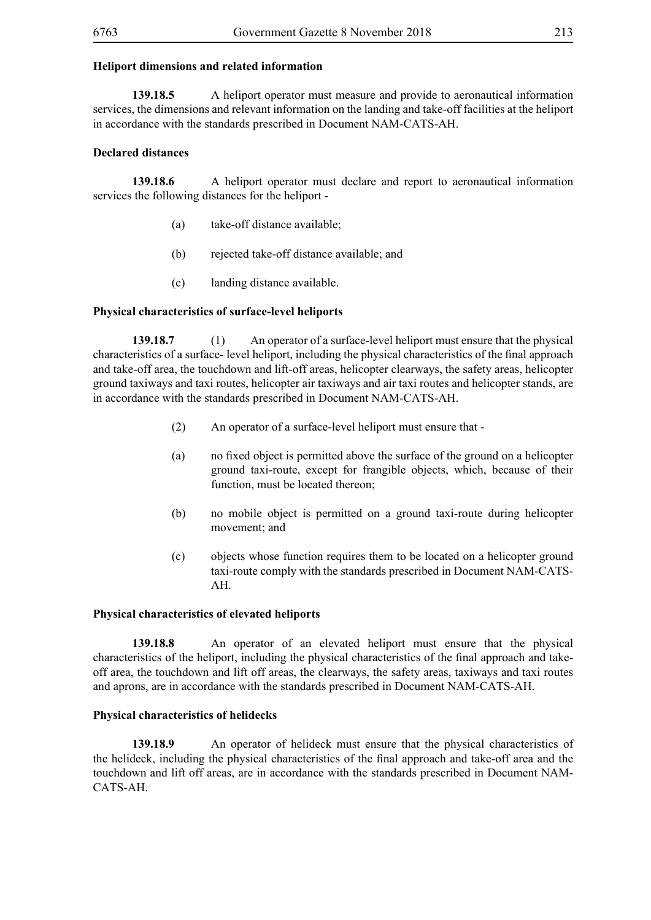**Heliport dimensions and related information**

**139.18.5** A heliport operator must measure and provide to aeronautical information services, the dimensions and relevant information on the landing and take-off facilities at the heliport in accordance with the standards prescribed in Document NAM-CATS-AH.

**Declared distances**

**139.18.6** A heliport operator must declare and report to aeronautical information services the following distances for the heliport -

(a) take-off distance available;

(b) rejected take-off distance available; and

(c) landing distance available.

**Physical characteristics of surface-level heliports**

**139.18.7** (1) An operator of a surface-level heliport must ensure that the physical characteristics of a surface- level heliport, including the physical characteristics of the final approach and take-off area, the touchdown and lift-off areas, helicopter clearways, the safety areas, helicopter ground taxiways and taxi routes, helicopter air taxiways and air taxi routes and helicopter stands, are in accordance with the standards prescribed in Document NAM-CATS-AH.

(2) An operator of a surface-level heliport must ensure that -

(a) no fixed object is permitted above the surface of the ground on a helicopter ground taxi-route, except for frangible objects, which, because of their function, must be located thereon;

(b) no mobile object is permitted on a ground taxi-route during helicopter movement; and

(c) objects whose function requires them to be located on a helicopter ground taxi-route comply with the standards prescribed in Document NAM-CATS-AH.

**Physical characteristics of elevated heliports**

**139.18.8** An operator of an elevated heliport must ensure that the physical characteristics of the heliport, including the physical characteristics of the final approach and take-off area, the touchdown and lift off areas, the clearways, the safety areas, taxiways and taxi routes and aprons, are in accordance with the standards prescribed in Document NAM-CATS-AH.

**Physical characteristics of helidecks**

**139.18.9** An operator of helideck must ensure that the physical characteristics of the helideck, including the physical characteristics of the final approach and take-off area and the touchdown and lift off areas, are in accordance with the standards prescribed in Document NAM-CATS-AH.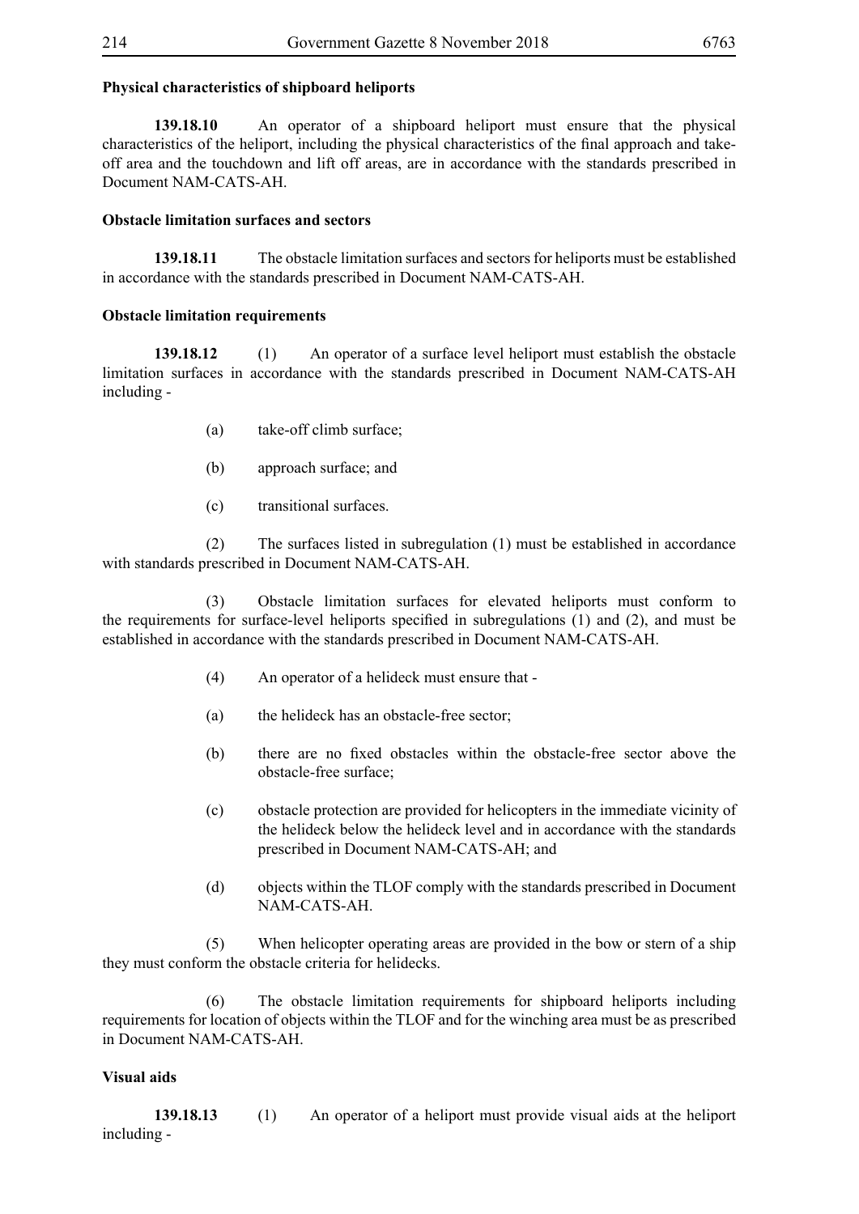**Physical characteristics of shipboard heliports**

**139.18.10** An operator of a shipboard heliport must ensure that the physical characteristics of the heliport, including the physical characteristics of the final approach and take-off area and the touchdown and lift off areas, are in accordance with the standards prescribed in Document NAM-CATS-AH.

**Obstacle limitation surfaces and sectors**

**139.18.11** The obstacle limitation surfaces and sectors for heliports must be established in accordance with the standards prescribed in Document NAM-CATS-AH.

**Obstacle limitation requirements**

**139.18.12** (1) An operator of a surface level heliport must establish the obstacle limitation surfaces in accordance with the standards prescribed in Document NAM-CATS-AH including -

(a) take-off climb surface;

(b) approach surface; and

(c) transitional surfaces.

(2) The surfaces listed in subregulation (1) must be established in accordance with standards prescribed in Document NAM-CATS-AH.

(3) Obstacle limitation surfaces for elevated heliports must conform to the requirements for surface-level heliports specified in subregulations (1) and (2), and must be established in accordance with the standards prescribed in Document NAM-CATS-AH.

(4) An operator of a helideck must ensure that -

(a) the helideck has an obstacle-free sector;

(b) there are no fixed obstacles within the obstacle-free sector above the obstacle-free surface;

(c) obstacle protection are provided for helicopters in the immediate vicinity of the helideck below the helideck level and in accordance with the standards prescribed in Document NAM-CATS-AH; and

(d) objects within the TLOF comply with the standards prescribed in Document NAM-CATS-AH.

(5) When helicopter operating areas are provided in the bow or stern of a ship they must conform the obstacle criteria for helidecks.

(6) The obstacle limitation requirements for shipboard heliports including requirements for location of objects within the TLOF and for the winching area must be as prescribed in Document NAM-CATS-AH.

**Visual aids**

**139.18.13** (1) An operator of a heliport must provide visual aids at the heliport including -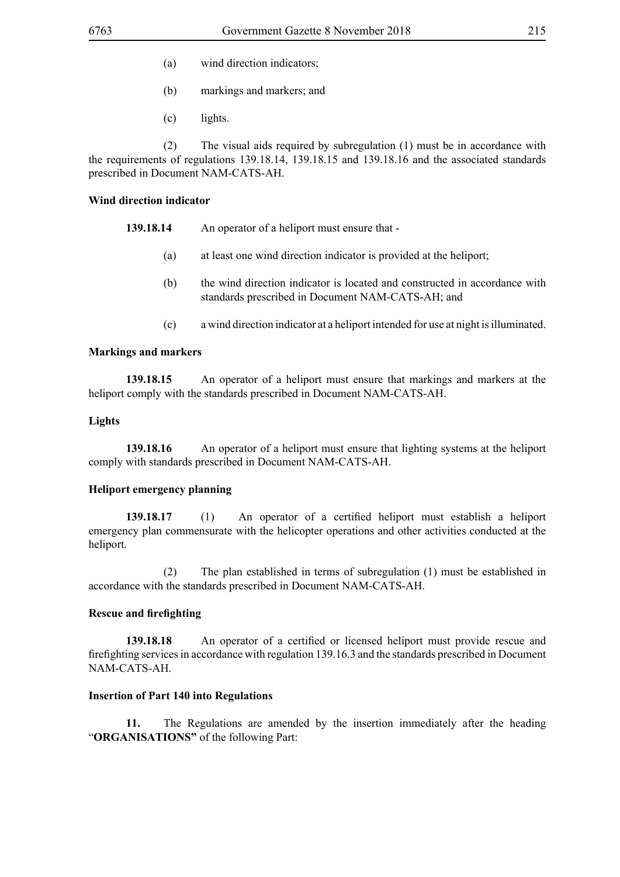(a) wind direction indicators;

(b) markings and markers; and

(c) lights.

(2) The visual aids required by subregulation (1) must be in accordance with the requirements of regulations 139.18.14, 139.18.15 and 139.18.16 and the associated standards prescribed in Document NAM-CATS-AH.

**Wind direction indicator**

**139.18.14** An operator of a heliport must ensure that -

(a) at least one wind direction indicator is provided at the heliport;

(b) the wind direction indicator is located and constructed in accordance with standards prescribed in Document NAM-CATS-AH; and

(c) a wind direction indicator at a heliport intended for use at night is illuminated.

**Markings and markers**

**139.18.15** An operator of a heliport must ensure that markings and markers at the heliport comply with the standards prescribed in Document NAM-CATS-AH.

**Lights**

**139.18.16** An operator of a heliport must ensure that lighting systems at the heliport comply with standards prescribed in Document NAM-CATS-AH.

**Heliport emergency planning**

**139.18.17** (1) An operator of a certified heliport must establish a heliport emergency plan commensurate with the helicopter operations and other activities conducted at the heliport.

(2) The plan established in terms of subregulation (1) must be established in accordance with the standards prescribed in Document NAM-CATS-AH.

**Rescue and firefighting**

**139.18.18** An operator of a certified or licensed heliport must provide rescue and firefighting services in accordance with regulation 139.16.3 and the standards prescribed in Document NAM-CATS-AH.

**Insertion of Part 140 into Regulations**

**11.** The Regulations are amended by the insertion immediately after the heading "**ORGANISATIONS"** of the following Part: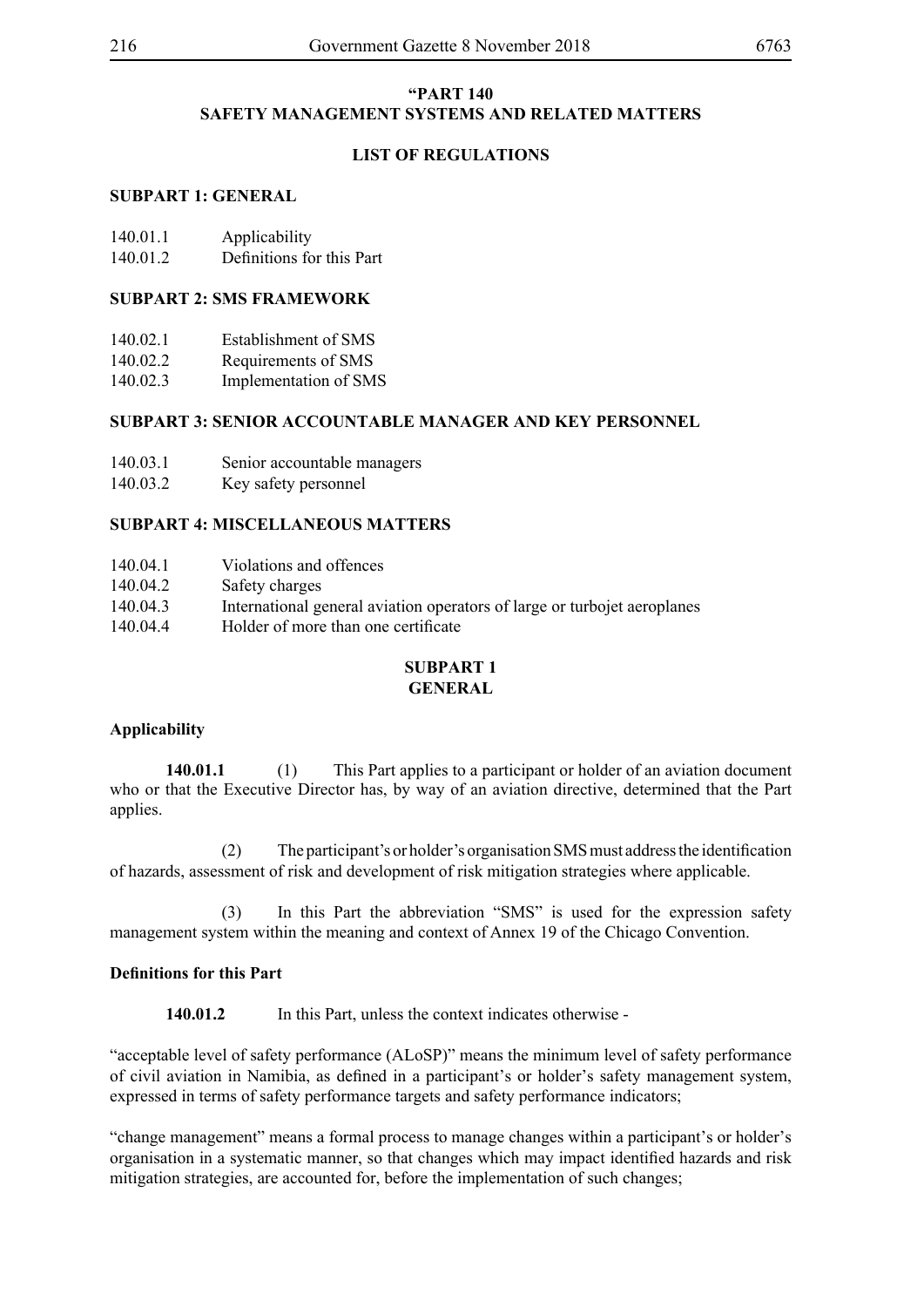**"PART 140**
**SAFETY MANAGEMENT SYSTEMS AND RELATED MATTERS**

**LIST OF REGULATIONS**

**SUBPART 1: GENERAL**

140.01.1 Applicability
140.01.2 Definitions for this Part

**SUBPART 2: SMS FRAMEWORK**

140.02.1 Establishment of SMS
140.02.2 Requirements of SMS
140.02.3 Implementation of SMS

**SUBPART 3: SENIOR ACCOUNTABLE MANAGER AND KEY PERSONNEL**

140.03.1 Senior accountable managers
140.03.2 Key safety personnel

**SUBPART 4: MISCELLANEOUS MATTERS**

140.04.1 Violations and offences
140.04.2 Safety charges
140.04.3 International general aviation operators of large or turbojet aeroplanes
140.04.4 Holder of more than one certificate

**SUBPART 1**
**GENERAL**

**Applicability**

**140.01.1** (1) This Part applies to a participant or holder of an aviation document who or that the Executive Director has, by way of an aviation directive, determined that the Part applies.

(2) The participant's or holder's organisation SMS must address the identification of hazards, assessment of risk and development of risk mitigation strategies where applicable.

(3) In this Part the abbreviation "SMS" is used for the expression safety management system within the meaning and context of Annex 19 of the Chicago Convention.

**Definitions for this Part**

**140.01.2** In this Part, unless the context indicates otherwise -

"acceptable level of safety performance (ALoSP)" means the minimum level of safety performance of civil aviation in Namibia, as defined in a participant's or holder's safety management system, expressed in terms of safety performance targets and safety performance indicators;

"change management" means a formal process to manage changes within a participant's or holder's organisation in a systematic manner, so that changes which may impact identified hazards and risk mitigation strategies, are accounted for, before the implementation of such changes;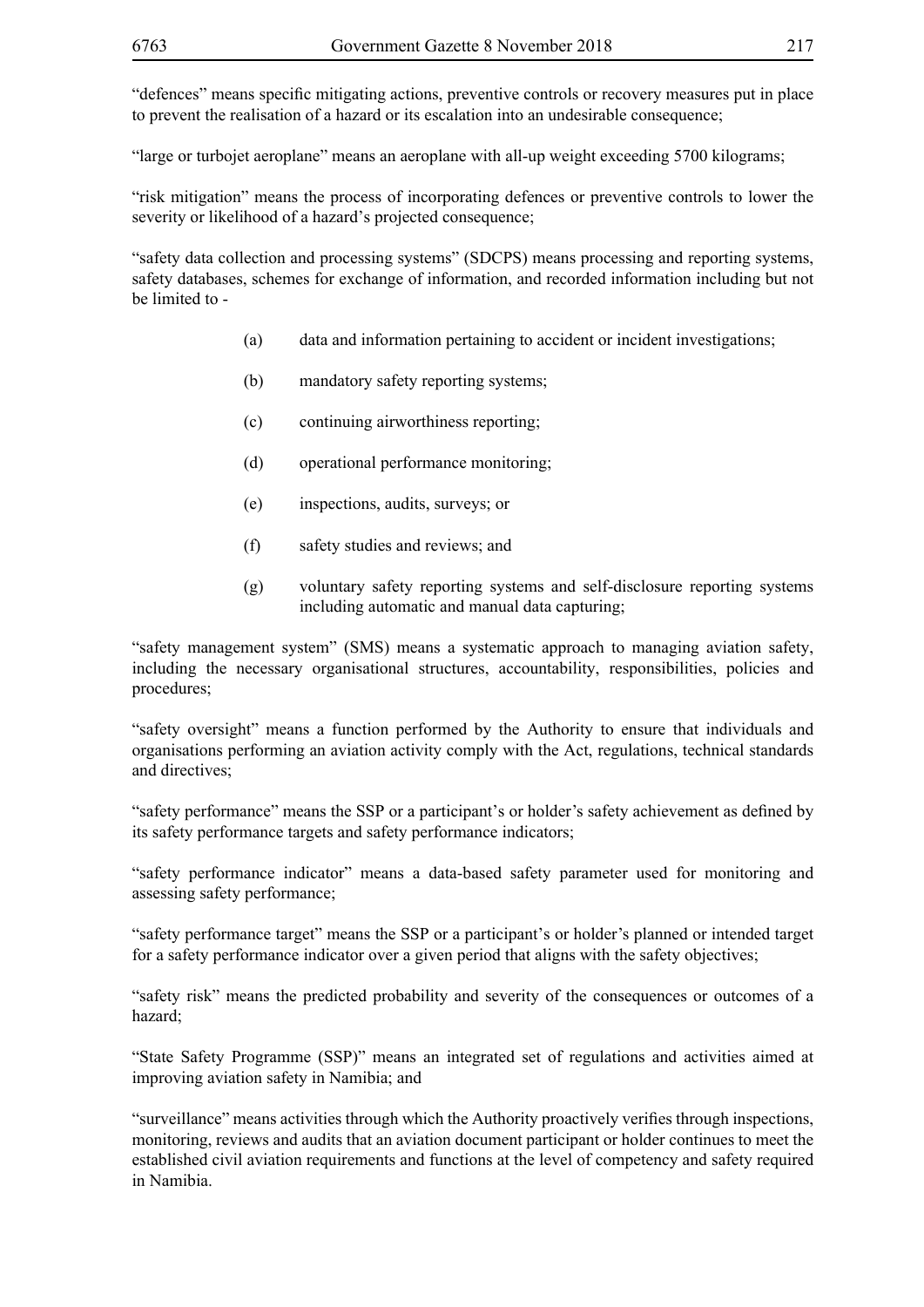"defences" means specific mitigating actions, preventive controls or recovery measures put in place to prevent the realisation of a hazard or its escalation into an undesirable consequence;

"large or turbojet aeroplane" means an aeroplane with all-up weight exceeding 5700 kilograms;

"risk mitigation" means the process of incorporating defences or preventive controls to lower the severity or likelihood of a hazard's projected consequence;

"safety data collection and processing systems" (SDCPS) means processing and reporting systems, safety databases, schemes for exchange of information, and recorded information including but not be limited to -

(a) data and information pertaining to accident or incident investigations;

(b) mandatory safety reporting systems;

(c) continuing airworthiness reporting;

(d) operational performance monitoring;

(e) inspections, audits, surveys; or

(f) safety studies and reviews; and

(g) voluntary safety reporting systems and self-disclosure reporting systems including automatic and manual data capturing;

"safety management system" (SMS) means a systematic approach to managing aviation safety, including the necessary organisational structures, accountability, responsibilities, policies and procedures;

"safety oversight" means a function performed by the Authority to ensure that individuals and organisations performing an aviation activity comply with the Act, regulations, technical standards and directives;

"safety performance" means the SSP or a participant's or holder's safety achievement as defined by its safety performance targets and safety performance indicators;

"safety performance indicator" means a data-based safety parameter used for monitoring and assessing safety performance;

"safety performance target" means the SSP or a participant's or holder's planned or intended target for a safety performance indicator over a given period that aligns with the safety objectives;

"safety risk" means the predicted probability and severity of the consequences or outcomes of a hazard;

"State Safety Programme (SSP)" means an integrated set of regulations and activities aimed at improving aviation safety in Namibia; and

"surveillance" means activities through which the Authority proactively verifies through inspections, monitoring, reviews and audits that an aviation document participant or holder continues to meet the established civil aviation requirements and functions at the level of competency and safety required in Namibia.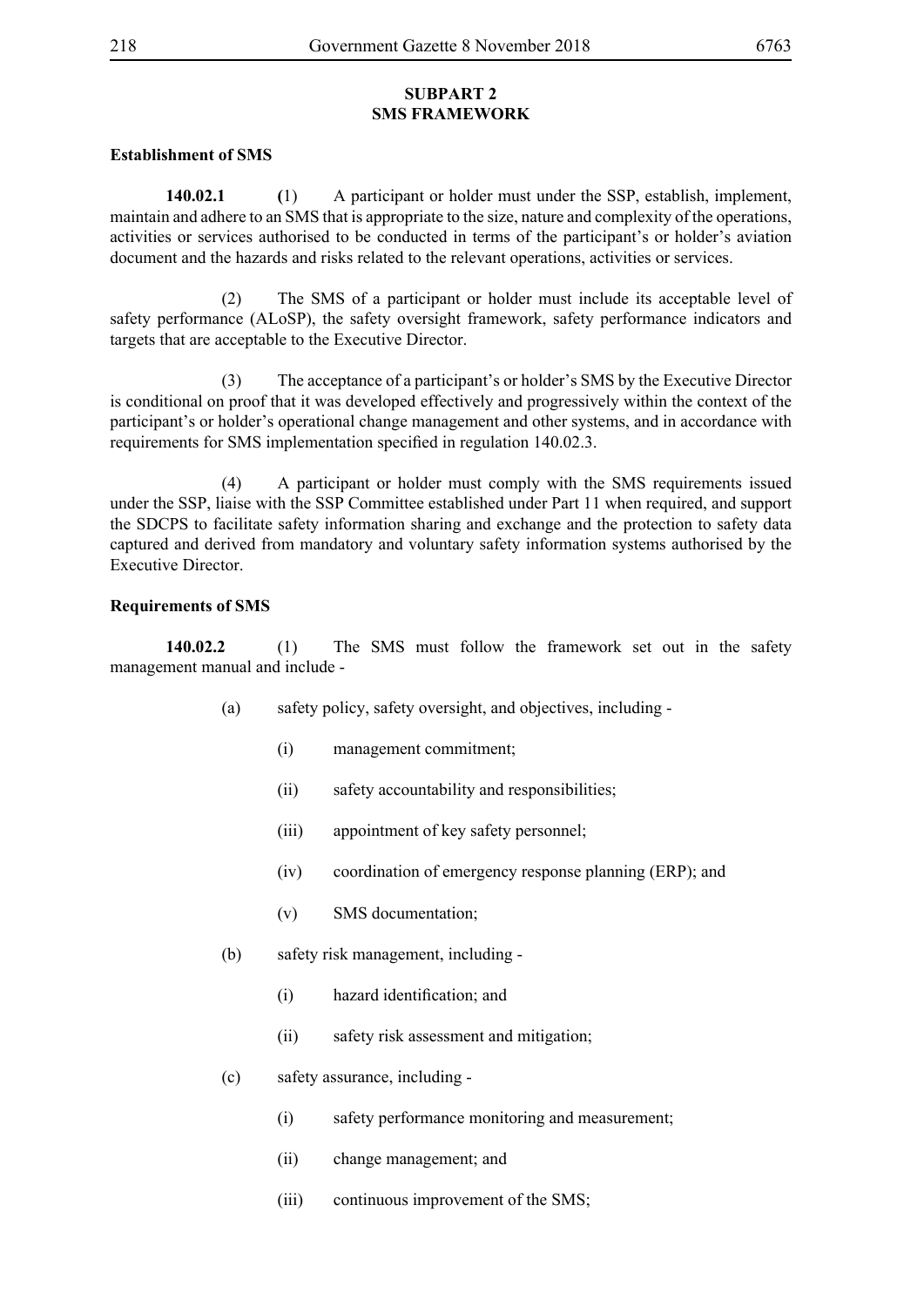## SUBPART 2
## SMS FRAMEWORK

**Establishment of SMS**

**140.02.1** (1) A participant or holder must under the SSP, establish, implement, maintain and adhere to an SMS that is appropriate to the size, nature and complexity of the operations, activities or services authorised to be conducted in terms of the participant's or holder's aviation document and the hazards and risks related to the relevant operations, activities or services.

(2) The SMS of a participant or holder must include its acceptable level of safety performance (ALoSP), the safety oversight framework, safety performance indicators and targets that are acceptable to the Executive Director.

(3) The acceptance of a participant's or holder's SMS by the Executive Director is conditional on proof that it was developed effectively and progressively within the context of the participant's or holder's operational change management and other systems, and in accordance with requirements for SMS implementation specified in regulation 140.02.3.

(4) A participant or holder must comply with the SMS requirements issued under the SSP, liaise with the SSP Committee established under Part 11 when required, and support the SDCPS to facilitate safety information sharing and exchange and the protection to safety data captured and derived from mandatory and voluntary safety information systems authorised by the Executive Director.

**Requirements of SMS**

**140.02.2** (1) The SMS must follow the framework set out in the safety management manual and include -

(a) safety policy, safety oversight, and objectives, including -

(i) management commitment;

(ii) safety accountability and responsibilities;

(iii) appointment of key safety personnel;

(iv) coordination of emergency response planning (ERP); and

(v) SMS documentation;

(b) safety risk management, including -

(i) hazard identification; and

(ii) safety risk assessment and mitigation;

(c) safety assurance, including -

(i) safety performance monitoring and measurement;

(ii) change management; and

(iii) continuous improvement of the SMS;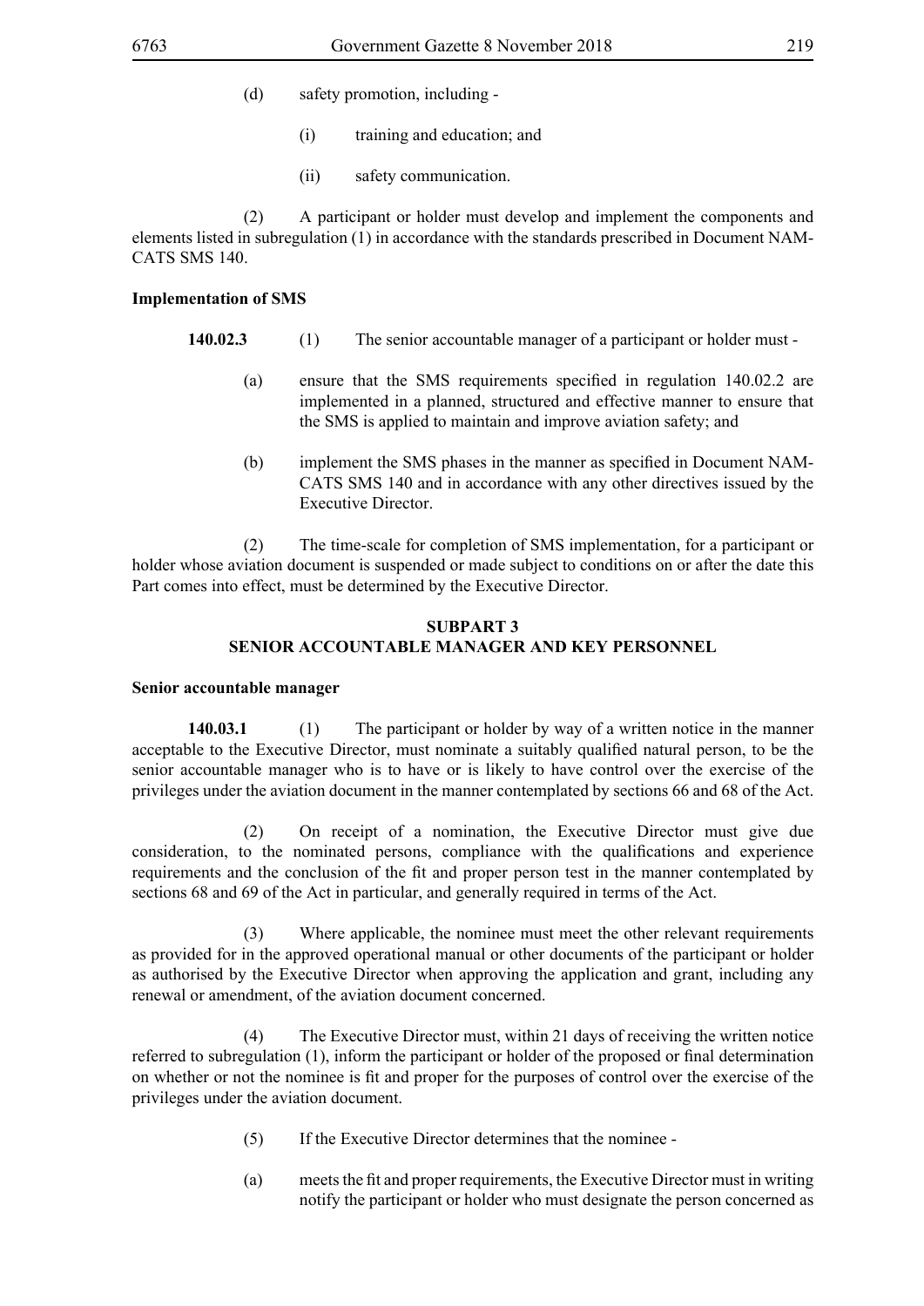(d) safety promotion, including -

(i) training and education; and

(ii) safety communication.

(2) A participant or holder must develop and implement the components and elements listed in subregulation (1) in accordance with the standards prescribed in Document NAM-CATS SMS 140.

**Implementation of SMS**

**140.02.3** (1) The senior accountable manager of a participant or holder must -

(a) ensure that the SMS requirements specified in regulation 140.02.2 are implemented in a planned, structured and effective manner to ensure that the SMS is applied to maintain and improve aviation safety; and

(b) implement the SMS phases in the manner as specified in Document NAM-CATS SMS 140 and in accordance with any other directives issued by the Executive Director.

(2) The time-scale for completion of SMS implementation, for a participant or holder whose aviation document is suspended or made subject to conditions on or after the date this Part comes into effect, must be determined by the Executive Director.

## SUBPART 3
## SENIOR ACCOUNTABLE MANAGER AND KEY PERSONNEL

**Senior accountable manager**

**140.03.1** (1) The participant or holder by way of a written notice in the manner acceptable to the Executive Director, must nominate a suitably qualified natural person, to be the senior accountable manager who is to have or is likely to have control over the exercise of the privileges under the aviation document in the manner contemplated by sections 66 and 68 of the Act.

(2) On receipt of a nomination, the Executive Director must give due consideration, to the nominated persons, compliance with the qualifications and experience requirements and the conclusion of the fit and proper person test in the manner contemplated by sections 68 and 69 of the Act in particular, and generally required in terms of the Act.

(3) Where applicable, the nominee must meet the other relevant requirements as provided for in the approved operational manual or other documents of the participant or holder as authorised by the Executive Director when approving the application and grant, including any renewal or amendment, of the aviation document concerned.

(4) The Executive Director must, within 21 days of receiving the written notice referred to subregulation (1), inform the participant or holder of the proposed or final determination on whether or not the nominee is fit and proper for the purposes of control over the exercise of the privileges under the aviation document.

(5) If the Executive Director determines that the nominee -

(a) meets the fit and proper requirements, the Executive Director must in writing notify the participant or holder who must designate the person concerned as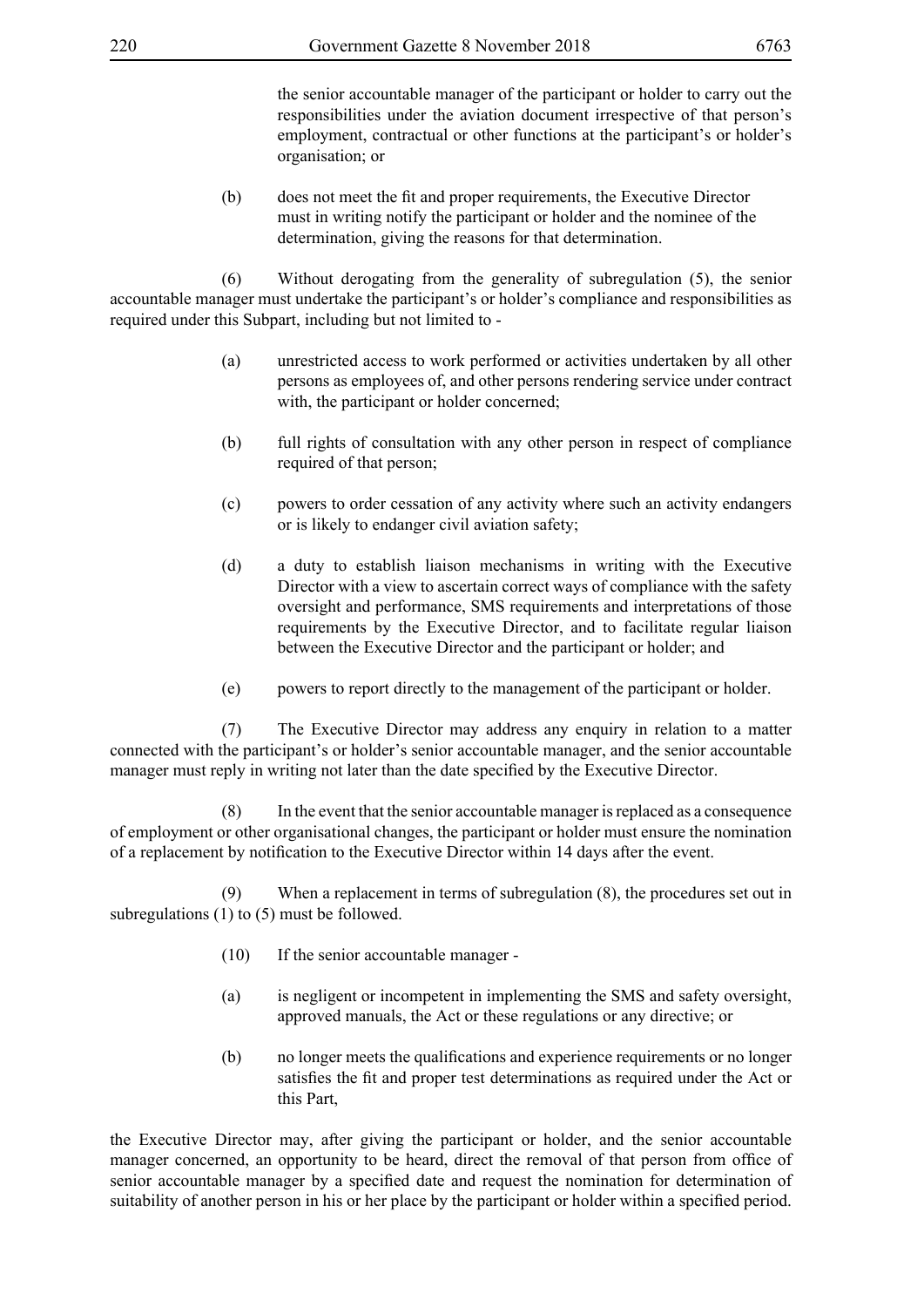the senior accountable manager of the participant or holder to carry out the responsibilities under the aviation document irrespective of that person's employment, contractual or other functions at the participant's or holder's organisation; or

(b) does not meet the fit and proper requirements, the Executive Director must in writing notify the participant or holder and the nominee of the determination, giving the reasons for that determination.

(6) Without derogating from the generality of subregulation (5), the senior accountable manager must undertake the participant's or holder's compliance and responsibilities as required under this Subpart, including but not limited to -

(a) unrestricted access to work performed or activities undertaken by all other persons as employees of, and other persons rendering service under contract with, the participant or holder concerned;

(b) full rights of consultation with any other person in respect of compliance required of that person;

(c) powers to order cessation of any activity where such an activity endangers or is likely to endanger civil aviation safety;

(d) a duty to establish liaison mechanisms in writing with the Executive Director with a view to ascertain correct ways of compliance with the safety oversight and performance, SMS requirements and interpretations of those requirements by the Executive Director, and to facilitate regular liaison between the Executive Director and the participant or holder; and

(e) powers to report directly to the management of the participant or holder.

(7) The Executive Director may address any enquiry in relation to a matter connected with the participant's or holder's senior accountable manager, and the senior accountable manager must reply in writing not later than the date specified by the Executive Director.

(8) In the event that the senior accountable manager is replaced as a consequence of employment or other organisational changes, the participant or holder must ensure the nomination of a replacement by notification to the Executive Director within 14 days after the event.

(9) When a replacement in terms of subregulation (8), the procedures set out in subregulations (1) to (5) must be followed.

(10) If the senior accountable manager -

(a) is negligent or incompetent in implementing the SMS and safety oversight, approved manuals, the Act or these regulations or any directive; or

(b) no longer meets the qualifications and experience requirements or no longer satisfies the fit and proper test determinations as required under the Act or this Part,

the Executive Director may, after giving the participant or holder, and the senior accountable manager concerned, an opportunity to be heard, direct the removal of that person from office of senior accountable manager by a specified date and request the nomination for determination of suitability of another person in his or her place by the participant or holder within a specified period.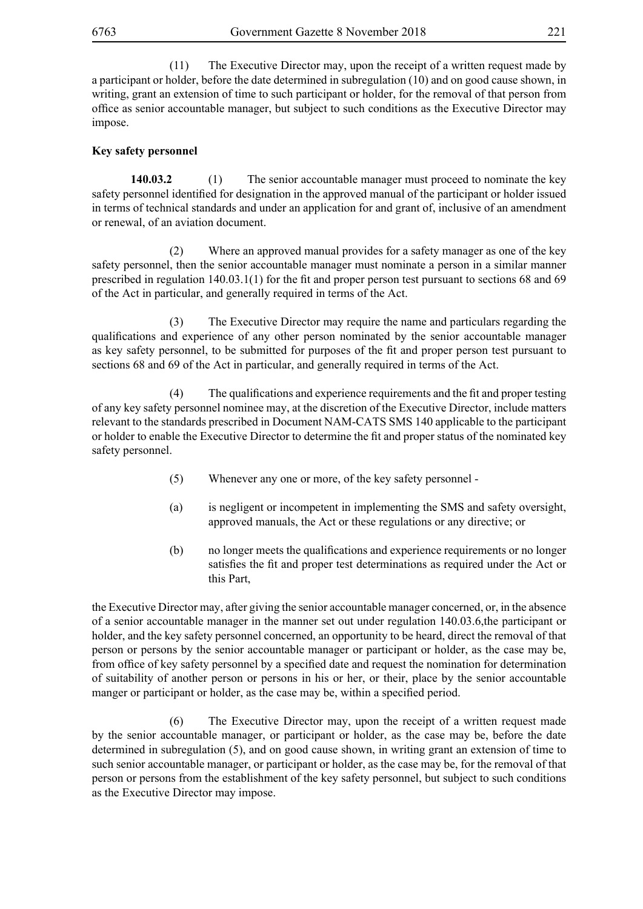(11) The Executive Director may, upon the receipt of a written request made by a participant or holder, before the date determined in subregulation (10) and on good cause shown, in writing, grant an extension of time to such participant or holder, for the removal of that person from office as senior accountable manager, but subject to such conditions as the Executive Director may impose.

**Key safety personnel**

**140.03.2** (1) The senior accountable manager must proceed to nominate the key safety personnel identified for designation in the approved manual of the participant or holder issued in terms of technical standards and under an application for and grant of, inclusive of an amendment or renewal, of an aviation document.

(2) Where an approved manual provides for a safety manager as one of the key safety personnel, then the senior accountable manager must nominate a person in a similar manner prescribed in regulation 140.03.1(1) for the fit and proper person test pursuant to sections 68 and 69 of the Act in particular, and generally required in terms of the Act.

(3) The Executive Director may require the name and particulars regarding the qualifications and experience of any other person nominated by the senior accountable manager as key safety personnel, to be submitted for purposes of the fit and proper person test pursuant to sections 68 and 69 of the Act in particular, and generally required in terms of the Act.

(4) The qualifications and experience requirements and the fit and proper testing of any key safety personnel nominee may, at the discretion of the Executive Director, include matters relevant to the standards prescribed in Document NAM-CATS SMS 140 applicable to the participant or holder to enable the Executive Director to determine the fit and proper status of the nominated key safety personnel.

(5) Whenever any one or more, of the key safety personnel -

(a) is negligent or incompetent in implementing the SMS and safety oversight, approved manuals, the Act or these regulations or any directive; or

(b) no longer meets the qualifications and experience requirements or no longer satisfies the fit and proper test determinations as required under the Act or this Part,

the Executive Director may, after giving the senior accountable manager concerned, or, in the absence of a senior accountable manager in the manner set out under regulation 140.03.6,the participant or holder, and the key safety personnel concerned, an opportunity to be heard, direct the removal of that person or persons by the senior accountable manager or participant or holder, as the case may be, from office of key safety personnel by a specified date and request the nomination for determination of suitability of another person or persons in his or her, or their, place by the senior accountable manger or participant or holder, as the case may be, within a specified period.

(6) The Executive Director may, upon the receipt of a written request made by the senior accountable manager, or participant or holder, as the case may be, before the date determined in subregulation (5), and on good cause shown, in writing grant an extension of time to such senior accountable manager, or participant or holder, as the case may be, for the removal of that person or persons from the establishment of the key safety personnel, but subject to such conditions as the Executive Director may impose.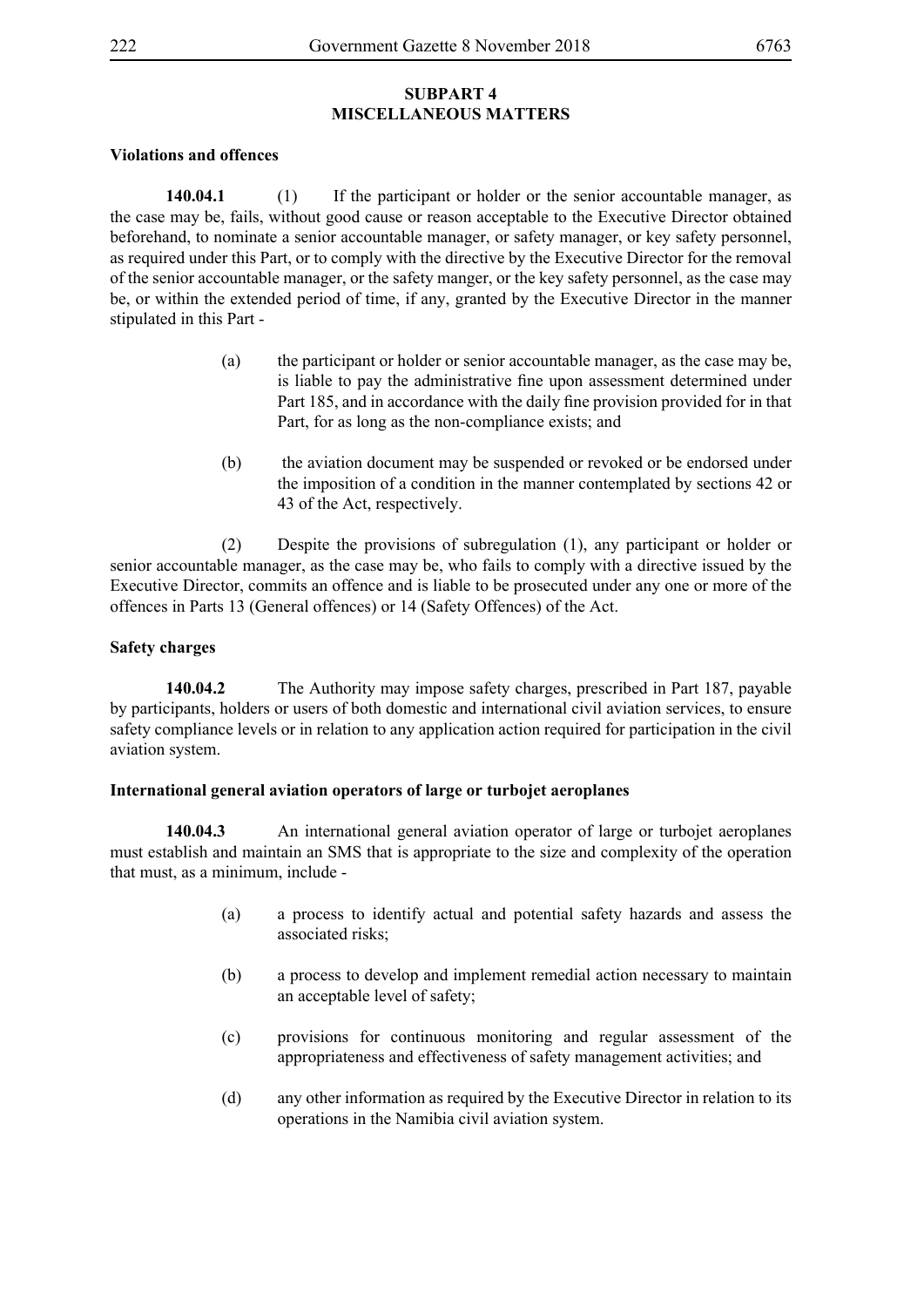## SUBPART 4
## MISCELLANEOUS MATTERS

**Violations and offences**

**140.04.1** (1) If the participant or holder or the senior accountable manager, as the case may be, fails, without good cause or reason acceptable to the Executive Director obtained beforehand, to nominate a senior accountable manager, or safety manager, or key safety personnel, as required under this Part, or to comply with the directive by the Executive Director for the removal of the senior accountable manager, or the safety manger, or the key safety personnel, as the case may be, or within the extended period of time, if any, granted by the Executive Director in the manner stipulated in this Part -

(a) the participant or holder or senior accountable manager, as the case may be, is liable to pay the administrative fine upon assessment determined under Part 185, and in accordance with the daily fine provision provided for in that Part, for as long as the non-compliance exists; and

(b) the aviation document may be suspended or revoked or be endorsed under the imposition of a condition in the manner contemplated by sections 42 or 43 of the Act, respectively.

(2) Despite the provisions of subregulation (1), any participant or holder or senior accountable manager, as the case may be, who fails to comply with a directive issued by the Executive Director, commits an offence and is liable to be prosecuted under any one or more of the offences in Parts 13 (General offences) or 14 (Safety Offences) of the Act.

**Safety charges**

**140.04.2** The Authority may impose safety charges, prescribed in Part 187, payable by participants, holders or users of both domestic and international civil aviation services, to ensure safety compliance levels or in relation to any application action required for participation in the civil aviation system.

**International general aviation operators of large or turbojet aeroplanes**

**140.04.3** An international general aviation operator of large or turbojet aeroplanes must establish and maintain an SMS that is appropriate to the size and complexity of the operation that must, as a minimum, include -

(a) a process to identify actual and potential safety hazards and assess the associated risks;

(b) a process to develop and implement remedial action necessary to maintain an acceptable level of safety;

(c) provisions for continuous monitoring and regular assessment of the appropriateness and effectiveness of safety management activities; and

(d) any other information as required by the Executive Director in relation to its operations in the Namibia civil aviation system.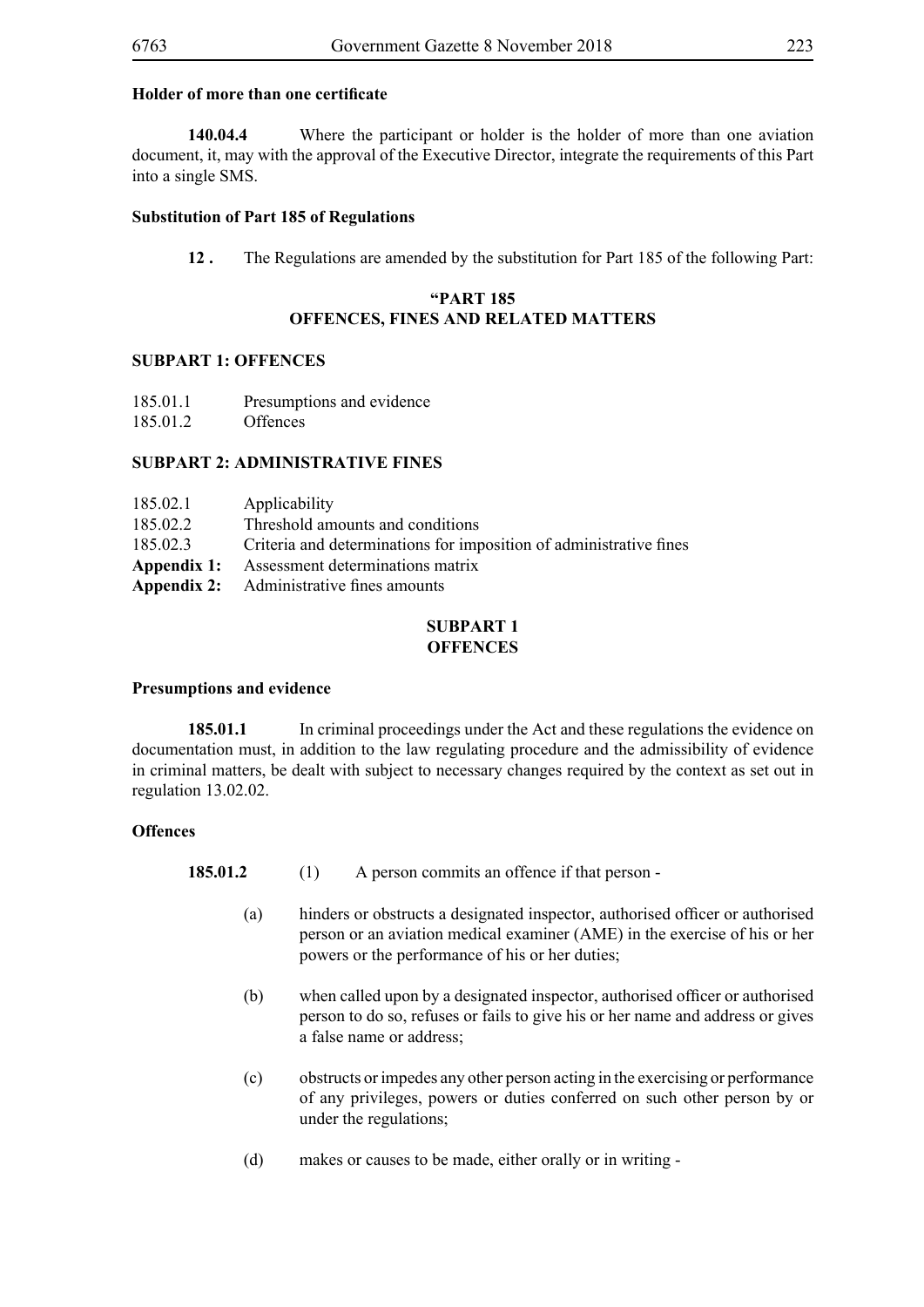**Holder of more than one certificate**

**140.04.4** Where the participant or holder is the holder of more than one aviation document, it, may with the approval of the Executive Director, integrate the requirements of this Part into a single SMS.

**Substitution of Part 185 of Regulations**

**12 .** The Regulations are amended by the substitution for Part 185 of the following Part:

**"PART 185**
**OFFENCES, FINES AND RELATED MATTERS**

**SUBPART 1: OFFENCES**

185.01.1 Presumptions and evidence
185.01.2 Offences

**SUBPART 2: ADMINISTRATIVE FINES**

185.02.1 Applicability
185.02.2 Threshold amounts and conditions
185.02.3 Criteria and determinations for imposition of administrative fines
**Appendix 1:** Assessment determinations matrix
**Appendix 2:** Administrative fines amounts

**SUBPART 1**
**OFFENCES**

**Presumptions and evidence**

**185.01.1** In criminal proceedings under the Act and these regulations the evidence on documentation must, in addition to the law regulating procedure and the admissibility of evidence in criminal matters, be dealt with subject to necessary changes required by the context as set out in regulation 13.02.02.

**Offences**

**185.01.2** (1) A person commits an offence if that person -

(a) hinders or obstructs a designated inspector, authorised officer or authorised person or an aviation medical examiner (AME) in the exercise of his or her powers or the performance of his or her duties;

(b) when called upon by a designated inspector, authorised officer or authorised person to do so, refuses or fails to give his or her name and address or gives a false name or address;

(c) obstructs or impedes any other person acting in the exercising or performance of any privileges, powers or duties conferred on such other person by or under the regulations;

(d) makes or causes to be made, either orally or in writing -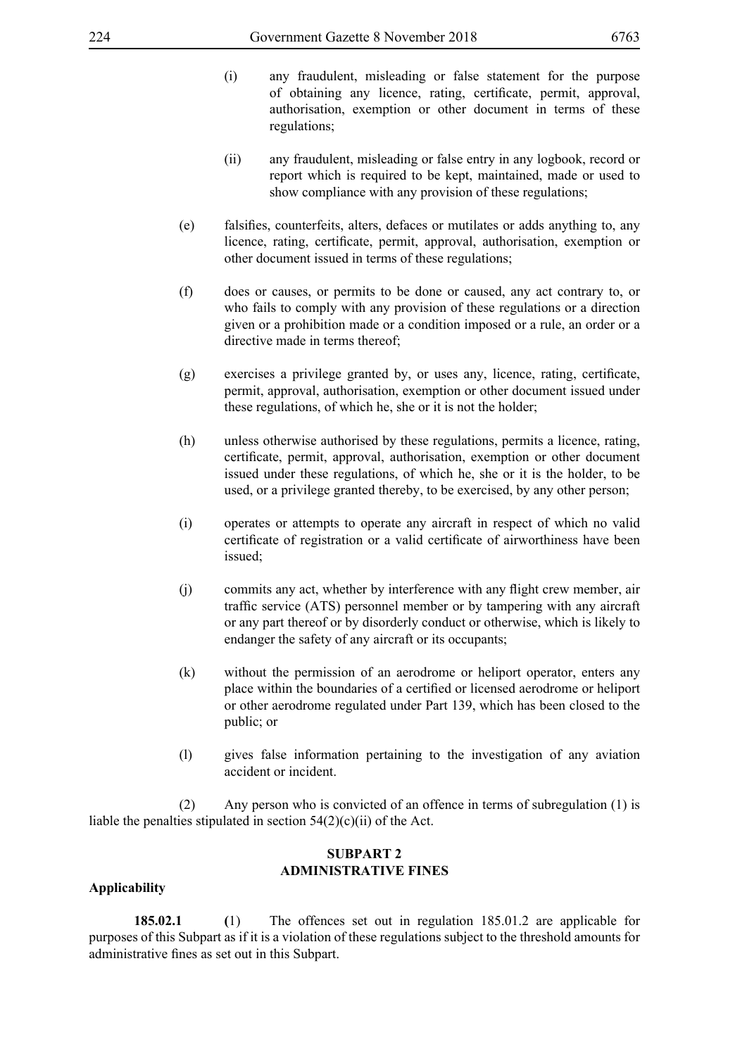(i) any fraudulent, misleading or false statement for the purpose of obtaining any licence, rating, certificate, permit, approval, authorisation, exemption or other document in terms of these regulations;

(ii) any fraudulent, misleading or false entry in any logbook, record or report which is required to be kept, maintained, made or used to show compliance with any provision of these regulations;

(e) falsifies, counterfeits, alters, defaces or mutilates or adds anything to, any licence, rating, certificate, permit, approval, authorisation, exemption or other document issued in terms of these regulations;

(f) does or causes, or permits to be done or caused, any act contrary to, or who fails to comply with any provision of these regulations or a direction given or a prohibition made or a condition imposed or a rule, an order or a directive made in terms thereof;

(g) exercises a privilege granted by, or uses any, licence, rating, certificate, permit, approval, authorisation, exemption or other document issued under these regulations, of which he, she or it is not the holder;

(h) unless otherwise authorised by these regulations, permits a licence, rating, certificate, permit, approval, authorisation, exemption or other document issued under these regulations, of which he, she or it is the holder, to be used, or a privilege granted thereby, to be exercised, by any other person;

(i) operates or attempts to operate any aircraft in respect of which no valid certificate of registration or a valid certificate of airworthiness have been issued;

(j) commits any act, whether by interference with any flight crew member, air traffic service (ATS) personnel member or by tampering with any aircraft or any part thereof or by disorderly conduct or otherwise, which is likely to endanger the safety of any aircraft or its occupants;

(k) without the permission of an aerodrome or heliport operator, enters any place within the boundaries of a certified or licensed aerodrome or heliport or other aerodrome regulated under Part 139, which has been closed to the public; or

(l) gives false information pertaining to the investigation of any aviation accident or incident.

(2) Any person who is convicted of an offence in terms of subregulation (1) is liable the penalties stipulated in section 54(2)(c)(ii) of the Act.

## SUBPART 2
## ADMINISTRATIVE FINES

**Applicability**

**185.02.1** (1) The offences set out in regulation 185.01.2 are applicable for purposes of this Subpart as if it is a violation of these regulations subject to the threshold amounts for administrative fines as set out in this Subpart.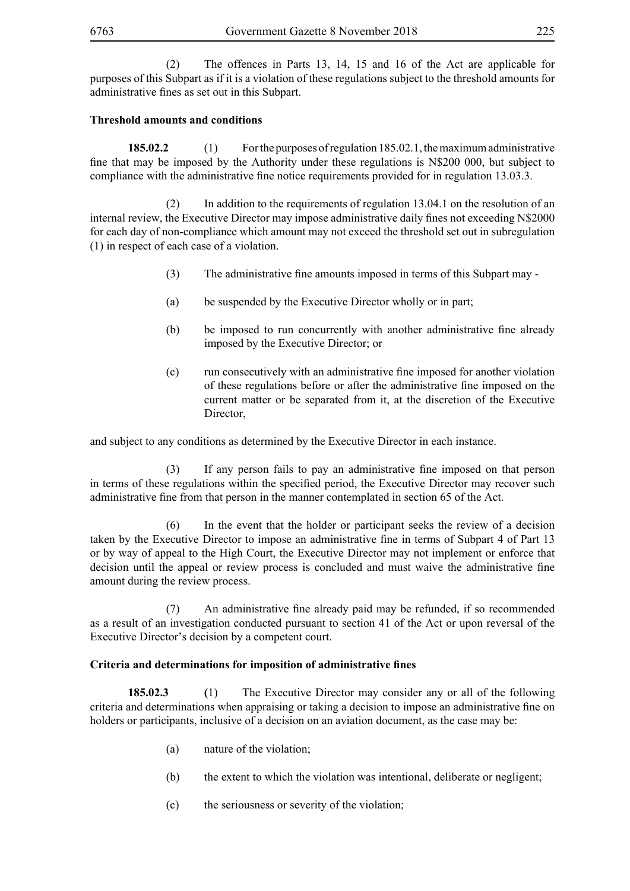(2) The offences in Parts 13, 14, 15 and 16 of the Act are applicable for purposes of this Subpart as if it is a violation of these regulations subject to the threshold amounts for administrative fines as set out in this Subpart.

**Threshold amounts and conditions**

**185.02.2** (1) For the purposes of regulation 185.02.1, the maximum administrative fine that may be imposed by the Authority under these regulations is N$200 000, but subject to compliance with the administrative fine notice requirements provided for in regulation 13.03.3.

(2) In addition to the requirements of regulation 13.04.1 on the resolution of an internal review, the Executive Director may impose administrative daily fines not exceeding N$2000 for each day of non-compliance which amount may not exceed the threshold set out in subregulation (1) in respect of each case of a violation.

(3) The administrative fine amounts imposed in terms of this Subpart may -

(a) be suspended by the Executive Director wholly or in part;

(b) be imposed to run concurrently with another administrative fine already imposed by the Executive Director; or

(c) run consecutively with an administrative fine imposed for another violation of these regulations before or after the administrative fine imposed on the current matter or be separated from it, at the discretion of the Executive Director,

and subject to any conditions as determined by the Executive Director in each instance.

(3) If any person fails to pay an administrative fine imposed on that person in terms of these regulations within the specified period, the Executive Director may recover such administrative fine from that person in the manner contemplated in section 65 of the Act.

(6) In the event that the holder or participant seeks the review of a decision taken by the Executive Director to impose an administrative fine in terms of Subpart 4 of Part 13 or by way of appeal to the High Court, the Executive Director may not implement or enforce that decision until the appeal or review process is concluded and must waive the administrative fine amount during the review process.

(7) An administrative fine already paid may be refunded, if so recommended as a result of an investigation conducted pursuant to section 41 of the Act or upon reversal of the Executive Director's decision by a competent court.

**Criteria and determinations for imposition of administrative fines**

**185.02.3** (1) The Executive Director may consider any or all of the following criteria and determinations when appraising or taking a decision to impose an administrative fine on holders or participants, inclusive of a decision on an aviation document, as the case may be:

(a) nature of the violation;

(b) the extent to which the violation was intentional, deliberate or negligent;

(c) the seriousness or severity of the violation;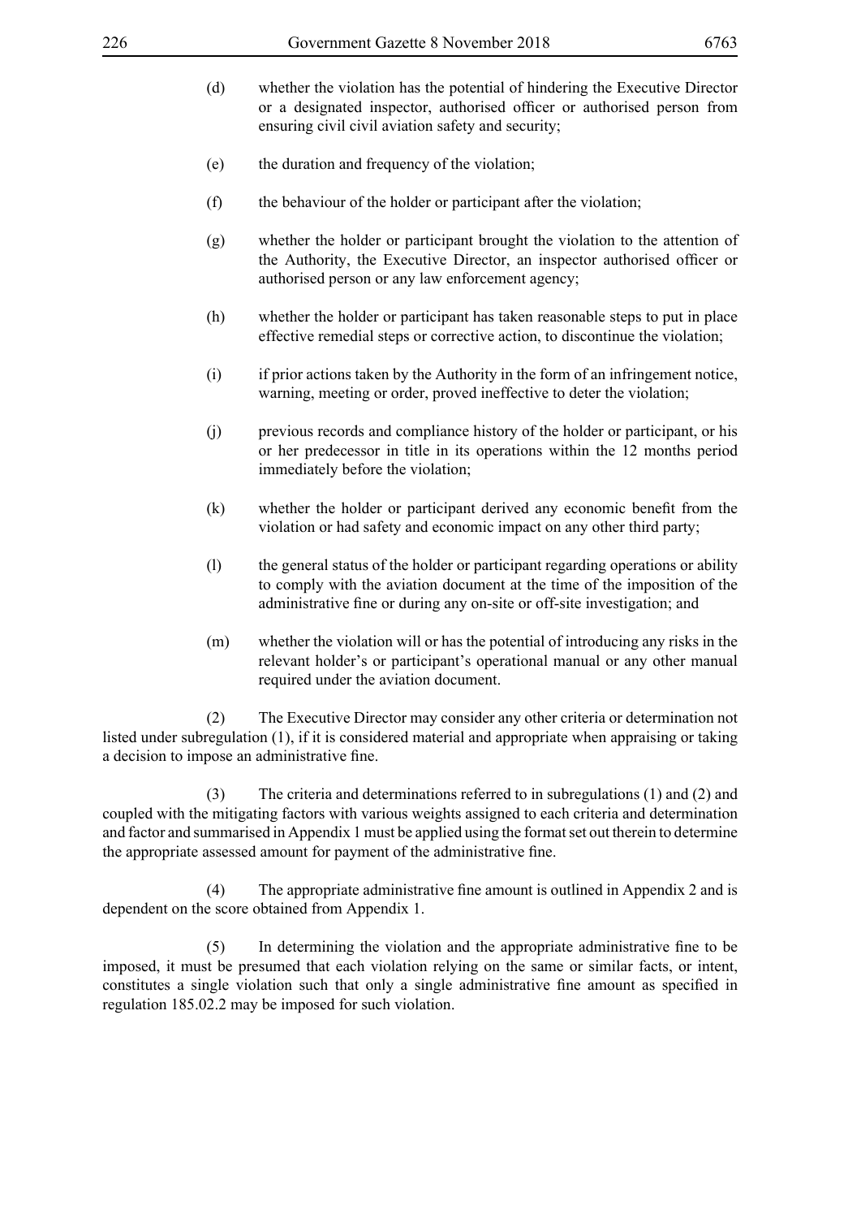(d) whether the violation has the potential of hindering the Executive Director or a designated inspector, authorised officer or authorised person from ensuring civil civil aviation safety and security;

(e) the duration and frequency of the violation;

(f) the behaviour of the holder or participant after the violation;

(g) whether the holder or participant brought the violation to the attention of the Authority, the Executive Director, an inspector authorised officer or authorised person or any law enforcement agency;

(h) whether the holder or participant has taken reasonable steps to put in place effective remedial steps or corrective action, to discontinue the violation;

(i) if prior actions taken by the Authority in the form of an infringement notice, warning, meeting or order, proved ineffective to deter the violation;

(j) previous records and compliance history of the holder or participant, or his or her predecessor in title in its operations within the 12 months period immediately before the violation;

(k) whether the holder or participant derived any economic benefit from the violation or had safety and economic impact on any other third party;

(l) the general status of the holder or participant regarding operations or ability to comply with the aviation document at the time of the imposition of the administrative fine or during any on-site or off-site investigation; and

(m) whether the violation will or has the potential of introducing any risks in the relevant holder's or participant's operational manual or any other manual required under the aviation document.

(2) The Executive Director may consider any other criteria or determination not listed under subregulation (1), if it is considered material and appropriate when appraising or taking a decision to impose an administrative fine.

(3) The criteria and determinations referred to in subregulations (1) and (2) and coupled with the mitigating factors with various weights assigned to each criteria and determination and factor and summarised in Appendix 1 must be applied using the format set out therein to determine the appropriate assessed amount for payment of the administrative fine.

(4) The appropriate administrative fine amount is outlined in Appendix 2 and is dependent on the score obtained from Appendix 1.

(5) In determining the violation and the appropriate administrative fine to be imposed, it must be presumed that each violation relying on the same or similar facts, or intent, constitutes a single violation such that only a single administrative fine amount as specified in regulation 185.02.2 may be imposed for such violation.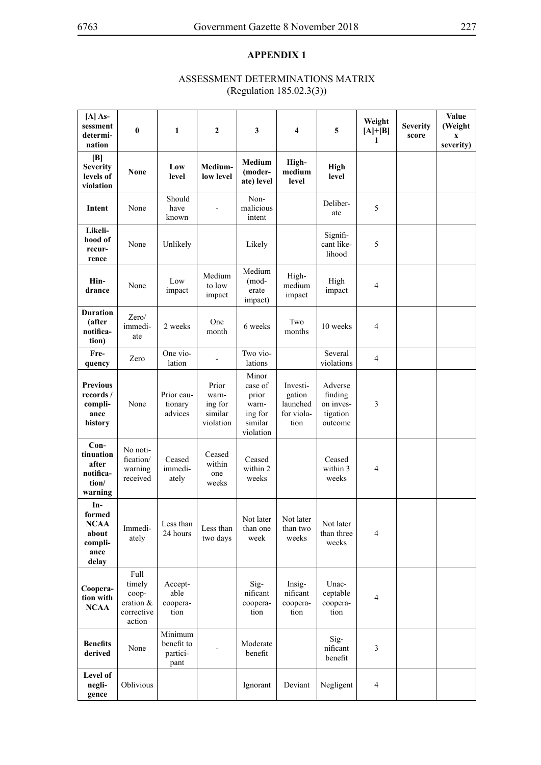## APPENDIX 1

ASSESSMENT DETERMINATIONS MATRIX
(Regulation 185.02.3(3))

| [A] Assessment determination | 0 | 1 | 2 | 3 | 4 | 5 | Weight [A]+[B] 1 | Severity score | Value (Weight x severity) |
|---|---|---|---|---|---|---|---|---|---|
| **[B] Severity levels of violation** | **None** | **Low level** | **Medium-low level** | **Medium (moderate) level** | **High-medium level** | **High level** | | | |
| **Intent** | None | Should have known | - | Non-malicious intent | | Deliberate | 5 | | |
| **Likelihood of recurrence** | None | Unlikely | | Likely | | Significant likelihood | 5 | | |
| **Hindrance** | None | Low impact | Medium to low impact | Medium (moderate impact) | High-medium impact | High impact | 4 | | |
| **Duration (after notification)** | Zero/ immediate | 2 weeks | One month | 6 weeks | Two months | 10 weeks | 4 | | |
| **Frequency** | Zero | One violation | - | Two violations | | Several violations | 4 | | |
| **Previous records / compliance history** | None | Prior cautionary advices | Prior warning for similar violation | Minor case of prior warning for similar violation | Investigation launched for violation | Adverse finding on investigation outcome | 3 | | |
| **Continuation after notification/ warning** | No notification/ warning received | Ceased immediately | Ceased within one weeks | Ceased within 2 weeks | | Ceased within 3 weeks | 4 | | |
| **Informed NCAA about compliance delay** | Immediately | Less than 24 hours | Less than two days | Not later than one week | Not later than two weeks | Not later than three weeks | 4 | | |
| **Cooperation with NCAA** | Full timely cooperation & corrective action | Acceptable cooperation | | Significant cooperation | Insignificant cooperation | Unacceptable cooperation | 4 | | |
| **Benefits derived** | None | Minimum benefit to participant | - | Moderate benefit | | Significant benefit | 3 | | |
| **Level of negligence** | Oblivious | | | Ignorant | Deviant | Negligent | 4 | | |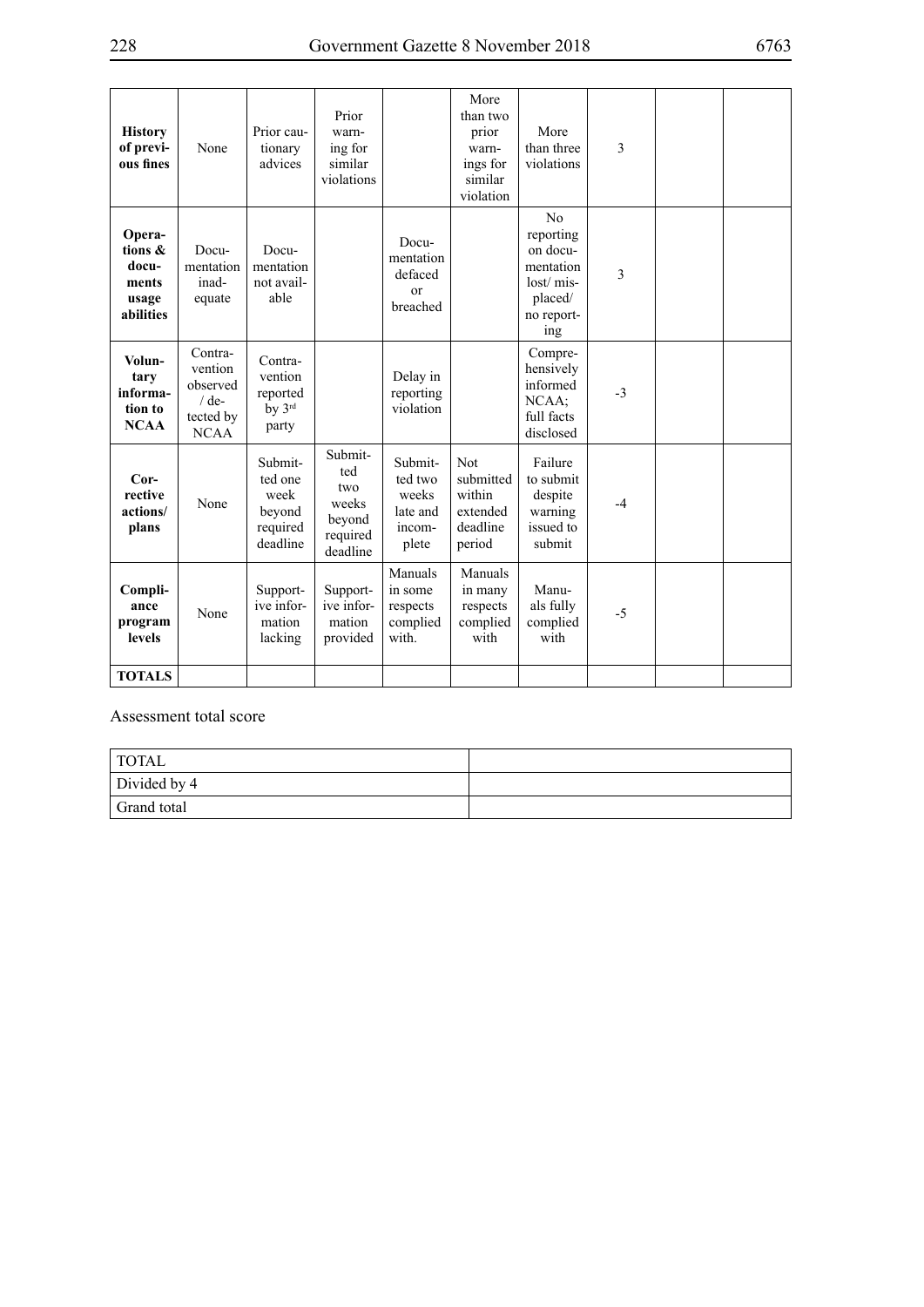| **History of previous fines** | None | Prior cautionary advices | Prior warning for similar violations | | More than two prior warnings for similar violation | More than three violations | 3 | | |
|---|---|---|---|---|---|---|---|---|---|
| **Operations & documents usage abilities** | Documentation inadequate | Documentation not available | | Documentation defaced or breached | | No reporting on documentation lost/ misplaced/ no reporting | 3 | | |
| **Voluntary information to NCAA** | Contravention observed / detected by NCAA | Contravention reported by 3rd party | | Delay in reporting violation | | Comprehensively informed NCAA; full facts disclosed | -3 | | |
| **Corrective actions/ plans** | None | Submitted one week beyond required deadline | Submitted two weeks beyond required deadline | Submitted two weeks late and incomplete | Not submitted within extended deadline period | Failure to submit despite warning issued to submit | -4 | | |
| **Compliance program levels** | None | Supportive information lacking | Supportive information provided | Manuals in some respects complied with. | Manuals in many respects complied with | Manuals fully complied with | -5 | | |
| **TOTALS** | | | | | | | | | |

Assessment total score

| TOTAL | |
|---|---|
| Divided by 4 | |
| Grand total | |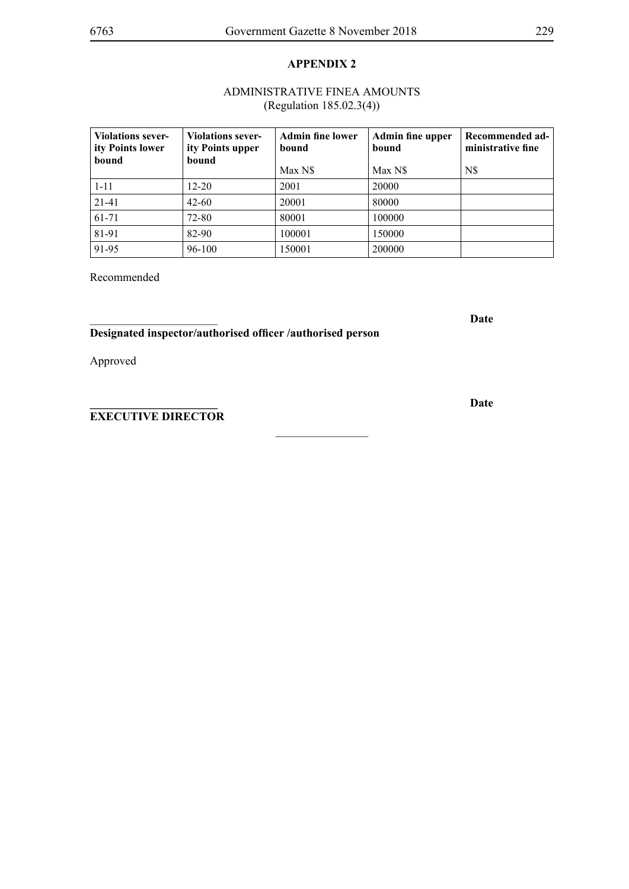**APPENDIX 2**

ADMINISTRATIVE FINEA AMOUNTS
(Regulation 185.02.3(4))

| Violations severity Points lower bound | Violations severity Points upper bound | Admin fine lower bound<br>Max N$ | Admin fine upper bound<br>Max N$ | Recommended administrative fine<br>N$ |
|---|---|---|---|---|
| 1-11 | 12-20 | 2001 | 20000 | |
| 21-41 | 42-60 | 20001 | 80000 | |
| 61-71 | 72-80 | 80001 | 100000 | |
| 81-91 | 82-90 | 100001 | 150000 | |
| 91-95 | 96-100 | 150001 | 200000 | |

Recommended

______________________ **Date**

**Designated inspector/authorised officer /authorised person**

Approved

______________________ **Date**

**EXECUTIVE DIRECTOR**

________________